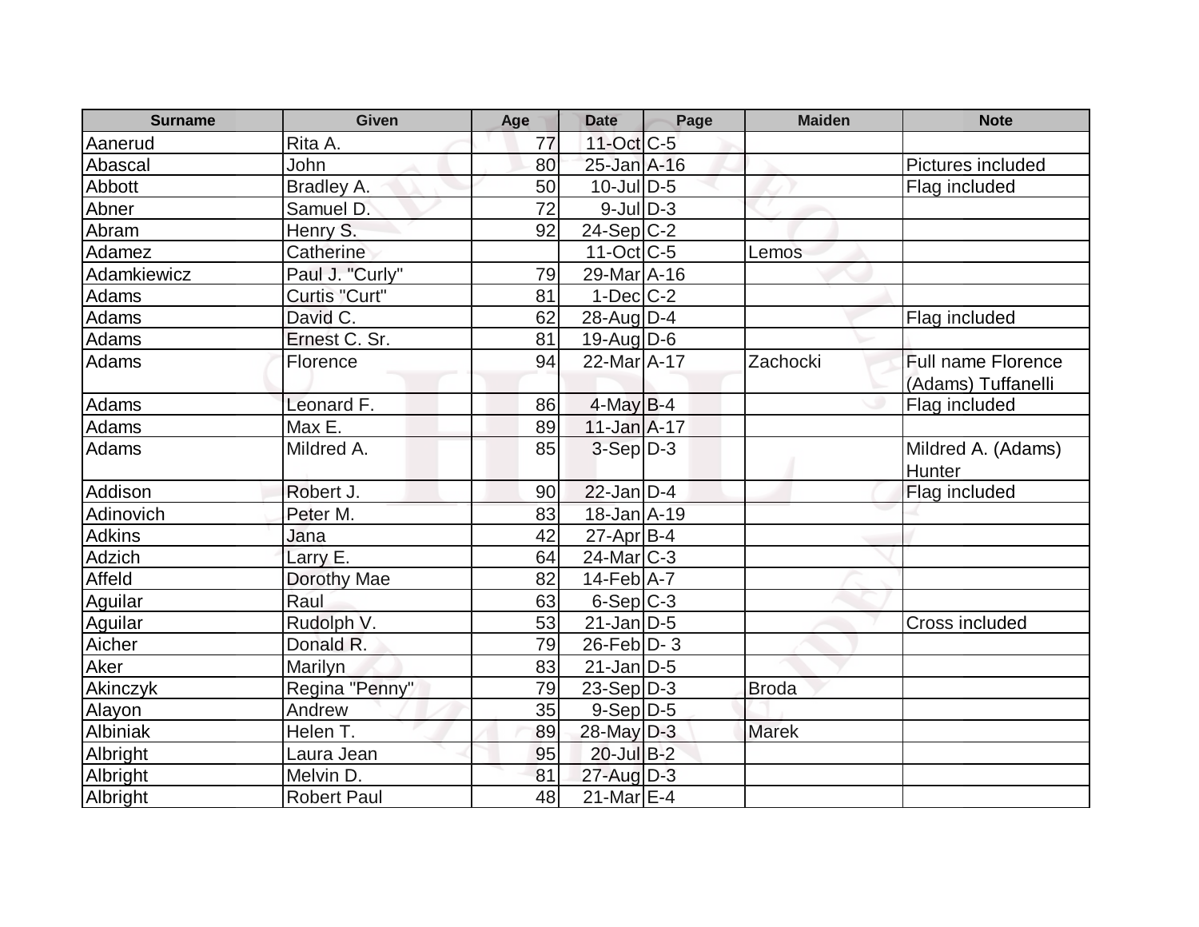| Surname | Given | Age | Date | Page | Maiden | Note |
|---|---|---|---|---|---|---|
| Aanerud | Rita A. | 77 | 11-Oct | C-5 | | |
| Abascal | John | 80 | 25-Jan | A-16 | | Pictures included |
| Abbott | Bradley A. | 50 | 10-Jul | D-5 | | Flag included |
| Abner | Samuel D. | 72 | 9-Jul | D-3 | | |
| Abram | Henry S. | 92 | 24-Sep | C-2 | | |
| Adamez | Catherine | | 11-Oct | C-5 | Lemos | |
| Adamkiewicz | Paul J. "Curly" | 79 | 29-Mar | A-16 | | |
| Adams | Curtis "Curt" | 81 | 1-Dec | C-2 | | |
| Adams | David C. | 62 | 28-Aug | D-4 | | Flag included |
| Adams | Ernest C. Sr. | 81 | 19-Aug | D-6 | | |
| Adams | Florence | 94 | 22-Mar | A-17 | Zachocki | Full name Florence (Adams) Tuffanelli |
| Adams | Leonard F. | 86 | 4-May | B-4 | | Flag included |
| Adams | Max E. | 89 | 11-Jan | A-17 | | |
| Adams | Mildred A. | 85 | 3-Sep | D-3 | | Mildred A. (Adams) Hunter |
| Addison | Robert J. | 90 | 22-Jan | D-4 | | Flag included |
| Adinovich | Peter M. | 83 | 18-Jan | A-19 | | |
| Adkins | Jana | 42 | 27-Apr | B-4 | | |
| Adzich | Larry E. | 64 | 24-Mar | C-3 | | |
| Affeld | Dorothy Mae | 82 | 14-Feb | A-7 | | |
| Aguilar | Raul | 63 | 6-Sep | C-3 | | |
| Aguilar | Rudolph V. | 53 | 21-Jan | D-5 | | Cross included |
| Aicher | Donald R. | 79 | 26-Feb | D- 3 | | |
| Aker | Marilyn | 83 | 21-Jan | D-5 | | |
| Akinczyk | Regina "Penny" | 79 | 23-Sep | D-3 | Broda | |
| Alayon | Andrew | 35 | 9-Sep | D-5 | | |
| Albiniak | Helen T. | 89 | 28-May | D-3 | Marek | |
| Albright | Laura Jean | 95 | 20-Jul | B-2 | | |
| Albright | Melvin D. | 81 | 27-Aug | D-3 | | |
| Albright | Robert Paul | 48 | 21-Mar | E-4 | | |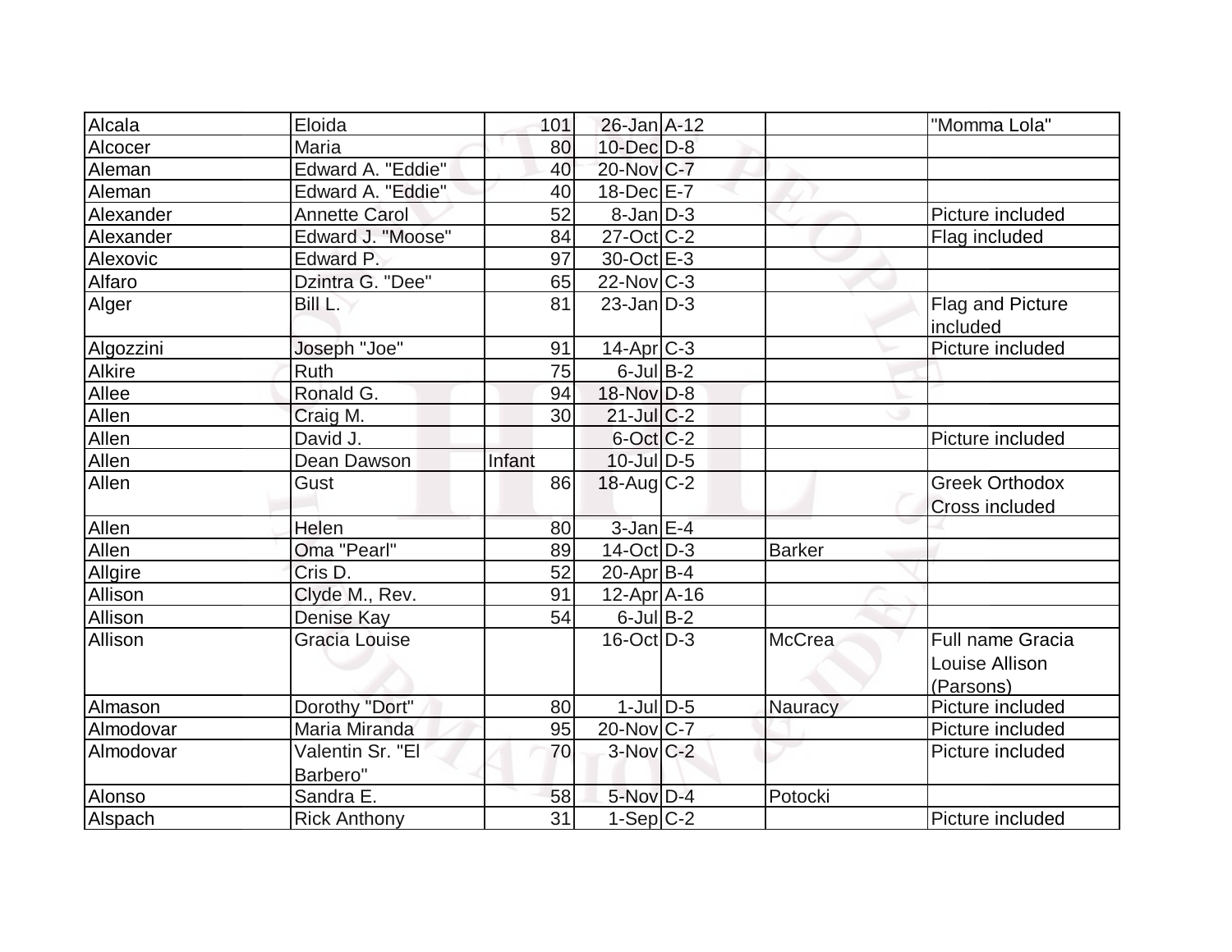| Alcala | Eloida | 101 | 26-Jan | A-12 | | "Momma Lola" |
|---|---|---|---|---|---|---|
| Alcocer | Maria | 80 | 10-Dec | D-8 | | |
| Aleman | Edward A. "Eddie" | 40 | 20-Nov | C-7 | | |
| Aleman | Edward A. "Eddie" | 40 | 18-Dec | E-7 | | |
| Alexander | Annette Carol | 52 | 8-Jan | D-3 | | Picture included |
| Alexander | Edward J. "Moose" | 84 | 27-Oct | C-2 | | Flag included |
| Alexovic | Edward P. | 97 | 30-Oct | E-3 | | |
| Alfaro | Dzintra G. "Dee" | 65 | 22-Nov | C-3 | | |
| Alger | Bill L. | 81 | 23-Jan | D-3 | | Flag and Picture included |
| Algozzini | Joseph "Joe" | 91 | 14-Apr | C-3 | | Picture included |
| Alkire | Ruth | 75 | 6-Jul | B-2 | | |
| Allee | Ronald G. | 94 | 18-Nov | D-8 | | |
| Allen | Craig M. | 30 | 21-Jul | C-2 | | |
| Allen | David J. | | 6-Oct | C-2 | | Picture included |
| Allen | Dean Dawson | Infant | 10-Jul | D-5 | | |
| Allen | Gust | 86 | 18-Aug | C-2 | | Greek Orthodox Cross included |
| Allen | Helen | 80 | 3-Jan | E-4 | | |
| Allen | Oma "Pearl" | 89 | 14-Oct | D-3 | Barker | |
| Allgire | Cris D. | 52 | 20-Apr | B-4 | | |
| Allison | Clyde M., Rev. | 91 | 12-Apr | A-16 | | |
| Allison | Denise Kay | 54 | 6-Jul | B-2 | | |
| Allison | Gracia Louise | | 16-Oct | D-3 | McCrea | Full name Gracia Louise Allison (Parsons) |
| Almason | Dorothy "Dort" | 80 | 1-Jul | D-5 | Nauracy | Picture included |
| Almodovar | Maria Miranda | 95 | 20-Nov | C-7 | | Picture included |
| Almodovar | Valentin Sr. "El Barbero" | 70 | 3-Nov | C-2 | | Picture included |
| Alonso | Sandra E. | 58 | 5-Nov | D-4 | Potocki | |
| Alspach | Rick Anthony | 31 | 1-Sep | C-2 | | Picture included |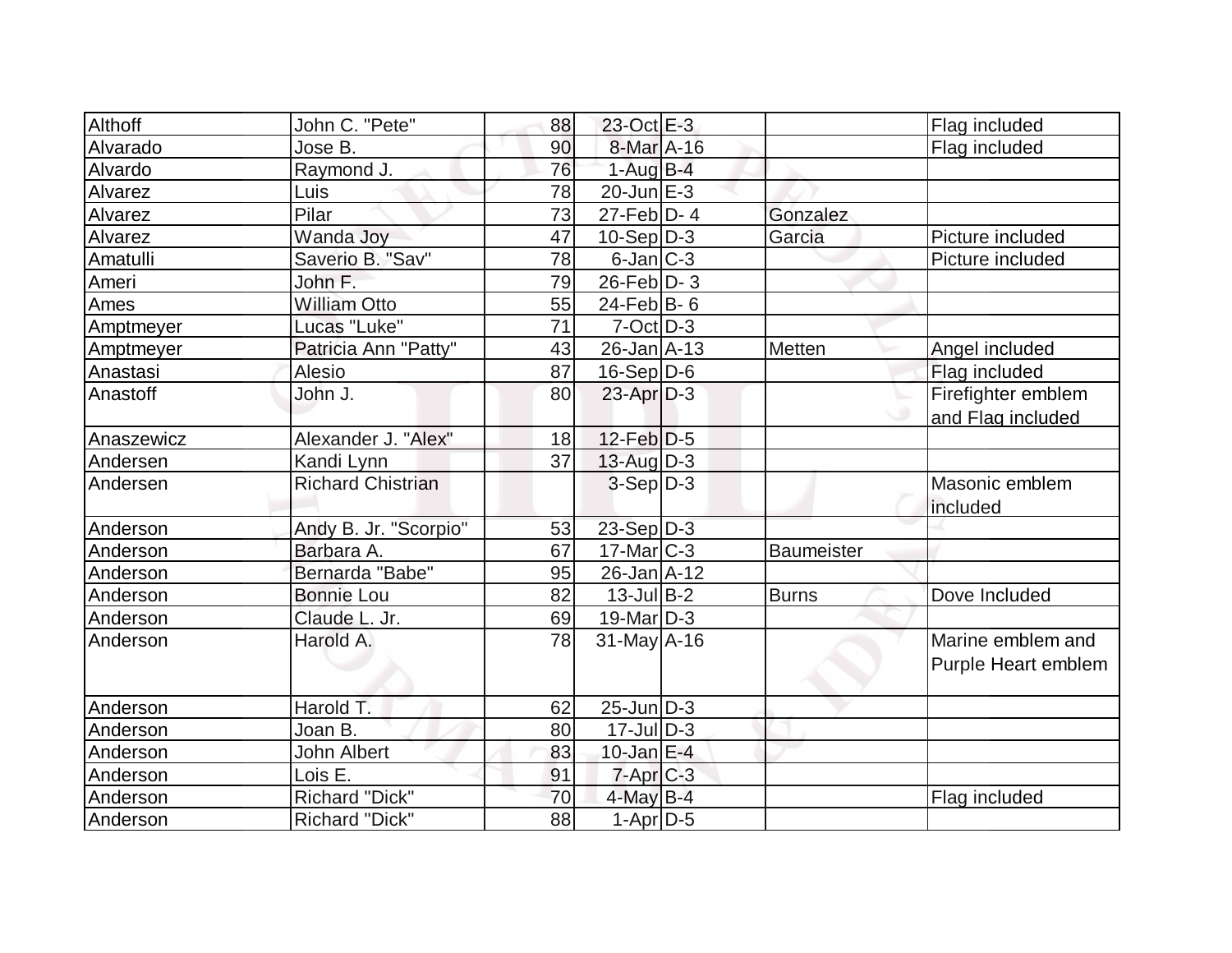| | | | | | | |
|---|---|---|---|---|---|---|
| Althoff | John C. "Pete" | 88 | 23-Oct | E-3 | | Flag included |
| Alvarado | Jose B. | 90 | 8-Mar | A-16 | | Flag included |
| Alvardo | Raymond J. | 76 | 1-Aug | B-4 | | |
| Alvarez | Luis | 78 | 20-Jun | E-3 | | |
| Alvarez | Pilar | 73 | 27-Feb | D- 4 | Gonzalez | |
| Alvarez | Wanda Joy | 47 | 10-Sep | D-3 | Garcia | Picture included |
| Amatulli | Saverio B. "Sav" | 78 | 6-Jan | C-3 | | Picture included |
| Ameri | John F. | 79 | 26-Feb | D- 3 | | |
| Ames | William Otto | 55 | 24-Feb | B- 6 | | |
| Amptmeyer | Lucas "Luke" | 71 | 7-Oct | D-3 | | |
| Amptmeyer | Patricia Ann "Patty" | 43 | 26-Jan | A-13 | Metten | Angel included |
| Anastasi | Alesio | 87 | 16-Sep | D-6 | | Flag included |
| Anastoff | John J. | 80 | 23-Apr | D-3 | | Firefighter emblem and Flag included |
| Anaszewicz | Alexander J. "Alex" | 18 | 12-Feb | D-5 | | |
| Andersen | Kandi Lynn | 37 | 13-Aug | D-3 | | |
| Andersen | Richard Chistrian | | 3-Sep | D-3 | | Masonic emblem included |
| Anderson | Andy B. Jr. "Scorpio" | 53 | 23-Sep | D-3 | | |
| Anderson | Barbara A. | 67 | 17-Mar | C-3 | Baumeister | |
| Anderson | Bernarda "Babe" | 95 | 26-Jan | A-12 | | |
| Anderson | Bonnie Lou | 82 | 13-Jul | B-2 | Burns | Dove Included |
| Anderson | Claude L. Jr. | 69 | 19-Mar | D-3 | | |
| Anderson | Harold A. | 78 | 31-May | A-16 | | Marine emblem and Purple Heart emblem |
| Anderson | Harold T. | 62 | 25-Jun | D-3 | | |
| Anderson | Joan B. | 80 | 17-Jul | D-3 | | |
| Anderson | John Albert | 83 | 10-Jan | E-4 | | |
| Anderson | Lois E. | 91 | 7-Apr | C-3 | | |
| Anderson | Richard "Dick" | 70 | 4-May | B-4 | | Flag included |
| Anderson | Richard "Dick" | 88 | 1-Apr | D-5 | | |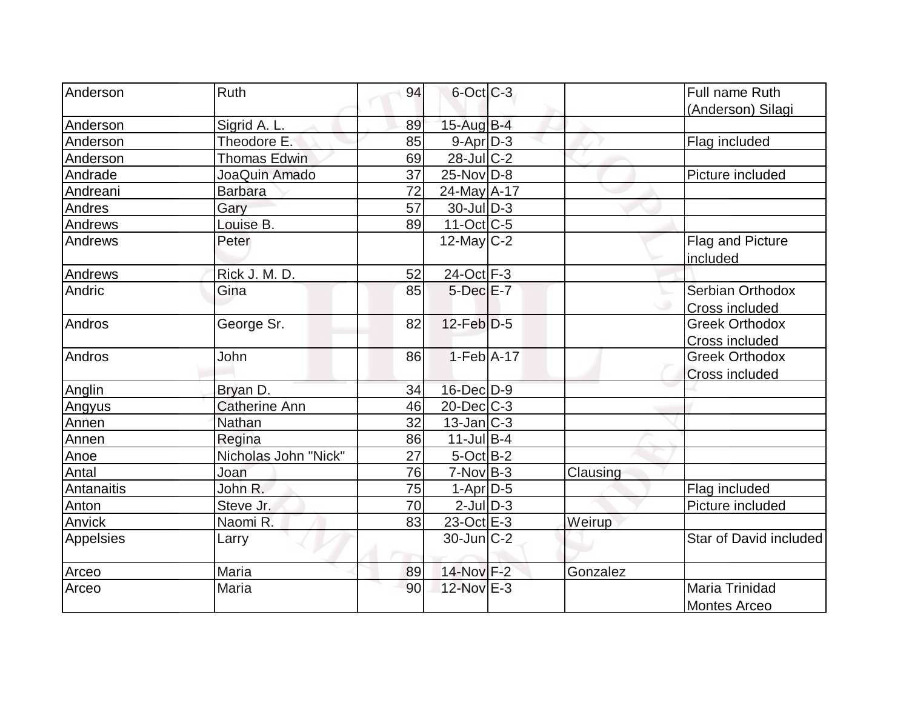| Anderson | Ruth | 94 | 6-Oct | C-3 | | Full name Ruth (Anderson) Silagi |
|---|---|---|---|---|---|---|
| Anderson | Sigrid A. L. | 89 | 15-Aug | B-4 | | |
| Anderson | Theodore E. | 85 | 9-Apr | D-3 | | Flag included |
| Anderson | Thomas Edwin | 69 | 28-Jul | C-2 | | |
| Andrade | JoaQuin Amado | 37 | 25-Nov | D-8 | | Picture included |
| Andreani | Barbara | 72 | 24-May | A-17 | | |
| Andres | Gary | 57 | 30-Jul | D-3 | | |
| Andrews | Louise B. | 89 | 11-Oct | C-5 | | |
| Andrews | Peter | | 12-May | C-2 | | Flag and Picture included |
| Andrews | Rick J. M. D. | 52 | 24-Oct | F-3 | | |
| Andric | Gina | 85 | 5-Dec | E-7 | | Serbian Orthodox Cross included |
| Andros | George Sr. | 82 | 12-Feb | D-5 | | Greek Orthodox Cross included |
| Andros | John | 86 | 1-Feb | A-17 | | Greek Orthodox Cross included |
| Anglin | Bryan D. | 34 | 16-Dec | D-9 | | |
| Angyus | Catherine Ann | 46 | 20-Dec | C-3 | | |
| Annen | Nathan | 32 | 13-Jan | C-3 | | |
| Annen | Regina | 86 | 11-Jul | B-4 | | |
| Anoe | Nicholas John "Nick" | 27 | 5-Oct | B-2 | | |
| Antal | Joan | 76 | 7-Nov | B-3 | Clausing | |
| Antanaitis | John R. | 75 | 1-Apr | D-5 | | Flag included |
| Anton | Steve Jr. | 70 | 2-Jul | D-3 | | Picture included |
| Anvick | Naomi R. | 83 | 23-Oct | E-3 | Weirup | |
| Appelsies | Larry | | 30-Jun | C-2 | | Star of David included |
| Arceo | Maria | 89 | 14-Nov | F-2 | Gonzalez | |
| Arceo | Maria | 90 | 12-Nov | E-3 | | Maria Trinidad Montes Arceo |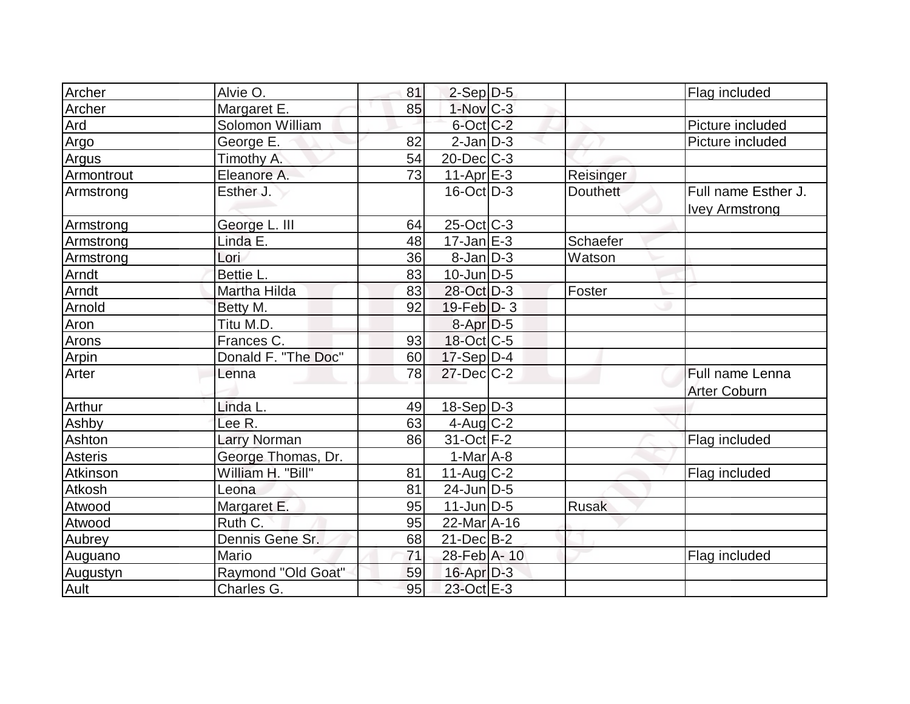| | | | | | | |
|---|---|---|---|---|---|---|
| Archer | Alvie O. | 81 | 2-Sep | D-5 | | Flag included |
| Archer | Margaret E. | 85 | 1-Nov | C-3 | | |
| Ard | Solomon William | | 6-Oct | C-2 | | Picture included |
| Argo | George E. | 82 | 2-Jan | D-3 | | Picture included |
| Argus | Timothy A. | 54 | 20-Dec | C-3 | | |
| Armontrout | Eleanore A. | 73 | 11-Apr | E-3 | Reisinger | |
| Armstrong | Esther J. | | 16-Oct | D-3 | Douthett | Full name Esther J. Ivey Armstrong |
| Armstrong | George L. III | 64 | 25-Oct | C-3 | | |
| Armstrong | Linda E. | 48 | 17-Jan | E-3 | Schaefer | |
| Armstrong | Lori | 36 | 8-Jan | D-3 | Watson | |
| Arndt | Bettie L. | 83 | 10-Jun | D-5 | | |
| Arndt | Martha Hilda | 83 | 28-Oct | D-3 | Foster | |
| Arnold | Betty M. | 92 | 19-Feb | D- 3 | | |
| Aron | Titu M.D. | | 8-Apr | D-5 | | |
| Arons | Frances C. | 93 | 18-Oct | C-5 | | |
| Arpin | Donald F. "The Doc" | 60 | 17-Sep | D-4 | | |
| Arter | Lenna | 78 | 27-Dec | C-2 | | Full name Lenna Arter Coburn |
| Arthur | Linda L. | 49 | 18-Sep | D-3 | | |
| Ashby | Lee R. | 63 | 4-Aug | C-2 | | |
| Ashton | Larry Norman | 86 | 31-Oct | F-2 | | Flag included |
| Asteris | George Thomas, Dr. | | 1-Mar | A-8 | | |
| Atkinson | William H. "Bill" | 81 | 11-Aug | C-2 | | Flag included |
| Atkosh | Leona | 81 | 24-Jun | D-5 | | |
| Atwood | Margaret E. | 95 | 11-Jun | D-5 | Rusak | |
| Atwood | Ruth C. | 95 | 22-Mar | A-16 | | |
| Aubrey | Dennis Gene Sr. | 68 | 21-Dec | B-2 | | |
| Auguano | Mario | 71 | 28-Feb | A- 10 | | Flag included |
| Augustyn | Raymond "Old Goat" | 59 | 16-Apr | D-3 | | |
| Ault | Charles G. | 95 | 23-Oct | E-3 | | |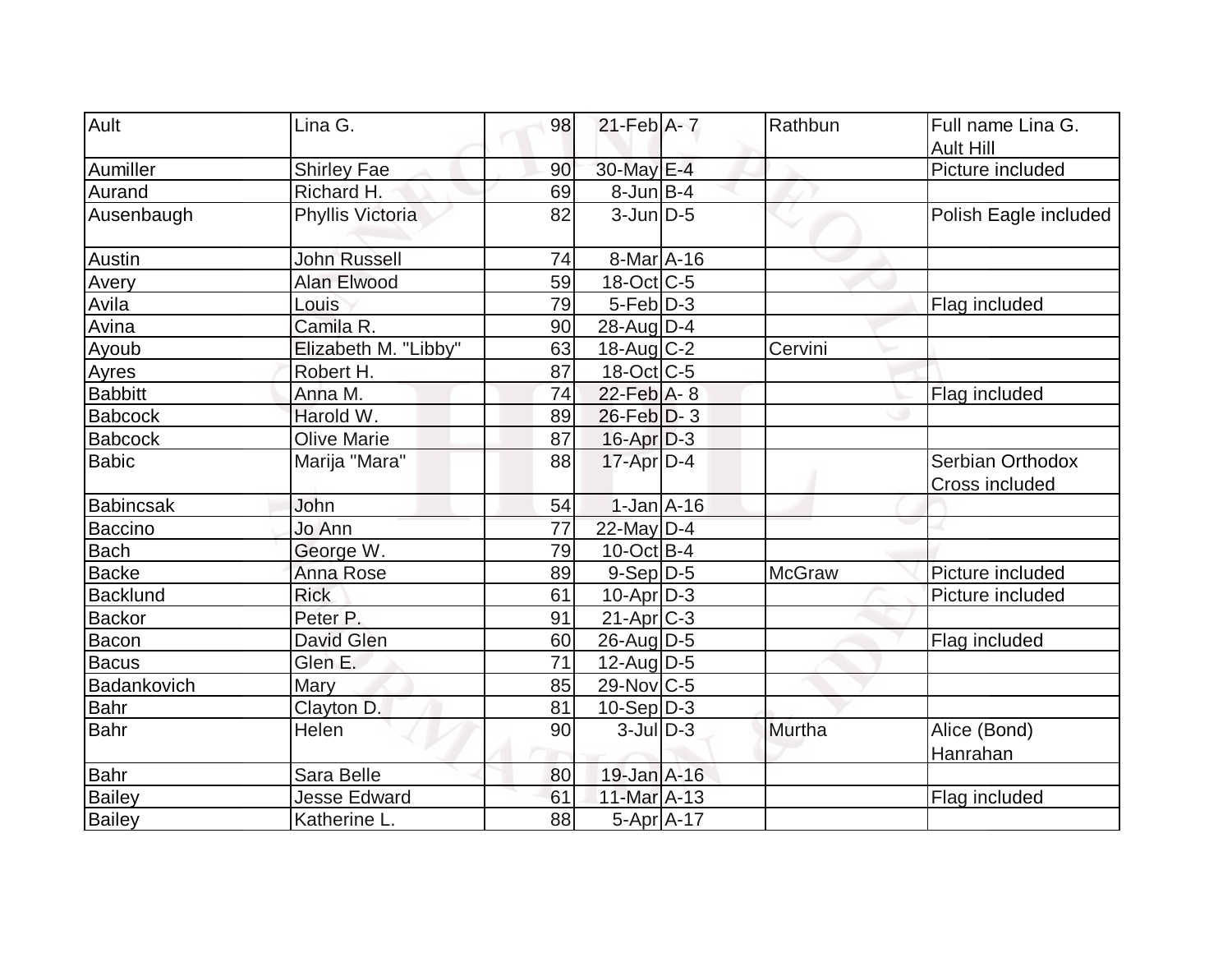| Ault | Lina G. | 98 | 21-Feb | A- 7 | Rathbun | Full name Lina G. Ault Hill |
|---|---|---|---|---|---|---|
| Aumiller | Shirley Fae | 90 | 30-May | E-4 | | Picture included |
| Aurand | Richard H. | 69 | 8-Jun | B-4 | | |
| Ausenbaugh | Phyllis Victoria | 82 | 3-Jun | D-5 | | Polish Eagle included |
| Austin | John Russell | 74 | 8-Mar | A-16 | | |
| Avery | Alan Elwood | 59 | 18-Oct | C-5 | | |
| Avila | Louis | 79 | 5-Feb | D-3 | | Flag included |
| Avina | Camila R. | 90 | 28-Aug | D-4 | | |
| Ayoub | Elizabeth M. "Libby" | 63 | 18-Aug | C-2 | Cervini | |
| Ayres | Robert H. | 87 | 18-Oct | C-5 | | |
| Babbitt | Anna M. | 74 | 22-Feb | A- 8 | | Flag included |
| Babcock | Harold W. | 89 | 26-Feb | D- 3 | | |
| Babcock | Olive Marie | 87 | 16-Apr | D-3 | | |
| Babic | Marija "Mara" | 88 | 17-Apr | D-4 | | Serbian Orthodox Cross included |
| Babincsak | John | 54 | 1-Jan | A-16 | | |
| Baccino | Jo Ann | 77 | 22-May | D-4 | | |
| Bach | George W. | 79 | 10-Oct | B-4 | | |
| Backe | Anna Rose | 89 | 9-Sep | D-5 | McGraw | Picture included |
| Backlund | Rick | 61 | 10-Apr | D-3 | | Picture included |
| Backor | Peter P. | 91 | 21-Apr | C-3 | | |
| Bacon | David Glen | 60 | 26-Aug | D-5 | | Flag included |
| Bacus | Glen E. | 71 | 12-Aug | D-5 | | |
| Badankovich | Mary | 85 | 29-Nov | C-5 | | |
| Bahr | Clayton D. | 81 | 10-Sep | D-3 | | |
| Bahr | Helen | 90 | 3-Jul | D-3 | Murtha | Alice (Bond) Hanrahan |
| Bahr | Sara Belle | 80 | 19-Jan | A-16 | | |
| Bailey | Jesse Edward | 61 | 11-Mar | A-13 | | Flag included |
| Bailey | Katherine L. | 88 | 5-Apr | A-17 | | |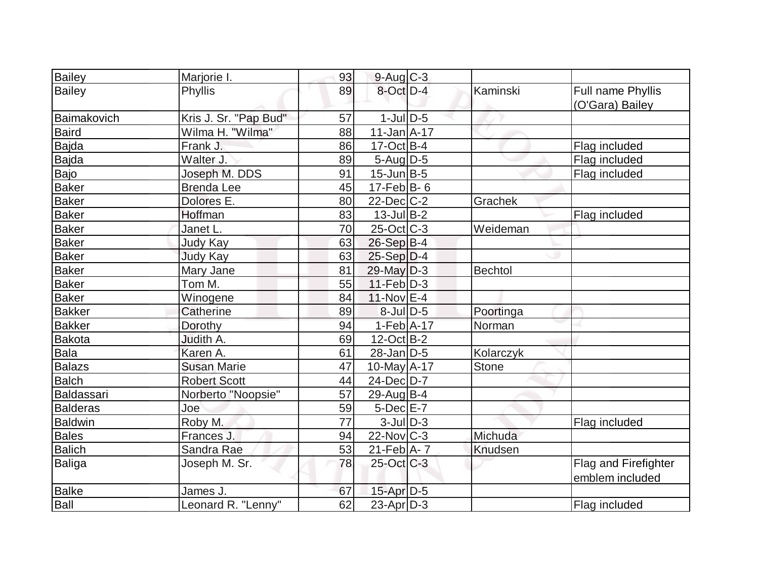| Bailey | Marjorie I. | 93 | 9-Aug | C-3 | | |
|---|---|---|---|---|---|---|
| Bailey | Phyllis | 89 | 8-Oct | D-4 | Kaminski | Full name Phyllis (O'Gara) Bailey |
| Baimakovich | Kris J. Sr. "Pap Bud" | 57 | 1-Jul | D-5 | | |
| Baird | Wilma H. "Wilma" | 88 | 11-Jan | A-17 | | |
| Bajda | Frank J. | 86 | 17-Oct | B-4 | | Flag included |
| Bajda | Walter J. | 89 | 5-Aug | D-5 | | Flag included |
| Bajo | Joseph M. DDS | 91 | 15-Jun | B-5 | | Flag included |
| Baker | Brenda Lee | 45 | 17-Feb | B- 6 | | |
| Baker | Dolores E. | 80 | 22-Dec | C-2 | Grachek | |
| Baker | Hoffman | 83 | 13-Jul | B-2 | | Flag included |
| Baker | Janet L. | 70 | 25-Oct | C-3 | Weideman | |
| Baker | Judy Kay | 63 | 26-Sep | B-4 | | |
| Baker | Judy Kay | 63 | 25-Sep | D-4 | | |
| Baker | Mary Jane | 81 | 29-May | D-3 | Bechtol | |
| Baker | Tom M. | 55 | 11-Feb | D-3 | | |
| Baker | Winogene | 84 | 11-Nov | E-4 | | |
| Bakker | Catherine | 89 | 8-Jul | D-5 | Poortinga | |
| Bakker | Dorothy | 94 | 1-Feb | A-17 | Norman | |
| Bakota | Judith A. | 69 | 12-Oct | B-2 | | |
| Bala | Karen A. | 61 | 28-Jan | D-5 | Kolarczyk | |
| Balazs | Susan Marie | 47 | 10-May | A-17 | Stone | |
| Balch | Robert Scott | 44 | 24-Dec | D-7 | | |
| Baldassari | Norberto "Noopsie" | 57 | 29-Aug | B-4 | | |
| Balderas | Joe | 59 | 5-Dec | E-7 | | |
| Baldwin | Roby M. | 77 | 3-Jul | D-3 | | Flag included |
| Bales | Frances J. | 94 | 22-Nov | C-3 | Michuda | |
| Balich | Sandra Rae | 53 | 21-Feb | A- 7 | Knudsen | |
| Baliga | Joseph M. Sr. | 78 | 25-Oct | C-3 | | Flag and Firefighter emblem included |
| Balke | James J. | 67 | 15-Apr | D-5 | | |
| Ball | Leonard R. "Lenny" | 62 | 23-Apr | D-3 | | Flag included |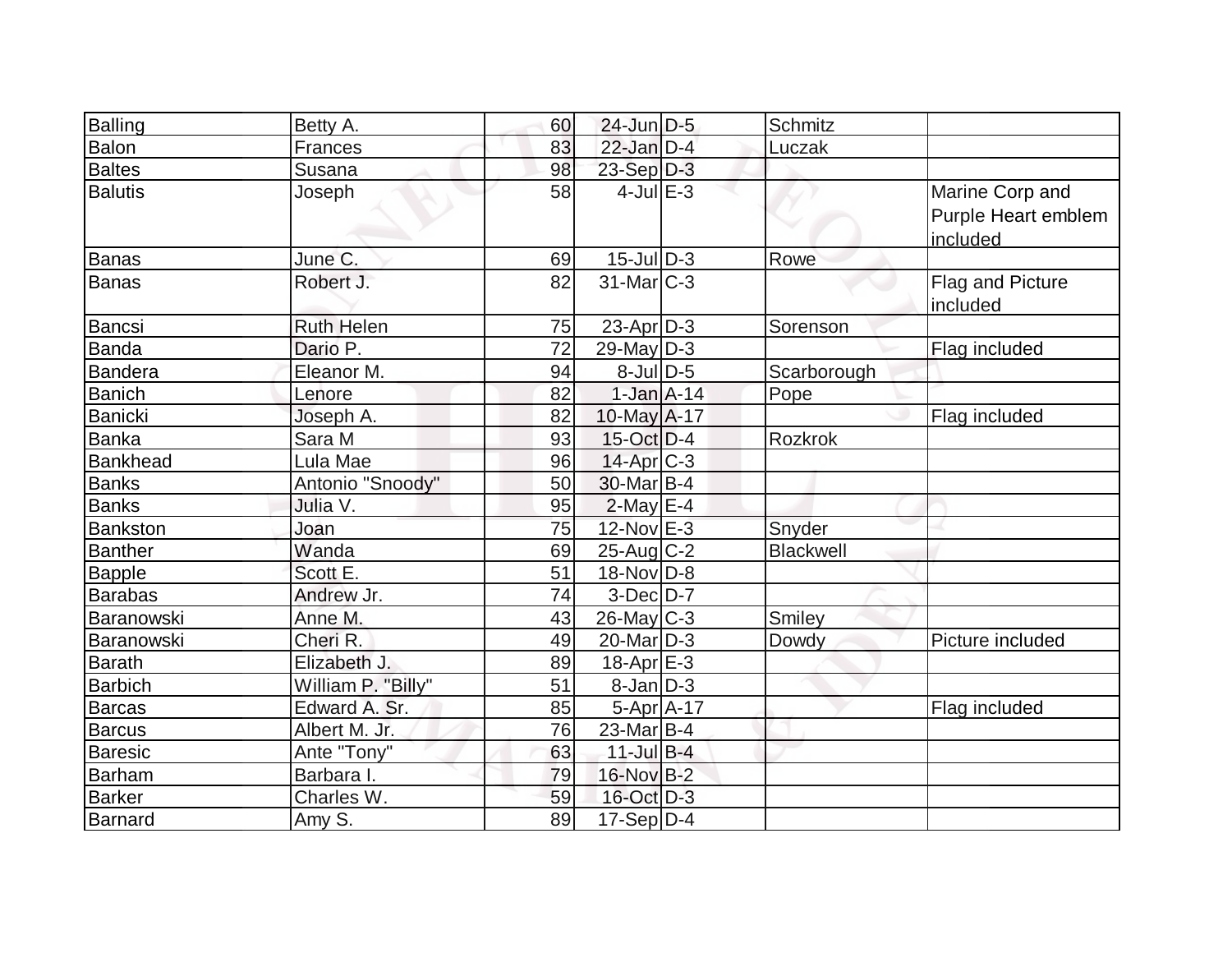| Balling | Betty A. | 60 | 24-Jun | D-5 | Schmitz | |
|---|---|---|---|---|---|---|
| Balon | Frances | 83 | 22-Jan | D-4 | Luczak | |
| Baltes | Susana | 98 | 23-Sep | D-3 | | |
| Balutis | Joseph | 58 | 4-Jul | E-3 | | Marine Corp and Purple Heart emblem included |
| Banas | June C. | 69 | 15-Jul | D-3 | Rowe | |
| Banas | Robert J. | 82 | 31-Mar | C-3 | | Flag and Picture included |
| Bancsi | Ruth Helen | 75 | 23-Apr | D-3 | Sorenson | |
| Banda | Dario P. | 72 | 29-May | D-3 | | Flag included |
| Bandera | Eleanor M. | 94 | 8-Jul | D-5 | Scarborough | |
| Banich | Lenore | 82 | 1-Jan | A-14 | Pope | |
| Banicki | Joseph A. | 82 | 10-May | A-17 | | Flag included |
| Banka | Sara M | 93 | 15-Oct | D-4 | Rozkrok | |
| Bankhead | Lula Mae | 96 | 14-Apr | C-3 | | |
| Banks | Antonio "Snoody" | 50 | 30-Mar | B-4 | | |
| Banks | Julia V. | 95 | 2-May | E-4 | | |
| Bankston | Joan | 75 | 12-Nov | E-3 | Snyder | |
| Banther | Wanda | 69 | 25-Aug | C-2 | Blackwell | |
| Bapple | Scott E. | 51 | 18-Nov | D-8 | | |
| Barabas | Andrew Jr. | 74 | 3-Dec | D-7 | | |
| Baranowski | Anne M. | 43 | 26-May | C-3 | Smiley | |
| Baranowski | Cheri R. | 49 | 20-Mar | D-3 | Dowdy | Picture included |
| Barath | Elizabeth J. | 89 | 18-Apr | E-3 | | |
| Barbich | William P. "Billy" | 51 | 8-Jan | D-3 | | |
| Barcas | Edward A. Sr. | 85 | 5-Apr | A-17 | | Flag included |
| Barcus | Albert M. Jr. | 76 | 23-Mar | B-4 | | |
| Baresic | Ante "Tony" | 63 | 11-Jul | B-4 | | |
| Barham | Barbara I. | 79 | 16-Nov | B-2 | | |
| Barker | Charles W. | 59 | 16-Oct | D-3 | | |
| Barnard | Amy S. | 89 | 17-Sep | D-4 | | |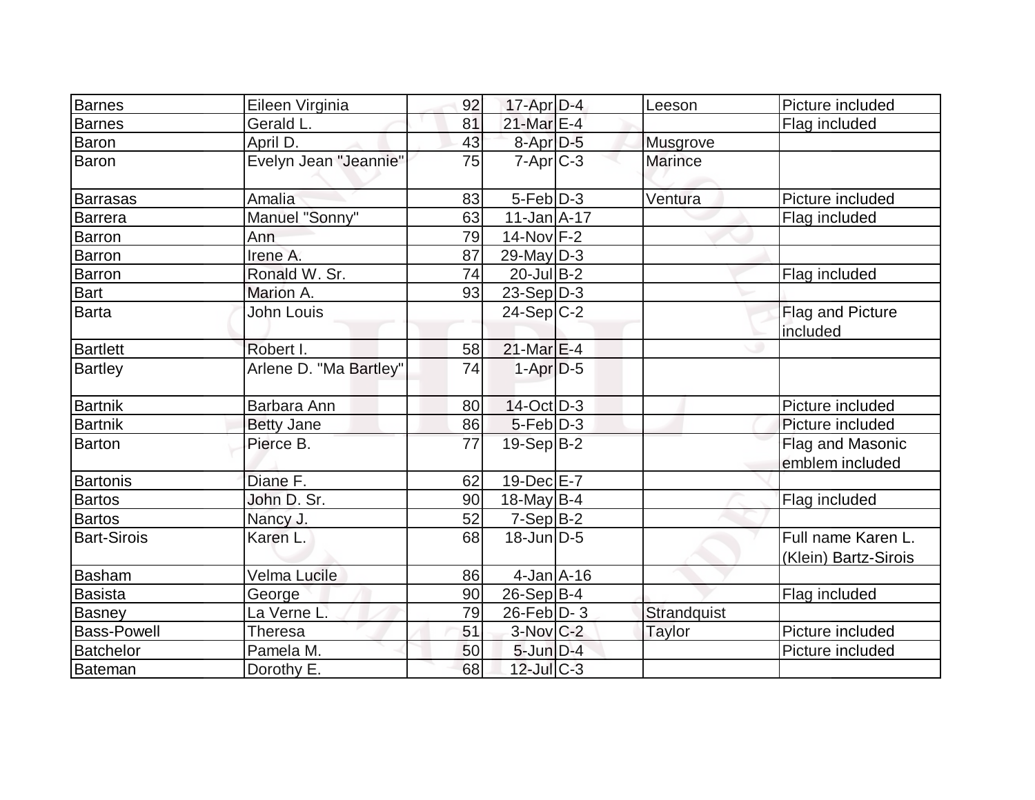| | | | | | | |
|---|---|---|---|---|---|---|
| Barnes | Eileen Virginia | 92 | 17-Apr | D-4 | Leeson | Picture included |
| Barnes | Gerald L. | 81 | 21-Mar | E-4 | | Flag included |
| Baron | April D. | 43 | 8-Apr | D-5 | Musgrove | |
| Baron | Evelyn Jean "Jeannie" | 75 | 7-Apr | C-3 | Marince | |
| Barrasas | Amalia | 83 | 5-Feb | D-3 | Ventura | Picture included |
| Barrera | Manuel "Sonny" | 63 | 11-Jan | A-17 | | Flag included |
| Barron | Ann | 79 | 14-Nov | F-2 | | |
| Barron | Irene A. | 87 | 29-May | D-3 | | |
| Barron | Ronald W. Sr. | 74 | 20-Jul | B-2 | | Flag included |
| Bart | Marion A. | 93 | 23-Sep | D-3 | | |
| Barta | John Louis | | 24-Sep | C-2 | | Flag and Picture included |
| Bartlett | Robert I. | 58 | 21-Mar | E-4 | | |
| Bartley | Arlene D. "Ma Bartley" | 74 | 1-Apr | D-5 | | |
| Bartnik | Barbara Ann | 80 | 14-Oct | D-3 | | Picture included |
| Bartnik | Betty Jane | 86 | 5-Feb | D-3 | | Picture included |
| Barton | Pierce B. | 77 | 19-Sep | B-2 | | Flag and Masonic emblem included |
| Bartonis | Diane F. | 62 | 19-Dec | E-7 | | |
| Bartos | John D. Sr. | 90 | 18-May | B-4 | | Flag included |
| Bartos | Nancy J. | 52 | 7-Sep | B-2 | | |
| Bart-Sirois | Karen L. | 68 | 18-Jun | D-5 | | Full name Karen L. (Klein) Bartz-Sirois |
| Basham | Velma Lucile | 86 | 4-Jan | A-16 | | |
| Basista | George | 90 | 26-Sep | B-4 | | Flag included |
| Basney | La Verne L. | 79 | 26-Feb | D- 3 | Strandquist | |
| Bass-Powell | Theresa | 51 | 3-Nov | C-2 | Taylor | Picture included |
| Batchelor | Pamela M. | 50 | 5-Jun | D-4 | | Picture included |
| Bateman | Dorothy E. | 68 | 12-Jul | C-3 | | |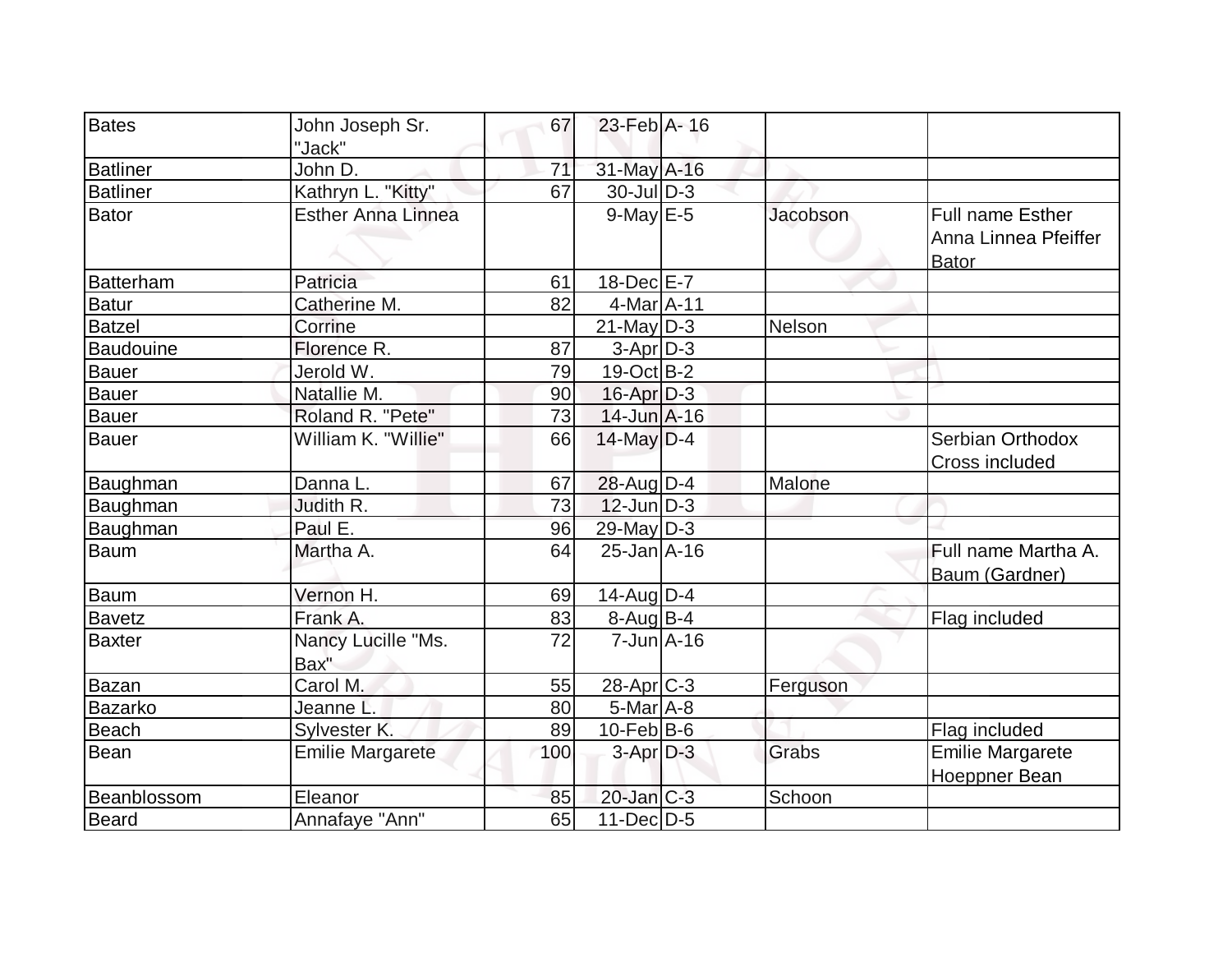| Bates | John Joseph Sr. "Jack" | 67 | 23-Feb | A- 16 | | |
|---|---|---|---|---|---|---|
| Batliner | John D. | 71 | 31-May | A-16 | | |
| Batliner | Kathryn L. "Kitty" | 67 | 30-Jul | D-3 | | |
| Bator | Esther Anna Linnea | | 9-May | E-5 | Jacobson | Full name Esther Anna Linnea Pfeiffer Bator |
| Batterham | Patricia | 61 | 18-Dec | E-7 | | |
| Batur | Catherine M. | 82 | 4-Mar | A-11 | | |
| Batzel | Corrine | | 21-May | D-3 | Nelson | |
| Baudouine | Florence R. | 87 | 3-Apr | D-3 | | |
| Bauer | Jerold W. | 79 | 19-Oct | B-2 | | |
| Bauer | Natallie M. | 90 | 16-Apr | D-3 | | |
| Bauer | Roland R. "Pete" | 73 | 14-Jun | A-16 | | |
| Bauer | William K. "Willie" | 66 | 14-May | D-4 | | Serbian Orthodox Cross included |
| Baughman | Danna L. | 67 | 28-Aug | D-4 | Malone | |
| Baughman | Judith R. | 73 | 12-Jun | D-3 | | |
| Baughman | Paul E. | 96 | 29-May | D-3 | | |
| Baum | Martha A. | 64 | 25-Jan | A-16 | | Full name Martha A. Baum (Gardner) |
| Baum | Vernon H. | 69 | 14-Aug | D-4 | | |
| Bavetz | Frank A. | 83 | 8-Aug | B-4 | | Flag included |
| Baxter | Nancy Lucille "Ms. Bax" | 72 | 7-Jun | A-16 | | |
| Bazan | Carol M. | 55 | 28-Apr | C-3 | Ferguson | |
| Bazarko | Jeanne L. | 80 | 5-Mar | A-8 | | |
| Beach | Sylvester K. | 89 | 10-Feb | B-6 | | Flag included |
| Bean | Emilie Margarete | 100 | 3-Apr | D-3 | Grabs | Emilie Margarete Hoeppner Bean |
| Beanblossom | Eleanor | 85 | 20-Jan | C-3 | Schoon | |
| Beard | Annafaye "Ann" | 65 | 11-Dec | D-5 | | |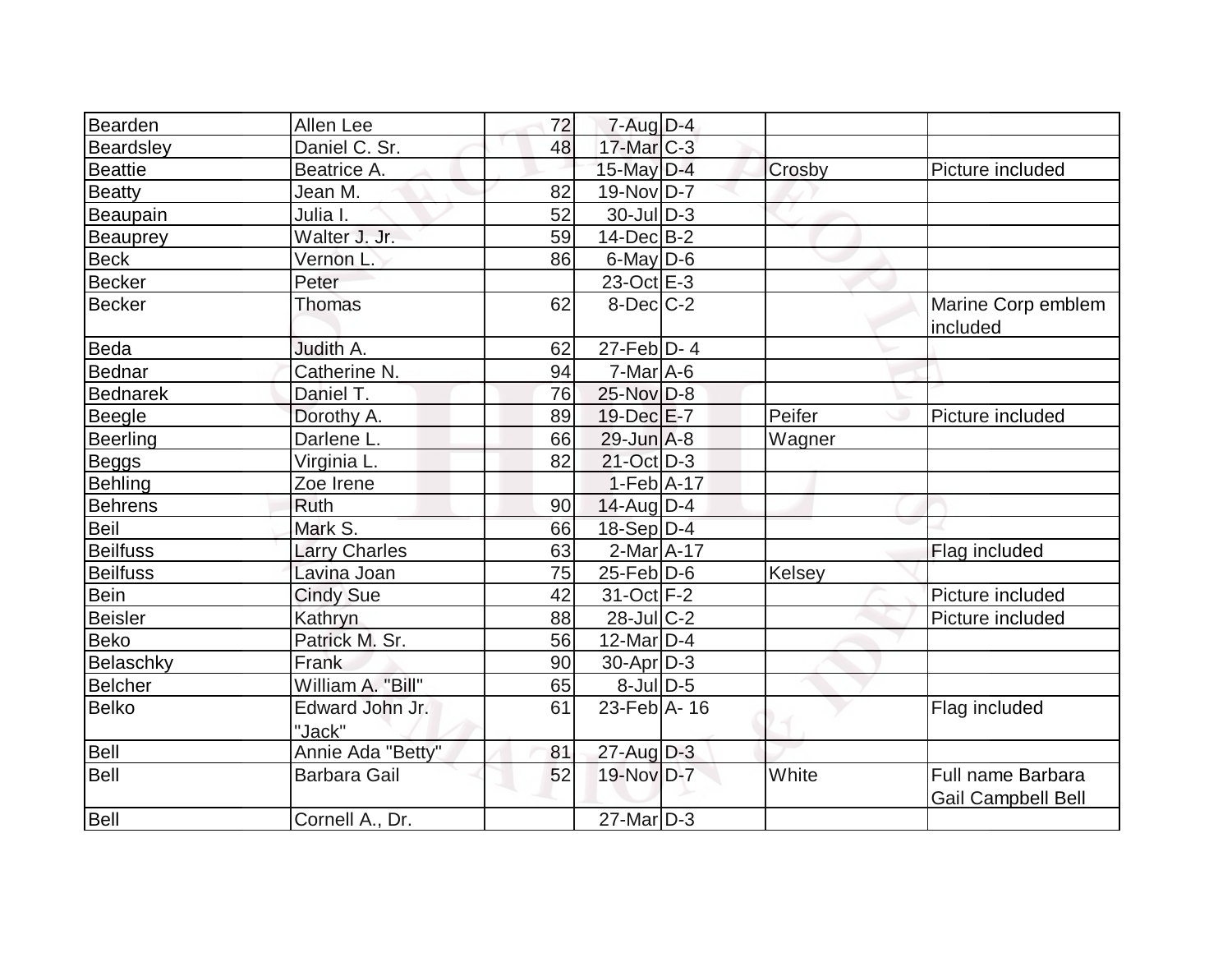| Bearden | Allen Lee | 72 | 7-Aug | D-4 | | |
|---|---|---|---|---|---|---|
| Beardsley | Daniel C. Sr. | 48 | 17-Mar | C-3 | | |
| Beattie | Beatrice A. | | 15-May | D-4 | Crosby | Picture included |
| Beatty | Jean M. | 82 | 19-Nov | D-7 | | |
| Beaupain | Julia I. | 52 | 30-Jul | D-3 | | |
| Beauprey | Walter J. Jr. | 59 | 14-Dec | B-2 | | |
| Beck | Vernon L. | 86 | 6-May | D-6 | | |
| Becker | Peter | | 23-Oct | E-3 | | |
| Becker | Thomas | 62 | 8-Dec | C-2 | | Marine Corp emblem included |
| Beda | Judith A. | 62 | 27-Feb | D- 4 | | |
| Bednar | Catherine N. | 94 | 7-Mar | A-6 | | |
| Bednarek | Daniel T. | 76 | 25-Nov | D-8 | | |
| Beegle | Dorothy A. | 89 | 19-Dec | E-7 | Peifer | Picture included |
| Beerling | Darlene L. | 66 | 29-Jun | A-8 | Wagner | |
| Beggs | Virginia L. | 82 | 21-Oct | D-3 | | |
| Behling | Zoe Irene | | 1-Feb | A-17 | | |
| Behrens | Ruth | 90 | 14-Aug | D-4 | | |
| Beil | Mark S. | 66 | 18-Sep | D-4 | | |
| Beilfuss | Larry Charles | 63 | 2-Mar | A-17 | | Flag included |
| Beilfuss | Lavina Joan | 75 | 25-Feb | D-6 | Kelsey | |
| Bein | Cindy Sue | 42 | 31-Oct | F-2 | | Picture included |
| Beisler | Kathryn | 88 | 28-Jul | C-2 | | Picture included |
| Beko | Patrick M. Sr. | 56 | 12-Mar | D-4 | | |
| Belaschky | Frank | 90 | 30-Apr | D-3 | | |
| Belcher | William A. "Bill" | 65 | 8-Jul | D-5 | | |
| Belko | Edward John Jr. "Jack" | 61 | 23-Feb | A- 16 | | Flag included |
| Bell | Annie Ada "Betty" | 81 | 27-Aug | D-3 | | |
| Bell | Barbara Gail | 52 | 19-Nov | D-7 | White | Full name Barbara Gail Campbell Bell |
| Bell | Cornell A., Dr. | | 27-Mar | D-3 | | |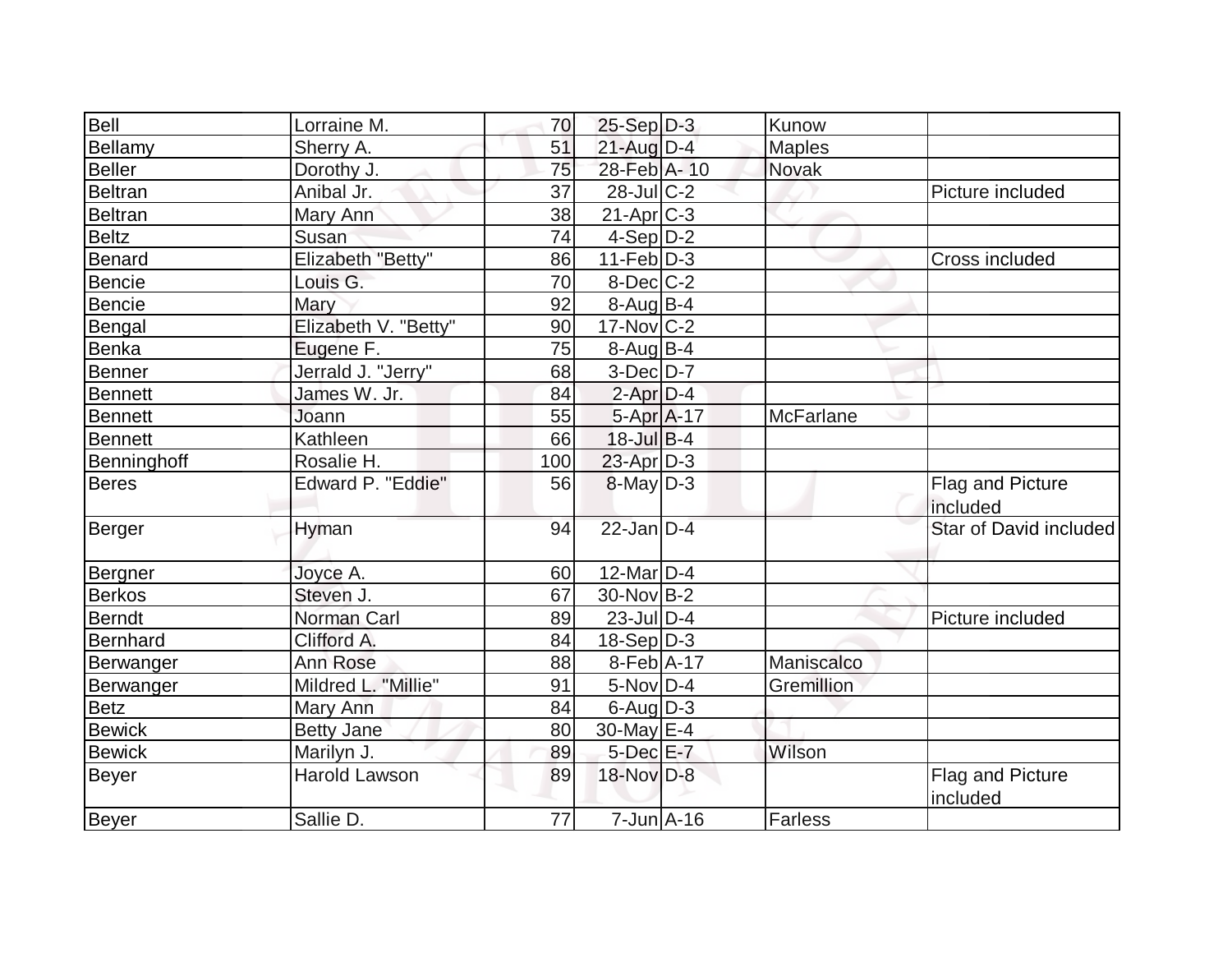| Bell | Lorraine M. | 70 | 25-Sep | D-3 | Kunow | |
|---|---|---|---|---|---|---|
| Bellamy | Sherry A. | 51 | 21-Aug | D-4 | Maples | |
| Beller | Dorothy J. | 75 | 28-Feb | A- 10 | Novak | |
| Beltran | Anibal Jr. | 37 | 28-Jul | C-2 | | Picture included |
| Beltran | Mary Ann | 38 | 21-Apr | C-3 | | |
| Beltz | Susan | 74 | 4-Sep | D-2 | | |
| Benard | Elizabeth "Betty" | 86 | 11-Feb | D-3 | | Cross included |
| Bencie | Louis G. | 70 | 8-Dec | C-2 | | |
| Bencie | Mary | 92 | 8-Aug | B-4 | | |
| Bengal | Elizabeth V. "Betty" | 90 | 17-Nov | C-2 | | |
| Benka | Eugene F. | 75 | 8-Aug | B-4 | | |
| Benner | Jerrald J. "Jerry" | 68 | 3-Dec | D-7 | | |
| Bennett | James W. Jr. | 84 | 2-Apr | D-4 | | |
| Bennett | Joann | 55 | 5-Apr | A-17 | McFarlane | |
| Bennett | Kathleen | 66 | 18-Jul | B-4 | | |
| Benninghoff | Rosalie H. | 100 | 23-Apr | D-3 | | |
| Beres | Edward P. "Eddie" | 56 | 8-May | D-3 | | Flag and Picture included |
| Berger | Hyman | 94 | 22-Jan | D-4 | | Star of David included |
| Bergner | Joyce A. | 60 | 12-Mar | D-4 | | |
| Berkos | Steven J. | 67 | 30-Nov | B-2 | | |
| Berndt | Norman Carl | 89 | 23-Jul | D-4 | | Picture included |
| Bernhard | Clifford A. | 84 | 18-Sep | D-3 | | |
| Berwanger | Ann Rose | 88 | 8-Feb | A-17 | Maniscalco | |
| Berwanger | Mildred L. "Millie" | 91 | 5-Nov | D-4 | Gremillion | |
| Betz | Mary Ann | 84 | 6-Aug | D-3 | | |
| Bewick | Betty Jane | 80 | 30-May | E-4 | | |
| Bewick | Marilyn J. | 89 | 5-Dec | E-7 | Wilson | |
| Beyer | Harold Lawson | 89 | 18-Nov | D-8 | | Flag and Picture included |
| Beyer | Sallie D. | 77 | 7-Jun | A-16 | Farless | |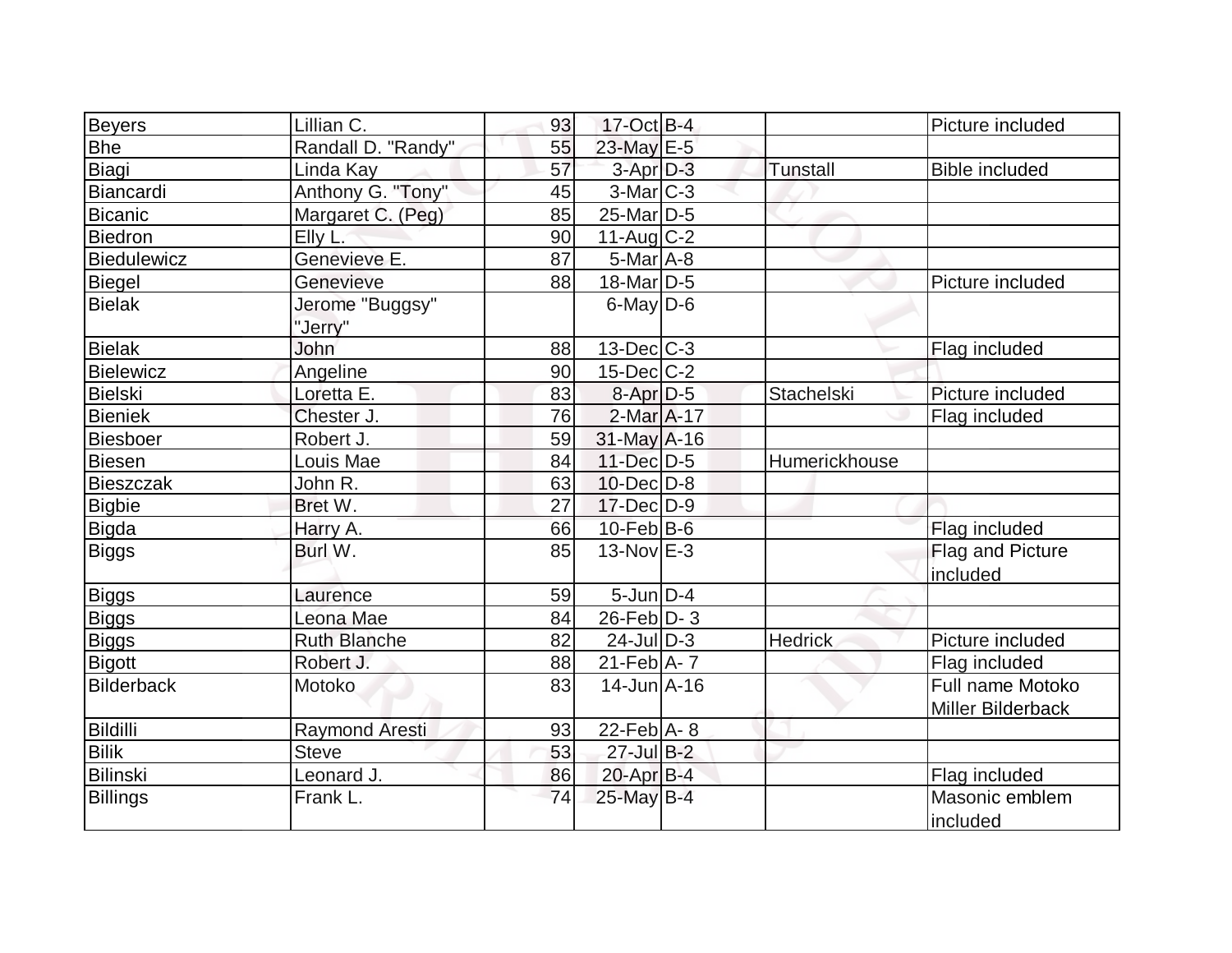| Beyers | Lillian C. | 93 | 17-Oct | B-4 | | Picture included |
|---|---|---|---|---|---|---|
| Bhe | Randall D. "Randy" | 55 | 23-May | E-5 | | |
| Biagi | Linda Kay | 57 | 3-Apr | D-3 | Tunstall | Bible included |
| Biancardi | Anthony G. "Tony" | 45 | 3-Mar | C-3 | | |
| Bicanic | Margaret C. (Peg) | 85 | 25-Mar | D-5 | | |
| Biedron | Elly L. | 90 | 11-Aug | C-2 | | |
| Biedulewicz | Genevieve E. | 87 | 5-Mar | A-8 | | |
| Biegel | Genevieve | 88 | 18-Mar | D-5 | | Picture included |
| Bielak | Jerome "Buggsy" "Jerry" | | 6-May | D-6 | | |
| Bielak | John | 88 | 13-Dec | C-3 | | Flag included |
| Bielewicz | Angeline | 90 | 15-Dec | C-2 | | |
| Bielski | Loretta E. | 83 | 8-Apr | D-5 | Stachelski | Picture included |
| Bieniek | Chester J. | 76 | 2-Mar | A-17 | | Flag included |
| Biesboer | Robert J. | 59 | 31-May | A-16 | | |
| Biesen | Louis Mae | 84 | 11-Dec | D-5 | Humerickhouse | |
| Bieszczak | John R. | 63 | 10-Dec | D-8 | | |
| Bigbie | Bret W. | 27 | 17-Dec | D-9 | | |
| Bigda | Harry A. | 66 | 10-Feb | B-6 | | Flag included |
| Biggs | Burl W. | 85 | 13-Nov | E-3 | | Flag and Picture included |
| Biggs | Laurence | 59 | 5-Jun | D-4 | | |
| Biggs | Leona Mae | 84 | 26-Feb | D- 3 | | |
| Biggs | Ruth Blanche | 82 | 24-Jul | D-3 | Hedrick | Picture included |
| Bigott | Robert J. | 88 | 21-Feb | A- 7 | | Flag included |
| Bilderback | Motoko | 83 | 14-Jun | A-16 | | Full name Motoko Miller Bilderback |
| Bildilli | Raymond Aresti | 93 | 22-Feb | A- 8 | | |
| Bilik | Steve | 53 | 27-Jul | B-2 | | |
| Bilinski | Leonard J. | 86 | 20-Apr | B-4 | | Flag included |
| Billings | Frank L. | 74 | 25-May | B-4 | | Masonic emblem included |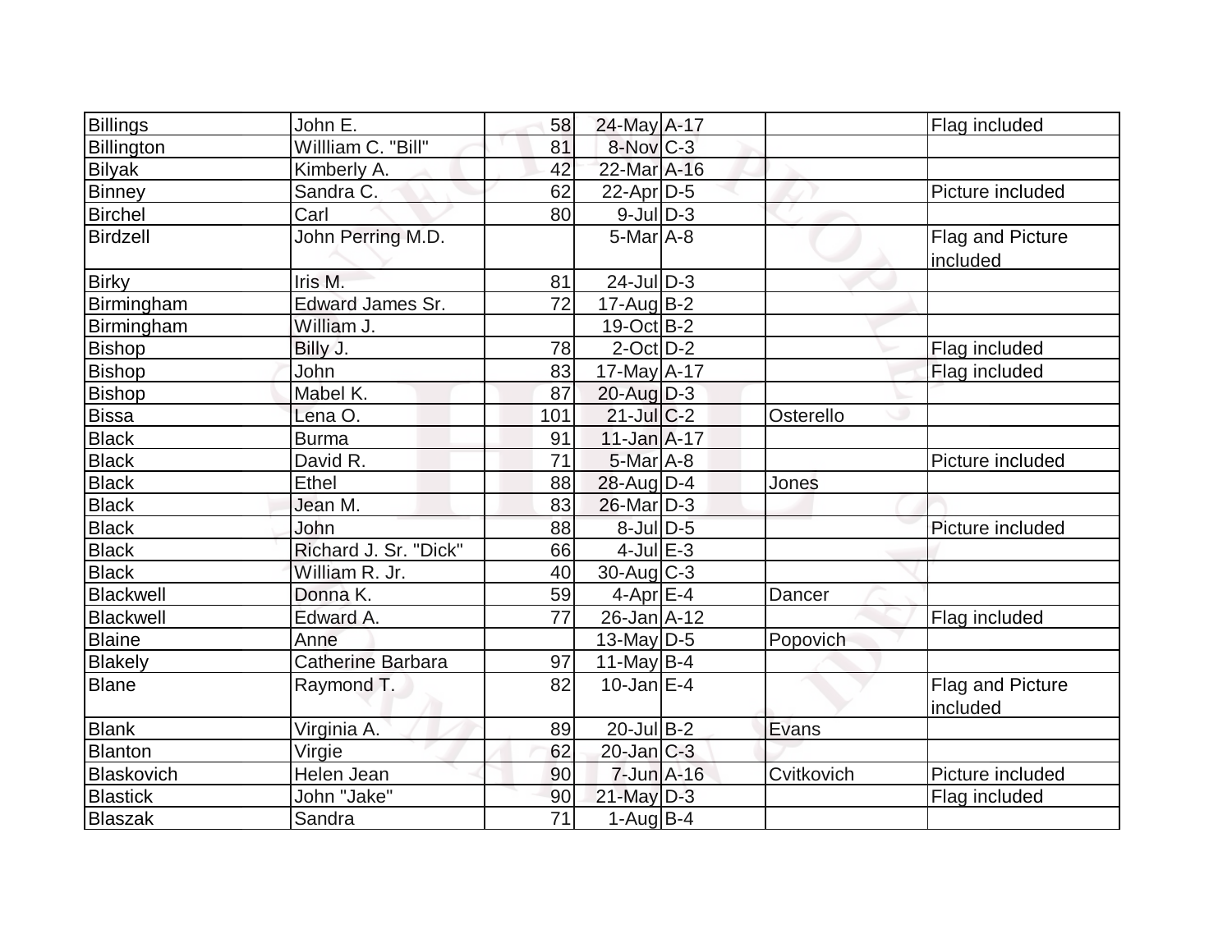| Billings | John E. | 58 | 24-May | A-17 | | Flag included |
|---|---|---|---|---|---|---|
| Billington | Willliam C. "Bill" | 81 | 8-Nov | C-3 | | |
| Bilyak | Kimberly A. | 42 | 22-Mar | A-16 | | |
| Binney | Sandra C. | 62 | 22-Apr | D-5 | | Picture included |
| Birchel | Carl | 80 | 9-Jul | D-3 | | |
| Birdzell | John Perring M.D. | | 5-Mar | A-8 | | Flag and Picture included |
| Birky | Iris M. | 81 | 24-Jul | D-3 | | |
| Birmingham | Edward James Sr. | 72 | 17-Aug | B-2 | | |
| Birmingham | William J. | | 19-Oct | B-2 | | |
| Bishop | Billy J. | 78 | 2-Oct | D-2 | | Flag included |
| Bishop | John | 83 | 17-May | A-17 | | Flag included |
| Bishop | Mabel K. | 87 | 20-Aug | D-3 | | |
| Bissa | Lena O. | 101 | 21-Jul | C-2 | Osterello | |
| Black | Burma | 91 | 11-Jan | A-17 | | |
| Black | David R. | 71 | 5-Mar | A-8 | | Picture included |
| Black | Ethel | 88 | 28-Aug | D-4 | Jones | |
| Black | Jean M. | 83 | 26-Mar | D-3 | | |
| Black | John | 88 | 8-Jul | D-5 | | Picture included |
| Black | Richard J. Sr. "Dick" | 66 | 4-Jul | E-3 | | |
| Black | William R. Jr. | 40 | 30-Aug | C-3 | | |
| Blackwell | Donna K. | 59 | 4-Apr | E-4 | Dancer | |
| Blackwell | Edward A. | 77 | 26-Jan | A-12 | | Flag included |
| Blaine | Anne | | 13-May | D-5 | Popovich | |
| Blakely | Catherine Barbara | 97 | 11-May | B-4 | | |
| Blane | Raymond T. | 82 | 10-Jan | E-4 | | Flag and Picture included |
| Blank | Virginia A. | 89 | 20-Jul | B-2 | Evans | |
| Blanton | Virgie | 62 | 20-Jan | C-3 | | |
| Blaskovich | Helen Jean | 90 | 7-Jun | A-16 | Cvitkovich | Picture included |
| Blastick | John "Jake" | 90 | 21-May | D-3 | | Flag included |
| Blaszak | Sandra | 71 | 1-Aug | B-4 | | |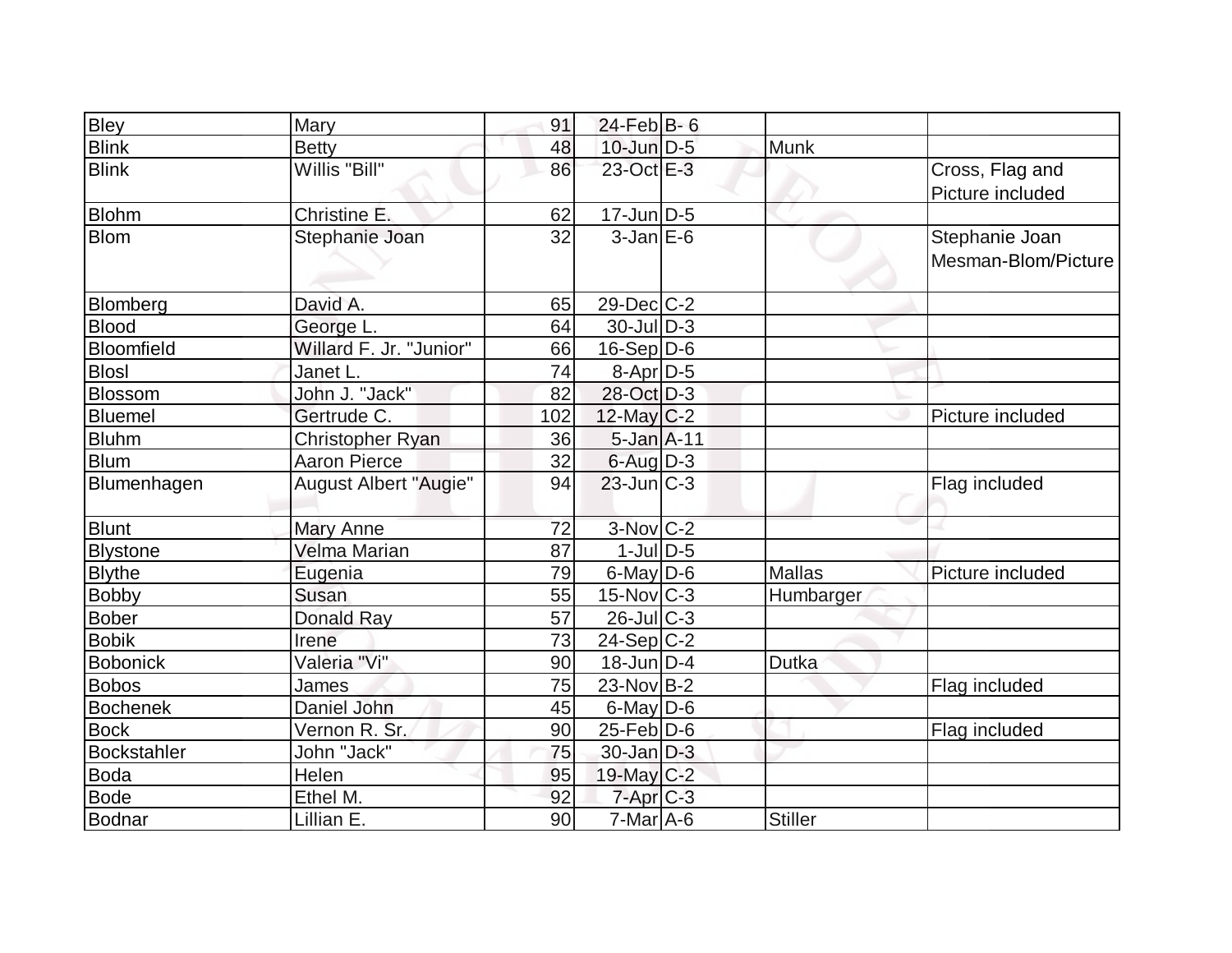| | | | | | | |
|---|---|---|---|---|---|---|
| Bley | Mary | 91 | 24-Feb | B- 6 | | |
| Blink | Betty | 48 | 10-Jun | D-5 | Munk | |
| Blink | Willis "Bill" | 86 | 23-Oct | E-3 | | Cross, Flag and Picture included |
| Blohm | Christine E. | 62 | 17-Jun | D-5 | | |
| Blom | Stephanie Joan | 32 | 3-Jan | E-6 | | Stephanie Joan Mesman-Blom/Picture |
| Blomberg | David A. | 65 | 29-Dec | C-2 | | |
| Blood | George L. | 64 | 30-Jul | D-3 | | |
| Bloomfield | Willard F. Jr. "Junior" | 66 | 16-Sep | D-6 | | |
| Blosl | Janet L. | 74 | 8-Apr | D-5 | | |
| Blossom | John J. "Jack" | 82 | 28-Oct | D-3 | | |
| Bluemel | Gertrude C. | 102 | 12-May | C-2 | | Picture included |
| Bluhm | Christopher Ryan | 36 | 5-Jan | A-11 | | |
| Blum | Aaron Pierce | 32 | 6-Aug | D-3 | | |
| Blumenhagen | August Albert "Augie" | 94 | 23-Jun | C-3 | | Flag included |
| Blunt | Mary Anne | 72 | 3-Nov | C-2 | | |
| Blystone | Velma Marian | 87 | 1-Jul | D-5 | | |
| Blythe | Eugenia | 79 | 6-May | D-6 | Mallas | Picture included |
| Bobby | Susan | 55 | 15-Nov | C-3 | Humbarger | |
| Bober | Donald Ray | 57 | 26-Jul | C-3 | | |
| Bobik | Irene | 73 | 24-Sep | C-2 | | |
| Bobonick | Valeria "Vi" | 90 | 18-Jun | D-4 | Dutka | |
| Bobos | James | 75 | 23-Nov | B-2 | | Flag included |
| Bochenek | Daniel John | 45 | 6-May | D-6 | | |
| Bock | Vernon R. Sr. | 90 | 25-Feb | D-6 | | Flag included |
| Bockstahler | John "Jack" | 75 | 30-Jan | D-3 | | |
| Boda | Helen | 95 | 19-May | C-2 | | |
| Bode | Ethel M. | 92 | 7-Apr | C-3 | | |
| Bodnar | Lillian E. | 90 | 7-Mar | A-6 | Stiller | |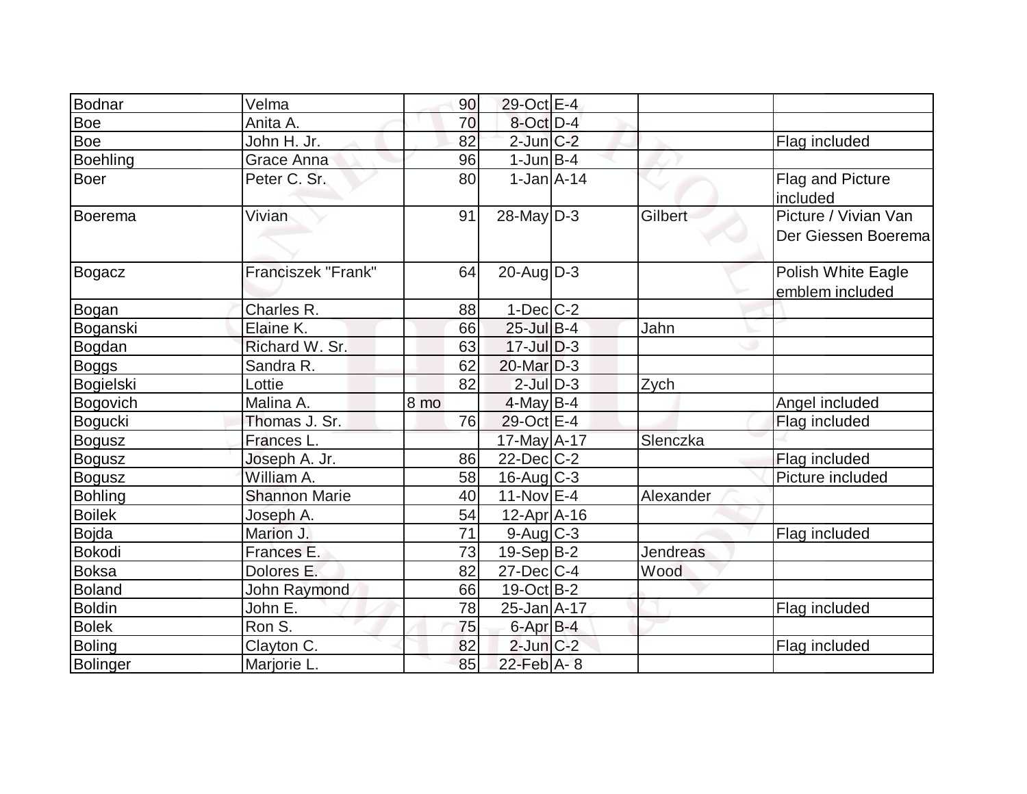| | | | | | | |
|---|---|---|---|---|---|---|
| Bodnar | Velma | 90 | 29-Oct | E-4 | | |
| Boe | Anita A. | 70 | 8-Oct | D-4 | | |
| Boe | John H. Jr. | 82 | 2-Jun | C-2 | | Flag included |
| Boehling | Grace Anna | 96 | 1-Jun | B-4 | | |
| Boer | Peter C. Sr. | 80 | 1-Jan | A-14 | | Flag and Picture included |
| Boerema | Vivian | 91 | 28-May | D-3 | Gilbert | Picture / Vivian Van Der Giessen Boerema |
| Bogacz | Franciszek "Frank" | 64 | 20-Aug | D-3 | | Polish White Eagle emblem included |
| Bogan | Charles R. | 88 | 1-Dec | C-2 | | |
| Boganski | Elaine K. | 66 | 25-Jul | B-4 | Jahn | |
| Bogdan | Richard W. Sr. | 63 | 17-Jul | D-3 | | |
| Boggs | Sandra R. | 62 | 20-Mar | D-3 | | |
| Bogielski | Lottie | 82 | 2-Jul | D-3 | Zych | |
| Bogovich | Malina A. | 8 mo | 4-May | B-4 | | Angel included |
| Bogucki | Thomas J. Sr. | 76 | 29-Oct | E-4 | | Flag included |
| Bogusz | Frances L. | | 17-May | A-17 | Slenczka | |
| Bogusz | Joseph A. Jr. | 86 | 22-Dec | C-2 | | Flag included |
| Bogusz | William A. | 58 | 16-Aug | C-3 | | Picture included |
| Bohling | Shannon Marie | 40 | 11-Nov | E-4 | Alexander | |
| Boilek | Joseph A. | 54 | 12-Apr | A-16 | | |
| Bojda | Marion J. | 71 | 9-Aug | C-3 | | Flag included |
| Bokodi | Frances E. | 73 | 19-Sep | B-2 | Jendreas | |
| Boksa | Dolores E. | 82 | 27-Dec | C-4 | Wood | |
| Boland | John Raymond | 66 | 19-Oct | B-2 | | |
| Boldin | John E. | 78 | 25-Jan | A-17 | | Flag included |
| Bolek | Ron S. | 75 | 6-Apr | B-4 | | |
| Boling | Clayton C. | 82 | 2-Jun | C-2 | | Flag included |
| Bolinger | Marjorie L. | 85 | 22-Feb | A- 8 | | |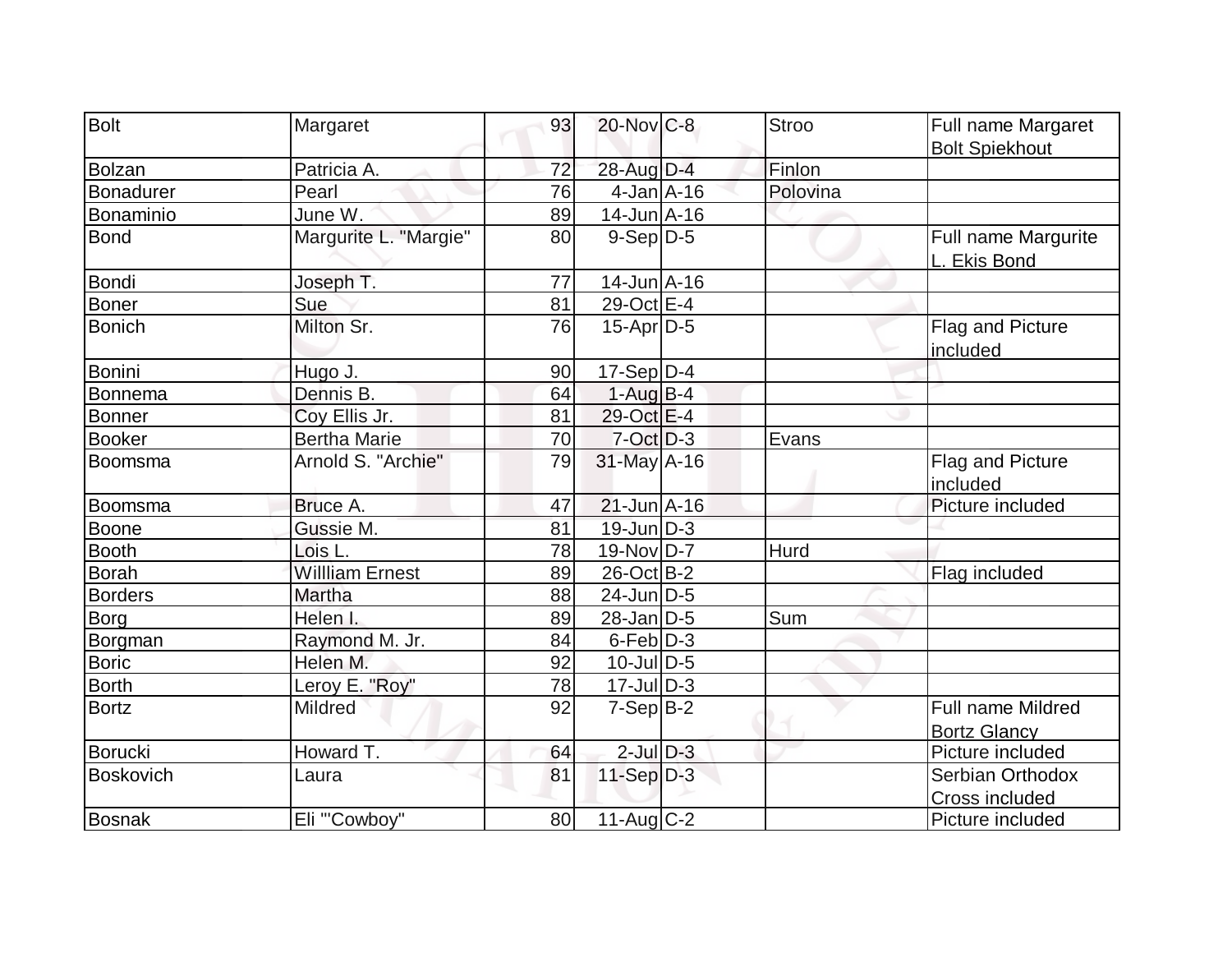| Bolt | Margaret | 93 | 20-Nov | C-8 | Stroo | Full name Margaret Bolt Spiekhout |
|---|---|---|---|---|---|---|
| Bolzan | Patricia A. | 72 | 28-Aug | D-4 | Finlon | |
| Bonadurer | Pearl | 76 | 4-Jan | A-16 | Polovina | |
| Bonaminio | June W. | 89 | 14-Jun | A-16 | | |
| Bond | Margurite L. "Margie" | 80 | 9-Sep | D-5 | | Full name Margurite L. Ekis Bond |
| Bondi | Joseph T. | 77 | 14-Jun | A-16 | | |
| Boner | Sue | 81 | 29-Oct | E-4 | | |
| Bonich | Milton Sr. | 76 | 15-Apr | D-5 | | Flag and Picture included |
| Bonini | Hugo J. | 90 | 17-Sep | D-4 | | |
| Bonnema | Dennis B. | 64 | 1-Aug | B-4 | | |
| Bonner | Coy Ellis Jr. | 81 | 29-Oct | E-4 | | |
| Booker | Bertha Marie | 70 | 7-Oct | D-3 | Evans | |
| Boomsma | Arnold S. "Archie" | 79 | 31-May | A-16 | | Flag and Picture included |
| Boomsma | Bruce A. | 47 | 21-Jun | A-16 | | Picture included |
| Boone | Gussie M. | 81 | 19-Jun | D-3 | | |
| Booth | Lois L. | 78 | 19-Nov | D-7 | Hurd | |
| Borah | Willliam Ernest | 89 | 26-Oct | B-2 | | Flag included |
| Borders | Martha | 88 | 24-Jun | D-5 | | |
| Borg | Helen I. | 89 | 28-Jan | D-5 | Sum | |
| Borgman | Raymond M. Jr. | 84 | 6-Feb | D-3 | | |
| Boric | Helen M. | 92 | 10-Jul | D-5 | | |
| Borth | Leroy E. "Roy" | 78 | 17-Jul | D-3 | | |
| Bortz | Mildred | 92 | 7-Sep | B-2 | | Full name Mildred Bortz Glancy |
| Borucki | Howard T. | 64 | 2-Jul | D-3 | | Picture included |
| Boskovich | Laura | 81 | 11-Sep | D-3 | | Serbian Orthodox Cross included |
| Bosnak | Eli "'Cowboy" | 80 | 11-Aug | C-2 | | Picture included |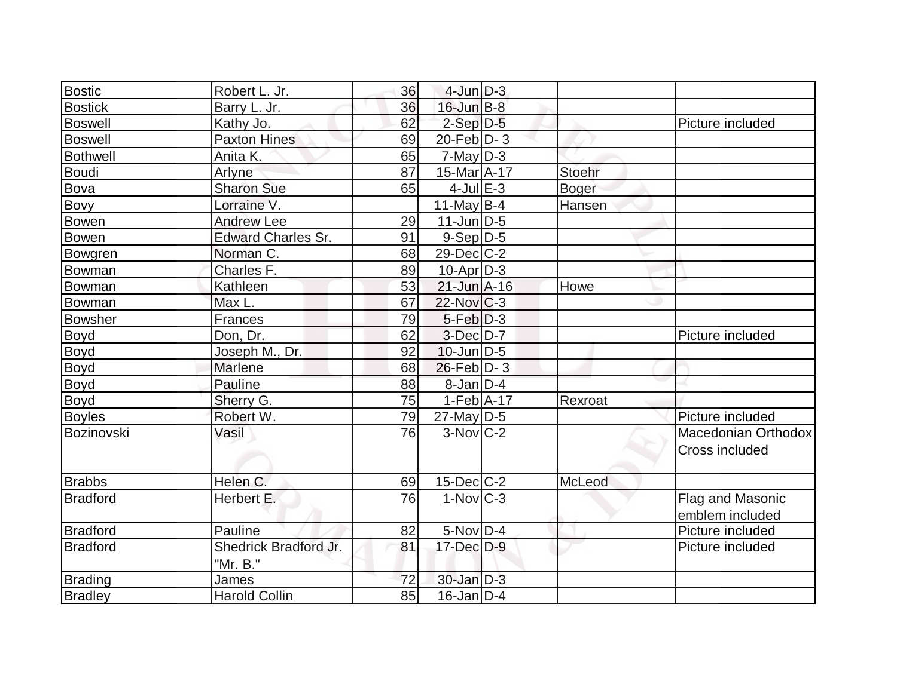| | | | | | | |
|---|---|---|---|---|---|---|
| Bostic | Robert L. Jr. | 36 | 4-Jun | D-3 | | |
| Bostick | Barry L. Jr. | 36 | 16-Jun | B-8 | | |
| Boswell | Kathy Jo. | 62 | 2-Sep | D-5 | | Picture included |
| Boswell | Paxton Hines | 69 | 20-Feb | D- 3 | | |
| Bothwell | Anita K. | 65 | 7-May | D-3 | | |
| Boudi | Arlyne | 87 | 15-Mar | A-17 | Stoehr | |
| Bova | Sharon Sue | 65 | 4-Jul | E-3 | Boger | |
| Bovy | Lorraine V. | | 11-May | B-4 | Hansen | |
| Bowen | Andrew Lee | 29 | 11-Jun | D-5 | | |
| Bowen | Edward Charles Sr. | 91 | 9-Sep | D-5 | | |
| Bowgren | Norman C. | 68 | 29-Dec | C-2 | | |
| Bowman | Charles F. | 89 | 10-Apr | D-3 | | |
| Bowman | Kathleen | 53 | 21-Jun | A-16 | Howe | |
| Bowman | Max L. | 67 | 22-Nov | C-3 | | |
| Bowsher | Frances | 79 | 5-Feb | D-3 | | |
| Boyd | Don, Dr. | 62 | 3-Dec | D-7 | | Picture included |
| Boyd | Joseph M., Dr. | 92 | 10-Jun | D-5 | | |
| Boyd | Marlene | 68 | 26-Feb | D- 3 | | |
| Boyd | Pauline | 88 | 8-Jan | D-4 | | |
| Boyd | Sherry G. | 75 | 1-Feb | A-17 | Rexroat | |
| Boyles | Robert W. | 79 | 27-May | D-5 | | Picture included |
| Bozinovski | Vasil | 76 | 3-Nov | C-2 | | Macedonian Orthodox Cross included |
| Brabbs | Helen C. | 69 | 15-Dec | C-2 | McLeod | |
| Bradford | Herbert E. | 76 | 1-Nov | C-3 | | Flag and Masonic emblem included |
| Bradford | Pauline | 82 | 5-Nov | D-4 | | Picture included |
| Bradford | Shedrick Bradford Jr. "Mr. B." | 81 | 17-Dec | D-9 | | Picture included |
| Brading | James | 72 | 30-Jan | D-3 | | |
| Bradley | Harold Collin | 85 | 16-Jan | D-4 | | |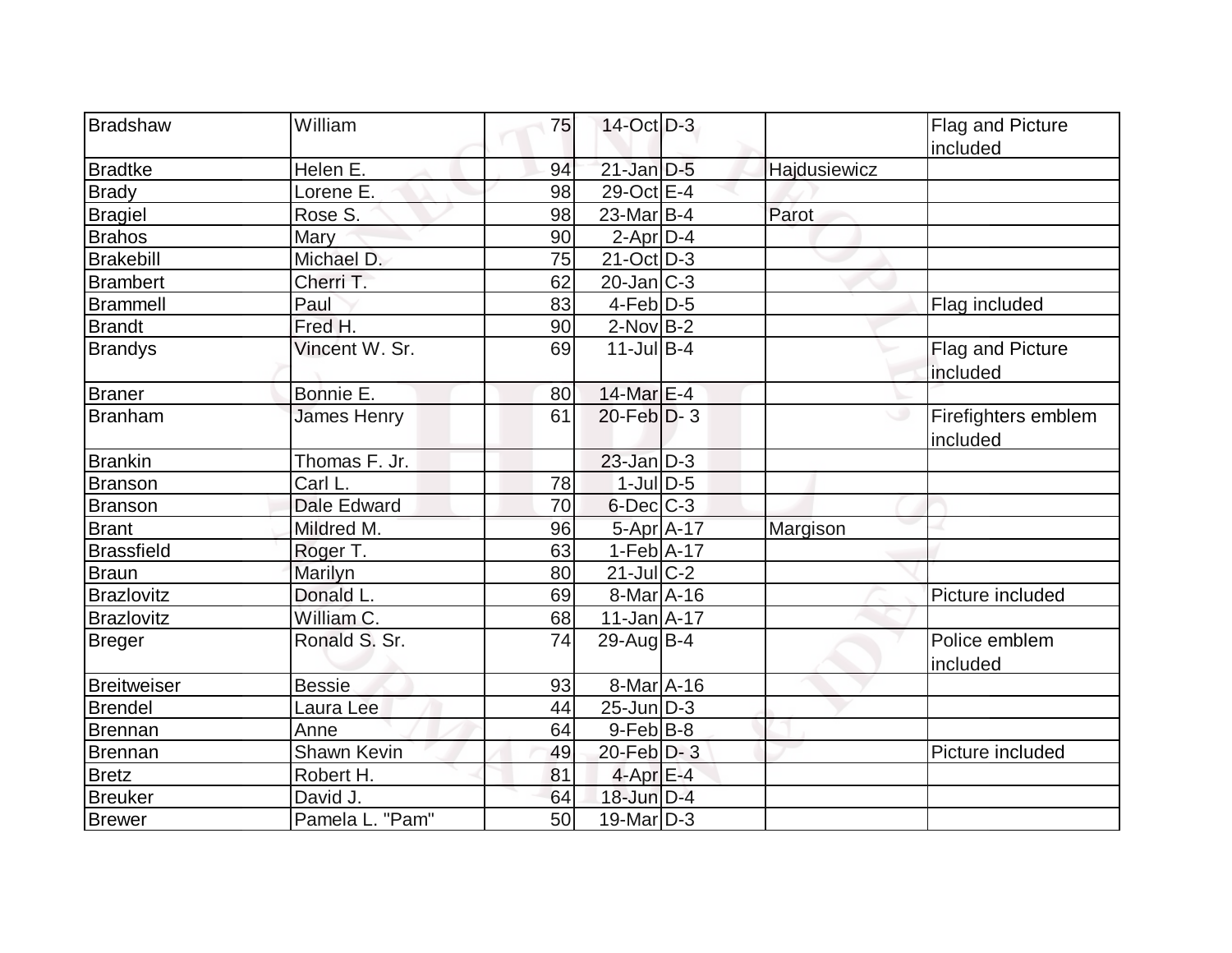| Bradshaw | William | 75 | 14-Oct | D-3 | | Flag and Picture included |
|---|---|---|---|---|---|---|
| Bradtke | Helen E. | 94 | 21-Jan | D-5 | Hajdusiewicz | |
| Brady | Lorene E. | 98 | 29-Oct | E-4 | | |
| Bragiel | Rose S. | 98 | 23-Mar | B-4 | Parot | |
| Brahos | Mary | 90 | 2-Apr | D-4 | | |
| Brakebill | Michael D. | 75 | 21-Oct | D-3 | | |
| Brambert | Cherri T. | 62 | 20-Jan | C-3 | | |
| Brammell | Paul | 83 | 4-Feb | D-5 | | Flag included |
| Brandt | Fred H. | 90 | 2-Nov | B-2 | | |
| Brandys | Vincent W. Sr. | 69 | 11-Jul | B-4 | | Flag and Picture included |
| Braner | Bonnie E. | 80 | 14-Mar | E-4 | | |
| Branham | James Henry | 61 | 20-Feb | D- 3 | | Firefighters emblem included |
| Brankin | Thomas F. Jr. | | 23-Jan | D-3 | | |
| Branson | Carl L. | 78 | 1-Jul | D-5 | | |
| Branson | Dale Edward | 70 | 6-Dec | C-3 | | |
| Brant | Mildred M. | 96 | 5-Apr | A-17 | Margison | |
| Brassfield | Roger T. | 63 | 1-Feb | A-17 | | |
| Braun | Marilyn | 80 | 21-Jul | C-2 | | |
| Brazlovitz | Donald L. | 69 | 8-Mar | A-16 | | Picture included |
| Brazlovitz | William C. | 68 | 11-Jan | A-17 | | |
| Breger | Ronald S. Sr. | 74 | 29-Aug | B-4 | | Police emblem included |
| Breitweiser | Bessie | 93 | 8-Mar | A-16 | | |
| Brendel | Laura Lee | 44 | 25-Jun | D-3 | | |
| Brennan | Anne | 64 | 9-Feb | B-8 | | |
| Brennan | Shawn Kevin | 49 | 20-Feb | D- 3 | | Picture included |
| Bretz | Robert H. | 81 | 4-Apr | E-4 | | |
| Breuker | David J. | 64 | 18-Jun | D-4 | | |
| Brewer | Pamela L. "Pam" | 50 | 19-Mar | D-3 | | |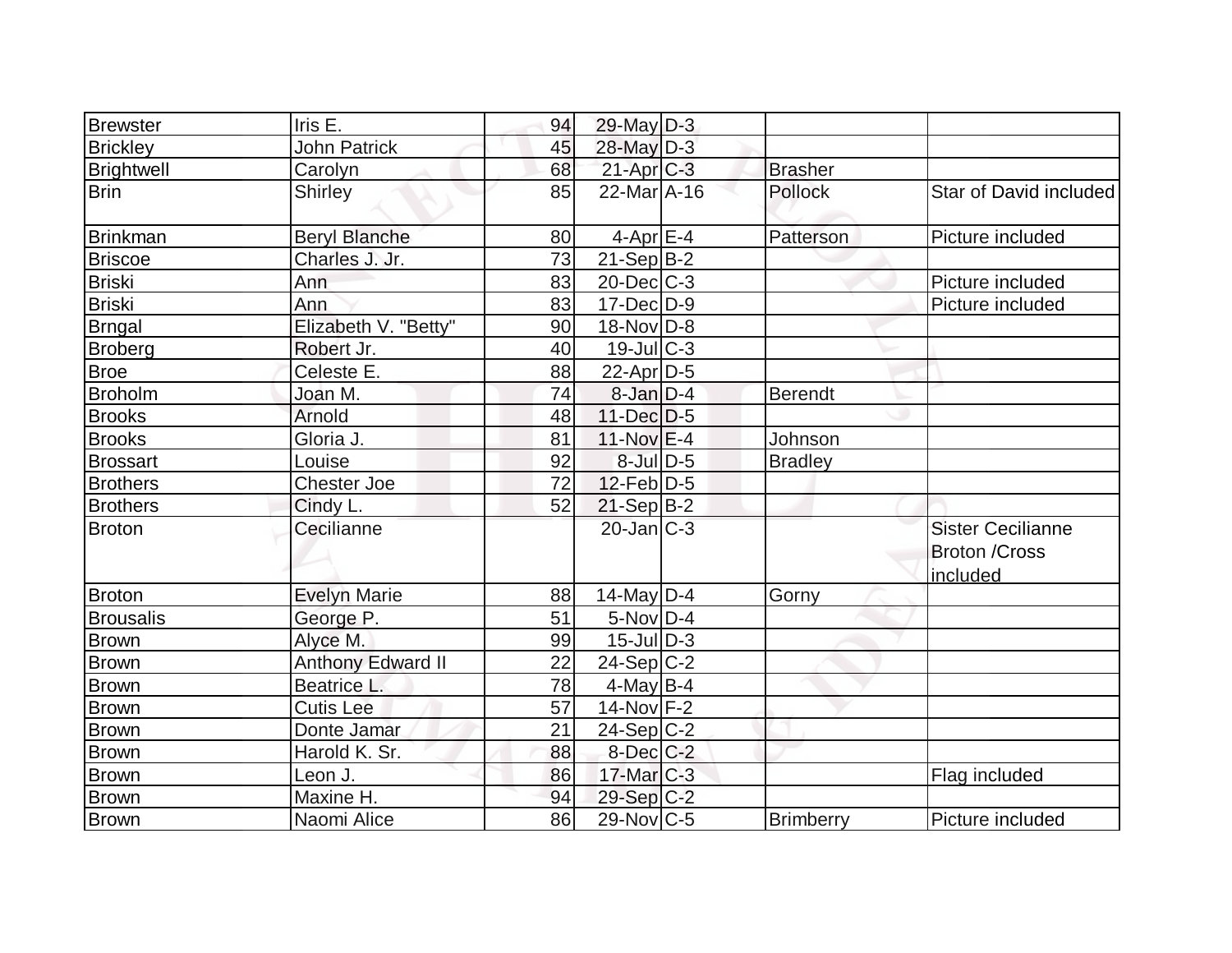| | | | | | | |
|---|---|---|---|---|---|---|
| Brewster | Iris E. | 94 | 29-May | D-3 | | |
| Brickley | John Patrick | 45 | 28-May | D-3 | | |
| Brightwell | Carolyn | 68 | 21-Apr | C-3 | Brasher | |
| Brin | Shirley | 85 | 22-Mar | A-16 | Pollock | Star of David included |
| Brinkman | Beryl Blanche | 80 | 4-Apr | E-4 | Patterson | Picture included |
| Briscoe | Charles J. Jr. | 73 | 21-Sep | B-2 | | |
| Briski | Ann | 83 | 20-Dec | C-3 | | Picture included |
| Briski | Ann | 83 | 17-Dec | D-9 | | Picture included |
| Brngal | Elizabeth V. "Betty" | 90 | 18-Nov | D-8 | | |
| Broberg | Robert Jr. | 40 | 19-Jul | C-3 | | |
| Broe | Celeste E. | 88 | 22-Apr | D-5 | | |
| Broholm | Joan M. | 74 | 8-Jan | D-4 | Berendt | |
| Brooks | Arnold | 48 | 11-Dec | D-5 | | |
| Brooks | Gloria J. | 81 | 11-Nov | E-4 | Johnson | |
| Brossart | Louise | 92 | 8-Jul | D-5 | Bradley | |
| Brothers | Chester Joe | 72 | 12-Feb | D-5 | | |
| Brothers | Cindy L. | 52 | 21-Sep | B-2 | | |
| Broton | Cecilianne | | 20-Jan | C-3 | | Sister Cecilianne Broton /Cross included |
| Broton | Evelyn Marie | 88 | 14-May | D-4 | Gorny | |
| Brousalis | George P. | 51 | 5-Nov | D-4 | | |
| Brown | Alyce M. | 99 | 15-Jul | D-3 | | |
| Brown | Anthony Edward II | 22 | 24-Sep | C-2 | | |
| Brown | Beatrice L. | 78 | 4-May | B-4 | | |
| Brown | Cutis Lee | 57 | 14-Nov | F-2 | | |
| Brown | Donte Jamar | 21 | 24-Sep | C-2 | | |
| Brown | Harold K. Sr. | 88 | 8-Dec | C-2 | | |
| Brown | Leon J. | 86 | 17-Mar | C-3 | | Flag included |
| Brown | Maxine H. | 94 | 29-Sep | C-2 | | |
| Brown | Naomi Alice | 86 | 29-Nov | C-5 | Brimberry | Picture included |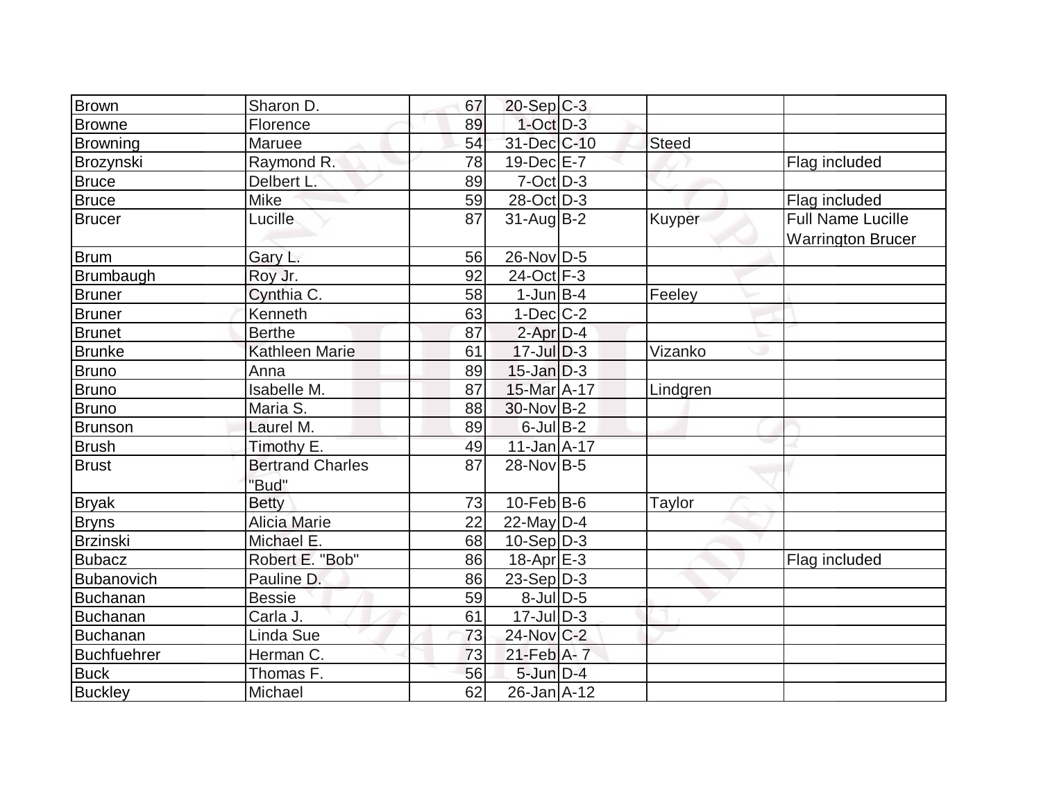| | | | | | | |
|---|---|---|---|---|---|---|
| Brown | Sharon D. | 67 | 20-Sep | C-3 | | |
| Browne | Florence | 89 | 1-Oct | D-3 | | |
| Browning | Maruee | 54 | 31-Dec | C-10 | Steed | |
| Brozynski | Raymond R. | 78 | 19-Dec | E-7 | | Flag included |
| Bruce | Delbert L. | 89 | 7-Oct | D-3 | | |
| Bruce | Mike | 59 | 28-Oct | D-3 | | Flag included |
| Brucer | Lucille | 87 | 31-Aug | B-2 | Kuyper | Full Name Lucille Warrington Brucer |
| Brum | Gary L. | 56 | 26-Nov | D-5 | | |
| Brumbaugh | Roy Jr. | 92 | 24-Oct | F-3 | | |
| Bruner | Cynthia C. | 58 | 1-Jun | B-4 | Feeley | |
| Bruner | Kenneth | 63 | 1-Dec | C-2 | | |
| Brunet | Berthe | 87 | 2-Apr | D-4 | | |
| Brunke | Kathleen Marie | 61 | 17-Jul | D-3 | Vizanko | |
| Bruno | Anna | 89 | 15-Jan | D-3 | | |
| Bruno | Isabelle M. | 87 | 15-Mar | A-17 | Lindgren | |
| Bruno | Maria S. | 88 | 30-Nov | B-2 | | |
| Brunson | Laurel M. | 89 | 6-Jul | B-2 | | |
| Brush | Timothy E. | 49 | 11-Jan | A-17 | | |
| Brust | Bertrand Charles "Bud" | 87 | 28-Nov | B-5 | | |
| Bryak | Betty | 73 | 10-Feb | B-6 | Taylor | |
| Bryns | Alicia Marie | 22 | 22-May | D-4 | | |
| Brzinski | Michael E. | 68 | 10-Sep | D-3 | | |
| Bubacz | Robert E. "Bob" | 86 | 18-Apr | E-3 | | Flag included |
| Bubanovich | Pauline D. | 86 | 23-Sep | D-3 | | |
| Buchanan | Bessie | 59 | 8-Jul | D-5 | | |
| Buchanan | Carla J. | 61 | 17-Jul | D-3 | | |
| Buchanan | Linda Sue | 73 | 24-Nov | C-2 | | |
| Buchfuehrer | Herman C. | 73 | 21-Feb | A- 7 | | |
| Buck | Thomas F. | 56 | 5-Jun | D-4 | | |
| Buckley | Michael | 62 | 26-Jan | A-12 | | |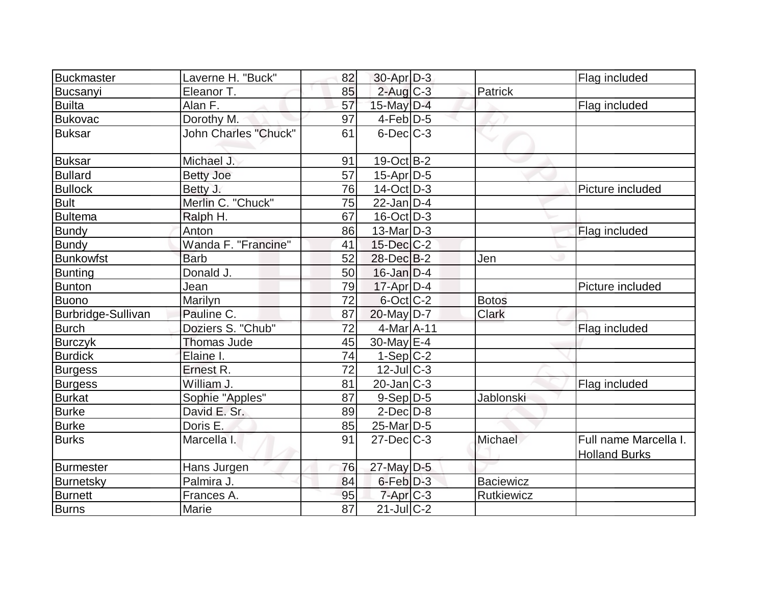| | | | | | | |
|---|---|---|---|---|---|---|
| Buckmaster | Laverne H. "Buck" | 82 | 30-Apr | D-3 | | Flag included |
| Bucsanyi | Eleanor T. | 85 | 2-Aug | C-3 | Patrick | |
| Builta | Alan F. | 57 | 15-May | D-4 | | Flag included |
| Bukovac | Dorothy M. | 97 | 4-Feb | D-5 | | |
| Buksar | John Charles "Chuck" | 61 | 6-Dec | C-3 | | |
| Buksar | Michael J. | 91 | 19-Oct | B-2 | | |
| Bullard | Betty Joe | 57 | 15-Apr | D-5 | | |
| Bullock | Betty J. | 76 | 14-Oct | D-3 | | Picture included |
| Bult | Merlin C. "Chuck" | 75 | 22-Jan | D-4 | | |
| Bultema | Ralph H. | 67 | 16-Oct | D-3 | | |
| Bundy | Anton | 86 | 13-Mar | D-3 | | Flag included |
| Bundy | Wanda F. "Francine" | 41 | 15-Dec | C-2 | | |
| Bunkowfst | Barb | 52 | 28-Dec | B-2 | Jen | |
| Bunting | Donald J. | 50 | 16-Jan | D-4 | | |
| Bunton | Jean | 79 | 17-Apr | D-4 | | Picture included |
| Buono | Marilyn | 72 | 6-Oct | C-2 | Botos | |
| Burbridge-Sullivan | Pauline C. | 87 | 20-May | D-7 | Clark | |
| Burch | Doziers S. "Chub" | 72 | 4-Mar | A-11 | | Flag included |
| Burczyk | Thomas Jude | 45 | 30-May | E-4 | | |
| Burdick | Elaine I. | 74 | 1-Sep | C-2 | | |
| Burgess | Ernest R. | 72 | 12-Jul | C-3 | | |
| Burgess | William J. | 81 | 20-Jan | C-3 | | Flag included |
| Burkat | Sophie "Apples" | 87 | 9-Sep | D-5 | Jablonski | |
| Burke | David E. Sr. | 89 | 2-Dec | D-8 | | |
| Burke | Doris E. | 85 | 25-Mar | D-5 | | |
| Burks | Marcella I. | 91 | 27-Dec | C-3 | Michael | Full name Marcella I. Holland Burks |
| Burmester | Hans Jurgen | 76 | 27-May | D-5 | | |
| Burnetsky | Palmira J. | 84 | 6-Feb | D-3 | Baciewicz | |
| Burnett | Frances A. | 95 | 7-Apr | C-3 | Rutkiewicz | |
| Burns | Marie | 87 | 21-Jul | C-2 | | |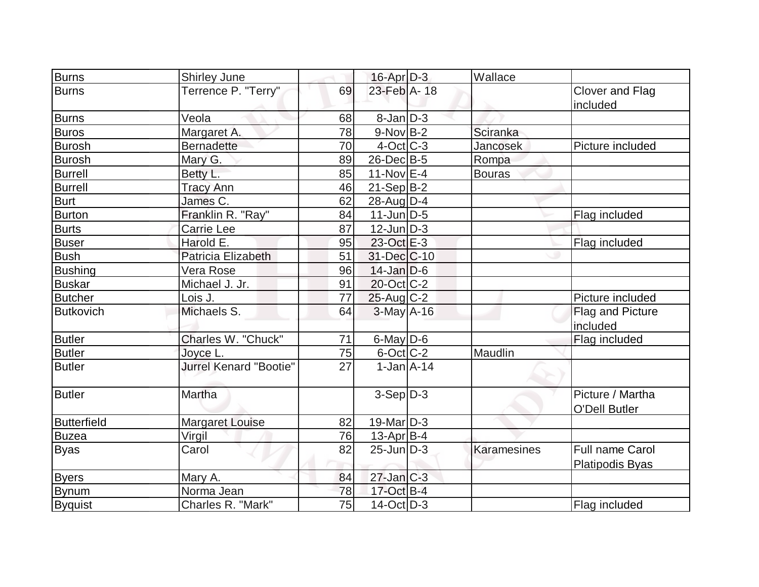| Burns | Shirley June | | 16-Apr | D-3 | Wallace | |
|---|---|---|---|---|---|---|
| Burns | Terrence P. "Terry" | 69 | 23-Feb | A- 18 | | Clover and Flag included |
| Burns | Veola | 68 | 8-Jan | D-3 | | |
| Buros | Margaret A. | 78 | 9-Nov | B-2 | Sciranka | |
| Burosh | Bernadette | 70 | 4-Oct | C-3 | Jancosek | Picture included |
| Burosh | Mary G. | 89 | 26-Dec | B-5 | Rompa | |
| Burrell | Betty L. | 85 | 11-Nov | E-4 | Bouras | |
| Burrell | Tracy Ann | 46 | 21-Sep | B-2 | | |
| Burt | James C. | 62 | 28-Aug | D-4 | | |
| Burton | Franklin R. "Ray" | 84 | 11-Jun | D-5 | | Flag included |
| Burts | Carrie Lee | 87 | 12-Jun | D-3 | | |
| Buser | Harold E. | 95 | 23-Oct | E-3 | | Flag included |
| Bush | Patricia Elizabeth | 51 | 31-Dec | C-10 | | |
| Bushing | Vera Rose | 96 | 14-Jan | D-6 | | |
| Buskar | Michael J. Jr. | 91 | 20-Oct | C-2 | | |
| Butcher | Lois J. | 77 | 25-Aug | C-2 | | Picture included |
| Butkovich | Michaels S. | 64 | 3-May | A-16 | | Flag and Picture included |
| Butler | Charles W. "Chuck" | 71 | 6-May | D-6 | | Flag included |
| Butler | Joyce L. | 75 | 6-Oct | C-2 | Maudlin | |
| Butler | Jurrel Kenard "Bootie" | 27 | 1-Jan | A-14 | | |
| Butler | Martha | | 3-Sep | D-3 | | Picture / Martha O'Dell Butler |
| Butterfield | Margaret Louise | 82 | 19-Mar | D-3 | | |
| Buzea | Virgil | 76 | 13-Apr | B-4 | | |
| Byas | Carol | 82 | 25-Jun | D-3 | Karamesines | Full name Carol Platipodis Byas |
| Byers | Mary A. | 84 | 27-Jan | C-3 | | |
| Bynum | Norma Jean | 78 | 17-Oct | B-4 | | |
| Byquist | Charles R. "Mark" | 75 | 14-Oct | D-3 | | Flag included |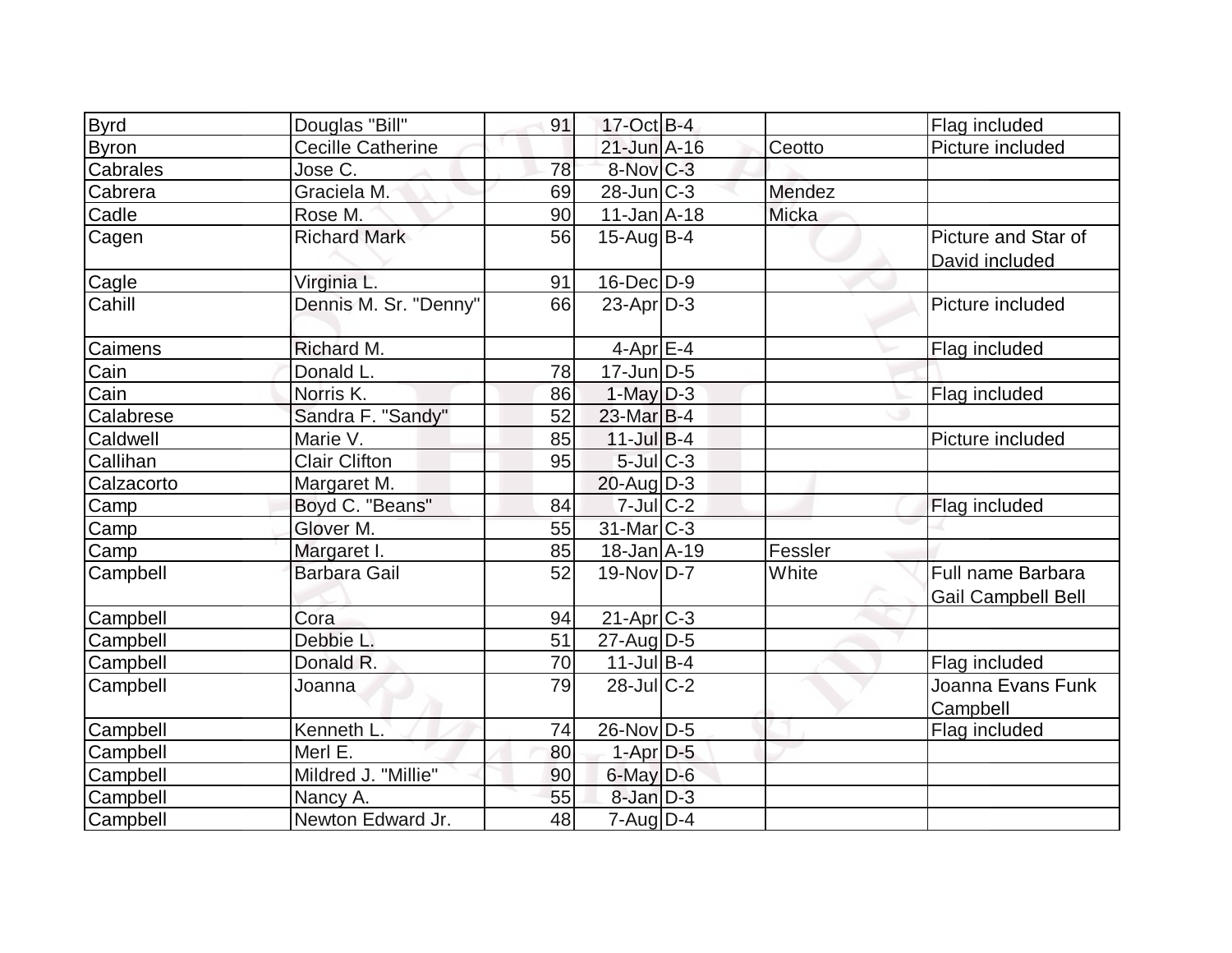| Byrd | Douglas "Bill" | 91 | 17-Oct | B-4 | | Flag included |
|---|---|---|---|---|---|---|
| Byron | Cecille Catherine | | 21-Jun | A-16 | Ceotto | Picture included |
| Cabrales | Jose C. | 78 | 8-Nov | C-3 | | |
| Cabrera | Graciela M. | 69 | 28-Jun | C-3 | Mendez | |
| Cadle | Rose M. | 90 | 11-Jan | A-18 | Micka | |
| Cagen | Richard Mark | 56 | 15-Aug | B-4 | | Picture and Star of David included |
| Cagle | Virginia L. | 91 | 16-Dec | D-9 | | |
| Cahill | Dennis M. Sr. "Denny" | 66 | 23-Apr | D-3 | | Picture included |
| Caimens | Richard M. | | 4-Apr | E-4 | | Flag included |
| Cain | Donald L. | 78 | 17-Jun | D-5 | | |
| Cain | Norris K. | 86 | 1-May | D-3 | | Flag included |
| Calabrese | Sandra F. "Sandy" | 52 | 23-Mar | B-4 | | |
| Caldwell | Marie V. | 85 | 11-Jul | B-4 | | Picture included |
| Callihan | Clair Clifton | 95 | 5-Jul | C-3 | | |
| Calzacorto | Margaret M. | | 20-Aug | D-3 | | |
| Camp | Boyd C. "Beans" | 84 | 7-Jul | C-2 | | Flag included |
| Camp | Glover M. | 55 | 31-Mar | C-3 | | |
| Camp | Margaret I. | 85 | 18-Jan | A-19 | Fessler | |
| Campbell | Barbara Gail | 52 | 19-Nov | D-7 | White | Full name Barbara Gail Campbell Bell |
| Campbell | Cora | 94 | 21-Apr | C-3 | | |
| Campbell | Debbie L. | 51 | 27-Aug | D-5 | | |
| Campbell | Donald R. | 70 | 11-Jul | B-4 | | Flag included |
| Campbell | Joanna | 79 | 28-Jul | C-2 | | Joanna Evans Funk Campbell |
| Campbell | Kenneth L. | 74 | 26-Nov | D-5 | | Flag included |
| Campbell | Merl E. | 80 | 1-Apr | D-5 | | |
| Campbell | Mildred J. "Millie" | 90 | 6-May | D-6 | | |
| Campbell | Nancy A. | 55 | 8-Jan | D-3 | | |
| Campbell | Newton Edward Jr. | 48 | 7-Aug | D-4 | | |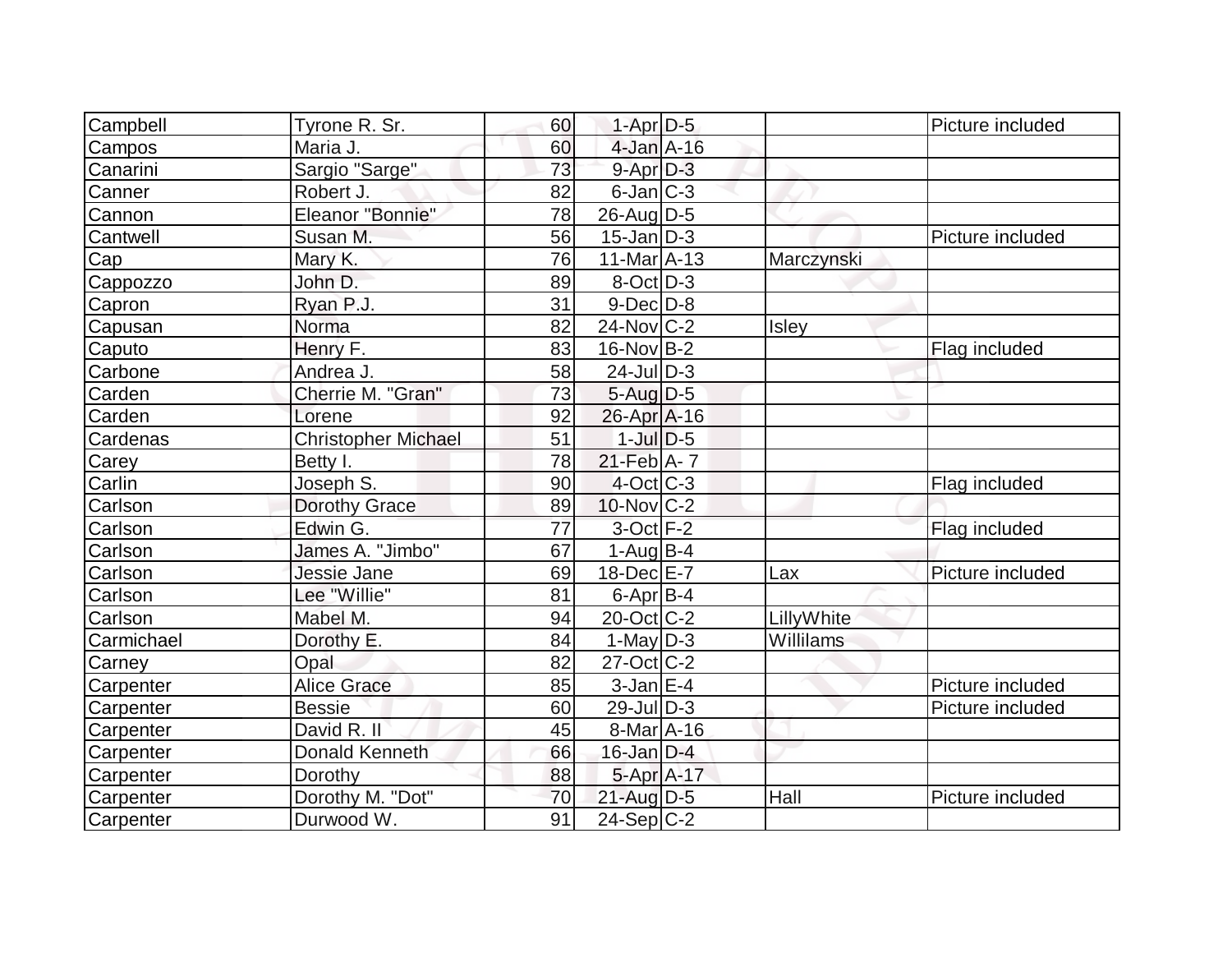| | | | | | | |
|---|---|---|---|---|---|---|
| Campbell | Tyrone R. Sr. | 60 | 1-Apr | D-5 | | Picture included |
| Campos | Maria J. | 60 | 4-Jan | A-16 | | |
| Canarini | Sargio "Sarge" | 73 | 9-Apr | D-3 | | |
| Canner | Robert J. | 82 | 6-Jan | C-3 | | |
| Cannon | Eleanor "Bonnie" | 78 | 26-Aug | D-5 | | |
| Cantwell | Susan M. | 56 | 15-Jan | D-3 | | Picture included |
| Cap | Mary K. | 76 | 11-Mar | A-13 | Marczynski | |
| Cappozzo | John D. | 89 | 8-Oct | D-3 | | |
| Capron | Ryan P.J. | 31 | 9-Dec | D-8 | | |
| Capusan | Norma | 82 | 24-Nov | C-2 | Isley | |
| Caputo | Henry F. | 83 | 16-Nov | B-2 | | Flag included |
| Carbone | Andrea J. | 58 | 24-Jul | D-3 | | |
| Carden | Cherrie M. "Gran" | 73 | 5-Aug | D-5 | | |
| Carden | Lorene | 92 | 26-Apr | A-16 | | |
| Cardenas | Christopher Michael | 51 | 1-Jul | D-5 | | |
| Carey | Betty I. | 78 | 21-Feb | A- 7 | | |
| Carlin | Joseph S. | 90 | 4-Oct | C-3 | | Flag included |
| Carlson | Dorothy Grace | 89 | 10-Nov | C-2 | | |
| Carlson | Edwin G. | 77 | 3-Oct | F-2 | | Flag included |
| Carlson | James A. "Jimbo" | 67 | 1-Aug | B-4 | | |
| Carlson | Jessie Jane | 69 | 18-Dec | E-7 | Lax | Picture included |
| Carlson | Lee "Willie" | 81 | 6-Apr | B-4 | | |
| Carlson | Mabel M. | 94 | 20-Oct | C-2 | LillyWhite | |
| Carmichael | Dorothy E. | 84 | 1-May | D-3 | Willilams | |
| Carney | Opal | 82 | 27-Oct | C-2 | | |
| Carpenter | Alice Grace | 85 | 3-Jan | E-4 | | Picture included |
| Carpenter | Bessie | 60 | 29-Jul | D-3 | | Picture included |
| Carpenter | David R. II | 45 | 8-Mar | A-16 | | |
| Carpenter | Donald Kenneth | 66 | 16-Jan | D-4 | | |
| Carpenter | Dorothy | 88 | 5-Apr | A-17 | | |
| Carpenter | Dorothy M. "Dot" | 70 | 21-Aug | D-5 | Hall | Picture included |
| Carpenter | Durwood W. | 91 | 24-Sep | C-2 | | |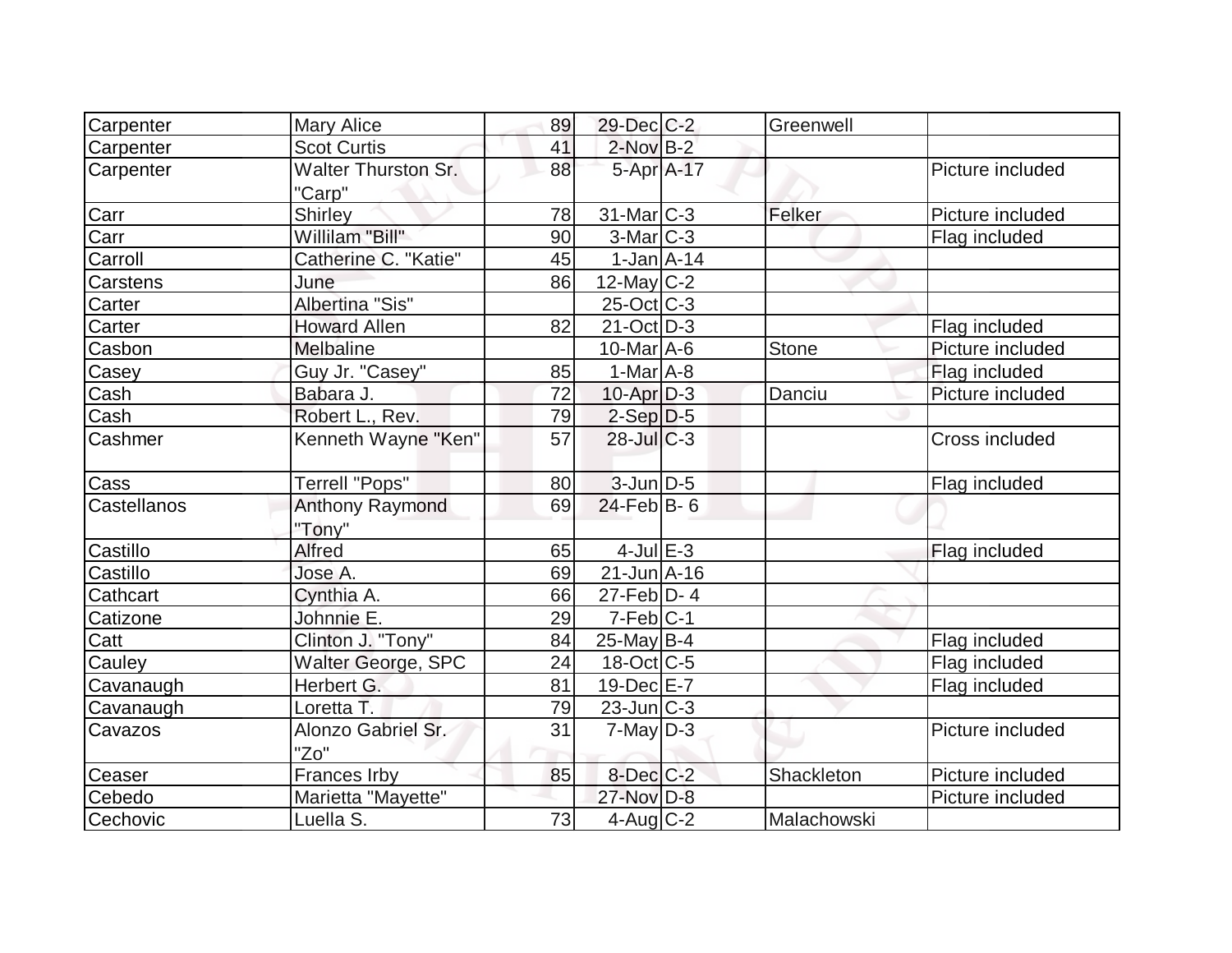| Carpenter | Mary Alice | 89 | 29-Dec | C-2 | Greenwell | |
|---|---|---|---|---|---|---|
| Carpenter | Scot Curtis | 41 | 2-Nov | B-2 | | |
| Carpenter | Walter Thurston Sr. "Carp" | 88 | 5-Apr | A-17 | | Picture included |
| Carr | Shirley | 78 | 31-Mar | C-3 | Felker | Picture included |
| Carr | Willilam "Bill" | 90 | 3-Mar | C-3 | | Flag included |
| Carroll | Catherine C. "Katie" | 45 | 1-Jan | A-14 | | |
| Carstens | June | 86 | 12-May | C-2 | | |
| Carter | Albertina "Sis" | | 25-Oct | C-3 | | |
| Carter | Howard Allen | 82 | 21-Oct | D-3 | | Flag included |
| Casbon | Melbaline | | 10-Mar | A-6 | Stone | Picture included |
| Casey | Guy Jr. "Casey" | 85 | 1-Mar | A-8 | | Flag included |
| Cash | Babara J. | 72 | 10-Apr | D-3 | Danciu | Picture included |
| Cash | Robert L., Rev. | 79 | 2-Sep | D-5 | | |
| Cashmer | Kenneth Wayne "Ken" | 57 | 28-Jul | C-3 | | Cross included |
| Cass | Terrell "Pops" | 80 | 3-Jun | D-5 | | Flag included |
| Castellanos | Anthony Raymond "Tony" | 69 | 24-Feb | B- 6 | | |
| Castillo | Alfred | 65 | 4-Jul | E-3 | | Flag included |
| Castillo | Jose A. | 69 | 21-Jun | A-16 | | |
| Cathcart | Cynthia A. | 66 | 27-Feb | D- 4 | | |
| Catizone | Johnnie E. | 29 | 7-Feb | C-1 | | |
| Catt | Clinton J. "Tony" | 84 | 25-May | B-4 | | Flag included |
| Cauley | Walter George, SPC | 24 | 18-Oct | C-5 | | Flag included |
| Cavanaugh | Herbert G. | 81 | 19-Dec | E-7 | | Flag included |
| Cavanaugh | Loretta T. | 79 | 23-Jun | C-3 | | |
| Cavazos | Alonzo Gabriel Sr. "Zo" | 31 | 7-May | D-3 | | Picture included |
| Ceaser | Frances Irby | 85 | 8-Dec | C-2 | Shackleton | Picture included |
| Cebedo | Marietta "Mayette" | | 27-Nov | D-8 | | Picture included |
| Cechovic | Luella S. | 73 | 4-Aug | C-2 | Malachowski | |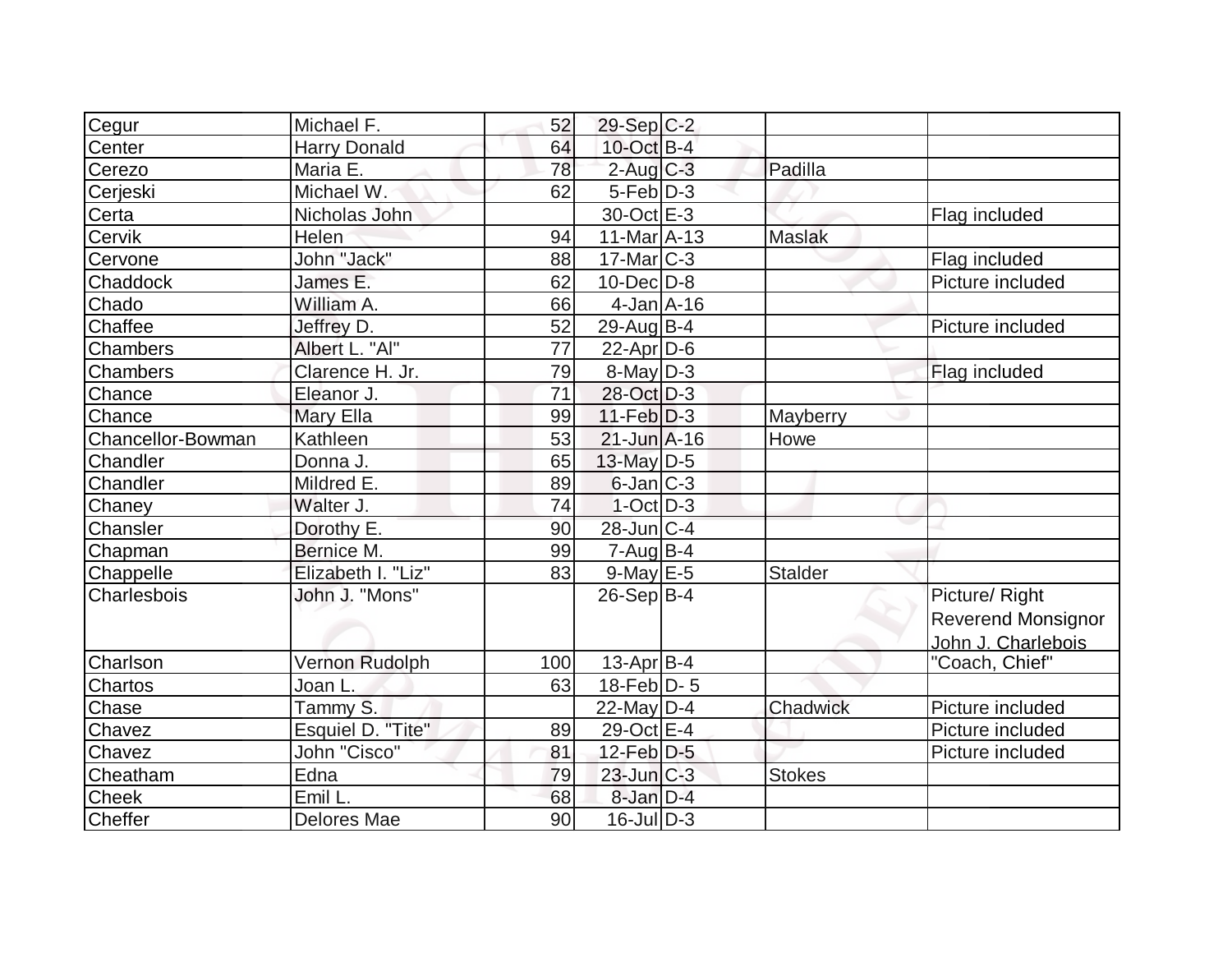| | | | | | | |
|---|---|---|---|---|---|---|
| Cegur | Michael F. | 52 | 29-Sep | C-2 | | |
| Center | Harry Donald | 64 | 10-Oct | B-4 | | |
| Cerezo | Maria E. | 78 | 2-Aug | C-3 | Padilla | |
| Cerjeski | Michael W. | 62 | 5-Feb | D-3 | | |
| Certa | Nicholas John | | 30-Oct | E-3 | | Flag included |
| Cervik | Helen | 94 | 11-Mar | A-13 | Maslak | |
| Cervone | John "Jack" | 88 | 17-Mar | C-3 | | Flag included |
| Chaddock | James E. | 62 | 10-Dec | D-8 | | Picture included |
| Chado | William A. | 66 | 4-Jan | A-16 | | |
| Chaffee | Jeffrey D. | 52 | 29-Aug | B-4 | | Picture included |
| Chambers | Albert L. "Al" | 77 | 22-Apr | D-6 | | |
| Chambers | Clarence H. Jr. | 79 | 8-May | D-3 | | Flag included |
| Chance | Eleanor J. | 71 | 28-Oct | D-3 | | |
| Chance | Mary Ella | 99 | 11-Feb | D-3 | Mayberry | |
| Chancellor-Bowman | Kathleen | 53 | 21-Jun | A-16 | Howe | |
| Chandler | Donna J. | 65 | 13-May | D-5 | | |
| Chandler | Mildred E. | 89 | 6-Jan | C-3 | | |
| Chaney | Walter J. | 74 | 1-Oct | D-3 | | |
| Chansler | Dorothy E. | 90 | 28-Jun | C-4 | | |
| Chapman | Bernice M. | 99 | 7-Aug | B-4 | | |
| Chappelle | Elizabeth I. "Liz" | 83 | 9-May | E-5 | Stalder | |
| Charlesbois | John J. "Mons" | | 26-Sep | B-4 | | Picture/ Right Reverend Monsignor John J. Charlebois |
| Charlson | Vernon Rudolph | 100 | 13-Apr | B-4 | | "Coach, Chief" |
| Chartos | Joan L. | 63 | 18-Feb | D- 5 | | |
| Chase | Tammy S. | | 22-May | D-4 | Chadwick | Picture included |
| Chavez | Esquiel D. "Tite" | 89 | 29-Oct | E-4 | | Picture included |
| Chavez | John "Cisco" | 81 | 12-Feb | D-5 | | Picture included |
| Cheatham | Edna | 79 | 23-Jun | C-3 | Stokes | |
| Cheek | Emil L. | 68 | 8-Jan | D-4 | | |
| Cheffer | Delores Mae | 90 | 16-Jul | D-3 | | |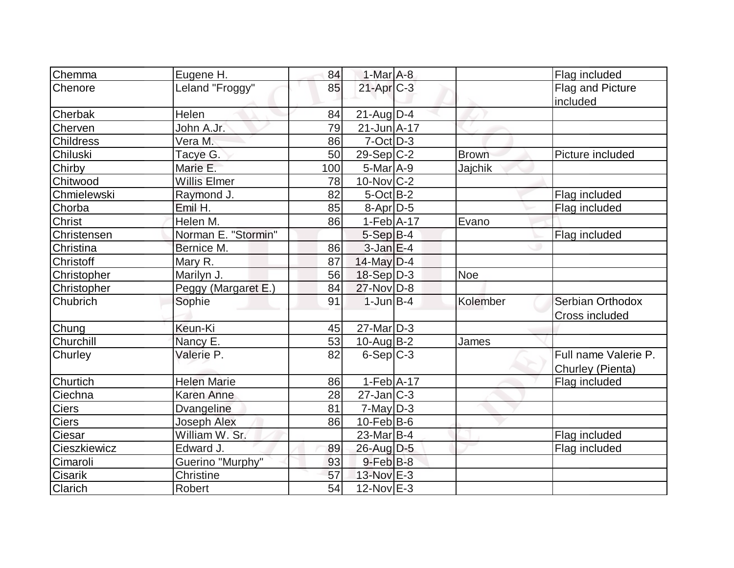| Chemma | Eugene H. | 84 | 1-Mar | A-8 | | Flag included |
|---|---|---|---|---|---|---|
| Chenore | Leland "Froggy" | 85 | 21-Apr | C-3 | | Flag and Picture included |
| Cherbak | Helen | 84 | 21-Aug | D-4 | | |
| Cherven | John A.Jr. | 79 | 21-Jun | A-17 | | |
| Childress | Vera M. | 86 | 7-Oct | D-3 | | |
| Chiluski | Tacye G. | 50 | 29-Sep | C-2 | Brown | Picture included |
| Chirby | Marie E. | 100 | 5-Mar | A-9 | Jajchik | |
| Chitwood | Willis Elmer | 78 | 10-Nov | C-2 | | |
| Chmielewski | Raymond J. | 82 | 5-Oct | B-2 | | Flag included |
| Chorba | Emil H. | 85 | 8-Apr | D-5 | | Flag included |
| Christ | Helen M. | 86 | 1-Feb | A-17 | Evano | |
| Christensen | Norman E. "Stormin" | | 5-Sep | B-4 | | Flag included |
| Christina | Bernice M. | 86 | 3-Jan | E-4 | | |
| Christoff | Mary R. | 87 | 14-May | D-4 | | |
| Christopher | Marilyn J. | 56 | 18-Sep | D-3 | Noe | |
| Christopher | Peggy (Margaret E.) | 84 | 27-Nov | D-8 | | |
| Chubrich | Sophie | 91 | 1-Jun | B-4 | Kolember | Serbian Orthodox Cross included |
| Chung | Keun-Ki | 45 | 27-Mar | D-3 | | |
| Churchill | Nancy E. | 53 | 10-Aug | B-2 | James | |
| Churley | Valerie P. | 82 | 6-Sep | C-3 | | Full name Valerie P. Churley (Pienta) |
| Churtich | Helen Marie | 86 | 1-Feb | A-17 | | Flag included |
| Ciechna | Karen Anne | 28 | 27-Jan | C-3 | | |
| Ciers | Dvangeline | 81 | 7-May | D-3 | | |
| Ciers | Joseph Alex | 86 | 10-Feb | B-6 | | |
| Ciesar | William W. Sr. | | 23-Mar | B-4 | | Flag included |
| Cieszkiewicz | Edward J. | 89 | 26-Aug | D-5 | | Flag included |
| Cimaroli | Guerino "Murphy" | 93 | 9-Feb | B-8 | | |
| Cisarik | Christine | 57 | 13-Nov | E-3 | | |
| Clarich | Robert | 54 | 12-Nov | E-3 | | |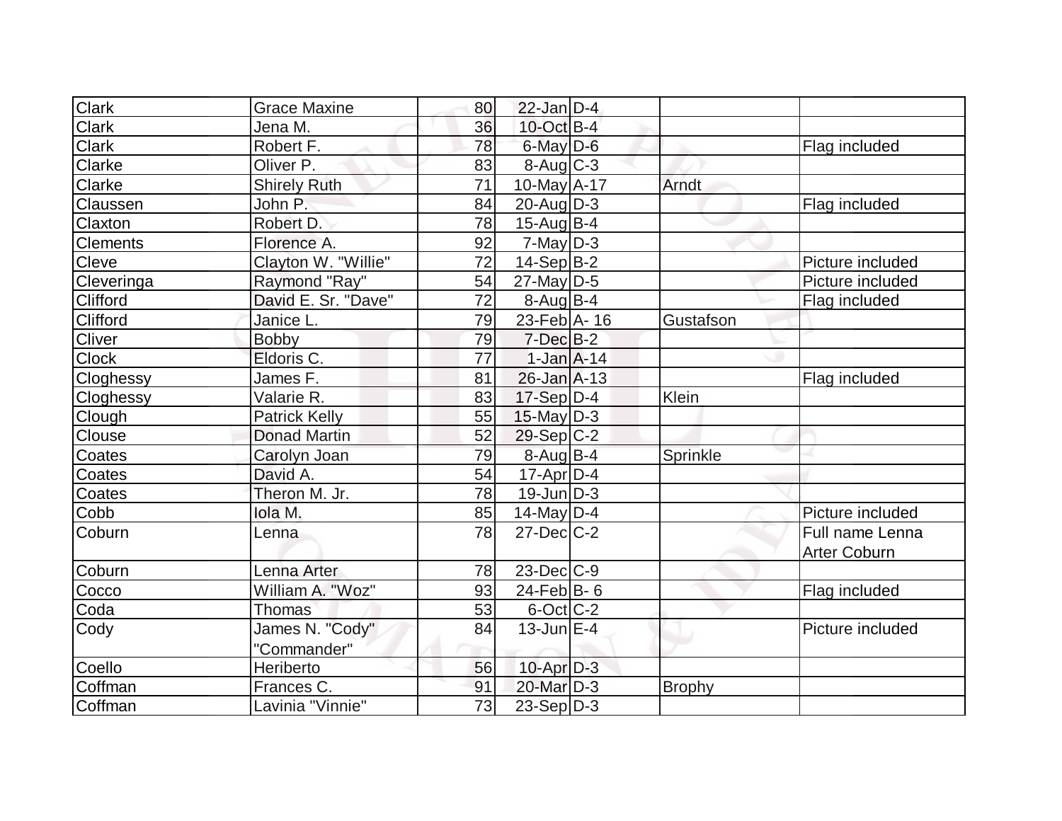| Clark | Grace Maxine | 80 | 22-Jan | D-4 | | |
|---|---|---|---|---|---|---|
| Clark | Jena M. | 36 | 10-Oct | B-4 | | |
| Clark | Robert F. | 78 | 6-May | D-6 | | Flag included |
| Clarke | Oliver P. | 83 | 8-Aug | C-3 | | |
| Clarke | Shirely Ruth | 71 | 10-May | A-17 | Arndt | |
| Claussen | John P. | 84 | 20-Aug | D-3 | | Flag included |
| Claxton | Robert D. | 78 | 15-Aug | B-4 | | |
| Clements | Florence A. | 92 | 7-May | D-3 | | |
| Cleve | Clayton W. "Willie" | 72 | 14-Sep | B-2 | | Picture included |
| Cleveringa | Raymond "Ray" | 54 | 27-May | D-5 | | Picture included |
| Clifford | David E. Sr. "Dave" | 72 | 8-Aug | B-4 | | Flag included |
| Clifford | Janice L. | 79 | 23-Feb | A- 16 | Gustafson | |
| Cliver | Bobby | 79 | 7-Dec | B-2 | | |
| Clock | Eldoris C. | 77 | 1-Jan | A-14 | | |
| Cloghessy | James F. | 81 | 26-Jan | A-13 | | Flag included |
| Cloghessy | Valarie R. | 83 | 17-Sep | D-4 | Klein | |
| Clough | Patrick Kelly | 55 | 15-May | D-3 | | |
| Clouse | Donad Martin | 52 | 29-Sep | C-2 | | |
| Coates | Carolyn Joan | 79 | 8-Aug | B-4 | Sprinkle | |
| Coates | David A. | 54 | 17-Apr | D-4 | | |
| Coates | Theron M. Jr. | 78 | 19-Jun | D-3 | | |
| Cobb | Iola M. | 85 | 14-May | D-4 | | Picture included |
| Coburn | Lenna | 78 | 27-Dec | C-2 | | Full name Lenna Arter Coburn |
| Coburn | Lenna Arter | 78 | 23-Dec | C-9 | | |
| Cocco | William A. "Woz" | 93 | 24-Feb | B- 6 | | Flag included |
| Coda | Thomas | 53 | 6-Oct | C-2 | | |
| Cody | James N. "Cody" "Commander" | 84 | 13-Jun | E-4 | | Picture included |
| Coello | Heriberto | 56 | 10-Apr | D-3 | | |
| Coffman | Frances C. | 91 | 20-Mar | D-3 | Brophy | |
| Coffman | Lavinia "Vinnie" | 73 | 23-Sep | D-3 | | |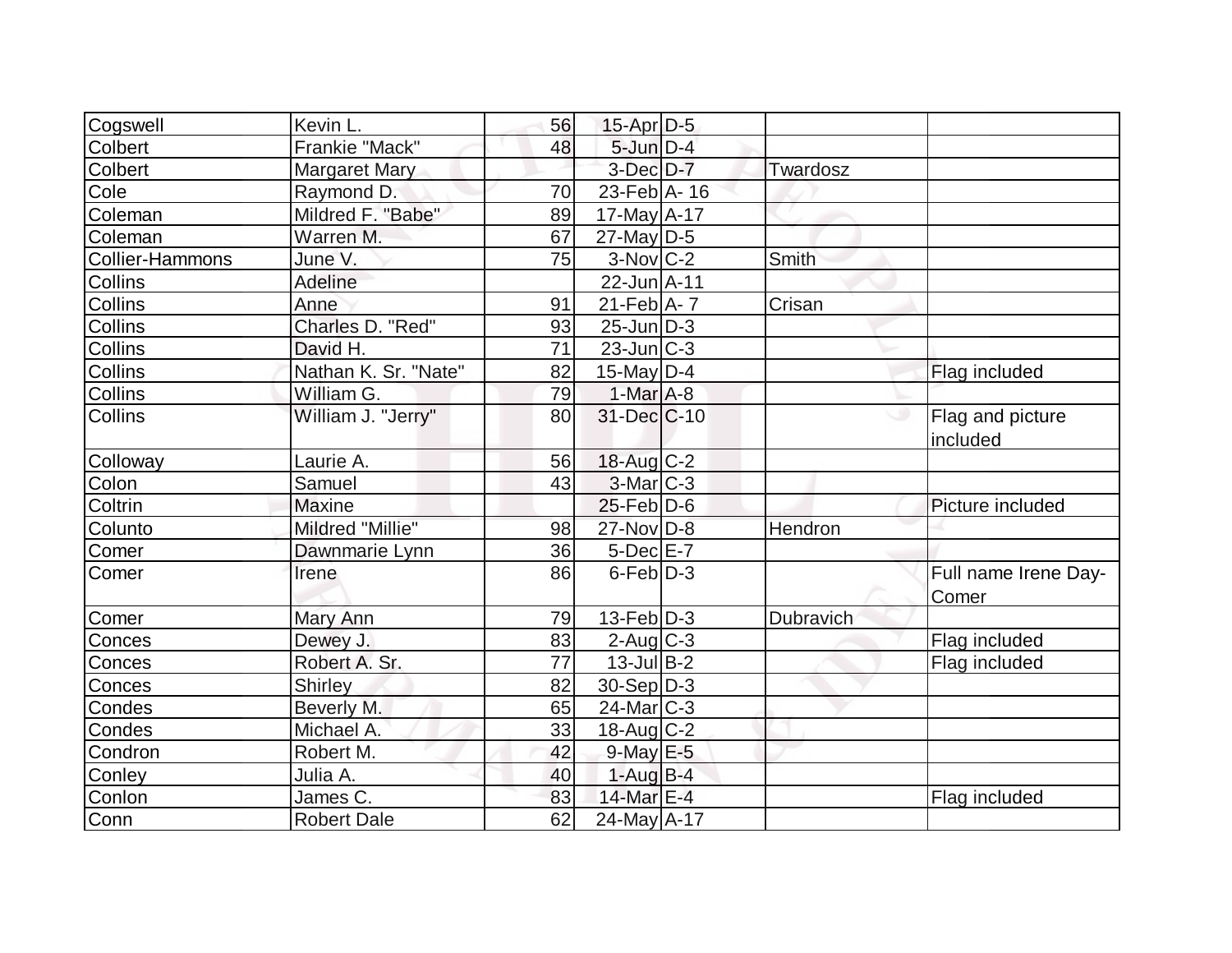| | | | | | | |
|---|---|---|---|---|---|---|
| Cogswell | Kevin L. | 56 | 15-Apr | D-5 | | |
| Colbert | Frankie "Mack" | 48 | 5-Jun | D-4 | | |
| Colbert | Margaret Mary | | 3-Dec | D-7 | Twardosz | |
| Cole | Raymond D. | 70 | 23-Feb | A- 16 | | |
| Coleman | Mildred F. "Babe" | 89 | 17-May | A-17 | | |
| Coleman | Warren M. | 67 | 27-May | D-5 | | |
| Collier-Hammons | June V. | 75 | 3-Nov | C-2 | Smith | |
| Collins | Adeline | | 22-Jun | A-11 | | |
| Collins | Anne | 91 | 21-Feb | A- 7 | Crisan | |
| Collins | Charles D. "Red" | 93 | 25-Jun | D-3 | | |
| Collins | David H. | 71 | 23-Jun | C-3 | | |
| Collins | Nathan K. Sr. "Nate" | 82 | 15-May | D-4 | | Flag included |
| Collins | William G. | 79 | 1-Mar | A-8 | | |
| Collins | William J. "Jerry" | 80 | 31-Dec | C-10 | | Flag and picture included |
| Colloway | Laurie A. | 56 | 18-Aug | C-2 | | |
| Colon | Samuel | 43 | 3-Mar | C-3 | | |
| Coltrin | Maxine | | 25-Feb | D-6 | | Picture included |
| Colunto | Mildred "Millie" | 98 | 27-Nov | D-8 | Hendron | |
| Comer | Dawnmarie Lynn | 36 | 5-Dec | E-7 | | |
| Comer | Irene | 86 | 6-Feb | D-3 | | Full name Irene Day-Comer |
| Comer | Mary Ann | 79 | 13-Feb | D-3 | Dubravich | |
| Conces | Dewey J. | 83 | 2-Aug | C-3 | | Flag included |
| Conces | Robert A. Sr. | 77 | 13-Jul | B-2 | | Flag included |
| Conces | Shirley | 82 | 30-Sep | D-3 | | |
| Condes | Beverly M. | 65 | 24-Mar | C-3 | | |
| Condes | Michael A. | 33 | 18-Aug | C-2 | | |
| Condron | Robert M. | 42 | 9-May | E-5 | | |
| Conley | Julia A. | 40 | 1-Aug | B-4 | | |
| Conlon | James C. | 83 | 14-Mar | E-4 | | Flag included |
| Conn | Robert Dale | 62 | 24-May | A-17 | | |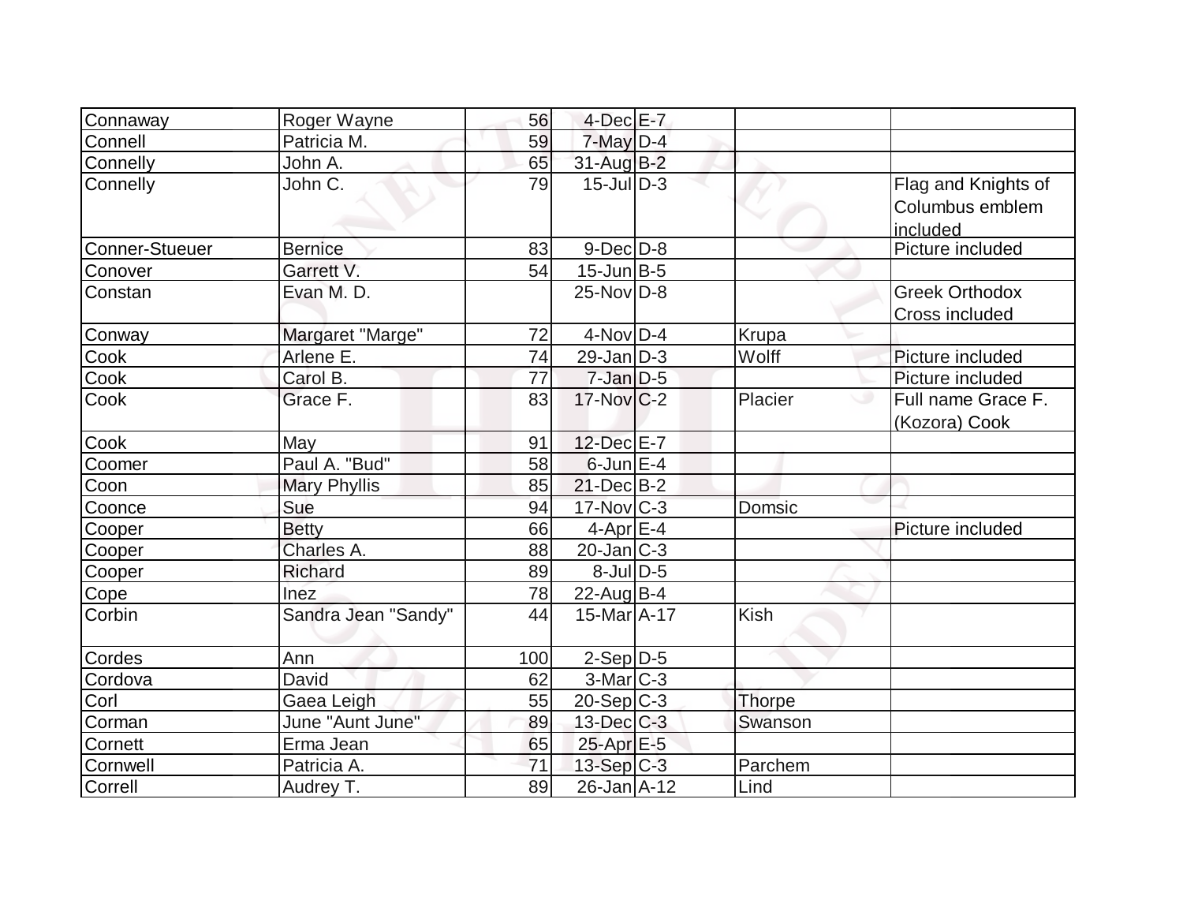| | | | | | | |
|---|---|---|---|---|---|---|
| Connaway | Roger Wayne | 56 | 4-Dec | E-7 | | |
| Connell | Patricia M. | 59 | 7-May | D-4 | | |
| Connelly | John A. | 65 | 31-Aug | B-2 | | |
| Connelly | John C. | 79 | 15-Jul | D-3 | | Flag and Knights of Columbus emblem included |
| Conner-Stueuer | Bernice | 83 | 9-Dec | D-8 | | Picture included |
| Conover | Garrett V. | 54 | 15-Jun | B-5 | | |
| Constan | Evan M. D. | | 25-Nov | D-8 | | Greek Orthodox Cross included |
| Conway | Margaret "Marge" | 72 | 4-Nov | D-4 | Krupa | |
| Cook | Arlene E. | 74 | 29-Jan | D-3 | Wolff | Picture included |
| Cook | Carol B. | 77 | 7-Jan | D-5 | | Picture included |
| Cook | Grace F. | 83 | 17-Nov | C-2 | Placier | Full name Grace F. (Kozora) Cook |
| Cook | May | 91 | 12-Dec | E-7 | | |
| Coomer | Paul A. "Bud" | 58 | 6-Jun | E-4 | | |
| Coon | Mary Phyllis | 85 | 21-Dec | B-2 | | |
| Coonce | Sue | 94 | 17-Nov | C-3 | Domsic | |
| Cooper | Betty | 66 | 4-Apr | E-4 | | Picture included |
| Cooper | Charles A. | 88 | 20-Jan | C-3 | | |
| Cooper | Richard | 89 | 8-Jul | D-5 | | |
| Cope | Inez | 78 | 22-Aug | B-4 | | |
| Corbin | Sandra Jean "Sandy" | 44 | 15-Mar | A-17 | Kish | |
| Cordes | Ann | 100 | 2-Sep | D-5 | | |
| Cordova | David | 62 | 3-Mar | C-3 | | |
| Corl | Gaea Leigh | 55 | 20-Sep | C-3 | Thorpe | |
| Corman | June "Aunt June" | 89 | 13-Dec | C-3 | Swanson | |
| Cornett | Erma Jean | 65 | 25-Apr | E-5 | | |
| Cornwell | Patricia A. | 71 | 13-Sep | C-3 | Parchem | |
| Correll | Audrey T. | 89 | 26-Jan | A-12 | Lind | |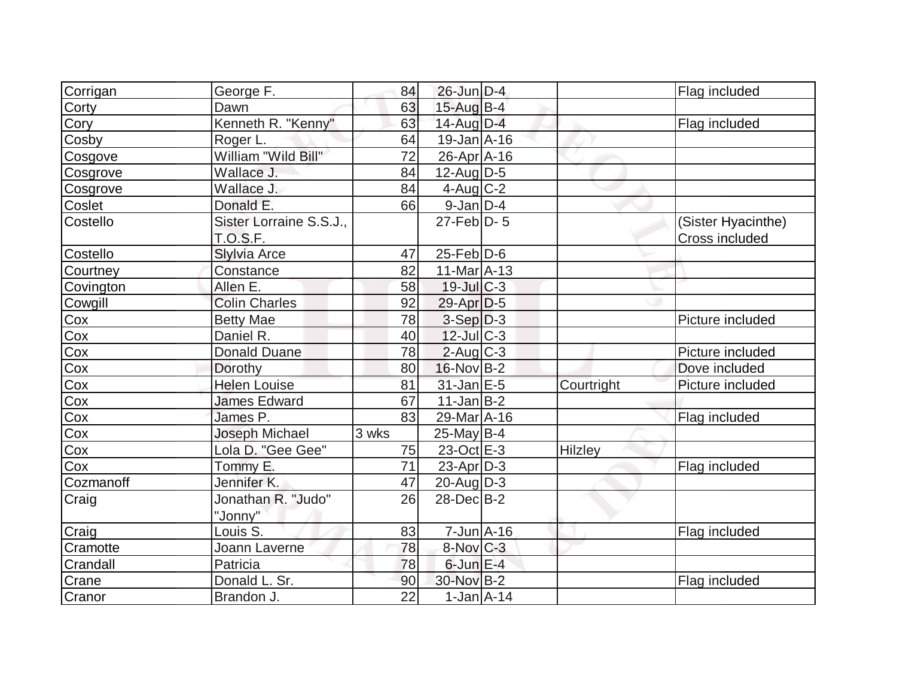| | | | | | | |
|---|---|---|---|---|---|---|
| Corrigan | George F. | 84 | 26-Jun | D-4 | | Flag included |
| Corty | Dawn | 63 | 15-Aug | B-4 | | |
| Cory | Kenneth R. "Kenny" | 63 | 14-Aug | D-4 | | Flag included |
| Cosby | Roger L. | 64 | 19-Jan | A-16 | | |
| Cosgove | William "Wild Bill" | 72 | 26-Apr | A-16 | | |
| Cosgrove | Wallace J. | 84 | 12-Aug | D-5 | | |
| Cosgrove | Wallace J. | 84 | 4-Aug | C-2 | | |
| Coslet | Donald E. | 66 | 9-Jan | D-4 | | |
| Costello | Sister Lorraine S.S.J., T.O.S.F. | | 27-Feb | D- 5 | | (Sister Hyacinthe) Cross included |
| Costello | Slylvia Arce | 47 | 25-Feb | D-6 | | |
| Courtney | Constance | 82 | 11-Mar | A-13 | | |
| Covington | Allen E. | 58 | 19-Jul | C-3 | | |
| Cowgill | Colin Charles | 92 | 29-Apr | D-5 | | |
| Cox | Betty Mae | 78 | 3-Sep | D-3 | | Picture included |
| Cox | Daniel R. | 40 | 12-Jul | C-3 | | |
| Cox | Donald Duane | 78 | 2-Aug | C-3 | | Picture included |
| Cox | Dorothy | 80 | 16-Nov | B-2 | | Dove included |
| Cox | Helen Louise | 81 | 31-Jan | E-5 | Courtright | Picture included |
| Cox | James Edward | 67 | 11-Jan | B-2 | | |
| Cox | James P. | 83 | 29-Mar | A-16 | | Flag included |
| Cox | Joseph Michael | 3 wks | 25-May | B-4 | | |
| Cox | Lola D. "Gee Gee" | 75 | 23-Oct | E-3 | Hilzley | |
| Cox | Tommy E. | 71 | 23-Apr | D-3 | | Flag included |
| Cozmanoff | Jennifer K. | 47 | 20-Aug | D-3 | | |
| Craig | Jonathan R. "Judo" "Jonny" | 26 | 28-Dec | B-2 | | |
| Craig | Louis S. | 83 | 7-Jun | A-16 | | Flag included |
| Cramotte | Joann Laverne | 78 | 8-Nov | C-3 | | |
| Crandall | Patricia | 78 | 6-Jun | E-4 | | |
| Crane | Donald L. Sr. | 90 | 30-Nov | B-2 | | Flag included |
| Cranor | Brandon J. | 22 | 1-Jan | A-14 | | |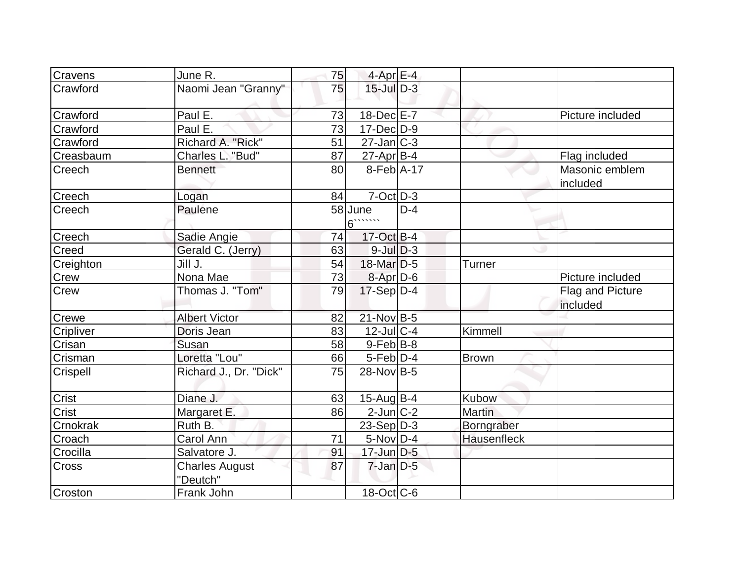| Cravens | June R. | 75 | 4-Apr | E-4 | | |
|---|---|---|---|---|---|---|
| Crawford | Naomi Jean "Granny" | 75 | 15-Jul | D-3 | | |
| Crawford | Paul E. | 73 | 18-Dec | E-7 | | Picture included |
| Crawford | Paul E. | 73 | 17-Dec | D-9 | | |
| Crawford | Richard A. "Rick" | 51 | 27-Jan | C-3 | | |
| Creasbaum | Charles L. "Bud" | 87 | 27-Apr | B-4 | | Flag included |
| Creech | Bennett | 80 | 8-Feb | A-17 | | Masonic emblem included |
| Creech | Logan | 84 | 7-Oct | D-3 | | |
| Creech | Paulene | 58 | June 6```````` | D-4 | | |
| Creech | Sadie Angie | 74 | 17-Oct | B-4 | | |
| Creed | Gerald C. (Jerry) | 63 | 9-Jul | D-3 | | |
| Creighton | Jill J. | 54 | 18-Mar | D-5 | Turner | |
| Crew | Nona Mae | 73 | 8-Apr | D-6 | | Picture included |
| Crew | Thomas J. "Tom" | 79 | 17-Sep | D-4 | | Flag and Picture included |
| Crewe | Albert Victor | 82 | 21-Nov | B-5 | | |
| Cripliver | Doris Jean | 83 | 12-Jul | C-4 | Kimmell | |
| Crisan | Susan | 58 | 9-Feb | B-8 | | |
| Crisman | Loretta "Lou" | 66 | 5-Feb | D-4 | Brown | |
| Crispell | Richard J., Dr. "Dick" | 75 | 28-Nov | B-5 | | |
| Crist | Diane J. | 63 | 15-Aug | B-4 | Kubow | |
| Crist | Margaret E. | 86 | 2-Jun | C-2 | Martin | |
| Crnokrak | Ruth B. | | 23-Sep | D-3 | Borngraber | |
| Croach | Carol Ann | 71 | 5-Nov | D-4 | Hausenfleck | |
| Crocilla | Salvatore J. | 91 | 17-Jun | D-5 | | |
| Cross | Charles August "Deutch" | 87 | 7-Jan | D-5 | | |
| Croston | Frank John | | 18-Oct | C-6 | | |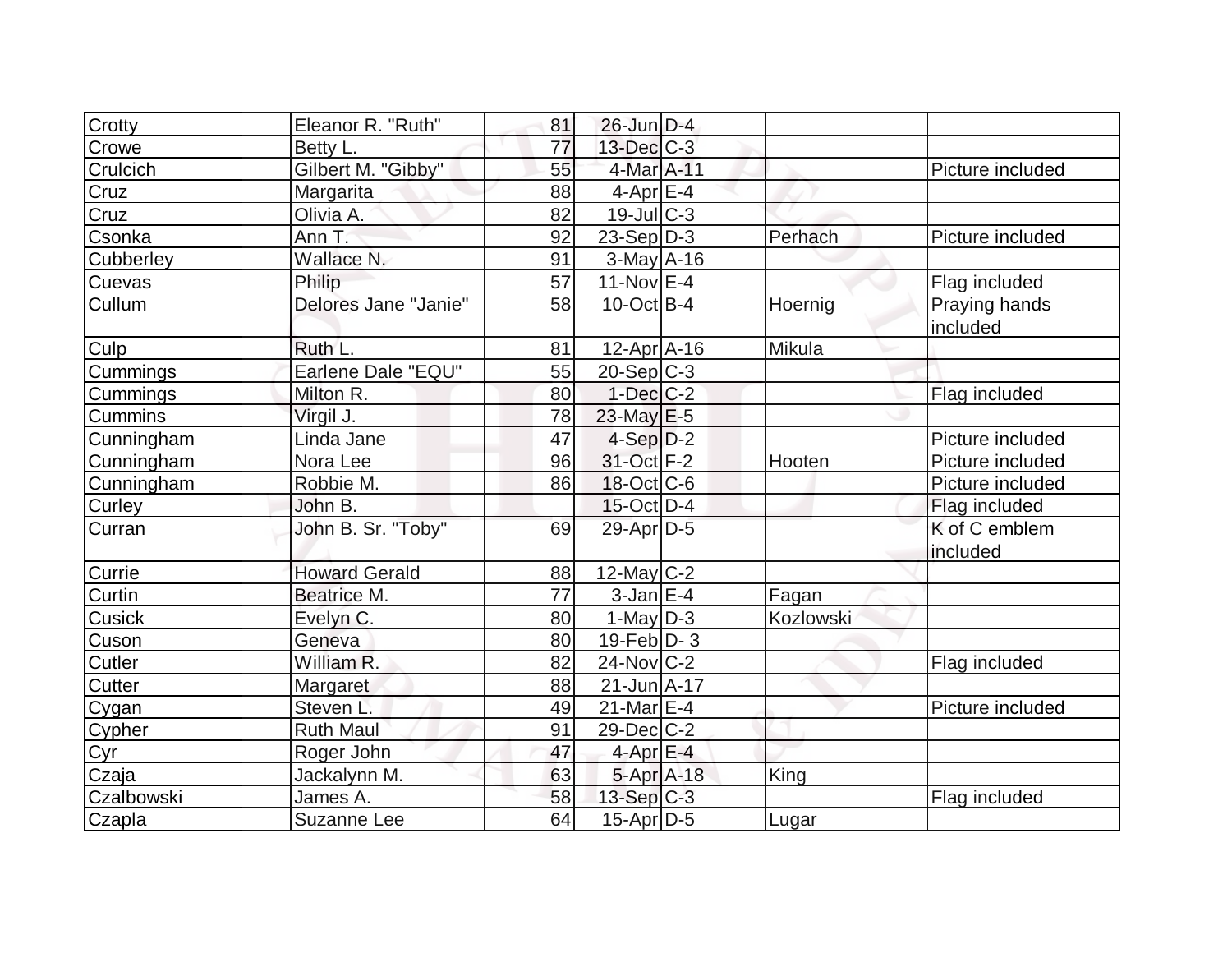| | | | | | | |
|---|---|---|---|---|---|---|
| Crotty | Eleanor R. "Ruth" | 81 | 26-Jun | D-4 | | |
| Crowe | Betty L. | 77 | 13-Dec | C-3 | | |
| Crulcich | Gilbert M. "Gibby" | 55 | 4-Mar | A-11 | | Picture included |
| Cruz | Margarita | 88 | 4-Apr | E-4 | | |
| Cruz | Olivia A. | 82 | 19-Jul | C-3 | | |
| Csonka | Ann T. | 92 | 23-Sep | D-3 | Perhach | Picture included |
| Cubberley | Wallace N. | 91 | 3-May | A-16 | | |
| Cuevas | Philip | 57 | 11-Nov | E-4 | | Flag included |
| Cullum | Delores Jane "Janie" | 58 | 10-Oct | B-4 | Hoernig | Praying hands included |
| Culp | Ruth L. | 81 | 12-Apr | A-16 | Mikula | |
| Cummings | Earlene Dale "EQU" | 55 | 20-Sep | C-3 | | |
| Cummings | Milton R. | 80 | 1-Dec | C-2 | | Flag included |
| Cummins | Virgil J. | 78 | 23-May | E-5 | | |
| Cunningham | Linda Jane | 47 | 4-Sep | D-2 | | Picture included |
| Cunningham | Nora Lee | 96 | 31-Oct | F-2 | Hooten | Picture included |
| Cunningham | Robbie M. | 86 | 18-Oct | C-6 | | Picture included |
| Curley | John B. | | 15-Oct | D-4 | | Flag included |
| Curran | John B. Sr. "Toby" | 69 | 29-Apr | D-5 | | K of C emblem included |
| Currie | Howard Gerald | 88 | 12-May | C-2 | | |
| Curtin | Beatrice M. | 77 | 3-Jan | E-4 | Fagan | |
| Cusick | Evelyn C. | 80 | 1-May | D-3 | Kozlowski | |
| Cuson | Geneva | 80 | 19-Feb | D- 3 | | |
| Cutler | William R. | 82 | 24-Nov | C-2 | | Flag included |
| Cutter | Margaret | 88 | 21-Jun | A-17 | | |
| Cygan | Steven L. | 49 | 21-Mar | E-4 | | Picture included |
| Cypher | Ruth Maul | 91 | 29-Dec | C-2 | | |
| Cyr | Roger John | 47 | 4-Apr | E-4 | | |
| Czaja | Jackalynn M. | 63 | 5-Apr | A-18 | King | |
| Czalbowski | James A. | 58 | 13-Sep | C-3 | | Flag included |
| Czapla | Suzanne Lee | 64 | 15-Apr | D-5 | Lugar | |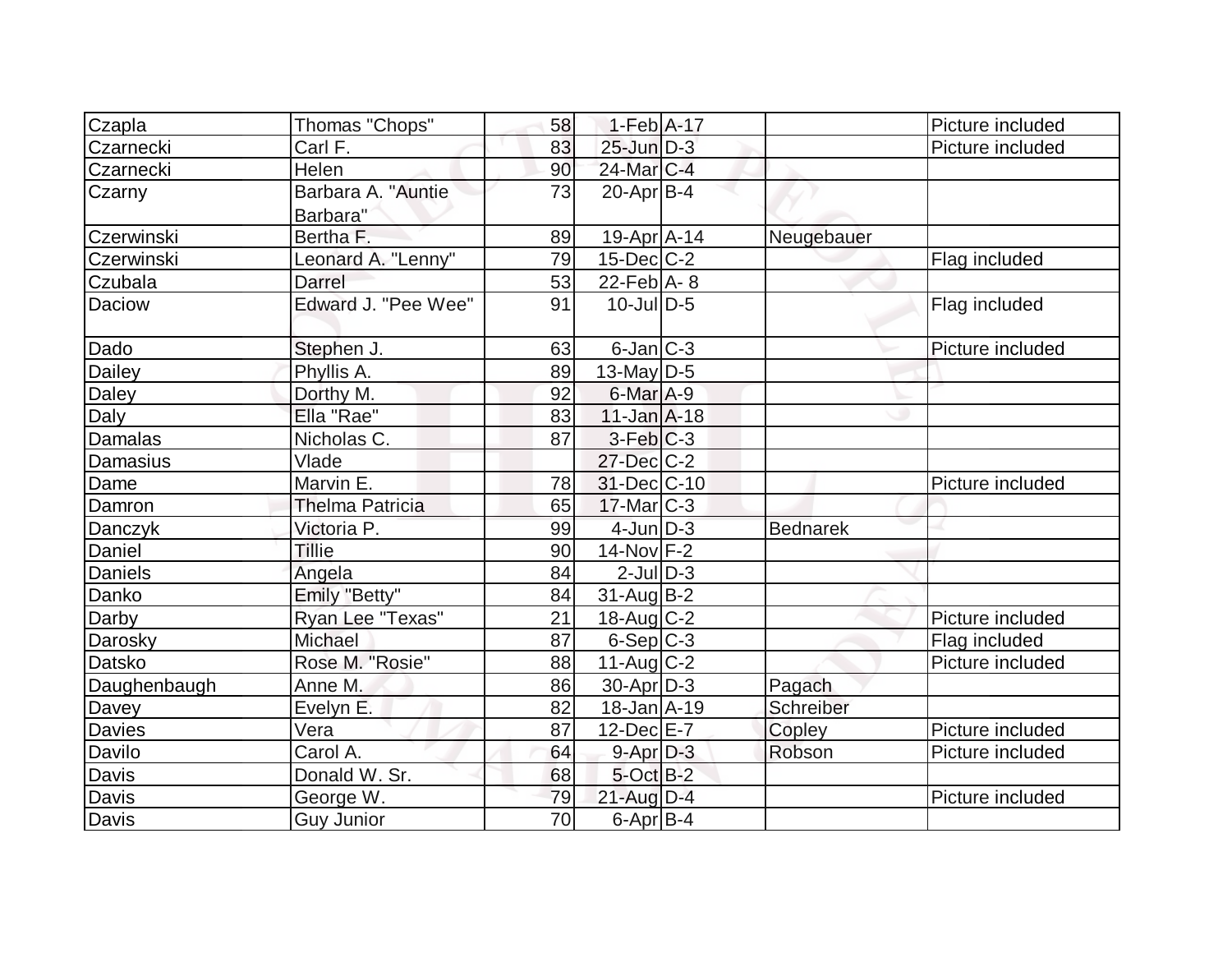| | | | | | | |
|---|---|---|---|---|---|---|
| Czapla | Thomas "Chops" | 58 | 1-Feb | A-17 | | Picture included |
| Czarnecki | Carl F. | 83 | 25-Jun | D-3 | | Picture included |
| Czarnecki | Helen | 90 | 24-Mar | C-4 | | |
| Czarny | Barbara A. "Auntie Barbara" | 73 | 20-Apr | B-4 | | |
| Czerwinski | Bertha F. | 89 | 19-Apr | A-14 | Neugebauer | |
| Czerwinski | Leonard A. "Lenny" | 79 | 15-Dec | C-2 | | Flag included |
| Czubala | Darrel | 53 | 22-Feb | A- 8 | | |
| Daciow | Edward J. "Pee Wee" | 91 | 10-Jul | D-5 | | Flag included |
| Dado | Stephen J. | 63 | 6-Jan | C-3 | | Picture included |
| Dailey | Phyllis A. | 89 | 13-May | D-5 | | |
| Daley | Dorthy M. | 92 | 6-Mar | A-9 | | |
| Daly | Ella "Rae" | 83 | 11-Jan | A-18 | | |
| Damalas | Nicholas C. | 87 | 3-Feb | C-3 | | |
| Damasius | Vlade | | 27-Dec | C-2 | | |
| Dame | Marvin E. | 78 | 31-Dec | C-10 | | Picture included |
| Damron | Thelma Patricia | 65 | 17-Mar | C-3 | | |
| Danczyk | Victoria P. | 99 | 4-Jun | D-3 | Bednarek | |
| Daniel | Tillie | 90 | 14-Nov | F-2 | | |
| Daniels | Angela | 84 | 2-Jul | D-3 | | |
| Danko | Emily "Betty" | 84 | 31-Aug | B-2 | | |
| Darby | Ryan Lee "Texas" | 21 | 18-Aug | C-2 | | Picture included |
| Darosky | Michael | 87 | 6-Sep | C-3 | | Flag included |
| Datsko | Rose M. "Rosie" | 88 | 11-Aug | C-2 | | Picture included |
| Daughenbaugh | Anne M. | 86 | 30-Apr | D-3 | Pagach | |
| Davey | Evelyn E. | 82 | 18-Jan | A-19 | Schreiber | |
| Davies | Vera | 87 | 12-Dec | E-7 | Copley | Picture included |
| Davilo | Carol A. | 64 | 9-Apr | D-3 | Robson | Picture included |
| Davis | Donald W. Sr. | 68 | 5-Oct | B-2 | | |
| Davis | George W. | 79 | 21-Aug | D-4 | | Picture included |
| Davis | Guy Junior | 70 | 6-Apr | B-4 | | |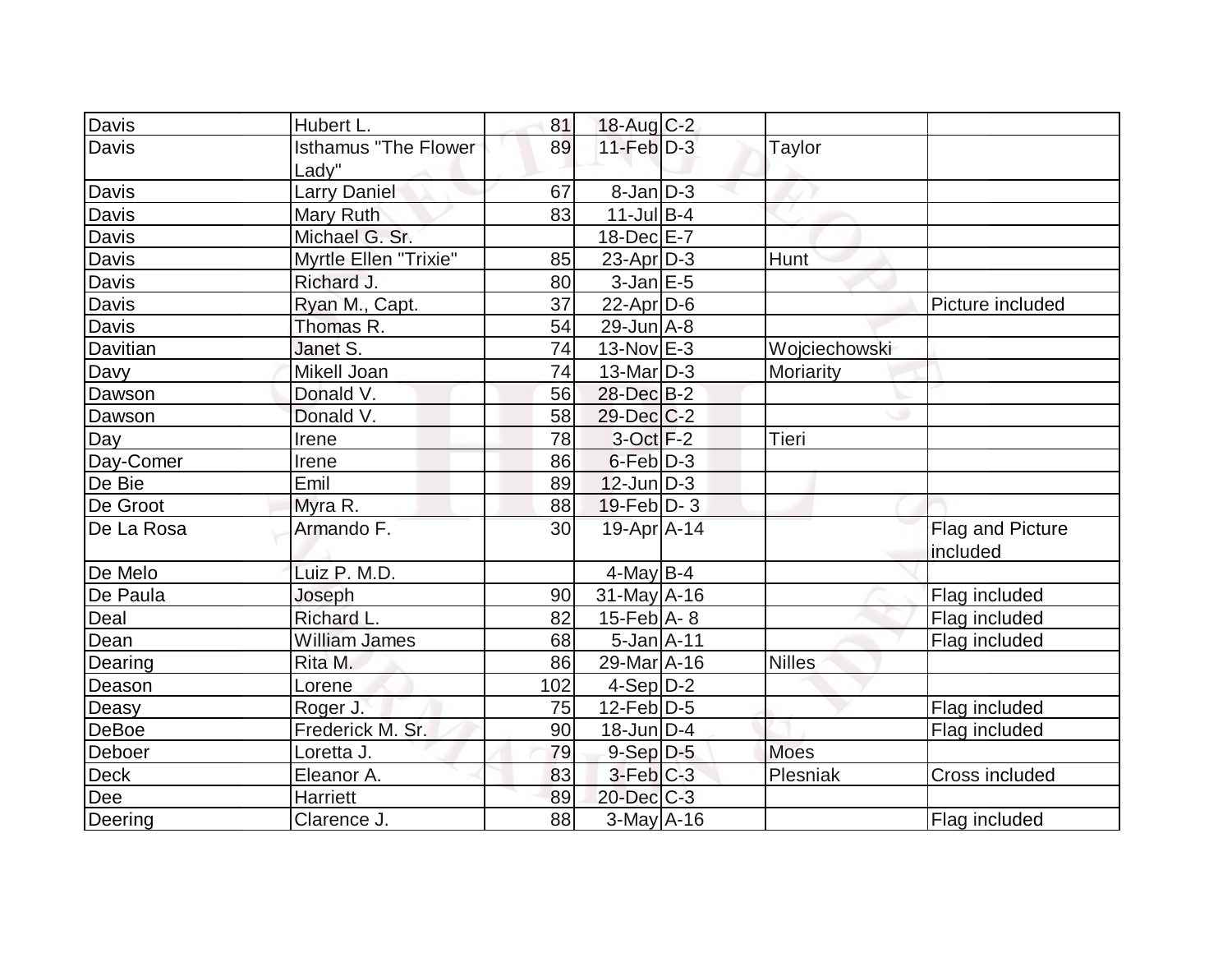| Davis | Hubert L. | 81 | 18-Aug | C-2 | | |
|---|---|---|---|---|---|---|
| Davis | Isthamus "The Flower Lady" | 89 | 11-Feb | D-3 | Taylor | |
| Davis | Larry Daniel | 67 | 8-Jan | D-3 | | |
| Davis | Mary Ruth | 83 | 11-Jul | B-4 | | |
| Davis | Michael G. Sr. | | 18-Dec | E-7 | | |
| Davis | Myrtle Ellen "Trixie" | 85 | 23-Apr | D-3 | Hunt | |
| Davis | Richard J. | 80 | 3-Jan | E-5 | | |
| Davis | Ryan M., Capt. | 37 | 22-Apr | D-6 | | Picture included |
| Davis | Thomas R. | 54 | 29-Jun | A-8 | | |
| Davitian | Janet S. | 74 | 13-Nov | E-3 | Wojciechowski | |
| Davy | Mikell Joan | 74 | 13-Mar | D-3 | Moriarity | |
| Dawson | Donald V. | 56 | 28-Dec | B-2 | | |
| Dawson | Donald V. | 58 | 29-Dec | C-2 | | |
| Day | Irene | 78 | 3-Oct | F-2 | Tieri | |
| Day-Comer | Irene | 86 | 6-Feb | D-3 | | |
| De Bie | Emil | 89 | 12-Jun | D-3 | | |
| De Groot | Myra R. | 88 | 19-Feb | D- 3 | | |
| De La Rosa | Armando F. | 30 | 19-Apr | A-14 | | Flag and Picture included |
| De Melo | Luiz P. M.D. | | 4-May | B-4 | | |
| De Paula | Joseph | 90 | 31-May | A-16 | | Flag included |
| Deal | Richard L. | 82 | 15-Feb | A- 8 | | Flag included |
| Dean | William James | 68 | 5-Jan | A-11 | | Flag included |
| Dearing | Rita M. | 86 | 29-Mar | A-16 | Nilles | |
| Deason | Lorene | 102 | 4-Sep | D-2 | | |
| Deasy | Roger J. | 75 | 12-Feb | D-5 | | Flag included |
| DeBoe | Frederick M. Sr. | 90 | 18-Jun | D-4 | | Flag included |
| Deboer | Loretta J. | 79 | 9-Sep | D-5 | Moes | |
| Deck | Eleanor A. | 83 | 3-Feb | C-3 | Plesniak | Cross included |
| Dee | Harriett | 89 | 20-Dec | C-3 | | |
| Deering | Clarence J. | 88 | 3-May | A-16 | | Flag included |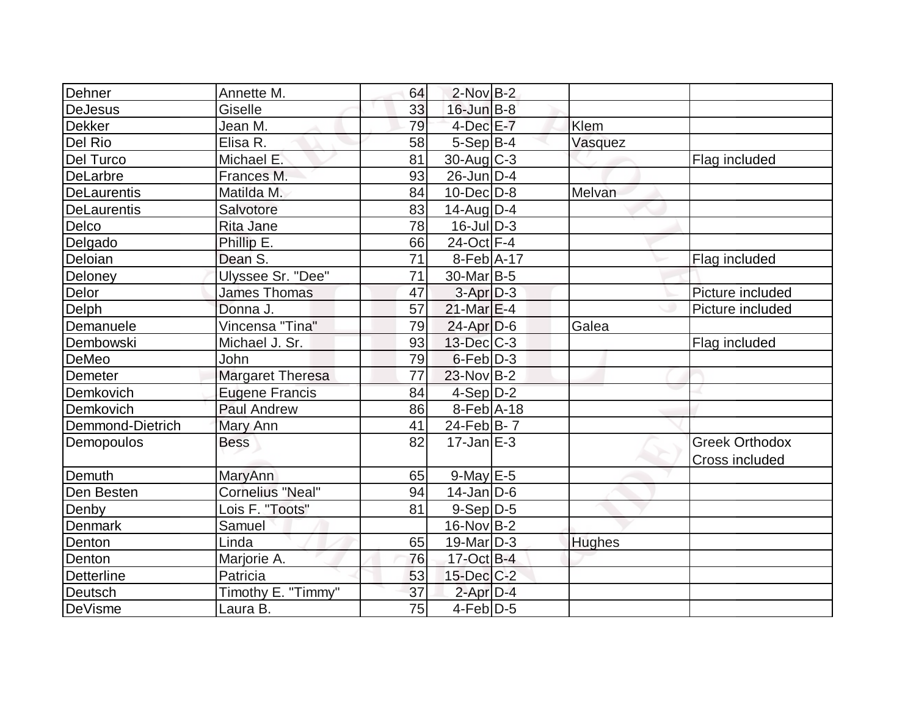| | | | | | | |
|---|---|---|---|---|---|---|
| Dehner | Annette M. | 64 | 2-Nov | B-2 | | |
| DeJesus | Giselle | 33 | 16-Jun | B-8 | | |
| Dekker | Jean M. | 79 | 4-Dec | E-7 | Klem | |
| Del Rio | Elisa R. | 58 | 5-Sep | B-4 | Vasquez | |
| Del Turco | Michael E. | 81 | 30-Aug | C-3 | | Flag included |
| DeLarbre | Frances M. | 93 | 26-Jun | D-4 | | |
| DeLaurentis | Matilda M. | 84 | 10-Dec | D-8 | Melvan | |
| DeLaurentis | Salvotore | 83 | 14-Aug | D-4 | | |
| Delco | Rita Jane | 78 | 16-Jul | D-3 | | |
| Delgado | Phillip E. | 66 | 24-Oct | F-4 | | |
| Deloian | Dean S. | 71 | 8-Feb | A-17 | | Flag included |
| Deloney | Ulyssee Sr. "Dee" | 71 | 30-Mar | B-5 | | |
| Delor | James Thomas | 47 | 3-Apr | D-3 | | Picture included |
| Delph | Donna J. | 57 | 21-Mar | E-4 | | Picture included |
| Demanuele | Vincensa "Tina" | 79 | 24-Apr | D-6 | Galea | |
| Dembowski | Michael J. Sr. | 93 | 13-Dec | C-3 | | Flag included |
| DeMeo | John | 79 | 6-Feb | D-3 | | |
| Demeter | Margaret Theresa | 77 | 23-Nov | B-2 | | |
| Demkovich | Eugene Francis | 84 | 4-Sep | D-2 | | |
| Demkovich | Paul Andrew | 86 | 8-Feb | A-18 | | |
| Demmond-Dietrich | Mary Ann | 41 | 24-Feb | B- 7 | | |
| Demopoulos | Bess | 82 | 17-Jan | E-3 | | Greek Orthodox Cross included |
| Demuth | MaryAnn | 65 | 9-May | E-5 | | |
| Den Besten | Cornelius "Neal" | 94 | 14-Jan | D-6 | | |
| Denby | Lois F. "Toots" | 81 | 9-Sep | D-5 | | |
| Denmark | Samuel | | 16-Nov | B-2 | | |
| Denton | Linda | 65 | 19-Mar | D-3 | Hughes | |
| Denton | Marjorie A. | 76 | 17-Oct | B-4 | | |
| Detterline | Patricia | 53 | 15-Dec | C-2 | | |
| Deutsch | Timothy E. "Timmy" | 37 | 2-Apr | D-4 | | |
| DeVisme | Laura B. | 75 | 4-Feb | D-5 | | |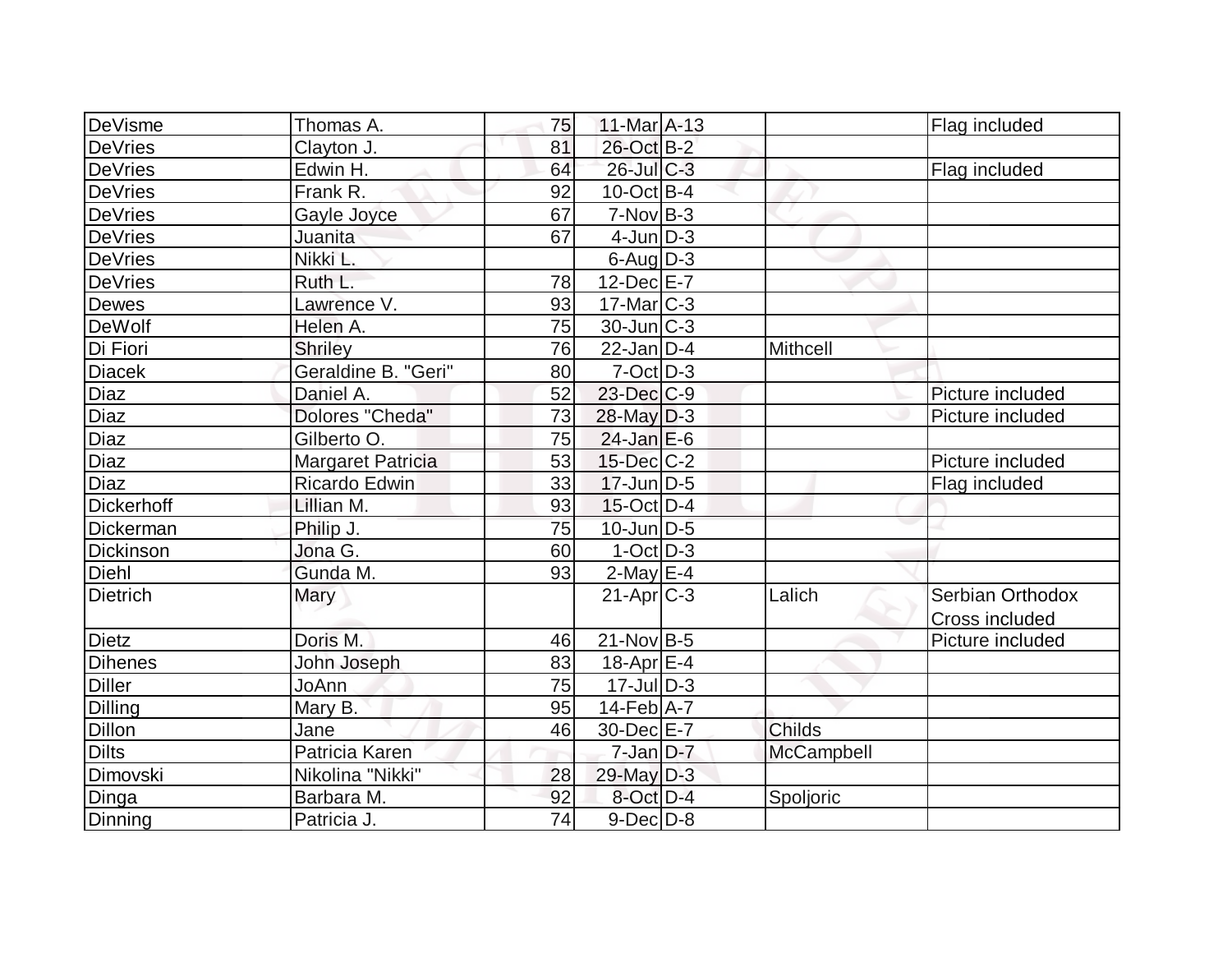| | | | | | | |
|---|---|---|---|---|---|---|
| DeVisme | Thomas A. | 75 | 11-Mar | A-13 | | Flag included |
| DeVries | Clayton J. | 81 | 26-Oct | B-2 | | |
| DeVries | Edwin H. | 64 | 26-Jul | C-3 | | Flag included |
| DeVries | Frank R. | 92 | 10-Oct | B-4 | | |
| DeVries | Gayle Joyce | 67 | 7-Nov | B-3 | | |
| DeVries | Juanita | 67 | 4-Jun | D-3 | | |
| DeVries | Nikki L. | | 6-Aug | D-3 | | |
| DeVries | Ruth L. | 78 | 12-Dec | E-7 | | |
| Dewes | Lawrence V. | 93 | 17-Mar | C-3 | | |
| DeWolf | Helen A. | 75 | 30-Jun | C-3 | | |
| Di Fiori | Shriley | 76 | 22-Jan | D-4 | Mithcell | |
| Diacek | Geraldine B. "Geri" | 80 | 7-Oct | D-3 | | |
| Diaz | Daniel A. | 52 | 23-Dec | C-9 | | Picture included |
| Diaz | Dolores "Cheda" | 73 | 28-May | D-3 | | Picture included |
| Diaz | Gilberto O. | 75 | 24-Jan | E-6 | | |
| Diaz | Margaret Patricia | 53 | 15-Dec | C-2 | | Picture included |
| Diaz | Ricardo Edwin | 33 | 17-Jun | D-5 | | Flag included |
| Dickerhoff | Lillian M. | 93 | 15-Oct | D-4 | | |
| Dickerman | Philip J. | 75 | 10-Jun | D-5 | | |
| Dickinson | Jona G. | 60 | 1-Oct | D-3 | | |
| Diehl | Gunda M. | 93 | 2-May | E-4 | | |
| Dietrich | Mary | | 21-Apr | C-3 | Lalich | Serbian Orthodox Cross included |
| Dietz | Doris M. | 46 | 21-Nov | B-5 | | Picture included |
| Dihenes | John Joseph | 83 | 18-Apr | E-4 | | |
| Diller | JoAnn | 75 | 17-Jul | D-3 | | |
| Dilling | Mary B. | 95 | 14-Feb | A-7 | | |
| Dillon | Jane | 46 | 30-Dec | E-7 | Childs | |
| Dilts | Patricia Karen | | 7-Jan | D-7 | McCampbell | |
| Dimovski | Nikolina "Nikki" | 28 | 29-May | D-3 | | |
| Dinga | Barbara M. | 92 | 8-Oct | D-4 | Spoljoric | |
| Dinning | Patricia J. | 74 | 9-Dec | D-8 | | |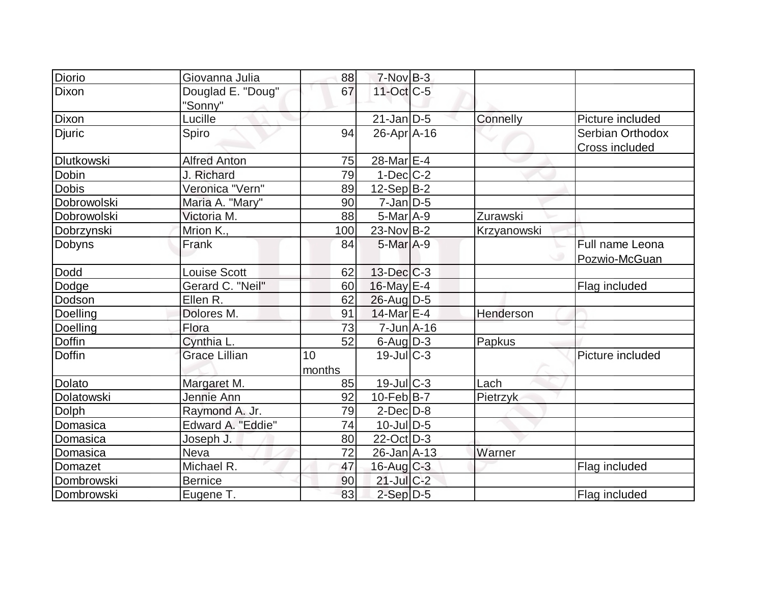| | | | | | | |
|---|---|---|---|---|---|---|
| Diorio | Giovanna Julia | 88 | 7-Nov | B-3 | | |
| Dixon | Douglad E. "Doug" "Sonny" | 67 | 11-Oct | C-5 | | |
| Dixon | Lucille | | 21-Jan | D-5 | Connelly | Picture included |
| Djuric | Spiro | 94 | 26-Apr | A-16 | | Serbian Orthodox Cross included |
| Dlutkowski | Alfred Anton | 75 | 28-Mar | E-4 | | |
| Dobin | J. Richard | 79 | 1-Dec | C-2 | | |
| Dobis | Veronica "Vern" | 89 | 12-Sep | B-2 | | |
| Dobrowolski | Maria A. "Mary" | 90 | 7-Jan | D-5 | | |
| Dobrowolski | Victoria M. | 88 | 5-Mar | A-9 | Zurawski | |
| Dobrzynski | Mrion K., | 100 | 23-Nov | B-2 | Krzyanowski | |
| Dobyns | Frank | 84 | 5-Mar | A-9 | | Full name Leona Pozwio-McGuan |
| Dodd | Louise Scott | 62 | 13-Dec | C-3 | | |
| Dodge | Gerard C. "Neil" | 60 | 16-May | E-4 | | Flag included |
| Dodson | Ellen R. | 62 | 26-Aug | D-5 | | |
| Doelling | Dolores M. | 91 | 14-Mar | E-4 | Henderson | |
| Doelling | Flora | 73 | 7-Jun | A-16 | | |
| Doffin | Cynthia L. | 52 | 6-Aug | D-3 | Papkus | |
| Doffin | Grace Lillian | 10 months | 19-Jul | C-3 | | Picture included |
| Dolato | Margaret M. | 85 | 19-Jul | C-3 | Lach | |
| Dolatowski | Jennie Ann | 92 | 10-Feb | B-7 | Pietrzyk | |
| Dolph | Raymond A. Jr. | 79 | 2-Dec | D-8 | | |
| Domasica | Edward A. "Eddie" | 74 | 10-Jul | D-5 | | |
| Domasica | Joseph J. | 80 | 22-Oct | D-3 | | |
| Domasica | Neva | 72 | 26-Jan | A-13 | Warner | |
| Domazet | Michael R. | 47 | 16-Aug | C-3 | | Flag included |
| Dombrowski | Bernice | 90 | 21-Jul | C-2 | | |
| Dombrowski | Eugene T. | 83 | 2-Sep | D-5 | | Flag included |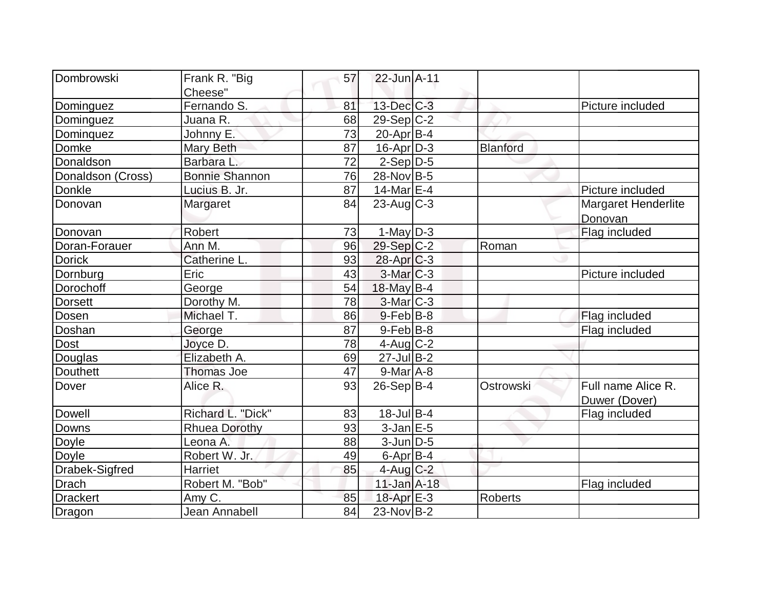| | | | | | | |
|---|---|---|---|---|---|---|
| Dombrowski | Frank R. "Big Cheese" | 57 | 22-Jun | A-11 | | |
| Dominguez | Fernando S. | 81 | 13-Dec | C-3 | | Picture included |
| Dominguez | Juana R. | 68 | 29-Sep | C-2 | | |
| Dominquez | Johnny E. | 73 | 20-Apr | B-4 | | |
| Domke | Mary Beth | 87 | 16-Apr | D-3 | Blanford | |
| Donaldson | Barbara L. | 72 | 2-Sep | D-5 | | |
| Donaldson (Cross) | Bonnie Shannon | 76 | 28-Nov | B-5 | | |
| Donkle | Lucius B. Jr. | 87 | 14-Mar | E-4 | | Picture included |
| Donovan | Margaret | 84 | 23-Aug | C-3 | | Margaret Henderlite Donovan |
| Donovan | Robert | 73 | 1-May | D-3 | | Flag included |
| Doran-Forauer | Ann M. | 96 | 29-Sep | C-2 | Roman | |
| Dorick | Catherine L. | 93 | 28-Apr | C-3 | | |
| Dornburg | Eric | 43 | 3-Mar | C-3 | | Picture included |
| Dorochoff | George | 54 | 18-May | B-4 | | |
| Dorsett | Dorothy M. | 78 | 3-Mar | C-3 | | |
| Dosen | Michael T. | 86 | 9-Feb | B-8 | | Flag included |
| Doshan | George | 87 | 9-Feb | B-8 | | Flag included |
| Dost | Joyce D. | 78 | 4-Aug | C-2 | | |
| Douglas | Elizabeth A. | 69 | 27-Jul | B-2 | | |
| Douthett | Thomas Joe | 47 | 9-Mar | A-8 | | |
| Dover | Alice R. | 93 | 26-Sep | B-4 | Ostrowski | Full name Alice R. Duwer (Dover) |
| Dowell | Richard L. "Dick" | 83 | 18-Jul | B-4 | | Flag included |
| Downs | Rhuea Dorothy | 93 | 3-Jan | E-5 | | |
| Doyle | Leona A. | 88 | 3-Jun | D-5 | | |
| Doyle | Robert W. Jr. | 49 | 6-Apr | B-4 | | |
| Drabek-Sigfred | Harriet | 85 | 4-Aug | C-2 | | |
| Drach | Robert M. "Bob" | | 11-Jan | A-18 | | Flag included |
| Drackert | Amy C. | 85 | 18-Apr | E-3 | Roberts | |
| Dragon | Jean Annabell | 84 | 23-Nov | B-2 | | |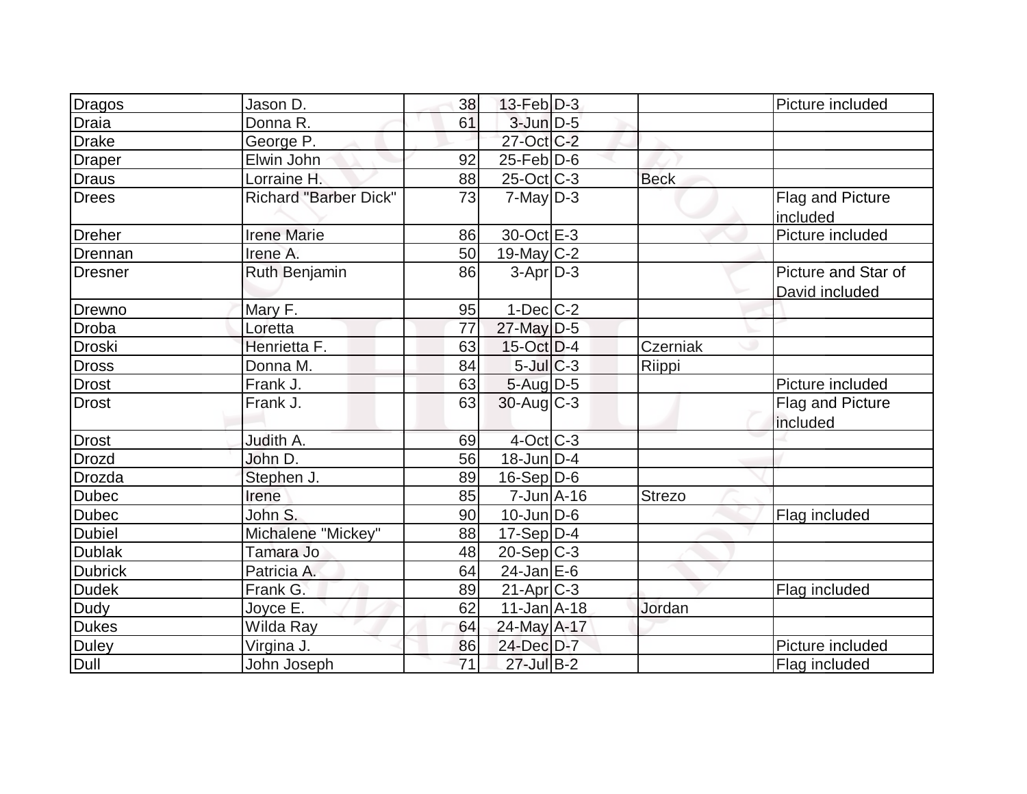| | | | | | | |
|---|---|---|---|---|---|---|
| Dragos | Jason D. | 38 | 13-Feb | D-3 | | Picture included |
| Draia | Donna R. | 61 | 3-Jun | D-5 | | |
| Drake | George P. | | 27-Oct | C-2 | | |
| Draper | Elwin John | 92 | 25-Feb | D-6 | | |
| Draus | Lorraine H. | 88 | 25-Oct | C-3 | Beck | |
| Drees | Richard "Barber Dick" | 73 | 7-May | D-3 | | Flag and Picture included |
| Dreher | Irene Marie | 86 | 30-Oct | E-3 | | Picture included |
| Drennan | Irene A. | 50 | 19-May | C-2 | | |
| Dresner | Ruth Benjamin | 86 | 3-Apr | D-3 | | Picture and Star of David included |
| Drewno | Mary F. | 95 | 1-Dec | C-2 | | |
| Droba | Loretta | 77 | 27-May | D-5 | | |
| Droski | Henrietta F. | 63 | 15-Oct | D-4 | Czerniak | |
| Dross | Donna M. | 84 | 5-Jul | C-3 | Riippi | |
| Drost | Frank J. | 63 | 5-Aug | D-5 | | Picture included |
| Drost | Frank J. | 63 | 30-Aug | C-3 | | Flag and Picture included |
| Drost | Judith A. | 69 | 4-Oct | C-3 | | |
| Drozd | John D. | 56 | 18-Jun | D-4 | | |
| Drozda | Stephen J. | 89 | 16-Sep | D-6 | | |
| Dubec | Irene | 85 | 7-Jun | A-16 | Strezo | |
| Dubec | John S. | 90 | 10-Jun | D-6 | | Flag included |
| Dubiel | Michalene "Mickey" | 88 | 17-Sep | D-4 | | |
| Dublak | Tamara Jo | 48 | 20-Sep | C-3 | | |
| Dubrick | Patricia A. | 64 | 24-Jan | E-6 | | |
| Dudek | Frank G. | 89 | 21-Apr | C-3 | | Flag included |
| Dudy | Joyce E. | 62 | 11-Jan | A-18 | Jordan | |
| Dukes | Wilda Ray | 64 | 24-May | A-17 | | |
| Duley | Virgina J. | 86 | 24-Dec | D-7 | | Picture included |
| Dull | John Joseph | 71 | 27-Jul | B-2 | | Flag included |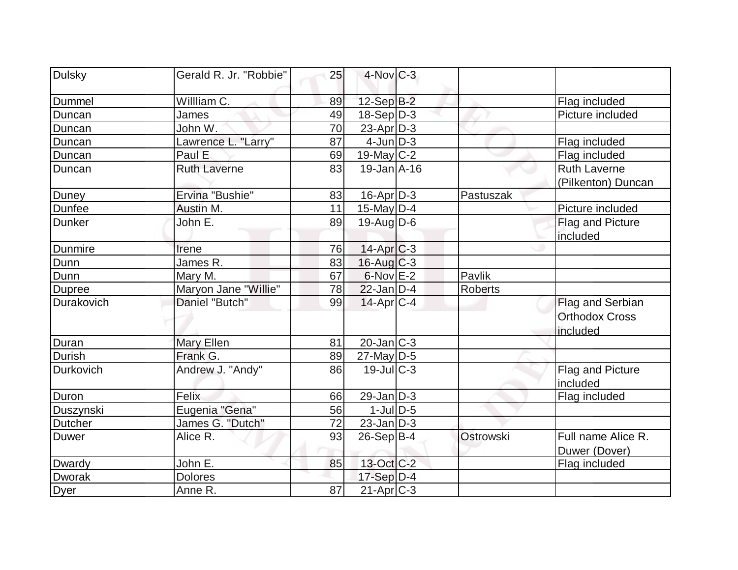| | | | | | | |
|---|---|---|---|---|---|---|
| Dulsky | Gerald R. Jr. "Robbie" | 25 | 4-Nov | C-3 | | |
| Dummel | Willliam C. | 89 | 12-Sep | B-2 | | Flag included |
| Duncan | James | 49 | 18-Sep | D-3 | | Picture included |
| Duncan | John W. | 70 | 23-Apr | D-3 | | |
| Duncan | Lawrence L. "Larry" | 87 | 4-Jun | D-3 | | Flag included |
| Duncan | Paul E | 69 | 19-May | C-2 | | Flag included |
| Duncan | Ruth Laverne | 83 | 19-Jan | A-16 | | Ruth Laverne (Pilkenton) Duncan |
| Duney | Ervina "Bushie" | 83 | 16-Apr | D-3 | Pastuszak | |
| Dunfee | Austin M. | 11 | 15-May | D-4 | | Picture included |
| Dunker | John E. | 89 | 19-Aug | D-6 | | Flag and Picture included |
| Dunmire | Irene | 76 | 14-Apr | C-3 | | |
| Dunn | James R. | 83 | 16-Aug | C-3 | | |
| Dunn | Mary M. | 67 | 6-Nov | E-2 | Pavlik | |
| Dupree | Maryon Jane "Willie" | 78 | 22-Jan | D-4 | Roberts | |
| Durakovich | Daniel "Butch" | 99 | 14-Apr | C-4 | | Flag and Serbian Orthodox Cross included |
| Duran | Mary Ellen | 81 | 20-Jan | C-3 | | |
| Durish | Frank G. | 89 | 27-May | D-5 | | |
| Durkovich | Andrew J. "Andy" | 86 | 19-Jul | C-3 | | Flag and Picture included |
| Duron | Felix | 66 | 29-Jan | D-3 | | Flag included |
| Duszynski | Eugenia "Gena" | 56 | 1-Jul | D-5 | | |
| Dutcher | James G. "Dutch" | 72 | 23-Jan | D-3 | | |
| Duwer | Alice R. | 93 | 26-Sep | B-4 | Ostrowski | Full name Alice R. Duwer (Dover) |
| Dwardy | John E. | 85 | 13-Oct | C-2 | | Flag included |
| Dworak | Dolores | | 17-Sep | D-4 | | |
| Dyer | Anne R. | 87 | 21-Apr | C-3 | | |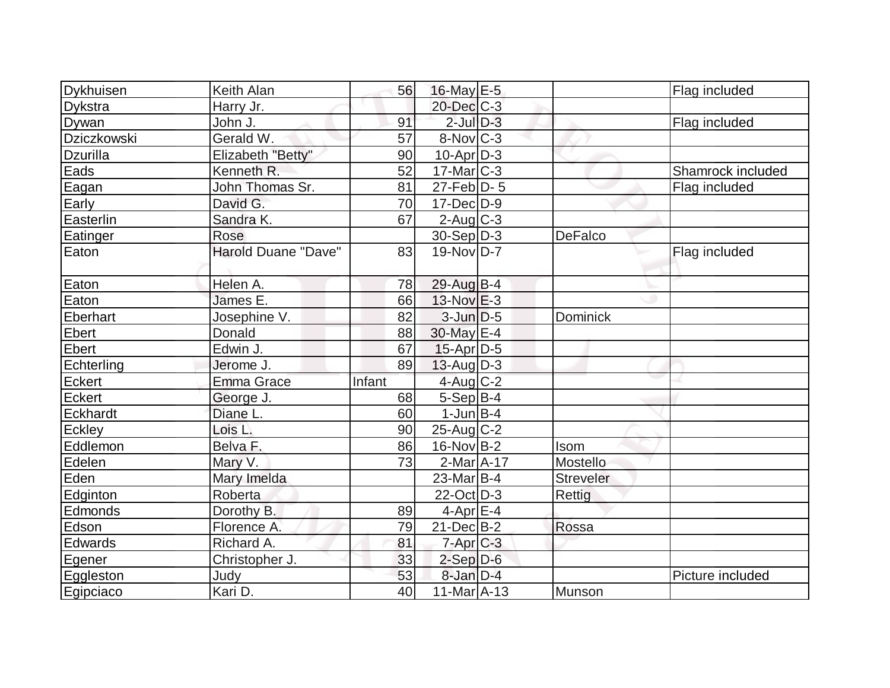| | | | | | | |
|---|---|---|---|---|---|---|
| Dykhuisen | Keith Alan | 56 | 16-May | E-5 | | Flag included |
| Dykstra | Harry Jr. | | 20-Dec | C-3 | | |
| Dywan | John J. | 91 | 2-Jul | D-3 | | Flag included |
| Dziczkowski | Gerald W. | 57 | 8-Nov | C-3 | | |
| Dzurilla | Elizabeth "Betty" | 90 | 10-Apr | D-3 | | |
| Eads | Kenneth R. | 52 | 17-Mar | C-3 | | Shamrock included |
| Eagan | John Thomas Sr. | 81 | 27-Feb | D- 5 | | Flag included |
| Early | David G. | 70 | 17-Dec | D-9 | | |
| Easterlin | Sandra K. | 67 | 2-Aug | C-3 | | |
| Eatinger | Rose | | 30-Sep | D-3 | DeFalco | |
| Eaton | Harold Duane "Dave" | 83 | 19-Nov | D-7 | | Flag included |
| Eaton | Helen A. | 78 | 29-Aug | B-4 | | |
| Eaton | James E. | 66 | 13-Nov | E-3 | | |
| Eberhart | Josephine V. | 82 | 3-Jun | D-5 | Dominick | |
| Ebert | Donald | 88 | 30-May | E-4 | | |
| Ebert | Edwin J. | 67 | 15-Apr | D-5 | | |
| Echterling | Jerome J. | 89 | 13-Aug | D-3 | | |
| Eckert | Emma Grace | Infant | 4-Aug | C-2 | | |
| Eckert | George J. | 68 | 5-Sep | B-4 | | |
| Eckhardt | Diane L. | 60 | 1-Jun | B-4 | | |
| Eckley | Lois L. | 90 | 25-Aug | C-2 | | |
| Eddlemon | Belva F. | 86 | 16-Nov | B-2 | Isom | |
| Edelen | Mary V. | 73 | 2-Mar | A-17 | Mostello | |
| Eden | Mary Imelda | | 23-Mar | B-4 | Streveler | |
| Edginton | Roberta | | 22-Oct | D-3 | Rettig | |
| Edmonds | Dorothy B. | 89 | 4-Apr | E-4 | | |
| Edson | Florence A. | 79 | 21-Dec | B-2 | Rossa | |
| Edwards | Richard A. | 81 | 7-Apr | C-3 | | |
| Egener | Christopher J. | 33 | 2-Sep | D-6 | | |
| Eggleston | Judy | 53 | 8-Jan | D-4 | | Picture included |
| Egipciaco | Kari D. | 40 | 11-Mar | A-13 | Munson | |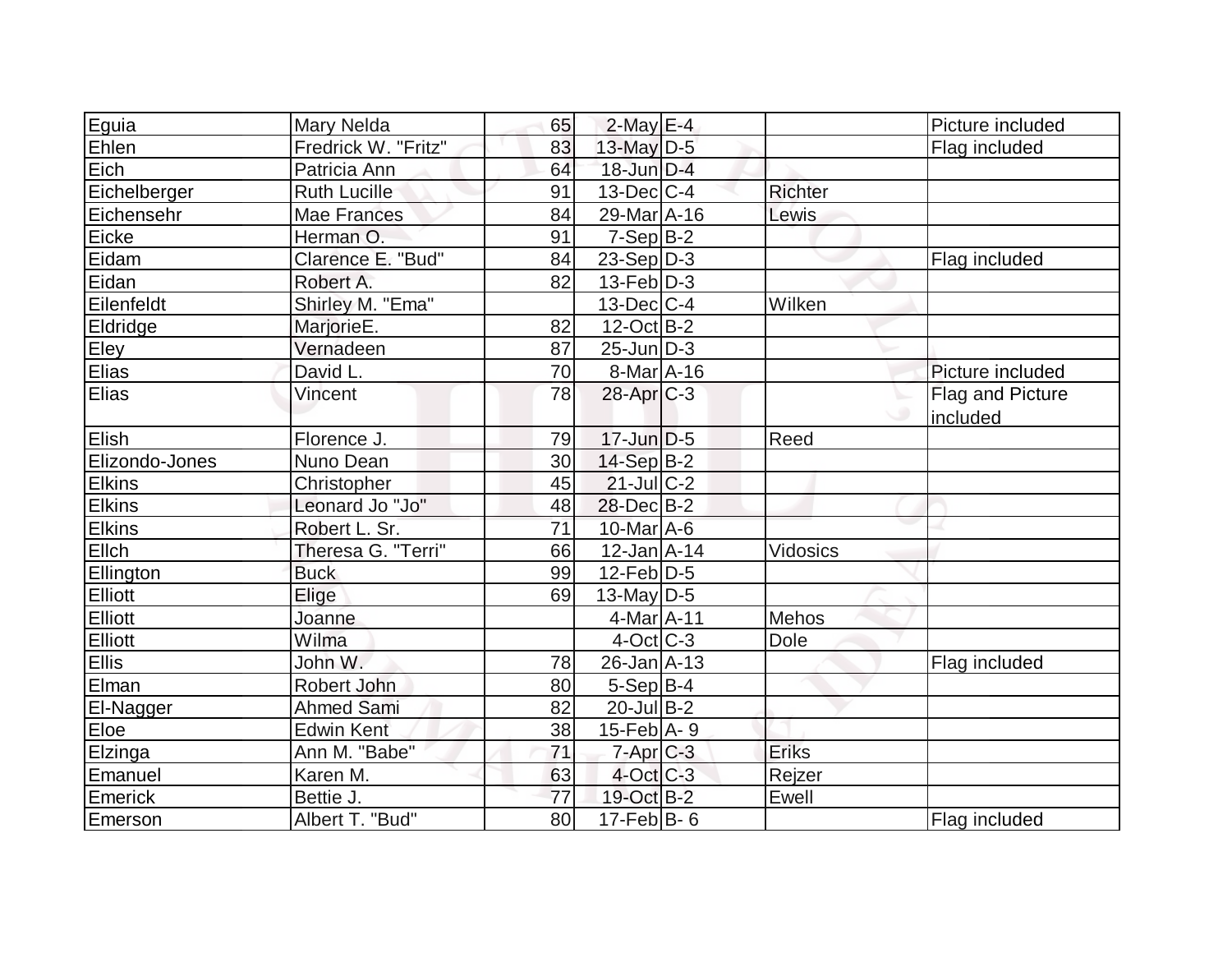| | | | | | | |
|---|---|---|---|---|---|---|
| Eguia | Mary Nelda | 65 | 2-May | E-4 | | Picture included |
| Ehlen | Fredrick W. "Fritz" | 83 | 13-May | D-5 | | Flag included |
| Eich | Patricia Ann | 64 | 18-Jun | D-4 | | |
| Eichelberger | Ruth Lucille | 91 | 13-Dec | C-4 | Richter | |
| Eichensehr | Mae Frances | 84 | 29-Mar | A-16 | Lewis | |
| Eicke | Herman O. | 91 | 7-Sep | B-2 | | |
| Eidam | Clarence E. "Bud" | 84 | 23-Sep | D-3 | | Flag included |
| Eidan | Robert A. | 82 | 13-Feb | D-3 | | |
| Eilenfeldt | Shirley M. "Ema" | | 13-Dec | C-4 | Wilken | |
| Eldridge | MarjorieE. | 82 | 12-Oct | B-2 | | |
| Eley | Vernadeen | 87 | 25-Jun | D-3 | | |
| Elias | David L. | 70 | 8-Mar | A-16 | | Picture included |
| Elias | Vincent | 78 | 28-Apr | C-3 | | Flag and Picture included |
| Elish | Florence J. | 79 | 17-Jun | D-5 | Reed | |
| Elizondo-Jones | Nuno Dean | 30 | 14-Sep | B-2 | | |
| Elkins | Christopher | 45 | 21-Jul | C-2 | | |
| Elkins | Leonard Jo "Jo" | 48 | 28-Dec | B-2 | | |
| Elkins | Robert L. Sr. | 71 | 10-Mar | A-6 | | |
| Ellch | Theresa G. "Terri" | 66 | 12-Jan | A-14 | Vidosics | |
| Ellington | Buck | 99 | 12-Feb | D-5 | | |
| Elliott | Elige | 69 | 13-May | D-5 | | |
| Elliott | Joanne | | 4-Mar | A-11 | Mehos | |
| Elliott | Wilma | | 4-Oct | C-3 | Dole | |
| Ellis | John W. | 78 | 26-Jan | A-13 | | Flag included |
| Elman | Robert John | 80 | 5-Sep | B-4 | | |
| El-Nagger | Ahmed Sami | 82 | 20-Jul | B-2 | | |
| Eloe | Edwin Kent | 38 | 15-Feb | A- 9 | | |
| Elzinga | Ann M. "Babe" | 71 | 7-Apr | C-3 | Eriks | |
| Emanuel | Karen M. | 63 | 4-Oct | C-3 | Rejzer | |
| Emerick | Bettie J. | 77 | 19-Oct | B-2 | Ewell | |
| Emerson | Albert T. "Bud" | 80 | 17-Feb | B- 6 | | Flag included |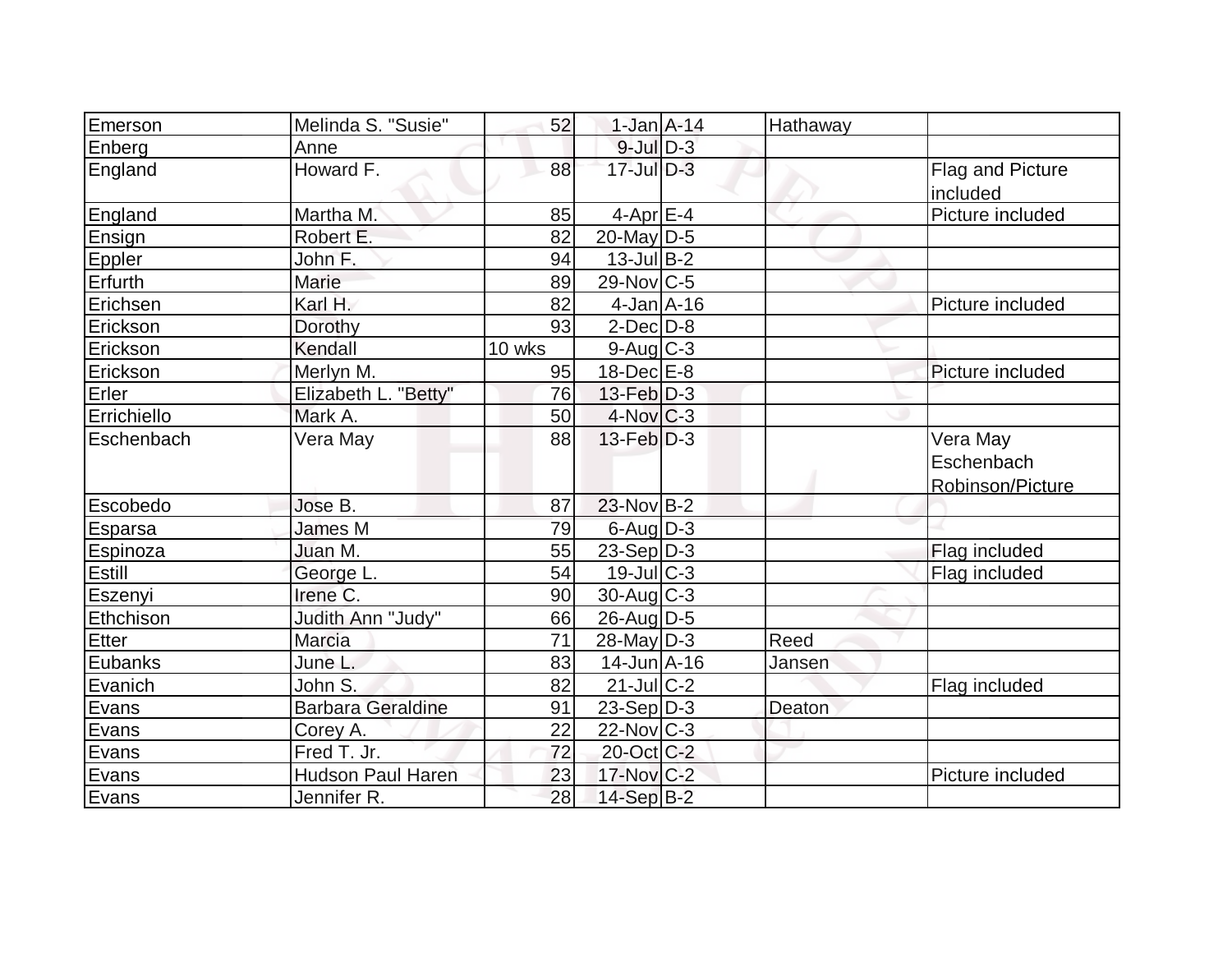| | | | | | | |
|---|---|---|---|---|---|---|
| Emerson | Melinda S. "Susie" | 52 | 1-Jan | A-14 | Hathaway | |
| Enberg | Anne | | 9-Jul | D-3 | | |
| England | Howard F. | 88 | 17-Jul | D-3 | | Flag and Picture included |
| England | Martha M. | 85 | 4-Apr | E-4 | | Picture included |
| Ensign | Robert E. | 82 | 20-May | D-5 | | |
| Eppler | John F. | 94 | 13-Jul | B-2 | | |
| Erfurth | Marie | 89 | 29-Nov | C-5 | | |
| Erichsen | Karl H. | 82 | 4-Jan | A-16 | | Picture included |
| Erickson | Dorothy | 93 | 2-Dec | D-8 | | |
| Erickson | Kendall | 10 wks | 9-Aug | C-3 | | |
| Erickson | Merlyn M. | 95 | 18-Dec | E-8 | | Picture included |
| Erler | Elizabeth L. "Betty" | 76 | 13-Feb | D-3 | | |
| Errichiello | Mark A. | 50 | 4-Nov | C-3 | | |
| Eschenbach | Vera May | 88 | 13-Feb | D-3 | | Vera May Eschenbach Robinson/Picture |
| Escobedo | Jose B. | 87 | 23-Nov | B-2 | | |
| Esparsa | James M | 79 | 6-Aug | D-3 | | |
| Espinoza | Juan M. | 55 | 23-Sep | D-3 | | Flag included |
| Estill | George L. | 54 | 19-Jul | C-3 | | Flag included |
| Eszenyi | Irene C. | 90 | 30-Aug | C-3 | | |
| Ethchison | Judith Ann "Judy" | 66 | 26-Aug | D-5 | | |
| Etter | Marcia | 71 | 28-May | D-3 | Reed | |
| Eubanks | June L. | 83 | 14-Jun | A-16 | Jansen | |
| Evanich | John S. | 82 | 21-Jul | C-2 | | Flag included |
| Evans | Barbara Geraldine | 91 | 23-Sep | D-3 | Deaton | |
| Evans | Corey A. | 22 | 22-Nov | C-3 | | |
| Evans | Fred T. Jr. | 72 | 20-Oct | C-2 | | |
| Evans | Hudson Paul Haren | 23 | 17-Nov | C-2 | | Picture included |
| Evans | Jennifer R. | 28 | 14-Sep | B-2 | | |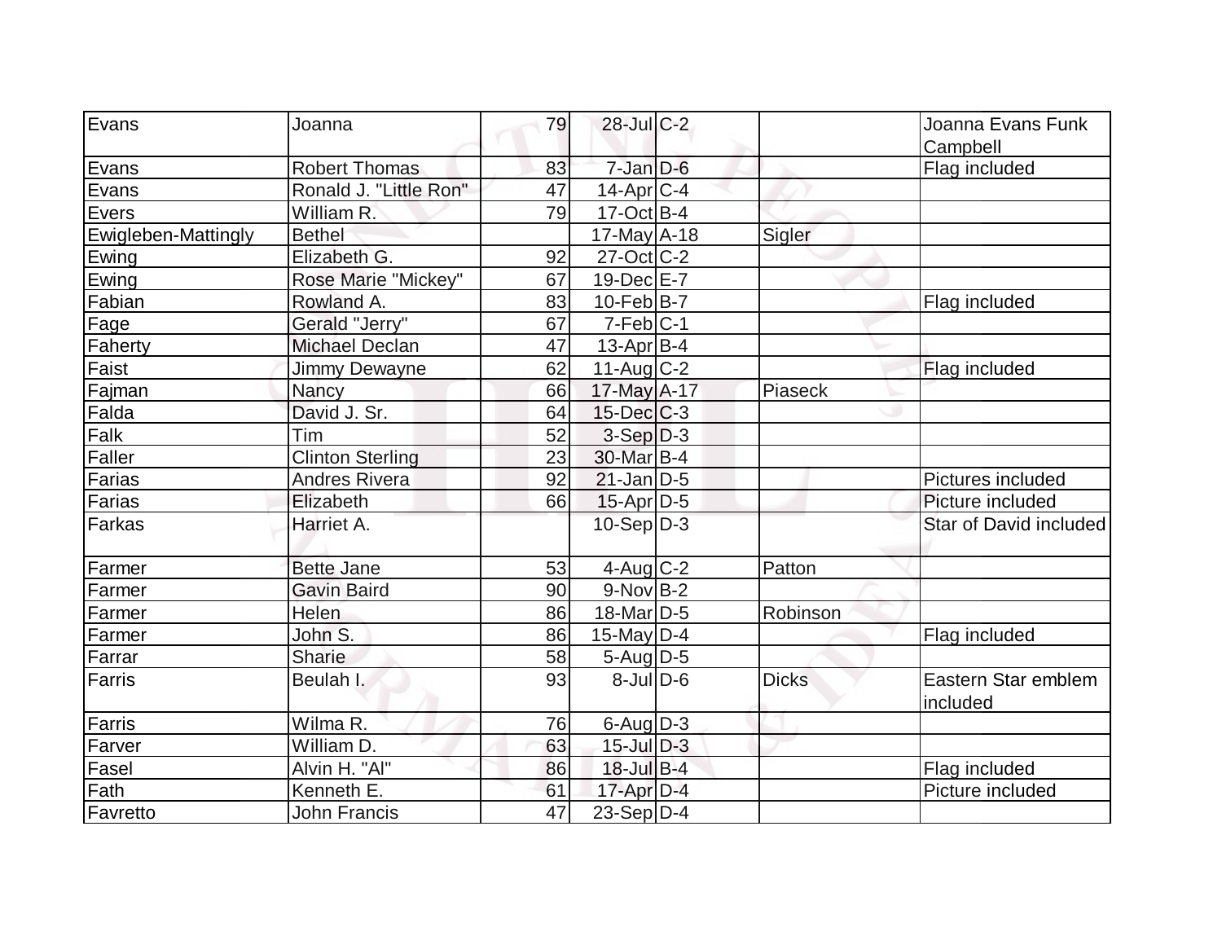| | | | | | | |
|---|---|---|---|---|---|---|
| Evans | Joanna | 79 | 28-Jul | C-2 | | Joanna Evans Funk Campbell |
| Evans | Robert Thomas | 83 | 7-Jan | D-6 | | Flag included |
| Evans | Ronald J. "Little Ron" | 47 | 14-Apr | C-4 | | |
| Evers | William R. | 79 | 17-Oct | B-4 | | |
| Ewigleben-Mattingly | Bethel | | 17-May | A-18 | Sigler | |
| Ewing | Elizabeth G. | 92 | 27-Oct | C-2 | | |
| Ewing | Rose Marie "Mickey" | 67 | 19-Dec | E-7 | | |
| Fabian | Rowland A. | 83 | 10-Feb | B-7 | | Flag included |
| Fage | Gerald "Jerry" | 67 | 7-Feb | C-1 | | |
| Faherty | Michael Declan | 47 | 13-Apr | B-4 | | |
| Faist | Jimmy Dewayne | 62 | 11-Aug | C-2 | | Flag included |
| Fajman | Nancy | 66 | 17-May | A-17 | Piaseck | |
| Falda | David J. Sr. | 64 | 15-Dec | C-3 | | |
| Falk | Tim | 52 | 3-Sep | D-3 | | |
| Faller | Clinton Sterling | 23 | 30-Mar | B-4 | | |
| Farias | Andres Rivera | 92 | 21-Jan | D-5 | | Pictures included |
| Farias | Elizabeth | 66 | 15-Apr | D-5 | | Picture included |
| Farkas | Harriet A. | | 10-Sep | D-3 | | Star of David included |
| Farmer | Bette Jane | 53 | 4-Aug | C-2 | Patton | |
| Farmer | Gavin Baird | 90 | 9-Nov | B-2 | | |
| Farmer | Helen | 86 | 18-Mar | D-5 | Robinson | |
| Farmer | John S. | 86 | 15-May | D-4 | | Flag included |
| Farrar | Sharie | 58 | 5-Aug | D-5 | | |
| Farris | Beulah I. | 93 | 8-Jul | D-6 | Dicks | Eastern Star emblem included |
| Farris | Wilma R. | 76 | 6-Aug | D-3 | | |
| Farver | William D. | 63 | 15-Jul | D-3 | | |
| Fasel | Alvin H. "Al" | 86 | 18-Jul | B-4 | | Flag included |
| Fath | Kenneth E. | 61 | 17-Apr | D-4 | | Picture included |
| Favretto | John Francis | 47 | 23-Sep | D-4 | | |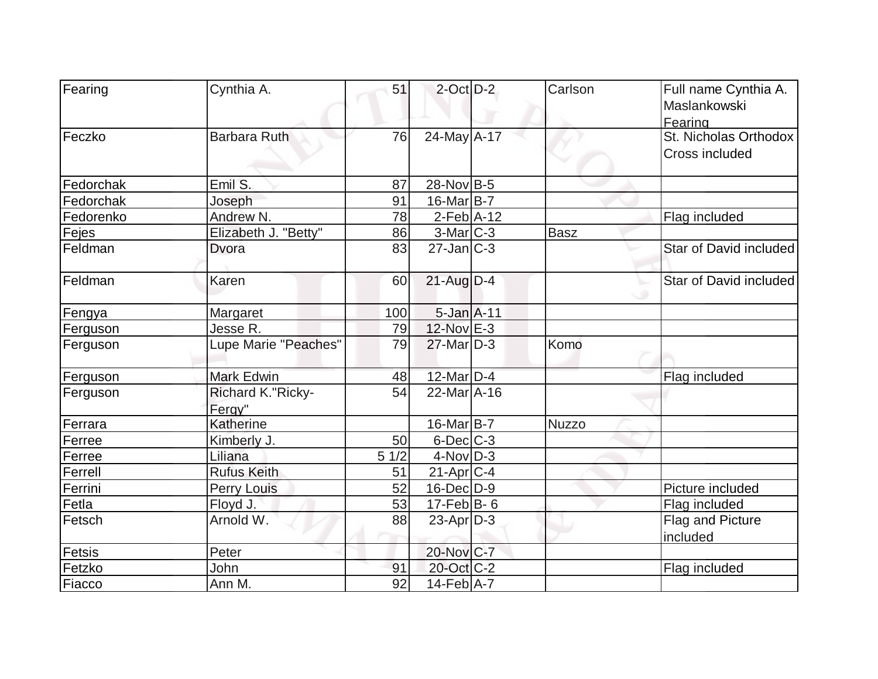| Fearing | Cynthia A. | 51 | 2-Oct | D-2 | Carlson | Full name Cynthia A. Maslankowski Fearing |
|---|---|---|---|---|---|---|
| Feczko | Barbara Ruth | 76 | 24-May | A-17 | | St. Nicholas Orthodox Cross included |
| Fedorchak | Emil S. | 87 | 28-Nov | B-5 | | |
| Fedorchak | Joseph | 91 | 16-Mar | B-7 | | |
| Fedorenko | Andrew N. | 78 | 2-Feb | A-12 | | Flag included |
| Fejes | Elizabeth J. "Betty" | 86 | 3-Mar | C-3 | Basz | |
| Feldman | Dvora | 83 | 27-Jan | C-3 | | Star of David included |
| Feldman | Karen | 60 | 21-Aug | D-4 | | Star of David included |
| Fengya | Margaret | 100 | 5-Jan | A-11 | | |
| Ferguson | Jesse R. | 79 | 12-Nov | E-3 | | |
| Ferguson | Lupe Marie "Peaches" | 79 | 27-Mar | D-3 | Komo | |
| Ferguson | Mark Edwin | 48 | 12-Mar | D-4 | | Flag included |
| Ferguson | Richard K."Ricky-Fergy" | 54 | 22-Mar | A-16 | | |
| Ferrara | Katherine | | 16-Mar | B-7 | Nuzzo | |
| Ferree | Kimberly J. | 50 | 6-Dec | C-3 | | |
| Ferree | Liliana | 5 1/2 | 4-Nov | D-3 | | |
| Ferrell | Rufus Keith | 51 | 21-Apr | C-4 | | |
| Ferrini | Perry Louis | 52 | 16-Dec | D-9 | | Picture included |
| Fetla | Floyd J. | 53 | 17-Feb | B- 6 | | Flag included |
| Fetsch | Arnold W. | 88 | 23-Apr | D-3 | | Flag and Picture included |
| Fetsis | Peter | | 20-Nov | C-7 | | |
| Fetzko | John | 91 | 20-Oct | C-2 | | Flag included |
| Fiacco | Ann M. | 92 | 14-Feb | A-7 | | |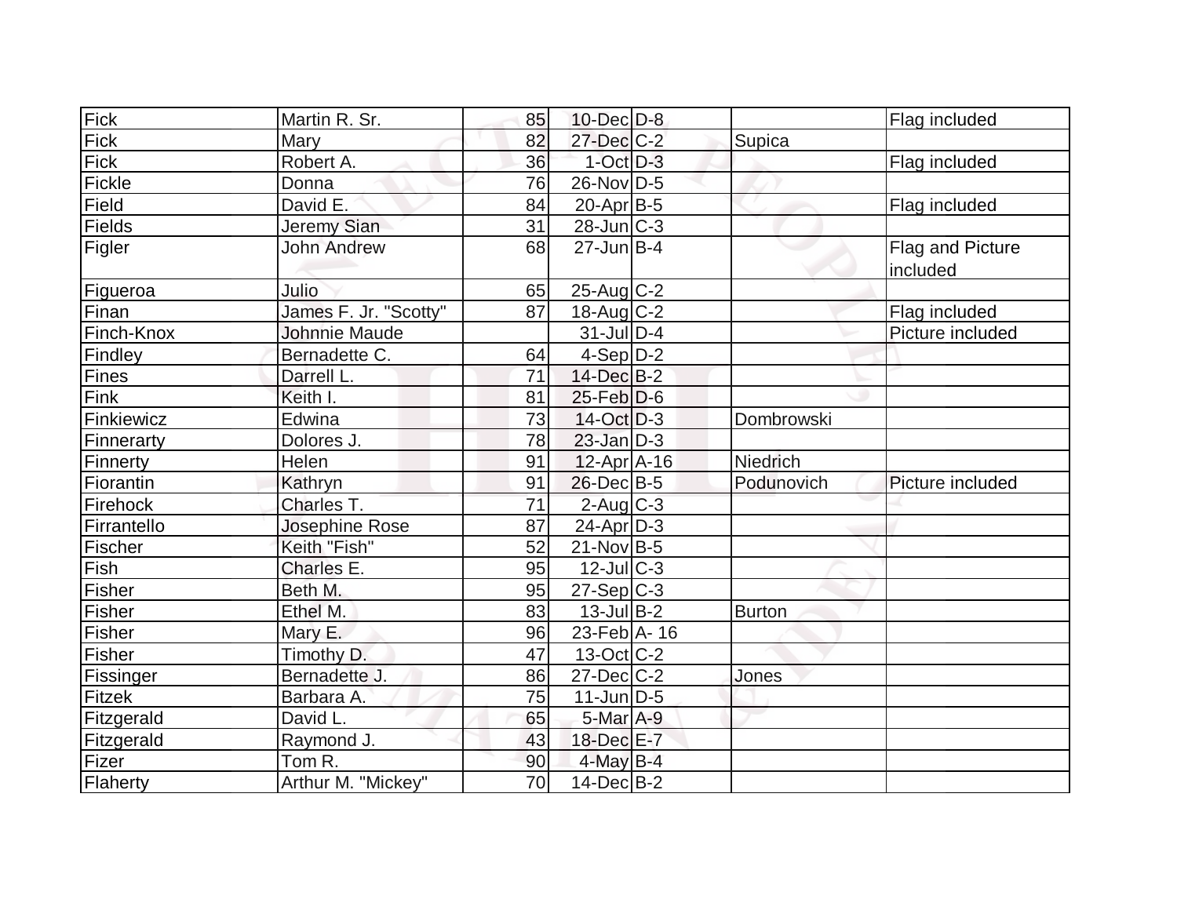| | | | | | | |
|---|---|---|---|---|---|---|
| Fick | Martin R. Sr. | 85 | 10-Dec | D-8 | | Flag included |
| Fick | Mary | 82 | 27-Dec | C-2 | Supica | |
| Fick | Robert A. | 36 | 1-Oct | D-3 | | Flag included |
| Fickle | Donna | 76 | 26-Nov | D-5 | | |
| Field | David E. | 84 | 20-Apr | B-5 | | Flag included |
| Fields | Jeremy Sian | 31 | 28-Jun | C-3 | | |
| Figler | John Andrew | 68 | 27-Jun | B-4 | | Flag and Picture included |
| Figueroa | Julio | 65 | 25-Aug | C-2 | | |
| Finan | James F. Jr. "Scotty" | 87 | 18-Aug | C-2 | | Flag included |
| Finch-Knox | Johnnie Maude | | 31-Jul | D-4 | | Picture included |
| Findley | Bernadette C. | 64 | 4-Sep | D-2 | | |
| Fines | Darrell L. | 71 | 14-Dec | B-2 | | |
| Fink | Keith I. | 81 | 25-Feb | D-6 | | |
| Finkiewicz | Edwina | 73 | 14-Oct | D-3 | Dombrowski | |
| Finnerarty | Dolores J. | 78 | 23-Jan | D-3 | | |
| Finnerty | Helen | 91 | 12-Apr | A-16 | Niedrich | |
| Fiorantin | Kathryn | 91 | 26-Dec | B-5 | Podunovich | Picture included |
| Firehock | Charles T. | 71 | 2-Aug | C-3 | | |
| Firrantello | Josephine Rose | 87 | 24-Apr | D-3 | | |
| Fischer | Keith "Fish" | 52 | 21-Nov | B-5 | | |
| Fish | Charles E. | 95 | 12-Jul | C-3 | | |
| Fisher | Beth M. | 95 | 27-Sep | C-3 | | |
| Fisher | Ethel M. | 83 | 13-Jul | B-2 | Burton | |
| Fisher | Mary E. | 96 | 23-Feb | A- 16 | | |
| Fisher | Timothy D. | 47 | 13-Oct | C-2 | | |
| Fissinger | Bernadette J. | 86 | 27-Dec | C-2 | Jones | |
| Fitzek | Barbara A. | 75 | 11-Jun | D-5 | | |
| Fitzgerald | David L. | 65 | 5-Mar | A-9 | | |
| Fitzgerald | Raymond J. | 43 | 18-Dec | E-7 | | |
| Fizer | Tom R. | 90 | 4-May | B-4 | | |
| Flaherty | Arthur M. "Mickey" | 70 | 14-Dec | B-2 | | |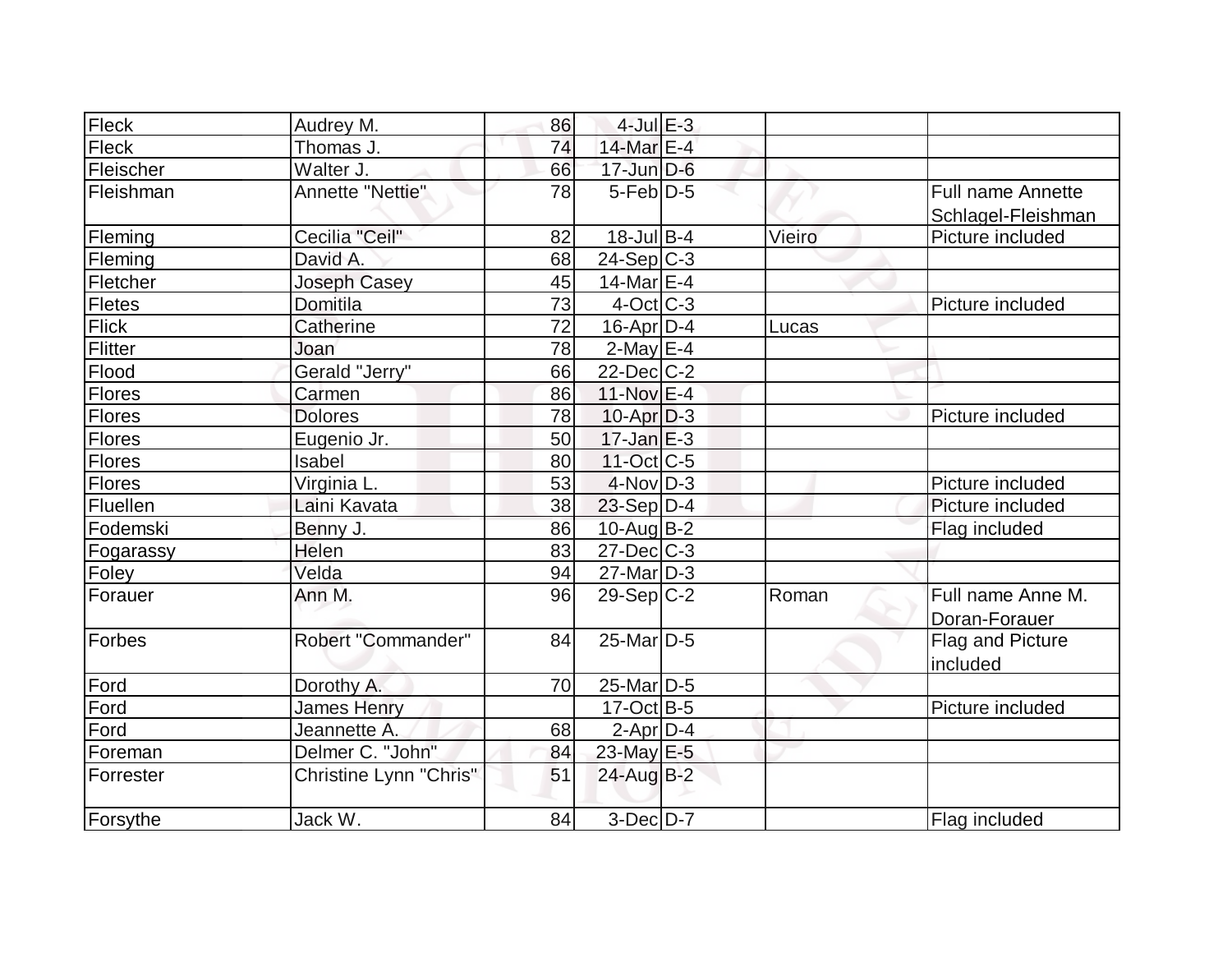| | | | | | | |
|---|---|---|---|---|---|---|
| Fleck | Audrey M. | 86 | 4-Jul | E-3 | | |
| Fleck | Thomas J. | 74 | 14-Mar | E-4 | | |
| Fleischer | Walter J. | 66 | 17-Jun | D-6 | | |
| Fleishman | Annette "Nettie" | 78 | 5-Feb | D-5 | | Full name Annette Schlagel-Fleishman |
| Fleming | Cecilia "Ceil" | 82 | 18-Jul | B-4 | Vieiro | Picture included |
| Fleming | David A. | 68 | 24-Sep | C-3 | | |
| Fletcher | Joseph Casey | 45 | 14-Mar | E-4 | | |
| Fletes | Domitila | 73 | 4-Oct | C-3 | | Picture included |
| Flick | Catherine | 72 | 16-Apr | D-4 | Lucas | |
| Flitter | Joan | 78 | 2-May | E-4 | | |
| Flood | Gerald "Jerry" | 66 | 22-Dec | C-2 | | |
| Flores | Carmen | 86 | 11-Nov | E-4 | | |
| Flores | Dolores | 78 | 10-Apr | D-3 | | Picture included |
| Flores | Eugenio Jr. | 50 | 17-Jan | E-3 | | |
| Flores | Isabel | 80 | 11-Oct | C-5 | | |
| Flores | Virginia L. | 53 | 4-Nov | D-3 | | Picture included |
| Fluellen | Laini Kavata | 38 | 23-Sep | D-4 | | Picture included |
| Fodemski | Benny J. | 86 | 10-Aug | B-2 | | Flag included |
| Fogarassy | Helen | 83 | 27-Dec | C-3 | | |
| Foley | Velda | 94 | 27-Mar | D-3 | | |
| Forauer | Ann M. | 96 | 29-Sep | C-2 | Roman | Full name Anne M. Doran-Forauer |
| Forbes | Robert "Commander" | 84 | 25-Mar | D-5 | | Flag and Picture included |
| Ford | Dorothy A. | 70 | 25-Mar | D-5 | | |
| Ford | James Henry | | 17-Oct | B-5 | | Picture included |
| Ford | Jeannette A. | 68 | 2-Apr | D-4 | | |
| Foreman | Delmer C. "John" | 84 | 23-May | E-5 | | |
| Forrester | Christine Lynn "Chris" | 51 | 24-Aug | B-2 | | |
| Forsythe | Jack W. | 84 | 3-Dec | D-7 | | Flag included |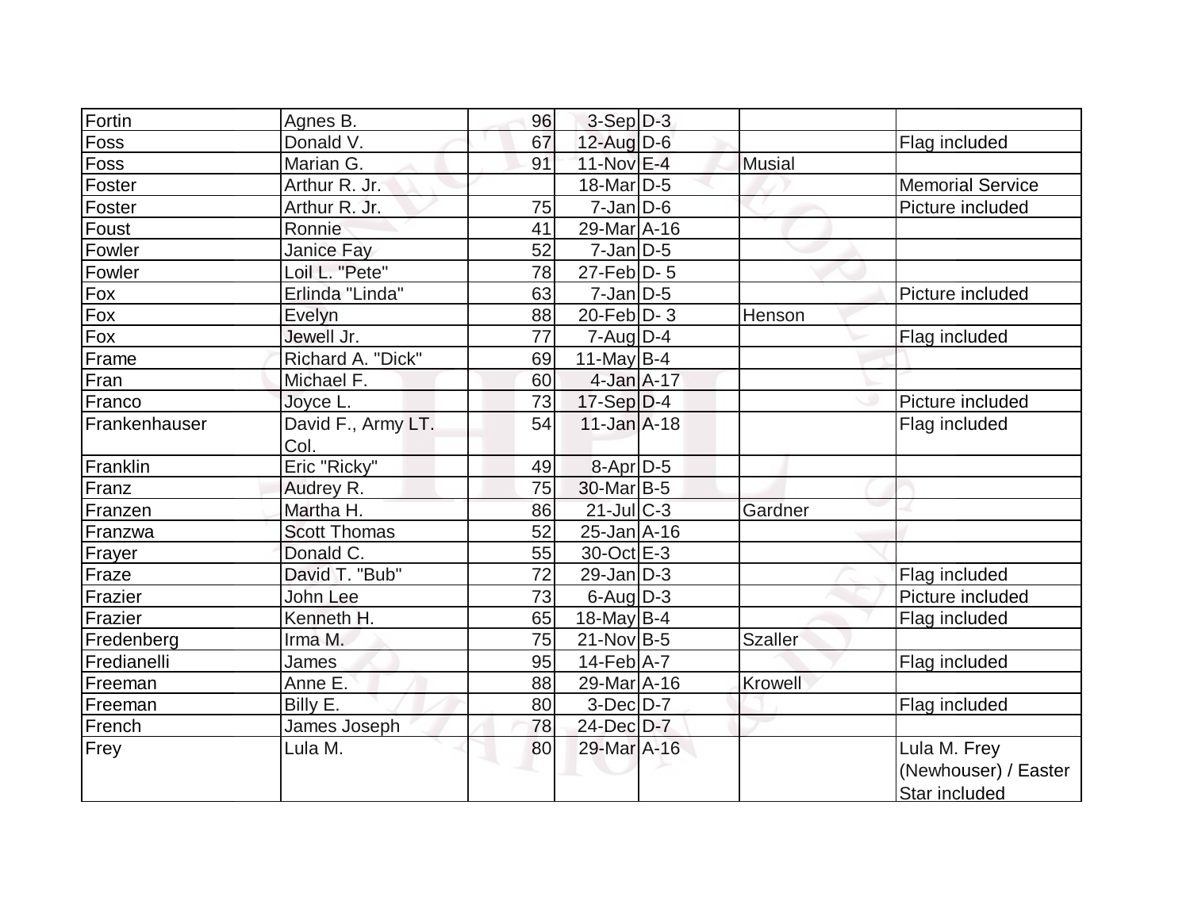| | | | | | | |
|---|---|---|---|---|---|---|
| Fortin | Agnes B. | 96 | 3-Sep | D-3 | | |
| Foss | Donald V. | 67 | 12-Aug | D-6 | | Flag included |
| Foss | Marian G. | 91 | 11-Nov | E-4 | Musial | |
| Foster | Arthur R. Jr. | | 18-Mar | D-5 | | Memorial Service |
| Foster | Arthur R. Jr. | 75 | 7-Jan | D-6 | | Picture included |
| Foust | Ronnie | 41 | 29-Mar | A-16 | | |
| Fowler | Janice Fay | 52 | 7-Jan | D-5 | | |
| Fowler | Loil L. "Pete" | 78 | 27-Feb | D- 5 | | |
| Fox | Erlinda "Linda" | 63 | 7-Jan | D-5 | | Picture included |
| Fox | Evelyn | 88 | 20-Feb | D- 3 | Henson | |
| Fox | Jewell Jr. | 77 | 7-Aug | D-4 | | Flag included |
| Frame | Richard A. "Dick" | 69 | 11-May | B-4 | | |
| Fran | Michael F. | 60 | 4-Jan | A-17 | | |
| Franco | Joyce L. | 73 | 17-Sep | D-4 | | Picture included |
| Frankenhauser | David F., Army LT. Col. | 54 | 11-Jan | A-18 | | Flag included |
| Franklin | Eric "Ricky" | 49 | 8-Apr | D-5 | | |
| Franz | Audrey R. | 75 | 30-Mar | B-5 | | |
| Franzen | Martha H. | 86 | 21-Jul | C-3 | Gardner | |
| Franzwa | Scott Thomas | 52 | 25-Jan | A-16 | | |
| Frayer | Donald C. | 55 | 30-Oct | E-3 | | |
| Fraze | David T. "Bub" | 72 | 29-Jan | D-3 | | Flag included |
| Frazier | John Lee | 73 | 6-Aug | D-3 | | Picture included |
| Frazier | Kenneth H. | 65 | 18-May | B-4 | | Flag included |
| Fredenberg | Irma M. | 75 | 21-Nov | B-5 | Szaller | |
| Fredianelli | James | 95 | 14-Feb | A-7 | | Flag included |
| Freeman | Anne E. | 88 | 29-Mar | A-16 | Krowell | |
| Freeman | Billy E. | 80 | 3-Dec | D-7 | | Flag included |
| French | James Joseph | 78 | 24-Dec | D-7 | | |
| Frey | Lula M. | 80 | 29-Mar | A-16 | | Lula M. Frey (Newhouser) / Easter Star included |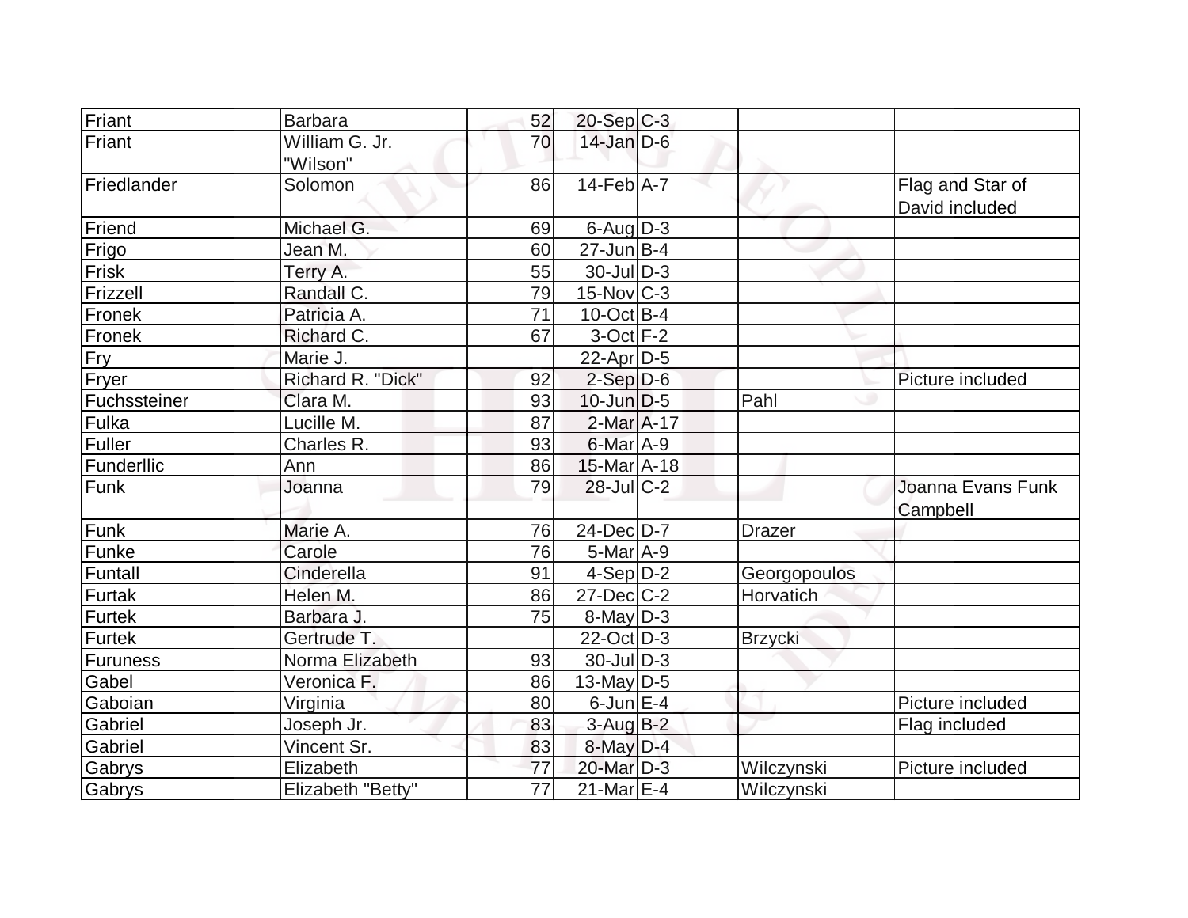| | | | | | | |
|---|---|---|---|---|---|---|
| Friant | Barbara | 52 | 20-Sep | C-3 | | |
| Friant | William G. Jr. "Wilson" | 70 | 14-Jan | D-6 | | |
| Friedlander | Solomon | 86 | 14-Feb | A-7 | | Flag and Star of David included |
| Friend | Michael G. | 69 | 6-Aug | D-3 | | |
| Frigo | Jean M. | 60 | 27-Jun | B-4 | | |
| Frisk | Terry A. | 55 | 30-Jul | D-3 | | |
| Frizzell | Randall C. | 79 | 15-Nov | C-3 | | |
| Fronek | Patricia A. | 71 | 10-Oct | B-4 | | |
| Fronek | Richard C. | 67 | 3-Oct | F-2 | | |
| Fry | Marie J. | | 22-Apr | D-5 | | |
| Fryer | Richard R. "Dick" | 92 | 2-Sep | D-6 | | Picture included |
| Fuchssteiner | Clara M. | 93 | 10-Jun | D-5 | Pahl | |
| Fulka | Lucille M. | 87 | 2-Mar | A-17 | | |
| Fuller | Charles R. | 93 | 6-Mar | A-9 | | |
| Funderllic | Ann | 86 | 15-Mar | A-18 | | |
| Funk | Joanna | 79 | 28-Jul | C-2 | | Joanna Evans Funk Campbell |
| Funk | Marie A. | 76 | 24-Dec | D-7 | Drazer | |
| Funke | Carole | 76 | 5-Mar | A-9 | | |
| Funtall | Cinderella | 91 | 4-Sep | D-2 | Georgopoulos | |
| Furtak | Helen M. | 86 | 27-Dec | C-2 | Horvatich | |
| Furtek | Barbara J. | 75 | 8-May | D-3 | | |
| Furtek | Gertrude T. | | 22-Oct | D-3 | Brzycki | |
| Furuness | Norma Elizabeth | 93 | 30-Jul | D-3 | | |
| Gabel | Veronica F. | 86 | 13-May | D-5 | | |
| Gaboian | Virginia | 80 | 6-Jun | E-4 | | Picture included |
| Gabriel | Joseph Jr. | 83 | 3-Aug | B-2 | | Flag included |
| Gabriel | Vincent Sr. | 83 | 8-May | D-4 | | |
| Gabrys | Elizabeth | 77 | 20-Mar | D-3 | Wilczynski | Picture included |
| Gabrys | Elizabeth "Betty" | 77 | 21-Mar | E-4 | Wilczynski | |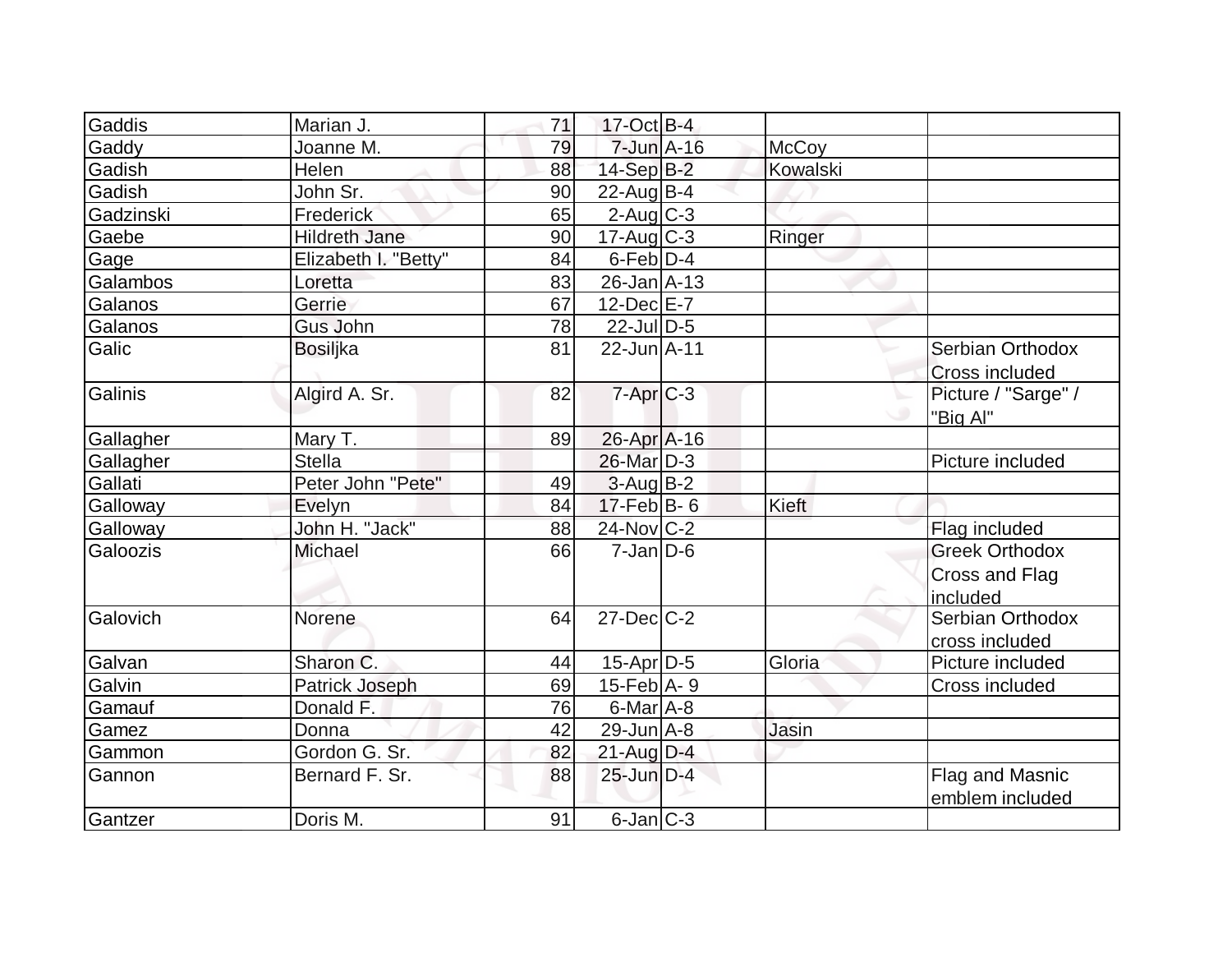| | | | | | | |
|---|---|---|---|---|---|---|
| Gaddis | Marian J. | 71 | 17-Oct | B-4 | | |
| Gaddy | Joanne M. | 79 | 7-Jun | A-16 | McCoy | |
| Gadish | Helen | 88 | 14-Sep | B-2 | Kowalski | |
| Gadish | John Sr. | 90 | 22-Aug | B-4 | | |
| Gadzinski | Frederick | 65 | 2-Aug | C-3 | | |
| Gaebe | Hildreth Jane | 90 | 17-Aug | C-3 | Ringer | |
| Gage | Elizabeth I. "Betty" | 84 | 6-Feb | D-4 | | |
| Galambos | Loretta | 83 | 26-Jan | A-13 | | |
| Galanos | Gerrie | 67 | 12-Dec | E-7 | | |
| Galanos | Gus John | 78 | 22-Jul | D-5 | | |
| Galic | Bosiljka | 81 | 22-Jun | A-11 | | Serbian Orthodox Cross included |
| Galinis | Algird A. Sr. | 82 | 7-Apr | C-3 | | Picture / "Sarge" / "Big Al" |
| Gallagher | Mary T. | 89 | 26-Apr | A-16 | | |
| Gallagher | Stella | | 26-Mar | D-3 | | Picture included |
| Gallati | Peter John "Pete" | 49 | 3-Aug | B-2 | | |
| Galloway | Evelyn | 84 | 17-Feb | B- 6 | Kieft | |
| Galloway | John H. "Jack" | 88 | 24-Nov | C-2 | | Flag included |
| Galoozis | Michael | 66 | 7-Jan | D-6 | | Greek Orthodox Cross and Flag included |
| Galovich | Norene | 64 | 27-Dec | C-2 | | Serbian Orthodox cross included |
| Galvan | Sharon C. | 44 | 15-Apr | D-5 | Gloria | Picture included |
| Galvin | Patrick Joseph | 69 | 15-Feb | A- 9 | | Cross included |
| Gamauf | Donald F. | 76 | 6-Mar | A-8 | | |
| Gamez | Donna | 42 | 29-Jun | A-8 | Jasin | |
| Gammon | Gordon G. Sr. | 82 | 21-Aug | D-4 | | |
| Gannon | Bernard F. Sr. | 88 | 25-Jun | D-4 | | Flag and Masnic emblem included |
| Gantzer | Doris M. | 91 | 6-Jan | C-3 | | |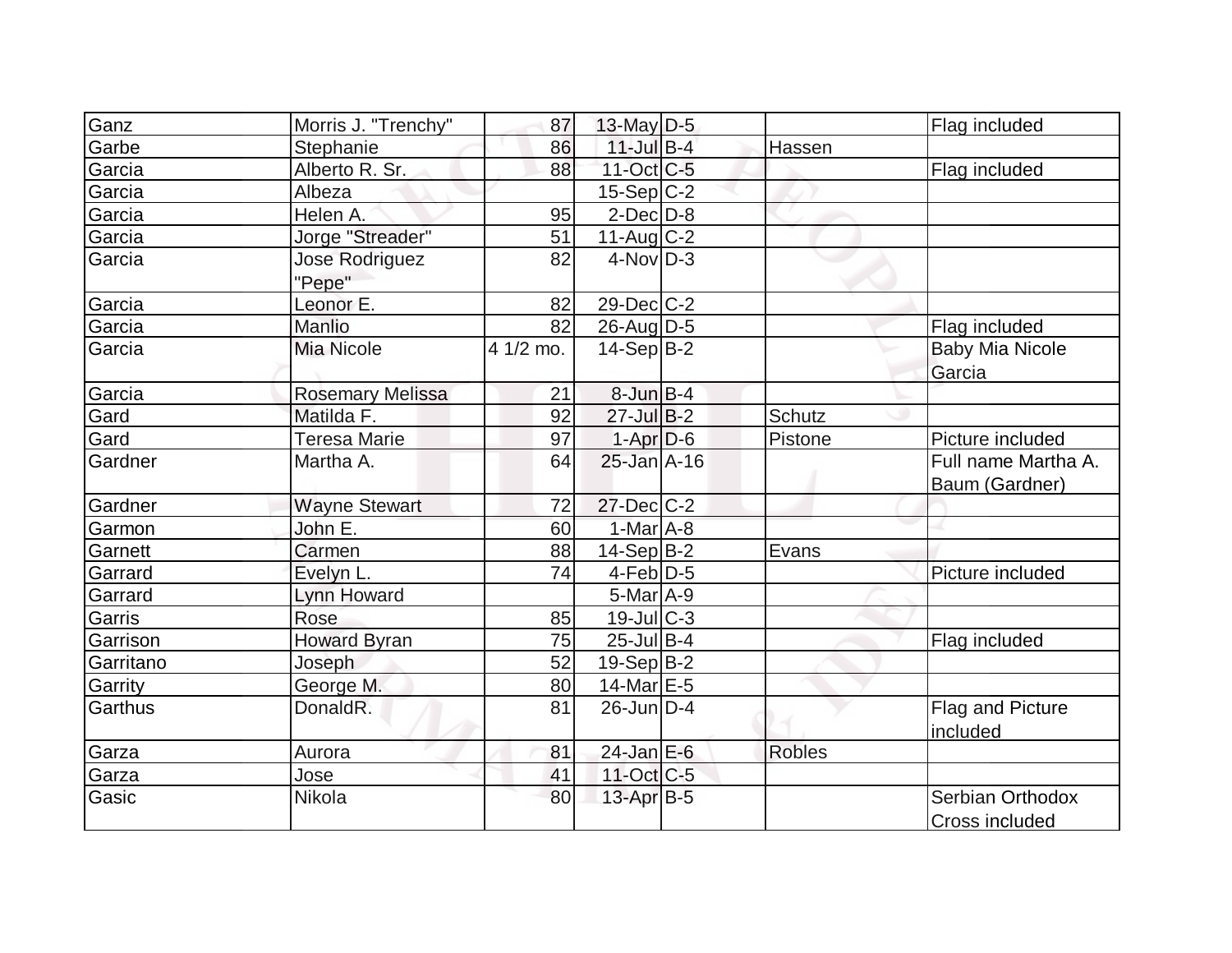| | | | | | | |
|---|---|---|---|---|---|---|
| Ganz | Morris J. "Trenchy" | 87 | 13-May | D-5 | | Flag included |
| Garbe | Stephanie | 86 | 11-Jul | B-4 | Hassen | |
| Garcia | Alberto R. Sr. | 88 | 11-Oct | C-5 | | Flag included |
| Garcia | Albeza | | 15-Sep | C-2 | | |
| Garcia | Helen A. | 95 | 2-Dec | D-8 | | |
| Garcia | Jorge "Streader" | 51 | 11-Aug | C-2 | | |
| Garcia | Jose Rodriguez "Pepe" | 82 | 4-Nov | D-3 | | |
| Garcia | Leonor E. | 82 | 29-Dec | C-2 | | |
| Garcia | Manlio | 82 | 26-Aug | D-5 | | Flag included |
| Garcia | Mia Nicole | 4 1/2 mo. | 14-Sep | B-2 | | Baby Mia Nicole Garcia |
| Garcia | Rosemary Melissa | 21 | 8-Jun | B-4 | | |
| Gard | Matilda F. | 92 | 27-Jul | B-2 | Schutz | |
| Gard | Teresa Marie | 97 | 1-Apr | D-6 | Pistone | Picture included |
| Gardner | Martha A. | 64 | 25-Jan | A-16 | | Full name Martha A. Baum (Gardner) |
| Gardner | Wayne Stewart | 72 | 27-Dec | C-2 | | |
| Garmon | John E. | 60 | 1-Mar | A-8 | | |
| Garnett | Carmen | 88 | 14-Sep | B-2 | Evans | |
| Garrard | Evelyn L. | 74 | 4-Feb | D-5 | | Picture included |
| Garrard | Lynn Howard | | 5-Mar | A-9 | | |
| Garris | Rose | 85 | 19-Jul | C-3 | | |
| Garrison | Howard Byran | 75 | 25-Jul | B-4 | | Flag included |
| Garritano | Joseph | 52 | 19-Sep | B-2 | | |
| Garrity | George M. | 80 | 14-Mar | E-5 | | |
| Garthus | DonaldR. | 81 | 26-Jun | D-4 | | Flag and Picture included |
| Garza | Aurora | 81 | 24-Jan | E-6 | Robles | |
| Garza | Jose | 41 | 11-Oct | C-5 | | |
| Gasic | Nikola | 80 | 13-Apr | B-5 | | Serbian Orthodox Cross included |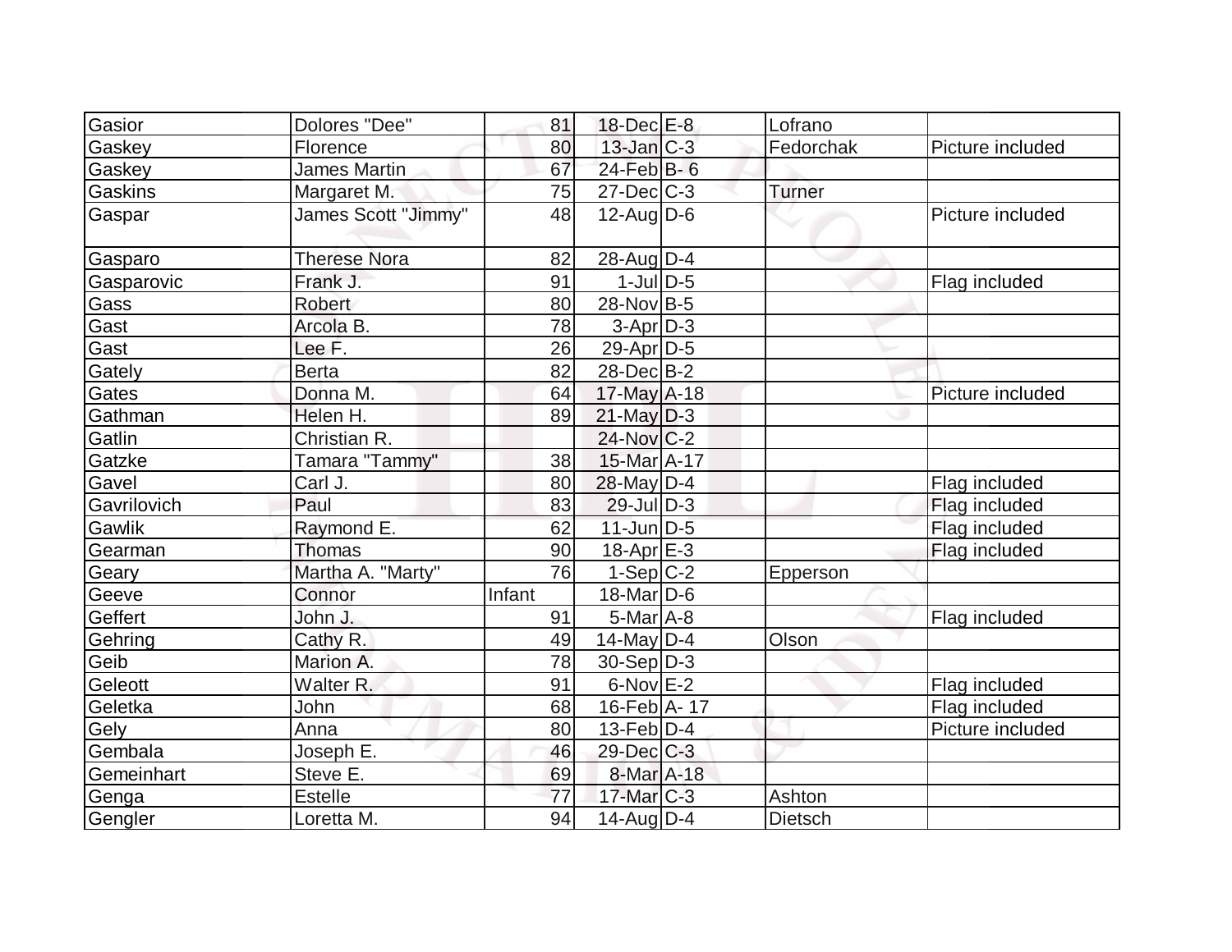| Gasior | Dolores "Dee" | 81 | 18-Dec | E-8 | Lofrano | |
|---|---|---|---|---|---|---|
| Gaskey | Florence | 80 | 13-Jan | C-3 | Fedorchak | Picture included |
| Gaskey | James Martin | 67 | 24-Feb | B- 6 | | |
| Gaskins | Margaret M. | 75 | 27-Dec | C-3 | Turner | |
| Gaspar | James Scott "Jimmy" | 48 | 12-Aug | D-6 | | Picture included |
| Gasparo | Therese Nora | 82 | 28-Aug | D-4 | | |
| Gasparovic | Frank J. | 91 | 1-Jul | D-5 | | Flag included |
| Gass | Robert | 80 | 28-Nov | B-5 | | |
| Gast | Arcola B. | 78 | 3-Apr | D-3 | | |
| Gast | Lee F. | 26 | 29-Apr | D-5 | | |
| Gately | Berta | 82 | 28-Dec | B-2 | | |
| Gates | Donna M. | 64 | 17-May | A-18 | | Picture included |
| Gathman | Helen H. | 89 | 21-May | D-3 | | |
| Gatlin | Christian R. | | 24-Nov | C-2 | | |
| Gatzke | Tamara "Tammy" | 38 | 15-Mar | A-17 | | |
| Gavel | Carl J. | 80 | 28-May | D-4 | | Flag included |
| Gavrilovich | Paul | 83 | 29-Jul | D-3 | | Flag included |
| Gawlik | Raymond E. | 62 | 11-Jun | D-5 | | Flag included |
| Gearman | Thomas | 90 | 18-Apr | E-3 | | Flag included |
| Geary | Martha A. "Marty" | 76 | 1-Sep | C-2 | Epperson | |
| Geeve | Connor | Infant | 18-Mar | D-6 | | |
| Geffert | John J. | 91 | 5-Mar | A-8 | | Flag included |
| Gehring | Cathy R. | 49 | 14-May | D-4 | Olson | |
| Geib | Marion A. | 78 | 30-Sep | D-3 | | |
| Geleott | Walter R. | 91 | 6-Nov | E-2 | | Flag included |
| Geletka | John | 68 | 16-Feb | A- 17 | | Flag included |
| Gely | Anna | 80 | 13-Feb | D-4 | | Picture included |
| Gembala | Joseph E. | 46 | 29-Dec | C-3 | | |
| Gemeinhart | Steve E. | 69 | 8-Mar | A-18 | | |
| Genga | Estelle | 77 | 17-Mar | C-3 | Ashton | |
| Gengler | Loretta M. | 94 | 14-Aug | D-4 | Dietsch | |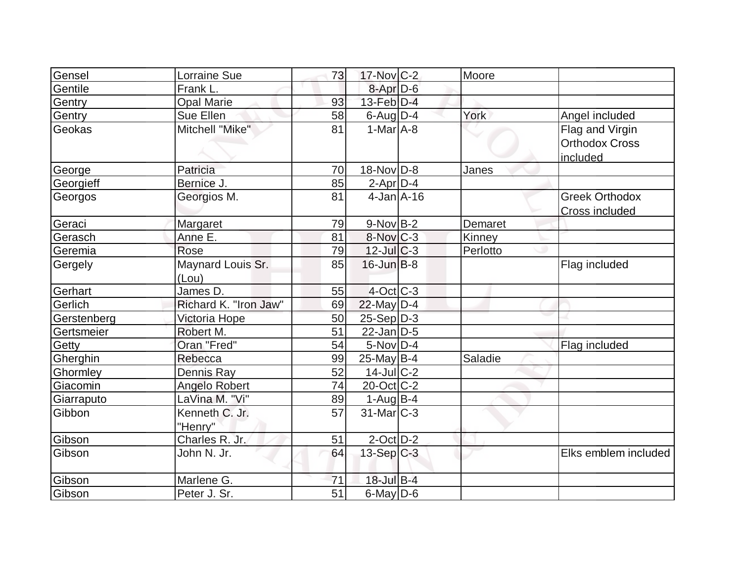| | | | | | | |
|---|---|---|---|---|---|---|
| Gensel | Lorraine Sue | 73 | 17-Nov | C-2 | Moore | |
| Gentile | Frank L. | | 8-Apr | D-6 | | |
| Gentry | Opal Marie | 93 | 13-Feb | D-4 | | |
| Gentry | Sue Ellen | 58 | 6-Aug | D-4 | York | Angel included |
| Geokas | Mitchell "Mike" | 81 | 1-Mar | A-8 | | Flag and Virgin Orthodox Cross included |
| George | Patricia | 70 | 18-Nov | D-8 | Janes | |
| Georgieff | Bernice J. | 85 | 2-Apr | D-4 | | |
| Georgos | Georgios M. | 81 | 4-Jan | A-16 | | Greek Orthodox Cross included |
| Geraci | Margaret | 79 | 9-Nov | B-2 | Demaret | |
| Gerasch | Anne E. | 81 | 8-Nov | C-3 | Kinney | |
| Geremia | Rose | 79 | 12-Jul | C-3 | Perlotto | |
| Gergely | Maynard Louis Sr. (Lou) | 85 | 16-Jun | B-8 | | Flag included |
| Gerhart | James D. | 55 | 4-Oct | C-3 | | |
| Gerlich | Richard K. "Iron Jaw" | 69 | 22-May | D-4 | | |
| Gerstenberg | Victoria Hope | 50 | 25-Sep | D-3 | | |
| Gertsmeier | Robert M. | 51 | 22-Jan | D-5 | | |
| Getty | Oran "Fred" | 54 | 5-Nov | D-4 | | Flag included |
| Gherghin | Rebecca | 99 | 25-May | B-4 | Saladie | |
| Ghormley | Dennis Ray | 52 | 14-Jul | C-2 | | |
| Giacomin | Angelo Robert | 74 | 20-Oct | C-2 | | |
| Giarraputo | LaVina M. "Vi" | 89 | 1-Aug | B-4 | | |
| Gibbon | Kenneth C. Jr. "Henry" | 57 | 31-Mar | C-3 | | |
| Gibson | Charles R. Jr. | 51 | 2-Oct | D-2 | | |
| Gibson | John N. Jr. | 64 | 13-Sep | C-3 | | Elks emblem included |
| Gibson | Marlene G. | 71 | 18-Jul | B-4 | | |
| Gibson | Peter J. Sr. | 51 | 6-May | D-6 | | |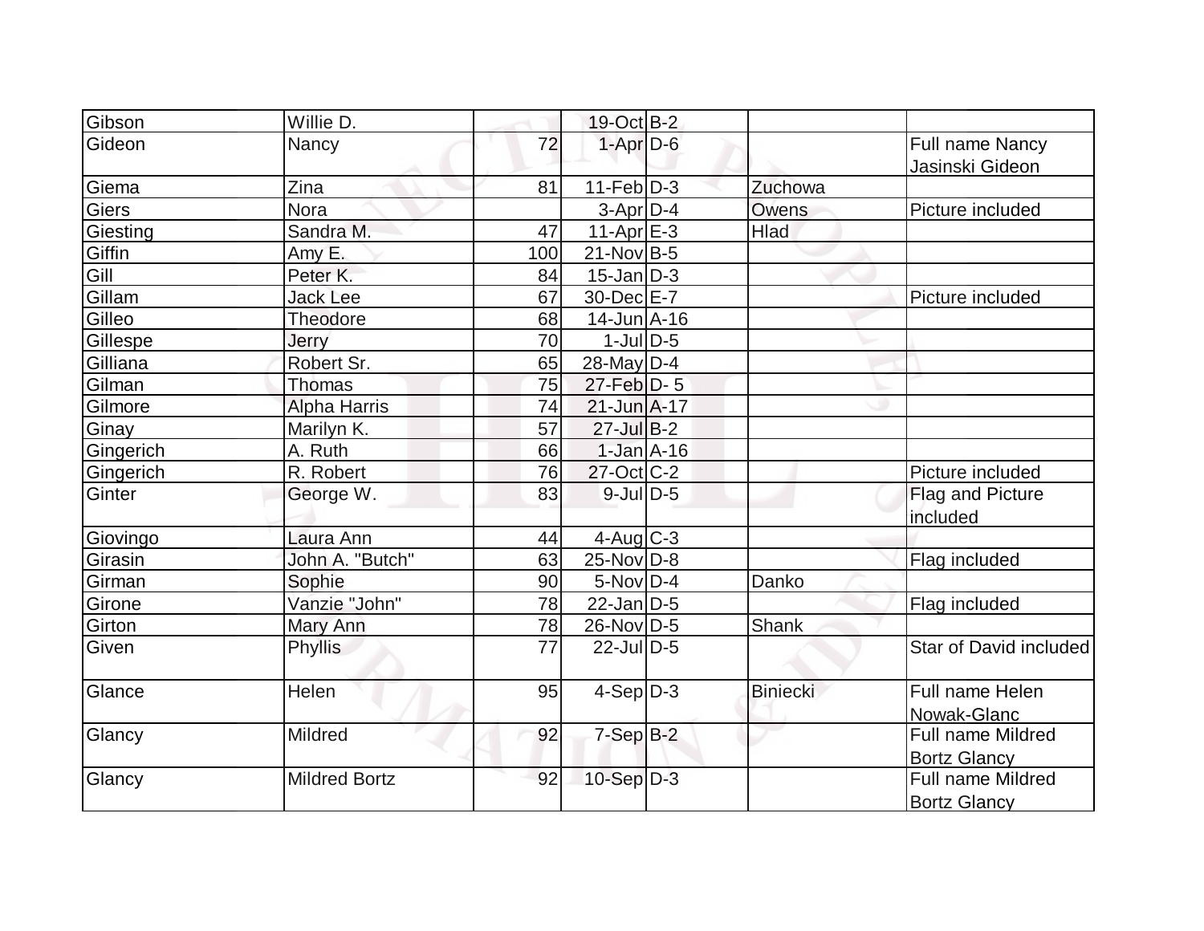| Gibson | Willie D. | | 19-Oct | B-2 | | |
|---|---|---|---|---|---|---|
| Gideon | Nancy | 72 | 1-Apr | D-6 | | Full name Nancy Jasinski Gideon |
| Giema | Zina | 81 | 11-Feb | D-3 | Zuchowa | |
| Giers | Nora | | 3-Apr | D-4 | Owens | Picture included |
| Giesting | Sandra M. | 47 | 11-Apr | E-3 | Hlad | |
| Giffin | Amy E. | 100 | 21-Nov | B-5 | | |
| Gill | Peter K. | 84 | 15-Jan | D-3 | | |
| Gillam | Jack Lee | 67 | 30-Dec | E-7 | | Picture included |
| Gilleo | Theodore | 68 | 14-Jun | A-16 | | |
| Gillespe | Jerry | 70 | 1-Jul | D-5 | | |
| Gilliana | Robert Sr. | 65 | 28-May | D-4 | | |
| Gilman | Thomas | 75 | 27-Feb | D- 5 | | |
| Gilmore | Alpha Harris | 74 | 21-Jun | A-17 | | |
| Ginay | Marilyn K. | 57 | 27-Jul | B-2 | | |
| Gingerich | A. Ruth | 66 | 1-Jan | A-16 | | |
| Gingerich | R. Robert | 76 | 27-Oct | C-2 | | Picture included |
| Ginter | George W. | 83 | 9-Jul | D-5 | | Flag and Picture included |
| Giovingo | Laura Ann | 44 | 4-Aug | C-3 | | |
| Girasin | John A. "Butch" | 63 | 25-Nov | D-8 | | Flag included |
| Girman | Sophie | 90 | 5-Nov | D-4 | Danko | |
| Girone | Vanzie "John" | 78 | 22-Jan | D-5 | | Flag included |
| Girton | Mary Ann | 78 | 26-Nov | D-5 | Shank | |
| Given | Phyllis | 77 | 22-Jul | D-5 | | Star of David included |
| Glance | Helen | 95 | 4-Sep | D-3 | Biniecki | Full name Helen Nowak-Glanc |
| Glancy | Mildred | 92 | 7-Sep | B-2 | | Full name Mildred Bortz Glancy |
| Glancy | Mildred Bortz | 92 | 10-Sep | D-3 | | Full name Mildred Bortz Glancy |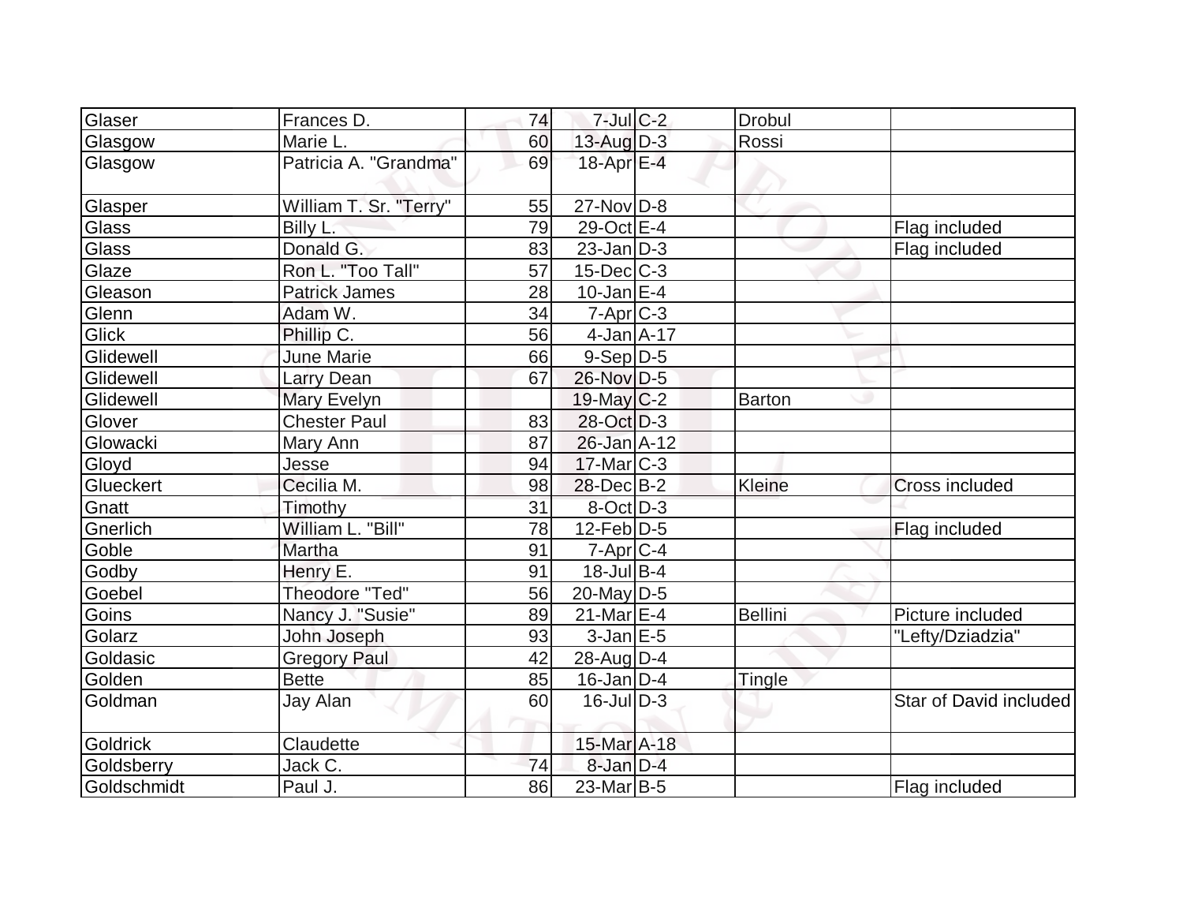| | | | | | | |
|---|---|---|---|---|---|---|
| Glaser | Frances D. | 74 | 7-Jul | C-2 | Drobul | |
| Glasgow | Marie L. | 60 | 13-Aug | D-3 | Rossi | |
| Glasgow | Patricia A. "Grandma" | 69 | 18-Apr | E-4 | | |
| Glasper | William T. Sr. "Terry" | 55 | 27-Nov | D-8 | | |
| Glass | Billy L. | 79 | 29-Oct | E-4 | | Flag included |
| Glass | Donald G. | 83 | 23-Jan | D-3 | | Flag included |
| Glaze | Ron L. "Too Tall" | 57 | 15-Dec | C-3 | | |
| Gleason | Patrick James | 28 | 10-Jan | E-4 | | |
| Glenn | Adam W. | 34 | 7-Apr | C-3 | | |
| Glick | Phillip C. | 56 | 4-Jan | A-17 | | |
| Glidewell | June Marie | 66 | 9-Sep | D-5 | | |
| Glidewell | Larry Dean | 67 | 26-Nov | D-5 | | |
| Glidewell | Mary Evelyn | | 19-May | C-2 | Barton | |
| Glover | Chester Paul | 83 | 28-Oct | D-3 | | |
| Glowacki | Mary Ann | 87 | 26-Jan | A-12 | | |
| Gloyd | Jesse | 94 | 17-Mar | C-3 | | |
| Glueckert | Cecilia M. | 98 | 28-Dec | B-2 | Kleine | Cross included |
| Gnatt | Timothy | 31 | 8-Oct | D-3 | | |
| Gnerlich | William L. "Bill" | 78 | 12-Feb | D-5 | | Flag included |
| Goble | Martha | 91 | 7-Apr | C-4 | | |
| Godby | Henry E. | 91 | 18-Jul | B-4 | | |
| Goebel | Theodore "Ted" | 56 | 20-May | D-5 | | |
| Goins | Nancy J. "Susie" | 89 | 21-Mar | E-4 | Bellini | Picture included |
| Golarz | John Joseph | 93 | 3-Jan | E-5 | | "Lefty/Dziadzia" |
| Goldasic | Gregory Paul | 42 | 28-Aug | D-4 | | |
| Golden | Bette | 85 | 16-Jan | D-4 | Tingle | |
| Goldman | Jay Alan | 60 | 16-Jul | D-3 | | Star of David included |
| Goldrick | Claudette | | 15-Mar | A-18 | | |
| Goldsberry | Jack C. | 74 | 8-Jan | D-4 | | |
| Goldschmidt | Paul J. | 86 | 23-Mar | B-5 | | Flag included |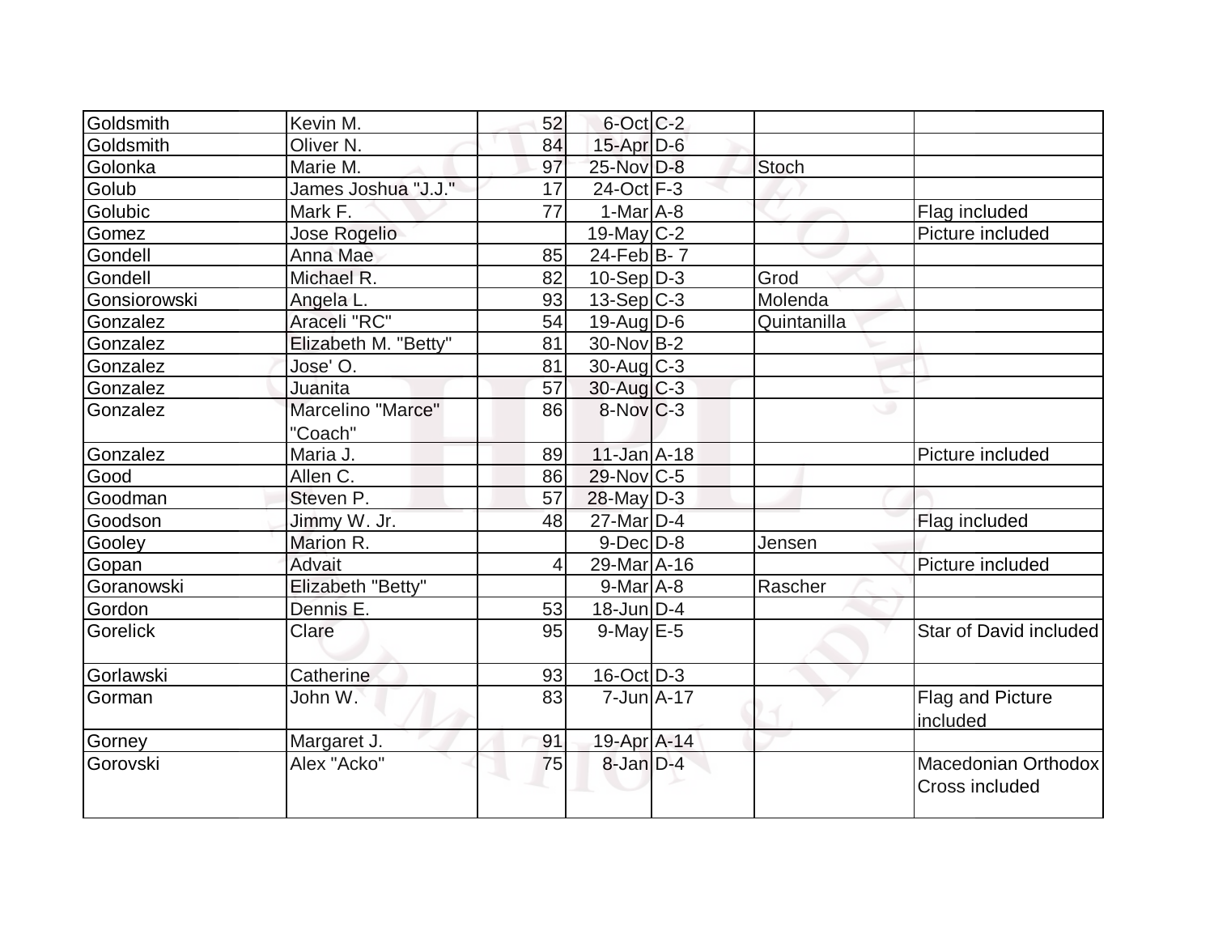| | | | | | | |
|---|---|---|---|---|---|---|
| Goldsmith | Kevin M. | 52 | 6-Oct | C-2 | | |
| Goldsmith | Oliver N. | 84 | 15-Apr | D-6 | | |
| Golonka | Marie M. | 97 | 25-Nov | D-8 | Stoch | |
| Golub | James Joshua "J.J." | 17 | 24-Oct | F-3 | | |
| Golubic | Mark F. | 77 | 1-Mar | A-8 | | Flag included |
| Gomez | Jose Rogelio | | 19-May | C-2 | | Picture included |
| Gondell | Anna Mae | 85 | 24-Feb | B- 7 | | |
| Gondell | Michael R. | 82 | 10-Sep | D-3 | Grod | |
| Gonsiorowski | Angela L. | 93 | 13-Sep | C-3 | Molenda | |
| Gonzalez | Araceli "RC" | 54 | 19-Aug | D-6 | Quintanilla | |
| Gonzalez | Elizabeth M. "Betty" | 81 | 30-Nov | B-2 | | |
| Gonzalez | Jose' O. | 81 | 30-Aug | C-3 | | |
| Gonzalez | Juanita | 57 | 30-Aug | C-3 | | |
| Gonzalez | Marcelino "Marce" "Coach" | 86 | 8-Nov | C-3 | | |
| Gonzalez | Maria J. | 89 | 11-Jan | A-18 | | Picture included |
| Good | Allen C. | 86 | 29-Nov | C-5 | | |
| Goodman | Steven P. | 57 | 28-May | D-3 | | |
| Goodson | Jimmy W. Jr. | 48 | 27-Mar | D-4 | | Flag included |
| Gooley | Marion R. | | 9-Dec | D-8 | Jensen | |
| Gopan | Advait | 4 | 29-Mar | A-16 | | Picture included |
| Goranowski | Elizabeth "Betty" | | 9-Mar | A-8 | Rascher | |
| Gordon | Dennis E. | 53 | 18-Jun | D-4 | | |
| Gorelick | Clare | 95 | 9-May | E-5 | | Star of David included |
| Gorlawski | Catherine | 93 | 16-Oct | D-3 | | |
| Gorman | John W. | 83 | 7-Jun | A-17 | | Flag and Picture included |
| Gorney | Margaret J. | 91 | 19-Apr | A-14 | | |
| Gorovski | Alex "Acko" | 75 | 8-Jan | D-4 | | Macedonian Orthodox Cross included |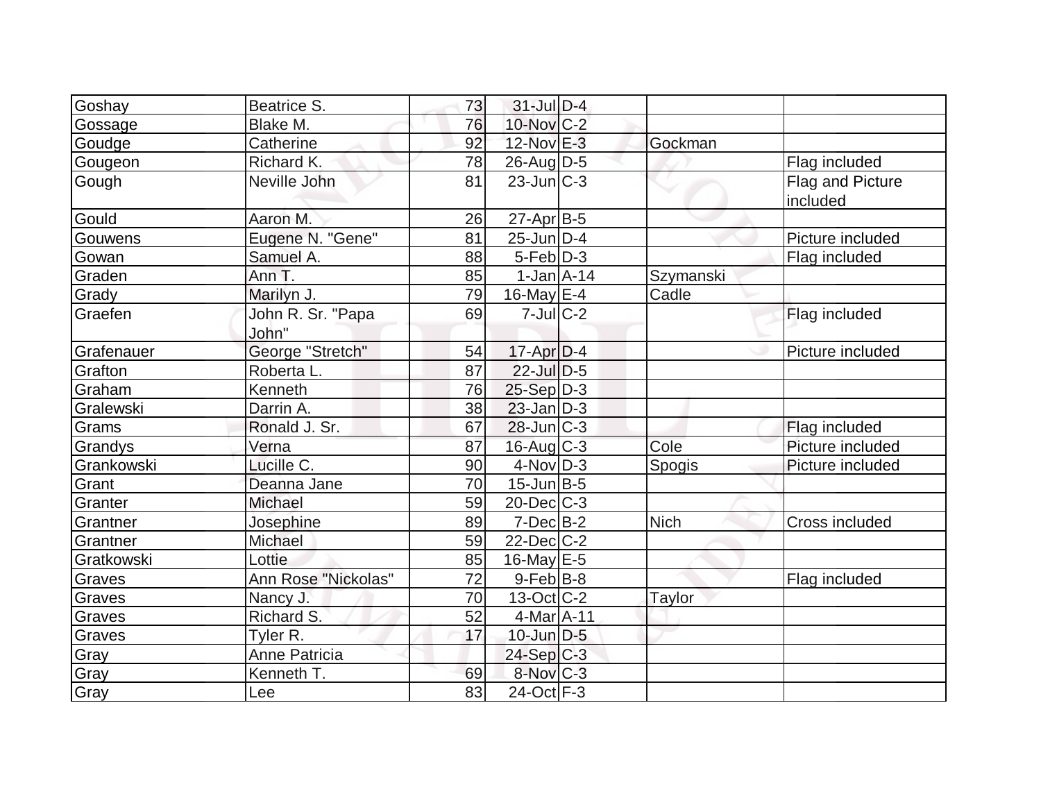| | | | | | | |
|---|---|---|---|---|---|---|
| Goshay | Beatrice S. | 73 | 31-Jul | D-4 | | |
| Gossage | Blake M. | 76 | 10-Nov | C-2 | | |
| Goudge | Catherine | 92 | 12-Nov | E-3 | Gockman | |
| Gougeon | Richard K. | 78 | 26-Aug | D-5 | | Flag included |
| Gough | Neville John | 81 | 23-Jun | C-3 | | Flag and Picture included |
| Gould | Aaron M. | 26 | 27-Apr | B-5 | | |
| Gouwens | Eugene N. "Gene" | 81 | 25-Jun | D-4 | | Picture included |
| Gowan | Samuel A. | 88 | 5-Feb | D-3 | | Flag included |
| Graden | Ann T. | 85 | 1-Jan | A-14 | Szymanski | |
| Grady | Marilyn J. | 79 | 16-May | E-4 | Cadle | |
| Graefen | John R. Sr. "Papa John" | 69 | 7-Jul | C-2 | | Flag included |
| Grafenauer | George "Stretch" | 54 | 17-Apr | D-4 | | Picture included |
| Grafton | Roberta L. | 87 | 22-Jul | D-5 | | |
| Graham | Kenneth | 76 | 25-Sep | D-3 | | |
| Gralewski | Darrin A. | 38 | 23-Jan | D-3 | | |
| Grams | Ronald J. Sr. | 67 | 28-Jun | C-3 | | Flag included |
| Grandys | Verna | 87 | 16-Aug | C-3 | Cole | Picture included |
| Grankowski | Lucille C. | 90 | 4-Nov | D-3 | Spogis | Picture included |
| Grant | Deanna Jane | 70 | 15-Jun | B-5 | | |
| Granter | Michael | 59 | 20-Dec | C-3 | | |
| Grantner | Josephine | 89 | 7-Dec | B-2 | Nich | Cross included |
| Grantner | Michael | 59 | 22-Dec | C-2 | | |
| Gratkowski | Lottie | 85 | 16-May | E-5 | | |
| Graves | Ann Rose "Nickolas" | 72 | 9-Feb | B-8 | | Flag included |
| Graves | Nancy J. | 70 | 13-Oct | C-2 | Taylor | |
| Graves | Richard S. | 52 | 4-Mar | A-11 | | |
| Graves | Tyler R. | 17 | 10-Jun | D-5 | | |
| Gray | Anne Patricia | | 24-Sep | C-3 | | |
| Gray | Kenneth T. | 69 | 8-Nov | C-3 | | |
| Gray | Lee | 83 | 24-Oct | F-3 | | |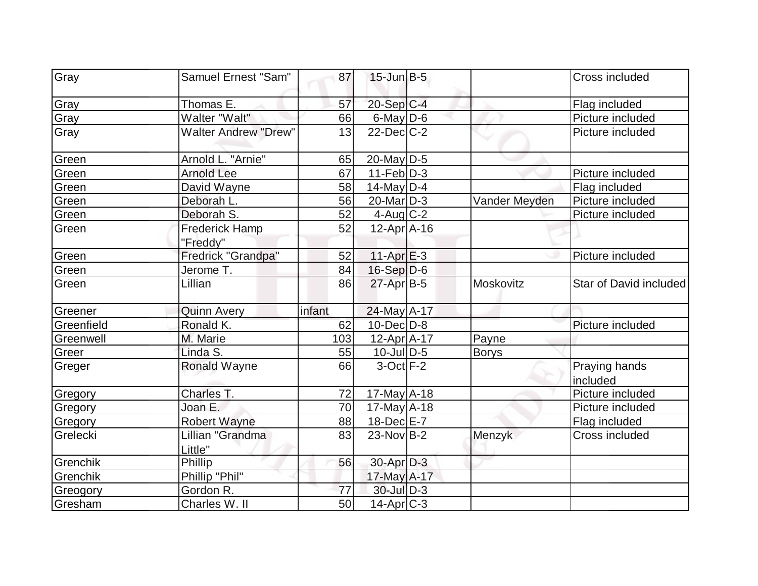| Gray | Samuel Ernest "Sam" | 87 | 15-Jun | B-5 | | Cross included |
|---|---|---|---|---|---|---|
| Gray | Thomas E. | 57 | 20-Sep | C-4 | | Flag included |
| Gray | Walter "Walt" | 66 | 6-May | D-6 | | Picture included |
| Gray | Walter Andrew "Drew" | 13 | 22-Dec | C-2 | | Picture included |
| Green | Arnold L. "Arnie" | 65 | 20-May | D-5 | | |
| Green | Arnold Lee | 67 | 11-Feb | D-3 | | Picture included |
| Green | David Wayne | 58 | 14-May | D-4 | | Flag included |
| Green | Deborah L. | 56 | 20-Mar | D-3 | Vander Meyden | Picture included |
| Green | Deborah S. | 52 | 4-Aug | C-2 | | Picture included |
| Green | Frederick Hamp "Freddy" | 52 | 12-Apr | A-16 | | |
| Green | Fredrick "Grandpa" | 52 | 11-Apr | E-3 | | Picture included |
| Green | Jerome T. | 84 | 16-Sep | D-6 | | |
| Green | Lillian | 86 | 27-Apr | B-5 | Moskovitz | Star of David included |
| Greener | Quinn Avery | infant | 24-May | A-17 | | |
| Greenfield | Ronald K. | 62 | 10-Dec | D-8 | | Picture included |
| Greenwell | M. Marie | 103 | 12-Apr | A-17 | Payne | |
| Greer | Linda S. | 55 | 10-Jul | D-5 | Borys | |
| Greger | Ronald Wayne | 66 | 3-Oct | F-2 | | Praying hands included |
| Gregory | Charles T. | 72 | 17-May | A-18 | | Picture included |
| Gregory | Joan E. | 70 | 17-May | A-18 | | Picture included |
| Gregory | Robert Wayne | 88 | 18-Dec | E-7 | | Flag included |
| Grelecki | Lillian "Grandma Little" | 83 | 23-Nov | B-2 | Menzyk | Cross included |
| Grenchik | Phillip | 56 | 30-Apr | D-3 | | |
| Grenchik | Phillip "Phil" | | 17-May | A-17 | | |
| Greogory | Gordon R. | 77 | 30-Jul | D-3 | | |
| Gresham | Charles W. II | 50 | 14-Apr | C-3 | | |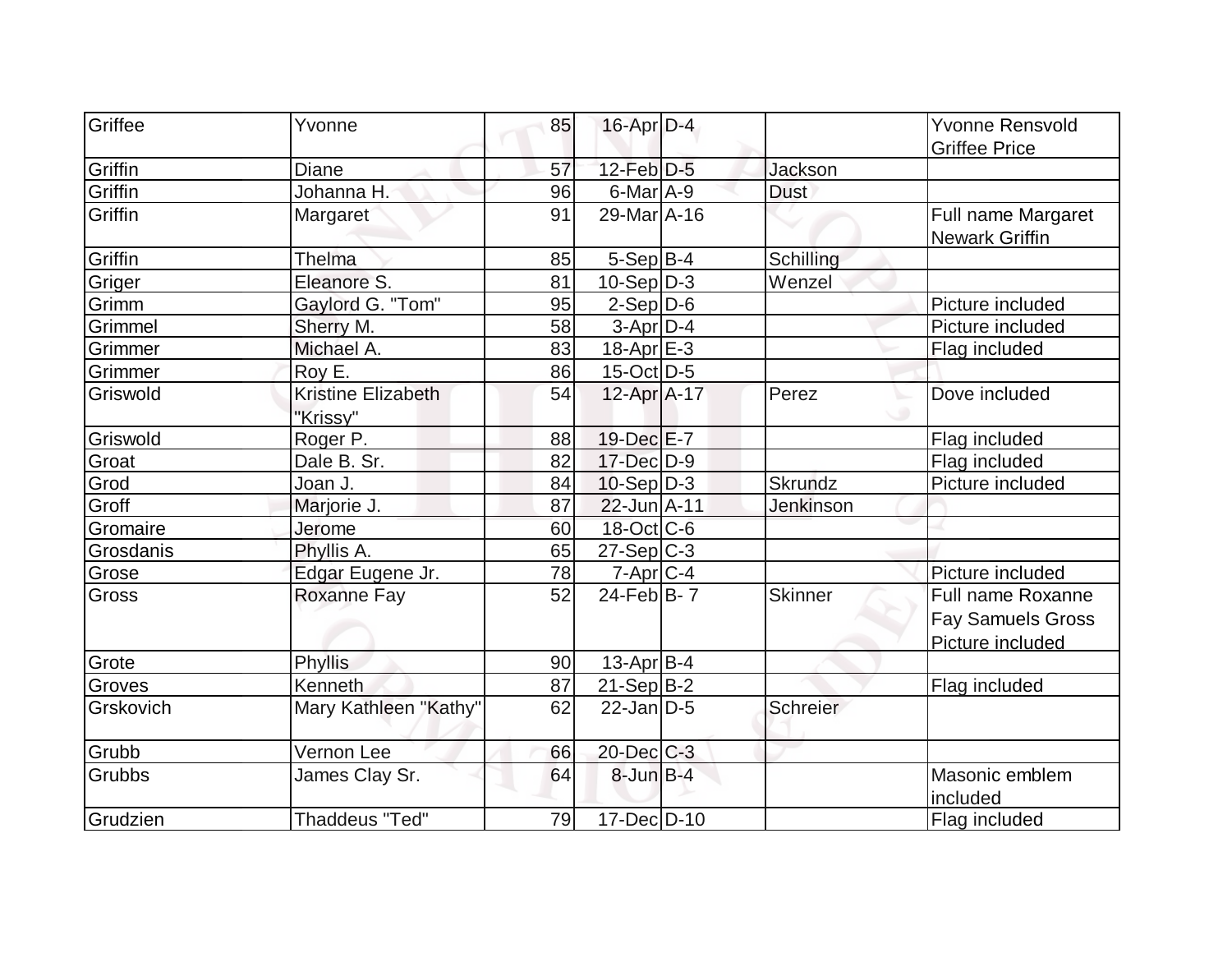| | | | | | | |
|---|---|---|---|---|---|---|
| Griffee | Yvonne | 85 | 16-Apr | D-4 | | Yvonne Rensvold Griffee Price |
| Griffin | Diane | 57 | 12-Feb | D-5 | Jackson | |
| Griffin | Johanna H. | 96 | 6-Mar | A-9 | Dust | |
| Griffin | Margaret | 91 | 29-Mar | A-16 | | Full name Margaret Newark Griffin |
| Griffin | Thelma | 85 | 5-Sep | B-4 | Schilling | |
| Griger | Eleanore S. | 81 | 10-Sep | D-3 | Wenzel | |
| Grimm | Gaylord G. "Tom" | 95 | 2-Sep | D-6 | | Picture included |
| Grimmel | Sherry M. | 58 | 3-Apr | D-4 | | Picture included |
| Grimmer | Michael A. | 83 | 18-Apr | E-3 | | Flag included |
| Grimmer | Roy E. | 86 | 15-Oct | D-5 | | |
| Griswold | Kristine Elizabeth "Krissy" | 54 | 12-Apr | A-17 | Perez | Dove included |
| Griswold | Roger P. | 88 | 19-Dec | E-7 | | Flag included |
| Groat | Dale B. Sr. | 82 | 17-Dec | D-9 | | Flag included |
| Grod | Joan J. | 84 | 10-Sep | D-3 | Skrundz | Picture included |
| Groff | Marjorie J. | 87 | 22-Jun | A-11 | Jenkinson | |
| Gromaire | Jerome | 60 | 18-Oct | C-6 | | |
| Grosdanis | Phyllis A. | 65 | 27-Sep | C-3 | | |
| Grose | Edgar Eugene Jr. | 78 | 7-Apr | C-4 | | Picture included |
| Gross | Roxanne Fay | 52 | 24-Feb | B- 7 | Skinner | Full name Roxanne Fay Samuels Gross Picture included |
| Grote | Phyllis | 90 | 13-Apr | B-4 | | |
| Groves | Kenneth | 87 | 21-Sep | B-2 | | Flag included |
| Grskovich | Mary Kathleen "Kathy" | 62 | 22-Jan | D-5 | Schreier | |
| Grubb | Vernon Lee | 66 | 20-Dec | C-3 | | |
| Grubbs | James Clay Sr. | 64 | 8-Jun | B-4 | | Masonic emblem included |
| Grudzien | Thaddeus "Ted" | 79 | 17-Dec | D-10 | | Flag included |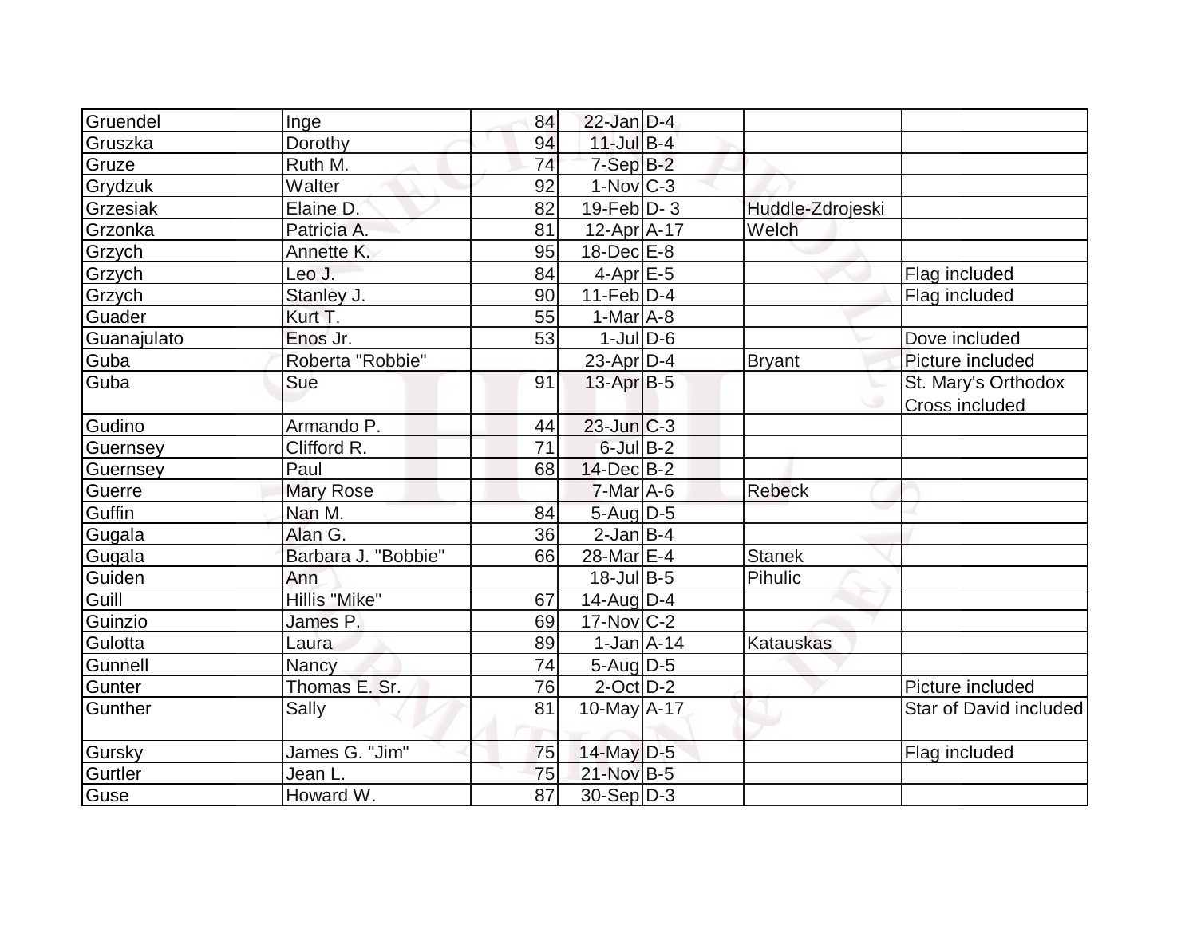| | | | | | | |
|---|---|---|---|---|---|---|
| Gruendel | Inge | 84 | 22-Jan | D-4 | | |
| Gruszka | Dorothy | 94 | 11-Jul | B-4 | | |
| Gruze | Ruth M. | 74 | 7-Sep | B-2 | | |
| Grydzuk | Walter | 92 | 1-Nov | C-3 | | |
| Grzesiak | Elaine D. | 82 | 19-Feb | D- 3 | Huddle-Zdrojeski | |
| Grzonka | Patricia A. | 81 | 12-Apr | A-17 | Welch | |
| Grzych | Annette K. | 95 | 18-Dec | E-8 | | |
| Grzych | Leo J. | 84 | 4-Apr | E-5 | | Flag included |
| Grzych | Stanley J. | 90 | 11-Feb | D-4 | | Flag included |
| Guader | Kurt T. | 55 | 1-Mar | A-8 | | |
| Guanajulato | Enos Jr. | 53 | 1-Jul | D-6 | | Dove included |
| Guba | Roberta "Robbie" | | 23-Apr | D-4 | Bryant | Picture included |
| Guba | Sue | 91 | 13-Apr | B-5 | | St. Mary's Orthodox Cross included |
| Gudino | Armando P. | 44 | 23-Jun | C-3 | | |
| Guernsey | Clifford R. | 71 | 6-Jul | B-2 | | |
| Guernsey | Paul | 68 | 14-Dec | B-2 | | |
| Guerre | Mary Rose | | 7-Mar | A-6 | Rebeck | |
| Guffin | Nan M. | 84 | 5-Aug | D-5 | | |
| Gugala | Alan G. | 36 | 2-Jan | B-4 | | |
| Gugala | Barbara J. "Bobbie" | 66 | 28-Mar | E-4 | Stanek | |
| Guiden | Ann | | 18-Jul | B-5 | Pihulic | |
| Guill | Hillis "Mike" | 67 | 14-Aug | D-4 | | |
| Guinzio | James P. | 69 | 17-Nov | C-2 | | |
| Gulotta | Laura | 89 | 1-Jan | A-14 | Katauskas | |
| Gunnell | Nancy | 74 | 5-Aug | D-5 | | |
| Gunter | Thomas E. Sr. | 76 | 2-Oct | D-2 | | Picture included |
| Gunther | Sally | 81 | 10-May | A-17 | | Star of David included |
| Gursky | James G. "Jim" | 75 | 14-May | D-5 | | Flag included |
| Gurtler | Jean L. | 75 | 21-Nov | B-5 | | |
| Guse | Howard W. | 87 | 30-Sep | D-3 | | |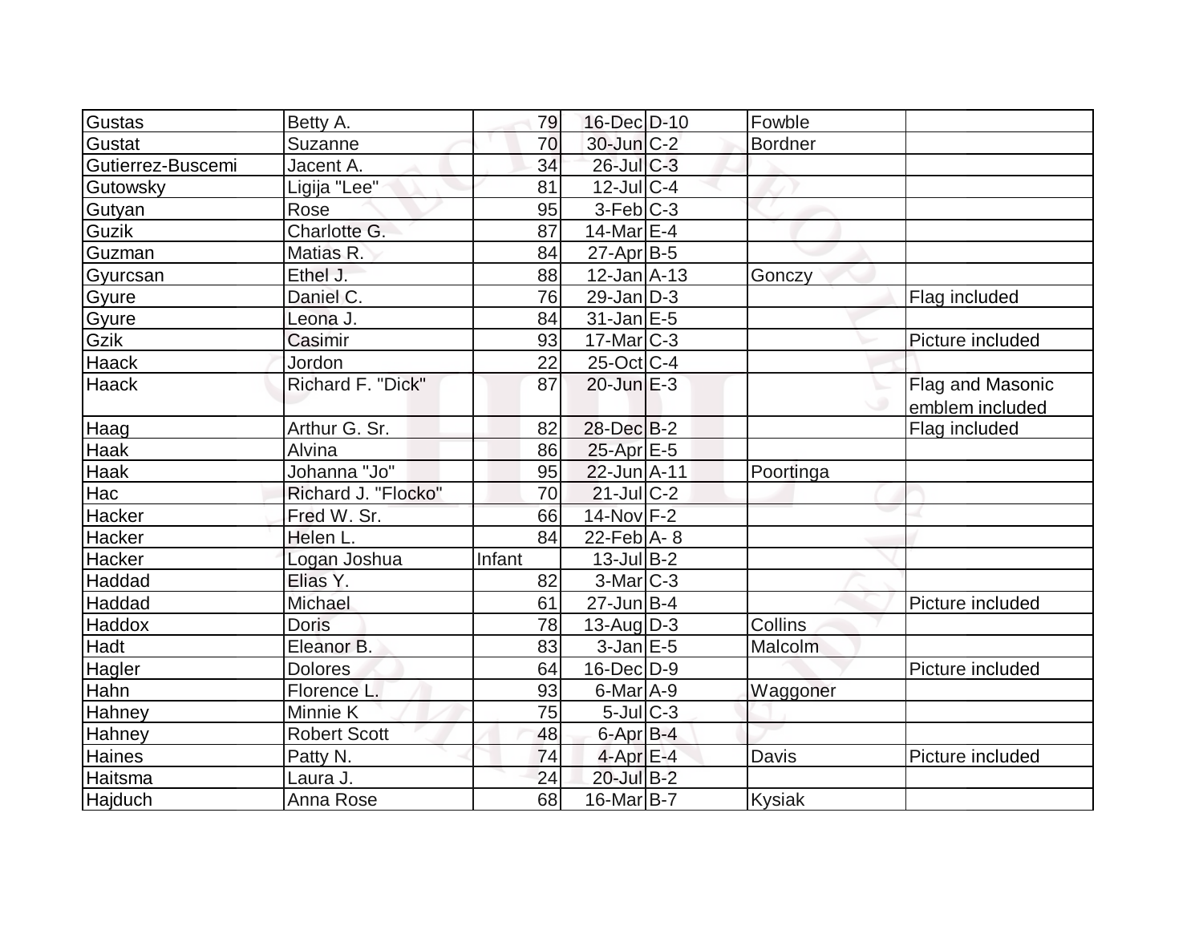| | | | | | | |
|---|---|---|---|---|---|---|
| Gustas | Betty A. | 79 | 16-Dec | D-10 | Fowble | |
| Gustat | Suzanne | 70 | 30-Jun | C-2 | Bordner | |
| Gutierrez-Buscemi | Jacent A. | 34 | 26-Jul | C-3 | | |
| Gutowsky | Ligija "Lee" | 81 | 12-Jul | C-4 | | |
| Gutyan | Rose | 95 | 3-Feb | C-3 | | |
| Guzik | Charlotte G. | 87 | 14-Mar | E-4 | | |
| Guzman | Matias R. | 84 | 27-Apr | B-5 | | |
| Gyurcsan | Ethel J. | 88 | 12-Jan | A-13 | Gonczy | |
| Gyure | Daniel C. | 76 | 29-Jan | D-3 | | Flag included |
| Gyure | Leona J. | 84 | 31-Jan | E-5 | | |
| Gzik | Casimir | 93 | 17-Mar | C-3 | | Picture included |
| Haack | Jordon | 22 | 25-Oct | C-4 | | |
| Haack | Richard F. "Dick" | 87 | 20-Jun | E-3 | | Flag and Masonic emblem included |
| Haag | Arthur G. Sr. | 82 | 28-Dec | B-2 | | Flag included |
| Haak | Alvina | 86 | 25-Apr | E-5 | | |
| Haak | Johanna "Jo" | 95 | 22-Jun | A-11 | Poortinga | |
| Hac | Richard J. "Flocko" | 70 | 21-Jul | C-2 | | |
| Hacker | Fred W. Sr. | 66 | 14-Nov | F-2 | | |
| Hacker | Helen L. | 84 | 22-Feb | A- 8 | | |
| Hacker | Logan Joshua | Infant | 13-Jul | B-2 | | |
| Haddad | Elias Y. | 82 | 3-Mar | C-3 | | |
| Haddad | Michael | 61 | 27-Jun | B-4 | | Picture included |
| Haddox | Doris | 78 | 13-Aug | D-3 | Collins | |
| Hadt | Eleanor B. | 83 | 3-Jan | E-5 | Malcolm | |
| Hagler | Dolores | 64 | 16-Dec | D-9 | | Picture included |
| Hahn | Florence L. | 93 | 6-Mar | A-9 | Waggoner | |
| Hahney | Minnie K | 75 | 5-Jul | C-3 | | |
| Hahney | Robert Scott | 48 | 6-Apr | B-4 | | |
| Haines | Patty N. | 74 | 4-Apr | E-4 | Davis | Picture included |
| Haitsma | Laura J. | 24 | 20-Jul | B-2 | | |
| Hajduch | Anna Rose | 68 | 16-Mar | B-7 | Kysiak | |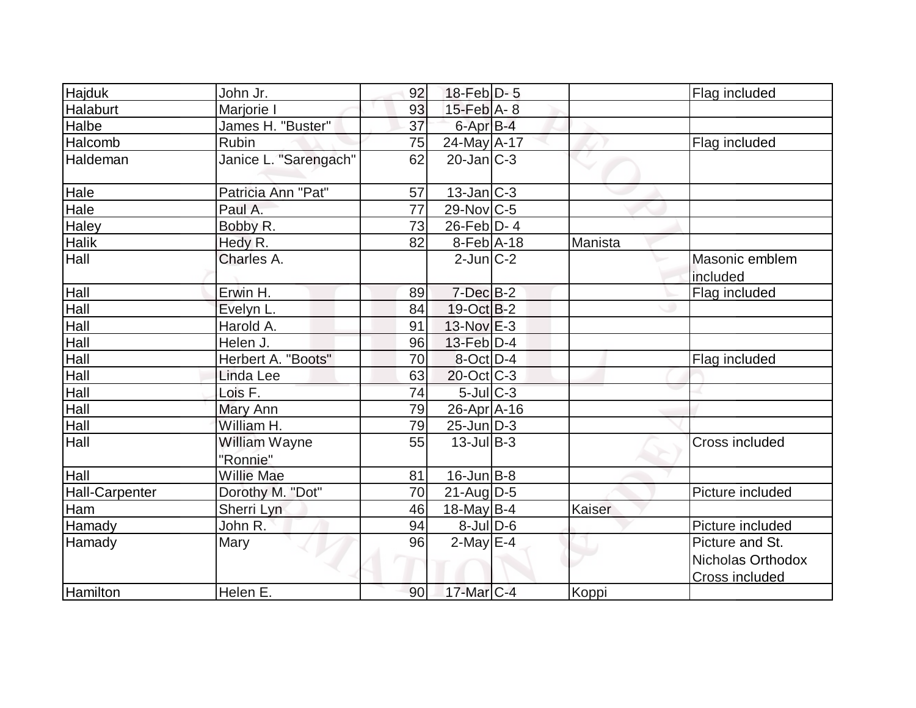| Hajduk | John Jr. | 92 | 18-Feb | D- 5 | | Flag included |
|---|---|---|---|---|---|---|
| Halaburt | Marjorie I | 93 | 15-Feb | A- 8 | | |
| Halbe | James H. "Buster" | 37 | 6-Apr | B-4 | | |
| Halcomb | Rubin | 75 | 24-May | A-17 | | Flag included |
| Haldeman | Janice L. "Sarengach" | 62 | 20-Jan | C-3 | | |
| Hale | Patricia Ann "Pat" | 57 | 13-Jan | C-3 | | |
| Hale | Paul A. | 77 | 29-Nov | C-5 | | |
| Haley | Bobby R. | 73 | 26-Feb | D- 4 | | |
| Halik | Hedy R. | 82 | 8-Feb | A-18 | Manista | |
| Hall | Charles A. | | 2-Jun | C-2 | | Masonic emblem included |
| Hall | Erwin H. | 89 | 7-Dec | B-2 | | Flag included |
| Hall | Evelyn L. | 84 | 19-Oct | B-2 | | |
| Hall | Harold A. | 91 | 13-Nov | E-3 | | |
| Hall | Helen J. | 96 | 13-Feb | D-4 | | |
| Hall | Herbert A. "Boots" | 70 | 8-Oct | D-4 | | Flag included |
| Hall | Linda Lee | 63 | 20-Oct | C-3 | | |
| Hall | Lois F. | 74 | 5-Jul | C-3 | | |
| Hall | Mary Ann | 79 | 26-Apr | A-16 | | |
| Hall | William H. | 79 | 25-Jun | D-3 | | |
| Hall | William Wayne "Ronnie" | 55 | 13-Jul | B-3 | | Cross included |
| Hall | Willie Mae | 81 | 16-Jun | B-8 | | |
| Hall-Carpenter | Dorothy M. "Dot" | 70 | 21-Aug | D-5 | | Picture included |
| Ham | Sherri Lyn | 46 | 18-May | B-4 | Kaiser | |
| Hamady | John R. | 94 | 8-Jul | D-6 | | Picture included |
| Hamady | Mary | 96 | 2-May | E-4 | | Picture and St. Nicholas Orthodox Cross included |
| Hamilton | Helen E. | 90 | 17-Mar | C-4 | Koppi | |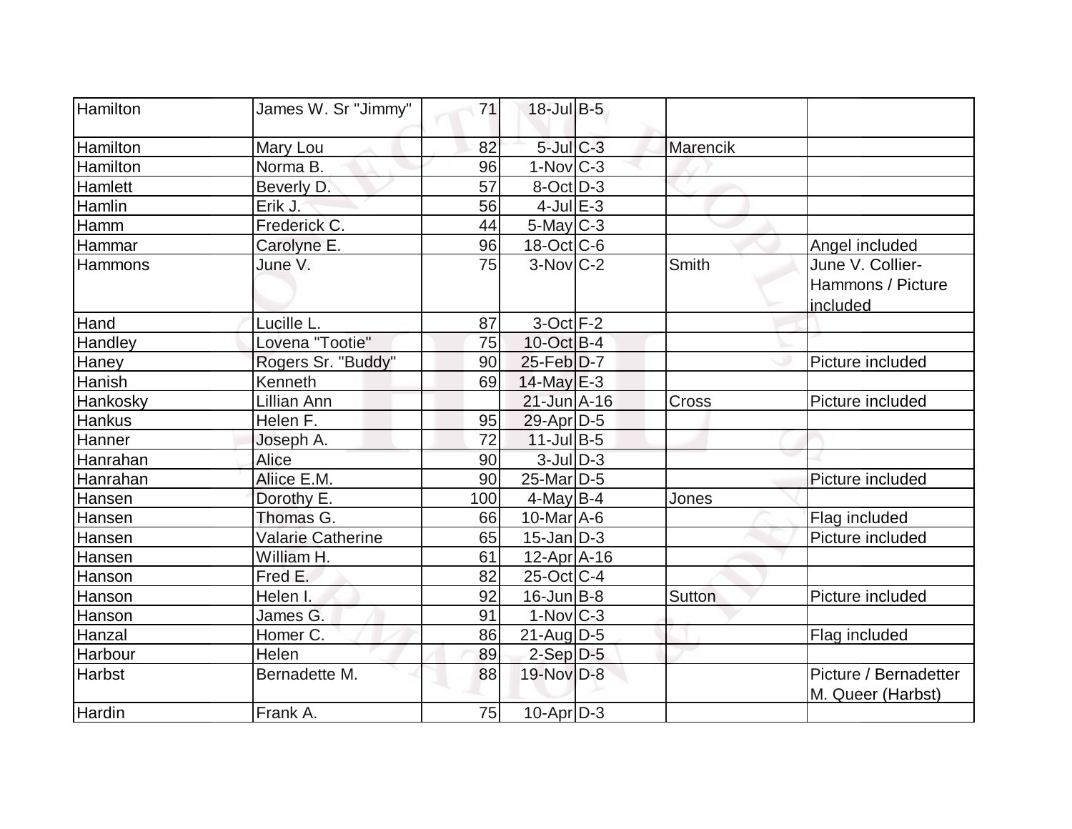| | | | | | | |
|---|---|---|---|---|---|---|
| Hamilton | James W. Sr "Jimmy" | 71 | 18-Jul | B-5 | | |
| Hamilton | Mary Lou | 82 | 5-Jul | C-3 | Marencik | |
| Hamilton | Norma B. | 96 | 1-Nov | C-3 | | |
| Hamlett | Beverly D. | 57 | 8-Oct | D-3 | | |
| Hamlin | Erik J. | 56 | 4-Jul | E-3 | | |
| Hamm | Frederick C. | 44 | 5-May | C-3 | | |
| Hammar | Carolyne E. | 96 | 18-Oct | C-6 | | Angel included |
| Hammons | June V. | 75 | 3-Nov | C-2 | Smith | June V. Collier-Hammons / Picture included |
| Hand | Lucille L. | 87 | 3-Oct | F-2 | | |
| Handley | Lovena "Tootie" | 75 | 10-Oct | B-4 | | |
| Haney | Rogers Sr. "Buddy" | 90 | 25-Feb | D-7 | | Picture included |
| Hanish | Kenneth | 69 | 14-May | E-3 | | |
| Hankosky | Lillian Ann | | 21-Jun | A-16 | Cross | Picture included |
| Hankus | Helen F. | 95 | 29-Apr | D-5 | | |
| Hanner | Joseph A. | 72 | 11-Jul | B-5 | | |
| Hanrahan | Alice | 90 | 3-Jul | D-3 | | |
| Hanrahan | Aliice E.M. | 90 | 25-Mar | D-5 | | Picture included |
| Hansen | Dorothy E. | 100 | 4-May | B-4 | Jones | |
| Hansen | Thomas G. | 66 | 10-Mar | A-6 | | Flag included |
| Hansen | Valarie Catherine | 65 | 15-Jan | D-3 | | Picture included |
| Hansen | William H. | 61 | 12-Apr | A-16 | | |
| Hanson | Fred E. | 82 | 25-Oct | C-4 | | |
| Hanson | Helen I. | 92 | 16-Jun | B-8 | Sutton | Picture included |
| Hanson | James G. | 91 | 1-Nov | C-3 | | |
| Hanzal | Homer C. | 86 | 21-Aug | D-5 | | Flag included |
| Harbour | Helen | 89 | 2-Sep | D-5 | | |
| Harbst | Bernadette M. | 88 | 19-Nov | D-8 | | Picture / Bernadetter M. Queer (Harbst) |
| Hardin | Frank A. | 75 | 10-Apr | D-3 | | |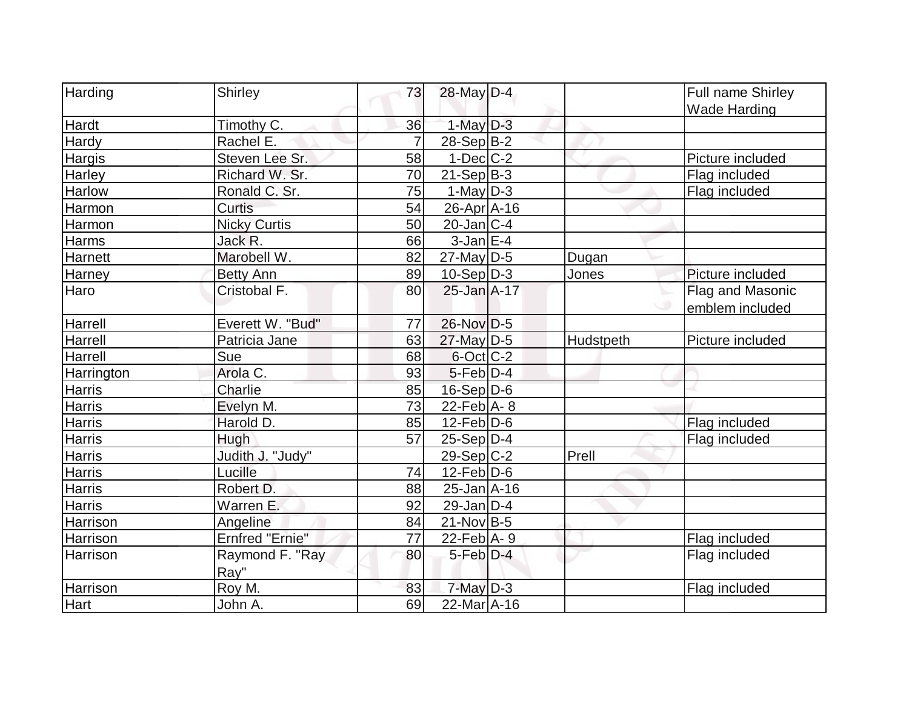| Harding | Shirley | 73 | 28-May | D-4 | | Full name Shirley Wade Harding |
|---|---|---|---|---|---|---|
| Hardt | Timothy C. | 36 | 1-May | D-3 | | |
| Hardy | Rachel E. | 7 | 28-Sep | B-2 | | |
| Hargis | Steven Lee Sr. | 58 | 1-Dec | C-2 | | Picture included |
| Harley | Richard W. Sr. | 70 | 21-Sep | B-3 | | Flag included |
| Harlow | Ronald C. Sr. | 75 | 1-May | D-3 | | Flag included |
| Harmon | Curtis | 54 | 26-Apr | A-16 | | |
| Harmon | Nicky Curtis | 50 | 20-Jan | C-4 | | |
| Harms | Jack R. | 66 | 3-Jan | E-4 | | |
| Harnett | Marobell W. | 82 | 27-May | D-5 | Dugan | |
| Harney | Betty Ann | 89 | 10-Sep | D-3 | Jones | Picture included |
| Haro | Cristobal F. | 80 | 25-Jan | A-17 | | Flag and Masonic emblem included |
| Harrell | Everett W. "Bud" | 77 | 26-Nov | D-5 | | |
| Harrell | Patricia Jane | 63 | 27-May | D-5 | Hudstpeth | Picture included |
| Harrell | Sue | 68 | 6-Oct | C-2 | | |
| Harrington | Arola C. | 93 | 5-Feb | D-4 | | |
| Harris | Charlie | 85 | 16-Sep | D-6 | | |
| Harris | Evelyn M. | 73 | 22-Feb | A- 8 | | |
| Harris | Harold D. | 85 | 12-Feb | D-6 | | Flag included |
| Harris | Hugh | 57 | 25-Sep | D-4 | | Flag included |
| Harris | Judith J. "Judy" | | 29-Sep | C-2 | Prell | |
| Harris | Lucille | 74 | 12-Feb | D-6 | | |
| Harris | Robert D. | 88 | 25-Jan | A-16 | | |
| Harris | Warren E. | 92 | 29-Jan | D-4 | | |
| Harrison | Angeline | 84 | 21-Nov | B-5 | | |
| Harrison | Ernfred "Ernie" | 77 | 22-Feb | A- 9 | | Flag included |
| Harrison | Raymond F. "Ray Ray" | 80 | 5-Feb | D-4 | | Flag included |
| Harrison | Roy M. | 83 | 7-May | D-3 | | Flag included |
| Hart | John A. | 69 | 22-Mar | A-16 | | |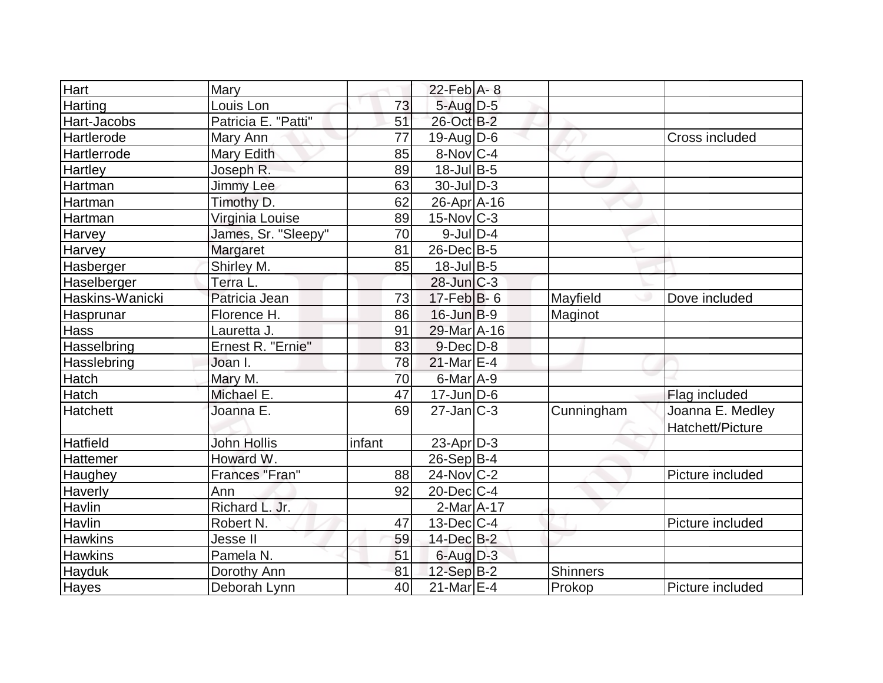| Hart | Mary | | 22-Feb | A- 8 | | |
|---|---|---|---|---|---|---|
| Harting | Louis Lon | 73 | 5-Aug | D-5 | | |
| Hart-Jacobs | Patricia E. "Patti" | 51 | 26-Oct | B-2 | | |
| Hartlerode | Mary Ann | 77 | 19-Aug | D-6 | | Cross included |
| Hartlerrode | Mary Edith | 85 | 8-Nov | C-4 | | |
| Hartley | Joseph R. | 89 | 18-Jul | B-5 | | |
| Hartman | Jimmy Lee | 63 | 30-Jul | D-3 | | |
| Hartman | Timothy D. | 62 | 26-Apr | A-16 | | |
| Hartman | Virginia Louise | 89 | 15-Nov | C-3 | | |
| Harvey | James, Sr. "Sleepy" | 70 | 9-Jul | D-4 | | |
| Harvey | Margaret | 81 | 26-Dec | B-5 | | |
| Hasberger | Shirley M. | 85 | 18-Jul | B-5 | | |
| Haselberger | Terra L. | | 28-Jun | C-3 | | |
| Haskins-Wanicki | Patricia Jean | 73 | 17-Feb | B- 6 | Mayfield | Dove included |
| Hasprunar | Florence H. | 86 | 16-Jun | B-9 | Maginot | |
| Hass | Lauretta J. | 91 | 29-Mar | A-16 | | |
| Hasselbring | Ernest R. "Ernie" | 83 | 9-Dec | D-8 | | |
| Hasslebring | Joan I. | 78 | 21-Mar | E-4 | | |
| Hatch | Mary M. | 70 | 6-Mar | A-9 | | |
| Hatch | Michael E. | 47 | 17-Jun | D-6 | | Flag included |
| Hatchett | Joanna E. | 69 | 27-Jan | C-3 | Cunningham | Joanna E. Medley Hatchett/Picture |
| Hatfield | John Hollis | infant | 23-Apr | D-3 | | |
| Hattemer | Howard W. | | 26-Sep | B-4 | | |
| Haughey | Frances "Fran" | 88 | 24-Nov | C-2 | | Picture included |
| Haverly | Ann | 92 | 20-Dec | C-4 | | |
| Havlin | Richard L. Jr. | | 2-Mar | A-17 | | |
| Havlin | Robert N. | 47 | 13-Dec | C-4 | | Picture included |
| Hawkins | Jesse II | 59 | 14-Dec | B-2 | | |
| Hawkins | Pamela N. | 51 | 6-Aug | D-3 | | |
| Hayduk | Dorothy Ann | 81 | 12-Sep | B-2 | Shinners | |
| Hayes | Deborah Lynn | 40 | 21-Mar | E-4 | Prokop | Picture included |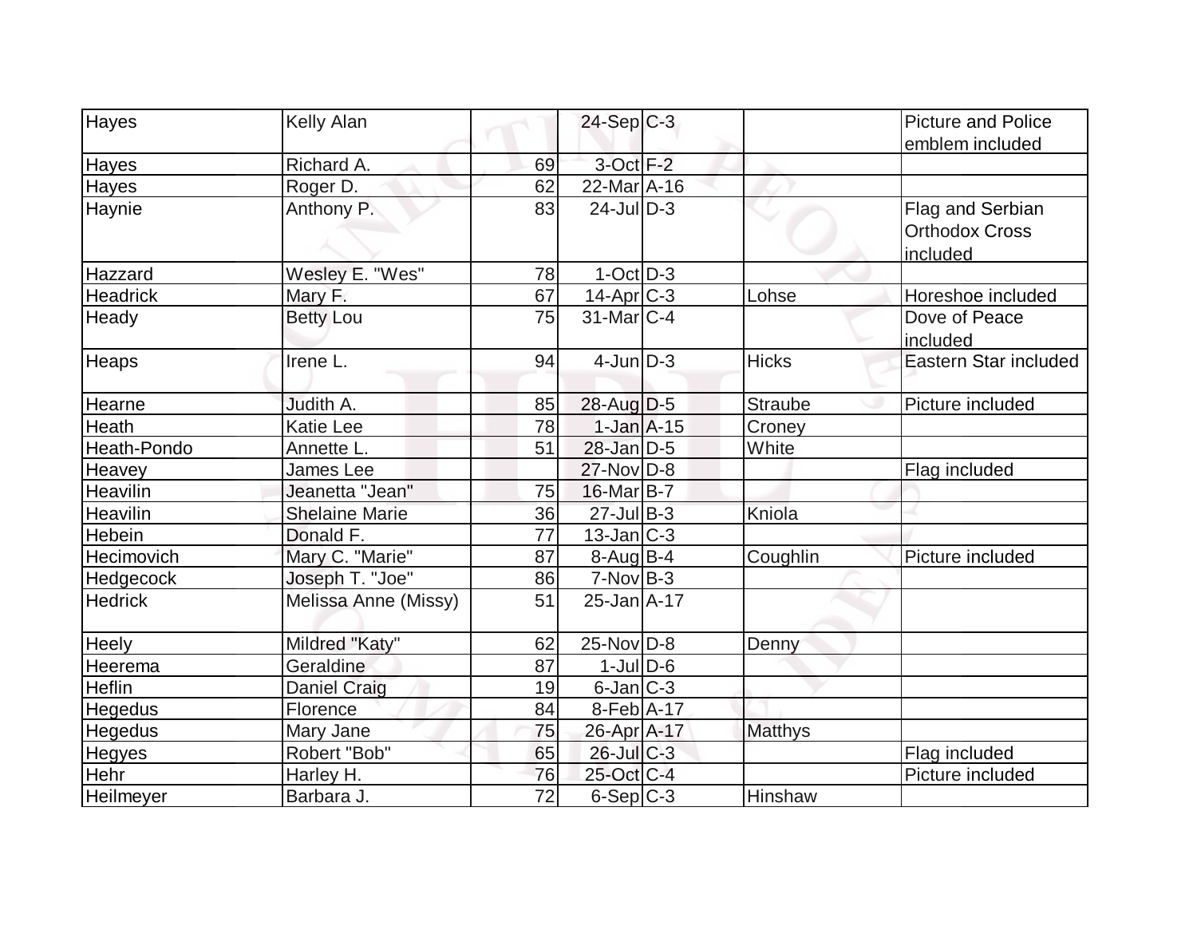| Hayes | Kelly Alan | | 24-Sep | C-3 | | Picture and Police emblem included |
|---|---|---|---|---|---|---|
| Hayes | Richard A. | 69 | 3-Oct | F-2 | | |
| Hayes | Roger D. | 62 | 22-Mar | A-16 | | |
| Haynie | Anthony P. | 83 | 24-Jul | D-3 | | Flag and Serbian Orthodox Cross included |
| Hazzard | Wesley E. "Wes" | 78 | 1-Oct | D-3 | | |
| Headrick | Mary F. | 67 | 14-Apr | C-3 | Lohse | Horeshoe included |
| Heady | Betty Lou | 75 | 31-Mar | C-4 | | Dove of Peace included |
| Heaps | Irene L. | 94 | 4-Jun | D-3 | Hicks | Eastern Star included |
| Hearne | Judith A. | 85 | 28-Aug | D-5 | Straube | Picture included |
| Heath | Katie Lee | 78 | 1-Jan | A-15 | Croney | |
| Heath-Pondo | Annette L. | 51 | 28-Jan | D-5 | White | |
| Heavey | James Lee | | 27-Nov | D-8 | | Flag included |
| Heavilin | Jeanetta "Jean" | 75 | 16-Mar | B-7 | | |
| Heavilin | Shelaine Marie | 36 | 27-Jul | B-3 | Kniola | |
| Hebein | Donald F. | 77 | 13-Jan | C-3 | | |
| Hecimovich | Mary C. "Marie" | 87 | 8-Aug | B-4 | Coughlin | Picture included |
| Hedgecock | Joseph T. "Joe" | 86 | 7-Nov | B-3 | | |
| Hedrick | Melissa Anne (Missy) | 51 | 25-Jan | A-17 | | |
| Heely | Mildred "Katy" | 62 | 25-Nov | D-8 | Denny | |
| Heerema | Geraldine | 87 | 1-Jul | D-6 | | |
| Heflin | Daniel Craig | 19 | 6-Jan | C-3 | | |
| Hegedus | Florence | 84 | 8-Feb | A-17 | | |
| Hegedus | Mary Jane | 75 | 26-Apr | A-17 | Matthys | |
| Hegyes | Robert "Bob" | 65 | 26-Jul | C-3 | | Flag included |
| Hehr | Harley H. | 76 | 25-Oct | C-4 | | Picture included |
| Heilmeyer | Barbara J. | 72 | 6-Sep | C-3 | Hinshaw | |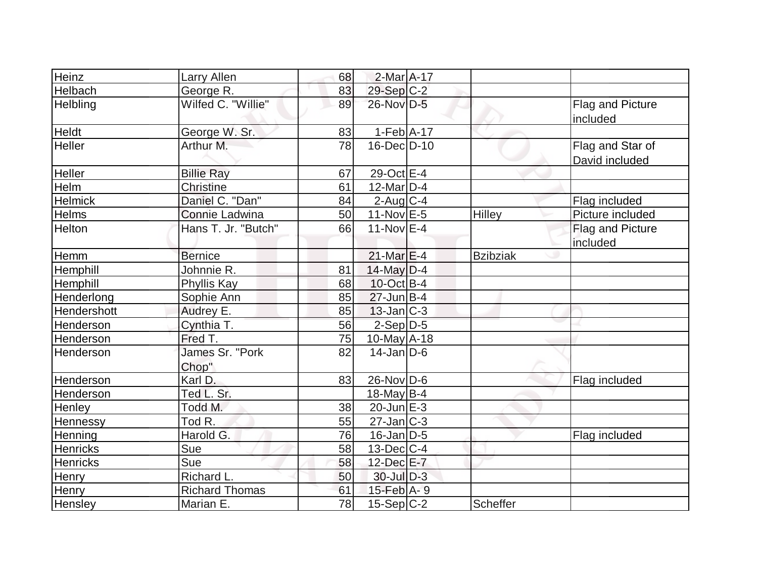| Heinz | Larry Allen | 68 | 2-Mar | A-17 | | |
|---|---|---|---|---|---|---|
| Helbach | George R. | 83 | 29-Sep | C-2 | | |
| Helbling | Wilfed C. "Willie" | 89 | 26-Nov | D-5 | | Flag and Picture included |
| Heldt | George W. Sr. | 83 | 1-Feb | A-17 | | |
| Heller | Arthur M. | 78 | 16-Dec | D-10 | | Flag and Star of David included |
| Heller | Billie Ray | 67 | 29-Oct | E-4 | | |
| Helm | Christine | 61 | 12-Mar | D-4 | | |
| Helmick | Daniel C. "Dan" | 84 | 2-Aug | C-4 | | Flag included |
| Helms | Connie Ladwina | 50 | 11-Nov | E-5 | Hilley | Picture included |
| Helton | Hans T. Jr. "Butch" | 66 | 11-Nov | E-4 | | Flag and Picture included |
| Hemm | Bernice | | 21-Mar | E-4 | Bzibziak | |
| Hemphill | Johnnie R. | 81 | 14-May | D-4 | | |
| Hemphill | Phyllis Kay | 68 | 10-Oct | B-4 | | |
| Henderlong | Sophie Ann | 85 | 27-Jun | B-4 | | |
| Hendershott | Audrey E. | 85 | 13-Jan | C-3 | | |
| Henderson | Cynthia T. | 56 | 2-Sep | D-5 | | |
| Henderson | Fred T. | 75 | 10-May | A-18 | | |
| Henderson | James Sr. "Pork Chop" | 82 | 14-Jan | D-6 | | |
| Henderson | Karl D. | 83 | 26-Nov | D-6 | | Flag included |
| Henderson | Ted L. Sr. | | 18-May | B-4 | | |
| Henley | Todd M. | 38 | 20-Jun | E-3 | | |
| Hennessy | Tod R. | 55 | 27-Jan | C-3 | | |
| Henning | Harold G. | 76 | 16-Jan | D-5 | | Flag included |
| Henricks | Sue | 58 | 13-Dec | C-4 | | |
| Henricks | Sue | 58 | 12-Dec | E-7 | | |
| Henry | Richard L. | 50 | 30-Jul | D-3 | | |
| Henry | Richard Thomas | 61 | 15-Feb | A- 9 | | |
| Hensley | Marian E. | 78 | 15-Sep | C-2 | Scheffer | |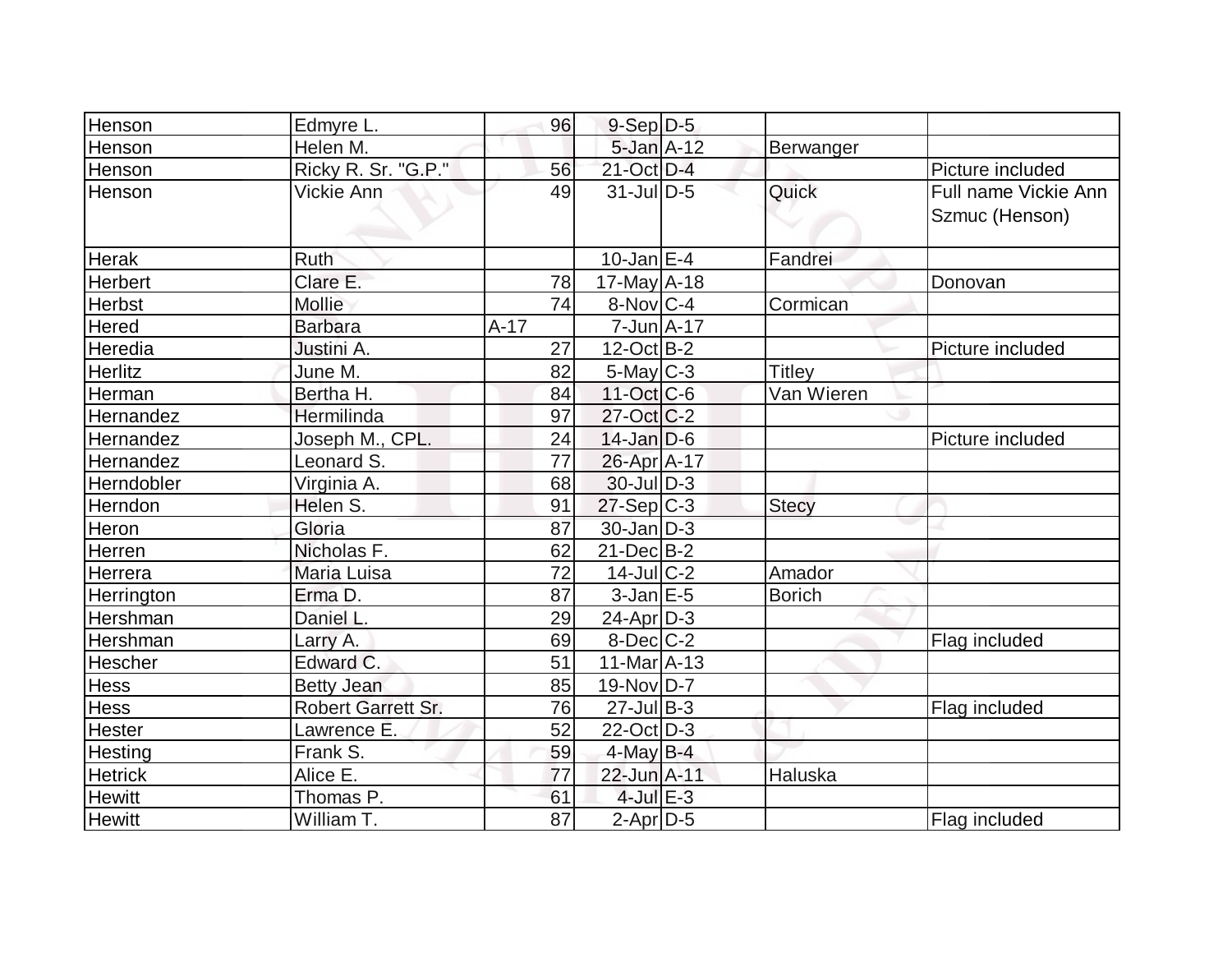| | | | | | | |
|---|---|---|---|---|---|---|
| Henson | Edmyre L. | 96 | 9-Sep | D-5 | | |
| Henson | Helen M. | | 5-Jan | A-12 | Berwanger | |
| Henson | Ricky R. Sr. "G.P." | 56 | 21-Oct | D-4 | | Picture included |
| Henson | Vickie Ann | 49 | 31-Jul | D-5 | Quick | Full name Vickie Ann Szmuc (Henson) |
| Herak | Ruth | | 10-Jan | E-4 | Fandrei | |
| Herbert | Clare E. | 78 | 17-May | A-18 | | Donovan |
| Herbst | Mollie | 74 | 8-Nov | C-4 | Cormican | |
| Hered | Barbara | A-17 | 7-Jun | A-17 | | |
| Heredia | Justini A. | 27 | 12-Oct | B-2 | | Picture included |
| Herlitz | June M. | 82 | 5-May | C-3 | Titley | |
| Herman | Bertha H. | 84 | 11-Oct | C-6 | Van Wieren | |
| Hernandez | Hermilinda | 97 | 27-Oct | C-2 | | |
| Hernandez | Joseph M., CPL. | 24 | 14-Jan | D-6 | | Picture included |
| Hernandez | Leonard S. | 77 | 26-Apr | A-17 | | |
| Herndobler | Virginia A. | 68 | 30-Jul | D-3 | | |
| Herndon | Helen S. | 91 | 27-Sep | C-3 | Stecy | |
| Heron | Gloria | 87 | 30-Jan | D-3 | | |
| Herren | Nicholas F. | 62 | 21-Dec | B-2 | | |
| Herrera | Maria Luisa | 72 | 14-Jul | C-2 | Amador | |
| Herrington | Erma D. | 87 | 3-Jan | E-5 | Borich | |
| Hershman | Daniel L. | 29 | 24-Apr | D-3 | | |
| Hershman | Larry A. | 69 | 8-Dec | C-2 | | Flag included |
| Hescher | Edward C. | 51 | 11-Mar | A-13 | | |
| Hess | Betty Jean | 85 | 19-Nov | D-7 | | |
| Hess | Robert Garrett Sr. | 76 | 27-Jul | B-3 | | Flag included |
| Hester | Lawrence E. | 52 | 22-Oct | D-3 | | |
| Hesting | Frank S. | 59 | 4-May | B-4 | | |
| Hetrick | Alice E. | 77 | 22-Jun | A-11 | Haluska | |
| Hewitt | Thomas P. | 61 | 4-Jul | E-3 | | |
| Hewitt | William T. | 87 | 2-Apr | D-5 | | Flag included |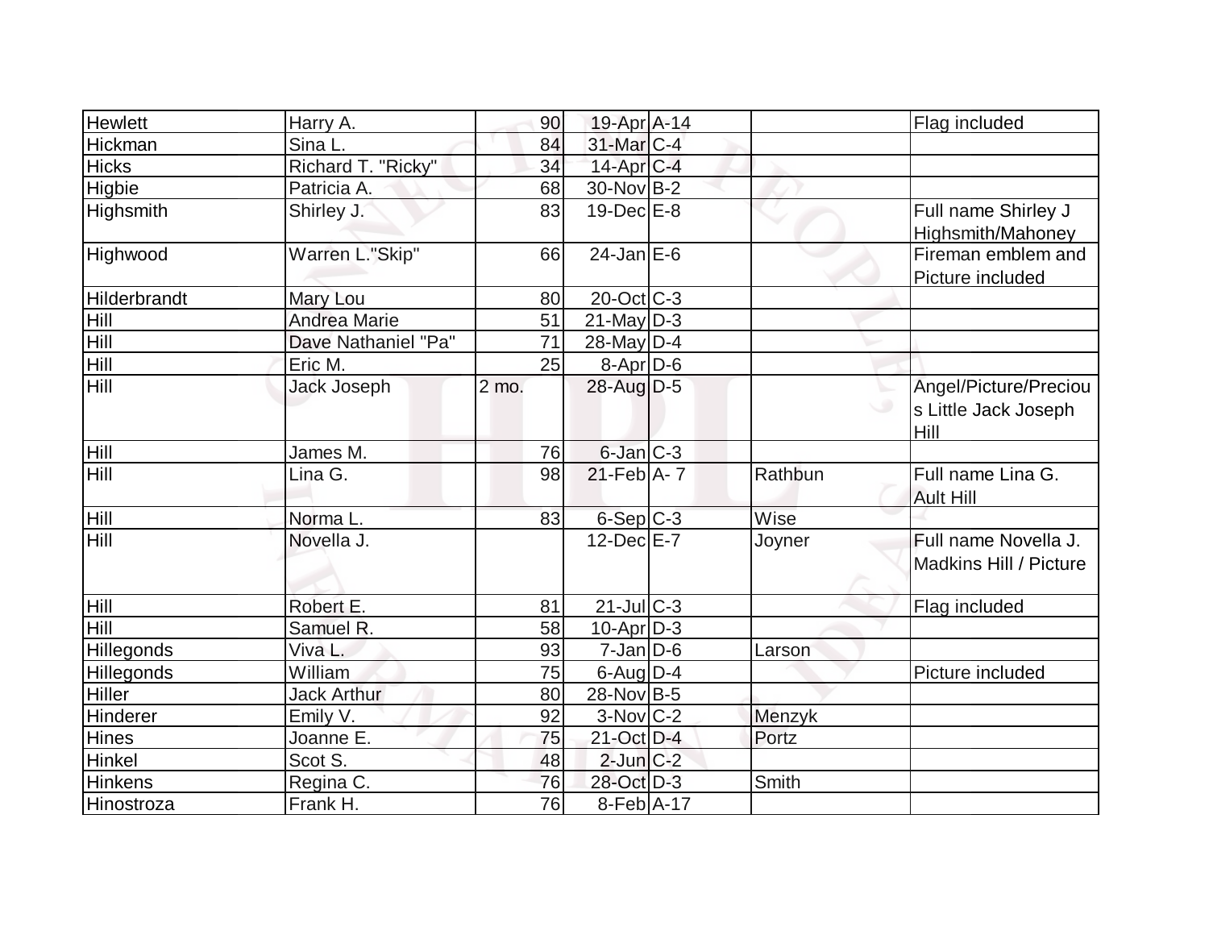| Hewlett | Harry A. | 90 | 19-Apr | A-14 | | Flag included |
|---|---|---|---|---|---|---|
| Hickman | Sina L. | 84 | 31-Mar | C-4 | | |
| Hicks | Richard T. "Ricky" | 34 | 14-Apr | C-4 | | |
| Higbie | Patricia A. | 68 | 30-Nov | B-2 | | |
| Highsmith | Shirley J. | 83 | 19-Dec | E-8 | | Full name Shirley J Highsmith/Mahoney |
| Highwood | Warren L."Skip" | 66 | 24-Jan | E-6 | | Fireman emblem and Picture included |
| Hilderbrandt | Mary Lou | 80 | 20-Oct | C-3 | | |
| Hill | Andrea Marie | 51 | 21-May | D-3 | | |
| Hill | Dave Nathaniel "Pa" | 71 | 28-May | D-4 | | |
| Hill | Eric M. | 25 | 8-Apr | D-6 | | |
| Hill | Jack Joseph | 2 mo. | 28-Aug | D-5 | | Angel/Picture/Precious Little Jack Joseph Hill |
| Hill | James M. | 76 | 6-Jan | C-3 | | |
| Hill | Lina G. | 98 | 21-Feb | A- 7 | Rathbun | Full name Lina G. Ault Hill |
| Hill | Norma L. | 83 | 6-Sep | C-3 | Wise | |
| Hill | Novella J. | | 12-Dec | E-7 | Joyner | Full name Novella J. Madkins Hill / Picture |
| Hill | Robert E. | 81 | 21-Jul | C-3 | | Flag included |
| Hill | Samuel R. | 58 | 10-Apr | D-3 | | |
| Hillegonds | Viva L. | 93 | 7-Jan | D-6 | Larson | |
| Hillegonds | William | 75 | 6-Aug | D-4 | | Picture included |
| Hiller | Jack Arthur | 80 | 28-Nov | B-5 | | |
| Hinderer | Emily V. | 92 | 3-Nov | C-2 | Menzyk | |
| Hines | Joanne E. | 75 | 21-Oct | D-4 | Portz | |
| Hinkel | Scot S. | 48 | 2-Jun | C-2 | | |
| Hinkens | Regina C. | 76 | 28-Oct | D-3 | Smith | |
| Hinostroza | Frank H. | 76 | 8-Feb | A-17 | | |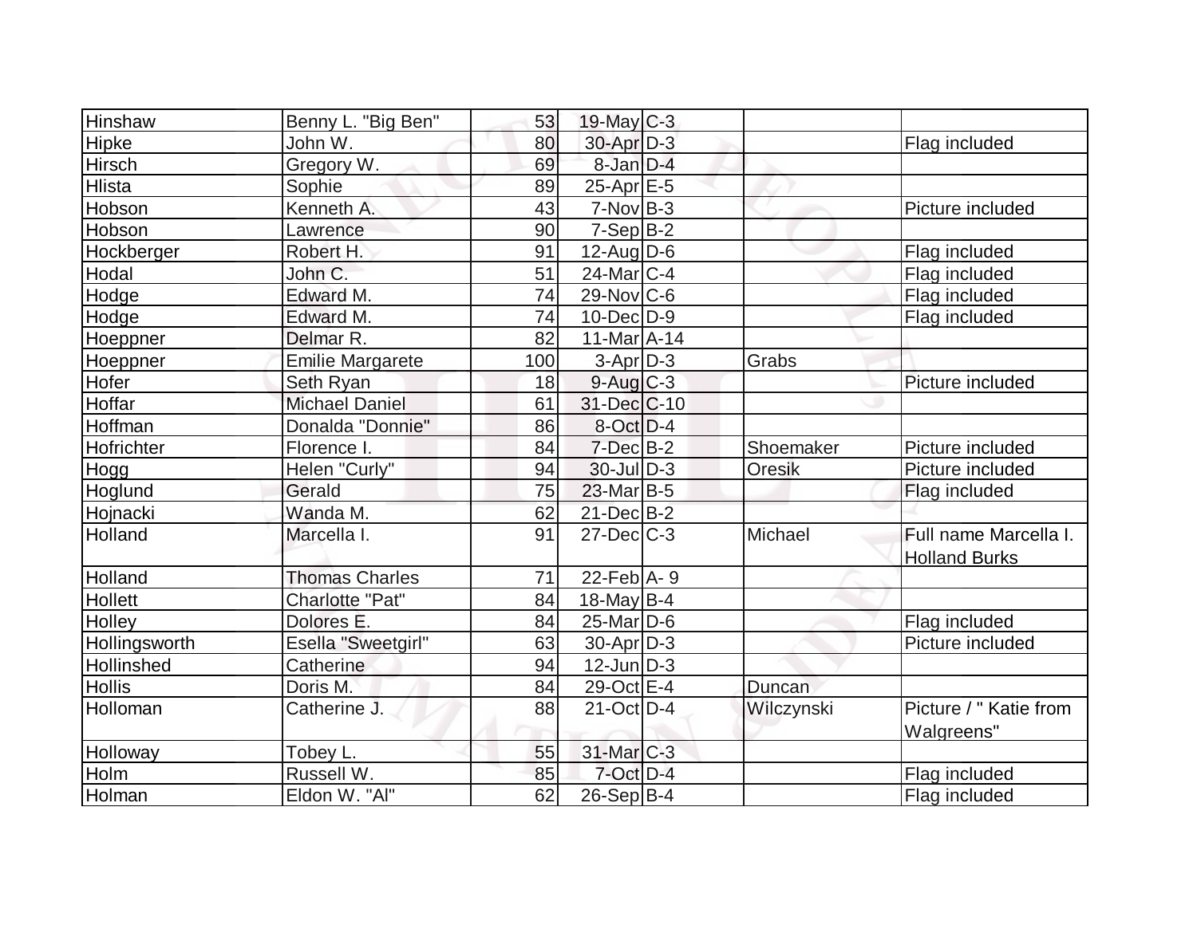| Hinshaw | Benny L. "Big Ben" | 53 | 19-May | C-3 | | |
|---|---|---|---|---|---|---|
| Hipke | John W. | 80 | 30-Apr | D-3 | | Flag included |
| Hirsch | Gregory W. | 69 | 8-Jan | D-4 | | |
| Hlista | Sophie | 89 | 25-Apr | E-5 | | |
| Hobson | Kenneth A. | 43 | 7-Nov | B-3 | | Picture included |
| Hobson | Lawrence | 90 | 7-Sep | B-2 | | |
| Hockberger | Robert H. | 91 | 12-Aug | D-6 | | Flag included |
| Hodal | John C. | 51 | 24-Mar | C-4 | | Flag included |
| Hodge | Edward M. | 74 | 29-Nov | C-6 | | Flag included |
| Hodge | Edward M. | 74 | 10-Dec | D-9 | | Flag included |
| Hoeppner | Delmar R. | 82 | 11-Mar | A-14 | | |
| Hoeppner | Emilie Margarete | 100 | 3-Apr | D-3 | Grabs | |
| Hofer | Seth Ryan | 18 | 9-Aug | C-3 | | Picture included |
| Hoffar | Michael Daniel | 61 | 31-Dec | C-10 | | |
| Hoffman | Donalda "Donnie" | 86 | 8-Oct | D-4 | | |
| Hofrichter | Florence I. | 84 | 7-Dec | B-2 | Shoemaker | Picture included |
| Hogg | Helen "Curly" | 94 | 30-Jul | D-3 | Oresik | Picture included |
| Hoglund | Gerald | 75 | 23-Mar | B-5 | | Flag included |
| Hojnacki | Wanda M. | 62 | 21-Dec | B-2 | | |
| Holland | Marcella I. | 91 | 27-Dec | C-3 | Michael | Full name Marcella I. Holland Burks |
| Holland | Thomas Charles | 71 | 22-Feb | A- 9 | | |
| Hollett | Charlotte "Pat" | 84 | 18-May | B-4 | | |
| Holley | Dolores E. | 84 | 25-Mar | D-6 | | Flag included |
| Hollingsworth | Esella "Sweetgirl" | 63 | 30-Apr | D-3 | | Picture included |
| Hollinshed | Catherine | 94 | 12-Jun | D-3 | | |
| Hollis | Doris M. | 84 | 29-Oct | E-4 | Duncan | |
| Holloman | Catherine J. | 88 | 21-Oct | D-4 | Wilczynski | Picture / " Katie from Walgreens" |
| Holloway | Tobey L. | 55 | 31-Mar | C-3 | | |
| Holm | Russell W. | 85 | 7-Oct | D-4 | | Flag included |
| Holman | Eldon W. "Al" | 62 | 26-Sep | B-4 | | Flag included |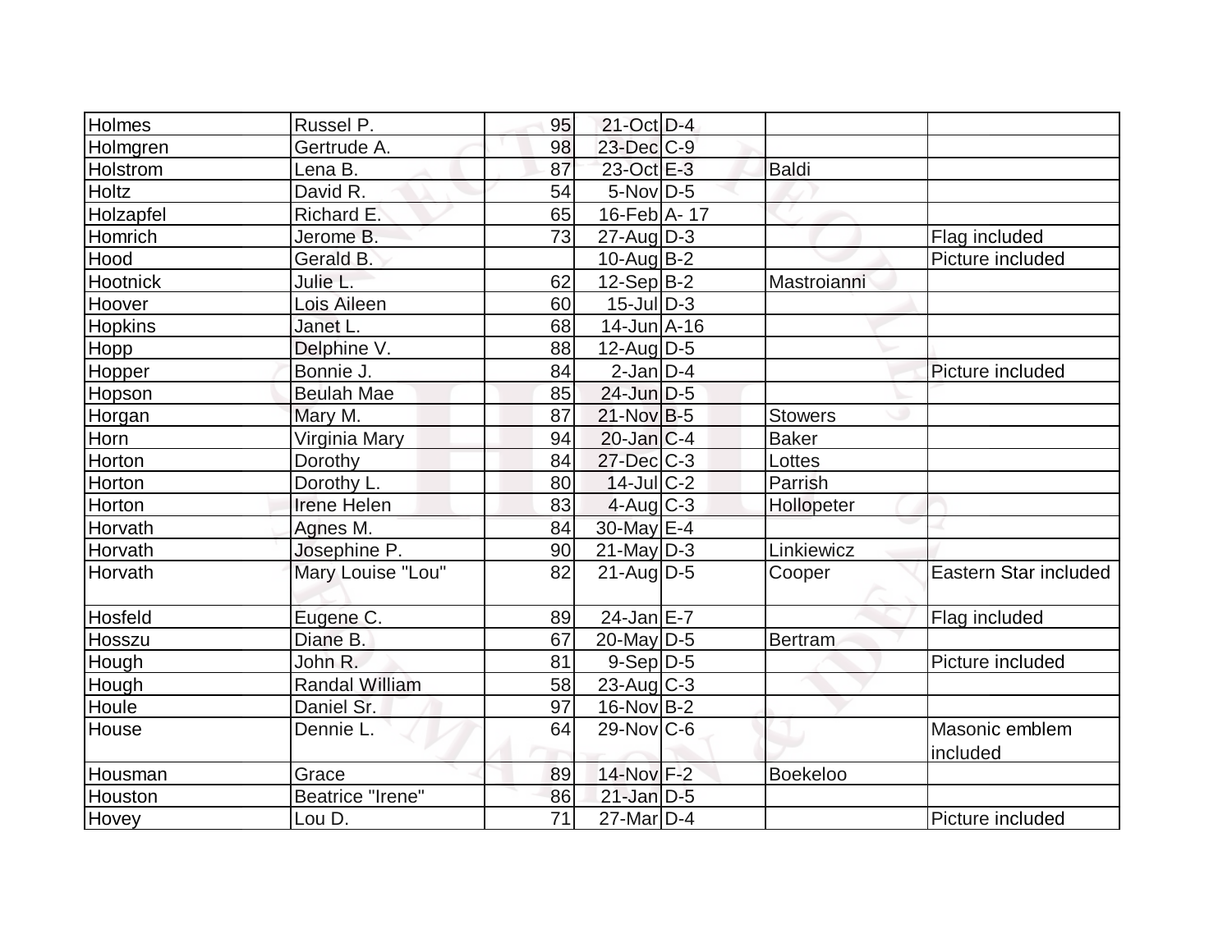| Holmes | Russel P. | 95 | 21-Oct | D-4 | | |
|---|---|---|---|---|---|---|
| Holmgren | Gertrude A. | 98 | 23-Dec | C-9 | | |
| Holstrom | Lena B. | 87 | 23-Oct | E-3 | Baldi | |
| Holtz | David R. | 54 | 5-Nov | D-5 | | |
| Holzapfel | Richard E. | 65 | 16-Feb | A- 17 | | |
| Homrich | Jerome B. | 73 | 27-Aug | D-3 | | Flag included |
| Hood | Gerald B. | | 10-Aug | B-2 | | Picture included |
| Hootnick | Julie L. | 62 | 12-Sep | B-2 | Mastroianni | |
| Hoover | Lois Aileen | 60 | 15-Jul | D-3 | | |
| Hopkins | Janet L. | 68 | 14-Jun | A-16 | | |
| Hopp | Delphine V. | 88 | 12-Aug | D-5 | | |
| Hopper | Bonnie J. | 84 | 2-Jan | D-4 | | Picture included |
| Hopson | Beulah Mae | 85 | 24-Jun | D-5 | | |
| Horgan | Mary M. | 87 | 21-Nov | B-5 | Stowers | |
| Horn | Virginia Mary | 94 | 20-Jan | C-4 | Baker | |
| Horton | Dorothy | 84 | 27-Dec | C-3 | Lottes | |
| Horton | Dorothy L. | 80 | 14-Jul | C-2 | Parrish | |
| Horton | Irene Helen | 83 | 4-Aug | C-3 | Hollopeter | |
| Horvath | Agnes M. | 84 | 30-May | E-4 | | |
| Horvath | Josephine P. | 90 | 21-May | D-3 | Linkiewicz | |
| Horvath | Mary Louise "Lou" | 82 | 21-Aug | D-5 | Cooper | Eastern Star included |
| Hosfeld | Eugene C. | 89 | 24-Jan | E-7 | | Flag included |
| Hosszu | Diane B. | 67 | 20-May | D-5 | Bertram | |
| Hough | John R. | 81 | 9-Sep | D-5 | | Picture included |
| Hough | Randal William | 58 | 23-Aug | C-3 | | |
| Houle | Daniel Sr. | 97 | 16-Nov | B-2 | | |
| House | Dennie L. | 64 | 29-Nov | C-6 | | Masonic emblem included |
| Housman | Grace | 89 | 14-Nov | F-2 | Boekeloo | |
| Houston | Beatrice "Irene" | 86 | 21-Jan | D-5 | | |
| Hovey | Lou D. | 71 | 27-Mar | D-4 | | Picture included |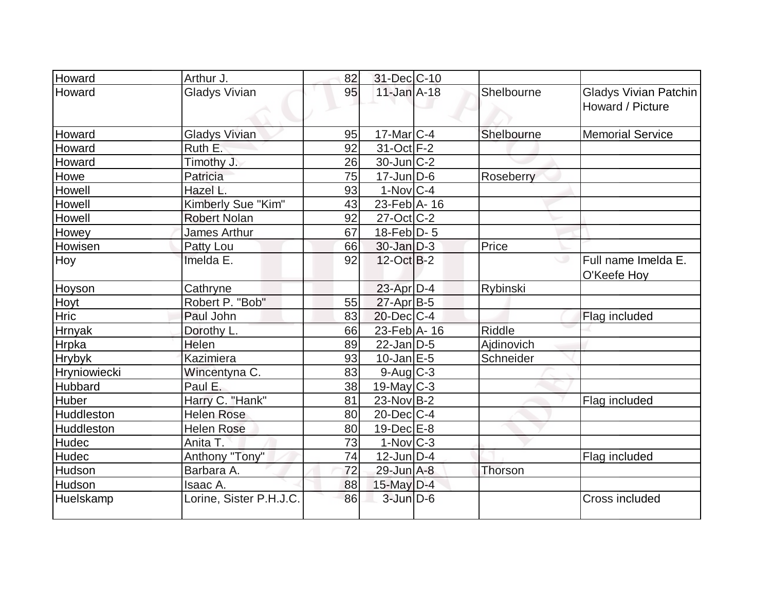| Howard | Arthur J. | 82 | 31-Dec | C-10 | | |
|---|---|---|---|---|---|---|
| Howard | Gladys Vivian | 95 | 11-Jan | A-18 | Shelbourne | Gladys Vivian Patchin Howard / Picture |
| Howard | Gladys Vivian | 95 | 17-Mar | C-4 | Shelbourne | Memorial Service |
| Howard | Ruth E. | 92 | 31-Oct | F-2 | | |
| Howard | Timothy J. | 26 | 30-Jun | C-2 | | |
| Howe | Patricia | 75 | 17-Jun | D-6 | Roseberry | |
| Howell | Hazel L. | 93 | 1-Nov | C-4 | | |
| Howell | Kimberly Sue "Kim" | 43 | 23-Feb | A- 16 | | |
| Howell | Robert Nolan | 92 | 27-Oct | C-2 | | |
| Howey | James Arthur | 67 | 18-Feb | D- 5 | | |
| Howisen | Patty Lou | 66 | 30-Jan | D-3 | Price | |
| Hoy | Imelda E. | 92 | 12-Oct | B-2 | | Full name Imelda E. O'Keefe Hoy |
| Hoyson | Cathryne | | 23-Apr | D-4 | Rybinski | |
| Hoyt | Robert P. "Bob" | 55 | 27-Apr | B-5 | | |
| Hric | Paul John | 83 | 20-Dec | C-4 | | Flag included |
| Hrnyak | Dorothy L. | 66 | 23-Feb | A- 16 | Riddle | |
| Hrpka | Helen | 89 | 22-Jan | D-5 | Ajdinovich | |
| Hrybyk | Kazimiera | 93 | 10-Jan | E-5 | Schneider | |
| Hryniowiecki | Wincentyna C. | 83 | 9-Aug | C-3 | | |
| Hubbard | Paul E. | 38 | 19-May | C-3 | | |
| Huber | Harry C. "Hank" | 81 | 23-Nov | B-2 | | Flag included |
| Huddleston | Helen Rose | 80 | 20-Dec | C-4 | | |
| Huddleston | Helen Rose | 80 | 19-Dec | E-8 | | |
| Hudec | Anita T. | 73 | 1-Nov | C-3 | | |
| Hudec | Anthony "Tony" | 74 | 12-Jun | D-4 | | Flag included |
| Hudson | Barbara A. | 72 | 29-Jun | A-8 | Thorson | |
| Hudson | Isaac A. | 88 | 15-May | D-4 | | |
| Huelskamp | Lorine, Sister P.H.J.C. | 86 | 3-Jun | D-6 | | Cross included |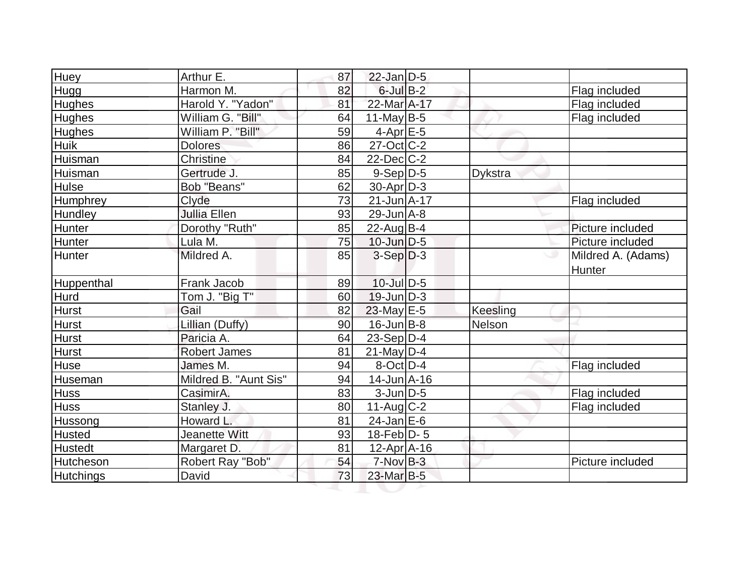| Huey | Arthur E. | 87 | 22-Jan | D-5 | | |
|---|---|---|---|---|---|---|
| Hugg | Harmon M. | 82 | 6-Jul | B-2 | | Flag included |
| Hughes | Harold Y. "Yadon" | 81 | 22-Mar | A-17 | | Flag included |
| Hughes | William G. "Bill" | 64 | 11-May | B-5 | | Flag included |
| Hughes | William P. "Bill" | 59 | 4-Apr | E-5 | | |
| Huik | Dolores | 86 | 27-Oct | C-2 | | |
| Huisman | Christine | 84 | 22-Dec | C-2 | | |
| Huisman | Gertrude J. | 85 | 9-Sep | D-5 | Dykstra | |
| Hulse | Bob "Beans" | 62 | 30-Apr | D-3 | | |
| Humphrey | Clyde | 73 | 21-Jun | A-17 | | Flag included |
| Hundley | Jullia Ellen | 93 | 29-Jun | A-8 | | |
| Hunter | Dorothy "Ruth" | 85 | 22-Aug | B-4 | | Picture included |
| Hunter | Lula M. | 75 | 10-Jun | D-5 | | Picture included |
| Hunter | Mildred A. | 85 | 3-Sep | D-3 | | Mildred A. (Adams) Hunter |
| Huppenthal | Frank Jacob | 89 | 10-Jul | D-5 | | |
| Hurd | Tom J. "Big T" | 60 | 19-Jun | D-3 | | |
| Hurst | Gail | 82 | 23-May | E-5 | Keesling | |
| Hurst | Lillian (Duffy) | 90 | 16-Jun | B-8 | Nelson | |
| Hurst | Paricia A. | 64 | 23-Sep | D-4 | | |
| Hurst | Robert James | 81 | 21-May | D-4 | | |
| Huse | James M. | 94 | 8-Oct | D-4 | | Flag included |
| Huseman | Mildred B. "Aunt Sis" | 94 | 14-Jun | A-16 | | |
| Huss | CasimirA. | 83 | 3-Jun | D-5 | | Flag included |
| Huss | Stanley J. | 80 | 11-Aug | C-2 | | Flag included |
| Hussong | Howard L. | 81 | 24-Jan | E-6 | | |
| Husted | Jeanette Witt | 93 | 18-Feb | D- 5 | | |
| Hustedt | Margaret D. | 81 | 12-Apr | A-16 | | |
| Hutcheson | Robert Ray "Bob" | 54 | 7-Nov | B-3 | | Picture included |
| Hutchings | David | 73 | 23-Mar | B-5 | | |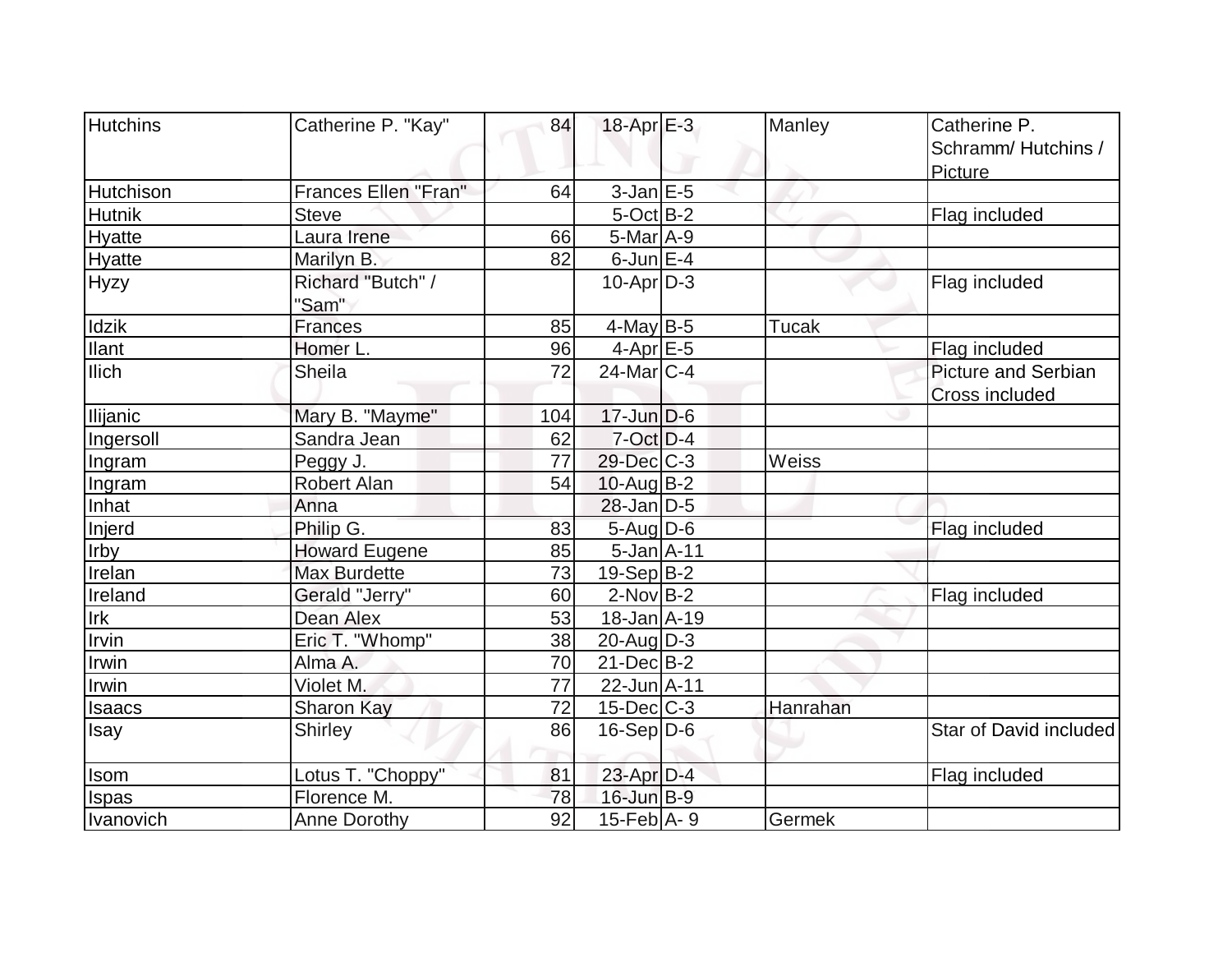| Hutchins | Catherine P. "Kay" | 84 | 18-Apr | E-3 | Manley | Catherine P. Schramm/ Hutchins / Picture |
|---|---|---|---|---|---|---|
| Hutchison | Frances Ellen "Fran" | 64 | 3-Jan | E-5 | | |
| Hutnik | Steve | | 5-Oct | B-2 | | Flag included |
| Hyatte | Laura Irene | 66 | 5-Mar | A-9 | | |
| Hyatte | Marilyn B. | 82 | 6-Jun | E-4 | | |
| Hyzy | Richard "Butch" / "Sam" | | 10-Apr | D-3 | | Flag included |
| Idzik | Frances | 85 | 4-May | B-5 | Tucak | |
| Ilant | Homer L. | 96 | 4-Apr | E-5 | | Flag included |
| Ilich | Sheila | 72 | 24-Mar | C-4 | | Picture and Serbian Cross included |
| Ilijanic | Mary B. "Mayme" | 104 | 17-Jun | D-6 | | |
| Ingersoll | Sandra Jean | 62 | 7-Oct | D-4 | | |
| Ingram | Peggy J. | 77 | 29-Dec | C-3 | Weiss | |
| Ingram | Robert Alan | 54 | 10-Aug | B-2 | | |
| Inhat | Anna | | 28-Jan | D-5 | | |
| Injerd | Philip G. | 83 | 5-Aug | D-6 | | Flag included |
| Irby | Howard Eugene | 85 | 5-Jan | A-11 | | |
| Irelan | Max Burdette | 73 | 19-Sep | B-2 | | |
| Ireland | Gerald "Jerry" | 60 | 2-Nov | B-2 | | Flag included |
| Irk | Dean Alex | 53 | 18-Jan | A-19 | | |
| Irvin | Eric T. "Whomp" | 38 | 20-Aug | D-3 | | |
| Irwin | Alma A. | 70 | 21-Dec | B-2 | | |
| Irwin | Violet M. | 77 | 22-Jun | A-11 | | |
| Isaacs | Sharon Kay | 72 | 15-Dec | C-3 | Hanrahan | |
| Isay | Shirley | 86 | 16-Sep | D-6 | | Star of David included |
| Isom | Lotus T. "Choppy" | 81 | 23-Apr | D-4 | | Flag included |
| Ispas | Florence M. | 78 | 16-Jun | B-9 | | |
| Ivanovich | Anne Dorothy | 92 | 15-Feb | A- 9 | Germek | |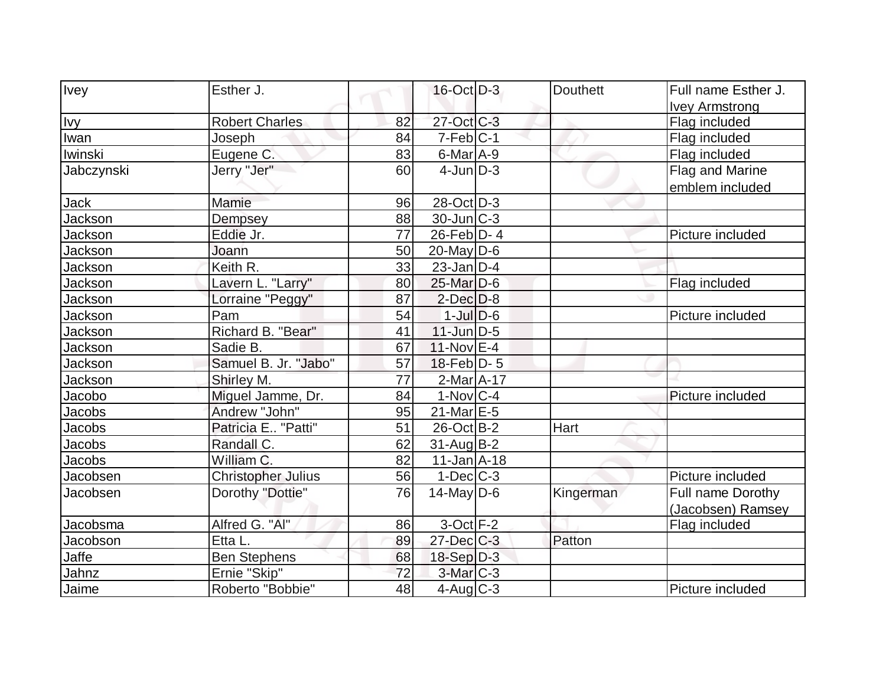| Ivey | Esther J. | | 16-Oct | D-3 | Douthett | Full name Esther J. Ivey Armstrong |
|---|---|---|---|---|---|---|
| Ivy | Robert Charles | 82 | 27-Oct | C-3 | | Flag included |
| Iwan | Joseph | 84 | 7-Feb | C-1 | | Flag included |
| Iwinski | Eugene C. | 83 | 6-Mar | A-9 | | Flag included |
| Jabczynski | Jerry "Jer" | 60 | 4-Jun | D-3 | | Flag and Marine emblem included |
| Jack | Mamie | 96 | 28-Oct | D-3 | | |
| Jackson | Dempsey | 88 | 30-Jun | C-3 | | |
| Jackson | Eddie Jr. | 77 | 26-Feb | D- 4 | | Picture included |
| Jackson | Joann | 50 | 20-May | D-6 | | |
| Jackson | Keith R. | 33 | 23-Jan | D-4 | | |
| Jackson | Lavern L. "Larry" | 80 | 25-Mar | D-6 | | Flag included |
| Jackson | Lorraine "Peggy" | 87 | 2-Dec | D-8 | | |
| Jackson | Pam | 54 | 1-Jul | D-6 | | Picture included |
| Jackson | Richard B. "Bear" | 41 | 11-Jun | D-5 | | |
| Jackson | Sadie B. | 67 | 11-Nov | E-4 | | |
| Jackson | Samuel B. Jr. "Jabo" | 57 | 18-Feb | D- 5 | | |
| Jackson | Shirley M. | 77 | 2-Mar | A-17 | | |
| Jacobo | Miguel Jamme, Dr. | 84 | 1-Nov | C-4 | | Picture included |
| Jacobs | Andrew "John" | 95 | 21-Mar | E-5 | | |
| Jacobs | Patricia E.. "Patti" | 51 | 26-Oct | B-2 | Hart | |
| Jacobs | Randall C. | 62 | 31-Aug | B-2 | | |
| Jacobs | William C. | 82 | 11-Jan | A-18 | | |
| Jacobsen | Christopher Julius | 56 | 1-Dec | C-3 | | Picture included |
| Jacobsen | Dorothy "Dottie" | 76 | 14-May | D-6 | Kingerman | Full name Dorothy (Jacobsen) Ramsey |
| Jacobsma | Alfred G. "Al" | 86 | 3-Oct | F-2 | | Flag included |
| Jacobson | Etta L. | 89 | 27-Dec | C-3 | Patton | |
| Jaffe | Ben Stephens | 68 | 18-Sep | D-3 | | |
| Jahnz | Ernie "Skip" | 72 | 3-Mar | C-3 | | |
| Jaime | Roberto "Bobbie" | 48 | 4-Aug | C-3 | | Picture included |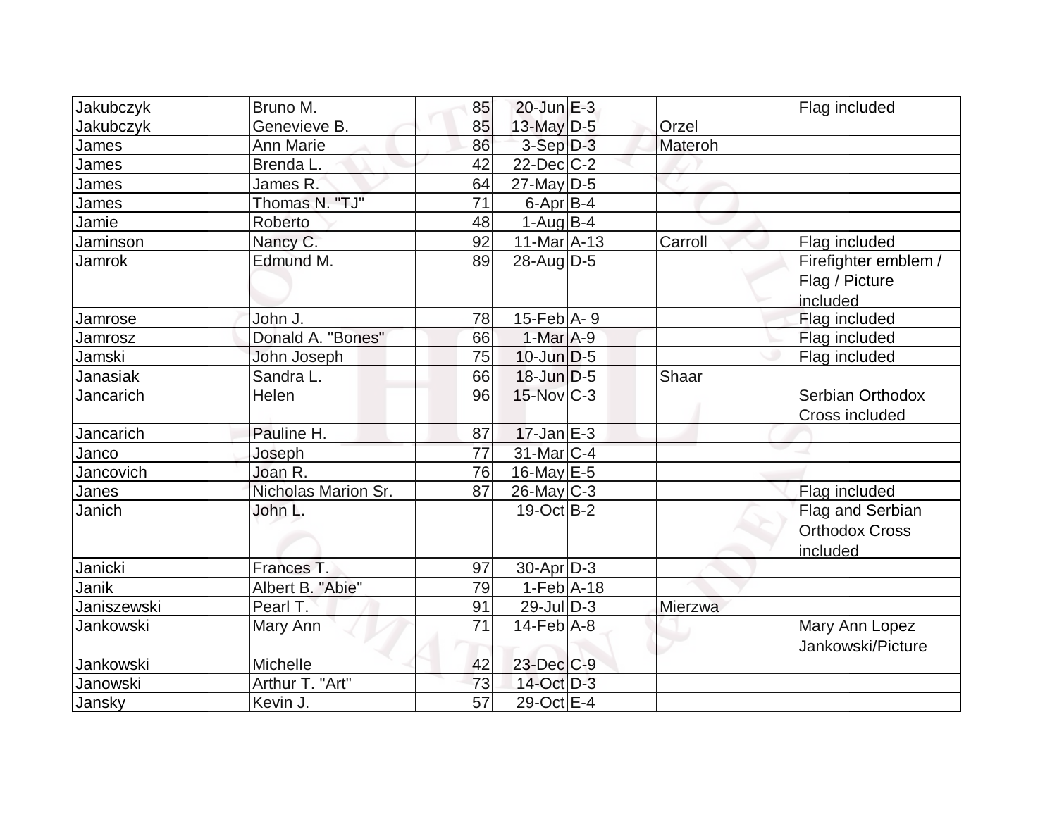| Jakubczyk | Bruno M. | 85 | 20-Jun | E-3 | | Flag included |
|---|---|---|---|---|---|---|
| Jakubczyk | Genevieve B. | 85 | 13-May | D-5 | Orzel | |
| James | Ann Marie | 86 | 3-Sep | D-3 | Materoh | |
| James | Brenda L. | 42 | 22-Dec | C-2 | | |
| James | James R. | 64 | 27-May | D-5 | | |
| James | Thomas N. "TJ" | 71 | 6-Apr | B-4 | | |
| Jamie | Roberto | 48 | 1-Aug | B-4 | | |
| Jaminson | Nancy C. | 92 | 11-Mar | A-13 | Carroll | Flag included |
| Jamrok | Edmund M. | 89 | 28-Aug | D-5 | | Firefighter emblem / Flag / Picture included |
| Jamrose | John J. | 78 | 15-Feb | A- 9 | | Flag included |
| Jamrosz | Donald A. "Bones" | 66 | 1-Mar | A-9 | | Flag included |
| Jamski | John Joseph | 75 | 10-Jun | D-5 | | Flag included |
| Janasiak | Sandra L. | 66 | 18-Jun | D-5 | Shaar | |
| Jancarich | Helen | 96 | 15-Nov | C-3 | | Serbian Orthodox Cross included |
| Jancarich | Pauline H. | 87 | 17-Jan | E-3 | | |
| Janco | Joseph | 77 | 31-Mar | C-4 | | |
| Jancovich | Joan R. | 76 | 16-May | E-5 | | |
| Janes | Nicholas Marion Sr. | 87 | 26-May | C-3 | | Flag included |
| Janich | John L. | | 19-Oct | B-2 | | Flag and Serbian Orthodox Cross included |
| Janicki | Frances T. | 97 | 30-Apr | D-3 | | |
| Janik | Albert B. "Abie" | 79 | 1-Feb | A-18 | | |
| Janiszewski | Pearl T. | 91 | 29-Jul | D-3 | Mierzwa | |
| Jankowski | Mary Ann | 71 | 14-Feb | A-8 | | Mary Ann Lopez Jankowski/Picture |
| Jankowski | Michelle | 42 | 23-Dec | C-9 | | |
| Janowski | Arthur T. "Art" | 73 | 14-Oct | D-3 | | |
| Jansky | Kevin J. | 57 | 29-Oct | E-4 | | |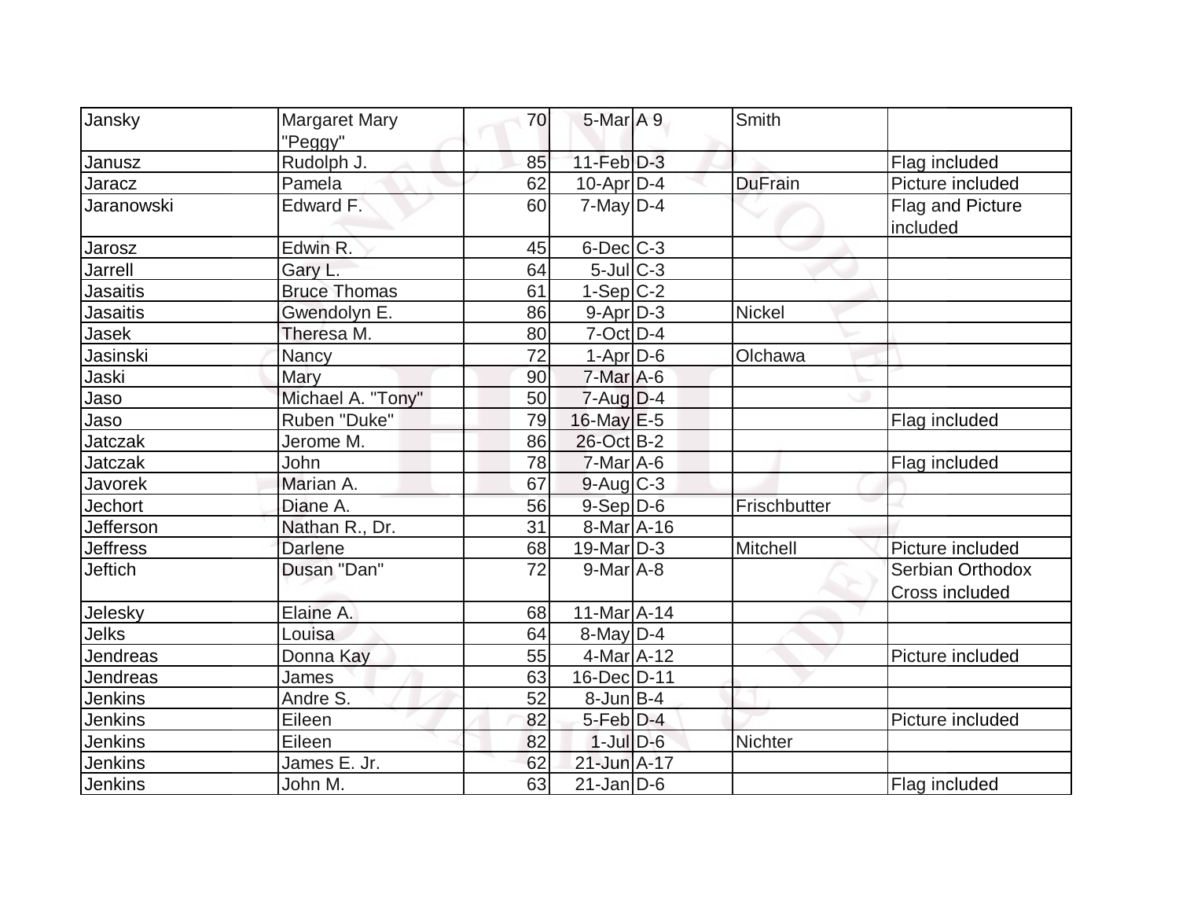| Jansky | Margaret Mary "Peggy" | 70 | 5-Mar | A 9 | Smith | |
|---|---|---|---|---|---|---|
| Janusz | Rudolph J. | 85 | 11-Feb | D-3 | | Flag included |
| Jaracz | Pamela | 62 | 10-Apr | D-4 | DuFrain | Picture included |
| Jaranowski | Edward F. | 60 | 7-May | D-4 | | Flag and Picture included |
| Jarosz | Edwin R. | 45 | 6-Dec | C-3 | | |
| Jarrell | Gary L. | 64 | 5-Jul | C-3 | | |
| Jasaitis | Bruce Thomas | 61 | 1-Sep | C-2 | | |
| Jasaitis | Gwendolyn E. | 86 | 9-Apr | D-3 | Nickel | |
| Jasek | Theresa M. | 80 | 7-Oct | D-4 | | |
| Jasinski | Nancy | 72 | 1-Apr | D-6 | Olchawa | |
| Jaski | Mary | 90 | 7-Mar | A-6 | | |
| Jaso | Michael A. "Tony" | 50 | 7-Aug | D-4 | | |
| Jaso | Ruben "Duke" | 79 | 16-May | E-5 | | Flag included |
| Jatczak | Jerome M. | 86 | 26-Oct | B-2 | | |
| Jatczak | John | 78 | 7-Mar | A-6 | | Flag included |
| Javorek | Marian A. | 67 | 9-Aug | C-3 | | |
| Jechort | Diane A. | 56 | 9-Sep | D-6 | Frischbutter | |
| Jefferson | Nathan R., Dr. | 31 | 8-Mar | A-16 | | |
| Jeffress | Darlene | 68 | 19-Mar | D-3 | Mitchell | Picture included |
| Jeftich | Dusan "Dan" | 72 | 9-Mar | A-8 | | Serbian Orthodox Cross included |
| Jelesky | Elaine A. | 68 | 11-Mar | A-14 | | |
| Jelks | Louisa | 64 | 8-May | D-4 | | |
| Jendreas | Donna Kay | 55 | 4-Mar | A-12 | | Picture included |
| Jendreas | James | 63 | 16-Dec | D-11 | | |
| Jenkins | Andre S. | 52 | 8-Jun | B-4 | | |
| Jenkins | Eileen | 82 | 5-Feb | D-4 | | Picture included |
| Jenkins | Eileen | 82 | 1-Jul | D-6 | Nichter | |
| Jenkins | James E. Jr. | 62 | 21-Jun | A-17 | | |
| Jenkins | John M. | 63 | 21-Jan | D-6 | | Flag included |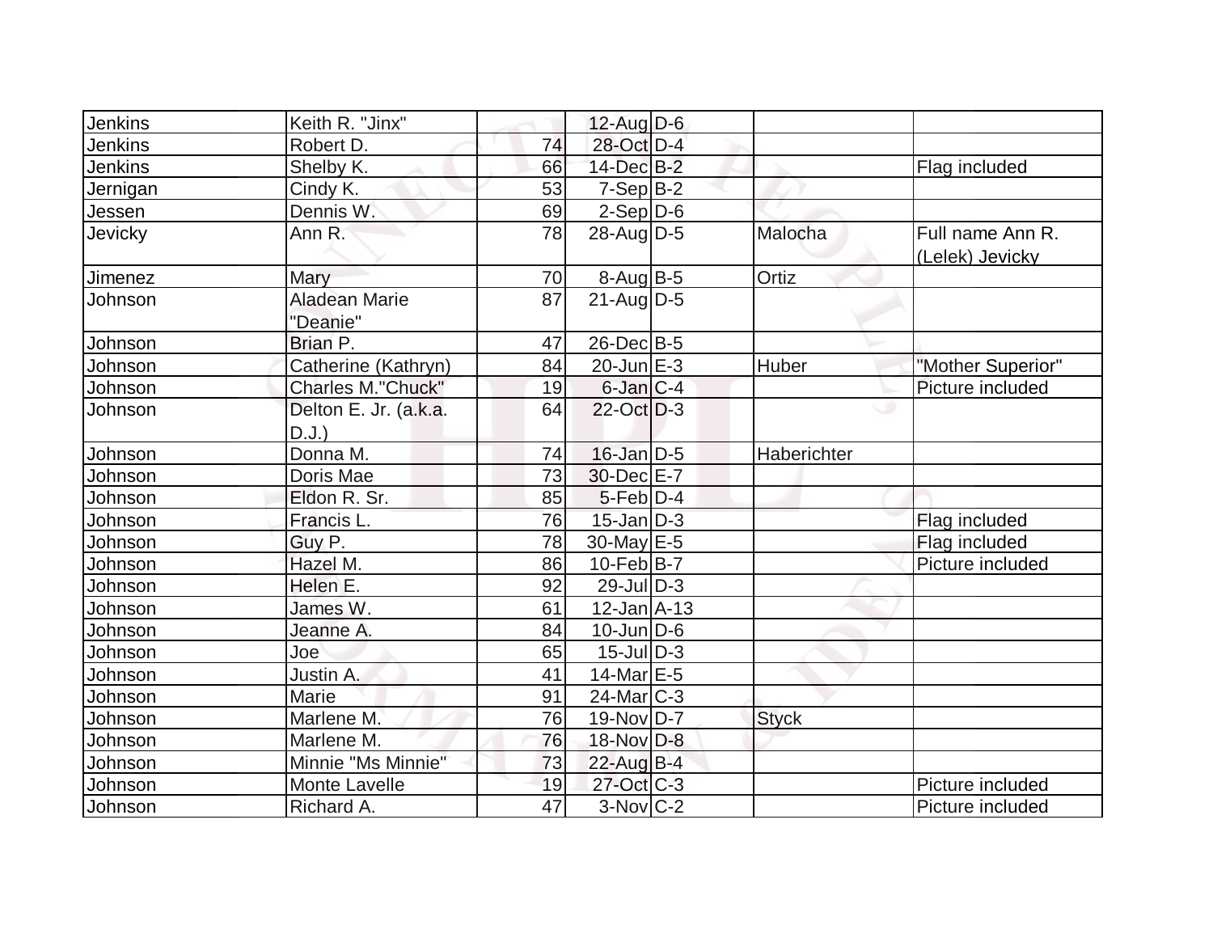| | | | | | | |
|---|---|---|---|---|---|---|
| Jenkins | Keith R. "Jinx" | | 12-Aug | D-6 | | |
| Jenkins | Robert D. | 74 | 28-Oct | D-4 | | |
| Jenkins | Shelby K. | 66 | 14-Dec | B-2 | | Flag included |
| Jernigan | Cindy K. | 53 | 7-Sep | B-2 | | |
| Jessen | Dennis W. | 69 | 2-Sep | D-6 | | |
| Jevicky | Ann R. | 78 | 28-Aug | D-5 | Malocha | Full name Ann R. (Lelek) Jevicky |
| Jimenez | Mary | 70 | 8-Aug | B-5 | Ortiz | |
| Johnson | Aladean Marie "Deanie" | 87 | 21-Aug | D-5 | | |
| Johnson | Brian P. | 47 | 26-Dec | B-5 | | |
| Johnson | Catherine (Kathryn) | 84 | 20-Jun | E-3 | Huber | "Mother Superior" |
| Johnson | Charles M."Chuck" | 19 | 6-Jan | C-4 | | Picture included |
| Johnson | Delton E. Jr. (a.k.a. D.J.) | 64 | 22-Oct | D-3 | | |
| Johnson | Donna M. | 74 | 16-Jan | D-5 | Haberichter | |
| Johnson | Doris Mae | 73 | 30-Dec | E-7 | | |
| Johnson | Eldon R. Sr. | 85 | 5-Feb | D-4 | | |
| Johnson | Francis L. | 76 | 15-Jan | D-3 | | Flag included |
| Johnson | Guy P. | 78 | 30-May | E-5 | | Flag included |
| Johnson | Hazel M. | 86 | 10-Feb | B-7 | | Picture included |
| Johnson | Helen E. | 92 | 29-Jul | D-3 | | |
| Johnson | James W. | 61 | 12-Jan | A-13 | | |
| Johnson | Jeanne A. | 84 | 10-Jun | D-6 | | |
| Johnson | Joe | 65 | 15-Jul | D-3 | | |
| Johnson | Justin A. | 41 | 14-Mar | E-5 | | |
| Johnson | Marie | 91 | 24-Mar | C-3 | | |
| Johnson | Marlene M. | 76 | 19-Nov | D-7 | Styck | |
| Johnson | Marlene M. | 76 | 18-Nov | D-8 | | |
| Johnson | Minnie "Ms Minnie" | 73 | 22-Aug | B-4 | | |
| Johnson | Monte Lavelle | 19 | 27-Oct | C-3 | | Picture included |
| Johnson | Richard A. | 47 | 3-Nov | C-2 | | Picture included |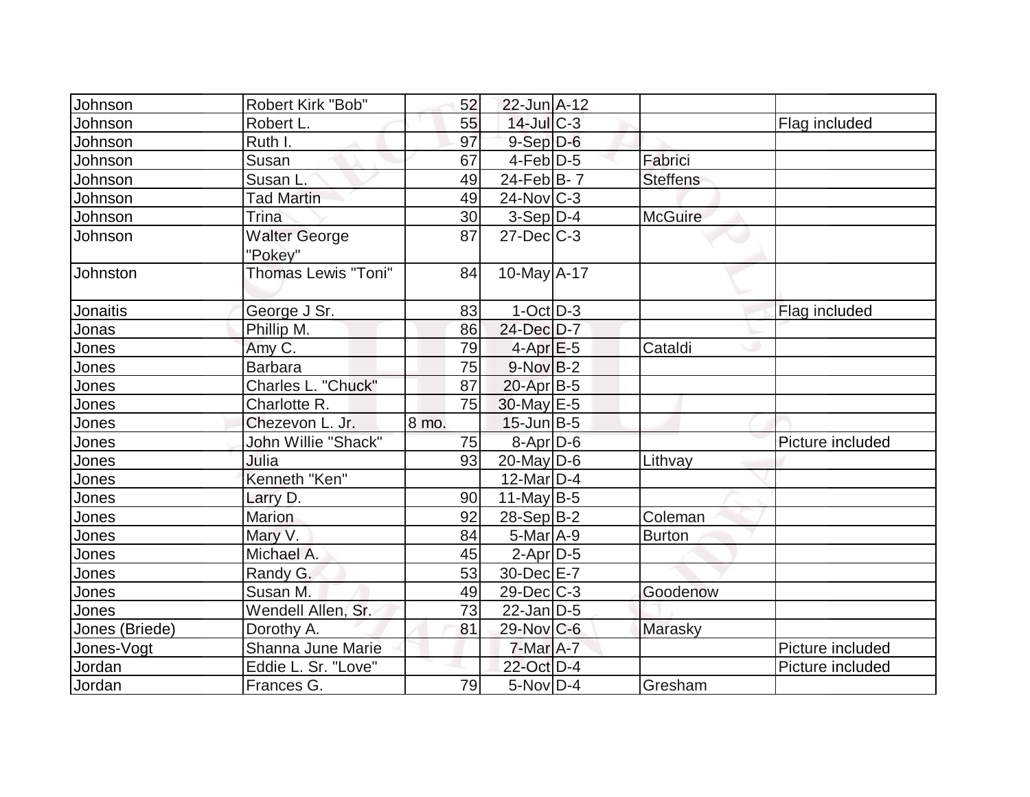| | | | | | | |
|---|---|---|---|---|---|---|
| Johnson | Robert Kirk "Bob" | 52 | 22-Jun | A-12 | | |
| Johnson | Robert L. | 55 | 14-Jul | C-3 | | Flag included |
| Johnson | Ruth I. | 97 | 9-Sep | D-6 | | |
| Johnson | Susan | 67 | 4-Feb | D-5 | Fabrici | |
| Johnson | Susan L. | 49 | 24-Feb | B- 7 | Steffens | |
| Johnson | Tad Martin | 49 | 24-Nov | C-3 | | |
| Johnson | Trina | 30 | 3-Sep | D-4 | McGuire | |
| Johnson | Walter George "Pokey" | 87 | 27-Dec | C-3 | | |
| Johnston | Thomas Lewis "Toni" | 84 | 10-May | A-17 | | |
| Jonaitis | George J Sr. | 83 | 1-Oct | D-3 | | Flag included |
| Jonas | Phillip M. | 86 | 24-Dec | D-7 | | |
| Jones | Amy C. | 79 | 4-Apr | E-5 | Cataldi | |
| Jones | Barbara | 75 | 9-Nov | B-2 | | |
| Jones | Charles L. "Chuck" | 87 | 20-Apr | B-5 | | |
| Jones | Charlotte R. | 75 | 30-May | E-5 | | |
| Jones | Chezevon L. Jr. | 8 mo. | 15-Jun | B-5 | | |
| Jones | John Willie "Shack" | 75 | 8-Apr | D-6 | | Picture included |
| Jones | Julia | 93 | 20-May | D-6 | Lithvay | |
| Jones | Kenneth "Ken" | | 12-Mar | D-4 | | |
| Jones | Larry D. | 90 | 11-May | B-5 | | |
| Jones | Marion | 92 | 28-Sep | B-2 | Coleman | |
| Jones | Mary V. | 84 | 5-Mar | A-9 | Burton | |
| Jones | Michael A. | 45 | 2-Apr | D-5 | | |
| Jones | Randy G. | 53 | 30-Dec | E-7 | | |
| Jones | Susan M. | 49 | 29-Dec | C-3 | Goodenow | |
| Jones | Wendell Allen, Sr. | 73 | 22-Jan | D-5 | | |
| Jones (Briede) | Dorothy A. | 81 | 29-Nov | C-6 | Marasky | |
| Jones-Vogt | Shanna June Marie | | 7-Mar | A-7 | | Picture included |
| Jordan | Eddie L. Sr. "Love" | | 22-Oct | D-4 | | Picture included |
| Jordan | Frances G. | 79 | 5-Nov | D-4 | Gresham | |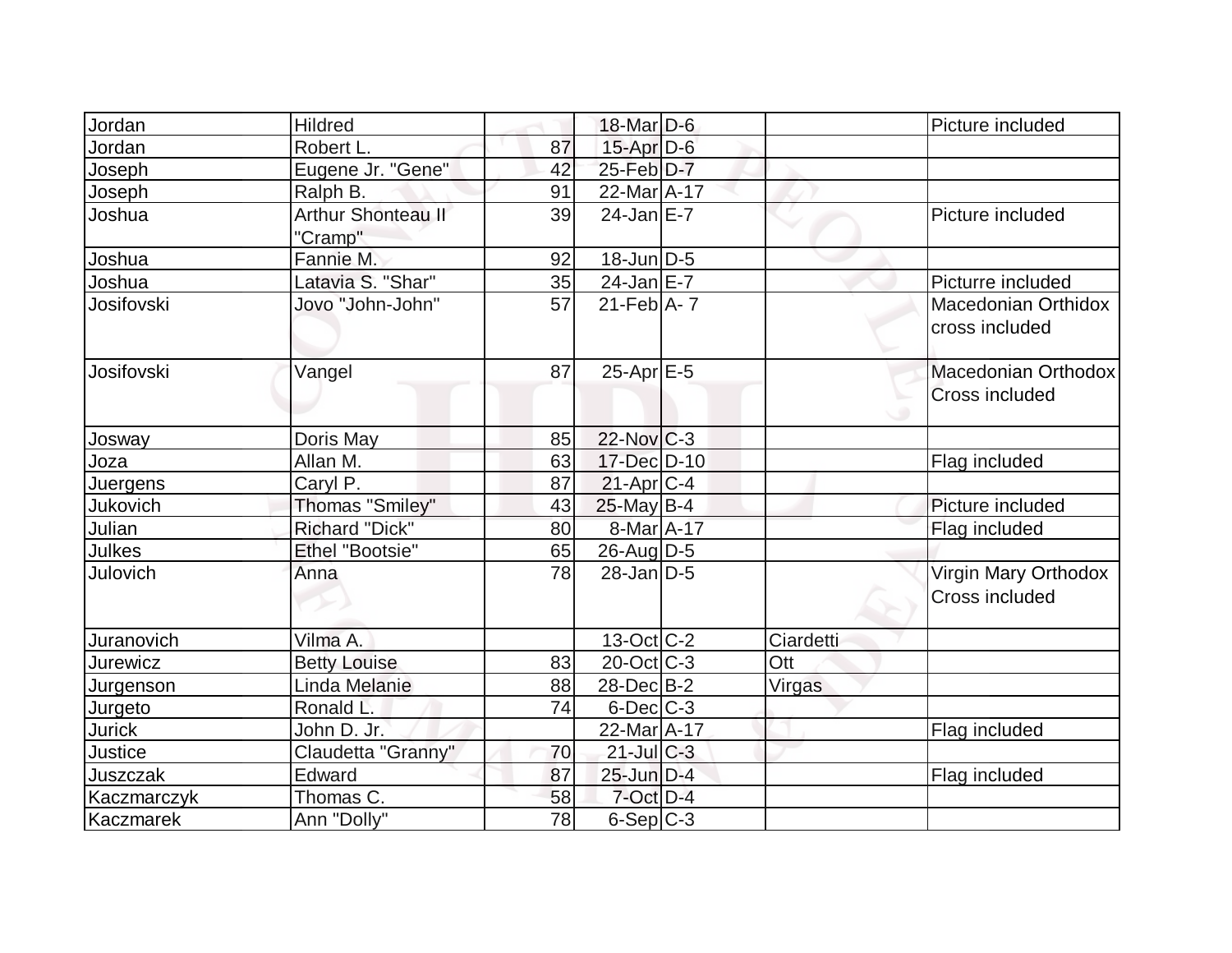| | | | | | | |
|---|---|---|---|---|---|---|
| Jordan | Hildred | | 18-Mar | D-6 | | Picture included |
| Jordan | Robert L. | 87 | 15-Apr | D-6 | | |
| Joseph | Eugene Jr. "Gene" | 42 | 25-Feb | D-7 | | |
| Joseph | Ralph B. | 91 | 22-Mar | A-17 | | |
| Joshua | Arthur Shonteau II "Cramp" | 39 | 24-Jan | E-7 | | Picture included |
| Joshua | Fannie M. | 92 | 18-Jun | D-5 | | |
| Joshua | Latavia S. "Shar" | 35 | 24-Jan | E-7 | | Picturre included |
| Josifovski | Jovo "John-John" | 57 | 21-Feb | A- 7 | | Macedonian Orthidox cross included |
| Josifovski | Vangel | 87 | 25-Apr | E-5 | | Macedonian Orthodox Cross included |
| Josway | Doris May | 85 | 22-Nov | C-3 | | |
| Joza | Allan M. | 63 | 17-Dec | D-10 | | Flag included |
| Juergens | Caryl P. | 87 | 21-Apr | C-4 | | |
| Jukovich | Thomas "Smiley" | 43 | 25-May | B-4 | | Picture included |
| Julian | Richard "Dick" | 80 | 8-Mar | A-17 | | Flag included |
| Julkes | Ethel "Bootsie" | 65 | 26-Aug | D-5 | | |
| Julovich | Anna | 78 | 28-Jan | D-5 | | Virgin Mary Orthodox Cross included |
| Juranovich | Vilma A. | | 13-Oct | C-2 | Ciardetti | |
| Jurewicz | Betty Louise | 83 | 20-Oct | C-3 | Ott | |
| Jurgenson | Linda Melanie | 88 | 28-Dec | B-2 | Virgas | |
| Jurgeto | Ronald L. | 74 | 6-Dec | C-3 | | |
| Jurick | John D. Jr. | | 22-Mar | A-17 | | Flag included |
| Justice | Claudetta "Granny" | 70 | 21-Jul | C-3 | | |
| Juszczak | Edward | 87 | 25-Jun | D-4 | | Flag included |
| Kaczmarczyk | Thomas C. | 58 | 7-Oct | D-4 | | |
| Kaczmarek | Ann "Dolly" | 78 | 6-Sep | C-3 | | |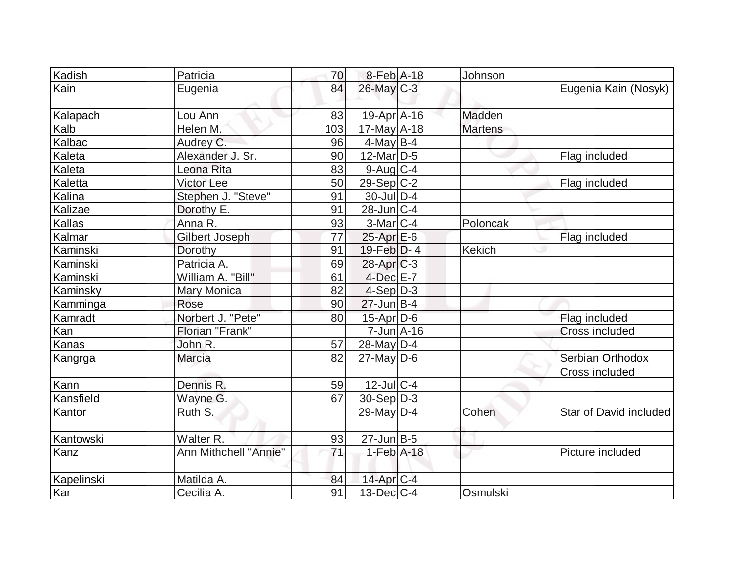| Kadish | Patricia | 70 | 8-Feb | A-18 | Johnson | |
|---|---|---|---|---|---|---|
| Kain | Eugenia | 84 | 26-May | C-3 | | Eugenia Kain (Nosyk) |
| Kalapach | Lou Ann | 83 | 19-Apr | A-16 | Madden | |
| Kalb | Helen M. | 103 | 17-May | A-18 | Martens | |
| Kalbac | Audrey C. | 96 | 4-May | B-4 | | |
| Kaleta | Alexander J. Sr. | 90 | 12-Mar | D-5 | | Flag included |
| Kaleta | Leona Rita | 83 | 9-Aug | C-4 | | |
| Kaletta | Victor Lee | 50 | 29-Sep | C-2 | | Flag included |
| Kalina | Stephen J. "Steve" | 91 | 30-Jul | D-4 | | |
| Kalizae | Dorothy E. | 91 | 28-Jun | C-4 | | |
| Kallas | Anna R. | 93 | 3-Mar | C-4 | Poloncak | |
| Kalmar | Gilbert Joseph | 77 | 25-Apr | E-6 | | Flag included |
| Kaminski | Dorothy | 91 | 19-Feb | D- 4 | Kekich | |
| Kaminski | Patricia A. | 69 | 28-Apr | C-3 | | |
| Kaminski | William A. "Bill" | 61 | 4-Dec | E-7 | | |
| Kaminsky | Mary Monica | 82 | 4-Sep | D-3 | | |
| Kamminga | Rose | 90 | 27-Jun | B-4 | | |
| Kamradt | Norbert J. "Pete" | 80 | 15-Apr | D-6 | | Flag included |
| Kan | Florian "Frank" | | 7-Jun | A-16 | | Cross included |
| Kanas | John R. | 57 | 28-May | D-4 | | |
| Kangrga | Marcia | 82 | 27-May | D-6 | | Serbian Orthodox Cross included |
| Kann | Dennis R. | 59 | 12-Jul | C-4 | | |
| Kansfield | Wayne G. | 67 | 30-Sep | D-3 | | |
| Kantor | Ruth S. | | 29-May | D-4 | Cohen | Star of David included |
| Kantowski | Walter R. | 93 | 27-Jun | B-5 | | |
| Kanz | Ann Mithchell "Annie" | 71 | 1-Feb | A-18 | | Picture included |
| Kapelinski | Matilda A. | 84 | 14-Apr | C-4 | | |
| Kar | Cecilia A. | 91 | 13-Dec | C-4 | Osmulski | |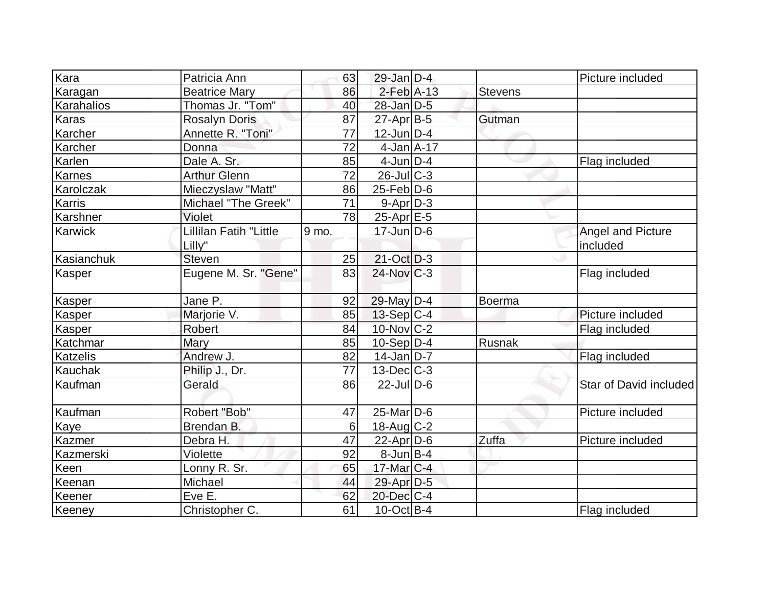| Kara | Patricia Ann | 63 | 29-Jan | D-4 | | Picture included |
|---|---|---|---|---|---|---|
| Karagan | Beatrice Mary | 86 | 2-Feb | A-13 | Stevens | |
| Karahalios | Thomas Jr. "Tom" | 40 | 28-Jan | D-5 | | |
| Karas | Rosalyn Doris | 87 | 27-Apr | B-5 | Gutman | |
| Karcher | Annette R. "Toni" | 77 | 12-Jun | D-4 | | |
| Karcher | Donna | 72 | 4-Jan | A-17 | | |
| Karlen | Dale A. Sr. | 85 | 4-Jun | D-4 | | Flag included |
| Karnes | Arthur Glenn | 72 | 26-Jul | C-3 | | |
| Karolczak | Mieczyslaw "Matt" | 86 | 25-Feb | D-6 | | |
| Karris | Michael "The Greek" | 71 | 9-Apr | D-3 | | |
| Karshner | Violet | 78 | 25-Apr | E-5 | | |
| Karwick | Lillilan Fatih "Little Lilly" | 9 mo. | 17-Jun | D-6 | | Angel and Picture included |
| Kasianchuk | Steven | 25 | 21-Oct | D-3 | | |
| Kasper | Eugene M. Sr. "Gene" | 83 | 24-Nov | C-3 | | Flag included |
| Kasper | Jane P. | 92 | 29-May | D-4 | Boerma | |
| Kasper | Marjorie V. | 85 | 13-Sep | C-4 | | Picture included |
| Kasper | Robert | 84 | 10-Nov | C-2 | | Flag included |
| Katchmar | Mary | 85 | 10-Sep | D-4 | Rusnak | |
| Katzelis | Andrew J. | 82 | 14-Jan | D-7 | | Flag included |
| Kauchak | Philip J., Dr. | 77 | 13-Dec | C-3 | | |
| Kaufman | Gerald | 86 | 22-Jul | D-6 | | Star of David included |
| Kaufman | Robert "Bob" | 47 | 25-Mar | D-6 | | Picture included |
| Kaye | Brendan B. | 6 | 18-Aug | C-2 | | |
| Kazmer | Debra H. | 47 | 22-Apr | D-6 | Zuffa | Picture included |
| Kazmerski | Violette | 92 | 8-Jun | B-4 | | |
| Keen | Lonny R. Sr. | 65 | 17-Mar | C-4 | | |
| Keenan | Michael | 44 | 29-Apr | D-5 | | |
| Keener | Eve E. | 62 | 20-Dec | C-4 | | |
| Keeney | Christopher C. | 61 | 10-Oct | B-4 | | Flag included |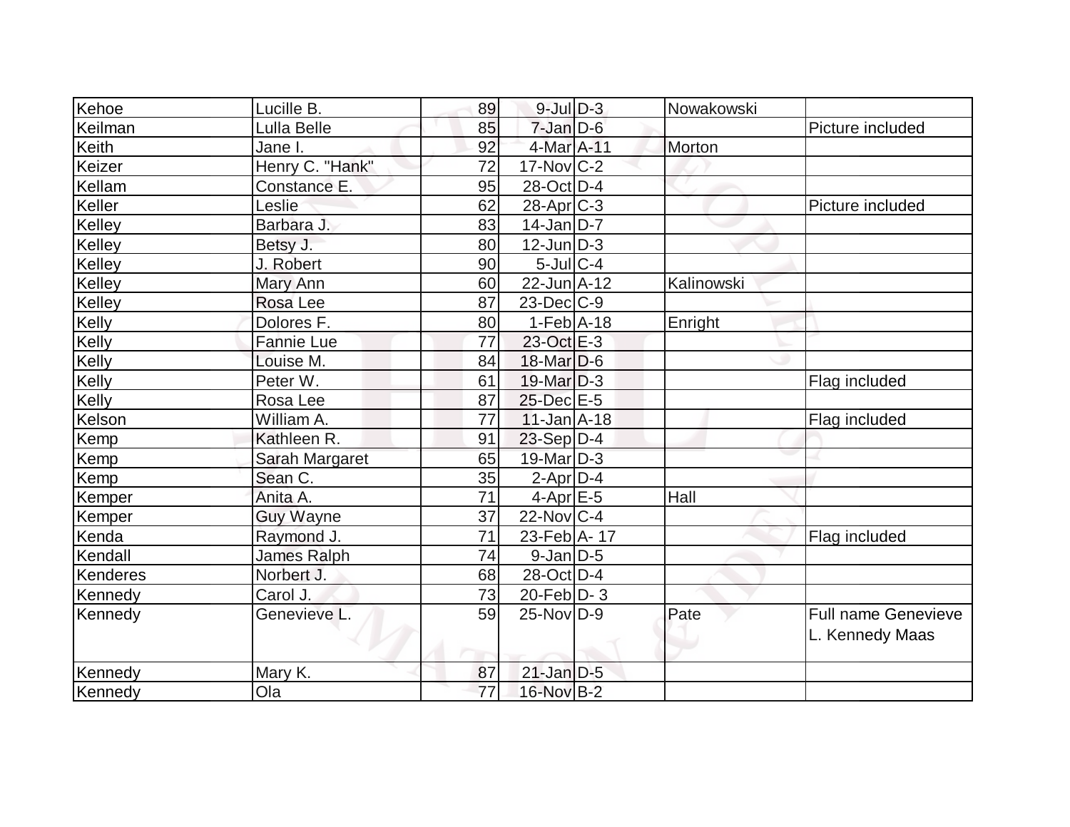| | | | | | | |
|---|---|---|---|---|---|---|
| Kehoe | Lucille B. | 89 | 9-Jul | D-3 | Nowakowski | |
| Keilman | Lulla Belle | 85 | 7-Jan | D-6 | | Picture included |
| Keith | Jane I. | 92 | 4-Mar | A-11 | Morton | |
| Keizer | Henry C. "Hank" | 72 | 17-Nov | C-2 | | |
| Kellam | Constance E. | 95 | 28-Oct | D-4 | | |
| Keller | Leslie | 62 | 28-Apr | C-3 | | Picture included |
| Kelley | Barbara J. | 83 | 14-Jan | D-7 | | |
| Kelley | Betsy J. | 80 | 12-Jun | D-3 | | |
| Kelley | J. Robert | 90 | 5-Jul | C-4 | | |
| Kelley | Mary Ann | 60 | 22-Jun | A-12 | Kalinowski | |
| Kelley | Rosa Lee | 87 | 23-Dec | C-9 | | |
| Kelly | Dolores F. | 80 | 1-Feb | A-18 | Enright | |
| Kelly | Fannie Lue | 77 | 23-Oct | E-3 | | |
| Kelly | Louise M. | 84 | 18-Mar | D-6 | | |
| Kelly | Peter W. | 61 | 19-Mar | D-3 | | Flag included |
| Kelly | Rosa Lee | 87 | 25-Dec | E-5 | | |
| Kelson | William A. | 77 | 11-Jan | A-18 | | Flag included |
| Kemp | Kathleen R. | 91 | 23-Sep | D-4 | | |
| Kemp | Sarah Margaret | 65 | 19-Mar | D-3 | | |
| Kemp | Sean C. | 35 | 2-Apr | D-4 | | |
| Kemper | Anita A. | 71 | 4-Apr | E-5 | Hall | |
| Kemper | Guy Wayne | 37 | 22-Nov | C-4 | | |
| Kenda | Raymond J. | 71 | 23-Feb | A- 17 | | Flag included |
| Kendall | James Ralph | 74 | 9-Jan | D-5 | | |
| Kenderes | Norbert J. | 68 | 28-Oct | D-4 | | |
| Kennedy | Carol J. | 73 | 20-Feb | D- 3 | | |
| Kennedy | Genevieve L. | 59 | 25-Nov | D-9 | Pate | Full name Genevieve L. Kennedy Maas |
| Kennedy | Mary K. | 87 | 21-Jan | D-5 | | |
| Kennedy | Ola | 77 | 16-Nov | B-2 | | |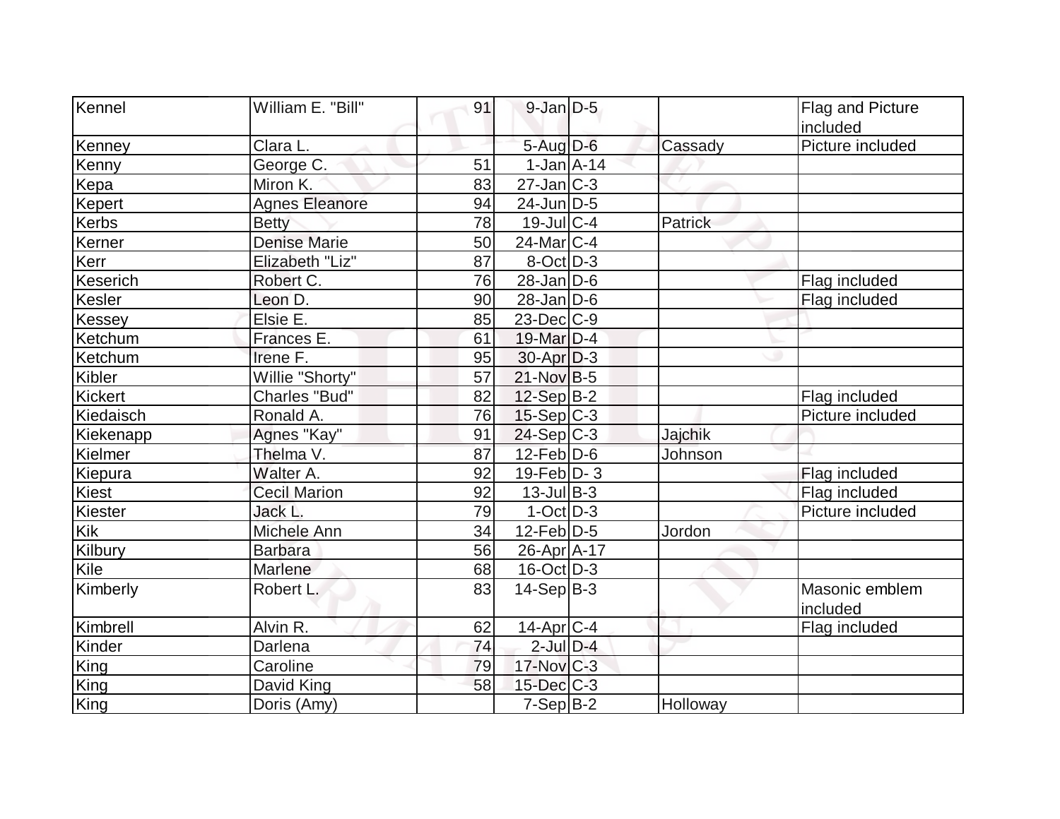| Kennel | William E. "Bill" | 91 | 9-Jan | D-5 | | Flag and Picture included |
|---|---|---|---|---|---|---|
| Kenney | Clara L. | | 5-Aug | D-6 | Cassady | Picture included |
| Kenny | George C. | 51 | 1-Jan | A-14 | | |
| Kepa | Miron K. | 83 | 27-Jan | C-3 | | |
| Kepert | Agnes Eleanore | 94 | 24-Jun | D-5 | | |
| Kerbs | Betty | 78 | 19-Jul | C-4 | Patrick | |
| Kerner | Denise Marie | 50 | 24-Mar | C-4 | | |
| Kerr | Elizabeth "Liz" | 87 | 8-Oct | D-3 | | |
| Keserich | Robert C. | 76 | 28-Jan | D-6 | | Flag included |
| Kesler | Leon D. | 90 | 28-Jan | D-6 | | Flag included |
| Kessey | Elsie E. | 85 | 23-Dec | C-9 | | |
| Ketchum | Frances E. | 61 | 19-Mar | D-4 | | |
| Ketchum | Irene F. | 95 | 30-Apr | D-3 | | |
| Kibler | Willie "Shorty" | 57 | 21-Nov | B-5 | | |
| Kickert | Charles "Bud" | 82 | 12-Sep | B-2 | | Flag included |
| Kiedaisch | Ronald A. | 76 | 15-Sep | C-3 | | Picture included |
| Kiekenapp | Agnes "Kay" | 91 | 24-Sep | C-3 | Jajchik | |
| Kielmer | Thelma V. | 87 | 12-Feb | D-6 | Johnson | |
| Kiepura | Walter A. | 92 | 19-Feb | D- 3 | | Flag included |
| Kiest | Cecil Marion | 92 | 13-Jul | B-3 | | Flag included |
| Kiester | Jack L. | 79 | 1-Oct | D-3 | | Picture included |
| Kik | Michele Ann | 34 | 12-Feb | D-5 | Jordon | |
| Kilbury | Barbara | 56 | 26-Apr | A-17 | | |
| Kile | Marlene | 68 | 16-Oct | D-3 | | |
| Kimberly | Robert L. | 83 | 14-Sep | B-3 | | Masonic emblem included |
| Kimbrell | Alvin R. | 62 | 14-Apr | C-4 | | Flag included |
| Kinder | Darlena | 74 | 2-Jul | D-4 | | |
| King | Caroline | 79 | 17-Nov | C-3 | | |
| King | David King | 58 | 15-Dec | C-3 | | |
| King | Doris (Amy) | | 7-Sep | B-2 | Holloway | |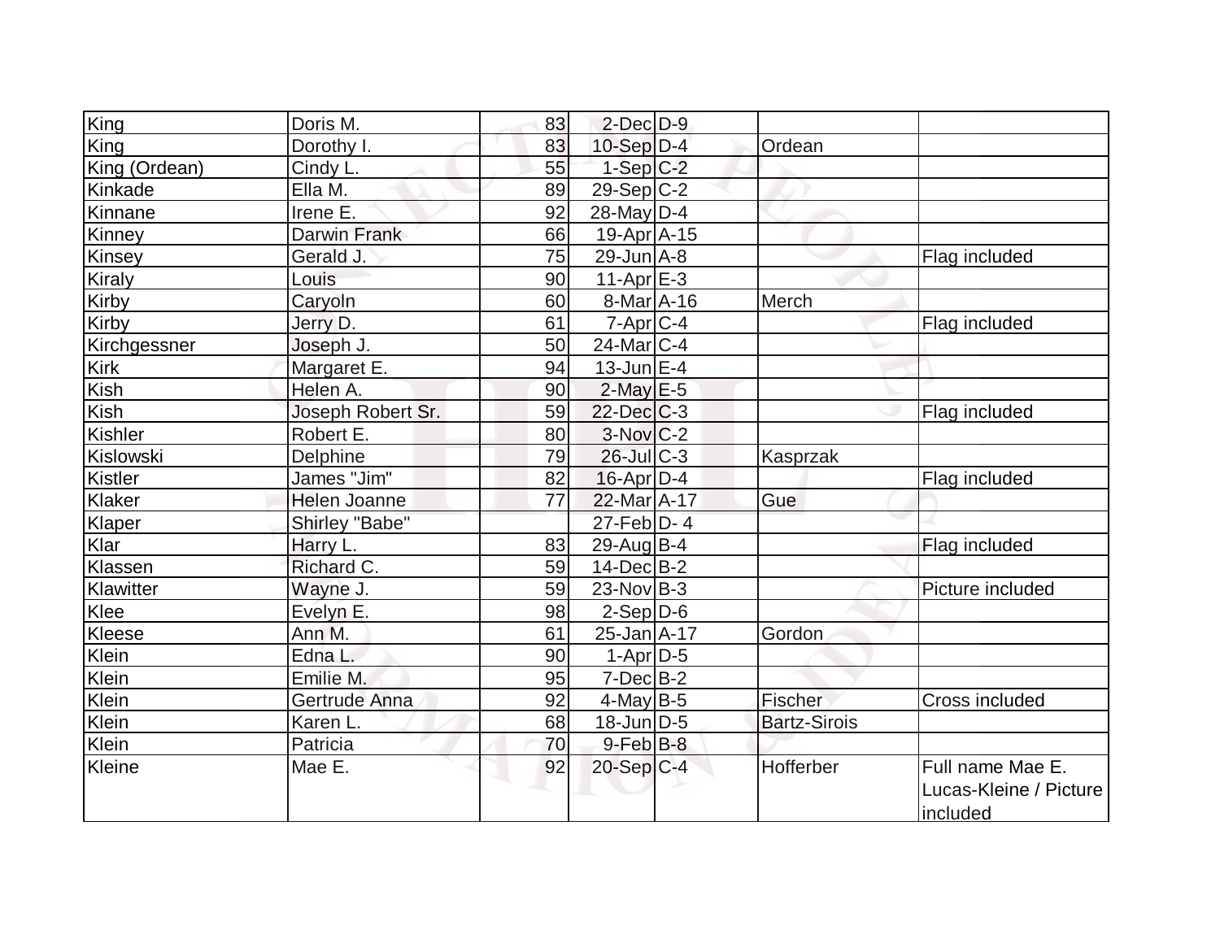| | | | | | | |
|---|---|---|---|---|---|---|
| King | Doris M. | 83 | 2-Dec | D-9 | | |
| King | Dorothy I. | 83 | 10-Sep | D-4 | Ordean | |
| King (Ordean) | Cindy L. | 55 | 1-Sep | C-2 | | |
| Kinkade | Ella M. | 89 | 29-Sep | C-2 | | |
| Kinnane | Irene E. | 92 | 28-May | D-4 | | |
| Kinney | Darwin Frank | 66 | 19-Apr | A-15 | | |
| Kinsey | Gerald J. | 75 | 29-Jun | A-8 | | Flag included |
| Kiraly | Louis | 90 | 11-Apr | E-3 | | |
| Kirby | Caryoln | 60 | 8-Mar | A-16 | Merch | |
| Kirby | Jerry D. | 61 | 7-Apr | C-4 | | Flag included |
| Kirchgessner | Joseph J. | 50 | 24-Mar | C-4 | | |
| Kirk | Margaret E. | 94 | 13-Jun | E-4 | | |
| Kish | Helen A. | 90 | 2-May | E-5 | | |
| Kish | Joseph Robert Sr. | 59 | 22-Dec | C-3 | | Flag included |
| Kishler | Robert E. | 80 | 3-Nov | C-2 | | |
| Kislowski | Delphine | 79 | 26-Jul | C-3 | Kasprzak | |
| Kistler | James "Jim" | 82 | 16-Apr | D-4 | | Flag included |
| Klaker | Helen Joanne | 77 | 22-Mar | A-17 | Gue | |
| Klaper | Shirley "Babe" | | 27-Feb | D- 4 | | |
| Klar | Harry L. | 83 | 29-Aug | B-4 | | Flag included |
| Klassen | Richard C. | 59 | 14-Dec | B-2 | | |
| Klawitter | Wayne J. | 59 | 23-Nov | B-3 | | Picture included |
| Klee | Evelyn E. | 98 | 2-Sep | D-6 | | |
| Kleese | Ann M. | 61 | 25-Jan | A-17 | Gordon | |
| Klein | Edna L. | 90 | 1-Apr | D-5 | | |
| Klein | Emilie M. | 95 | 7-Dec | B-2 | | |
| Klein | Gertrude Anna | 92 | 4-May | B-5 | Fischer | Cross included |
| Klein | Karen L. | 68 | 18-Jun | D-5 | Bartz-Sirois | |
| Klein | Patricia | 70 | 9-Feb | B-8 | | |
| Kleine | Mae E. | 92 | 20-Sep | C-4 | Hofferber | Full name Mae E. Lucas-Kleine / Picture included |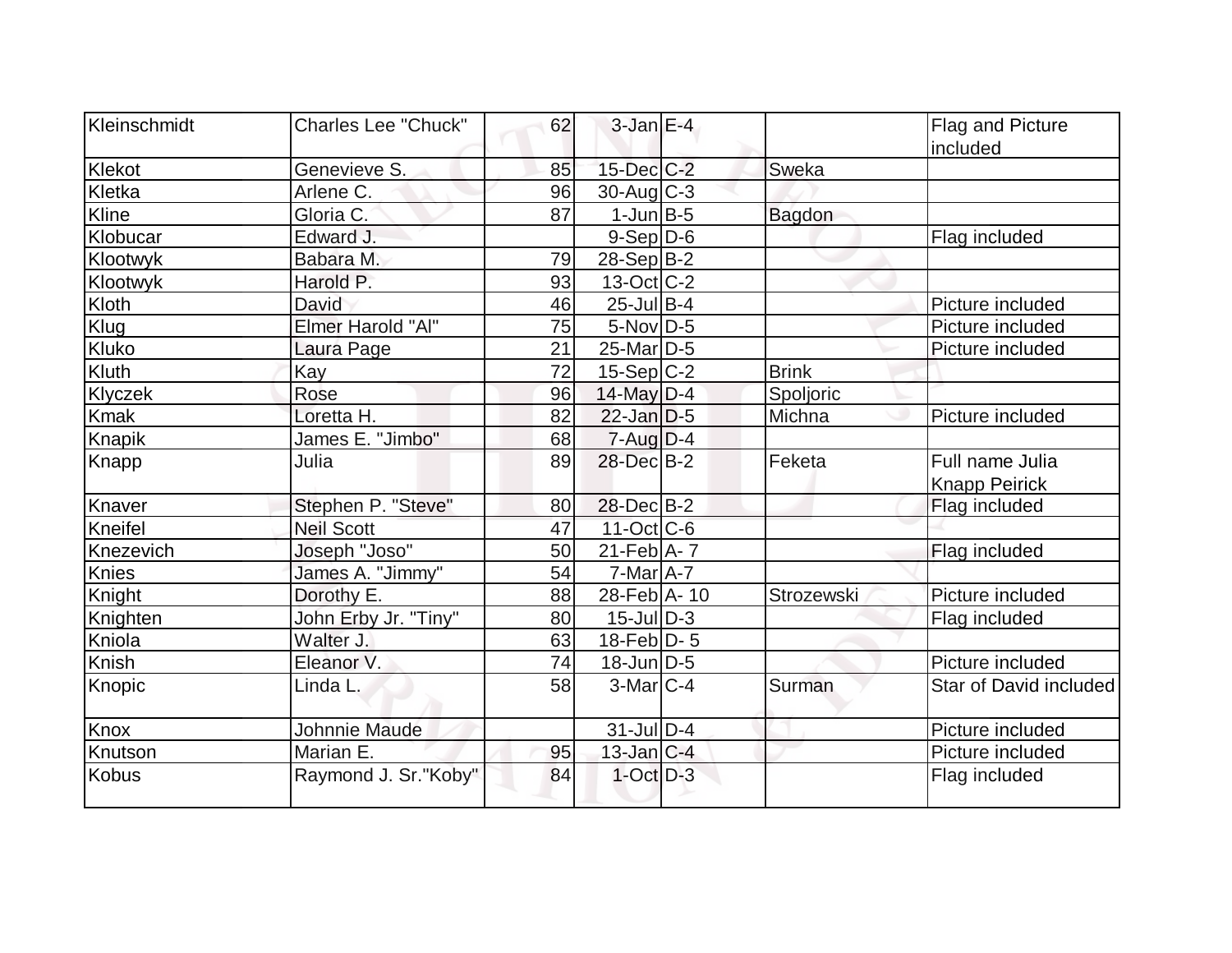| Kleinschmidt | Charles Lee "Chuck" | 62 | 3-Jan | E-4 | | Flag and Picture included |
|---|---|---|---|---|---|---|
| Klekot | Genevieve S. | 85 | 15-Dec | C-2 | Sweka | |
| Kletka | Arlene C. | 96 | 30-Aug | C-3 | | |
| Kline | Gloria C. | 87 | 1-Jun | B-5 | Bagdon | |
| Klobucar | Edward J. | | 9-Sep | D-6 | | Flag included |
| Klootwyk | Babara M. | 79 | 28-Sep | B-2 | | |
| Klootwyk | Harold P. | 93 | 13-Oct | C-2 | | |
| Kloth | David | 46 | 25-Jul | B-4 | | Picture included |
| Klug | Elmer Harold "Al" | 75 | 5-Nov | D-5 | | Picture included |
| Kluko | Laura Page | 21 | 25-Mar | D-5 | | Picture included |
| Kluth | Kay | 72 | 15-Sep | C-2 | Brink | |
| Klyczek | Rose | 96 | 14-May | D-4 | Spoljoric | |
| Kmak | Loretta H. | 82 | 22-Jan | D-5 | Michna | Picture included |
| Knapik | James E. "Jimbo" | 68 | 7-Aug | D-4 | | |
| Knapp | Julia | 89 | 28-Dec | B-2 | Feketa | Full name Julia Knapp Peirick |
| Knaver | Stephen P. "Steve" | 80 | 28-Dec | B-2 | | Flag included |
| Kneifel | Neil Scott | 47 | 11-Oct | C-6 | | |
| Knezevich | Joseph "Joso" | 50 | 21-Feb | A- 7 | | Flag included |
| Knies | James A. "Jimmy" | 54 | 7-Mar | A-7 | | |
| Knight | Dorothy E. | 88 | 28-Feb | A- 10 | Strozewski | Picture included |
| Knighten | John Erby Jr. "Tiny" | 80 | 15-Jul | D-3 | | Flag included |
| Kniola | Walter J. | 63 | 18-Feb | D- 5 | | |
| Knish | Eleanor V. | 74 | 18-Jun | D-5 | | Picture included |
| Knopic | Linda L. | 58 | 3-Mar | C-4 | Surman | Star of David included |
| Knox | Johnnie Maude | | 31-Jul | D-4 | | Picture included |
| Knutson | Marian E. | 95 | 13-Jan | C-4 | | Picture included |
| Kobus | Raymond J. Sr."Koby" | 84 | 1-Oct | D-3 | | Flag included |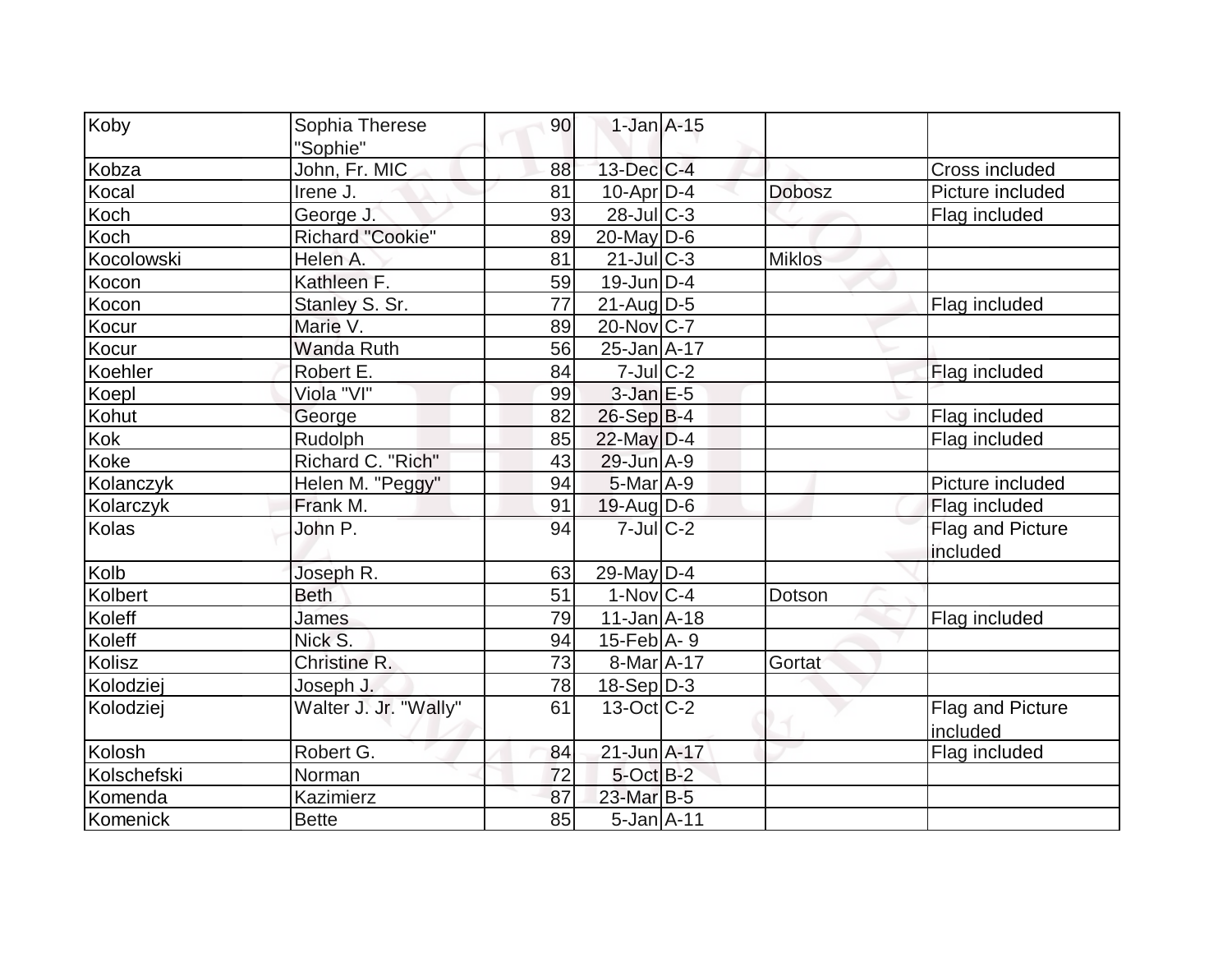| Koby | Sophia Therese "Sophie" | 90 | 1-Jan | A-15 | | |
|---|---|---|---|---|---|---|
| Kobza | John, Fr. MIC | 88 | 13-Dec | C-4 | | Cross included |
| Kocal | Irene J. | 81 | 10-Apr | D-4 | Dobosz | Picture included |
| Koch | George J. | 93 | 28-Jul | C-3 | | Flag included |
| Koch | Richard "Cookie" | 89 | 20-May | D-6 | | |
| Kocolowski | Helen A. | 81 | 21-Jul | C-3 | Miklos | |
| Kocon | Kathleen F. | 59 | 19-Jun | D-4 | | |
| Kocon | Stanley S. Sr. | 77 | 21-Aug | D-5 | | Flag included |
| Kocur | Marie V. | 89 | 20-Nov | C-7 | | |
| Kocur | Wanda Ruth | 56 | 25-Jan | A-17 | | |
| Koehler | Robert E. | 84 | 7-Jul | C-2 | | Flag included |
| Koepl | Viola "VI" | 99 | 3-Jan | E-5 | | |
| Kohut | George | 82 | 26-Sep | B-4 | | Flag included |
| Kok | Rudolph | 85 | 22-May | D-4 | | Flag included |
| Koke | Richard C. "Rich" | 43 | 29-Jun | A-9 | | |
| Kolanczyk | Helen M. "Peggy" | 94 | 5-Mar | A-9 | | Picture included |
| Kolarczyk | Frank M. | 91 | 19-Aug | D-6 | | Flag included |
| Kolas | John P. | 94 | 7-Jul | C-2 | | Flag and Picture included |
| Kolb | Joseph R. | 63 | 29-May | D-4 | | |
| Kolbert | Beth | 51 | 1-Nov | C-4 | Dotson | |
| Koleff | James | 79 | 11-Jan | A-18 | | Flag included |
| Koleff | Nick S. | 94 | 15-Feb | A- 9 | | |
| Kolisz | Christine R. | 73 | 8-Mar | A-17 | Gortat | |
| Kolodziej | Joseph J. | 78 | 18-Sep | D-3 | | |
| Kolodziej | Walter J. Jr. "Wally" | 61 | 13-Oct | C-2 | | Flag and Picture included |
| Kolosh | Robert G. | 84 | 21-Jun | A-17 | | Flag included |
| Kolschefski | Norman | 72 | 5-Oct | B-2 | | |
| Komenda | Kazimierz | 87 | 23-Mar | B-5 | | |
| Komenick | Bette | 85 | 5-Jan | A-11 | | |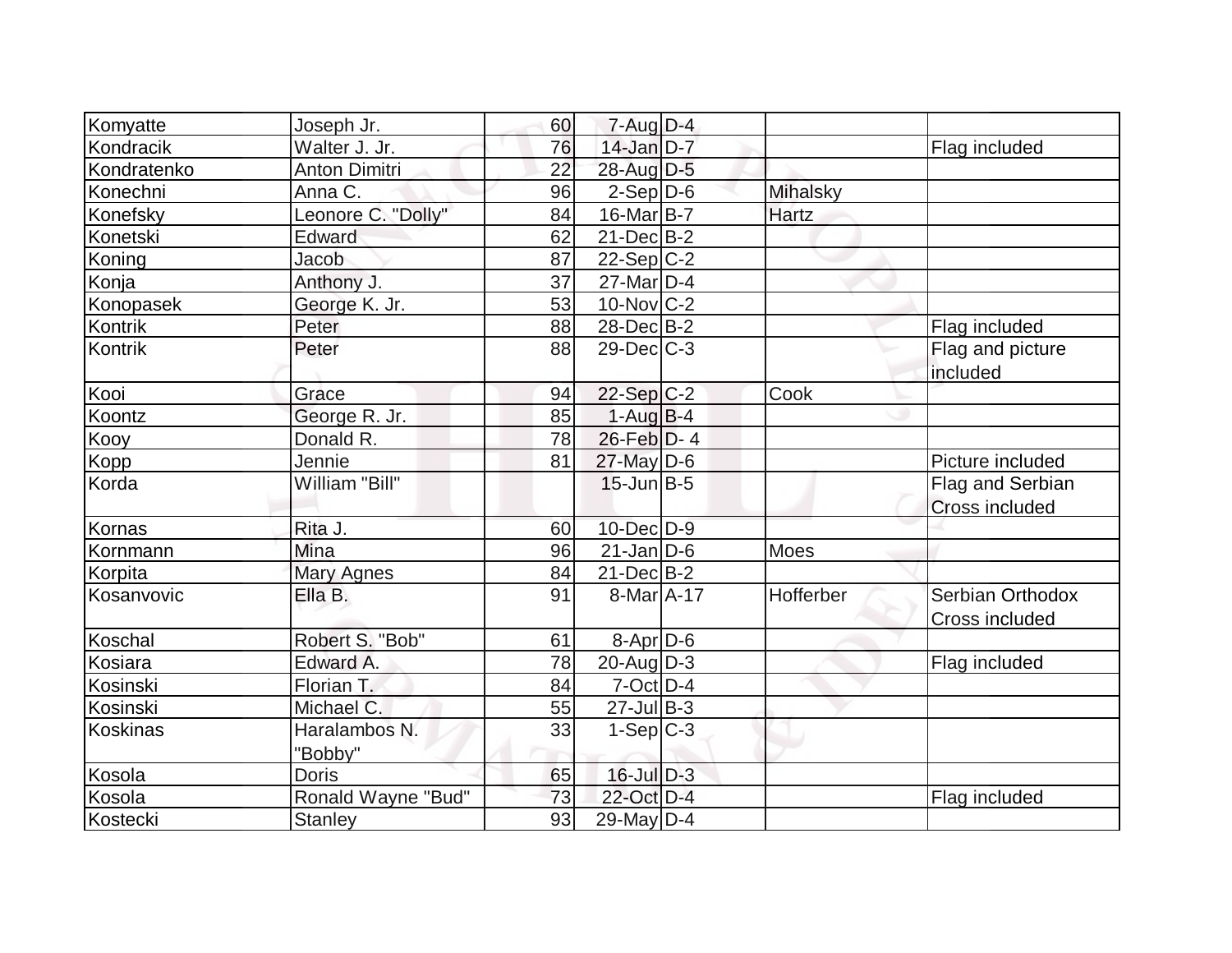| | | | | | | |
|---|---|---|---|---|---|---|
| Komyatte | Joseph Jr. | 60 | 7-Aug | D-4 | | |
| Kondracik | Walter J. Jr. | 76 | 14-Jan | D-7 | | Flag included |
| Kondratenko | Anton Dimitri | 22 | 28-Aug | D-5 | | |
| Konechni | Anna C. | 96 | 2-Sep | D-6 | Mihalsky | |
| Konefsky | Leonore C. "Dolly" | 84 | 16-Mar | B-7 | Hartz | |
| Konetski | Edward | 62 | 21-Dec | B-2 | | |
| Koning | Jacob | 87 | 22-Sep | C-2 | | |
| Konja | Anthony J. | 37 | 27-Mar | D-4 | | |
| Konopasek | George K. Jr. | 53 | 10-Nov | C-2 | | |
| Kontrik | Peter | 88 | 28-Dec | B-2 | | Flag included |
| Kontrik | Peter | 88 | 29-Dec | C-3 | | Flag and picture included |
| Kooi | Grace | 94 | 22-Sep | C-2 | Cook | |
| Koontz | George R. Jr. | 85 | 1-Aug | B-4 | | |
| Kooy | Donald R. | 78 | 26-Feb | D- 4 | | |
| Kopp | Jennie | 81 | 27-May | D-6 | | Picture included |
| Korda | William "Bill" | | 15-Jun | B-5 | | Flag and Serbian Cross included |
| Kornas | Rita J. | 60 | 10-Dec | D-9 | | |
| Kornmann | Mina | 96 | 21-Jan | D-6 | Moes | |
| Korpita | Mary Agnes | 84 | 21-Dec | B-2 | | |
| Kosanvovic | Ella B. | 91 | 8-Mar | A-17 | Hofferber | Serbian Orthodox Cross included |
| Koschal | Robert S. "Bob" | 61 | 8-Apr | D-6 | | |
| Kosiara | Edward A. | 78 | 20-Aug | D-3 | | Flag included |
| Kosinski | Florian T. | 84 | 7-Oct | D-4 | | |
| Kosinski | Michael C. | 55 | 27-Jul | B-3 | | |
| Koskinas | Haralambos N. "Bobby" | 33 | 1-Sep | C-3 | | |
| Kosola | Doris | 65 | 16-Jul | D-3 | | |
| Kosola | Ronald Wayne "Bud" | 73 | 22-Oct | D-4 | | Flag included |
| Kostecki | Stanley | 93 | 29-May | D-4 | | |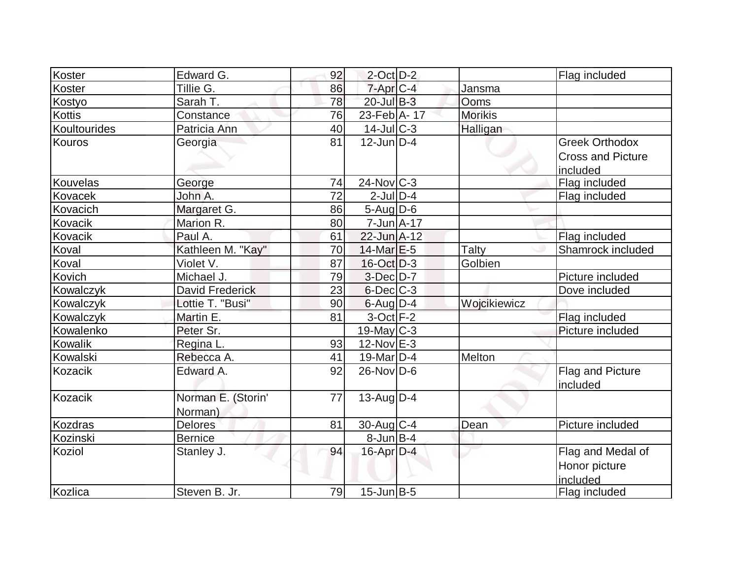| | | | | | | |
|---|---|---|---|---|---|---|
| Koster | Edward G. | 92 | 2-Oct | D-2 | | Flag included |
| Koster | Tillie G. | 86 | 7-Apr | C-4 | Jansma | |
| Kostyo | Sarah T. | 78 | 20-Jul | B-3 | Ooms | |
| Kottis | Constance | 76 | 23-Feb | A- 17 | Morikis | |
| Koultourides | Patricia Ann | 40 | 14-Jul | C-3 | Halligan | |
| Kouros | Georgia | 81 | 12-Jun | D-4 | | Greek Orthodox Cross and Picture included |
| Kouvelas | George | 74 | 24-Nov | C-3 | | Flag included |
| Kovacek | John A. | 72 | 2-Jul | D-4 | | Flag included |
| Kovacich | Margaret G. | 86 | 5-Aug | D-6 | | |
| Kovacik | Marion R. | 80 | 7-Jun | A-17 | | |
| Kovacik | Paul A. | 61 | 22-Jun | A-12 | | Flag included |
| Koval | Kathleen M. "Kay" | 70 | 14-Mar | E-5 | Talty | Shamrock included |
| Koval | Violet V. | 87 | 16-Oct | D-3 | Golbien | |
| Kovich | Michael J. | 79 | 3-Dec | D-7 | | Picture included |
| Kowalczyk | David Frederick | 23 | 6-Dec | C-3 | | Dove included |
| Kowalczyk | Lottie T. "Busi" | 90 | 6-Aug | D-4 | Wojcikiewicz | |
| Kowalczyk | Martin E. | 81 | 3-Oct | F-2 | | Flag included |
| Kowalenko | Peter Sr. | | 19-May | C-3 | | Picture included |
| Kowalik | Regina L. | 93 | 12-Nov | E-3 | | |
| Kowalski | Rebecca A. | 41 | 19-Mar | D-4 | Melton | |
| Kozacik | Edward A. | 92 | 26-Nov | D-6 | | Flag and Picture included |
| Kozacik | Norman E. (Storin' Norman) | 77 | 13-Aug | D-4 | | |
| Kozdras | Delores | 81 | 30-Aug | C-4 | Dean | Picture included |
| Kozinski | Bernice | | 8-Jun | B-4 | | |
| Koziol | Stanley J. | 94 | 16-Apr | D-4 | | Flag and Medal of Honor picture included |
| Kozlica | Steven B. Jr. | 79 | 15-Jun | B-5 | | Flag included |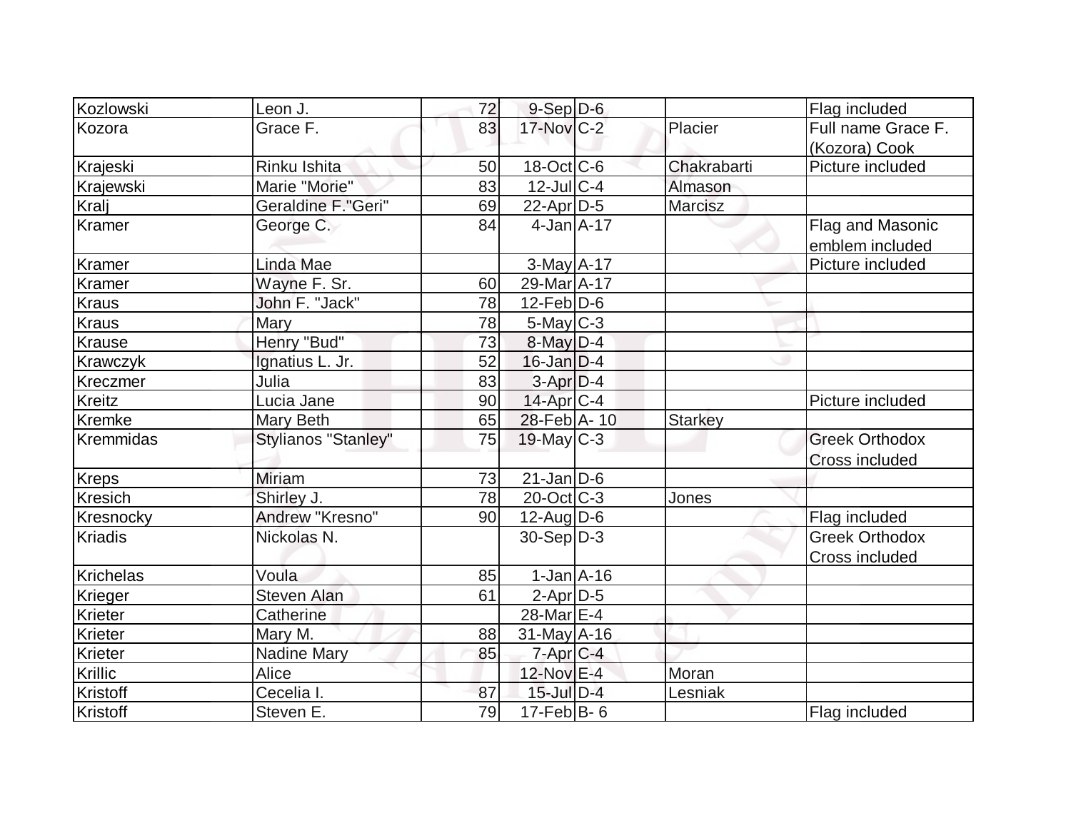| Kozlowski | Leon J. | 72 | 9-Sep | D-6 | | Flag included |
|---|---|---|---|---|---|---|
| Kozora | Grace F. | 83 | 17-Nov | C-2 | Placier | Full name Grace F. (Kozora) Cook |
| Krajeski | Rinku Ishita | 50 | 18-Oct | C-6 | Chakrabarti | Picture included |
| Krajewski | Marie "Morie" | 83 | 12-Jul | C-4 | Almason | |
| Kralj | Geraldine F."Geri" | 69 | 22-Apr | D-5 | Marcisz | |
| Kramer | George C. | 84 | 4-Jan | A-17 | | Flag and Masonic emblem included |
| Kramer | Linda Mae | | 3-May | A-17 | | Picture included |
| Kramer | Wayne F. Sr. | 60 | 29-Mar | A-17 | | |
| Kraus | John F. "Jack" | 78 | 12-Feb | D-6 | | |
| Kraus | Mary | 78 | 5-May | C-3 | | |
| Krause | Henry "Bud" | 73 | 8-May | D-4 | | |
| Krawczyk | Ignatius L. Jr. | 52 | 16-Jan | D-4 | | |
| Kreczmer | Julia | 83 | 3-Apr | D-4 | | |
| Kreitz | Lucia Jane | 90 | 14-Apr | C-4 | | Picture included |
| Kremke | Mary Beth | 65 | 28-Feb | A- 10 | Starkey | |
| Kremmidas | Stylianos "Stanley" | 75 | 19-May | C-3 | | Greek Orthodox Cross included |
| Kreps | Miriam | 73 | 21-Jan | D-6 | | |
| Kresich | Shirley J. | 78 | 20-Oct | C-3 | Jones | |
| Kresnocky | Andrew "Kresno" | 90 | 12-Aug | D-6 | | Flag included |
| Kriadis | Nickolas N. | | 30-Sep | D-3 | | Greek Orthodox Cross included |
| Krichelas | Voula | 85 | 1-Jan | A-16 | | |
| Krieger | Steven Alan | 61 | 2-Apr | D-5 | | |
| Krieter | Catherine | | 28-Mar | E-4 | | |
| Krieter | Mary M. | 88 | 31-May | A-16 | | |
| Krieter | Nadine Mary | 85 | 7-Apr | C-4 | | |
| Krillic | Alice | | 12-Nov | E-4 | Moran | |
| Kristoff | Cecelia I. | 87 | 15-Jul | D-4 | Lesniak | |
| Kristoff | Steven E. | 79 | 17-Feb | B- 6 | | Flag included |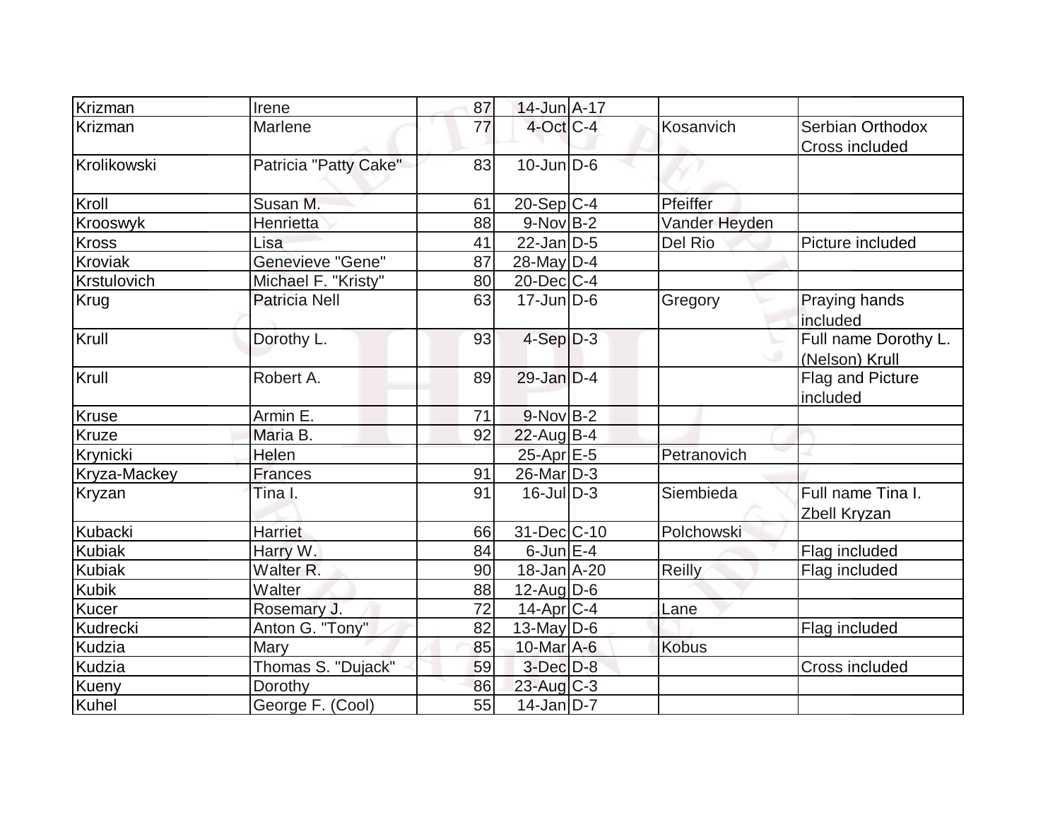| | | | | | | |
|---|---|---|---|---|---|---|
| Krizman | Irene | 87 | 14-Jun | A-17 | | |
| Krizman | Marlene | 77 | 4-Oct | C-4 | Kosanvich | Serbian Orthodox Cross included |
| Krolikowski | Patricia "Patty Cake" | 83 | 10-Jun | D-6 | | |
| Kroll | Susan M. | 61 | 20-Sep | C-4 | Pfeiffer | |
| Krooswyk | Henrietta | 88 | 9-Nov | B-2 | Vander Heyden | |
| Kross | Lisa | 41 | 22-Jan | D-5 | Del Rio | Picture included |
| Kroviak | Genevieve "Gene" | 87 | 28-May | D-4 | | |
| Krstulovich | Michael F. "Kristy" | 80 | 20-Dec | C-4 | | |
| Krug | Patricia Nell | 63 | 17-Jun | D-6 | Gregory | Praying hands included |
| Krull | Dorothy L. | 93 | 4-Sep | D-3 | | Full name Dorothy L. (Nelson) Krull |
| Krull | Robert A. | 89 | 29-Jan | D-4 | | Flag and Picture included |
| Kruse | Armin E. | 71 | 9-Nov | B-2 | | |
| Kruze | Maria B. | 92 | 22-Aug | B-4 | | |
| Krynicki | Helen | | 25-Apr | E-5 | Petranovich | |
| Kryza-Mackey | Frances | 91 | 26-Mar | D-3 | | |
| Kryzan | Tina I. | 91 | 16-Jul | D-3 | Siembieda | Full name Tina I. Zbell Kryzan |
| Kubacki | Harriet | 66 | 31-Dec | C-10 | Polchowski | |
| Kubiak | Harry W. | 84 | 6-Jun | E-4 | | Flag included |
| Kubiak | Walter R. | 90 | 18-Jan | A-20 | Reilly | Flag included |
| Kubik | Walter | 88 | 12-Aug | D-6 | | |
| Kucer | Rosemary J. | 72 | 14-Apr | C-4 | Lane | |
| Kudrecki | Anton G. "Tony" | 82 | 13-May | D-6 | | Flag included |
| Kudzia | Mary | 85 | 10-Mar | A-6 | Kobus | |
| Kudzia | Thomas S. "Dujack" | 59 | 3-Dec | D-8 | | Cross included |
| Kueny | Dorothy | 86 | 23-Aug | C-3 | | |
| Kuhel | George F. (Cool) | 55 | 14-Jan | D-7 | | |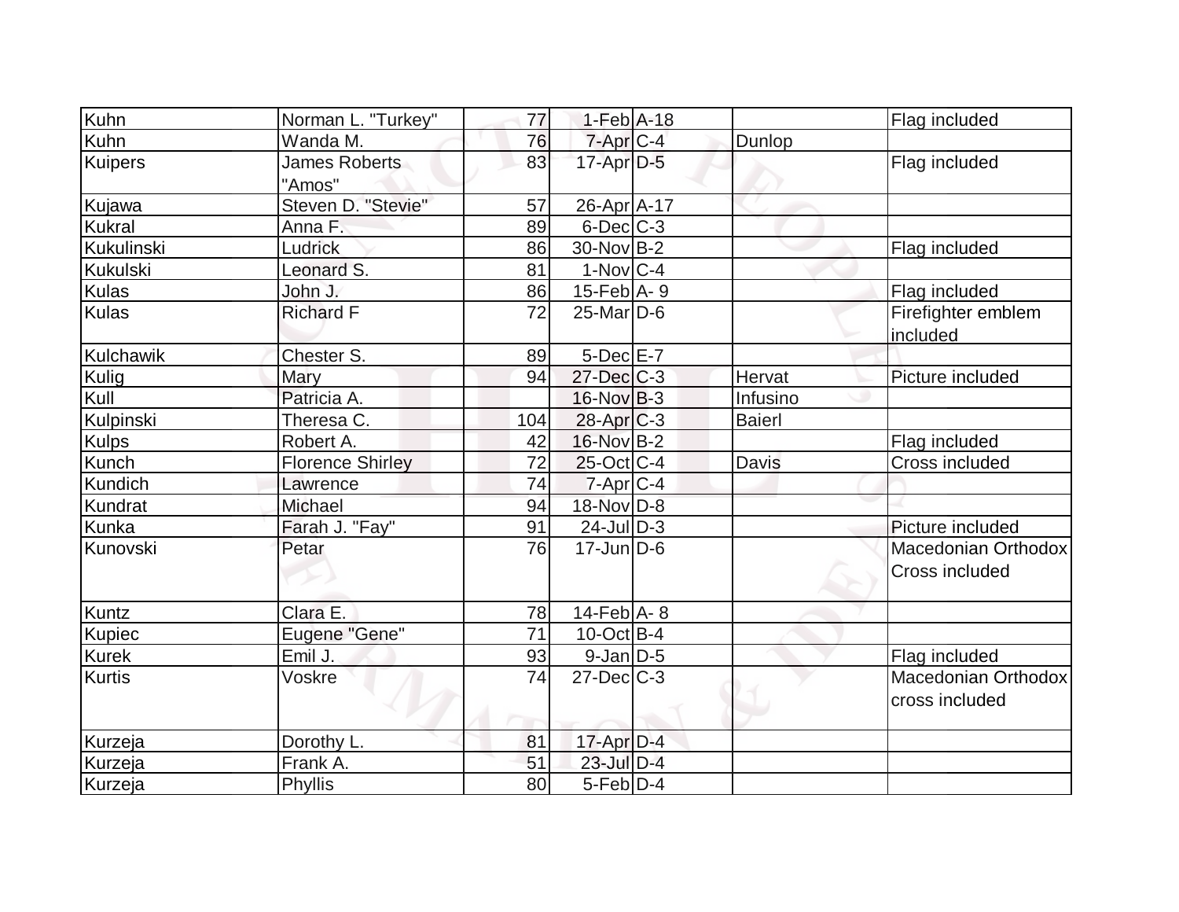| Kuhn | Norman L. "Turkey" | 77 | 1-Feb | A-18 | | Flag included |
|---|---|---|---|---|---|---|
| Kuhn | Wanda M. | 76 | 7-Apr | C-4 | Dunlop | |
| Kuipers | James Roberts "Amos" | 83 | 17-Apr | D-5 | | Flag included |
| Kujawa | Steven D. "Stevie" | 57 | 26-Apr | A-17 | | |
| Kukral | Anna F. | 89 | 6-Dec | C-3 | | |
| Kukulinski | Ludrick | 86 | 30-Nov | B-2 | | Flag included |
| Kukulski | Leonard S. | 81 | 1-Nov | C-4 | | |
| Kulas | John J. | 86 | 15-Feb | A- 9 | | Flag included |
| Kulas | Richard F | 72 | 25-Mar | D-6 | | Firefighter emblem included |
| Kulchawik | Chester S. | 89 | 5-Dec | E-7 | | |
| Kulig | Mary | 94 | 27-Dec | C-3 | Hervat | Picture included |
| Kull | Patricia A. | | 16-Nov | B-3 | Infusino | |
| Kulpinski | Theresa C. | 104 | 28-Apr | C-3 | Baierl | |
| Kulps | Robert A. | 42 | 16-Nov | B-2 | | Flag included |
| Kunch | Florence Shirley | 72 | 25-Oct | C-4 | Davis | Cross included |
| Kundich | Lawrence | 74 | 7-Apr | C-4 | | |
| Kundrat | Michael | 94 | 18-Nov | D-8 | | |
| Kunka | Farah J. "Fay" | 91 | 24-Jul | D-3 | | Picture included |
| Kunovski | Petar | 76 | 17-Jun | D-6 | | Macedonian Orthodox Cross included |
| Kuntz | Clara E. | 78 | 14-Feb | A- 8 | | |
| Kupiec | Eugene "Gene" | 71 | 10-Oct | B-4 | | |
| Kurek | Emil J. | 93 | 9-Jan | D-5 | | Flag included |
| Kurtis | Voskre | 74 | 27-Dec | C-3 | | Macedonian Orthodox cross included |
| Kurzeja | Dorothy L. | 81 | 17-Apr | D-4 | | |
| Kurzeja | Frank A. | 51 | 23-Jul | D-4 | | |
| Kurzeja | Phyllis | 80 | 5-Feb | D-4 | | |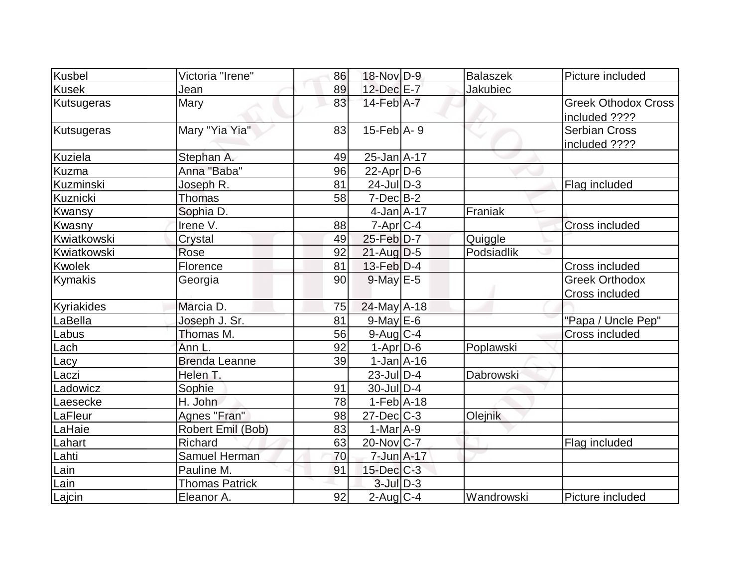| | | | | | | |
|---|---|---|---|---|---|---|
| Kusbel | Victoria "Irene" | 86 | 18-Nov | D-9 | Balaszek | Picture included |
| Kusek | Jean | 89 | 12-Dec | E-7 | Jakubiec | |
| Kutsugeras | Mary | 83 | 14-Feb | A-7 | | Greek Othodox Cross included ???? |
| Kutsugeras | Mary "Yia Yia" | 83 | 15-Feb | A- 9 | | Serbian Cross included ???? |
| Kuziela | Stephan A. | 49 | 25-Jan | A-17 | | |
| Kuzma | Anna "Baba" | 96 | 22-Apr | D-6 | | |
| Kuzminski | Joseph R. | 81 | 24-Jul | D-3 | | Flag included |
| Kuznicki | Thomas | 58 | 7-Dec | B-2 | | |
| Kwansy | Sophia D. | | 4-Jan | A-17 | Franiak | |
| Kwasny | Irene V. | 88 | 7-Apr | C-4 | | Cross included |
| Kwiatkowski | Crystal | 49 | 25-Feb | D-7 | Quiggle | |
| Kwiatkowski | Rose | 92 | 21-Aug | D-5 | Podsiadlik | |
| Kwolek | Florence | 81 | 13-Feb | D-4 | | Cross included |
| Kymakis | Georgia | 90 | 9-May | E-5 | | Greek Orthodox Cross included |
| Kyriakides | Marcia D. | 75 | 24-May | A-18 | | |
| LaBella | Joseph J. Sr. | 81 | 9-May | E-6 | | "Papa / Uncle Pep" |
| Labus | Thomas M. | 56 | 9-Aug | C-4 | | Cross included |
| Lach | Ann L. | 92 | 1-Apr | D-6 | Poplawski | |
| Lacy | Brenda Leanne | 39 | 1-Jan | A-16 | | |
| Laczi | Helen T. | | 23-Jul | D-4 | Dabrowski | |
| Ladowicz | Sophie | 91 | 30-Jul | D-4 | | |
| Laesecke | H. John | 78 | 1-Feb | A-18 | | |
| LaFleur | Agnes "Fran" | 98 | 27-Dec | C-3 | Olejnik | |
| LaHaie | Robert Emil (Bob) | 83 | 1-Mar | A-9 | | |
| Lahart | Richard | 63 | 20-Nov | C-7 | | Flag included |
| Lahti | Samuel Herman | 70 | 7-Jun | A-17 | | |
| Lain | Pauline M. | 91 | 15-Dec | C-3 | | |
| Lain | Thomas Patrick | | 3-Jul | D-3 | | |
| Lajcin | Eleanor A. | 92 | 2-Aug | C-4 | Wandrowski | Picture included |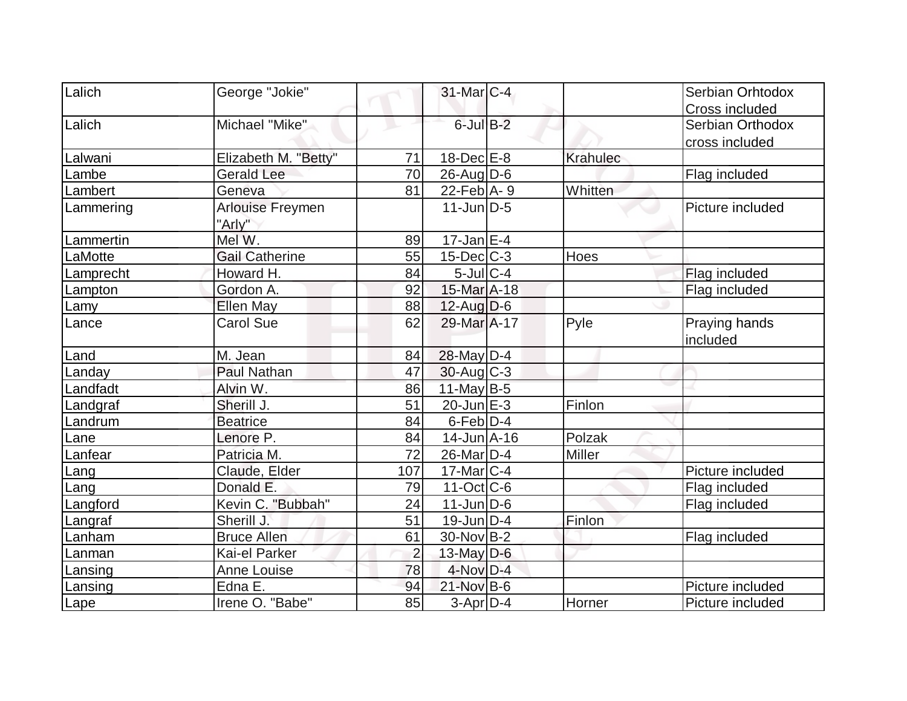| | | | | | | |
|---|---|---|---|---|---|---|
| Lalich | George "Jokie" | | 31-Mar | C-4 | | Serbian Orhtodox Cross included |
| Lalich | Michael "Mike" | | 6-Jul | B-2 | | Serbian Orthodox cross included |
| Lalwani | Elizabeth M. "Betty" | 71 | 18-Dec | E-8 | Krahulec | |
| Lambe | Gerald Lee | 70 | 26-Aug | D-6 | | Flag included |
| Lambert | Geneva | 81 | 22-Feb | A- 9 | Whitten | |
| Lammering | Arlouise Freymen "Arly" | | 11-Jun | D-5 | | Picture included |
| Lammertin | Mel W. | 89 | 17-Jan | E-4 | | |
| LaMotte | Gail Catherine | 55 | 15-Dec | C-3 | Hoes | |
| Lamprecht | Howard H. | 84 | 5-Jul | C-4 | | Flag included |
| Lampton | Gordon A. | 92 | 15-Mar | A-18 | | Flag included |
| Lamy | Ellen May | 88 | 12-Aug | D-6 | | |
| Lance | Carol Sue | 62 | 29-Mar | A-17 | Pyle | Praying hands included |
| Land | M. Jean | 84 | 28-May | D-4 | | |
| Landay | Paul Nathan | 47 | 30-Aug | C-3 | | |
| Landfadt | Alvin W. | 86 | 11-May | B-5 | | |
| Landgraf | Sherill J. | 51 | 20-Jun | E-3 | Finlon | |
| Landrum | Beatrice | 84 | 6-Feb | D-4 | | |
| Lane | Lenore P. | 84 | 14-Jun | A-16 | Polzak | |
| Lanfear | Patricia M. | 72 | 26-Mar | D-4 | Miller | |
| Lang | Claude, Elder | 107 | 17-Mar | C-4 | | Picture included |
| Lang | Donald E. | 79 | 11-Oct | C-6 | | Flag included |
| Langford | Kevin C. "Bubbah" | 24 | 11-Jun | D-6 | | Flag included |
| Langraf | Sherill J. | 51 | 19-Jun | D-4 | Finlon | |
| Lanham | Bruce Allen | 61 | 30-Nov | B-2 | | Flag included |
| Lanman | Kai-el Parker | 2 | 13-May | D-6 | | |
| Lansing | Anne Louise | 78 | 4-Nov | D-4 | | |
| Lansing | Edna E. | 94 | 21-Nov | B-6 | | Picture included |
| Lape | Irene O. "Babe" | 85 | 3-Apr | D-4 | Horner | Picture included |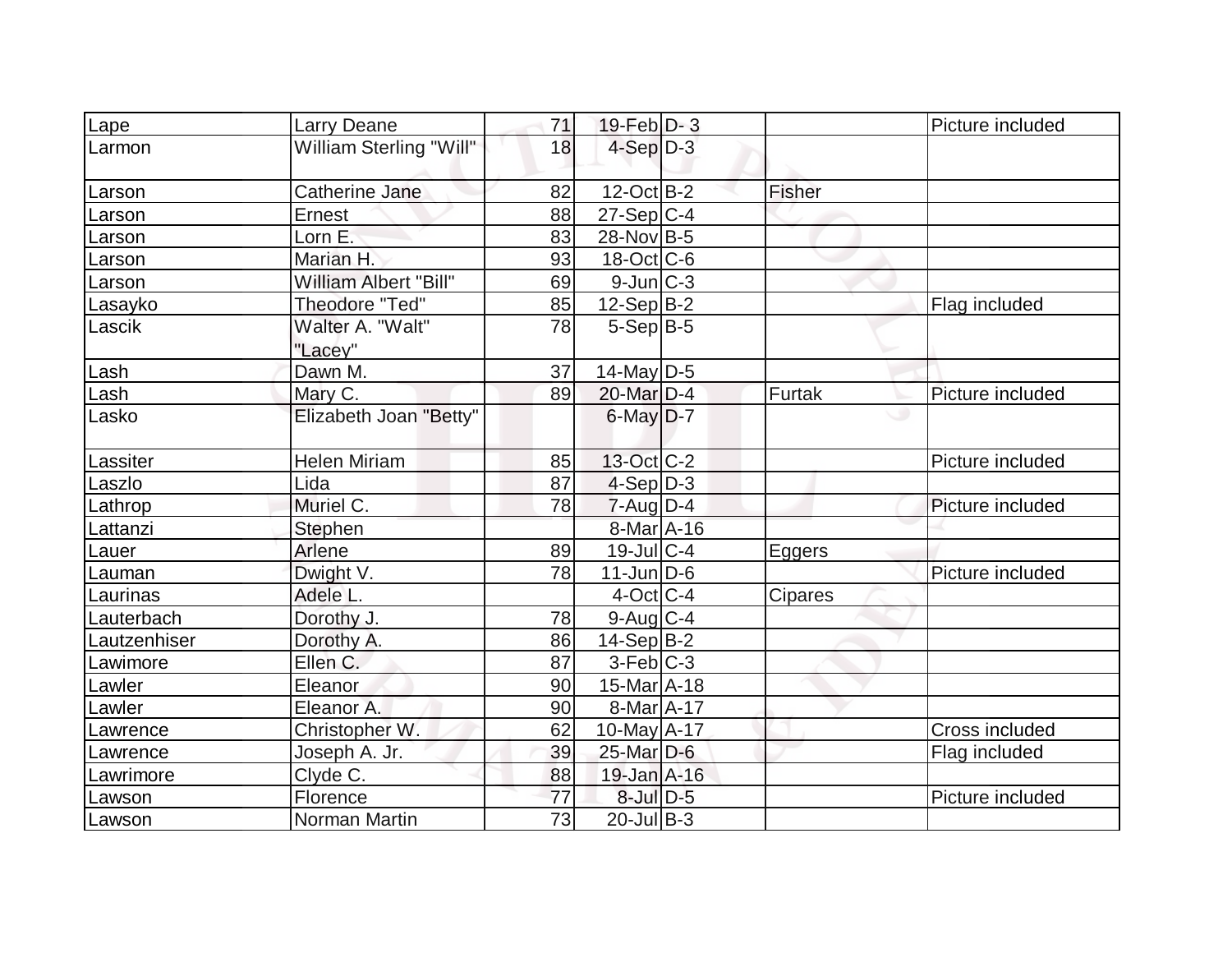| Lape | Larry Deane | 71 | 19-Feb | D- 3 | | Picture included |
|---|---|---|---|---|---|---|
| Larmon | William Sterling "Will" | 18 | 4-Sep | D-3 | | |
| Larson | Catherine Jane | 82 | 12-Oct | B-2 | Fisher | |
| Larson | Ernest | 88 | 27-Sep | C-4 | | |
| Larson | Lorn E. | 83 | 28-Nov | B-5 | | |
| Larson | Marian H. | 93 | 18-Oct | C-6 | | |
| Larson | William Albert "Bill" | 69 | 9-Jun | C-3 | | |
| Lasayko | Theodore "Ted" | 85 | 12-Sep | B-2 | | Flag included |
| Lascik | Walter A. "Walt" "Lacey" | 78 | 5-Sep | B-5 | | |
| Lash | Dawn M. | 37 | 14-May | D-5 | | |
| Lash | Mary C. | 89 | 20-Mar | D-4 | Furtak | Picture included |
| Lasko | Elizabeth Joan "Betty" | | 6-May | D-7 | | |
| Lassiter | Helen Miriam | 85 | 13-Oct | C-2 | | Picture included |
| Laszlo | Lida | 87 | 4-Sep | D-3 | | |
| Lathrop | Muriel C. | 78 | 7-Aug | D-4 | | Picture included |
| Lattanzi | Stephen | | 8-Mar | A-16 | | |
| Lauer | Arlene | 89 | 19-Jul | C-4 | Eggers | |
| Lauman | Dwight V. | 78 | 11-Jun | D-6 | | Picture included |
| Laurinas | Adele L. | | 4-Oct | C-4 | Cipares | |
| Lauterbach | Dorothy J. | 78 | 9-Aug | C-4 | | |
| Lautzenhiser | Dorothy A. | 86 | 14-Sep | B-2 | | |
| Lawimore | Ellen C. | 87 | 3-Feb | C-3 | | |
| Lawler | Eleanor | 90 | 15-Mar | A-18 | | |
| Lawler | Eleanor A. | 90 | 8-Mar | A-17 | | |
| Lawrence | Christopher W. | 62 | 10-May | A-17 | | Cross included |
| Lawrence | Joseph A. Jr. | 39 | 25-Mar | D-6 | | Flag included |
| Lawrimore | Clyde C. | 88 | 19-Jan | A-16 | | |
| Lawson | Florence | 77 | 8-Jul | D-5 | | Picture included |
| Lawson | Norman Martin | 73 | 20-Jul | B-3 | | |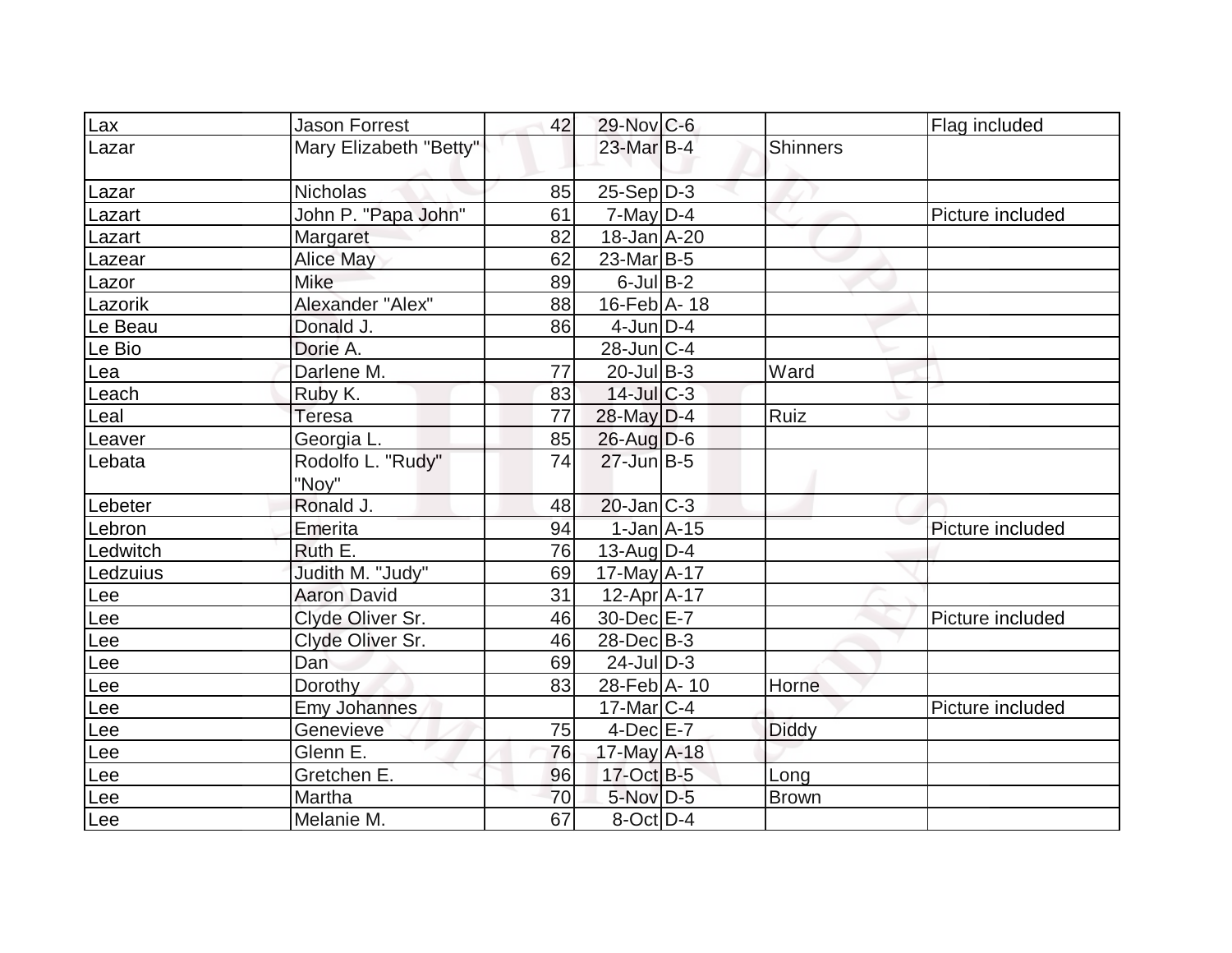| Lax | Jason Forrest | 42 | 29-Nov | C-6 | | Flag included |
|---|---|---|---|---|---|---|
| Lazar | Mary Elizabeth "Betty" | | 23-Mar | B-4 | Shinners | |
| Lazar | Nicholas | 85 | 25-Sep | D-3 | | |
| Lazart | John P. "Papa John" | 61 | 7-May | D-4 | | Picture included |
| Lazart | Margaret | 82 | 18-Jan | A-20 | | |
| Lazear | Alice May | 62 | 23-Mar | B-5 | | |
| Lazor | Mike | 89 | 6-Jul | B-2 | | |
| Lazorik | Alexander "Alex" | 88 | 16-Feb | A- 18 | | |
| Le Beau | Donald J. | 86 | 4-Jun | D-4 | | |
| Le Bio | Dorie A. | | 28-Jun | C-4 | | |
| Lea | Darlene M. | 77 | 20-Jul | B-3 | Ward | |
| Leach | Ruby K. | 83 | 14-Jul | C-3 | | |
| Leal | Teresa | 77 | 28-May | D-4 | Ruiz | |
| Leaver | Georgia L. | 85 | 26-Aug | D-6 | | |
| Lebata | Rodolfo L. "Rudy" "Noy" | 74 | 27-Jun | B-5 | | |
| Lebeter | Ronald J. | 48 | 20-Jan | C-3 | | |
| Lebron | Emerita | 94 | 1-Jan | A-15 | | Picture included |
| Ledwitch | Ruth E. | 76 | 13-Aug | D-4 | | |
| Ledzuius | Judith M. "Judy" | 69 | 17-May | A-17 | | |
| Lee | Aaron David | 31 | 12-Apr | A-17 | | |
| Lee | Clyde Oliver Sr. | 46 | 30-Dec | E-7 | | Picture included |
| Lee | Clyde Oliver Sr. | 46 | 28-Dec | B-3 | | |
| Lee | Dan | 69 | 24-Jul | D-3 | | |
| Lee | Dorothy | 83 | 28-Feb | A- 10 | Horne | |
| Lee | Emy Johannes | | 17-Mar | C-4 | | Picture included |
| Lee | Genevieve | 75 | 4-Dec | E-7 | Diddy | |
| Lee | Glenn E. | 76 | 17-May | A-18 | | |
| Lee | Gretchen E. | 96 | 17-Oct | B-5 | Long | |
| Lee | Martha | 70 | 5-Nov | D-5 | Brown | |
| Lee | Melanie M. | 67 | 8-Oct | D-4 | | |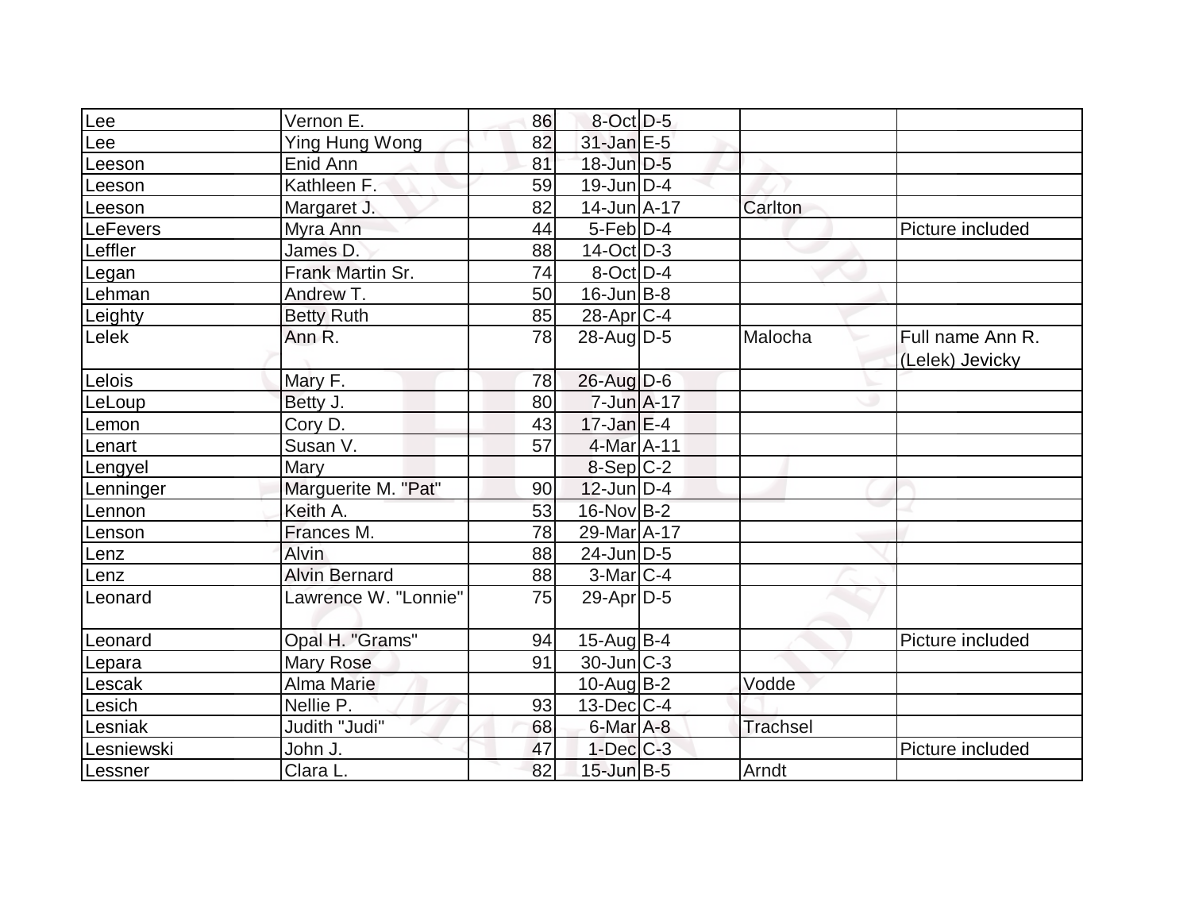| Lee | Vernon E. | 86 | 8-Oct | D-5 | | |
|---|---|---|---|---|---|---|
| Lee | Ying Hung Wong | 82 | 31-Jan | E-5 | | |
| Leeson | Enid Ann | 81 | 18-Jun | D-5 | | |
| Leeson | Kathleen F. | 59 | 19-Jun | D-4 | | |
| Leeson | Margaret J. | 82 | 14-Jun | A-17 | Carlton | |
| LeFevers | Myra Ann | 44 | 5-Feb | D-4 | | Picture included |
| Leffler | James D. | 88 | 14-Oct | D-3 | | |
| Legan | Frank Martin Sr. | 74 | 8-Oct | D-4 | | |
| Lehman | Andrew T. | 50 | 16-Jun | B-8 | | |
| Leighty | Betty Ruth | 85 | 28-Apr | C-4 | | |
| Lelek | Ann R. | 78 | 28-Aug | D-5 | Malocha | Full name Ann R. (Lelek) Jevicky |
| Lelois | Mary F. | 78 | 26-Aug | D-6 | | |
| LeLoup | Betty J. | 80 | 7-Jun | A-17 | | |
| Lemon | Cory D. | 43 | 17-Jan | E-4 | | |
| Lenart | Susan V. | 57 | 4-Mar | A-11 | | |
| Lengyel | Mary | | 8-Sep | C-2 | | |
| Lenninger | Marguerite M. "Pat" | 90 | 12-Jun | D-4 | | |
| Lennon | Keith A. | 53 | 16-Nov | B-2 | | |
| Lenson | Frances M. | 78 | 29-Mar | A-17 | | |
| Lenz | Alvin | 88 | 24-Jun | D-5 | | |
| Lenz | Alvin Bernard | 88 | 3-Mar | C-4 | | |
| Leonard | Lawrence W. "Lonnie" | 75 | 29-Apr | D-5 | | |
| Leonard | Opal H. "Grams" | 94 | 15-Aug | B-4 | | Picture included |
| Lepara | Mary Rose | 91 | 30-Jun | C-3 | | |
| Lescak | Alma Marie | | 10-Aug | B-2 | Vodde | |
| Lesich | Nellie P. | 93 | 13-Dec | C-4 | | |
| Lesniak | Judith "Judi" | 68 | 6-Mar | A-8 | Trachsel | |
| Lesniewski | John J. | 47 | 1-Dec | C-3 | | Picture included |
| Lessner | Clara L. | 82 | 15-Jun | B-5 | Arndt | |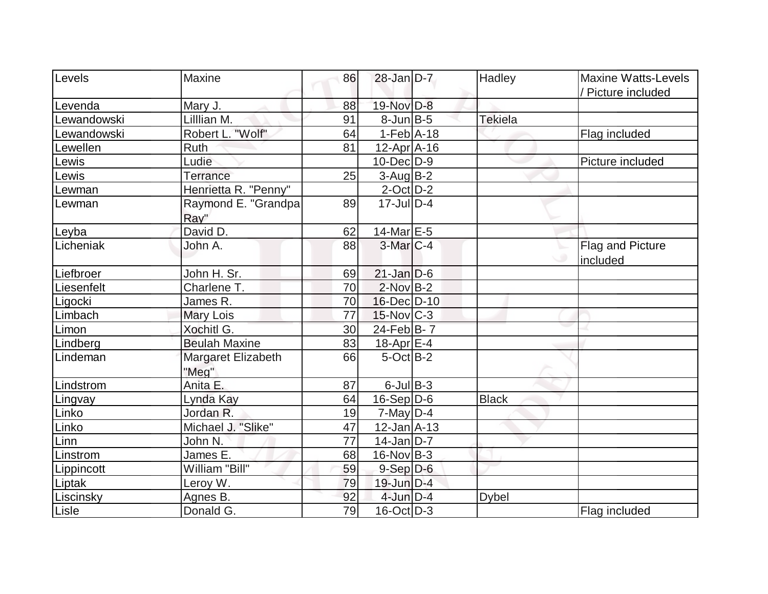| Levels | Maxine | 86 | 28-Jan | D-7 | Hadley | Maxine Watts-Levels / Picture included |
|---|---|---|---|---|---|---|
| Levenda | Mary J. | 88 | 19-Nov | D-8 | | |
| Lewandowski | Lilllian M. | 91 | 8-Jun | B-5 | Tekiela | |
| Lewandowski | Robert L. "Wolf" | 64 | 1-Feb | A-18 | | Flag included |
| Lewellen | Ruth | 81 | 12-Apr | A-16 | | |
| Lewis | Ludie | | 10-Dec | D-9 | | Picture included |
| Lewis | Terrance | 25 | 3-Aug | B-2 | | |
| Lewman | Henrietta R. "Penny" | | 2-Oct | D-2 | | |
| Lewman | Raymond E. "Grandpa Ray" | 89 | 17-Jul | D-4 | | |
| Leyba | David D. | 62 | 14-Mar | E-5 | | |
| Licheniak | John A. | 88 | 3-Mar | C-4 | | Flag and Picture included |
| Liefbroer | John H. Sr. | 69 | 21-Jan | D-6 | | |
| Liesenfelt | Charlene T. | 70 | 2-Nov | B-2 | | |
| Ligocki | James R. | 70 | 16-Dec | D-10 | | |
| Limbach | Mary Lois | 77 | 15-Nov | C-3 | | |
| Limon | Xochitl G. | 30 | 24-Feb | B- 7 | | |
| Lindberg | Beulah Maxine | 83 | 18-Apr | E-4 | | |
| Lindeman | Margaret Elizabeth "Meg" | 66 | 5-Oct | B-2 | | |
| Lindstrom | Anita E. | 87 | 6-Jul | B-3 | | |
| Lingvay | Lynda Kay | 64 | 16-Sep | D-6 | Black | |
| Linko | Jordan R. | 19 | 7-May | D-4 | | |
| Linko | Michael J. "Slike" | 47 | 12-Jan | A-13 | | |
| Linn | John N. | 77 | 14-Jan | D-7 | | |
| Linstrom | James E. | 68 | 16-Nov | B-3 | | |
| Lippincott | William "Bill" | 59 | 9-Sep | D-6 | | |
| Liptak | Leroy W. | 79 | 19-Jun | D-4 | | |
| Liscinsky | Agnes B. | 92 | 4-Jun | D-4 | Dybel | |
| Lisle | Donald G. | 79 | 16-Oct | D-3 | | Flag included |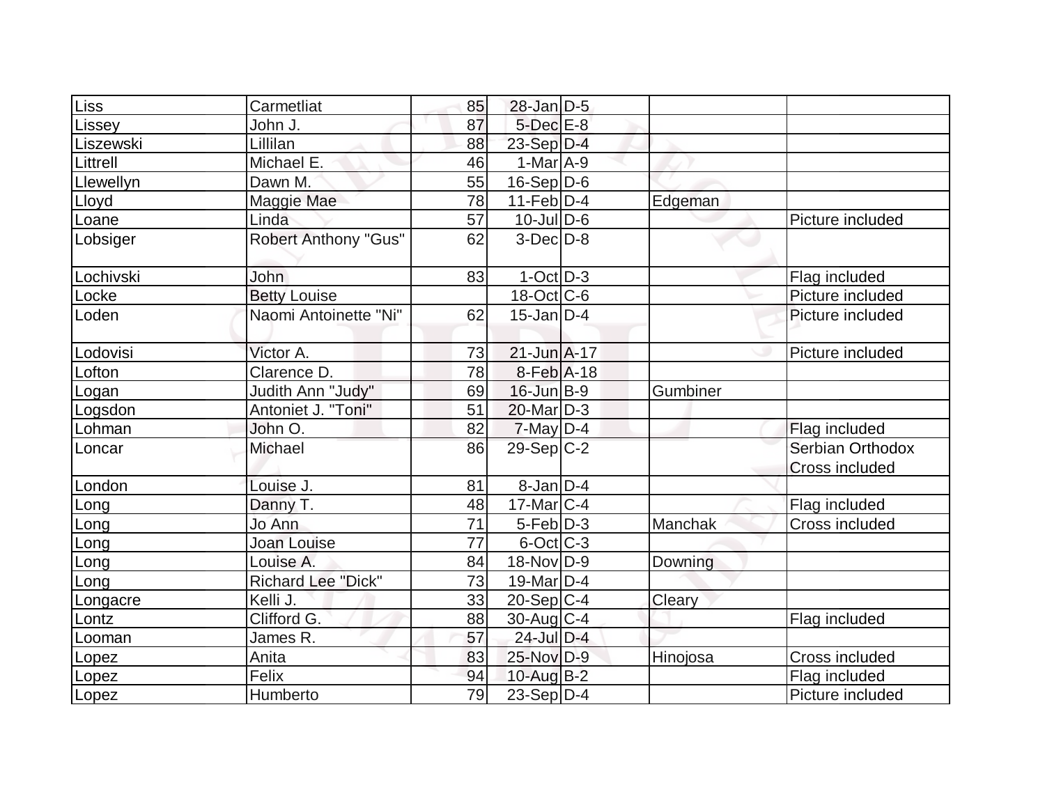| | | | | | | |
|---|---|---|---|---|---|---|
| Liss | Carmetliat | 85 | 28-Jan | D-5 | | |
| Lissey | John J. | 87 | 5-Dec | E-8 | | |
| Liszewski | Lillilan | 88 | 23-Sep | D-4 | | |
| Littrell | Michael E. | 46 | 1-Mar | A-9 | | |
| Llewellyn | Dawn M. | 55 | 16-Sep | D-6 | | |
| Lloyd | Maggie Mae | 78 | 11-Feb | D-4 | Edgeman | |
| Loane | Linda | 57 | 10-Jul | D-6 | | Picture included |
| Lobsiger | Robert Anthony "Gus" | 62 | 3-Dec | D-8 | | |
| Lochivski | John | 83 | 1-Oct | D-3 | | Flag included |
| Locke | Betty Louise | | 18-Oct | C-6 | | Picture included |
| Loden | Naomi Antoinette "Ni" | 62 | 15-Jan | D-4 | | Picture included |
| Lodovisi | Victor A. | 73 | 21-Jun | A-17 | | Picture included |
| Lofton | Clarence D. | 78 | 8-Feb | A-18 | | |
| Logan | Judith Ann "Judy" | 69 | 16-Jun | B-9 | Gumbiner | |
| Logsdon | Antoniet J. "Toni" | 51 | 20-Mar | D-3 | | |
| Lohman | John O. | 82 | 7-May | D-4 | | Flag included |
| Loncar | Michael | 86 | 29-Sep | C-2 | | Serbian Orthodox Cross included |
| London | Louise J. | 81 | 8-Jan | D-4 | | |
| Long | Danny T. | 48 | 17-Mar | C-4 | | Flag included |
| Long | Jo Ann | 71 | 5-Feb | D-3 | Manchak | Cross included |
| Long | Joan Louise | 77 | 6-Oct | C-3 | | |
| Long | Louise A. | 84 | 18-Nov | D-9 | Downing | |
| Long | Richard Lee "Dick" | 73 | 19-Mar | D-4 | | |
| Longacre | Kelli J. | 33 | 20-Sep | C-4 | Cleary | |
| Lontz | Clifford G. | 88 | 30-Aug | C-4 | | Flag included |
| Looman | James R. | 57 | 24-Jul | D-4 | | |
| Lopez | Anita | 83 | 25-Nov | D-9 | Hinojosa | Cross included |
| Lopez | Felix | 94 | 10-Aug | B-2 | | Flag included |
| Lopez | Humberto | 79 | 23-Sep | D-4 | | Picture included |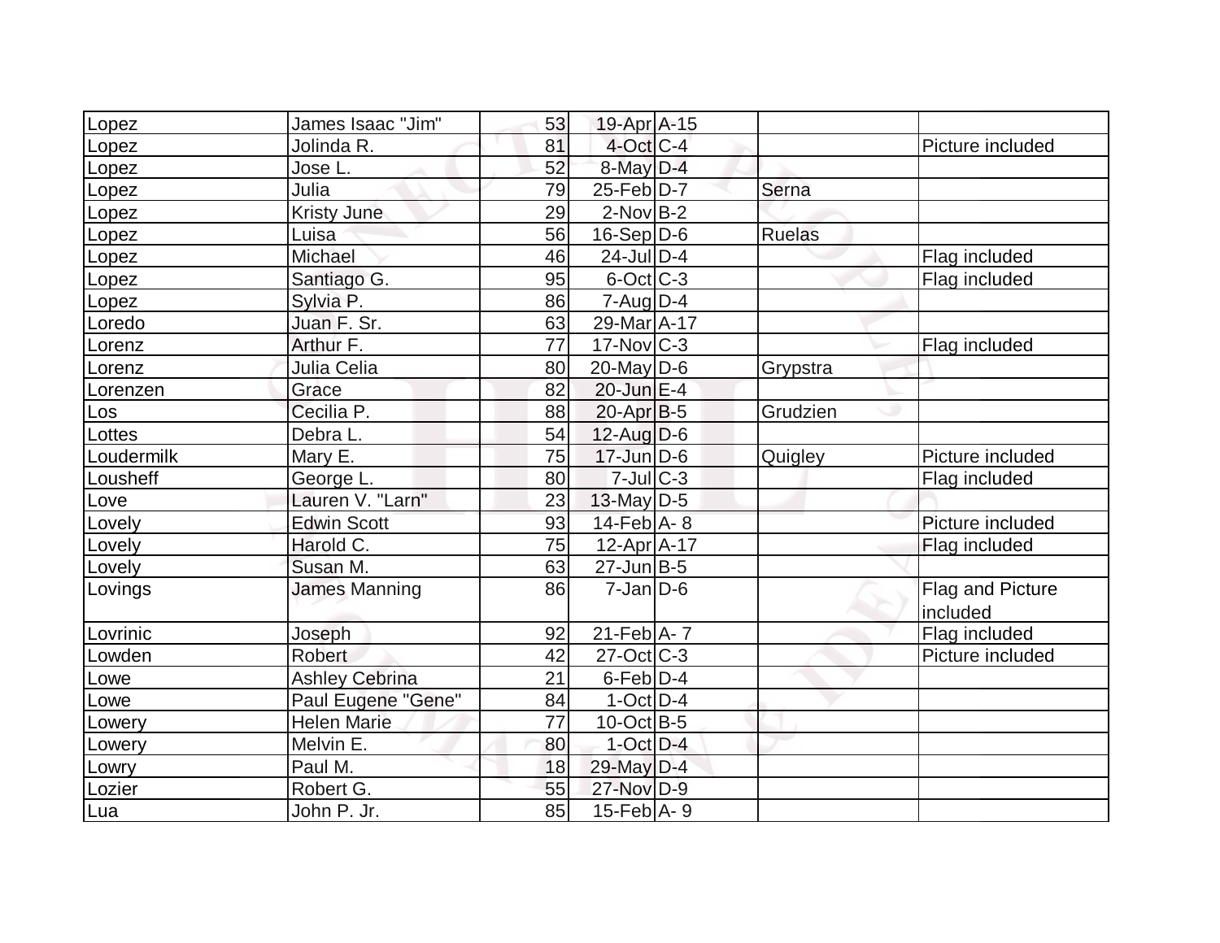| | | | | | | |
|---|---|---|---|---|---|---|
| Lopez | James Isaac "Jim" | 53 | 19-Apr | A-15 | | |
| Lopez | Jolinda R. | 81 | 4-Oct | C-4 | | Picture included |
| Lopez | Jose L. | 52 | 8-May | D-4 | | |
| Lopez | Julia | 79 | 25-Feb | D-7 | Serna | |
| Lopez | Kristy June | 29 | 2-Nov | B-2 | | |
| Lopez | Luisa | 56 | 16-Sep | D-6 | Ruelas | |
| Lopez | Michael | 46 | 24-Jul | D-4 | | Flag included |
| Lopez | Santiago G. | 95 | 6-Oct | C-3 | | Flag included |
| Lopez | Sylvia P. | 86 | 7-Aug | D-4 | | |
| Loredo | Juan F. Sr. | 63 | 29-Mar | A-17 | | |
| Lorenz | Arthur F. | 77 | 17-Nov | C-3 | | Flag included |
| Lorenz | Julia Celia | 80 | 20-May | D-6 | Grypstra | |
| Lorenzen | Grace | 82 | 20-Jun | E-4 | | |
| Los | Cecilia P. | 88 | 20-Apr | B-5 | Grudzien | |
| Lottes | Debra L. | 54 | 12-Aug | D-6 | | |
| Loudermilk | Mary E. | 75 | 17-Jun | D-6 | Quigley | Picture included |
| Lousheff | George L. | 80 | 7-Jul | C-3 | | Flag included |
| Love | Lauren V. "Larn" | 23 | 13-May | D-5 | | |
| Lovely | Edwin Scott | 93 | 14-Feb | A- 8 | | Picture included |
| Lovely | Harold C. | 75 | 12-Apr | A-17 | | Flag included |
| Lovely | Susan M. | 63 | 27-Jun | B-5 | | |
| Lovings | James Manning | 86 | 7-Jan | D-6 | | Flag and Picture included |
| Lovrinic | Joseph | 92 | 21-Feb | A- 7 | | Flag included |
| Lowden | Robert | 42 | 27-Oct | C-3 | | Picture included |
| Lowe | Ashley Cebrina | 21 | 6-Feb | D-4 | | |
| Lowe | Paul Eugene "Gene" | 84 | 1-Oct | D-4 | | |
| Lowery | Helen Marie | 77 | 10-Oct | B-5 | | |
| Lowery | Melvin E. | 80 | 1-Oct | D-4 | | |
| Lowry | Paul M. | 18 | 29-May | D-4 | | |
| Lozier | Robert G. | 55 | 27-Nov | D-9 | | |
| Lua | John P. Jr. | 85 | 15-Feb | A- 9 | | |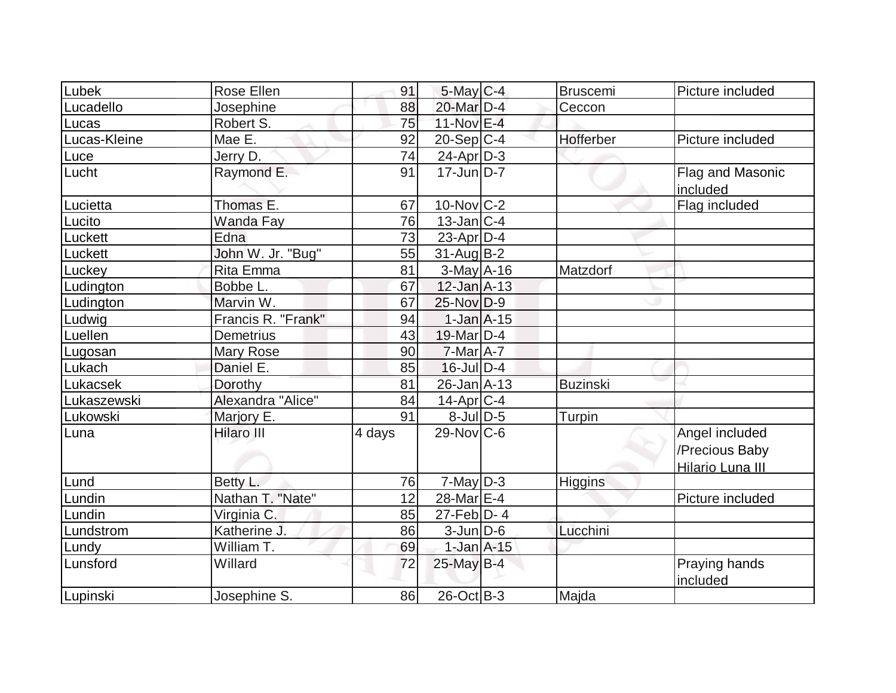| Lubek | Rose Ellen | 91 | 5-May | C-4 | Bruscemi | Picture included |
|---|---|---|---|---|---|---|
| Lucadello | Josephine | 88 | 20-Mar | D-4 | Ceccon | |
| Lucas | Robert S. | 75 | 11-Nov | E-4 | | |
| Lucas-Kleine | Mae E. | 92 | 20-Sep | C-4 | Hofferber | Picture included |
| Luce | Jerry D. | 74 | 24-Apr | D-3 | | |
| Lucht | Raymond E. | 91 | 17-Jun | D-7 | | Flag and Masonic included |
| Lucietta | Thomas E. | 67 | 10-Nov | C-2 | | Flag included |
| Lucito | Wanda Fay | 76 | 13-Jan | C-4 | | |
| Luckett | Edna | 73 | 23-Apr | D-4 | | |
| Luckett | John W. Jr. "Bug" | 55 | 31-Aug | B-2 | | |
| Luckey | Rita Emma | 81 | 3-May | A-16 | Matzdorf | |
| Ludington | Bobbe L. | 67 | 12-Jan | A-13 | | |
| Ludington | Marvin W. | 67 | 25-Nov | D-9 | | |
| Ludwig | Francis R. "Frank" | 94 | 1-Jan | A-15 | | |
| Luellen | Demetrius | 43 | 19-Mar | D-4 | | |
| Lugosan | Mary Rose | 90 | 7-Mar | A-7 | | |
| Lukach | Daniel E. | 85 | 16-Jul | D-4 | | |
| Lukacsek | Dorothy | 81 | 26-Jan | A-13 | Buzinski | |
| Lukaszewski | Alexandra "Alice" | 84 | 14-Apr | C-4 | | |
| Lukowski | Marjory E. | 91 | 8-Jul | D-5 | Turpin | |
| Luna | Hilaro III | 4 days | 29-Nov | C-6 | | Angel included /Precious Baby Hilario Luna III |
| Lund | Betty L. | 76 | 7-May | D-3 | Higgins | |
| Lundin | Nathan T. "Nate" | 12 | 28-Mar | E-4 | | Picture included |
| Lundin | Virginia C. | 85 | 27-Feb | D- 4 | | |
| Lundstrom | Katherine J. | 86 | 3-Jun | D-6 | Lucchini | |
| Lundy | William T. | 69 | 1-Jan | A-15 | | |
| Lunsford | Willard | 72 | 25-May | B-4 | | Praying hands included |
| Lupinski | Josephine S. | 86 | 26-Oct | B-3 | Majda | |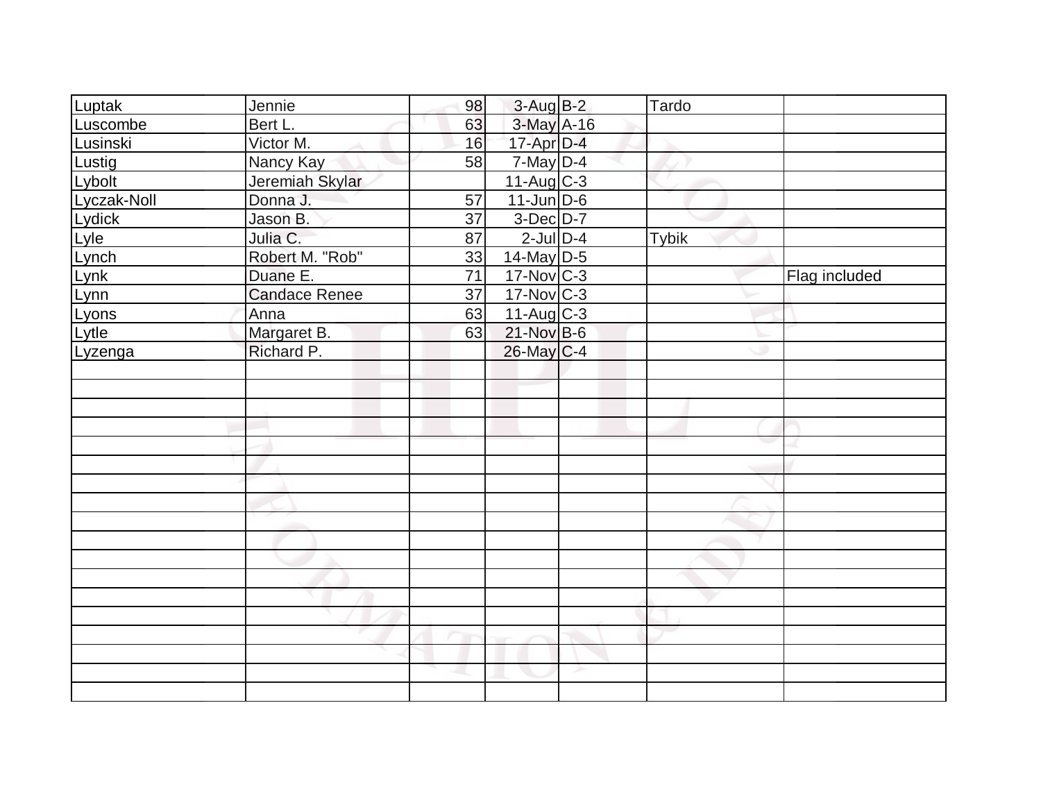| | | | | | | |
|---|---|---|---|---|---|---|
| Luptak | Jennie | 98 | 3-Aug | B-2 | Tardo | |
| Luscombe | Bert L. | 63 | 3-May | A-16 | | |
| Lusinski | Victor M. | 16 | 17-Apr | D-4 | | |
| Lustig | Nancy Kay | 58 | 7-May | D-4 | | |
| Lybolt | Jeremiah Skylar | | 11-Aug | C-3 | | |
| Lyczak-Noll | Donna J. | 57 | 11-Jun | D-6 | | |
| Lydick | Jason B. | 37 | 3-Dec | D-7 | | |
| Lyle | Julia C. | 87 | 2-Jul | D-4 | Tybik | |
| Lynch | Robert M. "Rob" | 33 | 14-May | D-5 | | |
| Lynk | Duane E. | 71 | 17-Nov | C-3 | | Flag included |
| Lynn | Candace Renee | 37 | 17-Nov | C-3 | | |
| Lyons | Anna | 63 | 11-Aug | C-3 | | |
| Lytle | Margaret B. | 63 | 21-Nov | B-6 | | |
| Lyzenga | Richard P. | | 26-May | C-4 | | |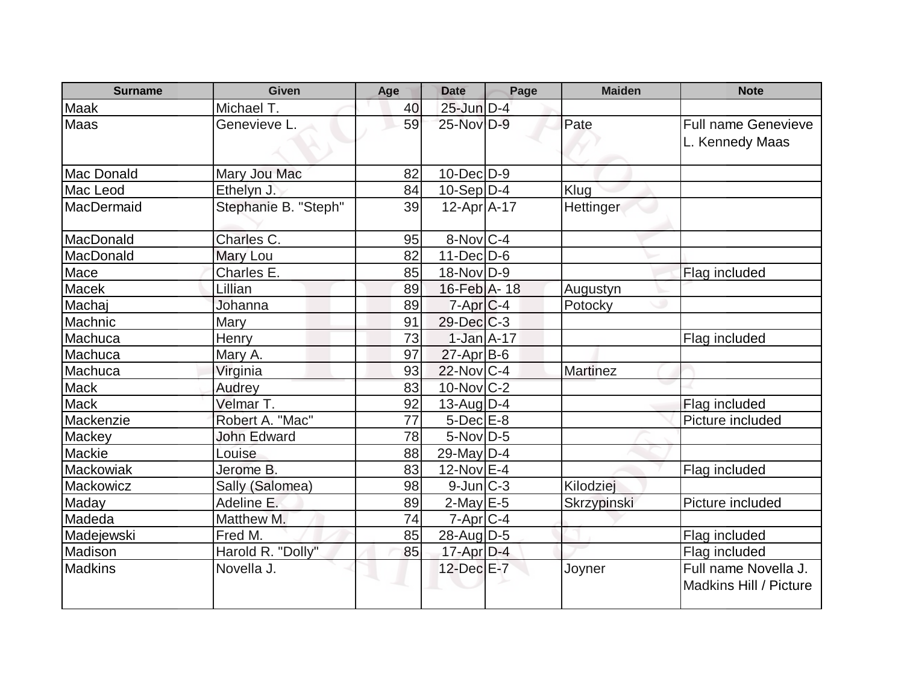| Surname | Given | Age | Date | Page | Maiden | Note |
|---|---|---|---|---|---|---|
| Maak | Michael T. | 40 | 25-Jun | D-4 | | |
| Maas | Genevieve L. | 59 | 25-Nov | D-9 | Pate | Full name Genevieve L. Kennedy Maas |
| Mac Donald | Mary Jou Mac | 82 | 10-Dec | D-9 | | |
| Mac Leod | Ethelyn J. | 84 | 10-Sep | D-4 | Klug | |
| MacDermaid | Stephanie B. "Steph" | 39 | 12-Apr | A-17 | Hettinger | |
| MacDonald | Charles C. | 95 | 8-Nov | C-4 | | |
| MacDonald | Mary Lou | 82 | 11-Dec | D-6 | | |
| Mace | Charles E. | 85 | 18-Nov | D-9 | | Flag included |
| Macek | Lillian | 89 | 16-Feb | A- 18 | Augustyn | |
| Machaj | Johanna | 89 | 7-Apr | C-4 | Potocky | |
| Machnic | Mary | 91 | 29-Dec | C-3 | | |
| Machuca | Henry | 73 | 1-Jan | A-17 | | Flag included |
| Machuca | Mary A. | 97 | 27-Apr | B-6 | | |
| Machuca | Virginia | 93 | 22-Nov | C-4 | Martinez | |
| Mack | Audrey | 83 | 10-Nov | C-2 | | |
| Mack | Velmar T. | 92 | 13-Aug | D-4 | | Flag included |
| Mackenzie | Robert A. "Mac" | 77 | 5-Dec | E-8 | | Picture included |
| Mackey | John Edward | 78 | 5-Nov | D-5 | | |
| Mackie | Louise | 88 | 29-May | D-4 | | |
| Mackowiak | Jerome B. | 83 | 12-Nov | E-4 | | Flag included |
| Mackowicz | Sally (Salomea) | 98 | 9-Jun | C-3 | Kilodziej | |
| Maday | Adeline E. | 89 | 2-May | E-5 | Skrzypinski | Picture included |
| Madeda | Matthew M. | 74 | 7-Apr | C-4 | | |
| Madejewski | Fred M. | 85 | 28-Aug | D-5 | | Flag included |
| Madison | Harold R. "Dolly" | 85 | 17-Apr | D-4 | | Flag included |
| Madkins | Novella J. | | 12-Dec | E-7 | Joyner | Full name Novella J. Madkins Hill / Picture |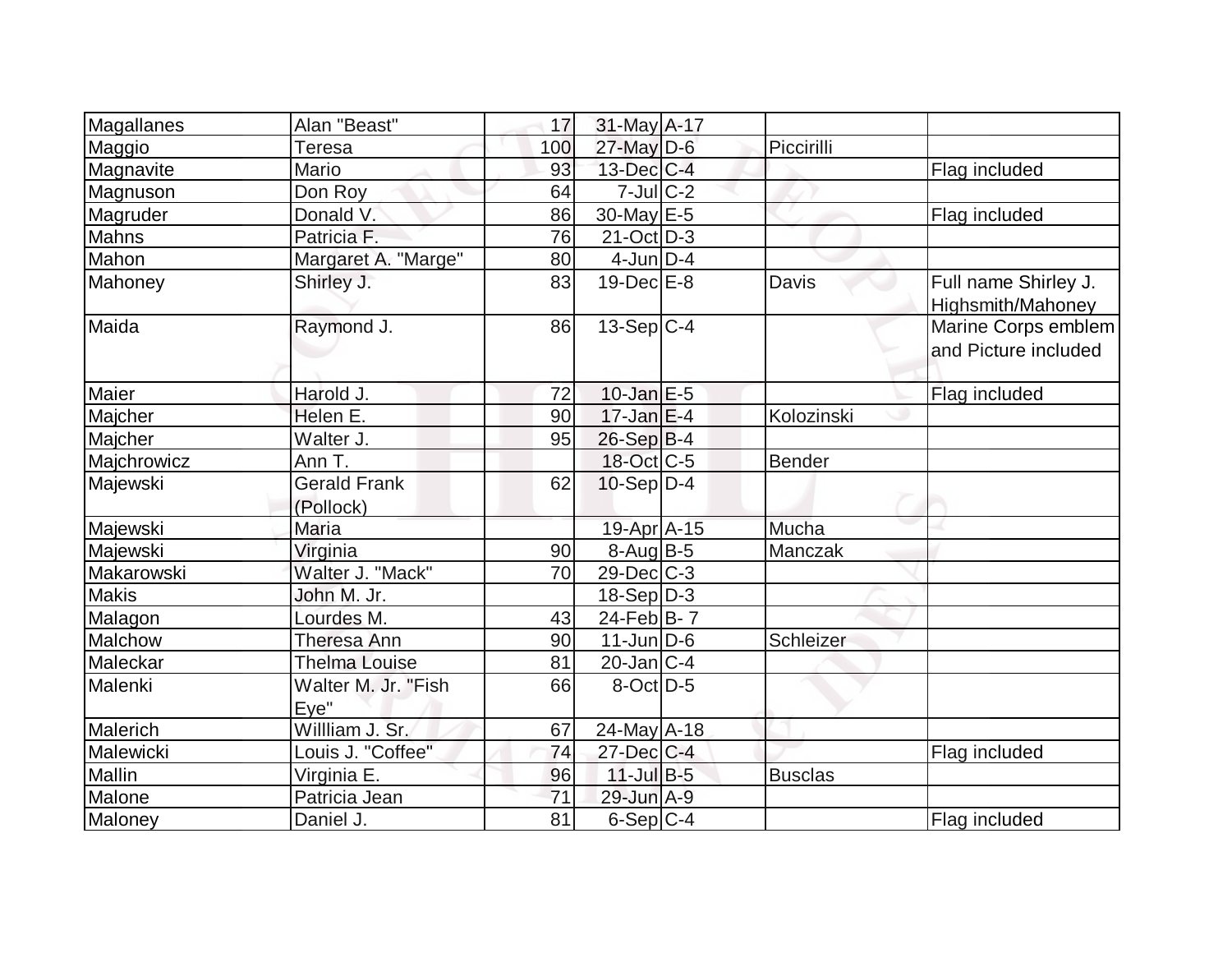| Magallanes | Alan "Beast" | 17 | 31-May | A-17 | | |
|---|---|---|---|---|---|---|
| Maggio | Teresa | 100 | 27-May | D-6 | Piccirilli | |
| Magnavite | Mario | 93 | 13-Dec | C-4 | | Flag included |
| Magnuson | Don Roy | 64 | 7-Jul | C-2 | | |
| Magruder | Donald V. | 86 | 30-May | E-5 | | Flag included |
| Mahns | Patricia F. | 76 | 21-Oct | D-3 | | |
| Mahon | Margaret A. "Marge" | 80 | 4-Jun | D-4 | | |
| Mahoney | Shirley J. | 83 | 19-Dec | E-8 | Davis | Full name Shirley J. Highsmith/Mahoney |
| Maida | Raymond J. | 86 | 13-Sep | C-4 | | Marine Corps emblem and Picture included |
| Maier | Harold J. | 72 | 10-Jan | E-5 | | Flag included |
| Majcher | Helen E. | 90 | 17-Jan | E-4 | Kolozinski | |
| Majcher | Walter J. | 95 | 26-Sep | B-4 | | |
| Majchrowicz | Ann T. | | 18-Oct | C-5 | Bender | |
| Majewski | Gerald Frank (Pollock) | 62 | 10-Sep | D-4 | | |
| Majewski | Maria | | 19-Apr | A-15 | Mucha | |
| Majewski | Virginia | 90 | 8-Aug | B-5 | Manczak | |
| Makarowski | Walter J. "Mack" | 70 | 29-Dec | C-3 | | |
| Makis | John M. Jr. | | 18-Sep | D-3 | | |
| Malagon | Lourdes M. | 43 | 24-Feb | B- 7 | | |
| Malchow | Theresa Ann | 90 | 11-Jun | D-6 | Schleizer | |
| Maleckar | Thelma Louise | 81 | 20-Jan | C-4 | | |
| Malenki | Walter M. Jr. "Fish Eye" | 66 | 8-Oct | D-5 | | |
| Malerich | Willliam J. Sr. | 67 | 24-May | A-18 | | |
| Malewicki | Louis J. "Coffee" | 74 | 27-Dec | C-4 | | Flag included |
| Mallin | Virginia E. | 96 | 11-Jul | B-5 | Busclas | |
| Malone | Patricia Jean | 71 | 29-Jun | A-9 | | |
| Maloney | Daniel J. | 81 | 6-Sep | C-4 | | Flag included |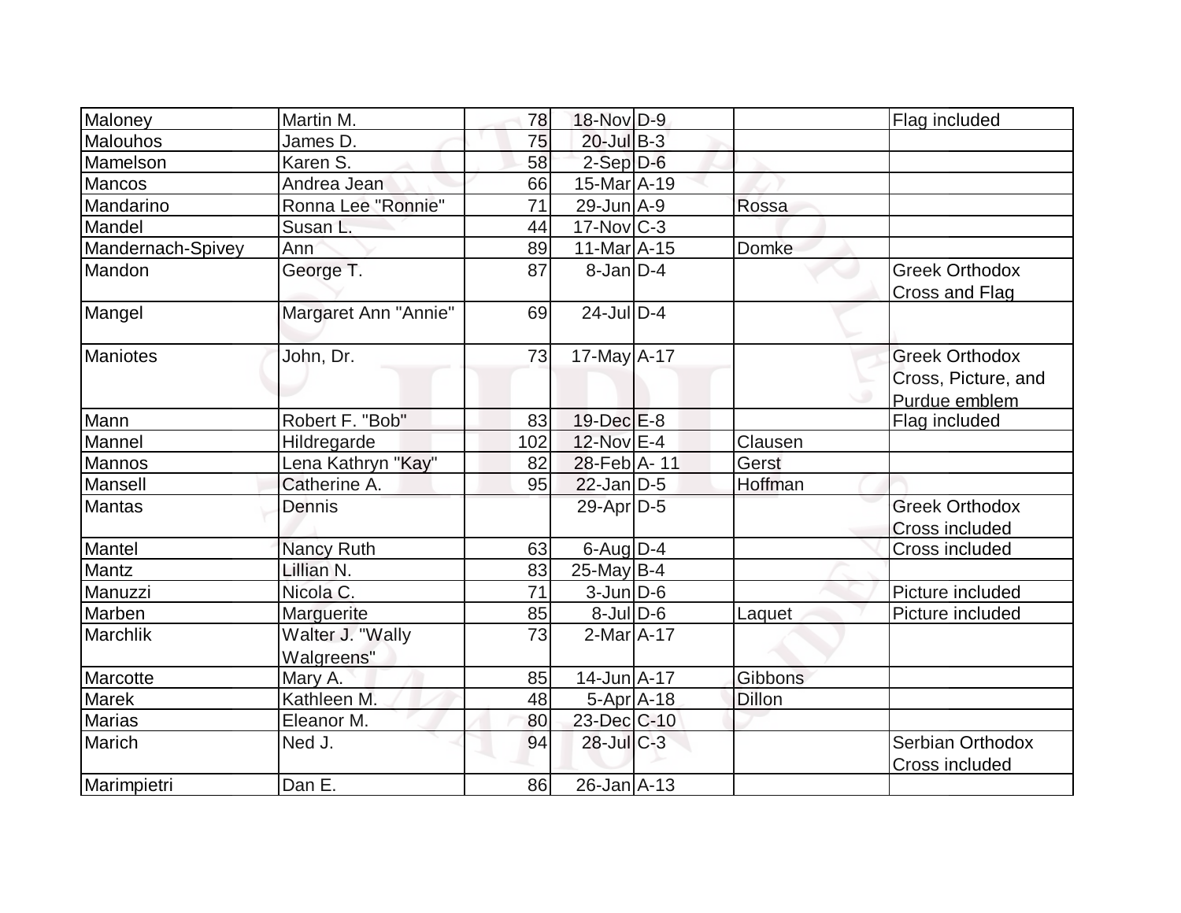| Maloney | Martin M. | 78 | 18-Nov | D-9 | | Flag included |
|---|---|---|---|---|---|---|
| Malouhos | James D. | 75 | 20-Jul | B-3 | | |
| Mamelson | Karen S. | 58 | 2-Sep | D-6 | | |
| Mancos | Andrea Jean | 66 | 15-Mar | A-19 | | |
| Mandarino | Ronna Lee "Ronnie" | 71 | 29-Jun | A-9 | Rossa | |
| Mandel | Susan L. | 44 | 17-Nov | C-3 | | |
| Mandernach-Spivey | Ann | 89 | 11-Mar | A-15 | Domke | |
| Mandon | George T. | 87 | 8-Jan | D-4 | | Greek Orthodox Cross and Flag |
| Mangel | Margaret Ann "Annie" | 69 | 24-Jul | D-4 | | |
| Maniotes | John, Dr. | 73 | 17-May | A-17 | | Greek Orthodox Cross, Picture, and Purdue emblem |
| Mann | Robert F. "Bob" | 83 | 19-Dec | E-8 | | Flag included |
| Mannel | Hildregarde | 102 | 12-Nov | E-4 | Clausen | |
| Mannos | Lena Kathryn "Kay" | 82 | 28-Feb | A- 11 | Gerst | |
| Mansell | Catherine A. | 95 | 22-Jan | D-5 | Hoffman | |
| Mantas | Dennis | | 29-Apr | D-5 | | Greek Orthodox Cross included |
| Mantel | Nancy Ruth | 63 | 6-Aug | D-4 | | Cross included |
| Mantz | Lillian N. | 83 | 25-May | B-4 | | |
| Manuzzi | Nicola C. | 71 | 3-Jun | D-6 | | Picture included |
| Marben | Marguerite | 85 | 8-Jul | D-6 | Laquet | Picture included |
| Marchlik | Walter J. "Wally Walgreens" | 73 | 2-Mar | A-17 | | |
| Marcotte | Mary A. | 85 | 14-Jun | A-17 | Gibbons | |
| Marek | Kathleen M. | 48 | 5-Apr | A-18 | Dillon | |
| Marias | Eleanor M. | 80 | 23-Dec | C-10 | | |
| Marich | Ned J. | 94 | 28-Jul | C-3 | | Serbian Orthodox Cross included |
| Marimpietri | Dan E. | 86 | 26-Jan | A-13 | | |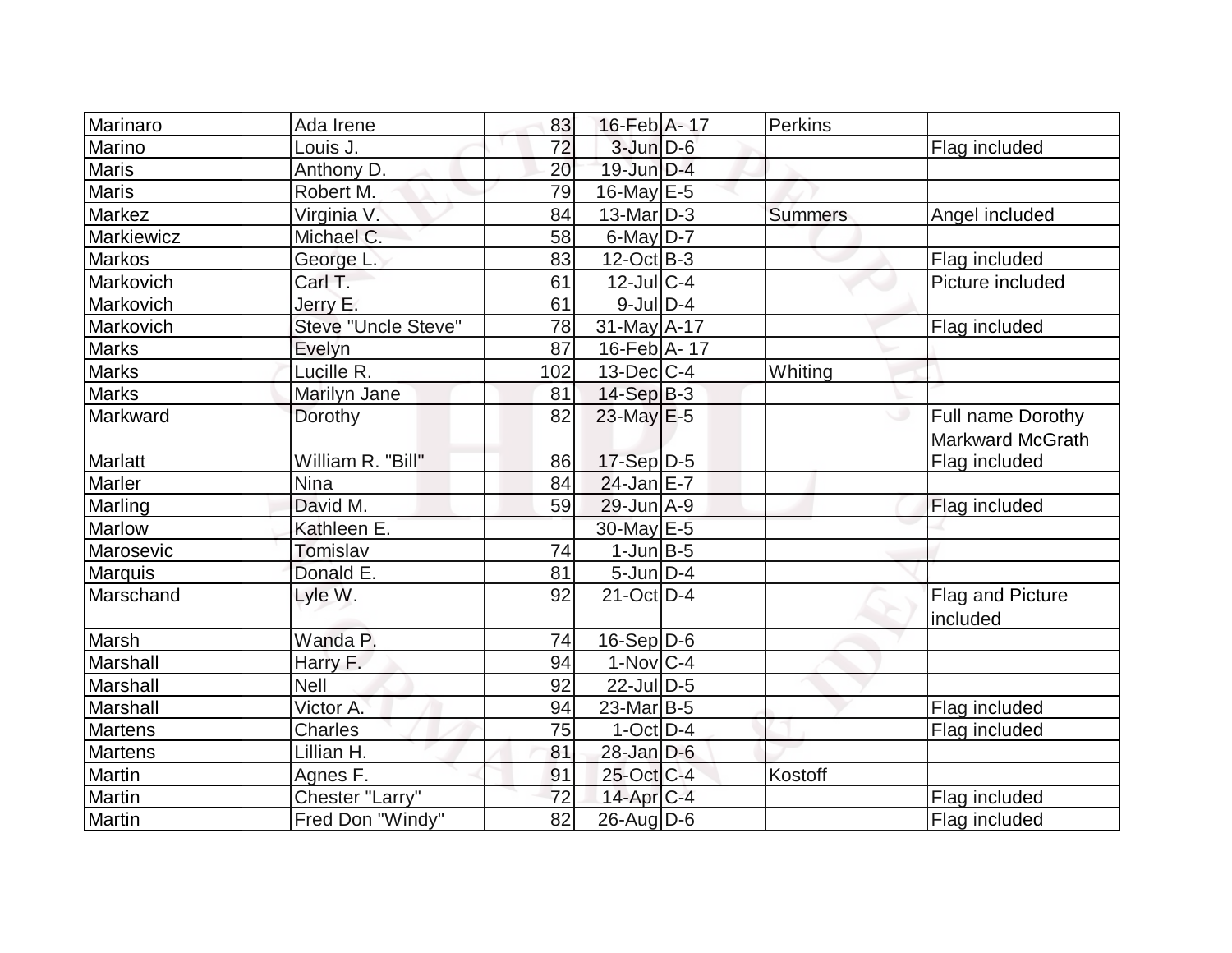| | | | | | | |
|---|---|---|---|---|---|---|
| Marinaro | Ada Irene | 83 | 16-Feb | A- 17 | Perkins | |
| Marino | Louis J. | 72 | 3-Jun | D-6 | | Flag included |
| Maris | Anthony D. | 20 | 19-Jun | D-4 | | |
| Maris | Robert M. | 79 | 16-May | E-5 | | |
| Markez | Virginia V. | 84 | 13-Mar | D-3 | Summers | Angel included |
| Markiewicz | Michael C. | 58 | 6-May | D-7 | | |
| Markos | George L. | 83 | 12-Oct | B-3 | | Flag included |
| Markovich | Carl T. | 61 | 12-Jul | C-4 | | Picture included |
| Markovich | Jerry E. | 61 | 9-Jul | D-4 | | |
| Markovich | Steve "Uncle Steve" | 78 | 31-May | A-17 | | Flag included |
| Marks | Evelyn | 87 | 16-Feb | A- 17 | | |
| Marks | Lucille R. | 102 | 13-Dec | C-4 | Whiting | |
| Marks | Marilyn Jane | 81 | 14-Sep | B-3 | | |
| Markward | Dorothy | 82 | 23-May | E-5 | | Full name Dorothy Markward McGrath |
| Marlatt | William R. "Bill" | 86 | 17-Sep | D-5 | | Flag included |
| Marler | Nina | 84 | 24-Jan | E-7 | | |
| Marling | David M. | 59 | 29-Jun | A-9 | | Flag included |
| Marlow | Kathleen E. | | 30-May | E-5 | | |
| Marosevic | Tomislav | 74 | 1-Jun | B-5 | | |
| Marquis | Donald E. | 81 | 5-Jun | D-4 | | |
| Marschand | Lyle W. | 92 | 21-Oct | D-4 | | Flag and Picture included |
| Marsh | Wanda P. | 74 | 16-Sep | D-6 | | |
| Marshall | Harry F. | 94 | 1-Nov | C-4 | | |
| Marshall | Nell | 92 | 22-Jul | D-5 | | |
| Marshall | Victor A. | 94 | 23-Mar | B-5 | | Flag included |
| Martens | Charles | 75 | 1-Oct | D-4 | | Flag included |
| Martens | Lillian H. | 81 | 28-Jan | D-6 | | |
| Martin | Agnes F. | 91 | 25-Oct | C-4 | Kostoff | |
| Martin | Chester "Larry" | 72 | 14-Apr | C-4 | | Flag included |
| Martin | Fred Don "Windy" | 82 | 26-Aug | D-6 | | Flag included |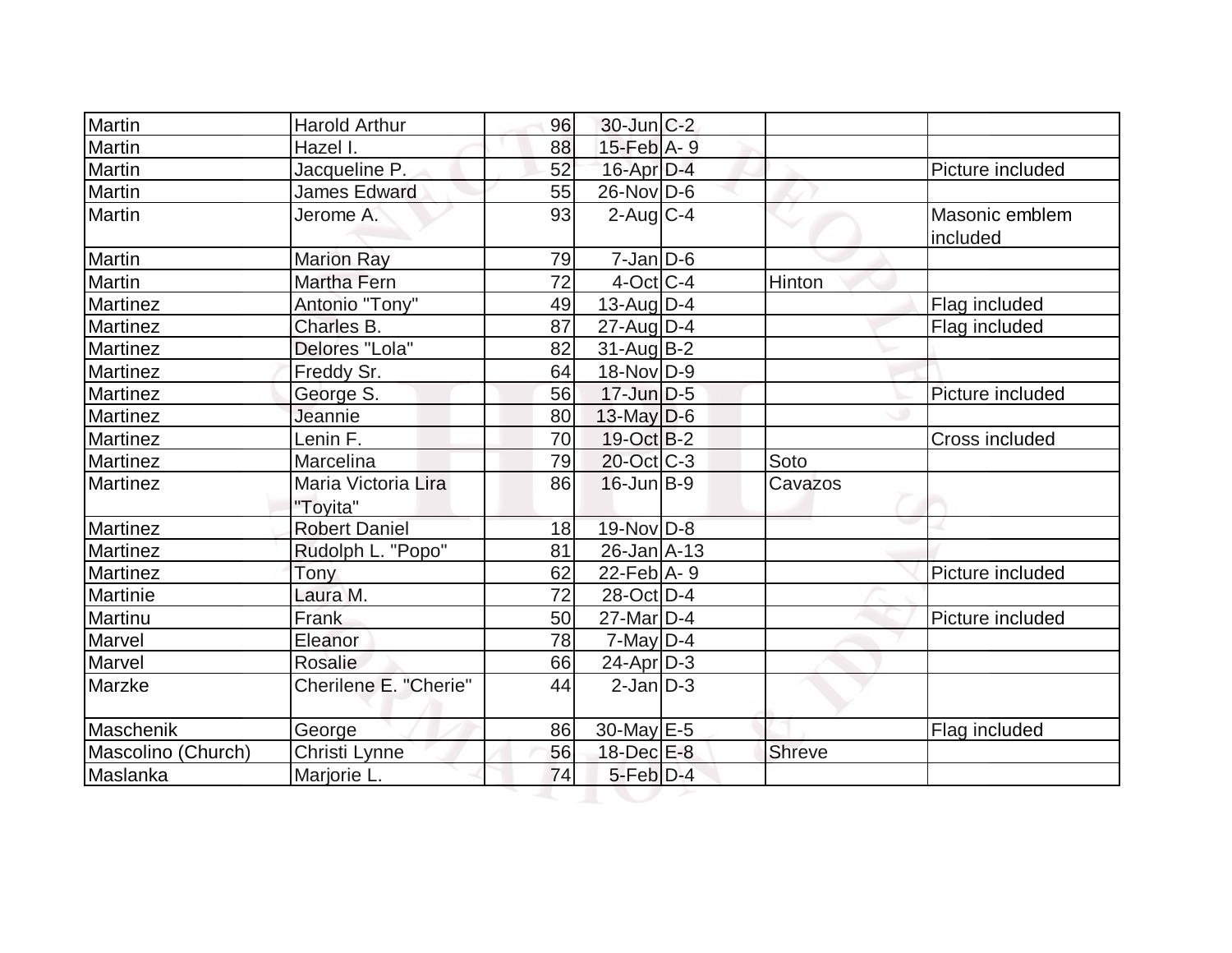| | | | | | | |
|---|---|---|---|---|---|---|
| Martin | Harold Arthur | 96 | 30-Jun | C-2 | | |
| Martin | Hazel I. | 88 | 15-Feb | A- 9 | | |
| Martin | Jacqueline P. | 52 | 16-Apr | D-4 | | Picture included |
| Martin | James Edward | 55 | 26-Nov | D-6 | | |
| Martin | Jerome A. | 93 | 2-Aug | C-4 | | Masonic emblem included |
| Martin | Marion Ray | 79 | 7-Jan | D-6 | | |
| Martin | Martha Fern | 72 | 4-Oct | C-4 | Hinton | |
| Martinez | Antonio "Tony" | 49 | 13-Aug | D-4 | | Flag included |
| Martinez | Charles B. | 87 | 27-Aug | D-4 | | Flag included |
| Martinez | Delores "Lola" | 82 | 31-Aug | B-2 | | |
| Martinez | Freddy Sr. | 64 | 18-Nov | D-9 | | |
| Martinez | George S. | 56 | 17-Jun | D-5 | | Picture included |
| Martinez | Jeannie | 80 | 13-May | D-6 | | |
| Martinez | Lenin F. | 70 | 19-Oct | B-2 | | Cross included |
| Martinez | Marcelina | 79 | 20-Oct | C-3 | Soto | |
| Martinez | Maria Victoria Lira "Toyita" | 86 | 16-Jun | B-9 | Cavazos | |
| Martinez | Robert Daniel | 18 | 19-Nov | D-8 | | |
| Martinez | Rudolph L. "Popo" | 81 | 26-Jan | A-13 | | |
| Martinez | Tony | 62 | 22-Feb | A- 9 | | Picture included |
| Martinie | Laura M. | 72 | 28-Oct | D-4 | | |
| Martinu | Frank | 50 | 27-Mar | D-4 | | Picture included |
| Marvel | Eleanor | 78 | 7-May | D-4 | | |
| Marvel | Rosalie | 66 | 24-Apr | D-3 | | |
| Marzke | Cherilene E. "Cherie" | 44 | 2-Jan | D-3 | | |
| Maschenik | George | 86 | 30-May | E-5 | | Flag included |
| Mascolino (Church) | Christi Lynne | 56 | 18-Dec | E-8 | Shreve | |
| Maslanka | Marjorie L. | 74 | 5-Feb | D-4 | | |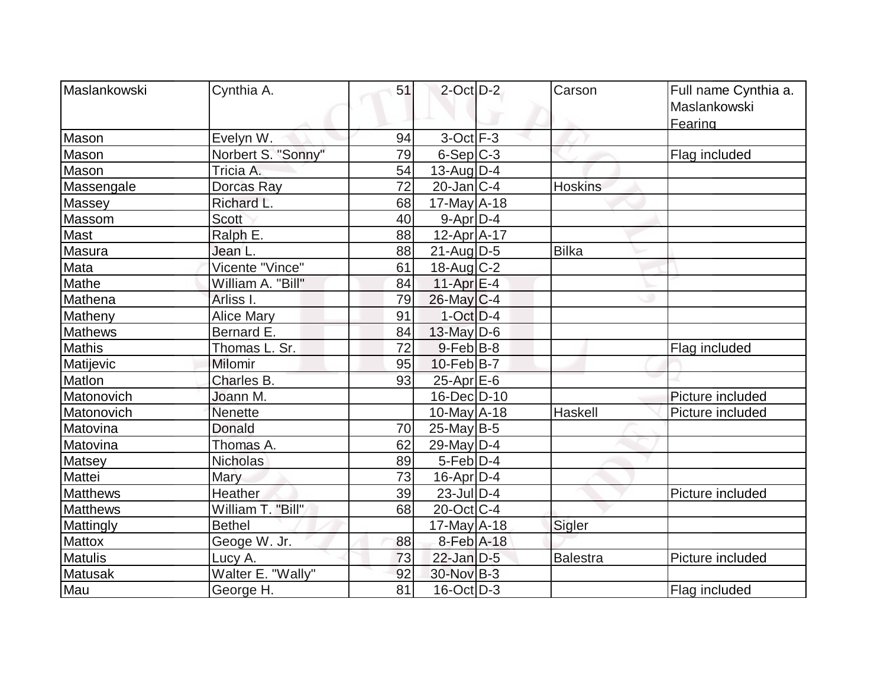| | | | | | | |
|---|---|---|---|---|---|---|
| Maslankowski | Cynthia A. | 51 | 2-Oct | D-2 | Carson | Full name Cynthia a. Maslankowski Fearing |
| Mason | Evelyn W. | 94 | 3-Oct | F-3 | | |
| Mason | Norbert S. "Sonny" | 79 | 6-Sep | C-3 | | Flag included |
| Mason | Tricia A. | 54 | 13-Aug | D-4 | | |
| Massengale | Dorcas Ray | 72 | 20-Jan | C-4 | Hoskins | |
| Massey | Richard L. | 68 | 17-May | A-18 | | |
| Massom | Scott | 40 | 9-Apr | D-4 | | |
| Mast | Ralph E. | 88 | 12-Apr | A-17 | | |
| Masura | Jean L. | 88 | 21-Aug | D-5 | Bilka | |
| Mata | Vicente "Vince" | 61 | 18-Aug | C-2 | | |
| Mathe | William A. "Bill" | 84 | 11-Apr | E-4 | | |
| Mathena | Arliss I. | 79 | 26-May | C-4 | | |
| Matheny | Alice Mary | 91 | 1-Oct | D-4 | | |
| Mathews | Bernard E. | 84 | 13-May | D-6 | | |
| Mathis | Thomas L. Sr. | 72 | 9-Feb | B-8 | | Flag included |
| Matijevic | Milomir | 95 | 10-Feb | B-7 | | |
| Matlon | Charles B. | 93 | 25-Apr | E-6 | | |
| Matonovich | Joann M. | | 16-Dec | D-10 | | Picture included |
| Matonovich | Nenette | | 10-May | A-18 | Haskell | Picture included |
| Matovina | Donald | 70 | 25-May | B-5 | | |
| Matovina | Thomas A. | 62 | 29-May | D-4 | | |
| Matsey | Nicholas | 89 | 5-Feb | D-4 | | |
| Mattei | Mary | 73 | 16-Apr | D-4 | | |
| Matthews | Heather | 39 | 23-Jul | D-4 | | Picture included |
| Matthews | William T. "Bill" | 68 | 20-Oct | C-4 | | |
| Mattingly | Bethel | | 17-May | A-18 | Sigler | |
| Mattox | Geoge W. Jr. | 88 | 8-Feb | A-18 | | |
| Matulis | Lucy A. | 73 | 22-Jan | D-5 | Balestra | Picture included |
| Matusak | Walter E. "Wally" | 92 | 30-Nov | B-3 | | |
| Mau | George H. | 81 | 16-Oct | D-3 | | Flag included |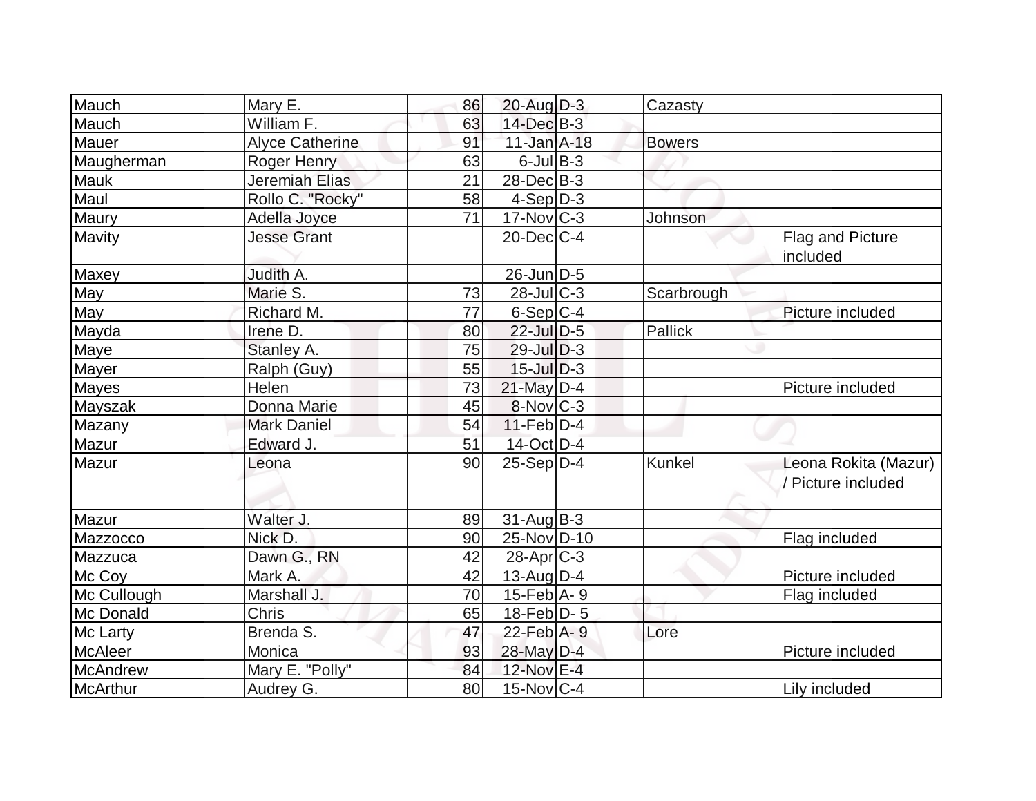| | | | | | | |
|---|---|---|---|---|---|---|
| Mauch | Mary E. | 86 | 20-Aug | D-3 | Cazasty | |
| Mauch | William F. | 63 | 14-Dec | B-3 | | |
| Mauer | Alyce Catherine | 91 | 11-Jan | A-18 | Bowers | |
| Maugherman | Roger Henry | 63 | 6-Jul | B-3 | | |
| Mauk | Jeremiah Elias | 21 | 28-Dec | B-3 | | |
| Maul | Rollo C. "Rocky" | 58 | 4-Sep | D-3 | | |
| Maury | Adella Joyce | 71 | 17-Nov | C-3 | Johnson | |
| Mavity | Jesse Grant | | 20-Dec | C-4 | | Flag and Picture included |
| Maxey | Judith A. | | 26-Jun | D-5 | | |
| May | Marie S. | 73 | 28-Jul | C-3 | Scarbrough | |
| May | Richard M. | 77 | 6-Sep | C-4 | | Picture included |
| Mayda | Irene D. | 80 | 22-Jul | D-5 | Pallick | |
| Maye | Stanley A. | 75 | 29-Jul | D-3 | | |
| Mayer | Ralph (Guy) | 55 | 15-Jul | D-3 | | |
| Mayes | Helen | 73 | 21-May | D-4 | | Picture included |
| Mayszak | Donna Marie | 45 | 8-Nov | C-3 | | |
| Mazany | Mark Daniel | 54 | 11-Feb | D-4 | | |
| Mazur | Edward J. | 51 | 14-Oct | D-4 | | |
| Mazur | Leona | 90 | 25-Sep | D-4 | Kunkel | Leona Rokita (Mazur) / Picture included |
| Mazur | Walter J. | 89 | 31-Aug | B-3 | | |
| Mazzocco | Nick D. | 90 | 25-Nov | D-10 | | Flag included |
| Mazzuca | Dawn G., RN | 42 | 28-Apr | C-3 | | |
| Mc Coy | Mark A. | 42 | 13-Aug | D-4 | | Picture included |
| Mc Cullough | Marshall J. | 70 | 15-Feb | A- 9 | | Flag included |
| Mc Donald | Chris | 65 | 18-Feb | D- 5 | | |
| Mc Larty | Brenda S. | 47 | 22-Feb | A- 9 | Lore | |
| McAleer | Monica | 93 | 28-May | D-4 | | Picture included |
| McAndrew | Mary E. "Polly" | 84 | 12-Nov | E-4 | | |
| McArthur | Audrey G. | 80 | 15-Nov | C-4 | | Lily included |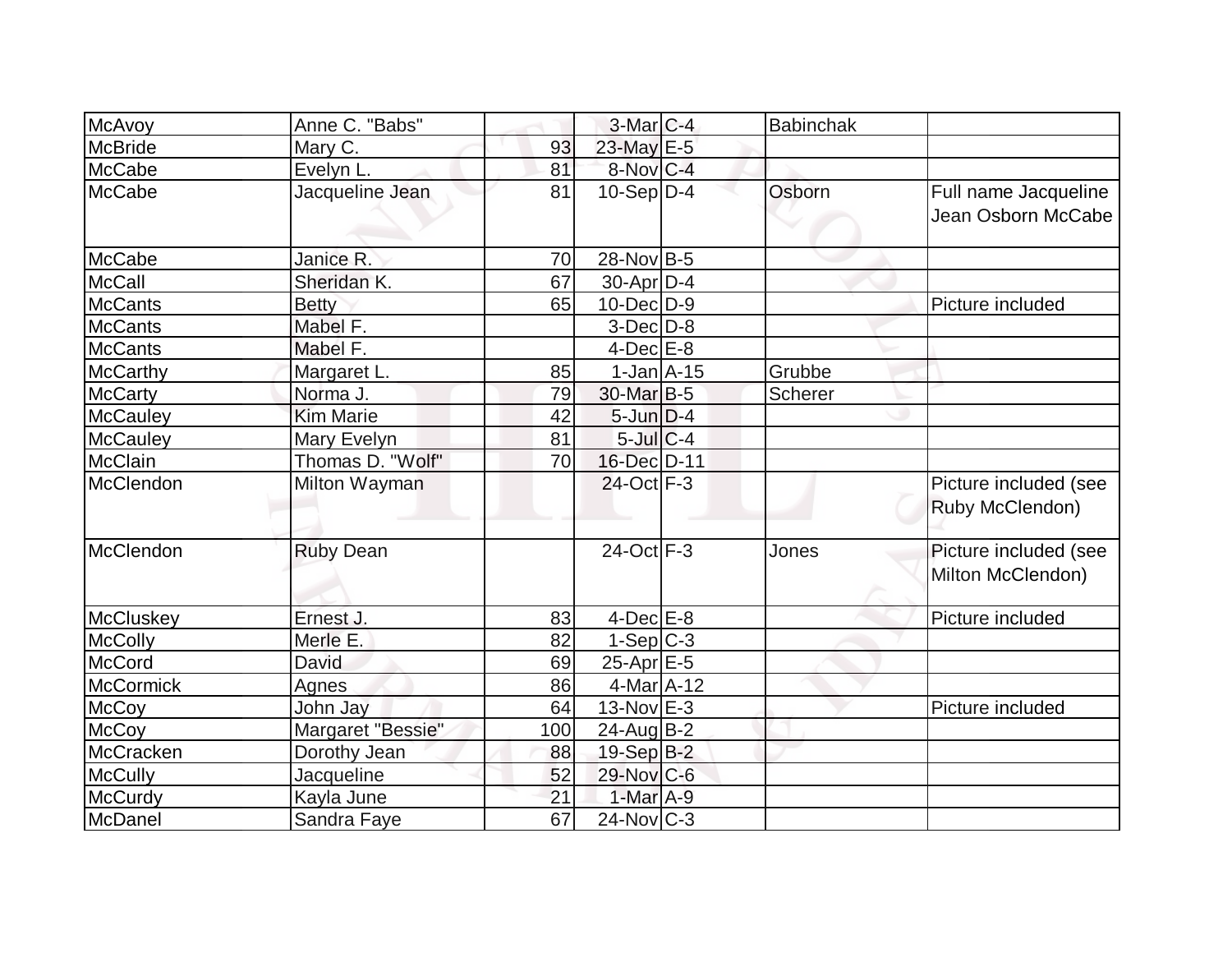| | | | | | | |
|---|---|---|---|---|---|---|
| McAvoy | Anne C. "Babs" | | 3-Mar | C-4 | Babinchak | |
| McBride | Mary C. | 93 | 23-May | E-5 | | |
| McCabe | Evelyn L. | 81 | 8-Nov | C-4 | | |
| McCabe | Jacqueline Jean | 81 | 10-Sep | D-4 | Osborn | Full name Jacqueline Jean Osborn McCabe |
| McCabe | Janice R. | 70 | 28-Nov | B-5 | | |
| McCall | Sheridan K. | 67 | 30-Apr | D-4 | | |
| McCants | Betty | 65 | 10-Dec | D-9 | | Picture included |
| McCants | Mabel F. | | 3-Dec | D-8 | | |
| McCants | Mabel F. | | 4-Dec | E-8 | | |
| McCarthy | Margaret L. | 85 | 1-Jan | A-15 | Grubbe | |
| McCarty | Norma J. | 79 | 30-Mar | B-5 | Scherer | |
| McCauley | Kim Marie | 42 | 5-Jun | D-4 | | |
| McCauley | Mary Evelyn | 81 | 5-Jul | C-4 | | |
| McClain | Thomas D. "Wolf" | 70 | 16-Dec | D-11 | | |
| McClendon | Milton Wayman | | 24-Oct | F-3 | | Picture included (see Ruby McClendon) |
| McClendon | Ruby Dean | | 24-Oct | F-3 | Jones | Picture included (see Milton McClendon) |
| McCluskey | Ernest J. | 83 | 4-Dec | E-8 | | Picture included |
| McColly | Merle E. | 82 | 1-Sep | C-3 | | |
| McCord | David | 69 | 25-Apr | E-5 | | |
| McCormick | Agnes | 86 | 4-Mar | A-12 | | |
| McCoy | John Jay | 64 | 13-Nov | E-3 | | Picture included |
| McCoy | Margaret "Bessie" | 100 | 24-Aug | B-2 | | |
| McCracken | Dorothy Jean | 88 | 19-Sep | B-2 | | |
| McCully | Jacqueline | 52 | 29-Nov | C-6 | | |
| McCurdy | Kayla June | 21 | 1-Mar | A-9 | | |
| McDanel | Sandra Faye | 67 | 24-Nov | C-3 | | |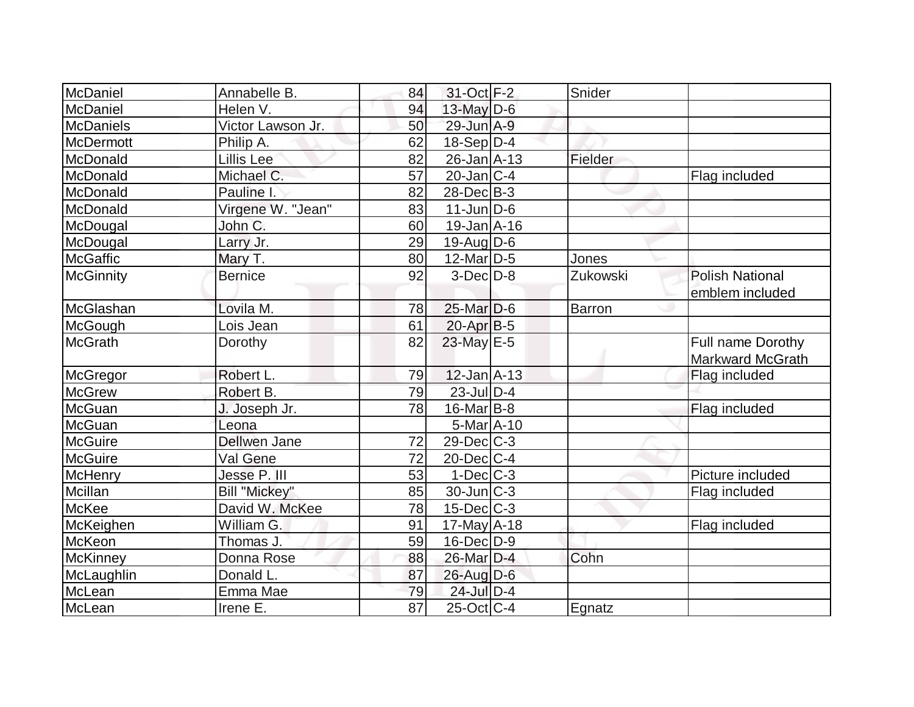| McDaniel | Annabelle B. | 84 | 31-Oct | F-2 | Snider | |
|---|---|---|---|---|---|---|
| McDaniel | Helen V. | 94 | 13-May | D-6 | | |
| McDaniels | Victor Lawson Jr. | 50 | 29-Jun | A-9 | | |
| McDermott | Philip A. | 62 | 18-Sep | D-4 | | |
| McDonald | Lillis Lee | 82 | 26-Jan | A-13 | Fielder | |
| McDonald | Michael C. | 57 | 20-Jan | C-4 | | Flag included |
| McDonald | Pauline I. | 82 | 28-Dec | B-3 | | |
| McDonald | Virgene W. "Jean" | 83 | 11-Jun | D-6 | | |
| McDougal | John C. | 60 | 19-Jan | A-16 | | |
| McDougal | Larry Jr. | 29 | 19-Aug | D-6 | | |
| McGaffic | Mary T. | 80 | 12-Mar | D-5 | Jones | |
| McGinnity | Bernice | 92 | 3-Dec | D-8 | Zukowski | Polish National emblem included |
| McGlashan | Lovila M. | 78 | 25-Mar | D-6 | Barron | |
| McGough | Lois Jean | 61 | 20-Apr | B-5 | | |
| McGrath | Dorothy | 82 | 23-May | E-5 | | Full name Dorothy Markward McGrath |
| McGregor | Robert L. | 79 | 12-Jan | A-13 | | Flag included |
| McGrew | Robert B. | 79 | 23-Jul | D-4 | | |
| McGuan | J. Joseph Jr. | 78 | 16-Mar | B-8 | | Flag included |
| McGuan | Leona | | 5-Mar | A-10 | | |
| McGuire | Dellwen Jane | 72 | 29-Dec | C-3 | | |
| McGuire | Val Gene | 72 | 20-Dec | C-4 | | |
| McHenry | Jesse P. III | 53 | 1-Dec | C-3 | | Picture included |
| Mcillan | Bill "Mickey" | 85 | 30-Jun | C-3 | | Flag included |
| McKee | David W. McKee | 78 | 15-Dec | C-3 | | |
| McKeighen | William G. | 91 | 17-May | A-18 | | Flag included |
| McKeon | Thomas J. | 59 | 16-Dec | D-9 | | |
| McKinney | Donna Rose | 88 | 26-Mar | D-4 | Cohn | |
| McLaughlin | Donald L. | 87 | 26-Aug | D-6 | | |
| McLean | Emma Mae | 79 | 24-Jul | D-4 | | |
| McLean | Irene E. | 87 | 25-Oct | C-4 | Egnatz | |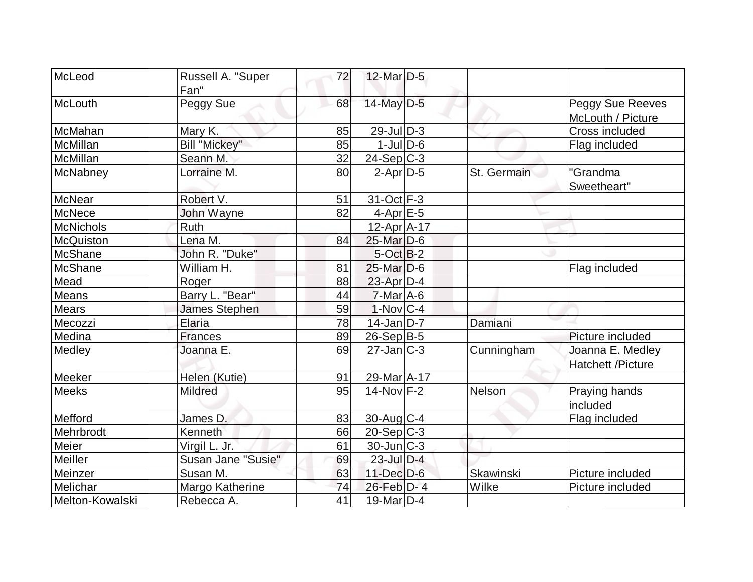| McLeod | Russell A. "Super Fan" | 72 | 12-Mar | D-5 | | |
|---|---|---|---|---|---|---|
| McLouth | Peggy Sue | 68 | 14-May | D-5 | | Peggy Sue Reeves McLouth / Picture |
| McMahan | Mary K. | 85 | 29-Jul | D-3 | | Cross included |
| McMillan | Bill "Mickey" | 85 | 1-Jul | D-6 | | Flag included |
| McMillan | Seann M. | 32 | 24-Sep | C-3 | | |
| McNabney | Lorraine M. | 80 | 2-Apr | D-5 | St. Germain | "Grandma Sweetheart" |
| McNear | Robert V. | 51 | 31-Oct | F-3 | | |
| McNece | John Wayne | 82 | 4-Apr | E-5 | | |
| McNichols | Ruth | | 12-Apr | A-17 | | |
| McQuiston | Lena M. | 84 | 25-Mar | D-6 | | |
| McShane | John R. "Duke" | | 5-Oct | B-2 | | |
| McShane | William H. | 81 | 25-Mar | D-6 | | Flag included |
| Mead | Roger | 88 | 23-Apr | D-4 | | |
| Means | Barry L. "Bear" | 44 | 7-Mar | A-6 | | |
| Mears | James Stephen | 59 | 1-Nov | C-4 | | |
| Mecozzi | Elaria | 78 | 14-Jan | D-7 | Damiani | |
| Medina | Frances | 89 | 26-Sep | B-5 | | Picture included |
| Medley | Joanna E. | 69 | 27-Jan | C-3 | Cunningham | Joanna E. Medley Hatchett /Picture |
| Meeker | Helen (Kutie) | 91 | 29-Mar | A-17 | | |
| Meeks | Mildred | 95 | 14-Nov | F-2 | Nelson | Praying hands included |
| Mefford | James D. | 83 | 30-Aug | C-4 | | Flag included |
| Mehrbrodt | Kenneth | 66 | 20-Sep | C-3 | | |
| Meier | Virgil L. Jr. | 61 | 30-Jun | C-3 | | |
| Meiller | Susan Jane "Susie" | 69 | 23-Jul | D-4 | | |
| Meinzer | Susan M. | 63 | 11-Dec | D-6 | Skawinski | Picture included |
| Melichar | Margo Katherine | 74 | 26-Feb | D- 4 | Wilke | Picture included |
| Melton-Kowalski | Rebecca A. | 41 | 19-Mar | D-4 | | |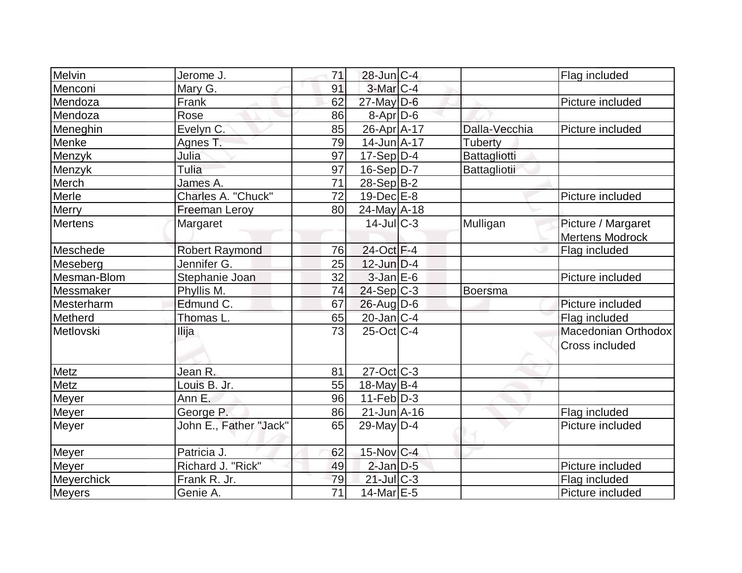| | | | | | | |
|---|---|---|---|---|---|---|
| Melvin | Jerome J. | 71 | 28-Jun | C-4 | | Flag included |
| Menconi | Mary G. | 91 | 3-Mar | C-4 | | |
| Mendoza | Frank | 62 | 27-May | D-6 | | Picture included |
| Mendoza | Rose | 86 | 8-Apr | D-6 | | |
| Meneghin | Evelyn C. | 85 | 26-Apr | A-17 | Dalla-Vecchia | Picture included |
| Menke | Agnes T. | 79 | 14-Jun | A-17 | Tuberty | |
| Menzyk | Julia | 97 | 17-Sep | D-4 | Battagliotti | |
| Menzyk | Tulia | 97 | 16-Sep | D-7 | Battagliotii | |
| Merch | James A. | 71 | 28-Sep | B-2 | | |
| Merle | Charles A. "Chuck" | 72 | 19-Dec | E-8 | | Picture included |
| Merry | Freeman Leroy | 80 | 24-May | A-18 | | |
| Mertens | Margaret | | 14-Jul | C-3 | Mulligan | Picture / Margaret Mertens Modrock |
| Meschede | Robert Raymond | 76 | 24-Oct | F-4 | | Flag included |
| Meseberg | Jennifer G. | 25 | 12-Jun | D-4 | | |
| Mesman-Blom | Stephanie Joan | 32 | 3-Jan | E-6 | | Picture included |
| Messmaker | Phyllis M. | 74 | 24-Sep | C-3 | Boersma | |
| Mesterharm | Edmund C. | 67 | 26-Aug | D-6 | | Picture included |
| Metherd | Thomas L. | 65 | 20-Jan | C-4 | | Flag included |
| Metlovski | Ilija | 73 | 25-Oct | C-4 | | Macedonian Orthodox Cross included |
| Metz | Jean R. | 81 | 27-Oct | C-3 | | |
| Metz | Louis B. Jr. | 55 | 18-May | B-4 | | |
| Meyer | Ann E. | 96 | 11-Feb | D-3 | | |
| Meyer | George P. | 86 | 21-Jun | A-16 | | Flag included |
| Meyer | John E., Father "Jack" | 65 | 29-May | D-4 | | Picture included |
| Meyer | Patricia J. | 62 | 15-Nov | C-4 | | |
| Meyer | Richard J. "Rick" | 49 | 2-Jan | D-5 | | Picture included |
| Meyerchick | Frank R. Jr. | 79 | 21-Jul | C-3 | | Flag included |
| Meyers | Genie A. | 71 | 14-Mar | E-5 | | Picture included |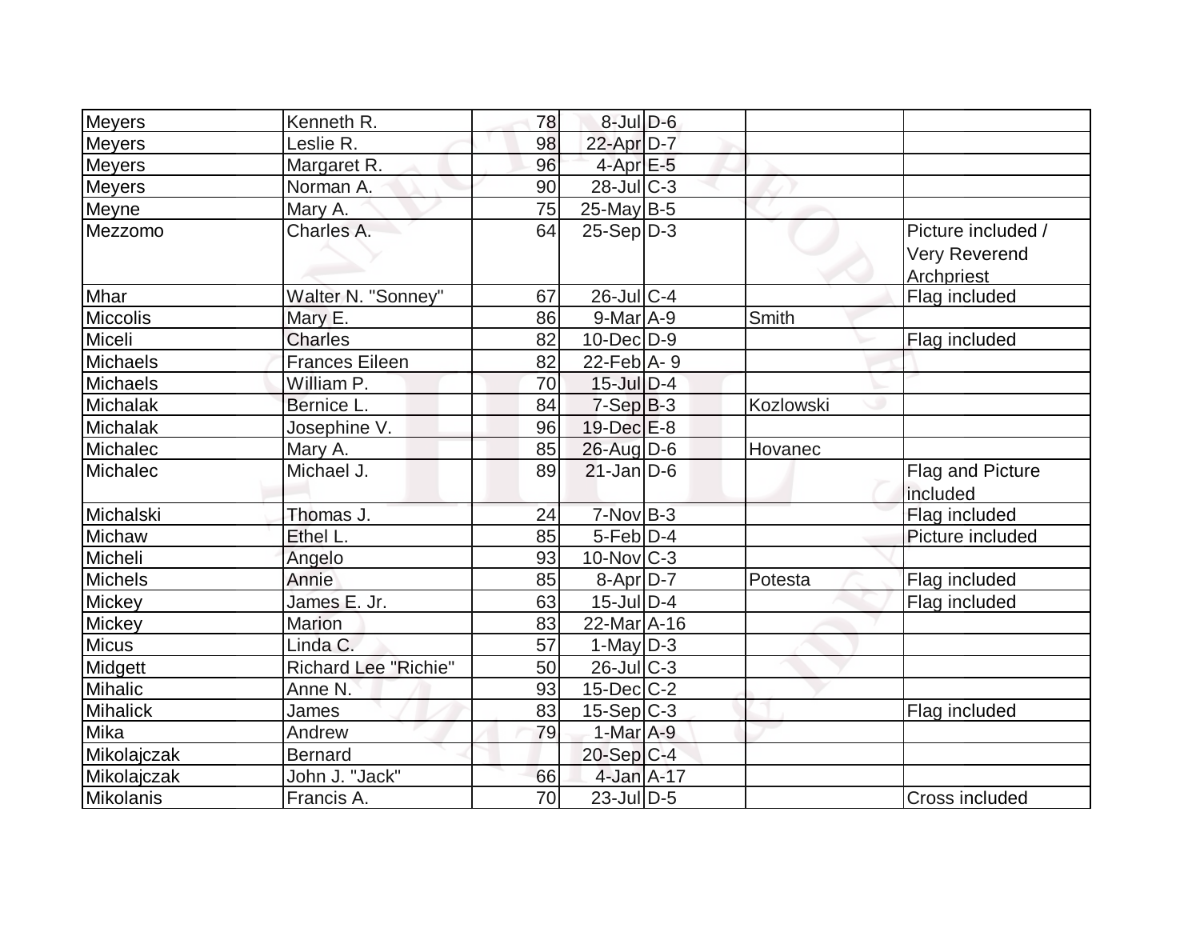| | | | | | | |
|---|---|---|---|---|---|---|
| Meyers | Kenneth R. | 78 | 8-Jul | D-6 | | |
| Meyers | Leslie R. | 98 | 22-Apr | D-7 | | |
| Meyers | Margaret R. | 96 | 4-Apr | E-5 | | |
| Meyers | Norman A. | 90 | 28-Jul | C-3 | | |
| Meyne | Mary A. | 75 | 25-May | B-5 | | |
| Mezzomo | Charles A. | 64 | 25-Sep | D-3 | | Picture included / Very Reverend Archpriest |
| Mhar | Walter N. "Sonney" | 67 | 26-Jul | C-4 | | Flag included |
| Miccolis | Mary E. | 86 | 9-Mar | A-9 | Smith | |
| Miceli | Charles | 82 | 10-Dec | D-9 | | Flag included |
| Michaels | Frances Eileen | 82 | 22-Feb | A- 9 | | |
| Michaels | William P. | 70 | 15-Jul | D-4 | | |
| Michalak | Bernice L. | 84 | 7-Sep | B-3 | Kozlowski | |
| Michalak | Josephine V. | 96 | 19-Dec | E-8 | | |
| Michalec | Mary A. | 85 | 26-Aug | D-6 | Hovanec | |
| Michalec | Michael J. | 89 | 21-Jan | D-6 | | Flag and Picture included |
| Michalski | Thomas J. | 24 | 7-Nov | B-3 | | Flag included |
| Michaw | Ethel L. | 85 | 5-Feb | D-4 | | Picture included |
| Micheli | Angelo | 93 | 10-Nov | C-3 | | |
| Michels | Annie | 85 | 8-Apr | D-7 | Potesta | Flag included |
| Mickey | James E. Jr. | 63 | 15-Jul | D-4 | | Flag included |
| Mickey | Marion | 83 | 22-Mar | A-16 | | |
| Micus | Linda C. | 57 | 1-May | D-3 | | |
| Midgett | Richard Lee "Richie" | 50 | 26-Jul | C-3 | | |
| Mihalic | Anne N. | 93 | 15-Dec | C-2 | | |
| Mihalick | James | 83 | 15-Sep | C-3 | | Flag included |
| Mika | Andrew | 79 | 1-Mar | A-9 | | |
| Mikolajczak | Bernard | | 20-Sep | C-4 | | |
| Mikolajczak | John J. "Jack" | 66 | 4-Jan | A-17 | | |
| Mikolanis | Francis A. | 70 | 23-Jul | D-5 | | Cross included |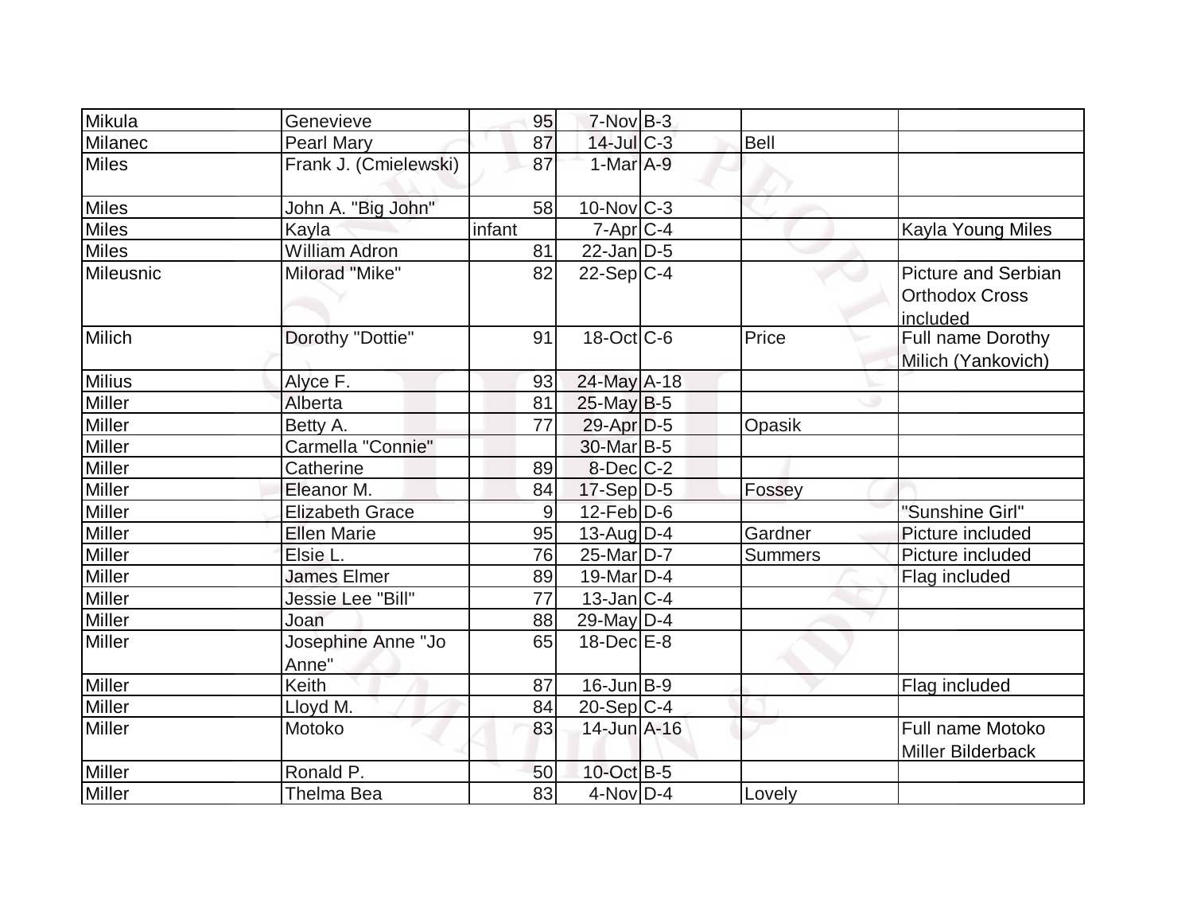| | | | | | | |
|---|---|---|---|---|---|---|
| Mikula | Genevieve | 95 | 7-Nov | B-3 | | |
| Milanec | Pearl Mary | 87 | 14-Jul | C-3 | Bell | |
| Miles | Frank J. (Cmielewski) | 87 | 1-Mar | A-9 | | |
| Miles | John A. "Big John" | 58 | 10-Nov | C-3 | | |
| Miles | Kayla | infant | 7-Apr | C-4 | | Kayla Young Miles |
| Miles | William Adron | 81 | 22-Jan | D-5 | | |
| Mileusnic | Milorad "Mike" | 82 | 22-Sep | C-4 | | Picture and Serbian Orthodox Cross included |
| Milich | Dorothy "Dottie" | 91 | 18-Oct | C-6 | Price | Full name Dorothy Milich (Yankovich) |
| Milius | Alyce F. | 93 | 24-May | A-18 | | |
| Miller | Alberta | 81 | 25-May | B-5 | | |
| Miller | Betty A. | 77 | 29-Apr | D-5 | Opasik | |
| Miller | Carmella "Connie" | | 30-Mar | B-5 | | |
| Miller | Catherine | 89 | 8-Dec | C-2 | | |
| Miller | Eleanor M. | 84 | 17-Sep | D-5 | Fossey | |
| Miller | Elizabeth Grace | 9 | 12-Feb | D-6 | | "Sunshine Girl" |
| Miller | Ellen Marie | 95 | 13-Aug | D-4 | Gardner | Picture included |
| Miller | Elsie L. | 76 | 25-Mar | D-7 | Summers | Picture included |
| Miller | James Elmer | 89 | 19-Mar | D-4 | | Flag included |
| Miller | Jessie Lee "Bill" | 77 | 13-Jan | C-4 | | |
| Miller | Joan | 88 | 29-May | D-4 | | |
| Miller | Josephine Anne "Jo Anne" | 65 | 18-Dec | E-8 | | |
| Miller | Keith | 87 | 16-Jun | B-9 | | Flag included |
| Miller | Lloyd M. | 84 | 20-Sep | C-4 | | |
| Miller | Motoko | 83 | 14-Jun | A-16 | | Full name Motoko Miller Bilderback |
| Miller | Ronald P. | 50 | 10-Oct | B-5 | | |
| Miller | Thelma Bea | 83 | 4-Nov | D-4 | Lovely | |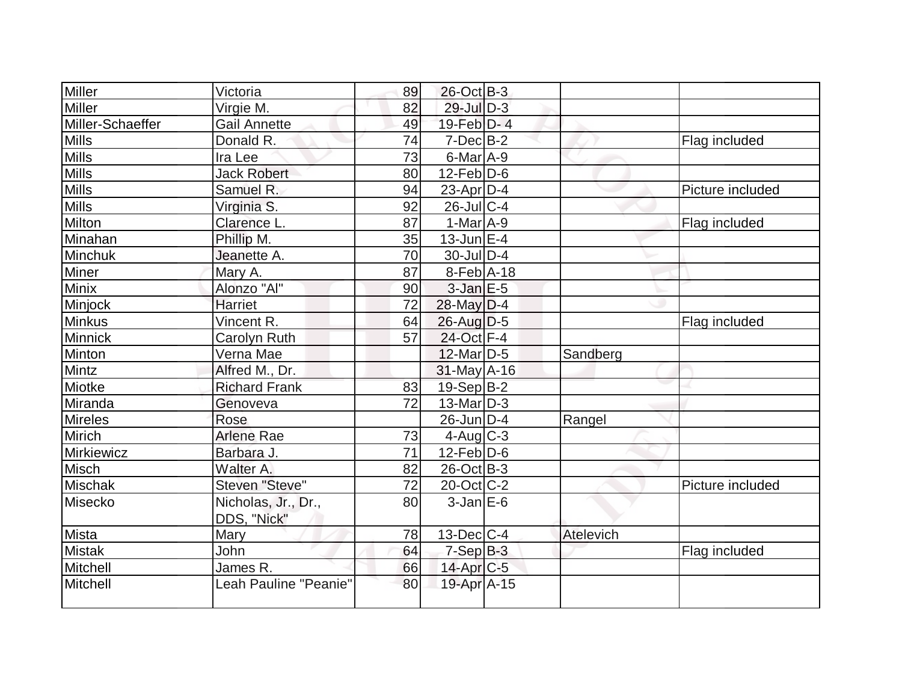| | | | | | | |
|---|---|---|---|---|---|---|
| Miller | Victoria | 89 | 26-Oct | B-3 | | |
| Miller | Virgie M. | 82 | 29-Jul | D-3 | | |
| Miller-Schaeffer | Gail Annette | 49 | 19-Feb | D- 4 | | |
| Mills | Donald R. | 74 | 7-Dec | B-2 | | Flag included |
| Mills | Ira Lee | 73 | 6-Mar | A-9 | | |
| Mills | Jack Robert | 80 | 12-Feb | D-6 | | |
| Mills | Samuel R. | 94 | 23-Apr | D-4 | | Picture included |
| Mills | Virginia S. | 92 | 26-Jul | C-4 | | |
| Milton | Clarence L. | 87 | 1-Mar | A-9 | | Flag included |
| Minahan | Phillip M. | 35 | 13-Jun | E-4 | | |
| Minchuk | Jeanette A. | 70 | 30-Jul | D-4 | | |
| Miner | Mary A. | 87 | 8-Feb | A-18 | | |
| Minix | Alonzo "Al" | 90 | 3-Jan | E-5 | | |
| Minjock | Harriet | 72 | 28-May | D-4 | | |
| Minkus | Vincent R. | 64 | 26-Aug | D-5 | | Flag included |
| Minnick | Carolyn Ruth | 57 | 24-Oct | F-4 | | |
| Minton | Verna Mae | | 12-Mar | D-5 | Sandberg | |
| Mintz | Alfred M., Dr. | | 31-May | A-16 | | |
| Miotke | Richard Frank | 83 | 19-Sep | B-2 | | |
| Miranda | Genoveva | 72 | 13-Mar | D-3 | | |
| Mireles | Rose | | 26-Jun | D-4 | Rangel | |
| Mirich | Arlene Rae | 73 | 4-Aug | C-3 | | |
| Mirkiewicz | Barbara J. | 71 | 12-Feb | D-6 | | |
| Misch | Walter A. | 82 | 26-Oct | B-3 | | |
| Mischak | Steven "Steve" | 72 | 20-Oct | C-2 | | Picture included |
| Misecko | Nicholas, Jr., Dr., DDS, "Nick" | 80 | 3-Jan | E-6 | | |
| Mista | Mary | 78 | 13-Dec | C-4 | Atelevich | |
| Mistak | John | 64 | 7-Sep | B-3 | | Flag included |
| Mitchell | James R. | 66 | 14-Apr | C-5 | | |
| Mitchell | Leah Pauline "Peanie" | 80 | 19-Apr | A-15 | | |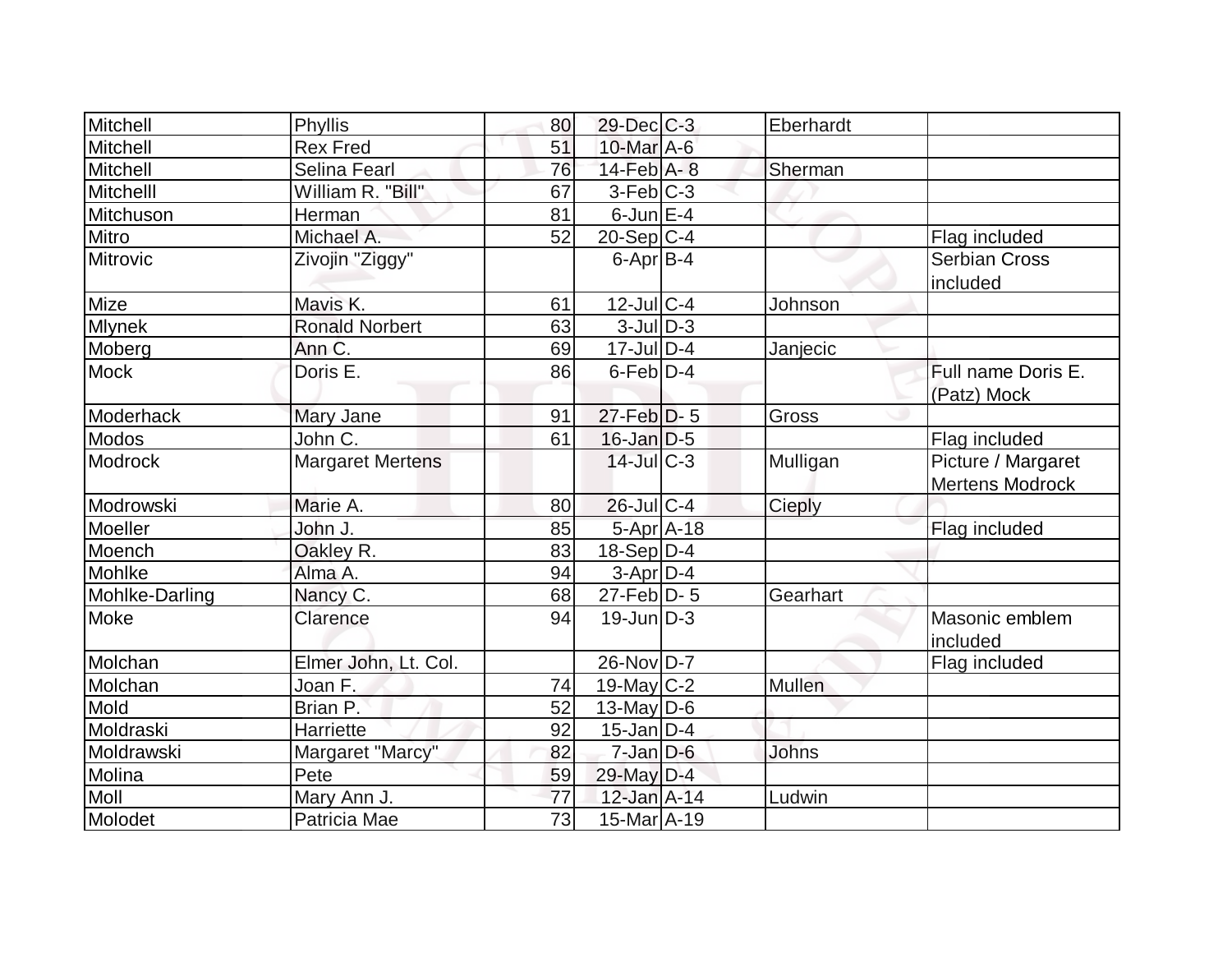| Mitchell | Phyllis | 80 | 29-Dec | C-3 | Eberhardt | |
|---|---|---|---|---|---|---|
| Mitchell | Rex Fred | 51 | 10-Mar | A-6 | | |
| Mitchell | Selina Fearl | 76 | 14-Feb | A- 8 | Sherman | |
| Mitchelll | William R. "Bill" | 67 | 3-Feb | C-3 | | |
| Mitchuson | Herman | 81 | 6-Jun | E-4 | | |
| Mitro | Michael A. | 52 | 20-Sep | C-4 | | Flag included |
| Mitrovic | Zivojin "Ziggy" | | 6-Apr | B-4 | | Serbian Cross included |
| Mize | Mavis K. | 61 | 12-Jul | C-4 | Johnson | |
| Mlynek | Ronald Norbert | 63 | 3-Jul | D-3 | | |
| Moberg | Ann C. | 69 | 17-Jul | D-4 | Janjecic | |
| Mock | Doris E. | 86 | 6-Feb | D-4 | | Full name Doris E. (Patz) Mock |
| Moderhack | Mary Jane | 91 | 27-Feb | D- 5 | Gross | |
| Modos | John C. | 61 | 16-Jan | D-5 | | Flag included |
| Modrock | Margaret Mertens | | 14-Jul | C-3 | Mulligan | Picture / Margaret Mertens Modrock |
| Modrowski | Marie A. | 80 | 26-Jul | C-4 | Cieply | |
| Moeller | John J. | 85 | 5-Apr | A-18 | | Flag included |
| Moench | Oakley R. | 83 | 18-Sep | D-4 | | |
| Mohlke | Alma A. | 94 | 3-Apr | D-4 | | |
| Mohlke-Darling | Nancy C. | 68 | 27-Feb | D- 5 | Gearhart | |
| Moke | Clarence | 94 | 19-Jun | D-3 | | Masonic emblem included |
| Molchan | Elmer John, Lt. Col. | | 26-Nov | D-7 | | Flag included |
| Molchan | Joan F. | 74 | 19-May | C-2 | Mullen | |
| Mold | Brian P. | 52 | 13-May | D-6 | | |
| Moldraski | Harriette | 92 | 15-Jan | D-4 | | |
| Moldrawski | Margaret "Marcy" | 82 | 7-Jan | D-6 | Johns | |
| Molina | Pete | 59 | 29-May | D-4 | | |
| Moll | Mary Ann J. | 77 | 12-Jan | A-14 | Ludwin | |
| Molodet | Patricia Mae | 73 | 15-Mar | A-19 | | |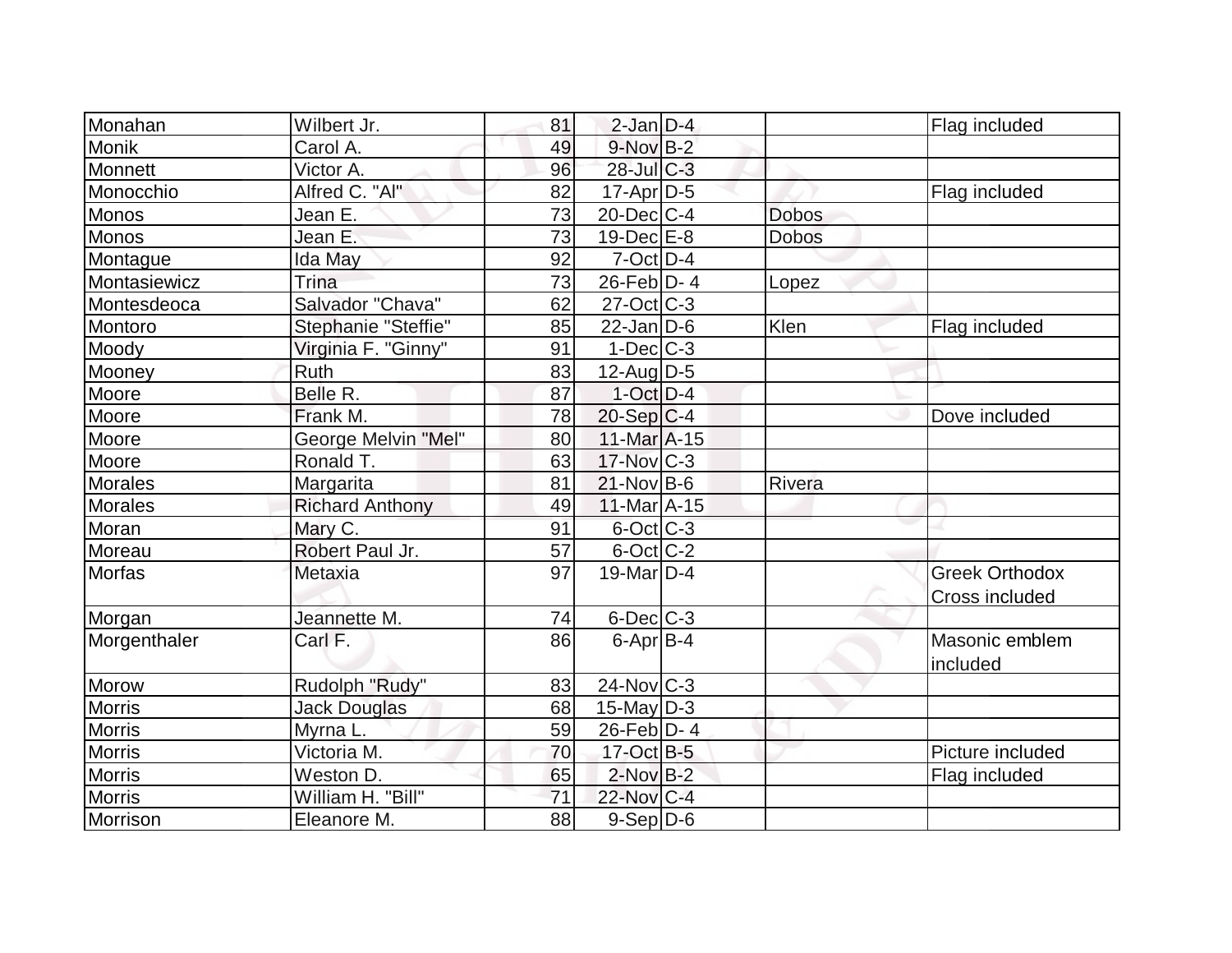| | | | | | | |
|---|---|---|---|---|---|---|
| Monahan | Wilbert Jr. | 81 | 2-Jan | D-4 | | Flag included |
| Monik | Carol A. | 49 | 9-Nov | B-2 | | |
| Monnett | Victor A. | 96 | 28-Jul | C-3 | | |
| Monocchio | Alfred C. "Al" | 82 | 17-Apr | D-5 | | Flag included |
| Monos | Jean E. | 73 | 20-Dec | C-4 | Dobos | |
| Monos | Jean E. | 73 | 19-Dec | E-8 | Dobos | |
| Montague | Ida May | 92 | 7-Oct | D-4 | | |
| Montasiewicz | Trina | 73 | 26-Feb | D- 4 | Lopez | |
| Montesdeoca | Salvador "Chava" | 62 | 27-Oct | C-3 | | |
| Montoro | Stephanie "Steffie" | 85 | 22-Jan | D-6 | Klen | Flag included |
| Moody | Virginia F. "Ginny" | 91 | 1-Dec | C-3 | | |
| Mooney | Ruth | 83 | 12-Aug | D-5 | | |
| Moore | Belle R. | 87 | 1-Oct | D-4 | | |
| Moore | Frank M. | 78 | 20-Sep | C-4 | | Dove included |
| Moore | George Melvin "Mel" | 80 | 11-Mar | A-15 | | |
| Moore | Ronald T. | 63 | 17-Nov | C-3 | | |
| Morales | Margarita | 81 | 21-Nov | B-6 | Rivera | |
| Morales | Richard Anthony | 49 | 11-Mar | A-15 | | |
| Moran | Mary C. | 91 | 6-Oct | C-3 | | |
| Moreau | Robert Paul Jr. | 57 | 6-Oct | C-2 | | |
| Morfas | Metaxia | 97 | 19-Mar | D-4 | | Greek Orthodox Cross included |
| Morgan | Jeannette M. | 74 | 6-Dec | C-3 | | |
| Morgenthaler | Carl F. | 86 | 6-Apr | B-4 | | Masonic emblem included |
| Morow | Rudolph "Rudy" | 83 | 24-Nov | C-3 | | |
| Morris | Jack Douglas | 68 | 15-May | D-3 | | |
| Morris | Myrna L. | 59 | 26-Feb | D- 4 | | |
| Morris | Victoria M. | 70 | 17-Oct | B-5 | | Picture included |
| Morris | Weston D. | 65 | 2-Nov | B-2 | | Flag included |
| Morris | William H. "Bill" | 71 | 22-Nov | C-4 | | |
| Morrison | Eleanore M. | 88 | 9-Sep | D-6 | | |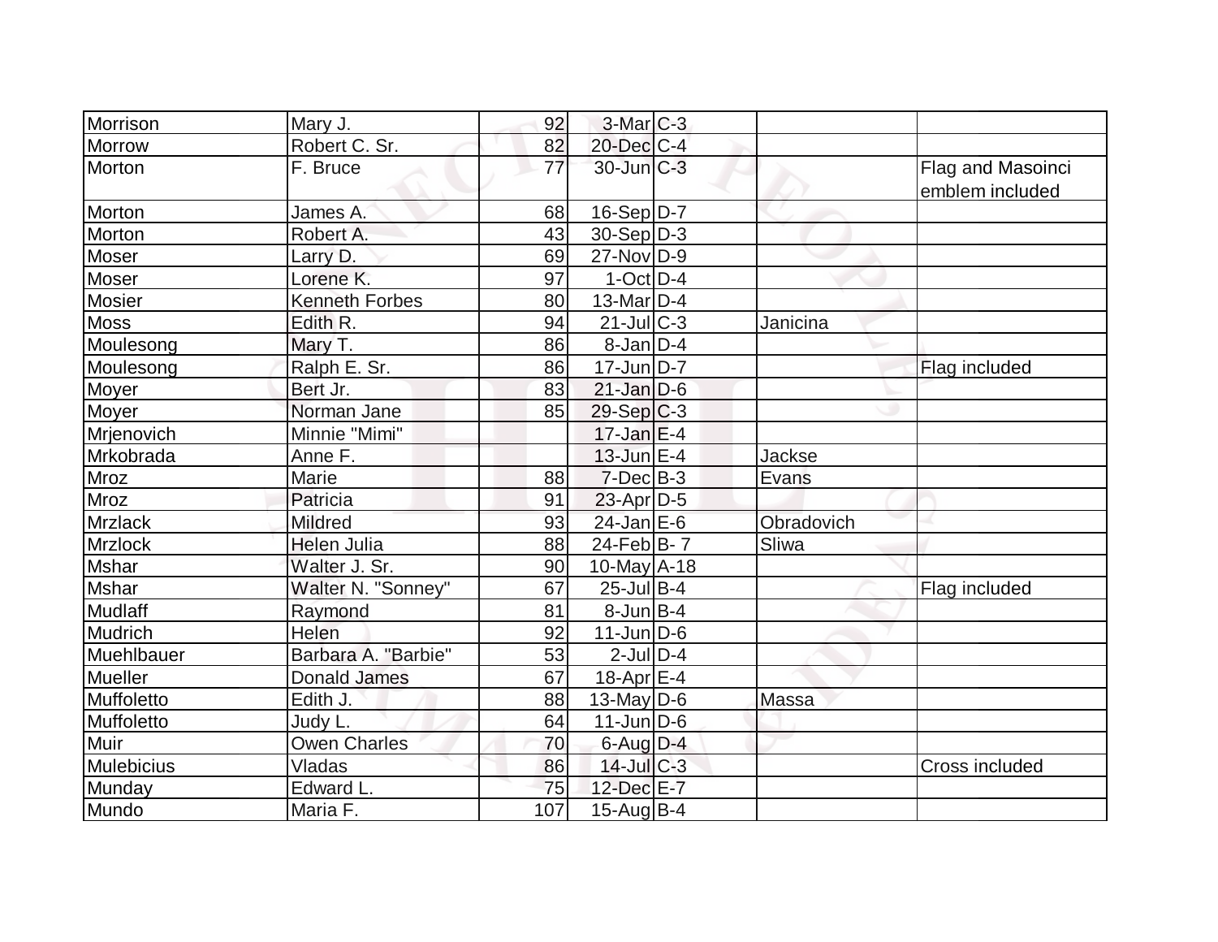| | | | | | | |
|---|---|---|---|---|---|---|
| Morrison | Mary J. | 92 | 3-Mar | C-3 | | |
| Morrow | Robert C. Sr. | 82 | 20-Dec | C-4 | | |
| Morton | F. Bruce | 77 | 30-Jun | C-3 | | Flag and Masoinci emblem included |
| Morton | James A. | 68 | 16-Sep | D-7 | | |
| Morton | Robert A. | 43 | 30-Sep | D-3 | | |
| Moser | Larry D. | 69 | 27-Nov | D-9 | | |
| Moser | Lorene K. | 97 | 1-Oct | D-4 | | |
| Mosier | Kenneth Forbes | 80 | 13-Mar | D-4 | | |
| Moss | Edith R. | 94 | 21-Jul | C-3 | Janicina | |
| Moulesong | Mary T. | 86 | 8-Jan | D-4 | | |
| Moulesong | Ralph E. Sr. | 86 | 17-Jun | D-7 | | Flag included |
| Moyer | Bert Jr. | 83 | 21-Jan | D-6 | | |
| Moyer | Norman Jane | 85 | 29-Sep | C-3 | | |
| Mrjenovich | Minnie "Mimi" | | 17-Jan | E-4 | | |
| Mrkobrada | Anne F. | | 13-Jun | E-4 | Jackse | |
| Mroz | Marie | 88 | 7-Dec | B-3 | Evans | |
| Mroz | Patricia | 91 | 23-Apr | D-5 | | |
| Mrzlack | Mildred | 93 | 24-Jan | E-6 | Obradovich | |
| Mrzlock | Helen Julia | 88 | 24-Feb | B- 7 | Sliwa | |
| Mshar | Walter J. Sr. | 90 | 10-May | A-18 | | |
| Mshar | Walter N. "Sonney" | 67 | 25-Jul | B-4 | | Flag included |
| Mudlaff | Raymond | 81 | 8-Jun | B-4 | | |
| Mudrich | Helen | 92 | 11-Jun | D-6 | | |
| Muehlbauer | Barbara A. "Barbie" | 53 | 2-Jul | D-4 | | |
| Mueller | Donald James | 67 | 18-Apr | E-4 | | |
| Muffoletto | Edith J. | 88 | 13-May | D-6 | Massa | |
| Muffoletto | Judy L. | 64 | 11-Jun | D-6 | | |
| Muir | Owen Charles | 70 | 6-Aug | D-4 | | |
| Mulebicius | Vladas | 86 | 14-Jul | C-3 | | Cross included |
| Munday | Edward L. | 75 | 12-Dec | E-7 | | |
| Mundo | Maria F. | 107 | 15-Aug | B-4 | | |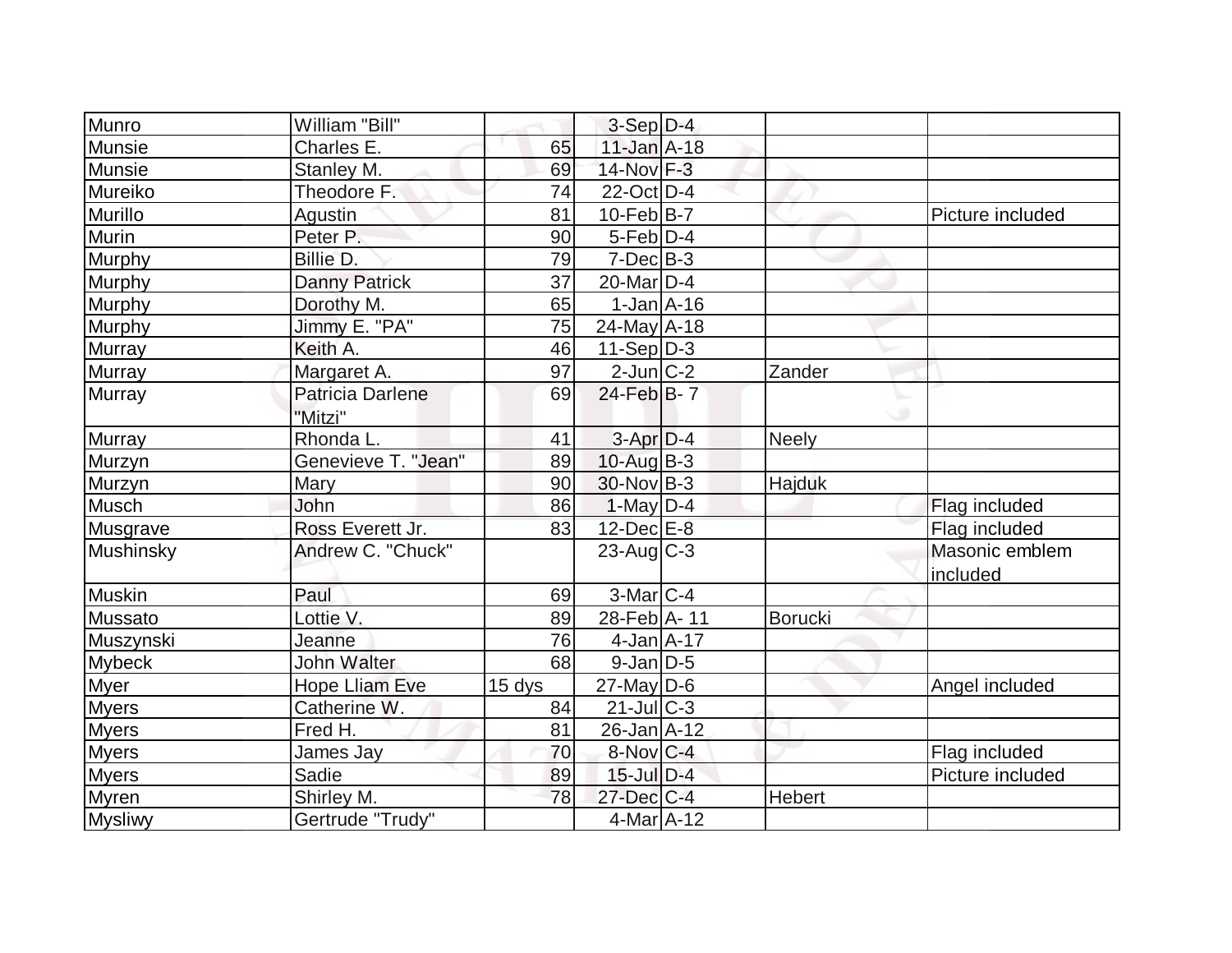| Munro | William "Bill" | | 3-Sep | D-4 | | |
|---|---|---|---|---|---|---|
| Munsie | Charles E. | 65 | 11-Jan | A-18 | | |
| Munsie | Stanley M. | 69 | 14-Nov | F-3 | | |
| Mureiko | Theodore F. | 74 | 22-Oct | D-4 | | |
| Murillo | Agustin | 81 | 10-Feb | B-7 | | Picture included |
| Murin | Peter P. | 90 | 5-Feb | D-4 | | |
| Murphy | Billie D. | 79 | 7-Dec | B-3 | | |
| Murphy | Danny Patrick | 37 | 20-Mar | D-4 | | |
| Murphy | Dorothy M. | 65 | 1-Jan | A-16 | | |
| Murphy | Jimmy E. "PA" | 75 | 24-May | A-18 | | |
| Murray | Keith A. | 46 | 11-Sep | D-3 | | |
| Murray | Margaret A. | 97 | 2-Jun | C-2 | Zander | |
| Murray | Patricia Darlene "Mitzi" | 69 | 24-Feb | B- 7 | | |
| Murray | Rhonda L. | 41 | 3-Apr | D-4 | Neely | |
| Murzyn | Genevieve T. "Jean" | 89 | 10-Aug | B-3 | | |
| Murzyn | Mary | 90 | 30-Nov | B-3 | Hajduk | |
| Musch | John | 86 | 1-May | D-4 | | Flag included |
| Musgrave | Ross Everett Jr. | 83 | 12-Dec | E-8 | | Flag included |
| Mushinsky | Andrew C. "Chuck" | | 23-Aug | C-3 | | Masonic emblem included |
| Muskin | Paul | 69 | 3-Mar | C-4 | | |
| Mussato | Lottie V. | 89 | 28-Feb | A- 11 | Borucki | |
| Muszynski | Jeanne | 76 | 4-Jan | A-17 | | |
| Mybeck | John Walter | 68 | 9-Jan | D-5 | | |
| Myer | Hope Lliam Eve | 15 dys | 27-May | D-6 | | Angel included |
| Myers | Catherine W. | 84 | 21-Jul | C-3 | | |
| Myers | Fred H. | 81 | 26-Jan | A-12 | | |
| Myers | James Jay | 70 | 8-Nov | C-4 | | Flag included |
| Myers | Sadie | 89 | 15-Jul | D-4 | | Picture included |
| Myren | Shirley M. | 78 | 27-Dec | C-4 | Hebert | |
| Mysliwy | Gertrude "Trudy" | | 4-Mar | A-12 | | |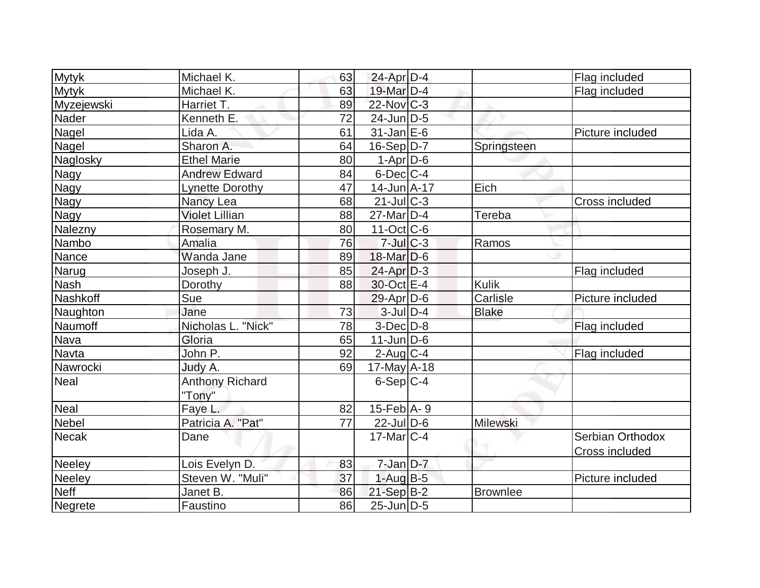| | | | | | | |
|---|---|---|---|---|---|---|
| Mytyk | Michael K. | 63 | 24-Apr | D-4 | | Flag included |
| Mytyk | Michael K. | 63 | 19-Mar | D-4 | | Flag included |
| Myzejewski | Harriet T. | 89 | 22-Nov | C-3 | | |
| Nader | Kenneth E. | 72 | 24-Jun | D-5 | | |
| Nagel | Lida A. | 61 | 31-Jan | E-6 | | Picture included |
| Nagel | Sharon A. | 64 | 16-Sep | D-7 | Springsteen | |
| Naglosky | Ethel Marie | 80 | 1-Apr | D-6 | | |
| Nagy | Andrew Edward | 84 | 6-Dec | C-4 | | |
| Nagy | Lynette Dorothy | 47 | 14-Jun | A-17 | Eich | |
| Nagy | Nancy Lea | 68 | 21-Jul | C-3 | | Cross included |
| Nagy | Violet Lillian | 88 | 27-Mar | D-4 | Tereba | |
| Nalezny | Rosemary M. | 80 | 11-Oct | C-6 | | |
| Nambo | Amalia | 76 | 7-Jul | C-3 | Ramos | |
| Nance | Wanda Jane | 89 | 18-Mar | D-6 | | |
| Narug | Joseph J. | 85 | 24-Apr | D-3 | | Flag included |
| Nash | Dorothy | 88 | 30-Oct | E-4 | Kulik | |
| Nashkoff | Sue | | 29-Apr | D-6 | Carlisle | Picture included |
| Naughton | Jane | 73 | 3-Jul | D-4 | Blake | |
| Naumoff | Nicholas L. "Nick" | 78 | 3-Dec | D-8 | | Flag included |
| Nava | Gloria | 65 | 11-Jun | D-6 | | |
| Navta | John P. | 92 | 2-Aug | C-4 | | Flag included |
| Nawrocki | Judy A. | 69 | 17-May | A-18 | | |
| Neal | Anthony Richard "Tony" | | 6-Sep | C-4 | | |
| Neal | Faye L. | 82 | 15-Feb | A- 9 | | |
| Nebel | Patricia A. "Pat" | 77 | 22-Jul | D-6 | Milewski | |
| Necak | Dane | | 17-Mar | C-4 | | Serbian Orthodox Cross included |
| Neeley | Lois Evelyn D. | 83 | 7-Jan | D-7 | | |
| Neeley | Steven W. "Muli" | 37 | 1-Aug | B-5 | | Picture included |
| Neff | Janet B. | 86 | 21-Sep | B-2 | Brownlee | |
| Negrete | Faustino | 86 | 25-Jun | D-5 | | |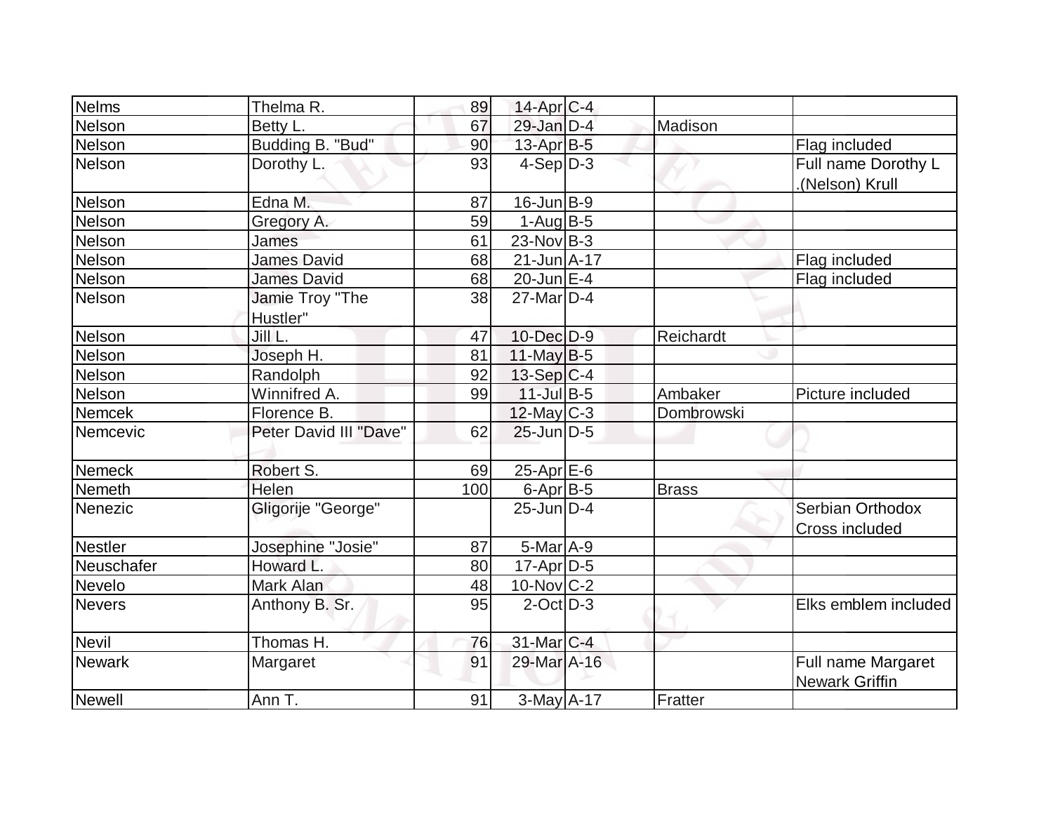| Nelms | Thelma R. | 89 | 14-Apr | C-4 | | |
|---|---|---|---|---|---|---|
| Nelson | Betty L. | 67 | 29-Jan | D-4 | Madison | |
| Nelson | Budding B. "Bud" | 90 | 13-Apr | B-5 | | Flag included |
| Nelson | Dorothy L. | 93 | 4-Sep | D-3 | | Full name Dorothy L .(Nelson) Krull |
| Nelson | Edna M. | 87 | 16-Jun | B-9 | | |
| Nelson | Gregory A. | 59 | 1-Aug | B-5 | | |
| Nelson | James | 61 | 23-Nov | B-3 | | |
| Nelson | James David | 68 | 21-Jun | A-17 | | Flag included |
| Nelson | James David | 68 | 20-Jun | E-4 | | Flag included |
| Nelson | Jamie Troy "The Hustler" | 38 | 27-Mar | D-4 | | |
| Nelson | Jill L. | 47 | 10-Dec | D-9 | Reichardt | |
| Nelson | Joseph H. | 81 | 11-May | B-5 | | |
| Nelson | Randolph | 92 | 13-Sep | C-4 | | |
| Nelson | Winnifred A. | 99 | 11-Jul | B-5 | Ambaker | Picture included |
| Nemcek | Florence B. | | 12-May | C-3 | Dombrowski | |
| Nemcevic | Peter David III "Dave" | 62 | 25-Jun | D-5 | | |
| Nemeck | Robert S. | 69 | 25-Apr | E-6 | | |
| Nemeth | Helen | 100 | 6-Apr | B-5 | Brass | |
| Nenezic | Gligorije "George" | | 25-Jun | D-4 | | Serbian Orthodox Cross included |
| Nestler | Josephine "Josie" | 87 | 5-Mar | A-9 | | |
| Neuschafer | Howard L. | 80 | 17-Apr | D-5 | | |
| Nevelo | Mark Alan | 48 | 10-Nov | C-2 | | |
| Nevers | Anthony B. Sr. | 95 | 2-Oct | D-3 | | Elks emblem included |
| Nevil | Thomas H. | 76 | 31-Mar | C-4 | | |
| Newark | Margaret | 91 | 29-Mar | A-16 | | Full name Margaret Newark Griffin |
| Newell | Ann T. | 91 | 3-May | A-17 | Fratter | |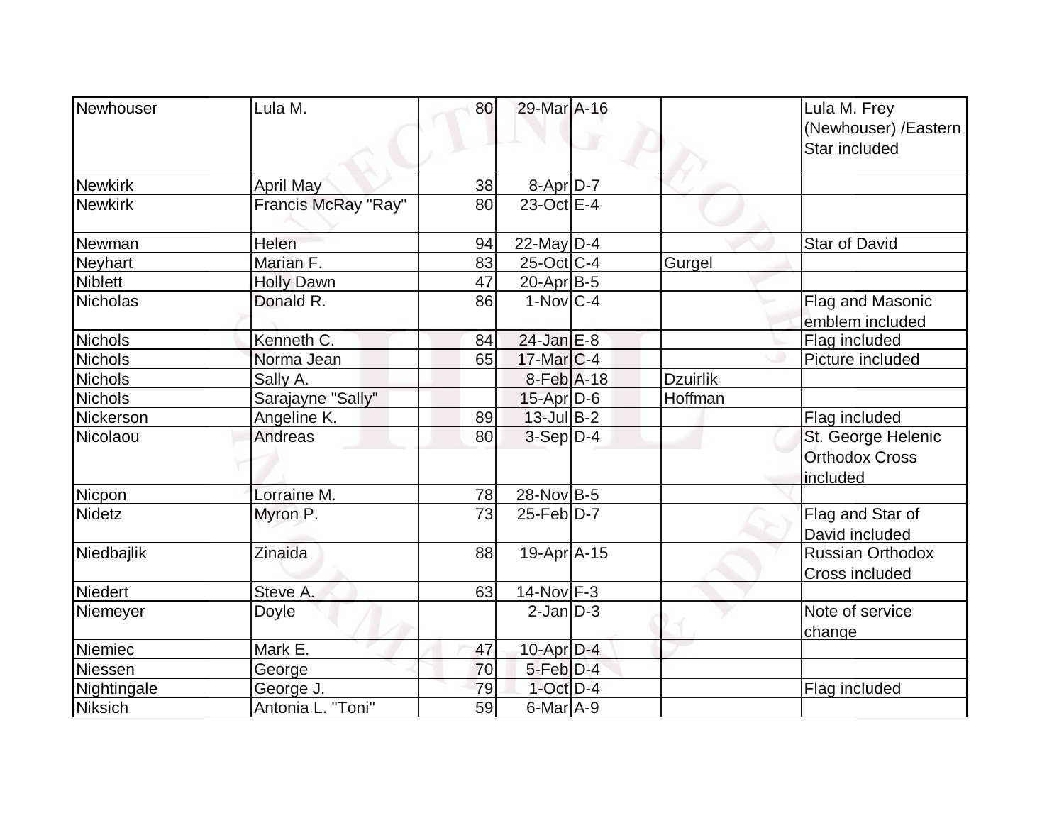| Newhouser | Lula M. | 80 | 29-Mar | A-16 | | Lula M. Frey (Newhouser) /Eastern Star included |
|---|---|---|---|---|---|---|
| Newkirk | April May | 38 | 8-Apr | D-7 | | |
| Newkirk | Francis McRay "Ray" | 80 | 23-Oct | E-4 | | |
| Newman | Helen | 94 | 22-May | D-4 | | Star of David |
| Neyhart | Marian F. | 83 | 25-Oct | C-4 | Gurgel | |
| Niblett | Holly Dawn | 47 | 20-Apr | B-5 | | |
| Nicholas | Donald R. | 86 | 1-Nov | C-4 | | Flag and Masonic emblem included |
| Nichols | Kenneth C. | 84 | 24-Jan | E-8 | | Flag included |
| Nichols | Norma Jean | 65 | 17-Mar | C-4 | | Picture included |
| Nichols | Sally A. | | 8-Feb | A-18 | Dzuirlik | |
| Nichols | Sarajayne "Sally" | | 15-Apr | D-6 | Hoffman | |
| Nickerson | Angeline K. | 89 | 13-Jul | B-2 | | Flag included |
| Nicolaou | Andreas | 80 | 3-Sep | D-4 | | St. George Helenic Orthodox Cross included |
| Nicpon | Lorraine M. | 78 | 28-Nov | B-5 | | |
| Nidetz | Myron P. | 73 | 25-Feb | D-7 | | Flag and Star of David included |
| Niedbajlik | Zinaida | 88 | 19-Apr | A-15 | | Russian Orthodox Cross included |
| Niedert | Steve A. | 63 | 14-Nov | F-3 | | |
| Niemeyer | Doyle | | 2-Jan | D-3 | | Note of service change |
| Niemiec | Mark E. | 47 | 10-Apr | D-4 | | |
| Niessen | George | 70 | 5-Feb | D-4 | | |
| Nightingale | George J. | 79 | 1-Oct | D-4 | | Flag included |
| Niksich | Antonia L. "Toni" | 59 | 6-Mar | A-9 | | |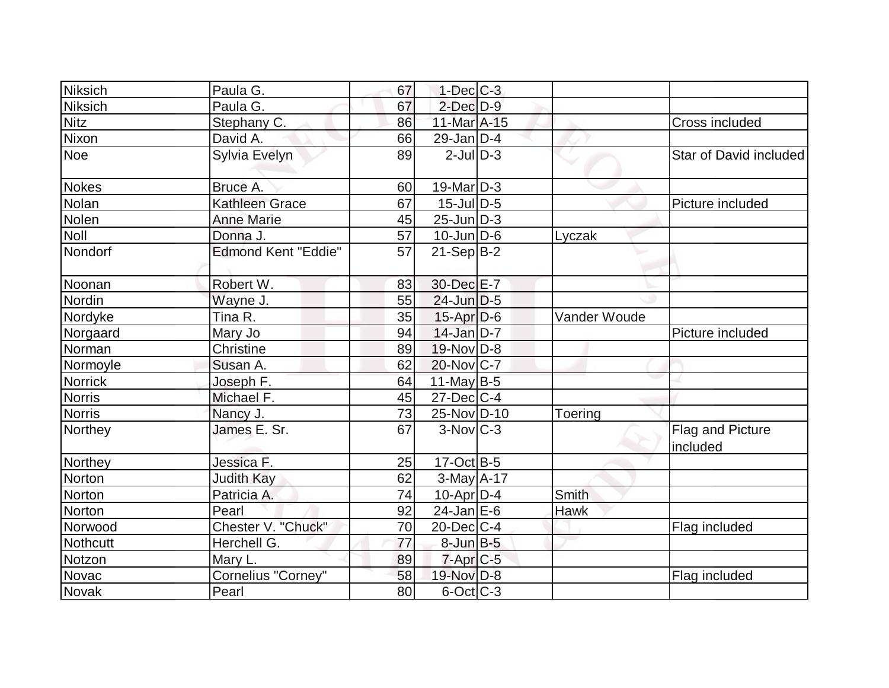| | | | | | | |
|---|---|---|---|---|---|---|
| Niksich | Paula G. | 67 | 1-Dec | C-3 | | |
| Niksich | Paula G. | 67 | 2-Dec | D-9 | | |
| Nitz | Stephany C. | 86 | 11-Mar | A-15 | | Cross included |
| Nixon | David A. | 66 | 29-Jan | D-4 | | |
| Noe | Sylvia Evelyn | 89 | 2-Jul | D-3 | | Star of David included |
| Nokes | Bruce A. | 60 | 19-Mar | D-3 | | |
| Nolan | Kathleen Grace | 67 | 15-Jul | D-5 | | Picture included |
| Nolen | Anne Marie | 45 | 25-Jun | D-3 | | |
| Noll | Donna J. | 57 | 10-Jun | D-6 | Lyczak | |
| Nondorf | Edmond Kent "Eddie" | 57 | 21-Sep | B-2 | | |
| Noonan | Robert W. | 83 | 30-Dec | E-7 | | |
| Nordin | Wayne J. | 55 | 24-Jun | D-5 | | |
| Nordyke | Tina R. | 35 | 15-Apr | D-6 | Vander Woude | |
| Norgaard | Mary Jo | 94 | 14-Jan | D-7 | | Picture included |
| Norman | Christine | 89 | 19-Nov | D-8 | | |
| Normoyle | Susan A. | 62 | 20-Nov | C-7 | | |
| Norrick | Joseph F. | 64 | 11-May | B-5 | | |
| Norris | Michael F. | 45 | 27-Dec | C-4 | | |
| Norris | Nancy J. | 73 | 25-Nov | D-10 | Toering | |
| Northey | James E. Sr. | 67 | 3-Nov | C-3 | | Flag and Picture included |
| Northey | Jessica F. | 25 | 17-Oct | B-5 | | |
| Norton | Judith Kay | 62 | 3-May | A-17 | | |
| Norton | Patricia A. | 74 | 10-Apr | D-4 | Smith | |
| Norton | Pearl | 92 | 24-Jan | E-6 | Hawk | |
| Norwood | Chester V. "Chuck" | 70 | 20-Dec | C-4 | | Flag included |
| Nothcutt | Herchell G. | 77 | 8-Jun | B-5 | | |
| Notzon | Mary L. | 89 | 7-Apr | C-5 | | |
| Novac | Cornelius "Corney" | 58 | 19-Nov | D-8 | | Flag included |
| Novak | Pearl | 80 | 6-Oct | C-3 | | |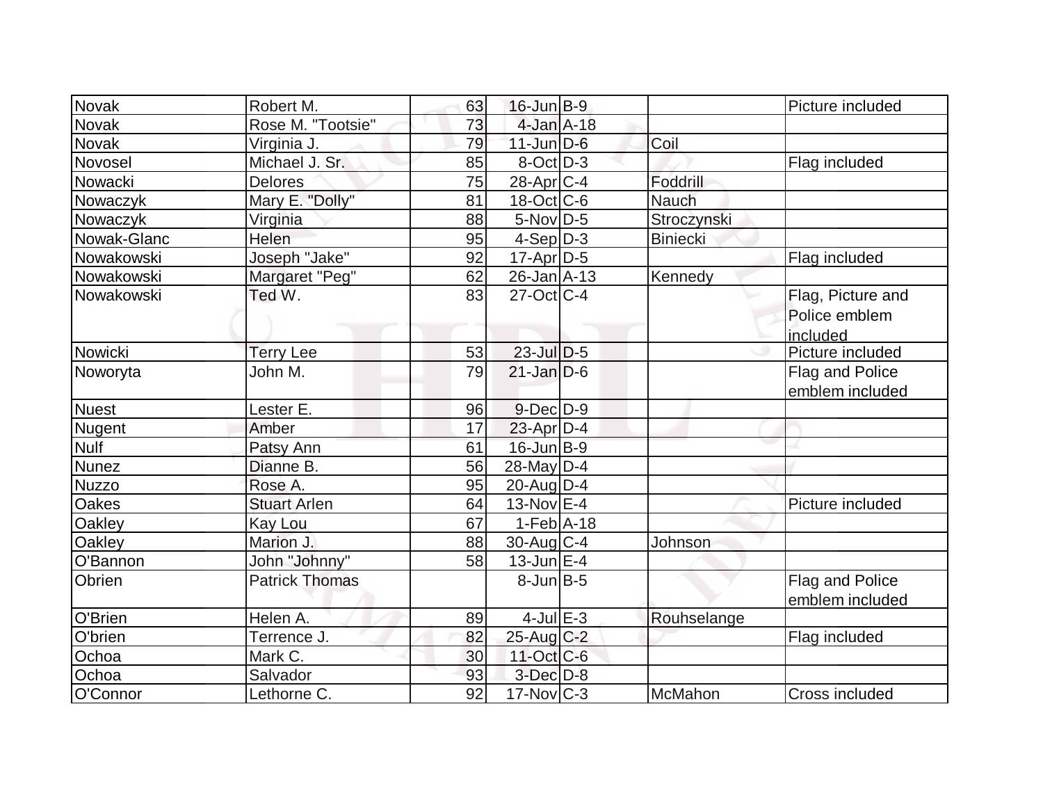| | | | | | | |
|---|---|---|---|---|---|---|
| Novak | Robert M. | 63 | 16-Jun | B-9 | | Picture included |
| Novak | Rose M. "Tootsie" | 73 | 4-Jan | A-18 | | |
| Novak | Virginia J. | 79 | 11-Jun | D-6 | Coil | |
| Novosel | Michael J. Sr. | 85 | 8-Oct | D-3 | | Flag included |
| Nowacki | Delores | 75 | 28-Apr | C-4 | Foddrill | |
| Nowaczyk | Mary E. "Dolly" | 81 | 18-Oct | C-6 | Nauch | |
| Nowaczyk | Virginia | 88 | 5-Nov | D-5 | Stroczynski | |
| Nowak-Glanc | Helen | 95 | 4-Sep | D-3 | Biniecki | |
| Nowakowski | Joseph "Jake" | 92 | 17-Apr | D-5 | | Flag included |
| Nowakowski | Margaret "Peg" | 62 | 26-Jan | A-13 | Kennedy | |
| Nowakowski | Ted W. | 83 | 27-Oct | C-4 | | Flag, Picture and Police emblem included |
| Nowicki | Terry Lee | 53 | 23-Jul | D-5 | | Picture included |
| Noworyta | John M. | 79 | 21-Jan | D-6 | | Flag and Police emblem included |
| Nuest | Lester E. | 96 | 9-Dec | D-9 | | |
| Nugent | Amber | 17 | 23-Apr | D-4 | | |
| Nulf | Patsy Ann | 61 | 16-Jun | B-9 | | |
| Nunez | Dianne B. | 56 | 28-May | D-4 | | |
| Nuzzo | Rose A. | 95 | 20-Aug | D-4 | | |
| Oakes | Stuart Arlen | 64 | 13-Nov | E-4 | | Picture included |
| Oakley | Kay Lou | 67 | 1-Feb | A-18 | | |
| Oakley | Marion J. | 88 | 30-Aug | C-4 | Johnson | |
| O'Bannon | John "Johnny" | 58 | 13-Jun | E-4 | | |
| Obrien | Patrick Thomas | | 8-Jun | B-5 | | Flag and Police emblem included |
| O'Brien | Helen A. | 89 | 4-Jul | E-3 | Rouhselange | |
| O'brien | Terrence J. | 82 | 25-Aug | C-2 | | Flag included |
| Ochoa | Mark C. | 30 | 11-Oct | C-6 | | |
| Ochoa | Salvador | 93 | 3-Dec | D-8 | | |
| O'Connor | Lethorne C. | 92 | 17-Nov | C-3 | McMahon | Cross included |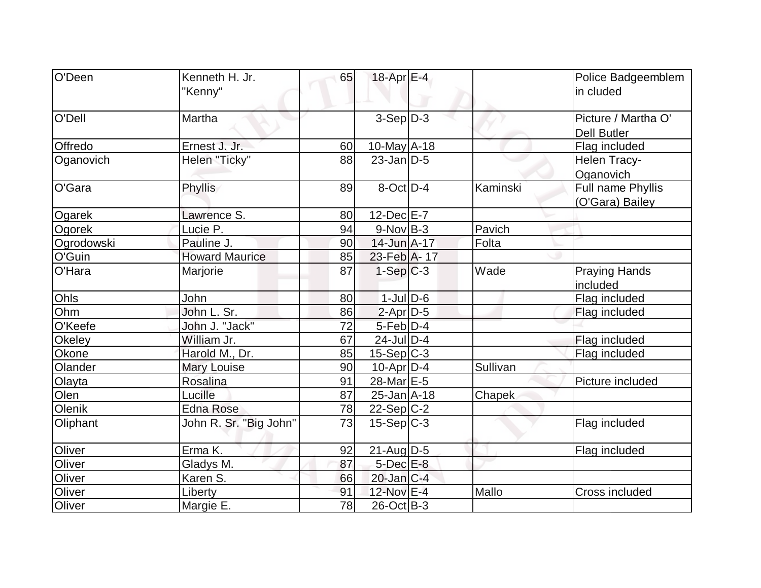| O'Deen | Kenneth H. Jr. "Kenny" | 65 | 18-Apr | E-4 | | Police Badgeemblem in cluded |
|---|---|---|---|---|---|---|
| O'Dell | Martha | | 3-Sep | D-3 | | Picture / Martha O' Dell Butler |
| Offredo | Ernest J. Jr. | 60 | 10-May | A-18 | | Flag included |
| Oganovich | Helen "Ticky" | 88 | 23-Jan | D-5 | | Helen Tracy-Oganovich |
| O'Gara | Phyllis | 89 | 8-Oct | D-4 | Kaminski | Full name Phyllis (O'Gara) Bailey |
| Ogarek | Lawrence S. | 80 | 12-Dec | E-7 | | |
| Ogorek | Lucie P. | 94 | 9-Nov | B-3 | Pavich | |
| Ogrodowski | Pauline J. | 90 | 14-Jun | A-17 | Folta | |
| O'Guin | Howard Maurice | 85 | 23-Feb | A- 17 | | |
| O'Hara | Marjorie | 87 | 1-Sep | C-3 | Wade | Praying Hands included |
| Ohls | John | 80 | 1-Jul | D-6 | | Flag included |
| Ohm | John L. Sr. | 86 | 2-Apr | D-5 | | Flag included |
| O'Keefe | John J. "Jack" | 72 | 5-Feb | D-4 | | |
| Okeley | William Jr. | 67 | 24-Jul | D-4 | | Flag included |
| Okone | Harold M., Dr. | 85 | 15-Sep | C-3 | | Flag included |
| Olander | Mary Louise | 90 | 10-Apr | D-4 | Sullivan | |
| Olayta | Rosalina | 91 | 28-Mar | E-5 | | Picture included |
| Olen | Lucille | 87 | 25-Jan | A-18 | Chapek | |
| Olenik | Edna Rose | 78 | 22-Sep | C-2 | | |
| Oliphant | John R. Sr. "Big John" | 73 | 15-Sep | C-3 | | Flag included |
| Oliver | Erma K. | 92 | 21-Aug | D-5 | | Flag included |
| Oliver | Gladys M. | 87 | 5-Dec | E-8 | | |
| Oliver | Karen S. | 66 | 20-Jan | C-4 | | |
| Oliver | Liberty | 91 | 12-Nov | E-4 | Mallo | Cross included |
| Oliver | Margie E. | 78 | 26-Oct | B-3 | | |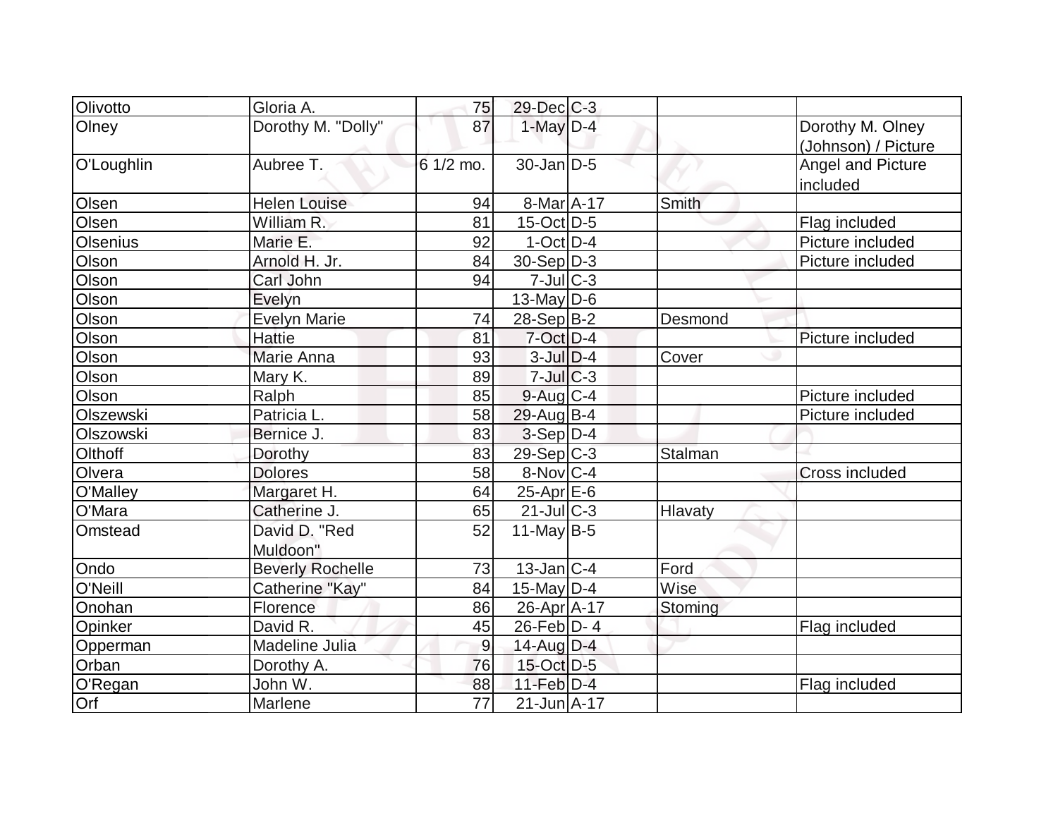| | | | | | | |
|---|---|---|---|---|---|---|
| Olivotto | Gloria A. | 75 | 29-Dec | C-3 | | |
| Olney | Dorothy M. "Dolly" | 87 | 1-May | D-4 | | Dorothy M. Olney (Johnson) / Picture |
| O'Loughlin | Aubree T. | 6 1/2 mo. | 30-Jan | D-5 | | Angel and Picture included |
| Olsen | Helen Louise | 94 | 8-Mar | A-17 | Smith | |
| Olsen | William R. | 81 | 15-Oct | D-5 | | Flag included |
| Olsenius | Marie E. | 92 | 1-Oct | D-4 | | Picture included |
| Olson | Arnold H. Jr. | 84 | 30-Sep | D-3 | | Picture included |
| Olson | Carl John | 94 | 7-Jul | C-3 | | |
| Olson | Evelyn | | 13-May | D-6 | | |
| Olson | Evelyn Marie | 74 | 28-Sep | B-2 | Desmond | |
| Olson | Hattie | 81 | 7-Oct | D-4 | | Picture included |
| Olson | Marie Anna | 93 | 3-Jul | D-4 | Cover | |
| Olson | Mary K. | 89 | 7-Jul | C-3 | | |
| Olson | Ralph | 85 | 9-Aug | C-4 | | Picture included |
| Olszewski | Patricia L. | 58 | 29-Aug | B-4 | | Picture included |
| Olszowski | Bernice J. | 83 | 3-Sep | D-4 | | |
| Olthoff | Dorothy | 83 | 29-Sep | C-3 | Stalman | |
| Olvera | Dolores | 58 | 8-Nov | C-4 | | Cross included |
| O'Malley | Margaret H. | 64 | 25-Apr | E-6 | | |
| O'Mara | Catherine J. | 65 | 21-Jul | C-3 | Hlavaty | |
| Omstead | David D. "Red Muldoon" | 52 | 11-May | B-5 | | |
| Ondo | Beverly Rochelle | 73 | 13-Jan | C-4 | Ford | |
| O'Neill | Catherine "Kay" | 84 | 15-May | D-4 | Wise | |
| Onohan | Florence | 86 | 26-Apr | A-17 | Stoming | |
| Opinker | David R. | 45 | 26-Feb | D- 4 | | Flag included |
| Opperman | Madeline Julia | 9 | 14-Aug | D-4 | | |
| Orban | Dorothy A. | 76 | 15-Oct | D-5 | | |
| O'Regan | John W. | 88 | 11-Feb | D-4 | | Flag included |
| Orf | Marlene | 77 | 21-Jun | A-17 | | |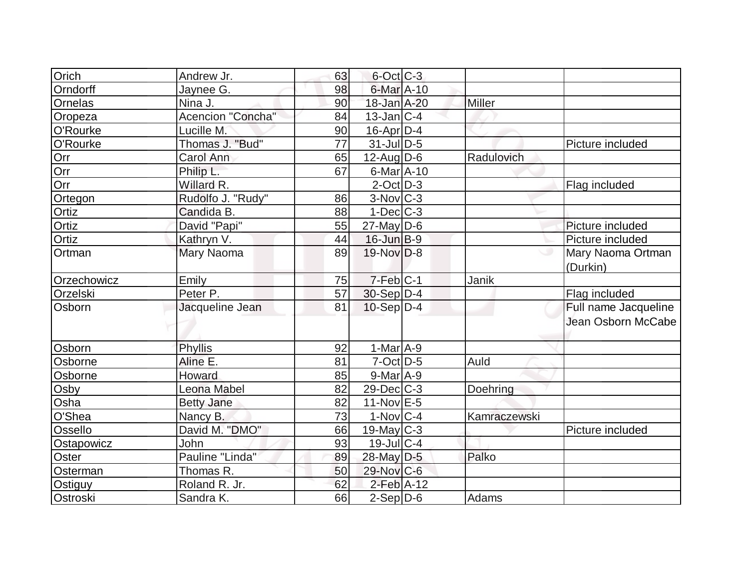| Orich | Andrew Jr. | 63 | 6-Oct | C-3 | | |
|---|---|---|---|---|---|---|
| Orndorff | Jaynee G. | 98 | 6-Mar | A-10 | | |
| Ornelas | Nina J. | 90 | 18-Jan | A-20 | Miller | |
| Oropeza | Acencion "Concha" | 84 | 13-Jan | C-4 | | |
| O'Rourke | Lucille M. | 90 | 16-Apr | D-4 | | |
| O'Rourke | Thomas J. "Bud" | 77 | 31-Jul | D-5 | | Picture included |
| Orr | Carol Ann | 65 | 12-Aug | D-6 | Radulovich | |
| Orr | Philip L. | 67 | 6-Mar | A-10 | | |
| Orr | Willard R. | | 2-Oct | D-3 | | Flag included |
| Ortegon | Rudolfo J. "Rudy" | 86 | 3-Nov | C-3 | | |
| Ortiz | Candida B. | 88 | 1-Dec | C-3 | | |
| Ortiz | David "Papi" | 55 | 27-May | D-6 | | Picture included |
| Ortiz | Kathryn V. | 44 | 16-Jun | B-9 | | Picture included |
| Ortman | Mary Naoma | 89 | 19-Nov | D-8 | | Mary Naoma Ortman (Durkin) |
| Orzechowicz | Emily | 75 | 7-Feb | C-1 | Janik | |
| Orzelski | Peter P. | 57 | 30-Sep | D-4 | | Flag included |
| Osborn | Jacqueline Jean | 81 | 10-Sep | D-4 | | Full name Jacqueline Jean Osborn McCabe |
| Osborn | Phyllis | 92 | 1-Mar | A-9 | | |
| Osborne | Aline E. | 81 | 7-Oct | D-5 | Auld | |
| Osborne | Howard | 85 | 9-Mar | A-9 | | |
| Osby | Leona Mabel | 82 | 29-Dec | C-3 | Doehring | |
| Osha | Betty Jane | 82 | 11-Nov | E-5 | | |
| O'Shea | Nancy B. | 73 | 1-Nov | C-4 | Kamraczewski | |
| Ossello | David M. "DMO" | 66 | 19-May | C-3 | | Picture included |
| Ostapowicz | John | 93 | 19-Jul | C-4 | | |
| Oster | Pauline "Linda" | 89 | 28-May | D-5 | Palko | |
| Osterman | Thomas R. | 50 | 29-Nov | C-6 | | |
| Ostiguy | Roland R. Jr. | 62 | 2-Feb | A-12 | | |
| Ostroski | Sandra K. | 66 | 2-Sep | D-6 | Adams | |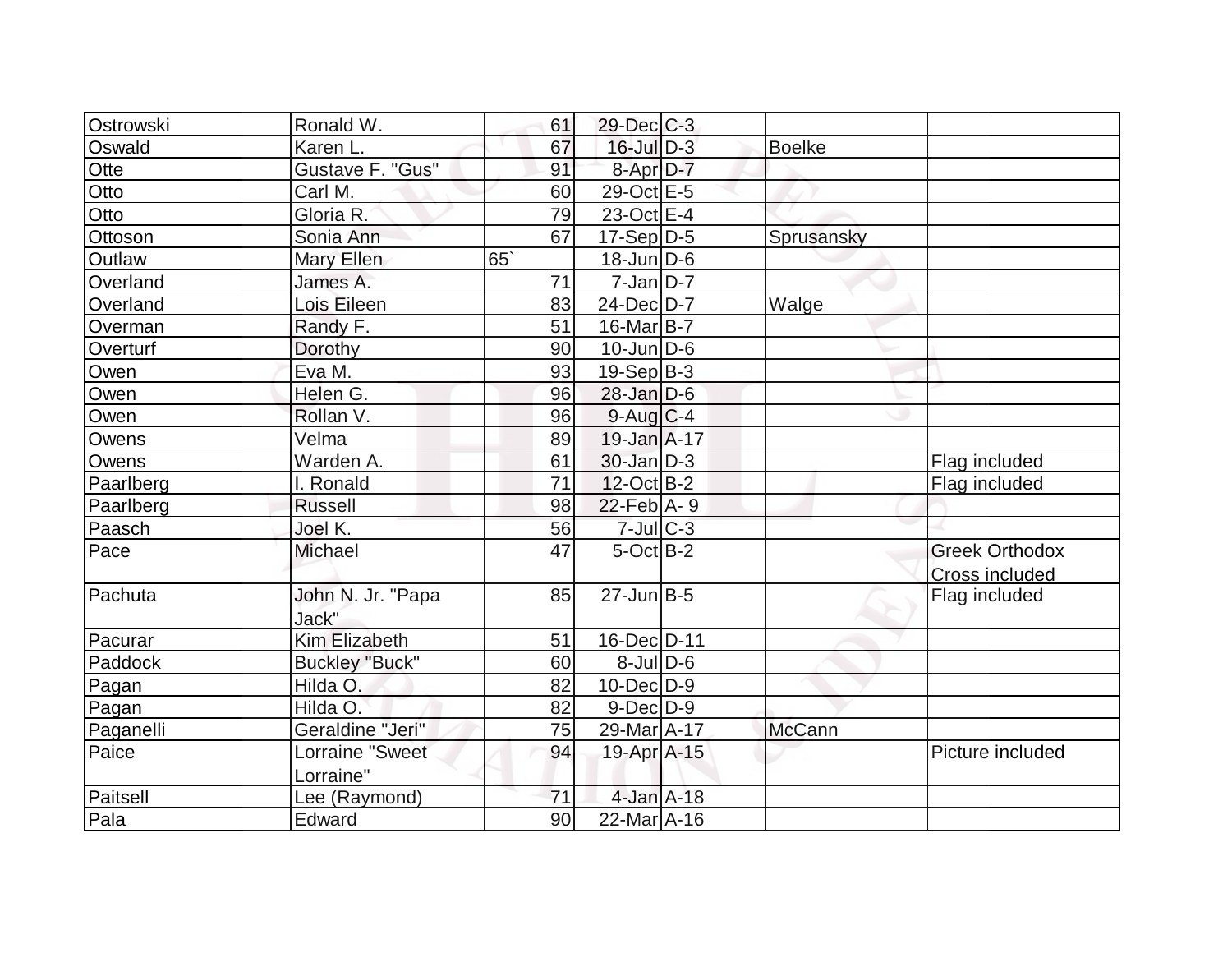| Ostrowski | Ronald W. | 61 | 29-Dec | C-3 | | |
|---|---|---|---|---|---|---|
| Oswald | Karen L. | 67 | 16-Jul | D-3 | Boelke | |
| Otte | Gustave F. "Gus" | 91 | 8-Apr | D-7 | | |
| Otto | Carl M. | 60 | 29-Oct | E-5 | | |
| Otto | Gloria R. | 79 | 23-Oct | E-4 | | |
| Ottoson | Sonia Ann | 67 | 17-Sep | D-5 | Sprusansky | |
| Outlaw | Mary Ellen | 65` | 18-Jun | D-6 | | |
| Overland | James A. | 71 | 7-Jan | D-7 | | |
| Overland | Lois Eileen | 83 | 24-Dec | D-7 | Walge | |
| Overman | Randy F. | 51 | 16-Mar | B-7 | | |
| Overturf | Dorothy | 90 | 10-Jun | D-6 | | |
| Owen | Eva M. | 93 | 19-Sep | B-3 | | |
| Owen | Helen G. | 96 | 28-Jan | D-6 | | |
| Owen | Rollan V. | 96 | 9-Aug | C-4 | | |
| Owens | Velma | 89 | 19-Jan | A-17 | | |
| Owens | Warden A. | 61 | 30-Jan | D-3 | | Flag included |
| Paarlberg | I. Ronald | 71 | 12-Oct | B-2 | | Flag included |
| Paarlberg | Russell | 98 | 22-Feb | A- 9 | | |
| Paasch | Joel K. | 56 | 7-Jul | C-3 | | |
| Pace | Michael | 47 | 5-Oct | B-2 | | Greek Orthodox Cross included |
| Pachuta | John N. Jr. "Papa Jack" | 85 | 27-Jun | B-5 | | Flag included |
| Pacurar | Kim Elizabeth | 51 | 16-Dec | D-11 | | |
| Paddock | Buckley "Buck" | 60 | 8-Jul | D-6 | | |
| Pagan | Hilda O. | 82 | 10-Dec | D-9 | | |
| Pagan | Hilda O. | 82 | 9-Dec | D-9 | | |
| Paganelli | Geraldine "Jeri" | 75 | 29-Mar | A-17 | McCann | |
| Paice | Lorraine "Sweet Lorraine" | 94 | 19-Apr | A-15 | | Picture included |
| Paitsell | Lee (Raymond) | 71 | 4-Jan | A-18 | | |
| Pala | Edward | 90 | 22-Mar | A-16 | | |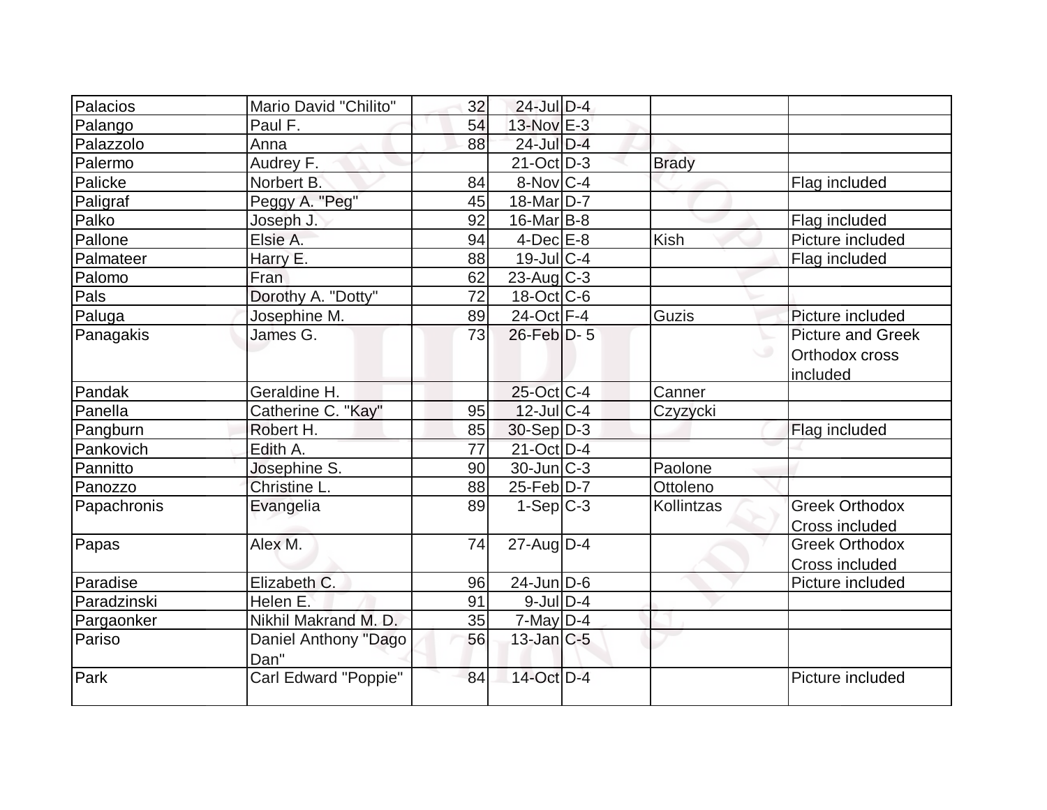| Palacios | Mario David "Chilito" | 32 | 24-Jul | D-4 | | |
|---|---|---|---|---|---|---|
| Palango | Paul F. | 54 | 13-Nov | E-3 | | |
| Palazzolo | Anna | 88 | 24-Jul | D-4 | | |
| Palermo | Audrey F. | | 21-Oct | D-3 | Brady | |
| Palicke | Norbert B. | 84 | 8-Nov | C-4 | | Flag included |
| Paligraf | Peggy A. "Peg" | 45 | 18-Mar | D-7 | | |
| Palko | Joseph J. | 92 | 16-Mar | B-8 | | Flag included |
| Pallone | Elsie A. | 94 | 4-Dec | E-8 | Kish | Picture included |
| Palmateer | Harry E. | 88 | 19-Jul | C-4 | | Flag included |
| Palomo | Fran | 62 | 23-Aug | C-3 | | |
| Pals | Dorothy A. "Dotty" | 72 | 18-Oct | C-6 | | |
| Paluga | Josephine M. | 89 | 24-Oct | F-4 | Guzis | Picture included |
| Panagakis | James G. | 73 | 26-Feb | D- 5 | | Picture and Greek Orthodox cross included |
| Pandak | Geraldine H. | | 25-Oct | C-4 | Canner | |
| Panella | Catherine C. "Kay" | 95 | 12-Jul | C-4 | Czyzycki | |
| Pangburn | Robert H. | 85 | 30-Sep | D-3 | | Flag included |
| Pankovich | Edith A. | 77 | 21-Oct | D-4 | | |
| Pannitto | Josephine S. | 90 | 30-Jun | C-3 | Paolone | |
| Panozzo | Christine L. | 88 | 25-Feb | D-7 | Ottoleno | |
| Papachronis | Evangelia | 89 | 1-Sep | C-3 | Kollintzas | Greek Orthodox Cross included |
| Papas | Alex M. | 74 | 27-Aug | D-4 | | Greek Orthodox Cross included |
| Paradise | Elizabeth C. | 96 | 24-Jun | D-6 | | Picture included |
| Paradzinski | Helen E. | 91 | 9-Jul | D-4 | | |
| Pargaonker | Nikhil Makrand M. D. | 35 | 7-May | D-4 | | |
| Pariso | Daniel Anthony "Dago Dan" | 56 | 13-Jan | C-5 | | |
| Park | Carl Edward "Poppie" | 84 | 14-Oct | D-4 | | Picture included |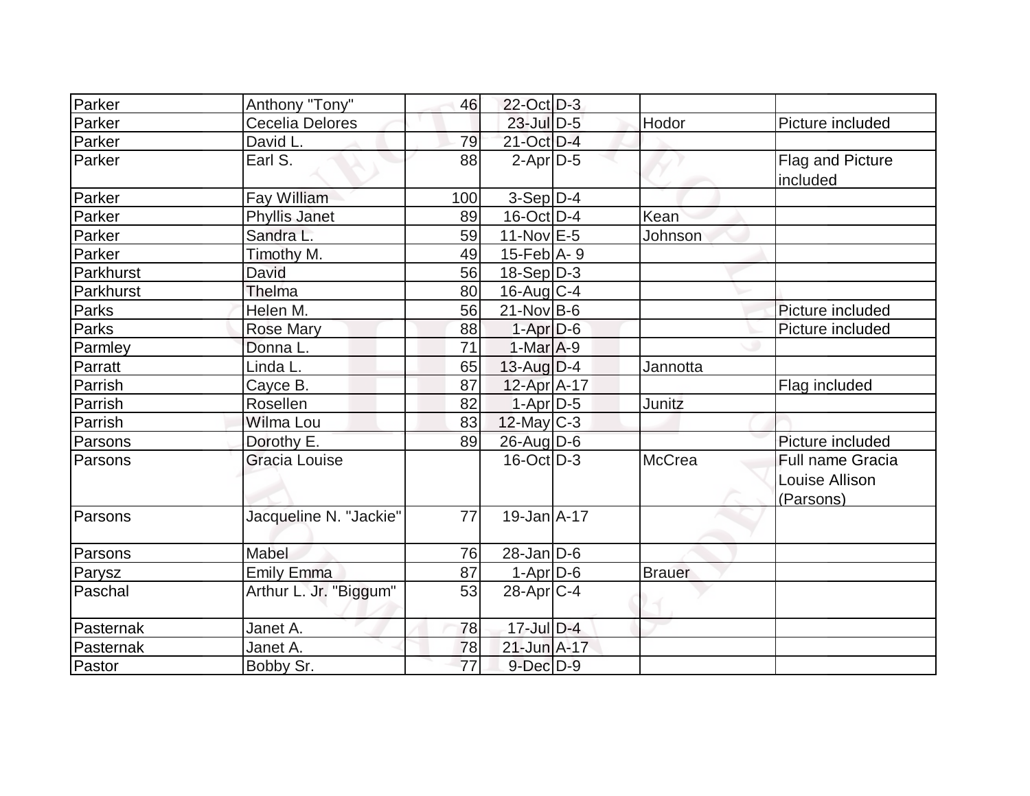| Parker | Anthony "Tony" | 46 | 22-Oct | D-3 | | |
|---|---|---|---|---|---|---|
| Parker | Cecelia Delores | | 23-Jul | D-5 | Hodor | Picture included |
| Parker | David L. | 79 | 21-Oct | D-4 | | |
| Parker | Earl S. | 88 | 2-Apr | D-5 | | Flag and Picture included |
| Parker | Fay William | 100 | 3-Sep | D-4 | | |
| Parker | Phyllis Janet | 89 | 16-Oct | D-4 | Kean | |
| Parker | Sandra L. | 59 | 11-Nov | E-5 | Johnson | |
| Parker | Timothy M. | 49 | 15-Feb | A- 9 | | |
| Parkhurst | David | 56 | 18-Sep | D-3 | | |
| Parkhurst | Thelma | 80 | 16-Aug | C-4 | | |
| Parks | Helen M. | 56 | 21-Nov | B-6 | | Picture included |
| Parks | Rose Mary | 88 | 1-Apr | D-6 | | Picture included |
| Parmley | Donna L. | 71 | 1-Mar | A-9 | | |
| Parratt | Linda L. | 65 | 13-Aug | D-4 | Jannotta | |
| Parrish | Cayce B. | 87 | 12-Apr | A-17 | | Flag included |
| Parrish | Rosellen | 82 | 1-Apr | D-5 | Junitz | |
| Parrish | Wilma Lou | 83 | 12-May | C-3 | | |
| Parsons | Dorothy E. | 89 | 26-Aug | D-6 | | Picture included |
| Parsons | Gracia Louise | | 16-Oct | D-3 | McCrea | Full name Gracia Louise Allison (Parsons) |
| Parsons | Jacqueline N. "Jackie" | 77 | 19-Jan | A-17 | | |
| Parsons | Mabel | 76 | 28-Jan | D-6 | | |
| Parysz | Emily Emma | 87 | 1-Apr | D-6 | Brauer | |
| Paschal | Arthur L. Jr. "Biggum" | 53 | 28-Apr | C-4 | | |
| Pasternak | Janet A. | 78 | 17-Jul | D-4 | | |
| Pasternak | Janet A. | 78 | 21-Jun | A-17 | | |
| Pastor | Bobby Sr. | 77 | 9-Dec | D-9 | | |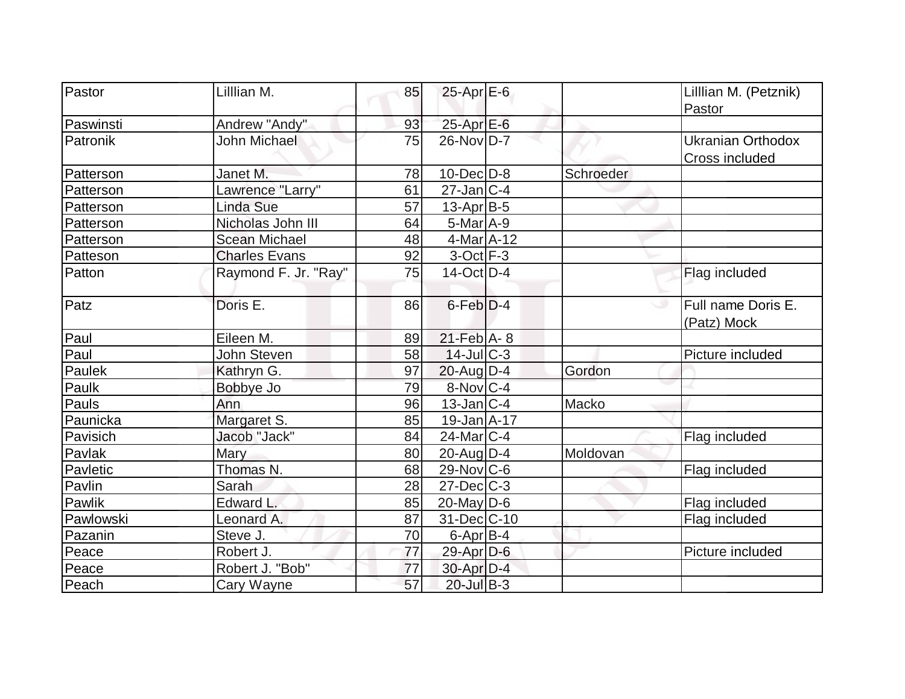| Pastor | Lilllian M. | 85 | 25-Apr | E-6 | | Lilllian M. (Petznik) Pastor |
|---|---|---|---|---|---|---|
| Paswinsti | Andrew "Andy" | 93 | 25-Apr | E-6 | | |
| Patronik | John Michael | 75 | 26-Nov | D-7 | | Ukranian Orthodox Cross included |
| Patterson | Janet M. | 78 | 10-Dec | D-8 | Schroeder | |
| Patterson | Lawrence "Larry" | 61 | 27-Jan | C-4 | | |
| Patterson | Linda Sue | 57 | 13-Apr | B-5 | | |
| Patterson | Nicholas John III | 64 | 5-Mar | A-9 | | |
| Patterson | Scean Michael | 48 | 4-Mar | A-12 | | |
| Patteson | Charles Evans | 92 | 3-Oct | F-3 | | |
| Patton | Raymond F. Jr. "Ray" | 75 | 14-Oct | D-4 | | Flag included |
| Patz | Doris E. | 86 | 6-Feb | D-4 | | Full name Doris E. (Patz) Mock |
| Paul | Eileen M. | 89 | 21-Feb | A- 8 | | |
| Paul | John Steven | 58 | 14-Jul | C-3 | | Picture included |
| Paulek | Kathryn G. | 97 | 20-Aug | D-4 | Gordon | |
| Paulk | Bobbye Jo | 79 | 8-Nov | C-4 | | |
| Pauls | Ann | 96 | 13-Jan | C-4 | Macko | |
| Paunicka | Margaret S. | 85 | 19-Jan | A-17 | | |
| Pavisich | Jacob "Jack" | 84 | 24-Mar | C-4 | | Flag included |
| Pavlak | Mary | 80 | 20-Aug | D-4 | Moldovan | |
| Pavletic | Thomas N. | 68 | 29-Nov | C-6 | | Flag included |
| Pavlin | Sarah | 28 | 27-Dec | C-3 | | |
| Pawlik | Edward L. | 85 | 20-May | D-6 | | Flag included |
| Pawlowski | Leonard A. | 87 | 31-Dec | C-10 | | Flag included |
| Pazanin | Steve J. | 70 | 6-Apr | B-4 | | |
| Peace | Robert J. | 77 | 29-Apr | D-6 | | Picture included |
| Peace | Robert J. "Bob" | 77 | 30-Apr | D-4 | | |
| Peach | Cary Wayne | 57 | 20-Jul | B-3 | | |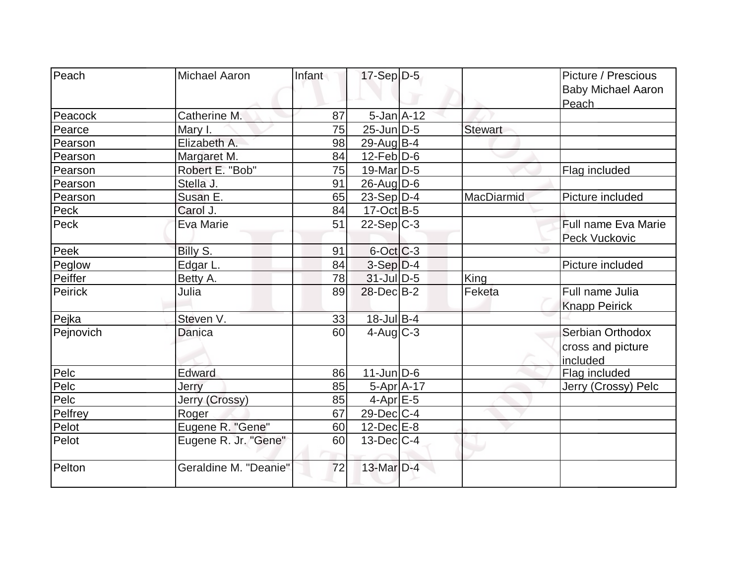| Peach | Michael Aaron | Infant | 17-Sep | D-5 | | Picture / Prescious Baby Michael Aaron Peach |
|---|---|---|---|---|---|---|
| Peacock | Catherine M. | 87 | 5-Jan | A-12 | | |
| Pearce | Mary I. | 75 | 25-Jun | D-5 | Stewart | |
| Pearson | Elizabeth A. | 98 | 29-Aug | B-4 | | |
| Pearson | Margaret M. | 84 | 12-Feb | D-6 | | |
| Pearson | Robert E. "Bob" | 75 | 19-Mar | D-5 | | Flag included |
| Pearson | Stella J. | 91 | 26-Aug | D-6 | | |
| Pearson | Susan E. | 65 | 23-Sep | D-4 | MacDiarmid | Picture included |
| Peck | Carol J. | 84 | 17-Oct | B-5 | | |
| Peck | Eva Marie | 51 | 22-Sep | C-3 | | Full name Eva Marie Peck Vuckovic |
| Peek | Billy S. | 91 | 6-Oct | C-3 | | |
| Peglow | Edgar L. | 84 | 3-Sep | D-4 | | Picture included |
| Peiffer | Betty A. | 78 | 31-Jul | D-5 | King | |
| Peirick | Julia | 89 | 28-Dec | B-2 | Feketa | Full name Julia Knapp Peirick |
| Pejka | Steven V. | 33 | 18-Jul | B-4 | | |
| Pejnovich | Danica | 60 | 4-Aug | C-3 | | Serbian Orthodox cross and picture included |
| Pelc | Edward | 86 | 11-Jun | D-6 | | Flag included |
| Pelc | Jerry | 85 | 5-Apr | A-17 | | Jerry (Crossy) Pelc |
| Pelc | Jerry (Crossy) | 85 | 4-Apr | E-5 | | |
| Pelfrey | Roger | 67 | 29-Dec | C-4 | | |
| Pelot | Eugene R. "Gene" | 60 | 12-Dec | E-8 | | |
| Pelot | Eugene R. Jr. "Gene" | 60 | 13-Dec | C-4 | | |
| Pelton | Geraldine M. "Deanie" | 72 | 13-Mar | D-4 | | |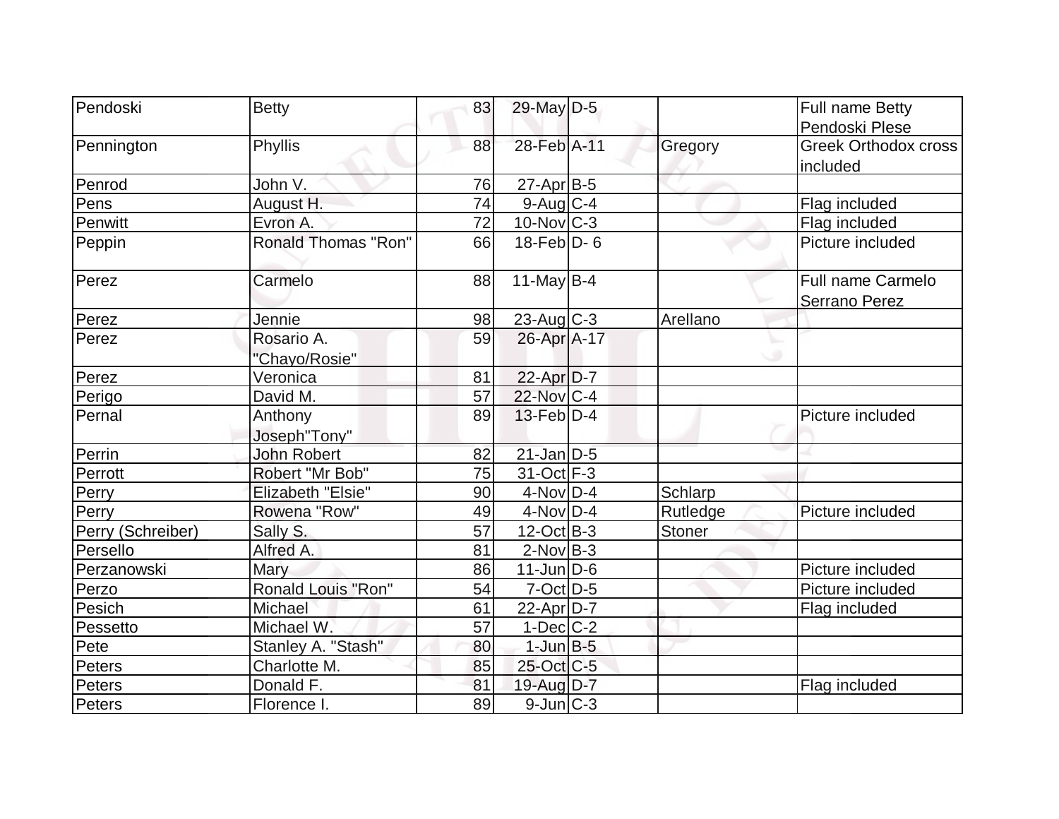| Pendoski | Betty | 83 | 29-May | D-5 | | Full name Betty Pendoski Plese |
|---|---|---|---|---|---|---|
| Pennington | Phyllis | 88 | 28-Feb | A-11 | Gregory | Greek Orthodox cross included |
| Penrod | John V. | 76 | 27-Apr | B-5 | | |
| Pens | August H. | 74 | 9-Aug | C-4 | | Flag included |
| Penwitt | Evron A. | 72 | 10-Nov | C-3 | | Flag included |
| Peppin | Ronald Thomas "Ron" | 66 | 18-Feb | D- 6 | | Picture included |
| Perez | Carmelo | 88 | 11-May | B-4 | | Full name Carmelo Serrano Perez |
| Perez | Jennie | 98 | 23-Aug | C-3 | Arellano | |
| Perez | Rosario A. "Chayo/Rosie" | 59 | 26-Apr | A-17 | | |
| Perez | Veronica | 81 | 22-Apr | D-7 | | |
| Perigo | David M. | 57 | 22-Nov | C-4 | | |
| Pernal | Anthony Joseph"Tony" | 89 | 13-Feb | D-4 | | Picture included |
| Perrin | John Robert | 82 | 21-Jan | D-5 | | |
| Perrott | Robert "Mr Bob" | 75 | 31-Oct | F-3 | | |
| Perry | Elizabeth "Elsie" | 90 | 4-Nov | D-4 | Schlarp | |
| Perry | Rowena "Row" | 49 | 4-Nov | D-4 | Rutledge | Picture included |
| Perry (Schreiber) | Sally S. | 57 | 12-Oct | B-3 | Stoner | |
| Persello | Alfred A. | 81 | 2-Nov | B-3 | | |
| Perzanowski | Mary | 86 | 11-Jun | D-6 | | Picture included |
| Perzo | Ronald Louis "Ron" | 54 | 7-Oct | D-5 | | Picture included |
| Pesich | Michael | 61 | 22-Apr | D-7 | | Flag included |
| Pessetto | Michael W. | 57 | 1-Dec | C-2 | | |
| Pete | Stanley A. "Stash" | 80 | 1-Jun | B-5 | | |
| Peters | Charlotte M. | 85 | 25-Oct | C-5 | | |
| Peters | Donald F. | 81 | 19-Aug | D-7 | | Flag included |
| Peters | Florence I. | 89 | 9-Jun | C-3 | | |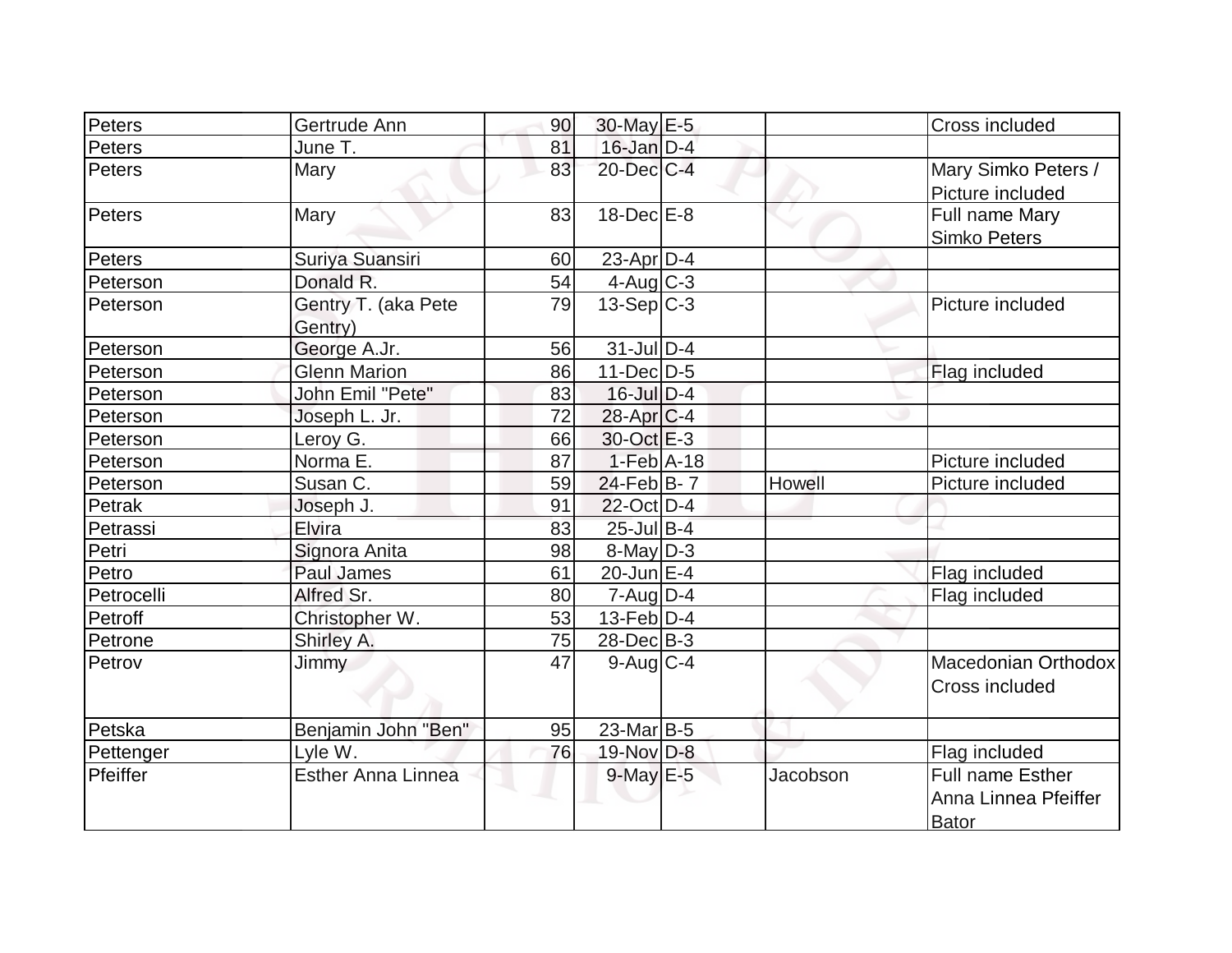| | | | | | | |
|---|---|---|---|---|---|---|
| Peters | Gertrude Ann | 90 | 30-May | E-5 | | Cross included |
| Peters | June T. | 81 | 16-Jan | D-4 | | |
| Peters | Mary | 83 | 20-Dec | C-4 | | Mary Simko Peters / Picture included |
| Peters | Mary | 83 | 18-Dec | E-8 | | Full name Mary Simko Peters |
| Peters | Suriya Suansiri | 60 | 23-Apr | D-4 | | |
| Peterson | Donald R. | 54 | 4-Aug | C-3 | | |
| Peterson | Gentry T. (aka Pete Gentry) | 79 | 13-Sep | C-3 | | Picture included |
| Peterson | George A.Jr. | 56 | 31-Jul | D-4 | | |
| Peterson | Glenn Marion | 86 | 11-Dec | D-5 | | Flag included |
| Peterson | John Emil "Pete" | 83 | 16-Jul | D-4 | | |
| Peterson | Joseph L. Jr. | 72 | 28-Apr | C-4 | | |
| Peterson | Leroy G. | 66 | 30-Oct | E-3 | | |
| Peterson | Norma E. | 87 | 1-Feb | A-18 | | Picture included |
| Peterson | Susan C. | 59 | 24-Feb | B- 7 | Howell | Picture included |
| Petrak | Joseph J. | 91 | 22-Oct | D-4 | | |
| Petrassi | Elvira | 83 | 25-Jul | B-4 | | |
| Petri | Signora Anita | 98 | 8-May | D-3 | | |
| Petro | Paul James | 61 | 20-Jun | E-4 | | Flag included |
| Petrocelli | Alfred Sr. | 80 | 7-Aug | D-4 | | Flag included |
| Petroff | Christopher W. | 53 | 13-Feb | D-4 | | |
| Petrone | Shirley A. | 75 | 28-Dec | B-3 | | |
| Petrov | Jimmy | 47 | 9-Aug | C-4 | | Macedonian Orthodox Cross included |
| Petska | Benjamin John "Ben" | 95 | 23-Mar | B-5 | | |
| Pettenger | Lyle W. | 76 | 19-Nov | D-8 | | Flag included |
| Pfeiffer | Esther Anna Linnea | | 9-May | E-5 | Jacobson | Full name Esther Anna Linnea Pfeiffer Bator |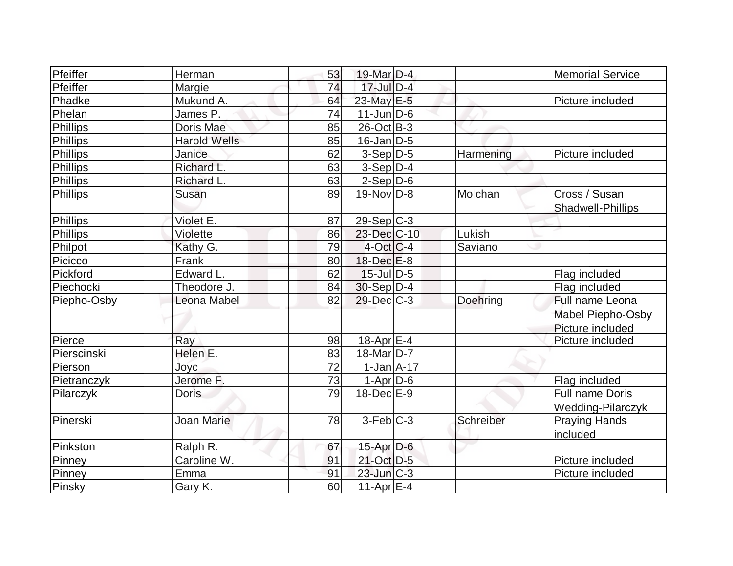| | | | | | | |
|---|---|---|---|---|---|---|
| Pfeiffer | Herman | 53 | 19-Mar | D-4 | | Memorial Service |
| Pfeiffer | Margie | 74 | 17-Jul | D-4 | | |
| Phadke | Mukund A. | 64 | 23-May | E-5 | | Picture included |
| Phelan | James P. | 74 | 11-Jun | D-6 | | |
| Phillips | Doris Mae | 85 | 26-Oct | B-3 | | |
| Phillips | Harold Wells | 85 | 16-Jan | D-5 | | |
| Phillips | Janice | 62 | 3-Sep | D-5 | Harmening | Picture included |
| Phillips | Richard L. | 63 | 3-Sep | D-4 | | |
| Phillips | Richard L. | 63 | 2-Sep | D-6 | | |
| Phillips | Susan | 89 | 19-Nov | D-8 | Molchan | Cross / Susan Shadwell-Phillips |
| Phillips | Violet E. | 87 | 29-Sep | C-3 | | |
| Phillips | Violette | 86 | 23-Dec | C-10 | Lukish | |
| Philpot | Kathy G. | 79 | 4-Oct | C-4 | Saviano | |
| Picicco | Frank | 80 | 18-Dec | E-8 | | |
| Pickford | Edward L. | 62 | 15-Jul | D-5 | | Flag included |
| Piechocki | Theodore J. | 84 | 30-Sep | D-4 | | Flag included |
| Piepho-Osby | Leona Mabel | 82 | 29-Dec | C-3 | Doehring | Full name Leona Mabel Piepho-Osby Picture included |
| Pierce | Ray | 98 | 18-Apr | E-4 | | Picture included |
| Pierscinski | Helen E. | 83 | 18-Mar | D-7 | | |
| Pierson | Joyc | 72 | 1-Jan | A-17 | | |
| Pietranczyk | Jerome F. | 73 | 1-Apr | D-6 | | Flag included |
| Pilarczyk | Doris | 79 | 18-Dec | E-9 | | Full name Doris Wedding-Pilarczyk |
| Pinerski | Joan Marie | 78 | 3-Feb | C-3 | Schreiber | Praying Hands included |
| Pinkston | Ralph R. | 67 | 15-Apr | D-6 | | |
| Pinney | Caroline W. | 91 | 21-Oct | D-5 | | Picture included |
| Pinney | Emma | 91 | 23-Jun | C-3 | | Picture included |
| Pinsky | Gary K. | 60 | 11-Apr | E-4 | | |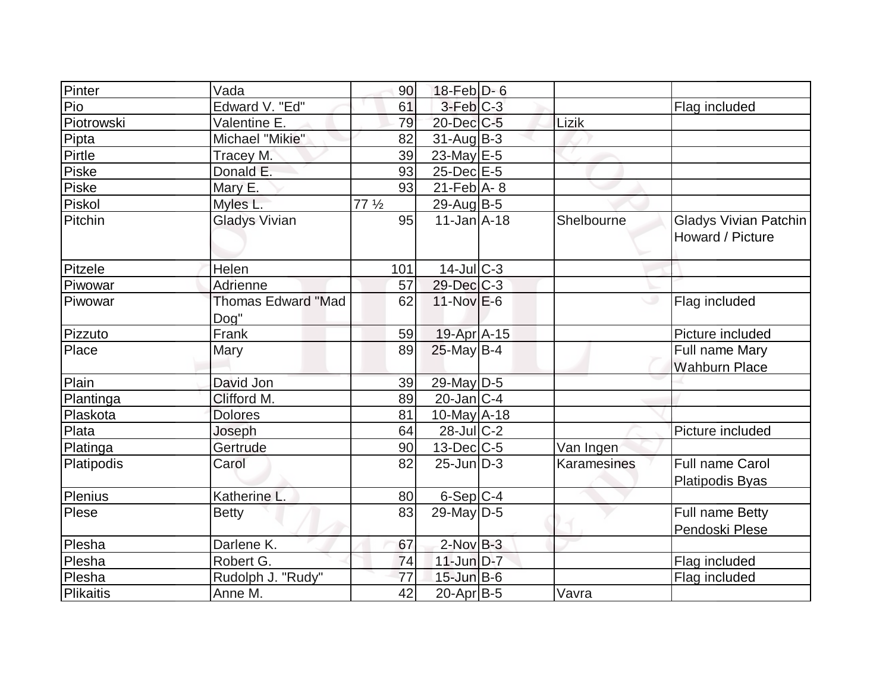| | | | | | | |
|---|---|---|---|---|---|---|
| Pinter | Vada | 90 | 18-Feb | D- 6 | | |
| Pio | Edward V. "Ed" | 61 | 3-Feb | C-3 | | Flag included |
| Piotrowski | Valentine E. | 79 | 20-Dec | C-5 | Lizik | |
| Pipta | Michael "Mikie" | 82 | 31-Aug | B-3 | | |
| Pirtle | Tracey M. | 39 | 23-May | E-5 | | |
| Piske | Donald E. | 93 | 25-Dec | E-5 | | |
| Piske | Mary E. | 93 | 21-Feb | A- 8 | | |
| Piskol | Myles L. | 77 ½ | 29-Aug | B-5 | | |
| Pitchin | Gladys Vivian | 95 | 11-Jan | A-18 | Shelbourne | Gladys Vivian Patchin Howard / Picture |
| Pitzele | Helen | 101 | 14-Jul | C-3 | | |
| Piwowar | Adrienne | 57 | 29-Dec | C-3 | | |
| Piwowar | Thomas Edward "Mad Dog" | 62 | 11-Nov | E-6 | | Flag included |
| Pizzuto | Frank | 59 | 19-Apr | A-15 | | Picture included |
| Place | Mary | 89 | 25-May | B-4 | | Full name Mary Wahburn Place |
| Plain | David Jon | 39 | 29-May | D-5 | | |
| Plantinga | Clifford M. | 89 | 20-Jan | C-4 | | |
| Plaskota | Dolores | 81 | 10-May | A-18 | | |
| Plata | Joseph | 64 | 28-Jul | C-2 | | Picture included |
| Platinga | Gertrude | 90 | 13-Dec | C-5 | Van Ingen | |
| Platipodis | Carol | 82 | 25-Jun | D-3 | Karamesines | Full name Carol Platipodis Byas |
| Plenius | Katherine L. | 80 | 6-Sep | C-4 | | |
| Plese | Betty | 83 | 29-May | D-5 | | Full name Betty Pendoski Plese |
| Plesha | Darlene K. | 67 | 2-Nov | B-3 | | |
| Plesha | Robert G. | 74 | 11-Jun | D-7 | | Flag included |
| Plesha | Rudolph J. "Rudy" | 77 | 15-Jun | B-6 | | Flag included |
| Plikaitis | Anne M. | 42 | 20-Apr | B-5 | Vavra | |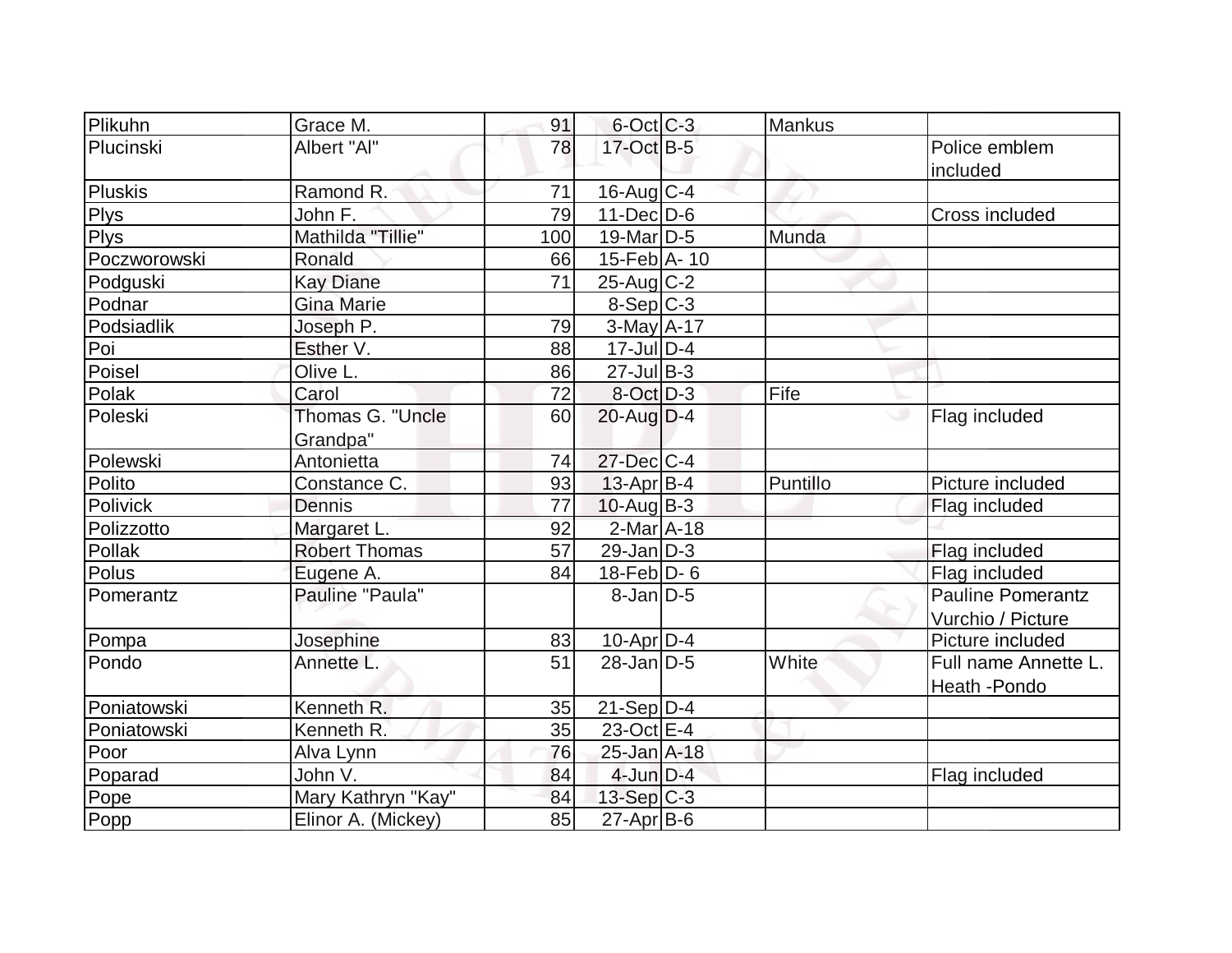| | | | | | | |
|---|---|---|---|---|---|---|
| Plikuhn | Grace M. | 91 | 6-Oct | C-3 | Mankus | |
| Plucinski | Albert "Al" | 78 | 17-Oct | B-5 | | Police emblem included |
| Pluskis | Ramond R. | 71 | 16-Aug | C-4 | | |
| Plys | John F. | 79 | 11-Dec | D-6 | | Cross included |
| Plys | Mathilda "Tillie" | 100 | 19-Mar | D-5 | Munda | |
| Poczworowski | Ronald | 66 | 15-Feb | A- 10 | | |
| Podguski | Kay Diane | 71 | 25-Aug | C-2 | | |
| Podnar | Gina Marie | | 8-Sep | C-3 | | |
| Podsiadlik | Joseph P. | 79 | 3-May | A-17 | | |
| Poi | Esther V. | 88 | 17-Jul | D-4 | | |
| Poisel | Olive L. | 86 | 27-Jul | B-3 | | |
| Polak | Carol | 72 | 8-Oct | D-3 | Fife | |
| Poleski | Thomas G. "Uncle Grandpa" | 60 | 20-Aug | D-4 | | Flag included |
| Polewski | Antonietta | 74 | 27-Dec | C-4 | | |
| Polito | Constance C. | 93 | 13-Apr | B-4 | Puntillo | Picture included |
| Polivick | Dennis | 77 | 10-Aug | B-3 | | Flag included |
| Polizzotto | Margaret L. | 92 | 2-Mar | A-18 | | |
| Pollak | Robert Thomas | 57 | 29-Jan | D-3 | | Flag included |
| Polus | Eugene A. | 84 | 18-Feb | D- 6 | | Flag included |
| Pomerantz | Pauline "Paula" | | 8-Jan | D-5 | | Pauline Pomerantz Vurchio / Picture |
| Pompa | Josephine | 83 | 10-Apr | D-4 | | Picture included |
| Pondo | Annette L. | 51 | 28-Jan | D-5 | White | Full name Annette L. Heath -Pondo |
| Poniatowski | Kenneth R. | 35 | 21-Sep | D-4 | | |
| Poniatowski | Kenneth R. | 35 | 23-Oct | E-4 | | |
| Poor | Alva Lynn | 76 | 25-Jan | A-18 | | |
| Poparad | John V. | 84 | 4-Jun | D-4 | | Flag included |
| Pope | Mary Kathryn "Kay" | 84 | 13-Sep | C-3 | | |
| Popp | Elinor A. (Mickey) | 85 | 27-Apr | B-6 | | |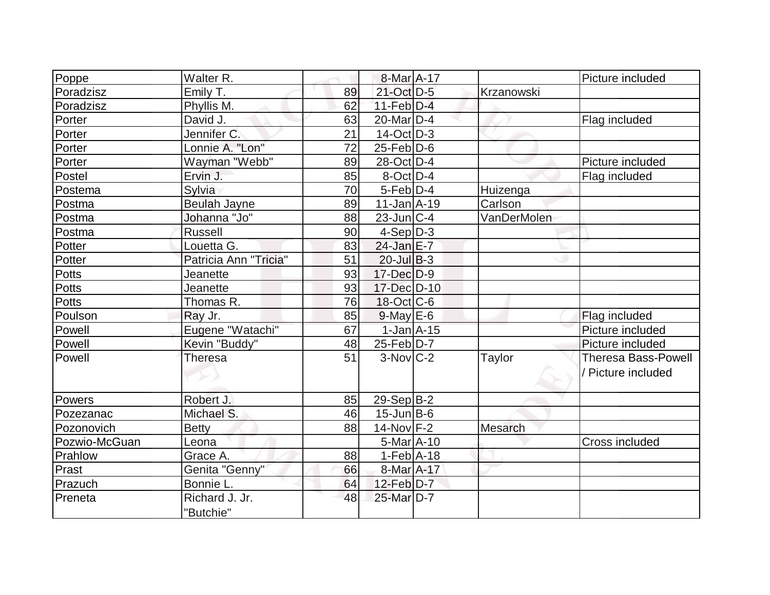| Poppe | Walter R. | | 8-Mar | A-17 | | Picture included |
|---|---|---|---|---|---|---|
| Poradzisz | Emily T. | 89 | 21-Oct | D-5 | Krzanowski | |
| Poradzisz | Phyllis M. | 62 | 11-Feb | D-4 | | |
| Porter | David J. | 63 | 20-Mar | D-4 | | Flag included |
| Porter | Jennifer C. | 21 | 14-Oct | D-3 | | |
| Porter | Lonnie A. "Lon" | 72 | 25-Feb | D-6 | | |
| Porter | Wayman "Webb" | 89 | 28-Oct | D-4 | | Picture included |
| Postel | Ervin J. | 85 | 8-Oct | D-4 | | Flag included |
| Postema | Sylvia | 70 | 5-Feb | D-4 | Huizenga | |
| Postma | Beulah Jayne | 89 | 11-Jan | A-19 | Carlson | |
| Postma | Johanna "Jo" | 88 | 23-Jun | C-4 | VanDerMolen | |
| Postma | Russell | 90 | 4-Sep | D-3 | | |
| Potter | Louetta G. | 83 | 24-Jan | E-7 | | |
| Potter | Patricia Ann "Tricia" | 51 | 20-Jul | B-3 | | |
| Potts | Jeanette | 93 | 17-Dec | D-9 | | |
| Potts | Jeanette | 93 | 17-Dec | D-10 | | |
| Potts | Thomas R. | 76 | 18-Oct | C-6 | | |
| Poulson | Ray Jr. | 85 | 9-May | E-6 | | Flag included |
| Powell | Eugene "Watachi" | 67 | 1-Jan | A-15 | | Picture included |
| Powell | Kevin "Buddy" | 48 | 25-Feb | D-7 | | Picture included |
| Powell | Theresa | 51 | 3-Nov | C-2 | Taylor | Theresa Bass-Powell / Picture included |
| Powers | Robert J. | 85 | 29-Sep | B-2 | | |
| Pozezanac | Michael S. | 46 | 15-Jun | B-6 | | |
| Pozonovich | Betty | 88 | 14-Nov | F-2 | Mesarch | |
| Pozwio-McGuan | Leona | | 5-Mar | A-10 | | Cross included |
| Prahlow | Grace A. | 88 | 1-Feb | A-18 | | |
| Prast | Genita "Genny" | 66 | 8-Mar | A-17 | | |
| Prazuch | Bonnie L. | 64 | 12-Feb | D-7 | | |
| Preneta | Richard J. Jr. "Butchie" | 48 | 25-Mar | D-7 | | |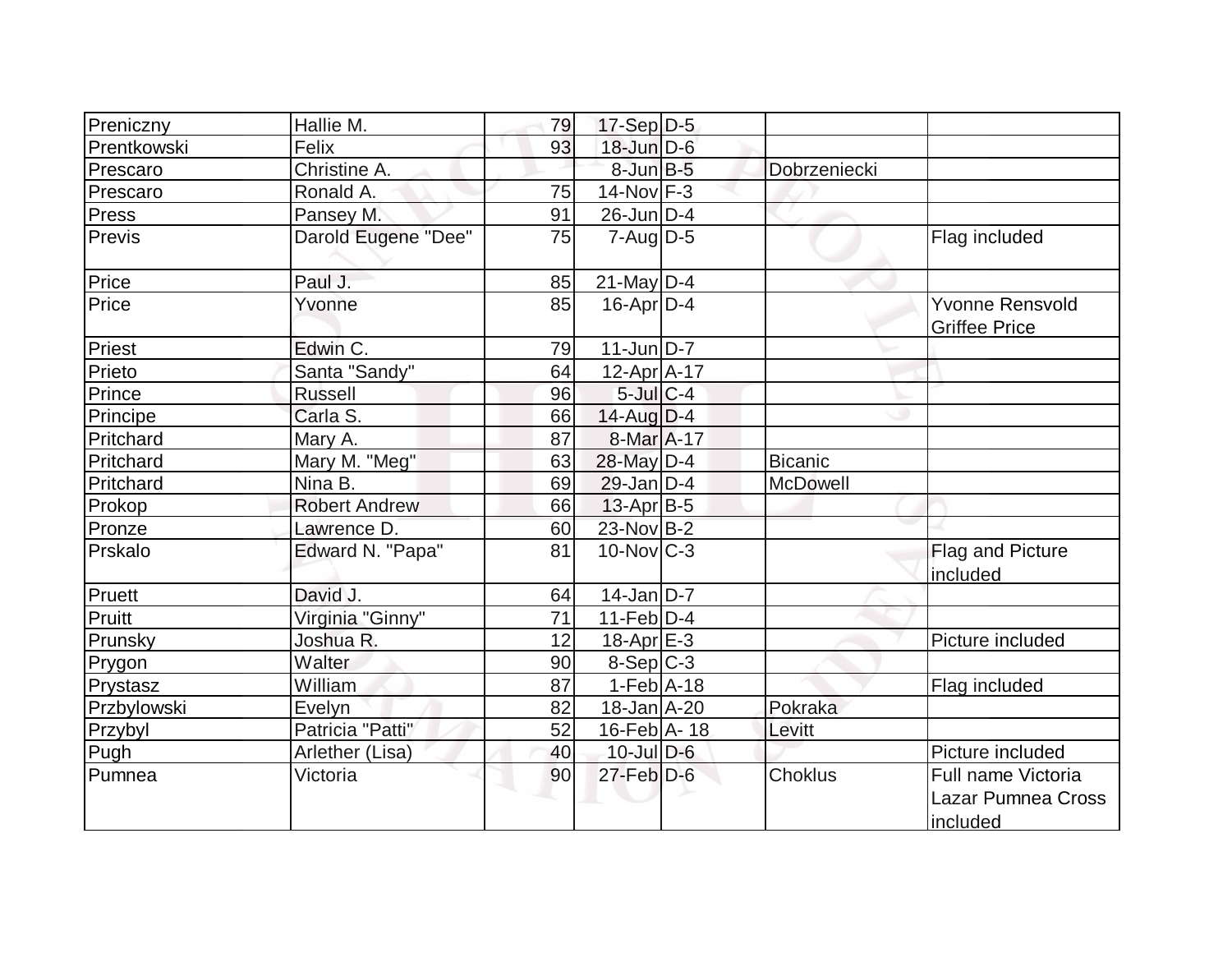| | | | | | | |
|---|---|---|---|---|---|---|
| Preniczny | Hallie M. | 79 | 17-Sep | D-5 | | |
| Prentkowski | Felix | 93 | 18-Jun | D-6 | | |
| Prescaro | Christine A. | | 8-Jun | B-5 | Dobrzeniecki | |
| Prescaro | Ronald A. | 75 | 14-Nov | F-3 | | |
| Press | Pansey M. | 91 | 26-Jun | D-4 | | |
| Previs | Darold Eugene "Dee" | 75 | 7-Aug | D-5 | | Flag included |
| Price | Paul J. | 85 | 21-May | D-4 | | |
| Price | Yvonne | 85 | 16-Apr | D-4 | | Yvonne Rensvold Griffee Price |
| Priest | Edwin C. | 79 | 11-Jun | D-7 | | |
| Prieto | Santa "Sandy" | 64 | 12-Apr | A-17 | | |
| Prince | Russell | 96 | 5-Jul | C-4 | | |
| Principe | Carla S. | 66 | 14-Aug | D-4 | | |
| Pritchard | Mary A. | 87 | 8-Mar | A-17 | | |
| Pritchard | Mary M. "Meg" | 63 | 28-May | D-4 | Bicanic | |
| Pritchard | Nina B. | 69 | 29-Jan | D-4 | McDowell | |
| Prokop | Robert Andrew | 66 | 13-Apr | B-5 | | |
| Pronze | Lawrence D. | 60 | 23-Nov | B-2 | | |
| Prskalo | Edward N. "Papa" | 81 | 10-Nov | C-3 | | Flag and Picture included |
| Pruett | David J. | 64 | 14-Jan | D-7 | | |
| Pruitt | Virginia "Ginny" | 71 | 11-Feb | D-4 | | |
| Prunsky | Joshua R. | 12 | 18-Apr | E-3 | | Picture included |
| Prygon | Walter | 90 | 8-Sep | C-3 | | |
| Prystasz | William | 87 | 1-Feb | A-18 | | Flag included |
| Przbylowski | Evelyn | 82 | 18-Jan | A-20 | Pokraka | |
| Przybyl | Patricia "Patti" | 52 | 16-Feb | A- 18 | Levitt | |
| Pugh | Arlether (Lisa) | 40 | 10-Jul | D-6 | | Picture included |
| Pumnea | Victoria | 90 | 27-Feb | D-6 | Choklus | Full name Victoria Lazar Pumnea Cross included |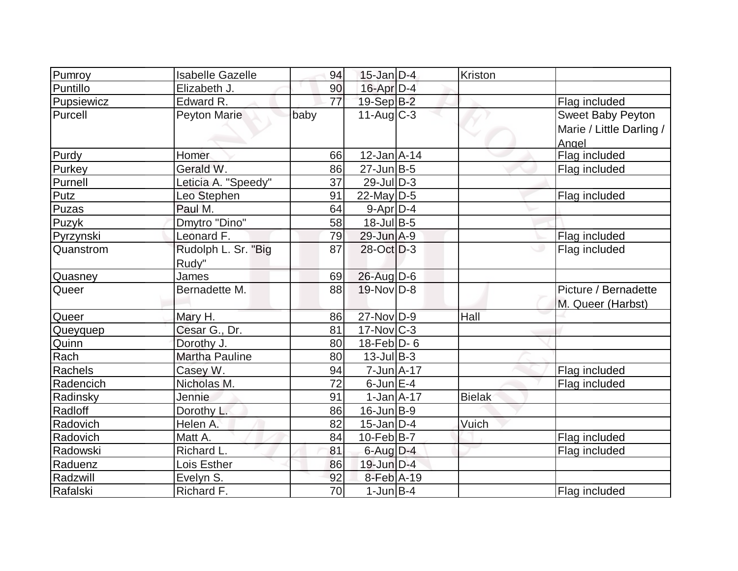| Pumroy | Isabelle Gazelle | 94 | 15-Jan | D-4 | Kriston | |
|---|---|---|---|---|---|---|
| Puntillo | Elizabeth J. | 90 | 16-Apr | D-4 | | |
| Pupsiewicz | Edward R. | 77 | 19-Sep | B-2 | | Flag included |
| Purcell | Peyton Marie | baby | 11-Aug | C-3 | | Sweet Baby Peyton Marie / Little Darling / Angel |
| Purdy | Homer | 66 | 12-Jan | A-14 | | Flag included |
| Purkey | Gerald W. | 86 | 27-Jun | B-5 | | Flag included |
| Purnell | Leticia A. "Speedy" | 37 | 29-Jul | D-3 | | |
| Putz | Leo Stephen | 91 | 22-May | D-5 | | Flag included |
| Puzas | Paul M. | 64 | 9-Apr | D-4 | | |
| Puzyk | Dmytro "Dino" | 58 | 18-Jul | B-5 | | |
| Pyrzynski | Leonard F. | 79 | 29-Jun | A-9 | | Flag included |
| Quanstrom | Rudolph L. Sr. "Big Rudy" | 87 | 28-Oct | D-3 | | Flag included |
| Quasney | James | 69 | 26-Aug | D-6 | | |
| Queer | Bernadette M. | 88 | 19-Nov | D-8 | | Picture / Bernadette M. Queer (Harbst) |
| Queer | Mary H. | 86 | 27-Nov | D-9 | Hall | |
| Queyquep | Cesar G., Dr. | 81 | 17-Nov | C-3 | | |
| Quinn | Dorothy J. | 80 | 18-Feb | D- 6 | | |
| Rach | Martha Pauline | 80 | 13-Jul | B-3 | | |
| Rachels | Casey W. | 94 | 7-Jun | A-17 | | Flag included |
| Radencich | Nicholas M. | 72 | 6-Jun | E-4 | | Flag included |
| Radinsky | Jennie | 91 | 1-Jan | A-17 | Bielak | |
| Radloff | Dorothy L. | 86 | 16-Jun | B-9 | | |
| Radovich | Helen A. | 82 | 15-Jan | D-4 | Vuich | |
| Radovich | Matt A. | 84 | 10-Feb | B-7 | | Flag included |
| Radowski | Richard L. | 81 | 6-Aug | D-4 | | Flag included |
| Raduenz | Lois Esther | 86 | 19-Jun | D-4 | | |
| Radzwill | Evelyn S. | 92 | 8-Feb | A-19 | | |
| Rafalski | Richard F. | 70 | 1-Jun | B-4 | | Flag included |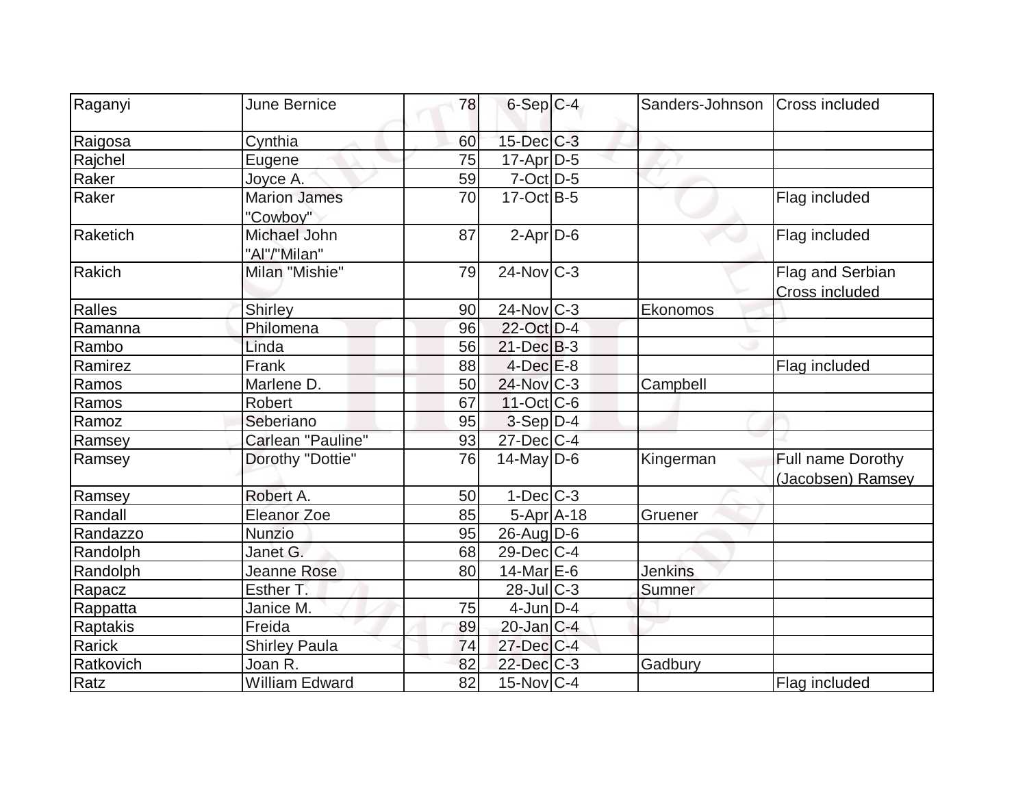| Raganyi | June Bernice | 78 | 6-Sep | C-4 | Sanders-Johnson | Cross included |
|---|---|---|---|---|---|---|
| Raigosa | Cynthia | 60 | 15-Dec | C-3 | | |
| Rajchel | Eugene | 75 | 17-Apr | D-5 | | |
| Raker | Joyce A. | 59 | 7-Oct | D-5 | | |
| Raker | Marion James "Cowboy" | 70 | 17-Oct | B-5 | | Flag included |
| Raketich | Michael John "Al"/"Milan" | 87 | 2-Apr | D-6 | | Flag included |
| Rakich | Milan "Mishie" | 79 | 24-Nov | C-3 | | Flag and Serbian Cross included |
| Ralles | Shirley | 90 | 24-Nov | C-3 | Ekonomos | |
| Ramanna | Philomena | 96 | 22-Oct | D-4 | | |
| Rambo | Linda | 56 | 21-Dec | B-3 | | |
| Ramirez | Frank | 88 | 4-Dec | E-8 | | Flag included |
| Ramos | Marlene D. | 50 | 24-Nov | C-3 | Campbell | |
| Ramos | Robert | 67 | 11-Oct | C-6 | | |
| Ramoz | Seberiano | 95 | 3-Sep | D-4 | | |
| Ramsey | Carlean "Pauline" | 93 | 27-Dec | C-4 | | |
| Ramsey | Dorothy "Dottie" | 76 | 14-May | D-6 | Kingerman | Full name Dorothy (Jacobsen) Ramsey |
| Ramsey | Robert A. | 50 | 1-Dec | C-3 | | |
| Randall | Eleanor Zoe | 85 | 5-Apr | A-18 | Gruener | |
| Randazzo | Nunzio | 95 | 26-Aug | D-6 | | |
| Randolph | Janet G. | 68 | 29-Dec | C-4 | | |
| Randolph | Jeanne Rose | 80 | 14-Mar | E-6 | Jenkins | |
| Rapacz | Esther T. | | 28-Jul | C-3 | Sumner | |
| Rappatta | Janice M. | 75 | 4-Jun | D-4 | | |
| Raptakis | Freida | 89 | 20-Jan | C-4 | | |
| Rarick | Shirley Paula | 74 | 27-Dec | C-4 | | |
| Ratkovich | Joan R. | 82 | 22-Dec | C-3 | Gadbury | |
| Ratz | William Edward | 82 | 15-Nov | C-4 | | Flag included |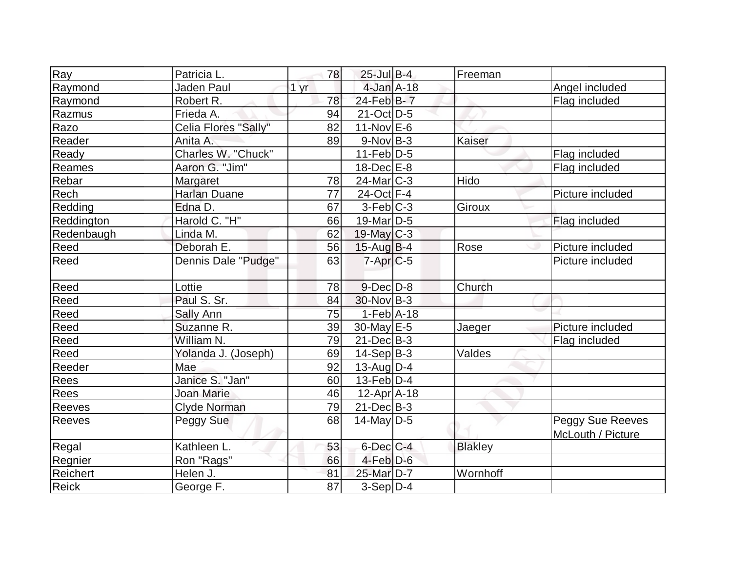| | | | | | | |
|---|---|---|---|---|---|---|
| Ray | Patricia L. | 78 | 25-Jul | B-4 | Freeman | |
| Raymond | Jaden Paul | 1 yr | 4-Jan | A-18 | | Angel included |
| Raymond | Robert R. | 78 | 24-Feb | B- 7 | | Flag included |
| Razmus | Frieda A. | 94 | 21-Oct | D-5 | | |
| Razo | Celia Flores "Sally" | 82 | 11-Nov | E-6 | | |
| Reader | Anita A. | 89 | 9-Nov | B-3 | Kaiser | |
| Ready | Charles W. "Chuck" | | 11-Feb | D-5 | | Flag included |
| Reames | Aaron G. "Jim" | | 18-Dec | E-8 | | Flag included |
| Rebar | Margaret | 78 | 24-Mar | C-3 | Hido | |
| Rech | Harlan Duane | 77 | 24-Oct | F-4 | | Picture included |
| Redding | Edna D. | 67 | 3-Feb | C-3 | Giroux | |
| Reddington | Harold C. "H" | 66 | 19-Mar | D-5 | | Flag included |
| Redenbaugh | Linda M. | 62 | 19-May | C-3 | | |
| Reed | Deborah E. | 56 | 15-Aug | B-4 | Rose | Picture included |
| Reed | Dennis Dale "Pudge" | 63 | 7-Apr | C-5 | | Picture included |
| Reed | Lottie | 78 | 9-Dec | D-8 | Church | |
| Reed | Paul S. Sr. | 84 | 30-Nov | B-3 | | |
| Reed | Sally Ann | 75 | 1-Feb | A-18 | | |
| Reed | Suzanne R. | 39 | 30-May | E-5 | Jaeger | Picture included |
| Reed | William N. | 79 | 21-Dec | B-3 | | Flag included |
| Reed | Yolanda J. (Joseph) | 69 | 14-Sep | B-3 | Valdes | |
| Reeder | Mae | 92 | 13-Aug | D-4 | | |
| Rees | Janice S. "Jan" | 60 | 13-Feb | D-4 | | |
| Rees | Joan Marie | 46 | 12-Apr | A-18 | | |
| Reeves | Clyde Norman | 79 | 21-Dec | B-3 | | |
| Reeves | Peggy Sue | 68 | 14-May | D-5 | | Peggy Sue Reeves McLouth / Picture |
| Regal | Kathleen L. | 53 | 6-Dec | C-4 | Blakley | |
| Regnier | Ron "Rags" | 66 | 4-Feb | D-6 | | |
| Reichert | Helen J. | 81 | 25-Mar | D-7 | Wornhoff | |
| Reick | George F. | 87 | 3-Sep | D-4 | | |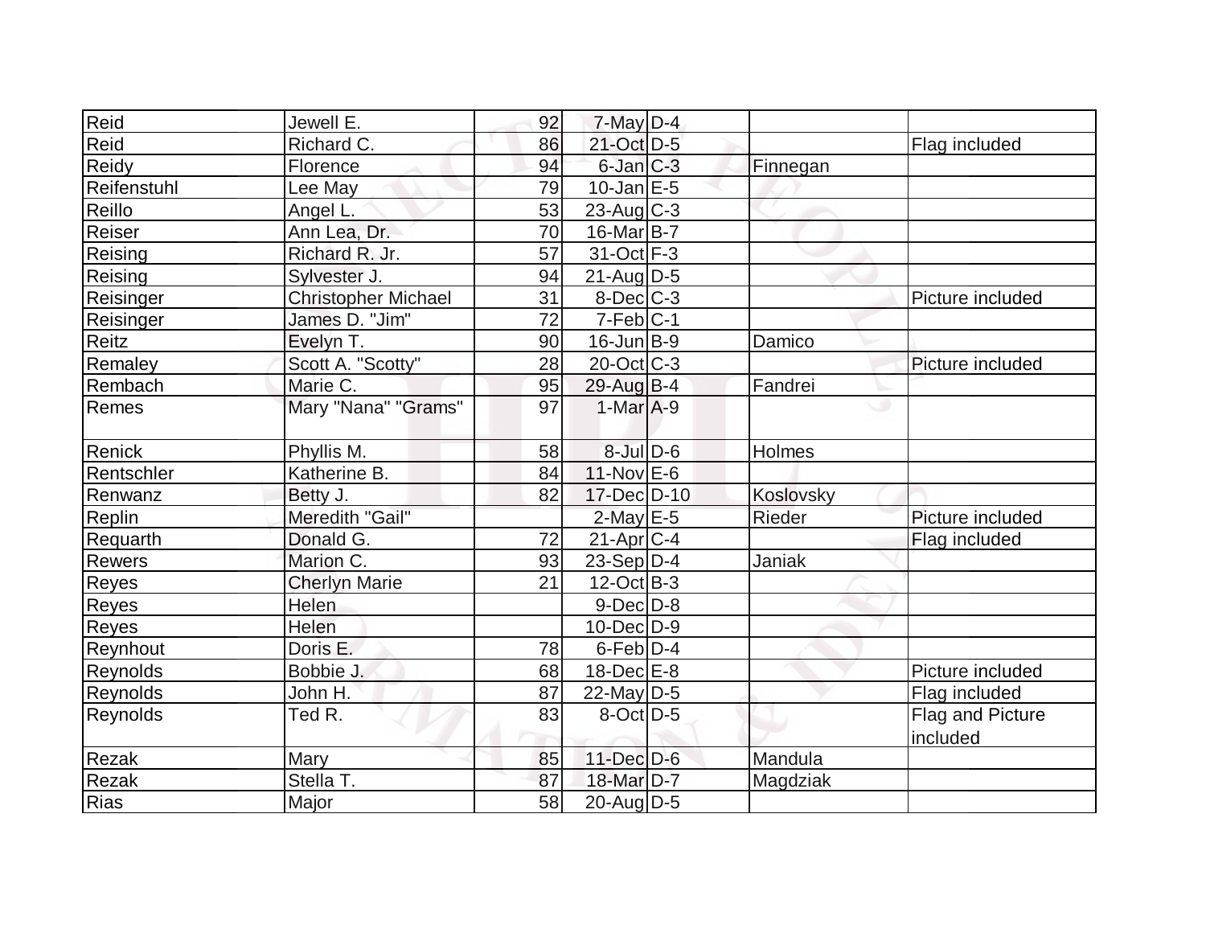| | | | | | | |
|---|---|---|---|---|---|---|
| Reid | Jewell E. | 92 | 7-May | D-4 | | |
| Reid | Richard C. | 86 | 21-Oct | D-5 | | Flag included |
| Reidy | Florence | 94 | 6-Jan | C-3 | Finnegan | |
| Reifenstuhl | Lee May | 79 | 10-Jan | E-5 | | |
| Reillo | Angel L. | 53 | 23-Aug | C-3 | | |
| Reiser | Ann Lea, Dr. | 70 | 16-Mar | B-7 | | |
| Reising | Richard R. Jr. | 57 | 31-Oct | F-3 | | |
| Reising | Sylvester J. | 94 | 21-Aug | D-5 | | |
| Reisinger | Christopher Michael | 31 | 8-Dec | C-3 | | Picture included |
| Reisinger | James D. "Jim" | 72 | 7-Feb | C-1 | | |
| Reitz | Evelyn T. | 90 | 16-Jun | B-9 | Damico | |
| Remaley | Scott A. "Scotty" | 28 | 20-Oct | C-3 | | Picture included |
| Rembach | Marie C. | 95 | 29-Aug | B-4 | Fandrei | |
| Remes | Mary "Nana" "Grams" | 97 | 1-Mar | A-9 | | |
| Renick | Phyllis M. | 58 | 8-Jul | D-6 | Holmes | |
| Rentschler | Katherine B. | 84 | 11-Nov | E-6 | | |
| Renwanz | Betty J. | 82 | 17-Dec | D-10 | Koslovsky | |
| Replin | Meredith "Gail" | | 2-May | E-5 | Rieder | Picture included |
| Requarth | Donald G. | 72 | 21-Apr | C-4 | | Flag included |
| Rewers | Marion C. | 93 | 23-Sep | D-4 | Janiak | |
| Reyes | Cherlyn Marie | 21 | 12-Oct | B-3 | | |
| Reyes | Helen | | 9-Dec | D-8 | | |
| Reyes | Helen | | 10-Dec | D-9 | | |
| Reynhout | Doris E. | 78 | 6-Feb | D-4 | | |
| Reynolds | Bobbie J. | 68 | 18-Dec | E-8 | | Picture included |
| Reynolds | John H. | 87 | 22-May | D-5 | | Flag included |
| Reynolds | Ted R. | 83 | 8-Oct | D-5 | | Flag and Picture included |
| Rezak | Mary | 85 | 11-Dec | D-6 | Mandula | |
| Rezak | Stella T. | 87 | 18-Mar | D-7 | Magdziak | |
| Rias | Major | 58 | 20-Aug | D-5 | | |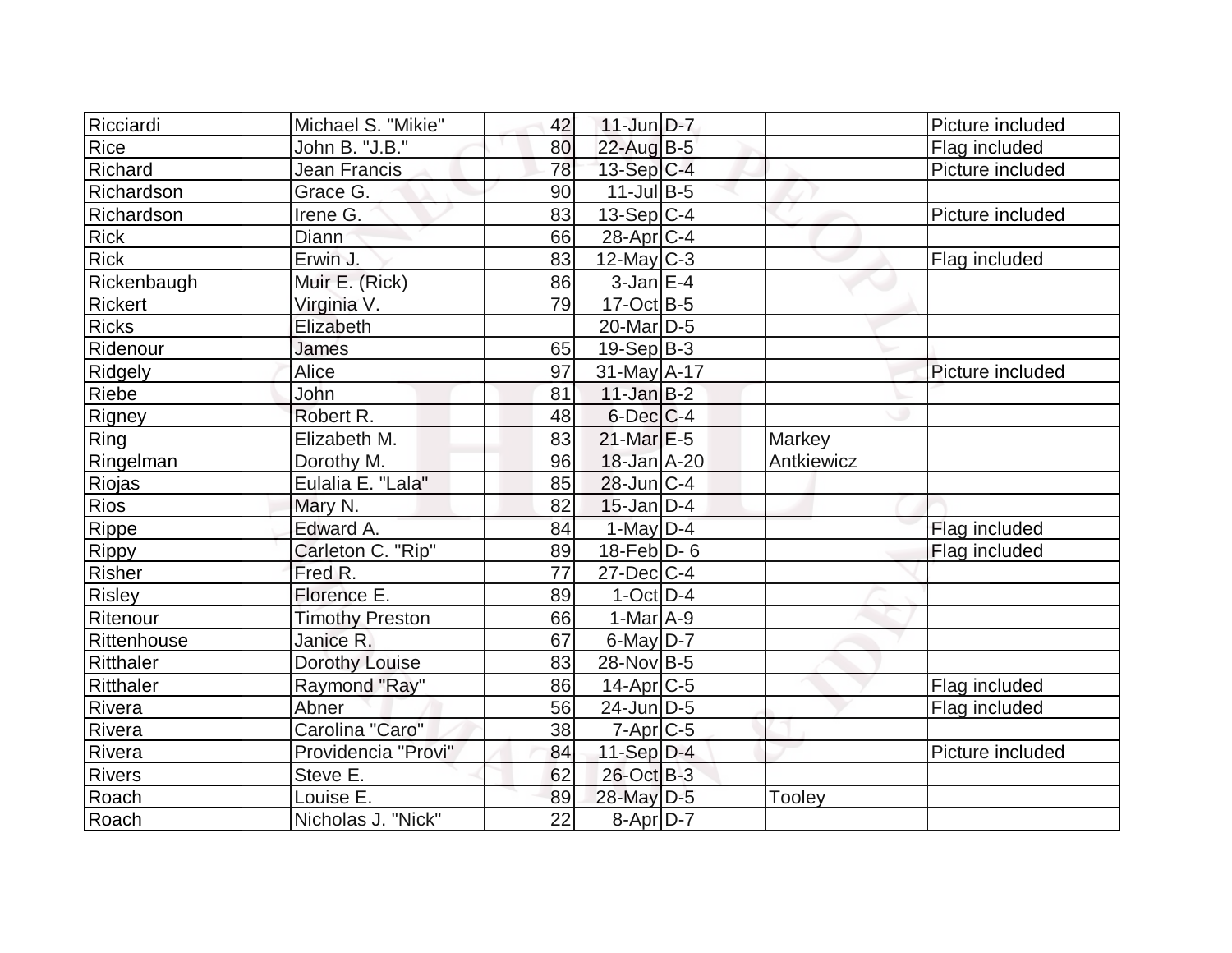| Ricciardi | Michael S. "Mikie" | 42 | 11-Jun | D-7 | | Picture included |
|---|---|---|---|---|---|---|
| Rice | John B. "J.B." | 80 | 22-Aug | B-5 | | Flag included |
| Richard | Jean Francis | 78 | 13-Sep | C-4 | | Picture included |
| Richardson | Grace G. | 90 | 11-Jul | B-5 | | |
| Richardson | Irene G. | 83 | 13-Sep | C-4 | | Picture included |
| Rick | Diann | 66 | 28-Apr | C-4 | | |
| Rick | Erwin J. | 83 | 12-May | C-3 | | Flag included |
| Rickenbaugh | Muir E. (Rick) | 86 | 3-Jan | E-4 | | |
| Rickert | Virginia V. | 79 | 17-Oct | B-5 | | |
| Ricks | Elizabeth | | 20-Mar | D-5 | | |
| Ridenour | James | 65 | 19-Sep | B-3 | | |
| Ridgely | Alice | 97 | 31-May | A-17 | | Picture included |
| Riebe | John | 81 | 11-Jan | B-2 | | |
| Rigney | Robert R. | 48 | 6-Dec | C-4 | | |
| Ring | Elizabeth M. | 83 | 21-Mar | E-5 | Markey | |
| Ringelman | Dorothy M. | 96 | 18-Jan | A-20 | Antkiewicz | |
| Riojas | Eulalia E. "Lala" | 85 | 28-Jun | C-4 | | |
| Rios | Mary N. | 82 | 15-Jan | D-4 | | |
| Rippe | Edward A. | 84 | 1-May | D-4 | | Flag included |
| Rippy | Carleton C. "Rip" | 89 | 18-Feb | D- 6 | | Flag included |
| Risher | Fred R. | 77 | 27-Dec | C-4 | | |
| Risley | Florence E. | 89 | 1-Oct | D-4 | | |
| Ritenour | Timothy Preston | 66 | 1-Mar | A-9 | | |
| Rittenhouse | Janice R. | 67 | 6-May | D-7 | | |
| Ritthaler | Dorothy Louise | 83 | 28-Nov | B-5 | | |
| Ritthaler | Raymond "Ray" | 86 | 14-Apr | C-5 | | Flag included |
| Rivera | Abner | 56 | 24-Jun | D-5 | | Flag included |
| Rivera | Carolina "Caro" | 38 | 7-Apr | C-5 | | |
| Rivera | Providencia "Provi" | 84 | 11-Sep | D-4 | | Picture included |
| Rivers | Steve E. | 62 | 26-Oct | B-3 | | |
| Roach | Louise E. | 89 | 28-May | D-5 | Tooley | |
| Roach | Nicholas J. "Nick" | 22 | 8-Apr | D-7 | | |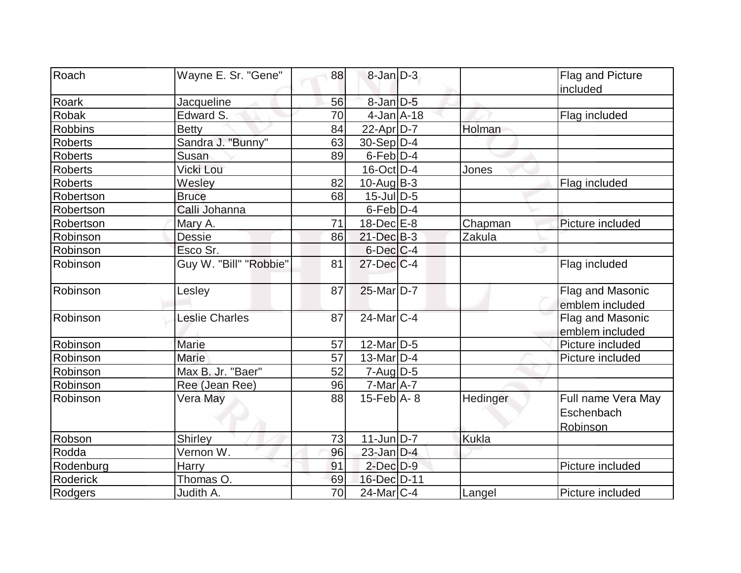| Roach | Wayne E. Sr. "Gene" | 88 | 8-Jan | D-3 | | Flag and Picture included |
|---|---|---|---|---|---|---|
| Roark | Jacqueline | 56 | 8-Jan | D-5 | | |
| Robak | Edward S. | 70 | 4-Jan | A-18 | | Flag included |
| Robbins | Betty | 84 | 22-Apr | D-7 | Holman | |
| Roberts | Sandra J. "Bunny" | 63 | 30-Sep | D-4 | | |
| Roberts | Susan | 89 | 6-Feb | D-4 | | |
| Roberts | Vicki Lou | | 16-Oct | D-4 | Jones | |
| Roberts | Wesley | 82 | 10-Aug | B-3 | | Flag included |
| Robertson | Bruce | 68 | 15-Jul | D-5 | | |
| Robertson | Calli Johanna | | 6-Feb | D-4 | | |
| Robertson | Mary A. | 71 | 18-Dec | E-8 | Chapman | Picture included |
| Robinson | Dessie | 86 | 21-Dec | B-3 | Zakula | |
| Robinson | Esco Sr. | | 6-Dec | C-4 | | |
| Robinson | Guy W. "Bill" "Robbie" | 81 | 27-Dec | C-4 | | Flag included |
| Robinson | Lesley | 87 | 25-Mar | D-7 | | Flag and Masonic emblem included |
| Robinson | Leslie Charles | 87 | 24-Mar | C-4 | | Flag and Masonic emblem included |
| Robinson | Marie | 57 | 12-Mar | D-5 | | Picture included |
| Robinson | Marie | 57 | 13-Mar | D-4 | | Picture included |
| Robinson | Max B. Jr. "Baer" | 52 | 7-Aug | D-5 | | |
| Robinson | Ree (Jean Ree) | 96 | 7-Mar | A-7 | | |
| Robinson | Vera May | 88 | 15-Feb | A- 8 | Hedinger | Full name Vera May Eschenbach Robinson |
| Robson | Shirley | 73 | 11-Jun | D-7 | Kukla | |
| Rodda | Vernon W. | 96 | 23-Jan | D-4 | | |
| Rodenburg | Harry | 91 | 2-Dec | D-9 | | Picture included |
| Roderick | Thomas O. | 69 | 16-Dec | D-11 | | |
| Rodgers | Judith A. | 70 | 24-Mar | C-4 | Langel | Picture included |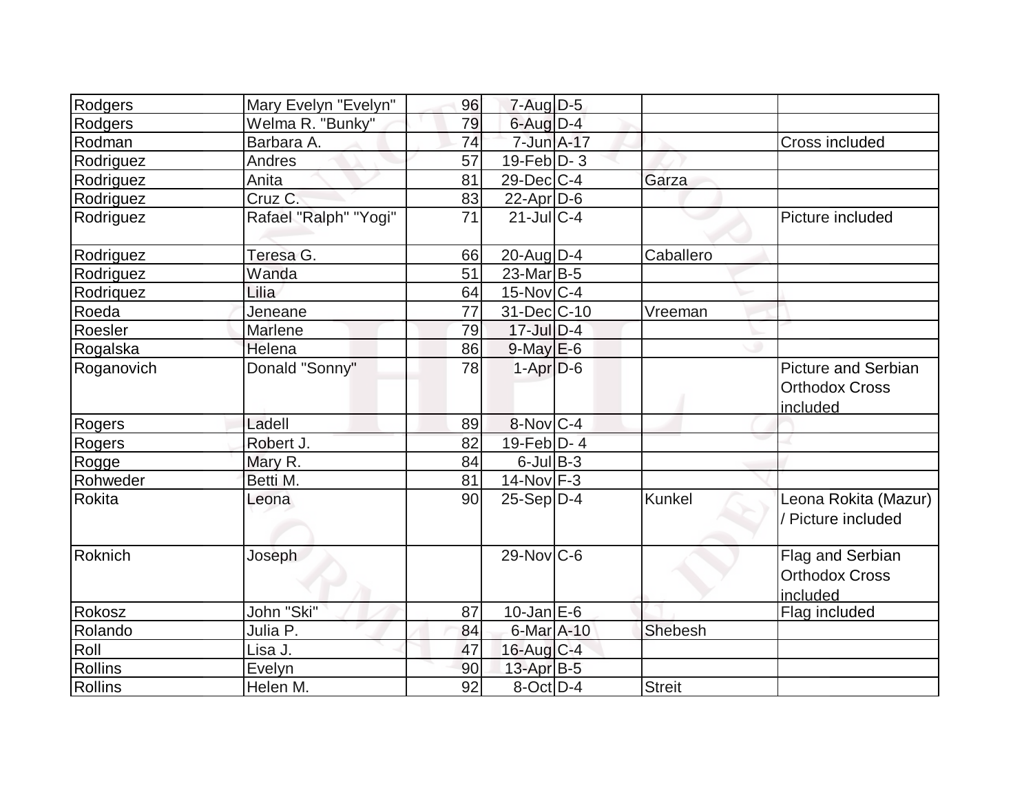| Rodgers | Mary Evelyn "Evelyn" | 96 | 7-Aug | D-5 | | |
|---|---|---|---|---|---|---|
| Rodgers | Welma R. "Bunky" | 79 | 6-Aug | D-4 | | |
| Rodman | Barbara A. | 74 | 7-Jun | A-17 | | Cross included |
| Rodriguez | Andres | 57 | 19-Feb | D- 3 | | |
| Rodriguez | Anita | 81 | 29-Dec | C-4 | Garza | |
| Rodriguez | Cruz C. | 83 | 22-Apr | D-6 | | |
| Rodriguez | Rafael "Ralph" "Yogi" | 71 | 21-Jul | C-4 | | Picture included |
| Rodriguez | Teresa G. | 66 | 20-Aug | D-4 | Caballero | |
| Rodriguez | Wanda | 51 | 23-Mar | B-5 | | |
| Rodriquez | Lilia | 64 | 15-Nov | C-4 | | |
| Roeda | Jeneane | 77 | 31-Dec | C-10 | Vreeman | |
| Roesler | Marlene | 79 | 17-Jul | D-4 | | |
| Rogalska | Helena | 86 | 9-May | E-6 | | |
| Roganovich | Donald "Sonny" | 78 | 1-Apr | D-6 | | Picture and Serbian Orthodox Cross included |
| Rogers | Ladell | 89 | 8-Nov | C-4 | | |
| Rogers | Robert J. | 82 | 19-Feb | D- 4 | | |
| Rogge | Mary R. | 84 | 6-Jul | B-3 | | |
| Rohweder | Betti M. | 81 | 14-Nov | F-3 | | |
| Rokita | Leona | 90 | 25-Sep | D-4 | Kunkel | Leona Rokita (Mazur) / Picture included |
| Roknich | Joseph | | 29-Nov | C-6 | | Flag and Serbian Orthodox Cross included |
| Rokosz | John "Ski" | 87 | 10-Jan | E-6 | | Flag included |
| Rolando | Julia P. | 84 | 6-Mar | A-10 | Shebesh | |
| Roll | Lisa J. | 47 | 16-Aug | C-4 | | |
| Rollins | Evelyn | 90 | 13-Apr | B-5 | | |
| Rollins | Helen M. | 92 | 8-Oct | D-4 | Streit | |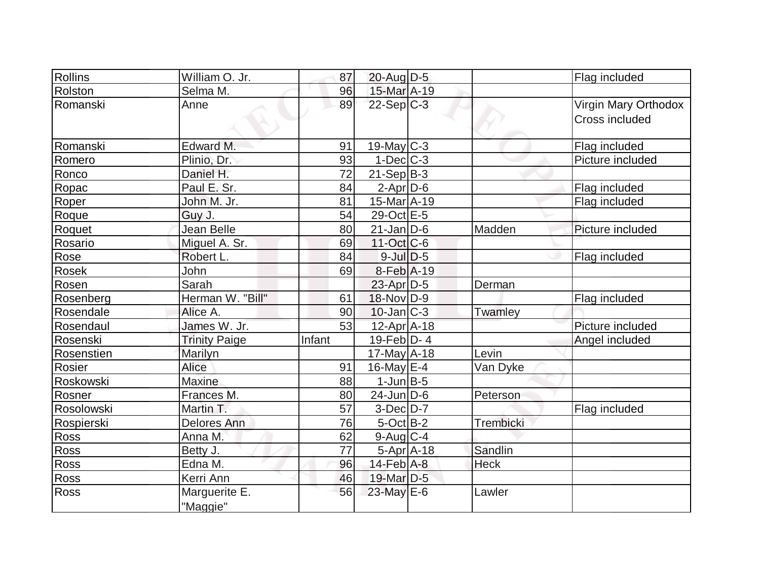| | | | | | | |
|---|---|---|---|---|---|---|
| Rollins | William O. Jr. | 87 | 20-Aug | D-5 | | Flag included |
| Rolston | Selma M. | 96 | 15-Mar | A-19 | | |
| Romanski | Anne | 89 | 22-Sep | C-3 | | Virgin Mary Orthodox Cross included |
| Romanski | Edward M. | 91 | 19-May | C-3 | | Flag included |
| Romero | Plinio, Dr. | 93 | 1-Dec | C-3 | | Picture included |
| Ronco | Daniel H. | 72 | 21-Sep | B-3 | | |
| Ropac | Paul E. Sr. | 84 | 2-Apr | D-6 | | Flag included |
| Roper | John M. Jr. | 81 | 15-Mar | A-19 | | Flag included |
| Roque | Guy J. | 54 | 29-Oct | E-5 | | |
| Roquet | Jean Belle | 80 | 21-Jan | D-6 | Madden | Picture included |
| Rosario | Miguel A. Sr. | 69 | 11-Oct | C-6 | | |
| Rose | Robert L. | 84 | 9-Jul | D-5 | | Flag included |
| Rosek | John | 69 | 8-Feb | A-19 | | |
| Rosen | Sarah | | 23-Apr | D-5 | Derman | |
| Rosenberg | Herman W. "Bill" | 61 | 18-Nov | D-9 | | Flag included |
| Rosendale | Alice A. | 90 | 10-Jan | C-3 | Twamley | |
| Rosendaul | James W. Jr. | 53 | 12-Apr | A-18 | | Picture included |
| Rosenski | Trinity Paige | Infant | 19-Feb | D- 4 | | Angel included |
| Rosenstien | Marilyn | | 17-May | A-18 | Levin | |
| Rosier | Alice | 91 | 16-May | E-4 | Van Dyke | |
| Roskowski | Maxine | 88 | 1-Jun | B-5 | | |
| Rosner | Frances M. | 80 | 24-Jun | D-6 | Peterson | |
| Rosolowski | Martin T. | 57 | 3-Dec | D-7 | | Flag included |
| Rospierski | Delores Ann | 76 | 5-Oct | B-2 | Trembicki | |
| Ross | Anna M. | 62 | 9-Aug | C-4 | | |
| Ross | Betty J. | 77 | 5-Apr | A-18 | Sandlin | |
| Ross | Edna M. | 96 | 14-Feb | A-8 | Heck | |
| Ross | Kerri Ann | 46 | 19-Mar | D-5 | | |
| Ross | Marguerite E. "Maggie" | 56 | 23-May | E-6 | Lawler | |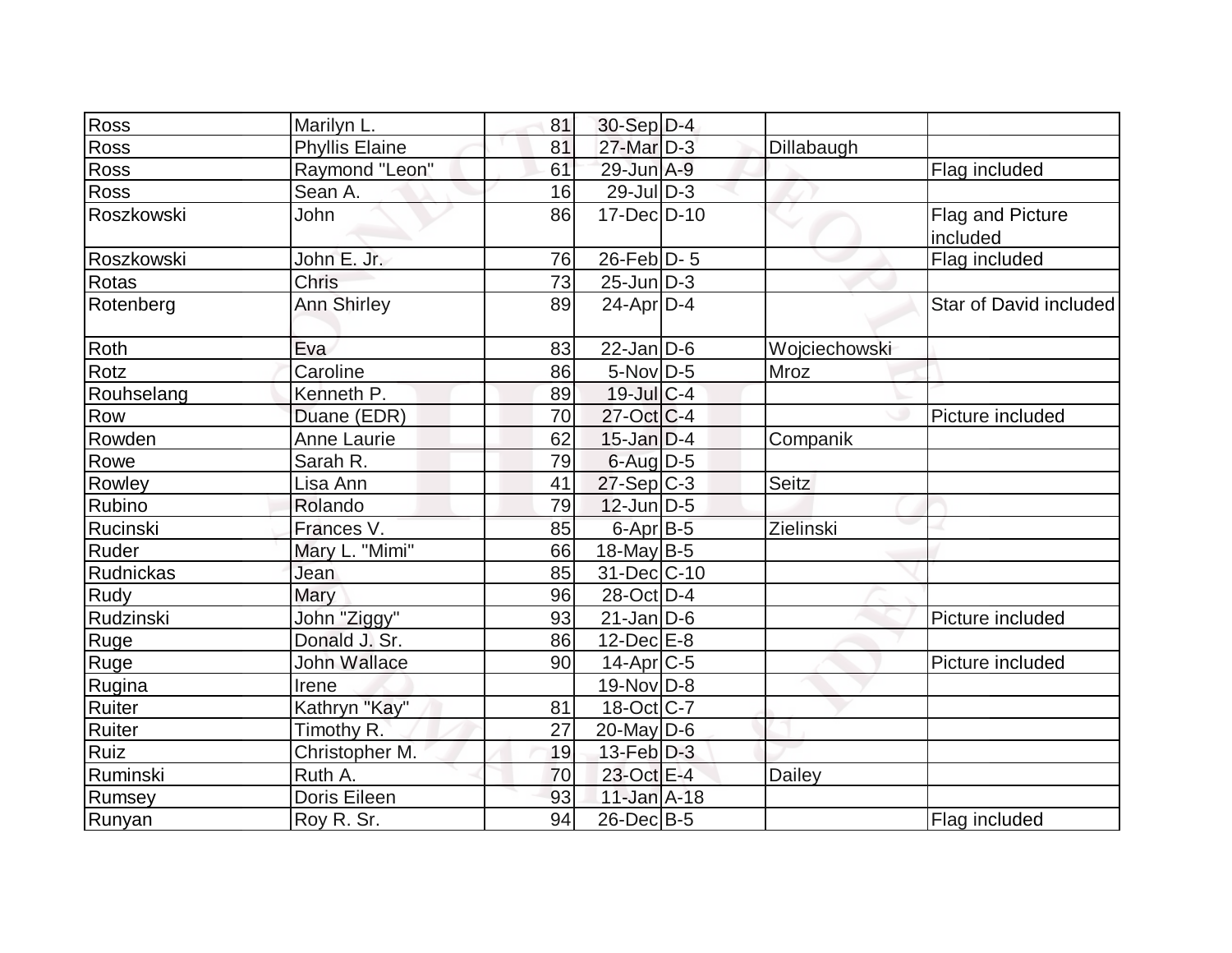| | | | | | | |
|---|---|---|---|---|---|---|
| Ross | Marilyn L. | 81 | 30-Sep | D-4 | | |
| Ross | Phyllis Elaine | 81 | 27-Mar | D-3 | Dillabaugh | |
| Ross | Raymond "Leon" | 61 | 29-Jun | A-9 | | Flag included |
| Ross | Sean A. | 16 | 29-Jul | D-3 | | |
| Roszkowski | John | 86 | 17-Dec | D-10 | | Flag and Picture included |
| Roszkowski | John E. Jr. | 76 | 26-Feb | D- 5 | | Flag included |
| Rotas | Chris | 73 | 25-Jun | D-3 | | |
| Rotenberg | Ann Shirley | 89 | 24-Apr | D-4 | | Star of David included |
| Roth | Eva | 83 | 22-Jan | D-6 | Wojciechowski | |
| Rotz | Caroline | 86 | 5-Nov | D-5 | Mroz | |
| Rouhselang | Kenneth P. | 89 | 19-Jul | C-4 | | |
| Row | Duane (EDR) | 70 | 27-Oct | C-4 | | Picture included |
| Rowden | Anne Laurie | 62 | 15-Jan | D-4 | Companik | |
| Rowe | Sarah R. | 79 | 6-Aug | D-5 | | |
| Rowley | Lisa Ann | 41 | 27-Sep | C-3 | Seitz | |
| Rubino | Rolando | 79 | 12-Jun | D-5 | | |
| Rucinski | Frances V. | 85 | 6-Apr | B-5 | Zielinski | |
| Ruder | Mary L. "Mimi" | 66 | 18-May | B-5 | | |
| Rudnickas | Jean | 85 | 31-Dec | C-10 | | |
| Rudy | Mary | 96 | 28-Oct | D-4 | | |
| Rudzinski | John "Ziggy" | 93 | 21-Jan | D-6 | | Picture included |
| Ruge | Donald J. Sr. | 86 | 12-Dec | E-8 | | |
| Ruge | John Wallace | 90 | 14-Apr | C-5 | | Picture included |
| Rugina | Irene | | 19-Nov | D-8 | | |
| Ruiter | Kathryn "Kay" | 81 | 18-Oct | C-7 | | |
| Ruiter | Timothy R. | 27 | 20-May | D-6 | | |
| Ruiz | Christopher M. | 19 | 13-Feb | D-3 | | |
| Ruminski | Ruth A. | 70 | 23-Oct | E-4 | Dailey | |
| Rumsey | Doris Eileen | 93 | 11-Jan | A-18 | | |
| Runyan | Roy R. Sr. | 94 | 26-Dec | B-5 | | Flag included |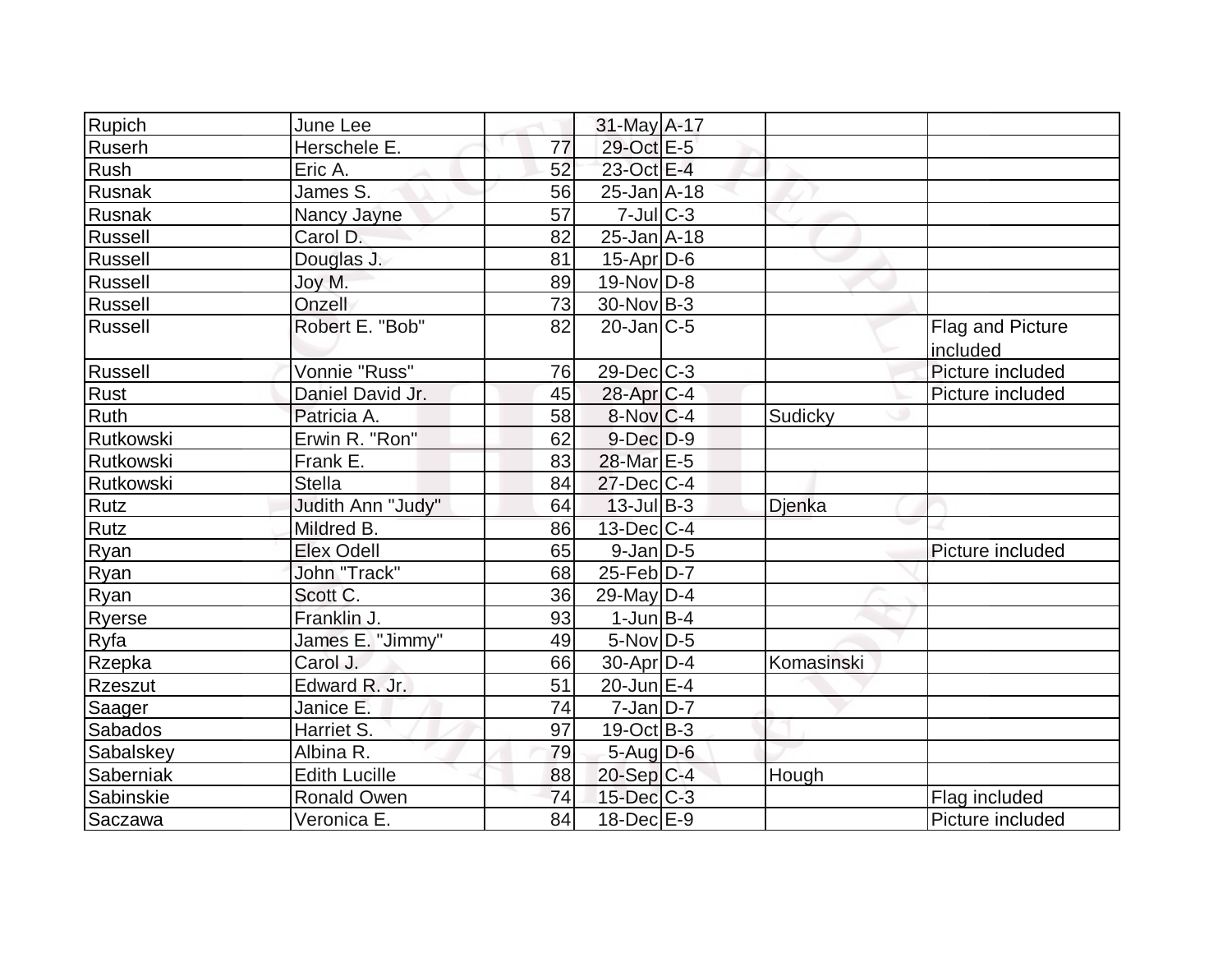| | | | | | | |
|---|---|---|---|---|---|---|
| Rupich | June Lee | | 31-May | A-17 | | |
| Ruserh | Herschele E. | 77 | 29-Oct | E-5 | | |
| Rush | Eric A. | 52 | 23-Oct | E-4 | | |
| Rusnak | James S. | 56 | 25-Jan | A-18 | | |
| Rusnak | Nancy Jayne | 57 | 7-Jul | C-3 | | |
| Russell | Carol D. | 82 | 25-Jan | A-18 | | |
| Russell | Douglas J. | 81 | 15-Apr | D-6 | | |
| Russell | Joy M. | 89 | 19-Nov | D-8 | | |
| Russell | Onzell | 73 | 30-Nov | B-3 | | |
| Russell | Robert E. "Bob" | 82 | 20-Jan | C-5 | | Flag and Picture included |
| Russell | Vonnie "Russ" | 76 | 29-Dec | C-3 | | Picture included |
| Rust | Daniel David Jr. | 45 | 28-Apr | C-4 | | Picture included |
| Ruth | Patricia A. | 58 | 8-Nov | C-4 | Sudicky | |
| Rutkowski | Erwin R. "Ron" | 62 | 9-Dec | D-9 | | |
| Rutkowski | Frank E. | 83 | 28-Mar | E-5 | | |
| Rutkowski | Stella | 84 | 27-Dec | C-4 | | |
| Rutz | Judith Ann "Judy" | 64 | 13-Jul | B-3 | Djenka | |
| Rutz | Mildred B. | 86 | 13-Dec | C-4 | | |
| Ryan | Elex Odell | 65 | 9-Jan | D-5 | | Picture included |
| Ryan | John "Track" | 68 | 25-Feb | D-7 | | |
| Ryan | Scott C. | 36 | 29-May | D-4 | | |
| Ryerse | Franklin J. | 93 | 1-Jun | B-4 | | |
| Ryfa | James E. "Jimmy" | 49 | 5-Nov | D-5 | | |
| Rzepka | Carol J. | 66 | 30-Apr | D-4 | Komasinski | |
| Rzeszut | Edward R. Jr. | 51 | 20-Jun | E-4 | | |
| Saager | Janice E. | 74 | 7-Jan | D-7 | | |
| Sabados | Harriet S. | 97 | 19-Oct | B-3 | | |
| Sabalskey | Albina R. | 79 | 5-Aug | D-6 | | |
| Saberniak | Edith Lucille | 88 | 20-Sep | C-4 | Hough | |
| Sabinskie | Ronald Owen | 74 | 15-Dec | C-3 | | Flag included |
| Saczawa | Veronica E. | 84 | 18-Dec | E-9 | | Picture included |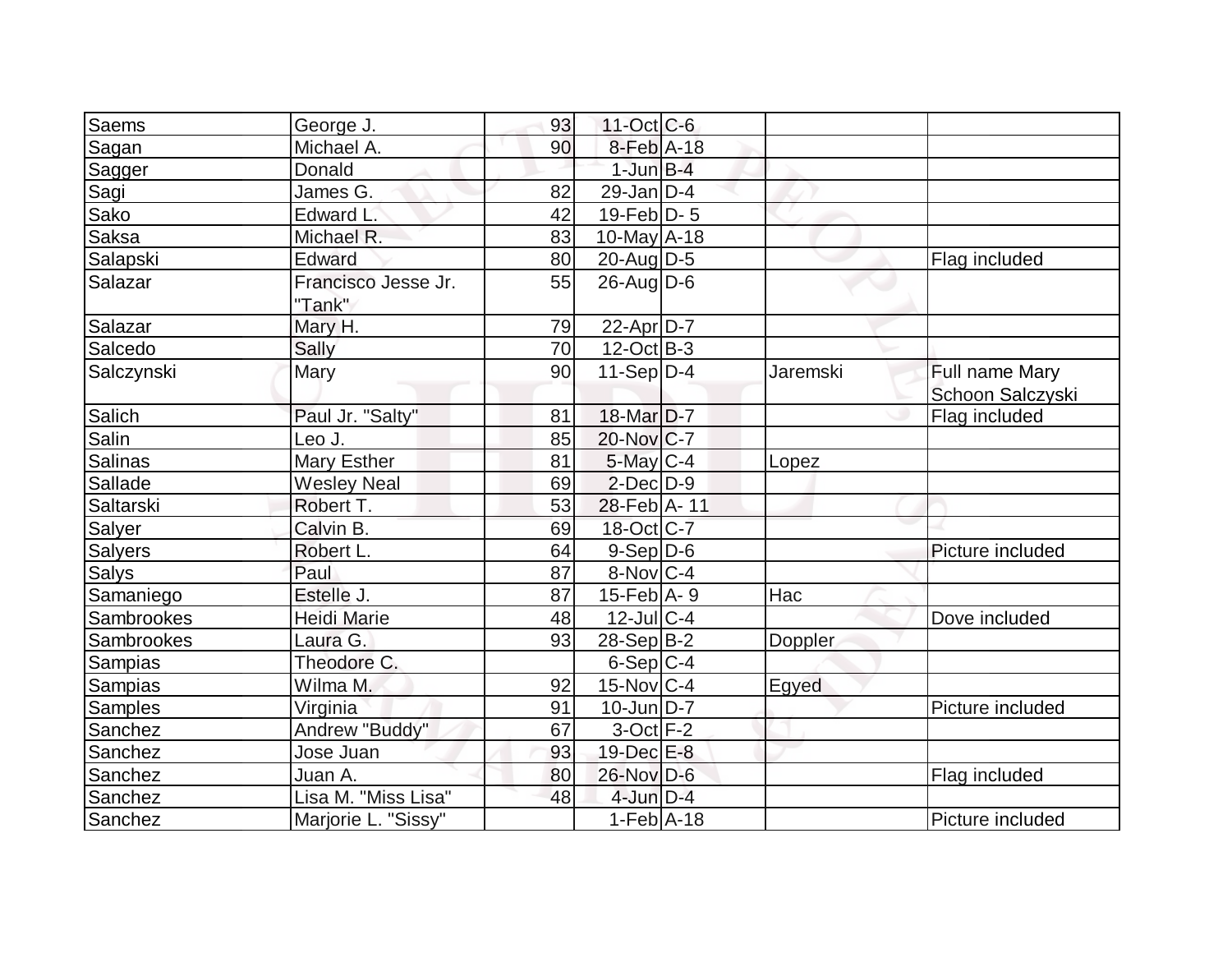| | | | | | | |
|---|---|---|---|---|---|---|
| Saems | George J. | 93 | 11-Oct | C-6 | | |
| Sagan | Michael A. | 90 | 8-Feb | A-18 | | |
| Sagger | Donald | | 1-Jun | B-4 | | |
| Sagi | James G. | 82 | 29-Jan | D-4 | | |
| Sako | Edward L. | 42 | 19-Feb | D- 5 | | |
| Saksa | Michael R. | 83 | 10-May | A-18 | | |
| Salapski | Edward | 80 | 20-Aug | D-5 | | Flag included |
| Salazar | Francisco Jesse Jr. "Tank" | 55 | 26-Aug | D-6 | | |
| Salazar | Mary H. | 79 | 22-Apr | D-7 | | |
| Salcedo | Sally | 70 | 12-Oct | B-3 | | |
| Salczynski | Mary | 90 | 11-Sep | D-4 | Jaremski | Full name Mary Schoon Salczyski |
| Salich | Paul Jr. "Salty" | 81 | 18-Mar | D-7 | | Flag included |
| Salin | Leo J. | 85 | 20-Nov | C-7 | | |
| Salinas | Mary Esther | 81 | 5-May | C-4 | Lopez | |
| Sallade | Wesley Neal | 69 | 2-Dec | D-9 | | |
| Saltarski | Robert T. | 53 | 28-Feb | A- 11 | | |
| Salyer | Calvin B. | 69 | 18-Oct | C-7 | | |
| Salyers | Robert L. | 64 | 9-Sep | D-6 | | Picture included |
| Salys | Paul | 87 | 8-Nov | C-4 | | |
| Samaniego | Estelle J. | 87 | 15-Feb | A- 9 | Hac | |
| Sambrookes | Heidi Marie | 48 | 12-Jul | C-4 | | Dove included |
| Sambrookes | Laura G. | 93 | 28-Sep | B-2 | Doppler | |
| Sampias | Theodore C. | | 6-Sep | C-4 | | |
| Sampias | Wilma M. | 92 | 15-Nov | C-4 | Egyed | |
| Samples | Virginia | 91 | 10-Jun | D-7 | | Picture included |
| Sanchez | Andrew "Buddy" | 67 | 3-Oct | F-2 | | |
| Sanchez | Jose Juan | 93 | 19-Dec | E-8 | | |
| Sanchez | Juan A. | 80 | 26-Nov | D-6 | | Flag included |
| Sanchez | Lisa M. "Miss Lisa" | 48 | 4-Jun | D-4 | | |
| Sanchez | Marjorie L. "Sissy" | | 1-Feb | A-18 | | Picture included |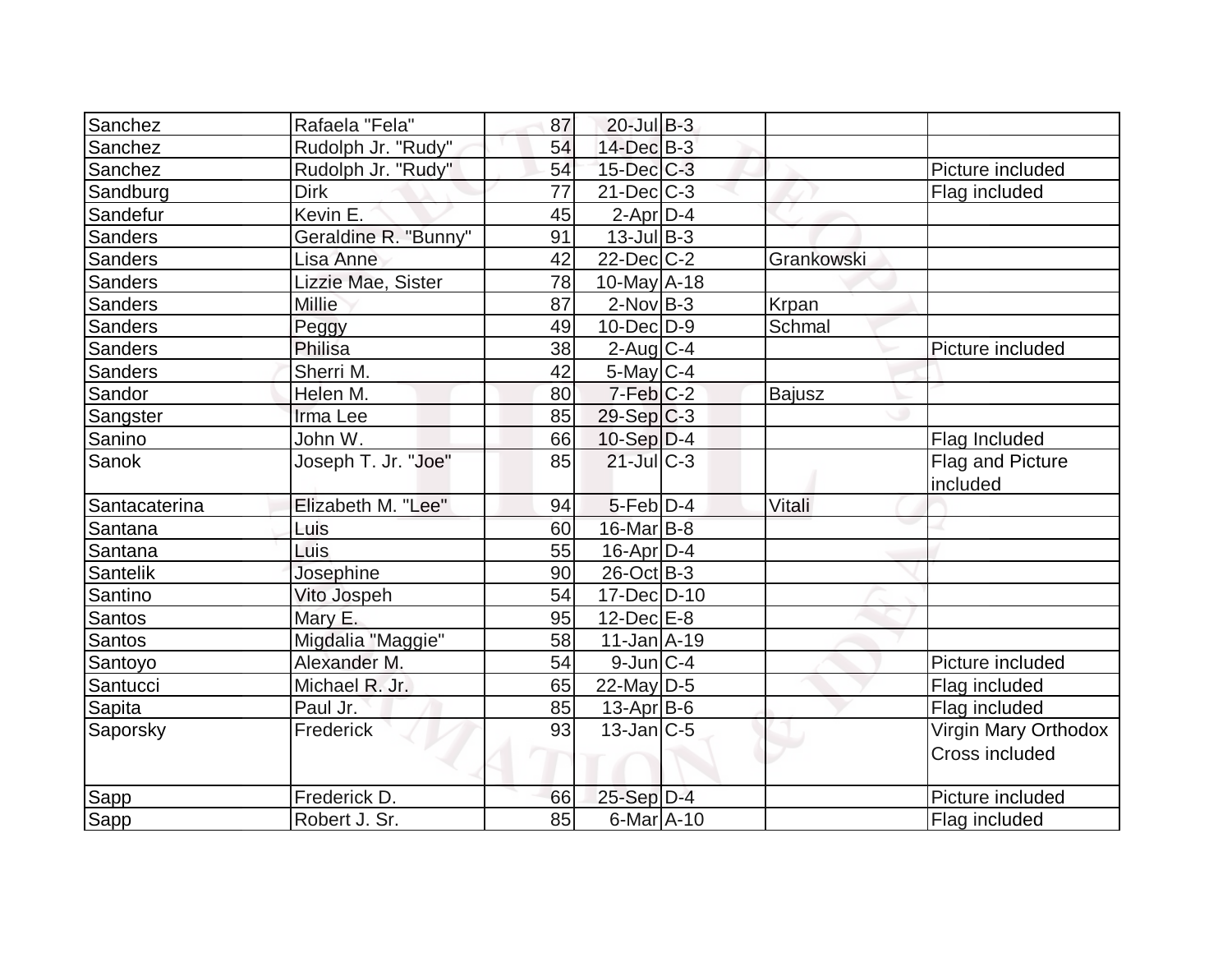| Sanchez | Rafaela "Fela" | 87 | 20-Jul | B-3 | | |
|---|---|---|---|---|---|---|
| Sanchez | Rudolph Jr. "Rudy" | 54 | 14-Dec | B-3 | | |
| Sanchez | Rudolph Jr. "Rudy" | 54 | 15-Dec | C-3 | | Picture included |
| Sandburg | Dirk | 77 | 21-Dec | C-3 | | Flag included |
| Sandefur | Kevin E. | 45 | 2-Apr | D-4 | | |
| Sanders | Geraldine R. "Bunny" | 91 | 13-Jul | B-3 | | |
| Sanders | Lisa Anne | 42 | 22-Dec | C-2 | Grankowski | |
| Sanders | Lizzie Mae, Sister | 78 | 10-May | A-18 | | |
| Sanders | Millie | 87 | 2-Nov | B-3 | Krpan | |
| Sanders | Peggy | 49 | 10-Dec | D-9 | Schmal | |
| Sanders | Philisa | 38 | 2-Aug | C-4 | | Picture included |
| Sanders | Sherri M. | 42 | 5-May | C-4 | | |
| Sandor | Helen M. | 80 | 7-Feb | C-2 | Bajusz | |
| Sangster | Irma Lee | 85 | 29-Sep | C-3 | | |
| Sanino | John W. | 66 | 10-Sep | D-4 | | Flag Included |
| Sanok | Joseph T. Jr. "Joe" | 85 | 21-Jul | C-3 | | Flag and Picture included |
| Santacaterina | Elizabeth M. "Lee" | 94 | 5-Feb | D-4 | Vitali | |
| Santana | Luis | 60 | 16-Mar | B-8 | | |
| Santana | Luis | 55 | 16-Apr | D-4 | | |
| Santelik | Josephine | 90 | 26-Oct | B-3 | | |
| Santino | Vito Jospeh | 54 | 17-Dec | D-10 | | |
| Santos | Mary E. | 95 | 12-Dec | E-8 | | |
| Santos | Migdalia "Maggie" | 58 | 11-Jan | A-19 | | |
| Santoyo | Alexander M. | 54 | 9-Jun | C-4 | | Picture included |
| Santucci | Michael R. Jr. | 65 | 22-May | D-5 | | Flag included |
| Sapita | Paul Jr. | 85 | 13-Apr | B-6 | | Flag included |
| Saporsky | Frederick | 93 | 13-Jan | C-5 | | Virgin Mary Orthodox Cross included |
| Sapp | Frederick D. | 66 | 25-Sep | D-4 | | Picture included |
| Sapp | Robert J. Sr. | 85 | 6-Mar | A-10 | | Flag included |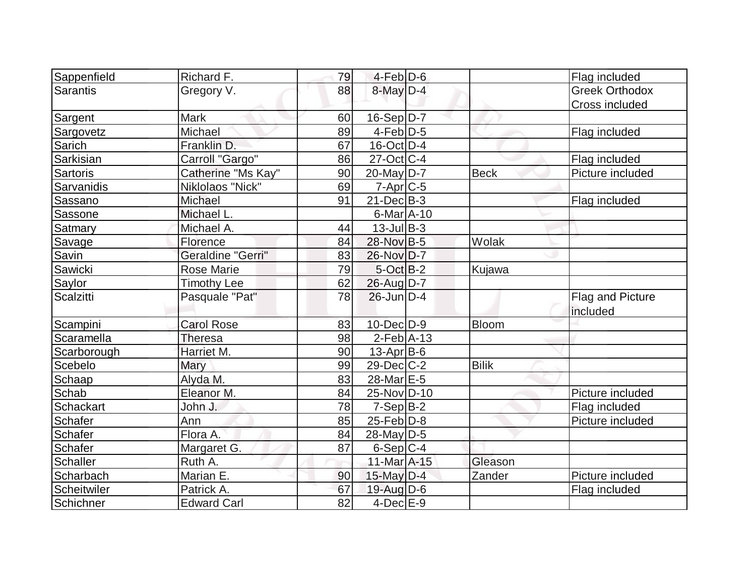| Sappenfield | Richard F. | 79 | 4-Feb | D-6 | | Flag included |
|---|---|---|---|---|---|---|
| Sarantis | Gregory V. | 88 | 8-May | D-4 | | Greek Orthodox Cross included |
| Sargent | Mark | 60 | 16-Sep | D-7 | | |
| Sargovetz | Michael | 89 | 4-Feb | D-5 | | Flag included |
| Sarich | Franklin D. | 67 | 16-Oct | D-4 | | |
| Sarkisian | Carroll "Gargo" | 86 | 27-Oct | C-4 | | Flag included |
| Sartoris | Catherine "Ms Kay" | 90 | 20-May | D-7 | Beck | Picture included |
| Sarvanidis | Niklolaos "Nick" | 69 | 7-Apr | C-5 | | |
| Sassano | Michael | 91 | 21-Dec | B-3 | | Flag included |
| Sassone | Michael L. | | 6-Mar | A-10 | | |
| Satmary | Michael A. | 44 | 13-Jul | B-3 | | |
| Savage | Florence | 84 | 28-Nov | B-5 | Wolak | |
| Savin | Geraldine "Gerri" | 83 | 26-Nov | D-7 | | |
| Sawicki | Rose Marie | 79 | 5-Oct | B-2 | Kujawa | |
| Saylor | Timothy Lee | 62 | 26-Aug | D-7 | | |
| Scalzitti | Pasquale "Pat" | 78 | 26-Jun | D-4 | | Flag and Picture included |
| Scampini | Carol Rose | 83 | 10-Dec | D-9 | Bloom | |
| Scaramella | Theresa | 98 | 2-Feb | A-13 | | |
| Scarborough | Harriet M. | 90 | 13-Apr | B-6 | | |
| Scebelo | Mary | 99 | 29-Dec | C-2 | Bilik | |
| Schaap | Alyda M. | 83 | 28-Mar | E-5 | | |
| Schab | Eleanor M. | 84 | 25-Nov | D-10 | | Picture included |
| Schackart | John J. | 78 | 7-Sep | B-2 | | Flag included |
| Schafer | Ann | 85 | 25-Feb | D-8 | | Picture included |
| Schafer | Flora A. | 84 | 28-May | D-5 | | |
| Schafer | Margaret G. | 87 | 6-Sep | C-4 | | |
| Schaller | Ruth A. | | 11-Mar | A-15 | Gleason | |
| Scharbach | Marian E. | 90 | 15-May | D-4 | Zander | Picture included |
| Scheitwiler | Patrick A. | 67 | 19-Aug | D-6 | | Flag included |
| Schichner | Edward Carl | 82 | 4-Dec | E-9 | | |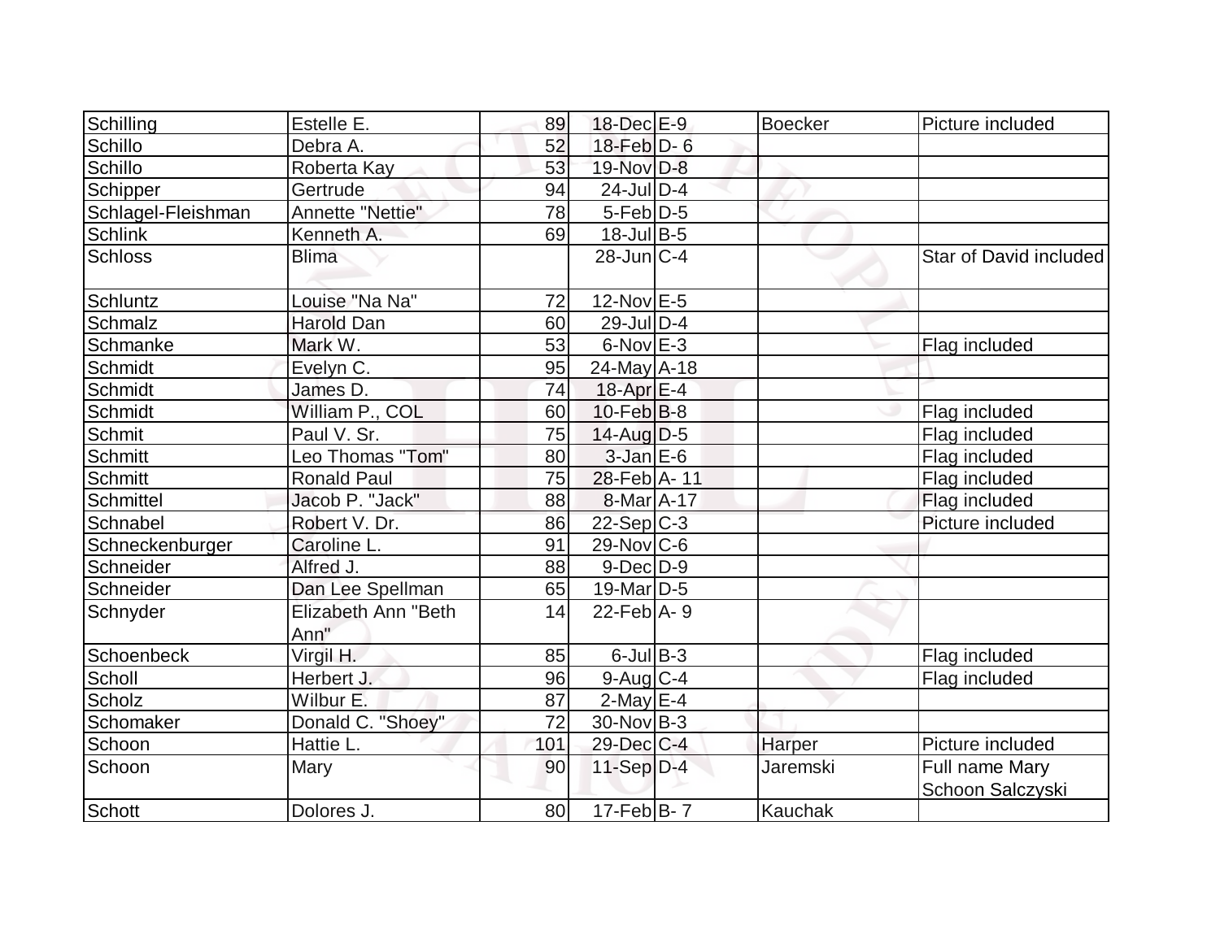| Schilling | Estelle E. | 89 | 18-Dec | E-9 | Boecker | Picture included |
|---|---|---|---|---|---|---|
| Schillo | Debra A. | 52 | 18-Feb | D- 6 | | |
| Schillo | Roberta Kay | 53 | 19-Nov | D-8 | | |
| Schipper | Gertrude | 94 | 24-Jul | D-4 | | |
| Schlagel-Fleishman | Annette "Nettie" | 78 | 5-Feb | D-5 | | |
| Schlink | Kenneth A. | 69 | 18-Jul | B-5 | | |
| Schloss | Blima | | 28-Jun | C-4 | | Star of David included |
| Schluntz | Louise "Na Na" | 72 | 12-Nov | E-5 | | |
| Schmalz | Harold Dan | 60 | 29-Jul | D-4 | | |
| Schmanke | Mark W. | 53 | 6-Nov | E-3 | | Flag included |
| Schmidt | Evelyn C. | 95 | 24-May | A-18 | | |
| Schmidt | James D. | 74 | 18-Apr | E-4 | | |
| Schmidt | William P., COL | 60 | 10-Feb | B-8 | | Flag included |
| Schmit | Paul V. Sr. | 75 | 14-Aug | D-5 | | Flag included |
| Schmitt | Leo Thomas "Tom" | 80 | 3-Jan | E-6 | | Flag included |
| Schmitt | Ronald Paul | 75 | 28-Feb | A- 11 | | Flag included |
| Schmittel | Jacob P. "Jack" | 88 | 8-Mar | A-17 | | Flag included |
| Schnabel | Robert V. Dr. | 86 | 22-Sep | C-3 | | Picture included |
| Schneckenburger | Caroline L. | 91 | 29-Nov | C-6 | | |
| Schneider | Alfred J. | 88 | 9-Dec | D-9 | | |
| Schneider | Dan Lee Spellman | 65 | 19-Mar | D-5 | | |
| Schnyder | Elizabeth Ann "Beth Ann" | 14 | 22-Feb | A- 9 | | |
| Schoenbeck | Virgil H. | 85 | 6-Jul | B-3 | | Flag included |
| Scholl | Herbert J. | 96 | 9-Aug | C-4 | | Flag included |
| Scholz | Wilbur E. | 87 | 2-May | E-4 | | |
| Schomaker | Donald C. "Shoey" | 72 | 30-Nov | B-3 | | |
| Schoon | Hattie L. | 101 | 29-Dec | C-4 | Harper | Picture included |
| Schoon | Mary | 90 | 11-Sep | D-4 | Jaremski | Full name Mary Schoon Salczyski |
| Schott | Dolores J. | 80 | 17-Feb | B- 7 | Kauchak | |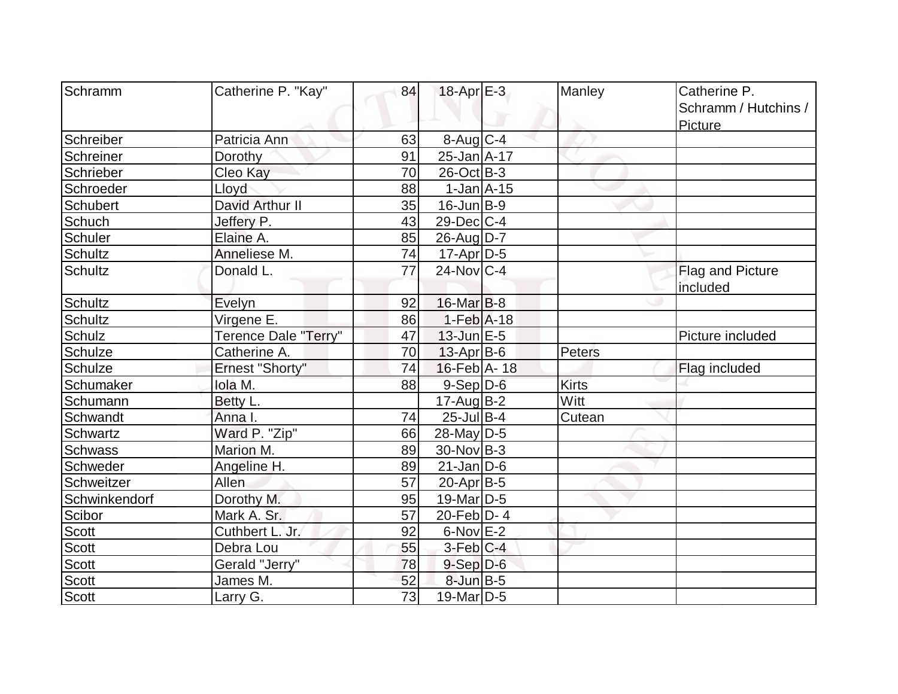| Schramm | Catherine P. "Kay" | 84 | 18-Apr | E-3 | Manley | Catherine P. Schramm / Hutchins / Picture |
|---|---|---|---|---|---|---|
| Schreiber | Patricia Ann | 63 | 8-Aug | C-4 | | |
| Schreiner | Dorothy | 91 | 25-Jan | A-17 | | |
| Schrieber | Cleo Kay | 70 | 26-Oct | B-3 | | |
| Schroeder | Lloyd | 88 | 1-Jan | A-15 | | |
| Schubert | David Arthur II | 35 | 16-Jun | B-9 | | |
| Schuch | Jeffery P. | 43 | 29-Dec | C-4 | | |
| Schuler | Elaine A. | 85 | 26-Aug | D-7 | | |
| Schultz | Anneliese M. | 74 | 17-Apr | D-5 | | |
| Schultz | Donald L. | 77 | 24-Nov | C-4 | | Flag and Picture included |
| Schultz | Evelyn | 92 | 16-Mar | B-8 | | |
| Schultz | Virgene E. | 86 | 1-Feb | A-18 | | |
| Schulz | Terence Dale "Terry" | 47 | 13-Jun | E-5 | | Picture included |
| Schulze | Catherine A. | 70 | 13-Apr | B-6 | Peters | |
| Schulze | Ernest "Shorty" | 74 | 16-Feb | A- 18 | | Flag included |
| Schumaker | Iola M. | 88 | 9-Sep | D-6 | Kirts | |
| Schumann | Betty L. | | 17-Aug | B-2 | Witt | |
| Schwandt | Anna I. | 74 | 25-Jul | B-4 | Cutean | |
| Schwartz | Ward P. "Zip" | 66 | 28-May | D-5 | | |
| Schwass | Marion M. | 89 | 30-Nov | B-3 | | |
| Schweder | Angeline H. | 89 | 21-Jan | D-6 | | |
| Schweitzer | Allen | 57 | 20-Apr | B-5 | | |
| Schwinkendorf | Dorothy M. | 95 | 19-Mar | D-5 | | |
| Scibor | Mark A. Sr. | 57 | 20-Feb | D- 4 | | |
| Scott | Cuthbert L. Jr. | 92 | 6-Nov | E-2 | | |
| Scott | Debra Lou | 55 | 3-Feb | C-4 | | |
| Scott | Gerald "Jerry" | 78 | 9-Sep | D-6 | | |
| Scott | James M. | 52 | 8-Jun | B-5 | | |
| Scott | Larry G. | 73 | 19-Mar | D-5 | | |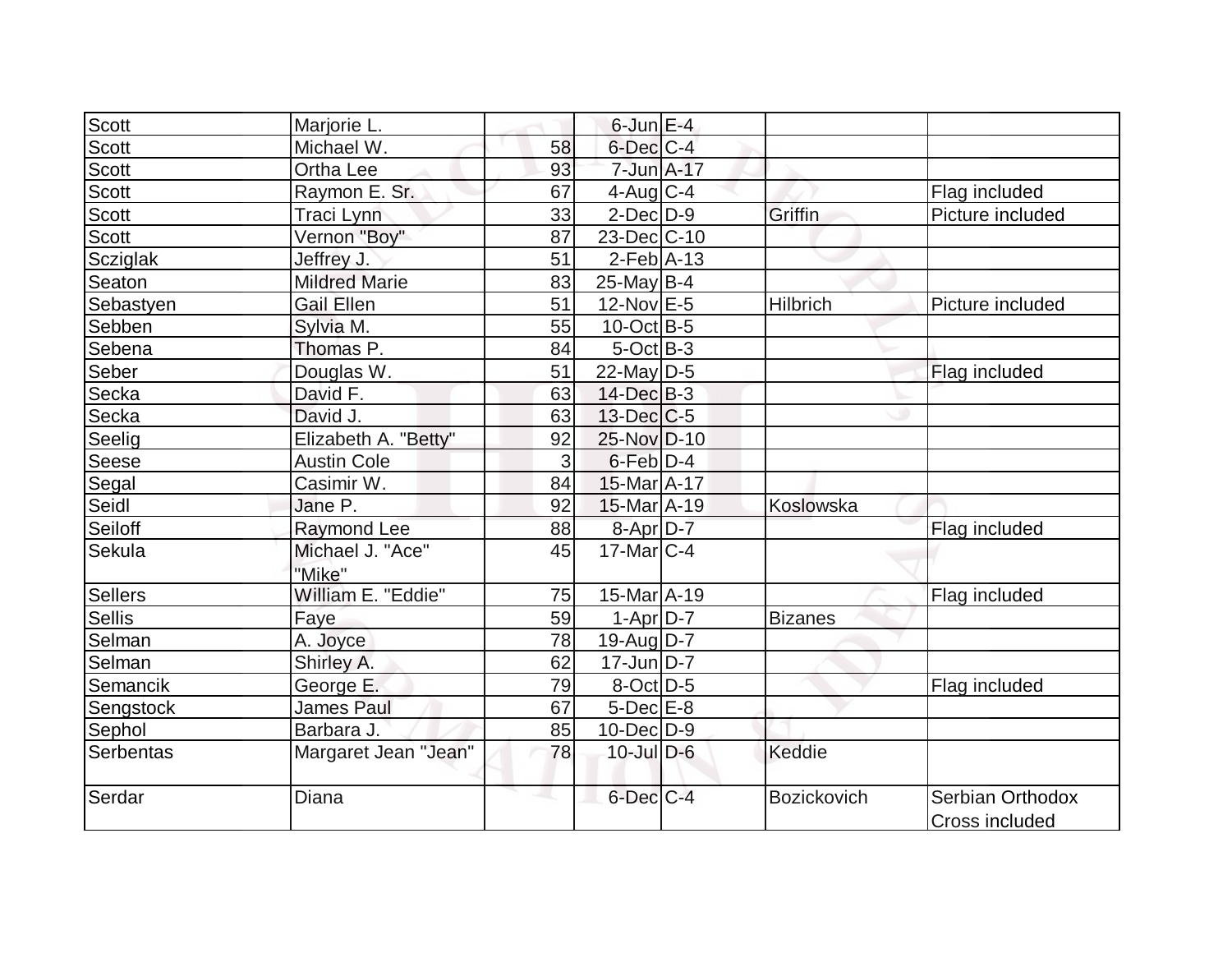| | | | | | | |
|---|---|---|---|---|---|---|
| Scott | Marjorie L. | | 6-Jun | E-4 | | |
| Scott | Michael W. | 58 | 6-Dec | C-4 | | |
| Scott | Ortha Lee | 93 | 7-Jun | A-17 | | |
| Scott | Raymon E. Sr. | 67 | 4-Aug | C-4 | | Flag included |
| Scott | Traci Lynn | 33 | 2-Dec | D-9 | Griffin | Picture included |
| Scott | Vernon "Boy" | 87 | 23-Dec | C-10 | | |
| Sczigiak | Jeffrey J. | 51 | 2-Feb | A-13 | | |
| Seaton | Mildred Marie | 83 | 25-May | B-4 | | |
| Sebastyen | Gail Ellen | 51 | 12-Nov | E-5 | Hilbrich | Picture included |
| Sebben | Sylvia M. | 55 | 10-Oct | B-5 | | |
| Sebena | Thomas P. | 84 | 5-Oct | B-3 | | |
| Seber | Douglas W. | 51 | 22-May | D-5 | | Flag included |
| Secka | David F. | 63 | 14-Dec | B-3 | | |
| Secka | David J. | 63 | 13-Dec | C-5 | | |
| Seelig | Elizabeth A. "Betty" | 92 | 25-Nov | D-10 | | |
| Seese | Austin Cole | 3 | 6-Feb | D-4 | | |
| Segal | Casimir W. | 84 | 15-Mar | A-17 | | |
| Seidl | Jane P. | 92 | 15-Mar | A-19 | Koslowska | |
| Seiloff | Raymond Lee | 88 | 8-Apr | D-7 | | Flag included |
| Sekula | Michael J. "Ace" "Mike" | 45 | 17-Mar | C-4 | | |
| Sellers | William E. "Eddie" | 75 | 15-Mar | A-19 | | Flag included |
| Sellis | Faye | 59 | 1-Apr | D-7 | Bizanes | |
| Selman | A. Joyce | 78 | 19-Aug | D-7 | | |
| Selman | Shirley A. | 62 | 17-Jun | D-7 | | |
| Semancik | George E. | 79 | 8-Oct | D-5 | | Flag included |
| Sengstock | James Paul | 67 | 5-Dec | E-8 | | |
| Sephol | Barbara J. | 85 | 10-Dec | D-9 | | |
| Serbentas | Margaret Jean "Jean" | 78 | 10-Jul | D-6 | Keddie | |
| Serdar | Diana | | 6-Dec | C-4 | Bozickovich | Serbian Orthodox Cross included |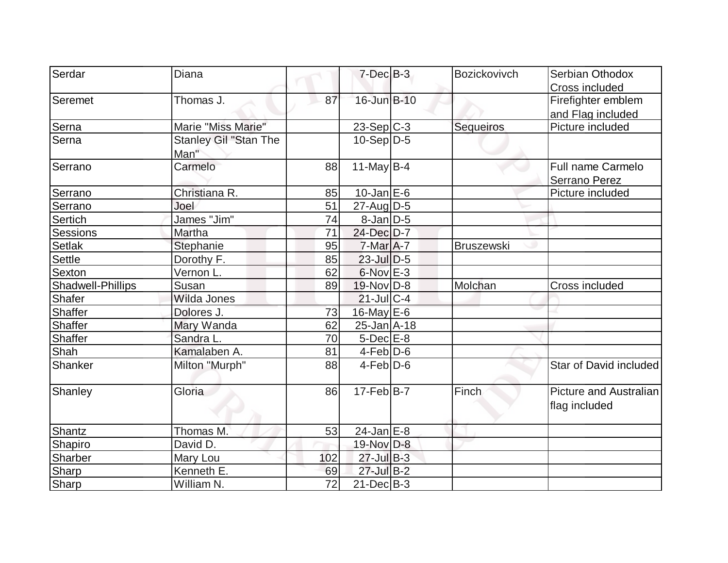| Serdar | Diana | | 7-Dec | B-3 | Bozickovivch | Serbian Othodox Cross included |
|---|---|---|---|---|---|---|
| Seremet | Thomas J. | 87 | 16-Jun | B-10 | | Firefighter emblem and Flag included |
| Serna | Marie "Miss Marie" | | 23-Sep | C-3 | Sequeiros | Picture included |
| Serna | Stanley Gil "Stan The Man" | | 10-Sep | D-5 | | |
| Serrano | Carmelo | 88 | 11-May | B-4 | | Full name Carmelo Serrano Perez |
| Serrano | Christiana R. | 85 | 10-Jan | E-6 | | Picture included |
| Serrano | Joel | 51 | 27-Aug | D-5 | | |
| Sertich | James "Jim" | 74 | 8-Jan | D-5 | | |
| Sessions | Martha | 71 | 24-Dec | D-7 | | |
| Setlak | Stephanie | 95 | 7-Mar | A-7 | Bruszewski | |
| Settle | Dorothy F. | 85 | 23-Jul | D-5 | | |
| Sexton | Vernon L. | 62 | 6-Nov | E-3 | | |
| Shadwell-Phillips | Susan | 89 | 19-Nov | D-8 | Molchan | Cross included |
| Shafer | Wilda Jones | | 21-Jul | C-4 | | |
| Shaffer | Dolores J. | 73 | 16-May | E-6 | | |
| Shaffer | Mary Wanda | 62 | 25-Jan | A-18 | | |
| Shaffer | Sandra L. | 70 | 5-Dec | E-8 | | |
| Shah | Kamalaben A. | 81 | 4-Feb | D-6 | | |
| Shanker | Milton "Murph" | 88 | 4-Feb | D-6 | | Star of David included |
| Shanley | Gloria | 86 | 17-Feb | B-7 | Finch | Picture and Australian flag included |
| Shantz | Thomas M. | 53 | 24-Jan | E-8 | | |
| Shapiro | David D. | | 19-Nov | D-8 | | |
| Sharber | Mary Lou | 102 | 27-Jul | B-3 | | |
| Sharp | Kenneth E. | 69 | 27-Jul | B-2 | | |
| Sharp | William N. | 72 | 21-Dec | B-3 | | |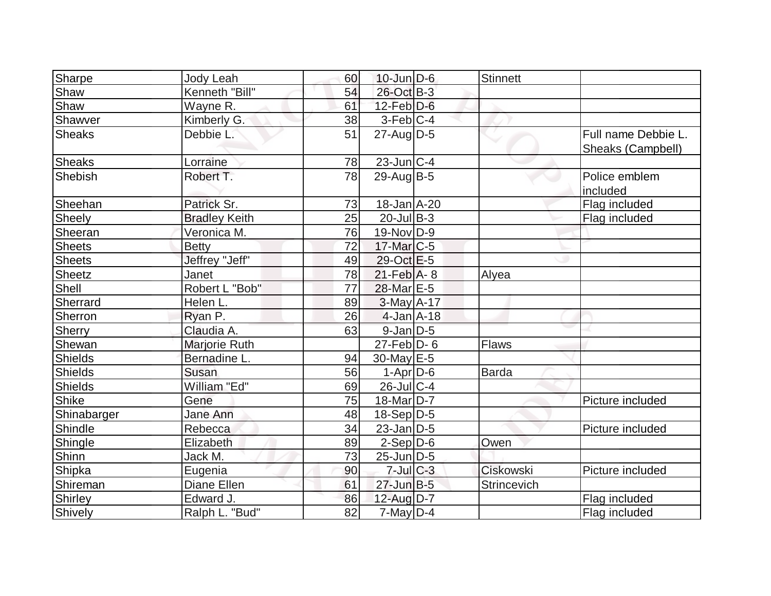| | | | | | | |
|---|---|---|---|---|---|---|
| Sharpe | Jody Leah | 60 | 10-Jun | D-6 | Stinnett | |
| Shaw | Kenneth "Bill" | 54 | 26-Oct | B-3 | | |
| Shaw | Wayne R. | 61 | 12-Feb | D-6 | | |
| Shawver | Kimberly G. | 38 | 3-Feb | C-4 | | |
| Sheaks | Debbie L. | 51 | 27-Aug | D-5 | | Full name Debbie L. Sheaks (Campbell) |
| Sheaks | Lorraine | 78 | 23-Jun | C-4 | | |
| Shebish | Robert T. | 78 | 29-Aug | B-5 | | Police emblem included |
| Sheehan | Patrick Sr. | 73 | 18-Jan | A-20 | | Flag included |
| Sheely | Bradley Keith | 25 | 20-Jul | B-3 | | Flag included |
| Sheeran | Veronica M. | 76 | 19-Nov | D-9 | | |
| Sheets | Betty | 72 | 17-Mar | C-5 | | |
| Sheets | Jeffrey "Jeff" | 49 | 29-Oct | E-5 | | |
| Sheetz | Janet | 78 | 21-Feb | A- 8 | Alyea | |
| Shell | Robert L "Bob" | 77 | 28-Mar | E-5 | | |
| Sherrard | Helen L. | 89 | 3-May | A-17 | | |
| Sherron | Ryan P. | 26 | 4-Jan | A-18 | | |
| Sherry | Claudia A. | 63 | 9-Jan | D-5 | | |
| Shewan | Marjorie Ruth | | 27-Feb | D- 6 | Flaws | |
| Shields | Bernadine L. | 94 | 30-May | E-5 | | |
| Shields | Susan | 56 | 1-Apr | D-6 | Barda | |
| Shields | William "Ed" | 69 | 26-Jul | C-4 | | |
| Shike | Gene | 75 | 18-Mar | D-7 | | Picture included |
| Shinabarger | Jane Ann | 48 | 18-Sep | D-5 | | |
| Shindle | Rebecca | 34 | 23-Jan | D-5 | | Picture included |
| Shingle | Elizabeth | 89 | 2-Sep | D-6 | Owen | |
| Shinn | Jack M. | 73 | 25-Jun | D-5 | | |
| Shipka | Eugenia | 90 | 7-Jul | C-3 | Ciskowski | Picture included |
| Shireman | Diane Ellen | 61 | 27-Jun | B-5 | Strincevich | |
| Shirley | Edward J. | 86 | 12-Aug | D-7 | | Flag included |
| Shively | Ralph L. "Bud" | 82 | 7-May | D-4 | | Flag included |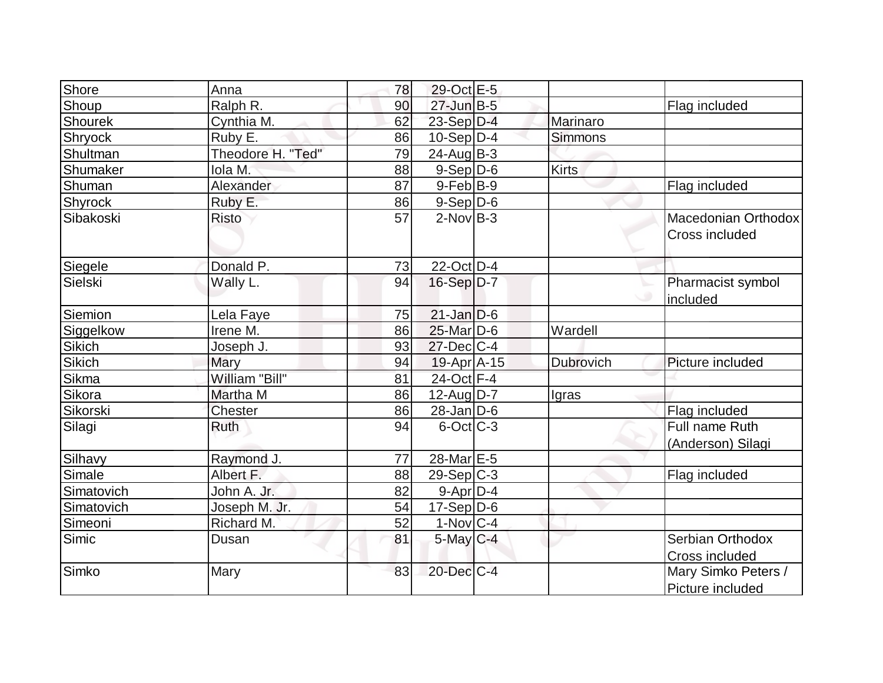| Shore | Anna | 78 | 29-Oct | E-5 | | |
|---|---|---|---|---|---|---|
| Shoup | Ralph R. | 90 | 27-Jun | B-5 | | Flag included |
| Shourek | Cynthia M. | 62 | 23-Sep | D-4 | Marinaro | |
| Shryock | Ruby E. | 86 | 10-Sep | D-4 | Simmons | |
| Shultman | Theodore H. "Ted" | 79 | 24-Aug | B-3 | | |
| Shumaker | Iola M. | 88 | 9-Sep | D-6 | Kirts | |
| Shuman | Alexander | 87 | 9-Feb | B-9 | | Flag included |
| Shyrock | Ruby E. | 86 | 9-Sep | D-6 | | |
| Sibakoski | Risto | 57 | 2-Nov | B-3 | | Macedonian Orthodox Cross included |
| Siegele | Donald P. | 73 | 22-Oct | D-4 | | |
| Sielski | Wally L. | 94 | 16-Sep | D-7 | | Pharmacist symbol included |
| Siemion | Lela Faye | 75 | 21-Jan | D-6 | | |
| Siggelkow | Irene M. | 86 | 25-Mar | D-6 | Wardell | |
| Sikich | Joseph J. | 93 | 27-Dec | C-4 | | |
| Sikich | Mary | 94 | 19-Apr | A-15 | Dubrovich | Picture included |
| Sikma | William "Bill" | 81 | 24-Oct | F-4 | | |
| Sikora | Martha M | 86 | 12-Aug | D-7 | Igras | |
| Sikorski | Chester | 86 | 28-Jan | D-6 | | Flag included |
| Silagi | Ruth | 94 | 6-Oct | C-3 | | Full name Ruth (Anderson) Silagi |
| Silhavy | Raymond J. | 77 | 28-Mar | E-5 | | |
| Simale | Albert F. | 88 | 29-Sep | C-3 | | Flag included |
| Simatovich | John A. Jr. | 82 | 9-Apr | D-4 | | |
| Simatovich | Joseph M. Jr. | 54 | 17-Sep | D-6 | | |
| Simeoni | Richard M. | 52 | 1-Nov | C-4 | | |
| Simic | Dusan | 81 | 5-May | C-4 | | Serbian Orthodox Cross included |
| Simko | Mary | 83 | 20-Dec | C-4 | | Mary Simko Peters / Picture included |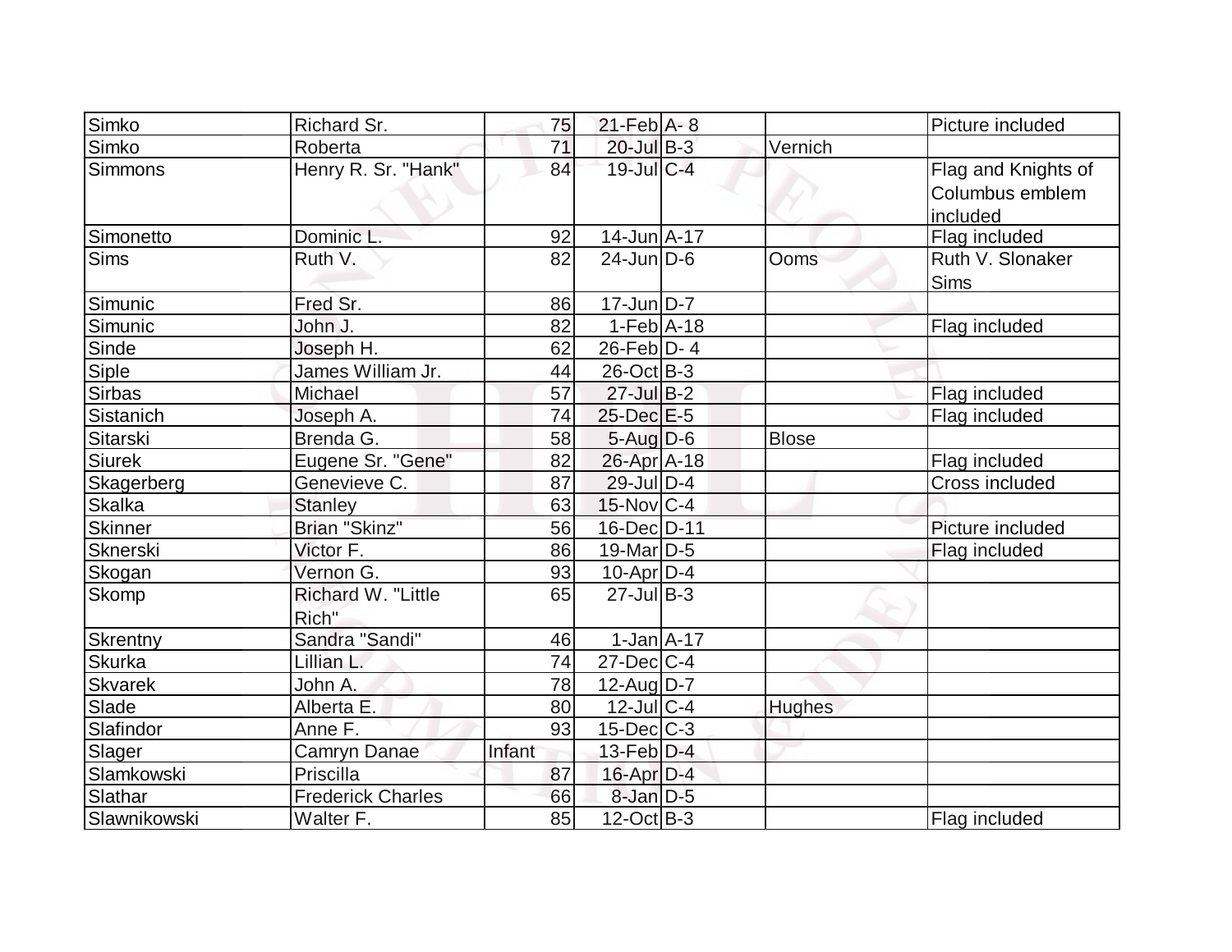| Simko | Richard Sr. | 75 | 21-Feb | A- 8 | | Picture included |
|---|---|---|---|---|---|---|
| Simko | Roberta | 71 | 20-Jul | B-3 | Vernich | |
| Simmons | Henry R. Sr. "Hank" | 84 | 19-Jul | C-4 | | Flag and Knights of Columbus emblem included |
| Simonetto | Dominic L. | 92 | 14-Jun | A-17 | | Flag included |
| Sims | Ruth V. | 82 | 24-Jun | D-6 | Ooms | Ruth V. Slonaker Sims |
| Simunic | Fred Sr. | 86 | 17-Jun | D-7 | | |
| Simunic | John J. | 82 | 1-Feb | A-18 | | Flag included |
| Sinde | Joseph H. | 62 | 26-Feb | D- 4 | | |
| Siple | James William Jr. | 44 | 26-Oct | B-3 | | |
| Sirbas | Michael | 57 | 27-Jul | B-2 | | Flag included |
| Sistanich | Joseph A. | 74 | 25-Dec | E-5 | | Flag included |
| Sitarski | Brenda G. | 58 | 5-Aug | D-6 | Blose | |
| Siurek | Eugene Sr. "Gene" | 82 | 26-Apr | A-18 | | Flag included |
| Skagerberg | Genevieve C. | 87 | 29-Jul | D-4 | | Cross included |
| Skalka | Stanley | 63 | 15-Nov | C-4 | | |
| Skinner | Brian "Skinz" | 56 | 16-Dec | D-11 | | Picture included |
| Sknerski | Victor F. | 86 | 19-Mar | D-5 | | Flag included |
| Skogan | Vernon G. | 93 | 10-Apr | D-4 | | |
| Skomp | Richard W. "Little Rich" | 65 | 27-Jul | B-3 | | |
| Skrentny | Sandra "Sandi" | 46 | 1-Jan | A-17 | | |
| Skurka | Lillian L. | 74 | 27-Dec | C-4 | | |
| Skvarek | John A. | 78 | 12-Aug | D-7 | | |
| Slade | Alberta E. | 80 | 12-Jul | C-4 | Hughes | |
| Slafindor | Anne F. | 93 | 15-Dec | C-3 | | |
| Slager | Camryn Danae | Infant | 13-Feb | D-4 | | |
| Slamkowski | Priscilla | 87 | 16-Apr | D-4 | | |
| Slathar | Frederick Charles | 66 | 8-Jan | D-5 | | |
| Slawnikowski | Walter F. | 85 | 12-Oct | B-3 | | Flag included |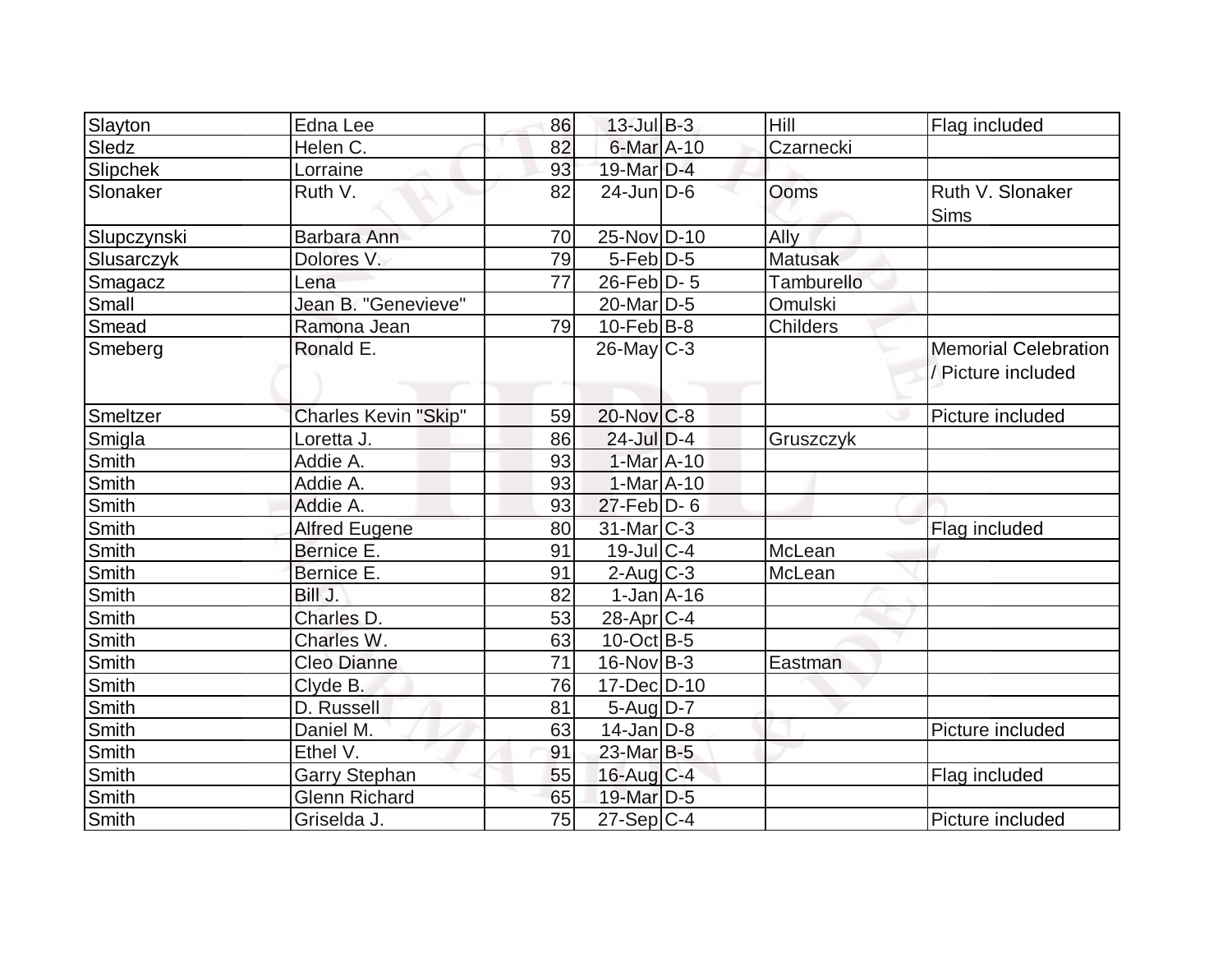| | | | | | | |
|---|---|---|---|---|---|---|
| Slayton | Edna Lee | 86 | 13-Jul | B-3 | Hill | Flag included |
| Sledz | Helen C. | 82 | 6-Mar | A-10 | Czarnecki | |
| Slipchek | Lorraine | 93 | 19-Mar | D-4 | | |
| Slonaker | Ruth V. | 82 | 24-Jun | D-6 | Ooms | Ruth V. Slonaker Sims |
| Slupczynski | Barbara Ann | 70 | 25-Nov | D-10 | Ally | |
| Slusarczyk | Dolores V. | 79 | 5-Feb | D-5 | Matusak | |
| Smagacz | Lena | 77 | 26-Feb | D- 5 | Tamburello | |
| Small | Jean B. "Genevieve" | | 20-Mar | D-5 | Omulski | |
| Smead | Ramona Jean | 79 | 10-Feb | B-8 | Childers | |
| Smeberg | Ronald E. | | 26-May | C-3 | | Memorial Celebration / Picture included |
| Smeltzer | Charles Kevin "Skip" | 59 | 20-Nov | C-8 | | Picture included |
| Smigla | Loretta J. | 86 | 24-Jul | D-4 | Gruszczyk | |
| Smith | Addie A. | 93 | 1-Mar | A-10 | | |
| Smith | Addie A. | 93 | 1-Mar | A-10 | | |
| Smith | Addie A. | 93 | 27-Feb | D- 6 | | |
| Smith | Alfred Eugene | 80 | 31-Mar | C-3 | | Flag included |
| Smith | Bernice E. | 91 | 19-Jul | C-4 | McLean | |
| Smith | Bernice E. | 91 | 2-Aug | C-3 | McLean | |
| Smith | Bill J. | 82 | 1-Jan | A-16 | | |
| Smith | Charles D. | 53 | 28-Apr | C-4 | | |
| Smith | Charles W. | 63 | 10-Oct | B-5 | | |
| Smith | Cleo Dianne | 71 | 16-Nov | B-3 | Eastman | |
| Smith | Clyde B. | 76 | 17-Dec | D-10 | | |
| Smith | D. Russell | 81 | 5-Aug | D-7 | | |
| Smith | Daniel M. | 63 | 14-Jan | D-8 | | Picture included |
| Smith | Ethel V. | 91 | 23-Mar | B-5 | | |
| Smith | Garry Stephan | 55 | 16-Aug | C-4 | | Flag included |
| Smith | Glenn Richard | 65 | 19-Mar | D-5 | | |
| Smith | Griselda J. | 75 | 27-Sep | C-4 | | Picture included |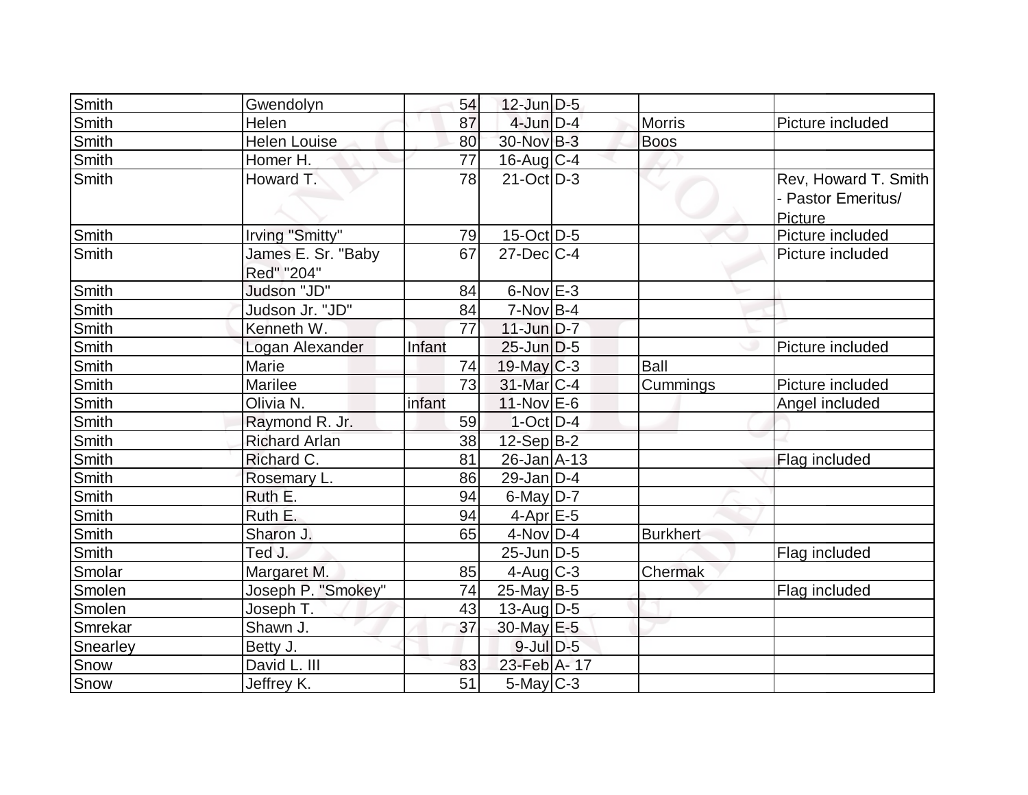| Smith | Gwendolyn | 54 | 12-Jun | D-5 | | |
|---|---|---|---|---|---|---|
| Smith | Helen | 87 | 4-Jun | D-4 | Morris | Picture included |
| Smith | Helen Louise | 80 | 30-Nov | B-3 | Boos | |
| Smith | Homer H. | 77 | 16-Aug | C-4 | | |
| Smith | Howard T. | 78 | 21-Oct | D-3 | | Rev, Howard T. Smith - Pastor Emeritus/ Picture |
| Smith | Irving "Smitty" | 79 | 15-Oct | D-5 | | Picture included |
| Smith | James E. Sr. "Baby Red" "204" | 67 | 27-Dec | C-4 | | Picture included |
| Smith | Judson "JD" | 84 | 6-Nov | E-3 | | |
| Smith | Judson Jr. "JD" | 84 | 7-Nov | B-4 | | |
| Smith | Kenneth W. | 77 | 11-Jun | D-7 | | |
| Smith | Logan Alexander | Infant | 25-Jun | D-5 | | Picture included |
| Smith | Marie | 74 | 19-May | C-3 | Ball | |
| Smith | Marilee | 73 | 31-Mar | C-4 | Cummings | Picture included |
| Smith | Olivia N. | infant | 11-Nov | E-6 | | Angel included |
| Smith | Raymond R. Jr. | 59 | 1-Oct | D-4 | | |
| Smith | Richard Arlan | 38 | 12-Sep | B-2 | | |
| Smith | Richard C. | 81 | 26-Jan | A-13 | | Flag included |
| Smith | Rosemary L. | 86 | 29-Jan | D-4 | | |
| Smith | Ruth E. | 94 | 6-May | D-7 | | |
| Smith | Ruth E. | 94 | 4-Apr | E-5 | | |
| Smith | Sharon J. | 65 | 4-Nov | D-4 | Burkhert | |
| Smith | Ted J. | | 25-Jun | D-5 | | Flag included |
| Smolar | Margaret M. | 85 | 4-Aug | C-3 | Chermak | |
| Smolen | Joseph P. "Smokey" | 74 | 25-May | B-5 | | Flag included |
| Smolen | Joseph T. | 43 | 13-Aug | D-5 | | |
| Smrekar | Shawn J. | 37 | 30-May | E-5 | | |
| Snearley | Betty J. | | 9-Jul | D-5 | | |
| Snow | David L. III | 83 | 23-Feb | A- 17 | | |
| Snow | Jeffrey K. | 51 | 5-May | C-3 | | |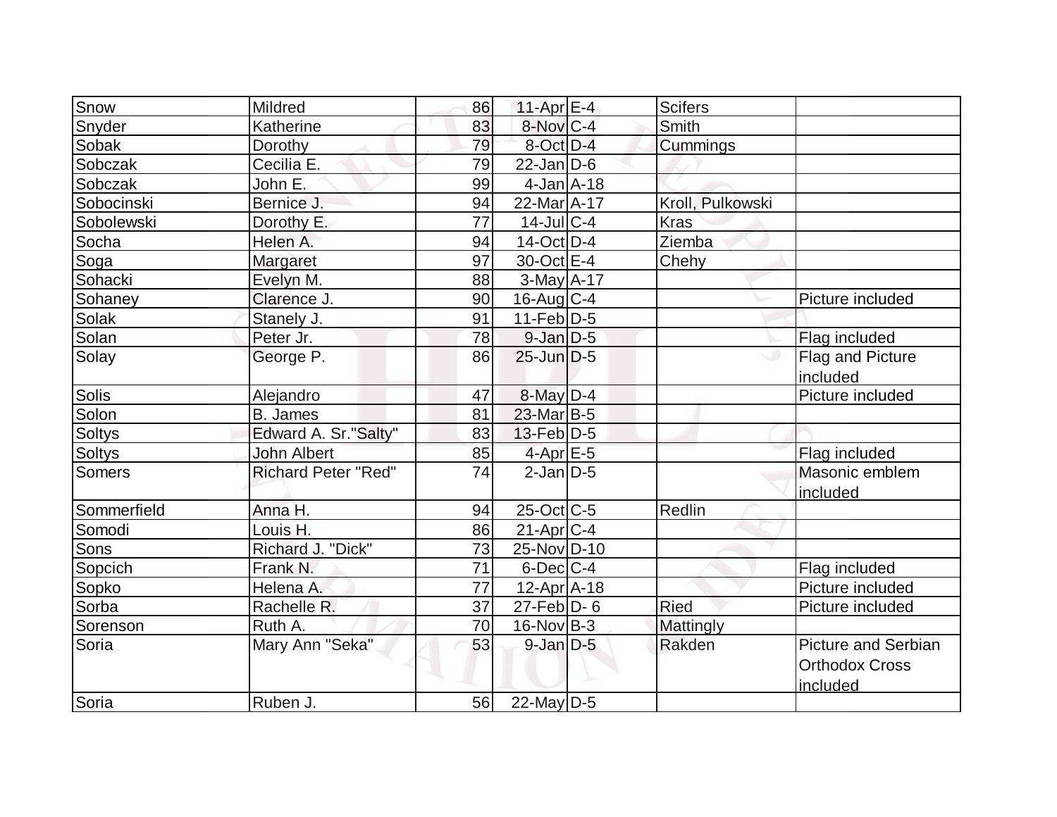| Snow | Mildred | 86 | 11-Apr | E-4 | Scifers | |
|---|---|---|---|---|---|---|
| Snyder | Katherine | 83 | 8-Nov | C-4 | Smith | |
| Sobak | Dorothy | 79 | 8-Oct | D-4 | Cummings | |
| Sobczak | Cecilia E. | 79 | 22-Jan | D-6 | | |
| Sobczak | John E. | 99 | 4-Jan | A-18 | | |
| Sobocinski | Bernice J. | 94 | 22-Mar | A-17 | Kroll, Pulkowski | |
| Sobolewski | Dorothy E. | 77 | 14-Jul | C-4 | Kras | |
| Socha | Helen A. | 94 | 14-Oct | D-4 | Ziemba | |
| Soga | Margaret | 97 | 30-Oct | E-4 | Chehy | |
| Sohacki | Evelyn M. | 88 | 3-May | A-17 | | |
| Sohaney | Clarence J. | 90 | 16-Aug | C-4 | | Picture included |
| Solak | Stanely J. | 91 | 11-Feb | D-5 | | |
| Solan | Peter Jr. | 78 | 9-Jan | D-5 | | Flag included |
| Solay | George P. | 86 | 25-Jun | D-5 | | Flag and Picture included |
| Solis | Alejandro | 47 | 8-May | D-4 | | Picture included |
| Solon | B. James | 81 | 23-Mar | B-5 | | |
| Soltys | Edward A. Sr."Salty" | 83 | 13-Feb | D-5 | | |
| Soltys | John Albert | 85 | 4-Apr | E-5 | | Flag included |
| Somers | Richard Peter "Red" | 74 | 2-Jan | D-5 | | Masonic emblem included |
| Sommerfield | Anna H. | 94 | 25-Oct | C-5 | Redlin | |
| Somodi | Louis H. | 86 | 21-Apr | C-4 | | |
| Sons | Richard J. "Dick" | 73 | 25-Nov | D-10 | | |
| Sopcich | Frank N. | 71 | 6-Dec | C-4 | | Flag included |
| Sopko | Helena A. | 77 | 12-Apr | A-18 | | Picture included |
| Sorba | Rachelle R. | 37 | 27-Feb | D- 6 | Ried | Picture included |
| Sorenson | Ruth A. | 70 | 16-Nov | B-3 | Mattingly | |
| Soria | Mary Ann "Seka" | 53 | 9-Jan | D-5 | Rakden | Picture and Serbian Orthodox Cross included |
| Soria | Ruben J. | 56 | 22-May | D-5 | | |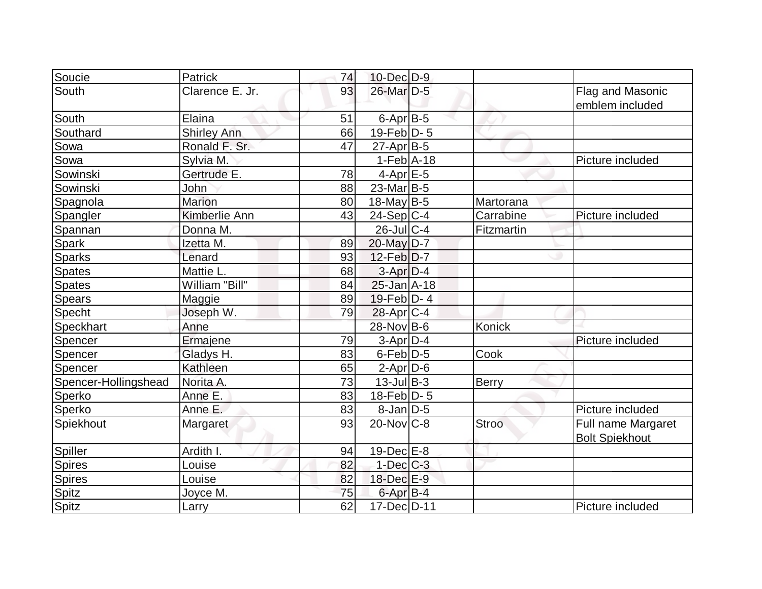| Soucie | Patrick | 74 | 10-Dec | D-9 | | |
|---|---|---|---|---|---|---|
| South | Clarence E. Jr. | 93 | 26-Mar | D-5 | | Flag and Masonic emblem included |
| South | Elaina | 51 | 6-Apr | B-5 | | |
| Southard | Shirley Ann | 66 | 19-Feb | D- 5 | | |
| Sowa | Ronald F. Sr. | 47 | 27-Apr | B-5 | | |
| Sowa | Sylvia M. | | 1-Feb | A-18 | | Picture included |
| Sowinski | Gertrude E. | 78 | 4-Apr | E-5 | | |
| Sowinski | John | 88 | 23-Mar | B-5 | | |
| Spagnola | Marion | 80 | 18-May | B-5 | Martorana | |
| Spangler | Kimberlie Ann | 43 | 24-Sep | C-4 | Carrabine | Picture included |
| Spannan | Donna M. | | 26-Jul | C-4 | Fitzmartin | |
| Spark | Izetta M. | 89 | 20-May | D-7 | | |
| Sparks | Lenard | 93 | 12-Feb | D-7 | | |
| Spates | Mattie L. | 68 | 3-Apr | D-4 | | |
| Spates | William "Bill" | 84 | 25-Jan | A-18 | | |
| Spears | Maggie | 89 | 19-Feb | D- 4 | | |
| Specht | Joseph W. | 79 | 28-Apr | C-4 | | |
| Speckhart | Anne | | 28-Nov | B-6 | Konick | |
| Spencer | Ermajene | 79 | 3-Apr | D-4 | | Picture included |
| Spencer | Gladys H. | 83 | 6-Feb | D-5 | Cook | |
| Spencer | Kathleen | 65 | 2-Apr | D-6 | | |
| Spencer-Hollingshead | Norita A. | 73 | 13-Jul | B-3 | Berry | |
| Sperko | Anne E. | 83 | 18-Feb | D- 5 | | |
| Sperko | Anne E. | 83 | 8-Jan | D-5 | | Picture included |
| Spiekhout | Margaret | 93 | 20-Nov | C-8 | Stroo | Full name Margaret Bolt Spiekhout |
| Spiller | Ardith I. | 94 | 19-Dec | E-8 | | |
| Spires | Louise | 82 | 1-Dec | C-3 | | |
| Spires | Louise | 82 | 18-Dec | E-9 | | |
| Spitz | Joyce M. | 75 | 6-Apr | B-4 | | |
| Spitz | Larry | 62 | 17-Dec | D-11 | | Picture included |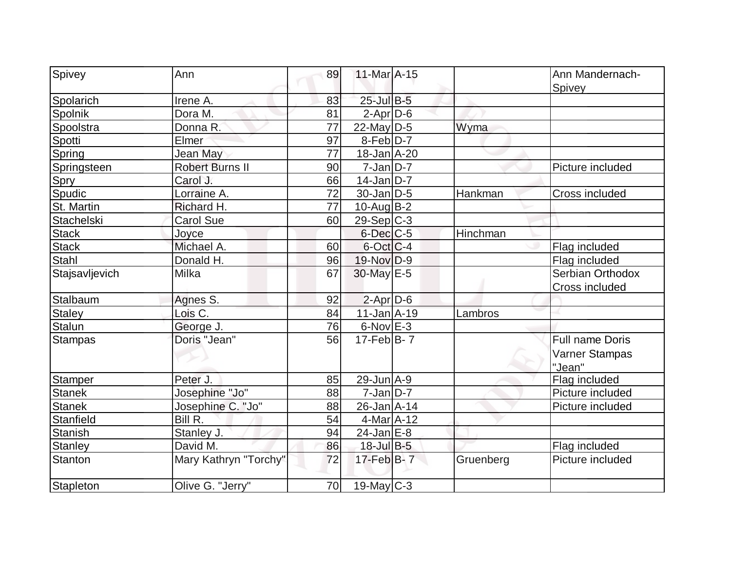| | | | | | | |
|---|---|---|---|---|---|---|
| Spivey | Ann | 89 | 11-Mar | A-15 | | Ann Mandernach-Spivey |
| Spolarich | Irene A. | 83 | 25-Jul | B-5 | | |
| Spolnik | Dora M. | 81 | 2-Apr | D-6 | | |
| Spoolstra | Donna R. | 77 | 22-May | D-5 | Wyma | |
| Spotti | Elmer | 97 | 8-Feb | D-7 | | |
| Spring | Jean May | 77 | 18-Jan | A-20 | | |
| Springsteen | Robert Burns II | 90 | 7-Jan | D-7 | | Picture included |
| Spry | Carol J. | 66 | 14-Jan | D-7 | | |
| Spudic | Lorraine A. | 72 | 30-Jan | D-5 | Hankman | Cross included |
| St. Martin | Richard H. | 77 | 10-Aug | B-2 | | |
| Stachelski | Carol Sue | 60 | 29-Sep | C-3 | | |
| Stack | Joyce | | 6-Dec | C-5 | Hinchman | |
| Stack | Michael A. | 60 | 6-Oct | C-4 | | Flag included |
| Stahl | Donald H. | 96 | 19-Nov | D-9 | | Flag included |
| Stajsavljevich | Milka | 67 | 30-May | E-5 | | Serbian Orthodox Cross included |
| Stalbaum | Agnes S. | 92 | 2-Apr | D-6 | | |
| Staley | Lois C. | 84 | 11-Jan | A-19 | Lambros | |
| Stalun | George J. | 76 | 6-Nov | E-3 | | |
| Stampas | Doris "Jean" | 56 | 17-Feb | B- 7 | | Full name Doris Varner Stampas "Jean" |
| Stamper | Peter J. | 85 | 29-Jun | A-9 | | Flag included |
| Stanek | Josephine "Jo" | 88 | 7-Jan | D-7 | | Picture included |
| Stanek | Josephine C. "Jo" | 88 | 26-Jan | A-14 | | Picture included |
| Stanfield | Bill R. | 54 | 4-Mar | A-12 | | |
| Stanish | Stanley J. | 94 | 24-Jan | E-8 | | |
| Stanley | David M. | 86 | 18-Jul | B-5 | | Flag included |
| Stanton | Mary Kathryn "Torchy" | 72 | 17-Feb | B- 7 | Gruenberg | Picture included |
| Stapleton | Olive G. "Jerry" | 70 | 19-May | C-3 | | |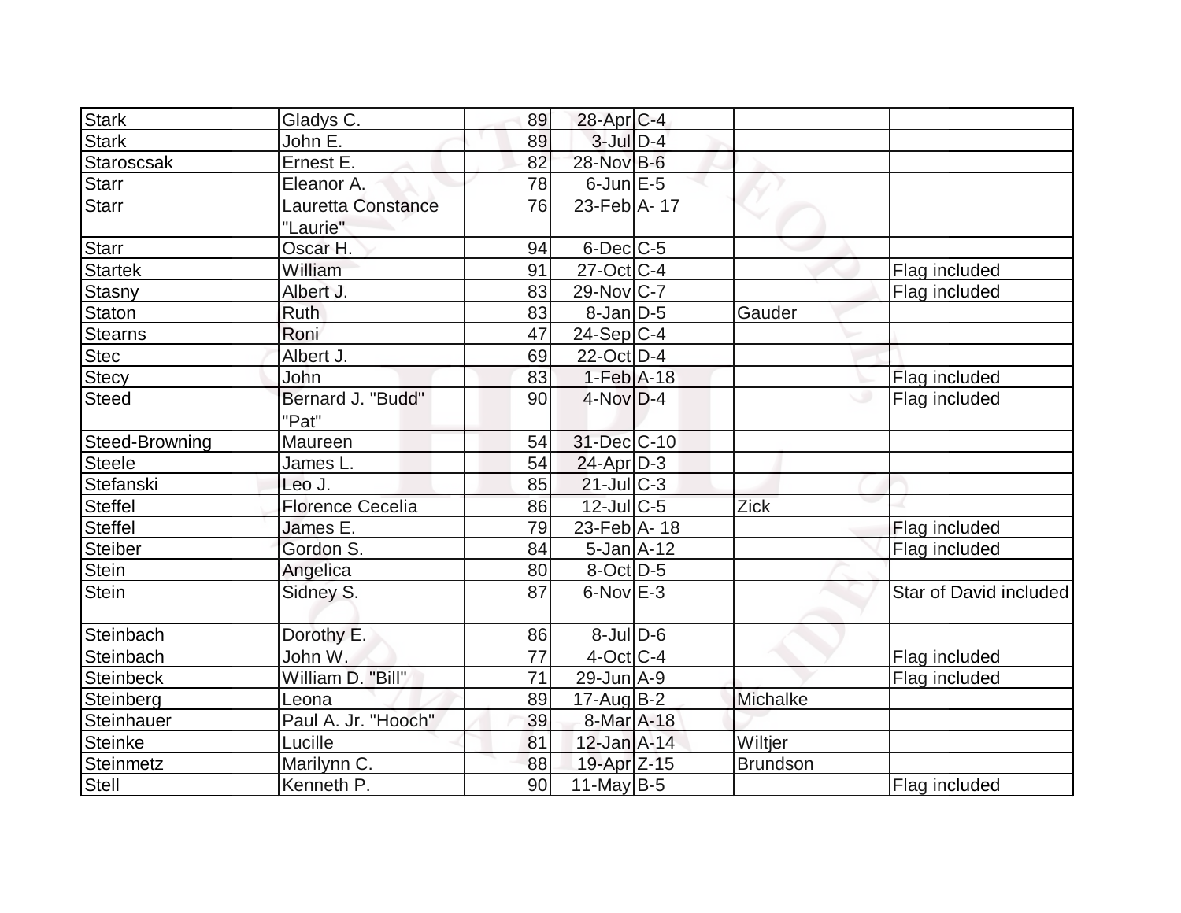| | | | | | | |
|---|---|---|---|---|---|---|
| Stark | Gladys C. | 89 | 28-Apr | C-4 | | |
| Stark | John E. | 89 | 3-Jul | D-4 | | |
| Staroscsak | Ernest E. | 82 | 28-Nov | B-6 | | |
| Starr | Eleanor A. | 78 | 6-Jun | E-5 | | |
| Starr | Lauretta Constance "Laurie" | 76 | 23-Feb | A- 17 | | |
| Starr | Oscar H. | 94 | 6-Dec | C-5 | | |
| Startek | William | 91 | 27-Oct | C-4 | | Flag included |
| Stasny | Albert J. | 83 | 29-Nov | C-7 | | Flag included |
| Staton | Ruth | 83 | 8-Jan | D-5 | Gauder | |
| Stearns | Roni | 47 | 24-Sep | C-4 | | |
| Stec | Albert J. | 69 | 22-Oct | D-4 | | |
| Stecy | John | 83 | 1-Feb | A-18 | | Flag included |
| Steed | Bernard J. "Budd" "Pat" | 90 | 4-Nov | D-4 | | Flag included |
| Steed-Browning | Maureen | 54 | 31-Dec | C-10 | | |
| Steele | James L. | 54 | 24-Apr | D-3 | | |
| Stefanski | Leo J. | 85 | 21-Jul | C-3 | | |
| Steffel | Florence Cecelia | 86 | 12-Jul | C-5 | Zick | |
| Steffel | James E. | 79 | 23-Feb | A- 18 | | Flag included |
| Steiber | Gordon S. | 84 | 5-Jan | A-12 | | Flag included |
| Stein | Angelica | 80 | 8-Oct | D-5 | | |
| Stein | Sidney S. | 87 | 6-Nov | E-3 | | Star of David included |
| Steinbach | Dorothy E. | 86 | 8-Jul | D-6 | | |
| Steinbach | John W. | 77 | 4-Oct | C-4 | | Flag included |
| Steinbeck | William D. "Bill" | 71 | 29-Jun | A-9 | | Flag included |
| Steinberg | Leona | 89 | 17-Aug | B-2 | Michalke | |
| Steinhauer | Paul A. Jr. "Hooch" | 39 | 8-Mar | A-18 | | |
| Steinke | Lucille | 81 | 12-Jan | A-14 | Wiltjer | |
| Steinmetz | Marilynn C. | 88 | 19-Apr | Z-15 | Brundson | |
| Stell | Kenneth P. | 90 | 11-May | B-5 | | Flag included |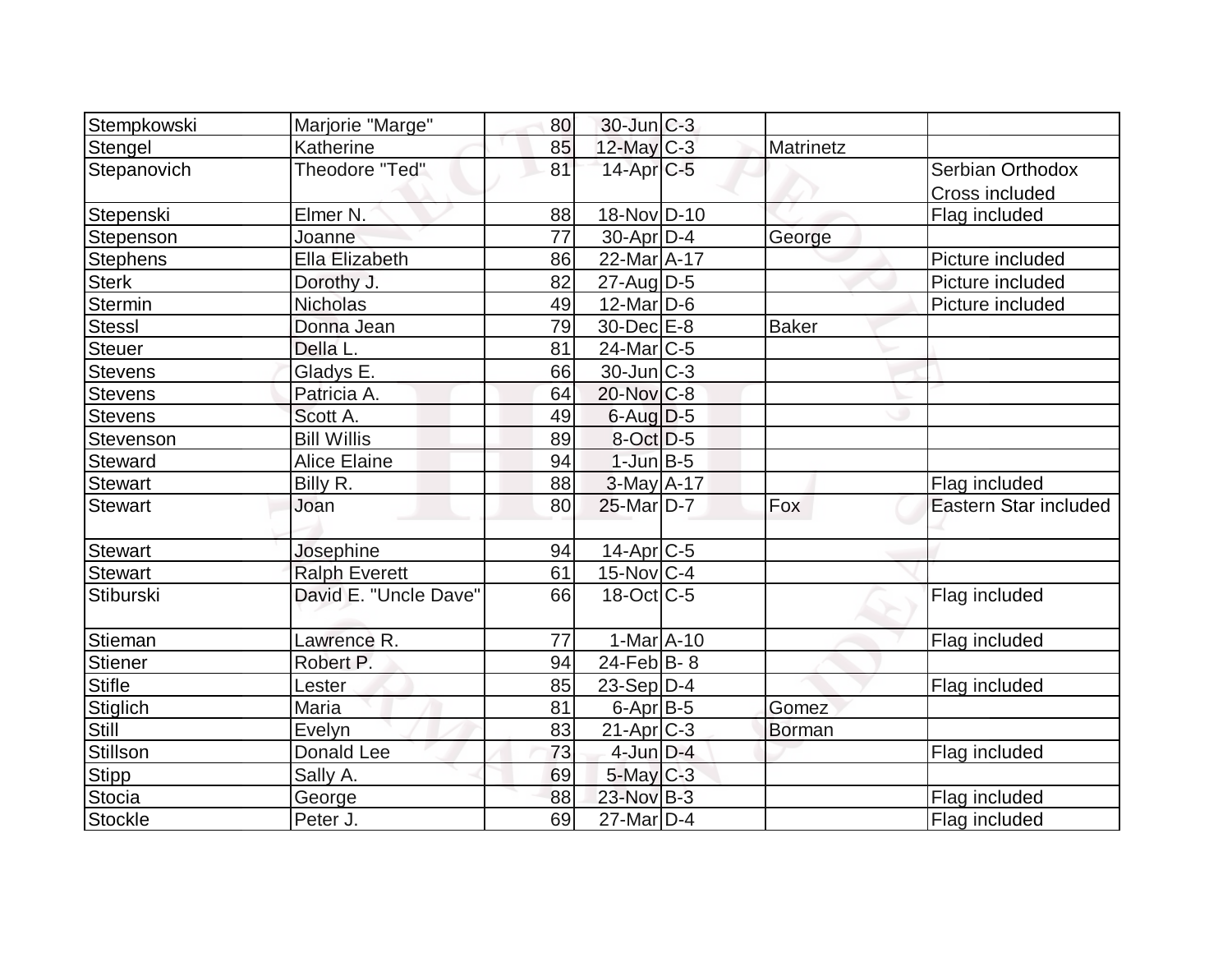| Stempkowski | Marjorie "Marge" | 80 | 30-Jun | C-3 | | |
|---|---|---|---|---|---|---|
| Stengel | Katherine | 85 | 12-May | C-3 | Matrinetz | |
| Stepanovich | Theodore "Ted" | 81 | 14-Apr | C-5 | | Serbian Orthodox Cross included |
| Stepenski | Elmer N. | 88 | 18-Nov | D-10 | | Flag included |
| Stepenson | Joanne | 77 | 30-Apr | D-4 | George | |
| Stephens | Ella Elizabeth | 86 | 22-Mar | A-17 | | Picture included |
| Sterk | Dorothy J. | 82 | 27-Aug | D-5 | | Picture included |
| Stermin | Nicholas | 49 | 12-Mar | D-6 | | Picture included |
| Stessl | Donna Jean | 79 | 30-Dec | E-8 | Baker | |
| Steuer | Della L. | 81 | 24-Mar | C-5 | | |
| Stevens | Gladys E. | 66 | 30-Jun | C-3 | | |
| Stevens | Patricia A. | 64 | 20-Nov | C-8 | | |
| Stevens | Scott A. | 49 | 6-Aug | D-5 | | |
| Stevenson | Bill Willis | 89 | 8-Oct | D-5 | | |
| Steward | Alice Elaine | 94 | 1-Jun | B-5 | | |
| Stewart | Billy R. | 88 | 3-May | A-17 | | Flag included |
| Stewart | Joan | 80 | 25-Mar | D-7 | Fox | Eastern Star included |
| Stewart | Josephine | 94 | 14-Apr | C-5 | | |
| Stewart | Ralph Everett | 61 | 15-Nov | C-4 | | |
| Stiburski | David E. "Uncle Dave" | 66 | 18-Oct | C-5 | | Flag included |
| Stieman | Lawrence R. | 77 | 1-Mar | A-10 | | Flag included |
| Stiener | Robert P. | 94 | 24-Feb | B- 8 | | |
| Stifle | Lester | 85 | 23-Sep | D-4 | | Flag included |
| Stiglich | Maria | 81 | 6-Apr | B-5 | Gomez | |
| Still | Evelyn | 83 | 21-Apr | C-3 | Borman | |
| Stillson | Donald Lee | 73 | 4-Jun | D-4 | | Flag included |
| Stipp | Sally A. | 69 | 5-May | C-3 | | |
| Stocia | George | 88 | 23-Nov | B-3 | | Flag included |
| Stockle | Peter J. | 69 | 27-Mar | D-4 | | Flag included |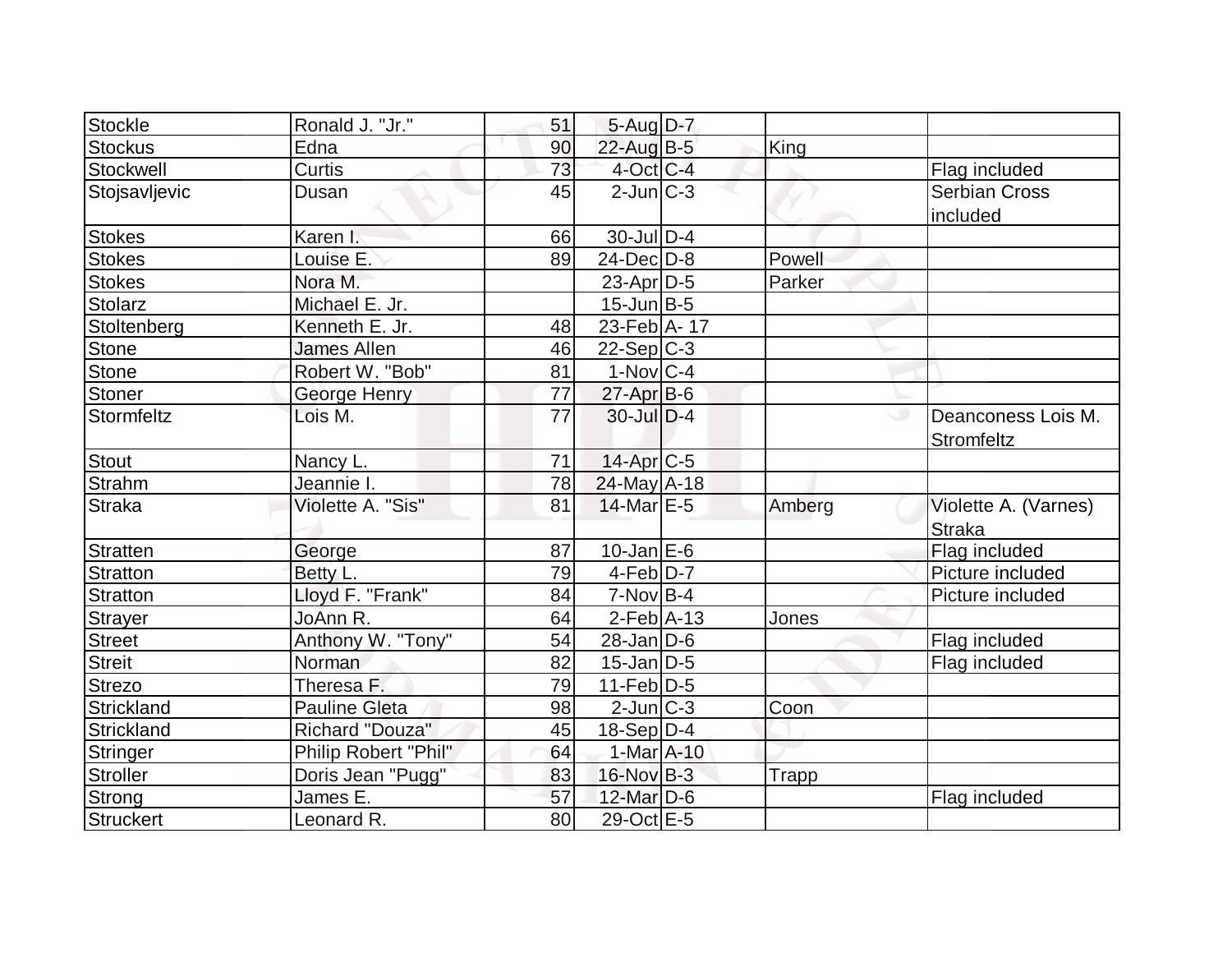| | | | | | | |
|---|---|---|---|---|---|---|
| Stockle | Ronald J. "Jr." | 51 | 5-Aug | D-7 | | |
| Stockus | Edna | 90 | 22-Aug | B-5 | King | |
| Stockwell | Curtis | 73 | 4-Oct | C-4 | | Flag included |
| Stojsavljevic | Dusan | 45 | 2-Jun | C-3 | | Serbian Cross included |
| Stokes | Karen I. | 66 | 30-Jul | D-4 | | |
| Stokes | Louise E. | 89 | 24-Dec | D-8 | Powell | |
| Stokes | Nora M. | | 23-Apr | D-5 | Parker | |
| Stolarz | Michael E. Jr. | | 15-Jun | B-5 | | |
| Stoltenberg | Kenneth E. Jr. | 48 | 23-Feb | A- 17 | | |
| Stone | James Allen | 46 | 22-Sep | C-3 | | |
| Stone | Robert W. "Bob" | 81 | 1-Nov | C-4 | | |
| Stoner | George Henry | 77 | 27-Apr | B-6 | | |
| Stormfeltz | Lois M. | 77 | 30-Jul | D-4 | | Deanconess Lois M. Stromfeltz |
| Stout | Nancy L. | 71 | 14-Apr | C-5 | | |
| Strahm | Jeannie I. | 78 | 24-May | A-18 | | |
| Straka | Violette A. "Sis" | 81 | 14-Mar | E-5 | Amberg | Violette A. (Varnes) Straka |
| Stratten | George | 87 | 10-Jan | E-6 | | Flag included |
| Stratton | Betty L. | 79 | 4-Feb | D-7 | | Picture included |
| Stratton | Lloyd F. "Frank" | 84 | 7-Nov | B-4 | | Picture included |
| Strayer | JoAnn R. | 64 | 2-Feb | A-13 | Jones | |
| Street | Anthony W. "Tony" | 54 | 28-Jan | D-6 | | Flag included |
| Streit | Norman | 82 | 15-Jan | D-5 | | Flag included |
| Strezo | Theresa F. | 79 | 11-Feb | D-5 | | |
| Strickland | Pauline Gleta | 98 | 2-Jun | C-3 | Coon | |
| Strickland | Richard "Douza" | 45 | 18-Sep | D-4 | | |
| Stringer | Philip Robert "Phil" | 64 | 1-Mar | A-10 | | |
| Stroller | Doris Jean "Pugg" | 83 | 16-Nov | B-3 | Trapp | |
| Strong | James E. | 57 | 12-Mar | D-6 | | Flag included |
| Struckert | Leonard R. | 80 | 29-Oct | E-5 | | |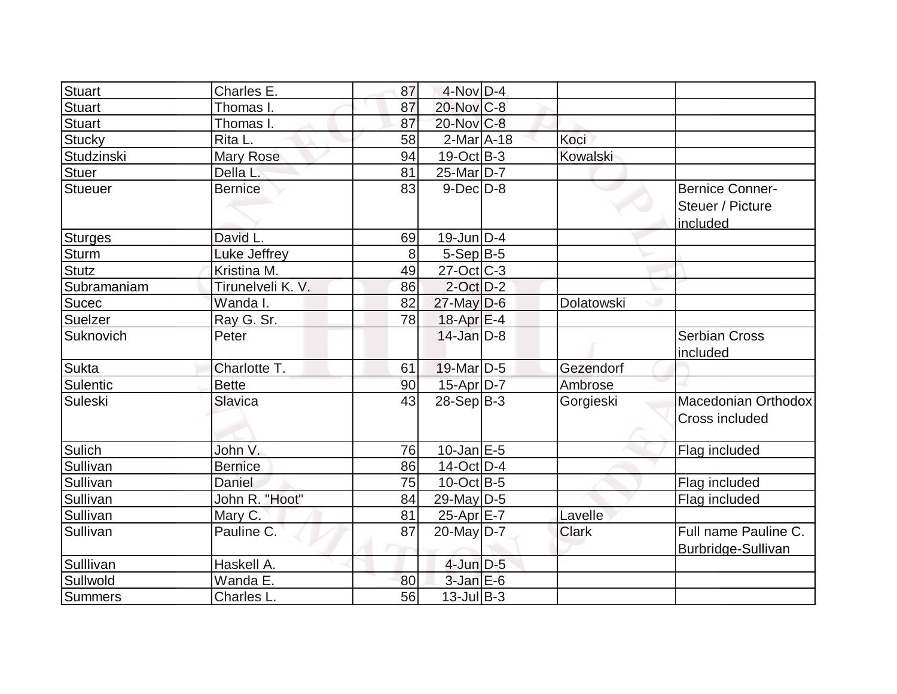| Stuart | Charles E. | 87 | 4-Nov | D-4 | | |
|---|---|---|---|---|---|---|
| Stuart | Thomas I. | 87 | 20-Nov | C-8 | | |
| Stuart | Thomas I. | 87 | 20-Nov | C-8 | | |
| Stucky | Rita L. | 58 | 2-Mar | A-18 | Koci | |
| Studzinski | Mary Rose | 94 | 19-Oct | B-3 | Kowalski | |
| Stuer | Della L. | 81 | 25-Mar | D-7 | | |
| Stueuer | Bernice | 83 | 9-Dec | D-8 | | Bernice Conner-Steuer / Picture included |
| Sturges | David L. | 69 | 19-Jun | D-4 | | |
| Sturm | Luke Jeffrey | 8 | 5-Sep | B-5 | | |
| Stutz | Kristina M. | 49 | 27-Oct | C-3 | | |
| Subramaniam | Tirunelveli K. V. | 86 | 2-Oct | D-2 | | |
| Sucec | Wanda I. | 82 | 27-May | D-6 | Dolatowski | |
| Suelzer | Ray G. Sr. | 78 | 18-Apr | E-4 | | |
| Suknovich | Peter | | 14-Jan | D-8 | | Serbian Cross included |
| Sukta | Charlotte T. | 61 | 19-Mar | D-5 | Gezendorf | |
| Sulentic | Bette | 90 | 15-Apr | D-7 | Ambrose | |
| Suleski | Slavica | 43 | 28-Sep | B-3 | Gorgieski | Macedonian Orthodox Cross included |
| Sulich | John V. | 76 | 10-Jan | E-5 | | Flag included |
| Sullivan | Bernice | 86 | 14-Oct | D-4 | | |
| Sullivan | Daniel | 75 | 10-Oct | B-5 | | Flag included |
| Sullivan | John R. "Hoot" | 84 | 29-May | D-5 | | Flag included |
| Sullivan | Mary C. | 81 | 25-Apr | E-7 | Lavelle | |
| Sullivan | Pauline C. | 87 | 20-May | D-7 | Clark | Full name Pauline C. Burbridge-Sullivan |
| Sulllivan | Haskell A. | | 4-Jun | D-5 | | |
| Sullwold | Wanda E. | 80 | 3-Jan | E-6 | | |
| Summers | Charles L. | 56 | 13-Jul | B-3 | | |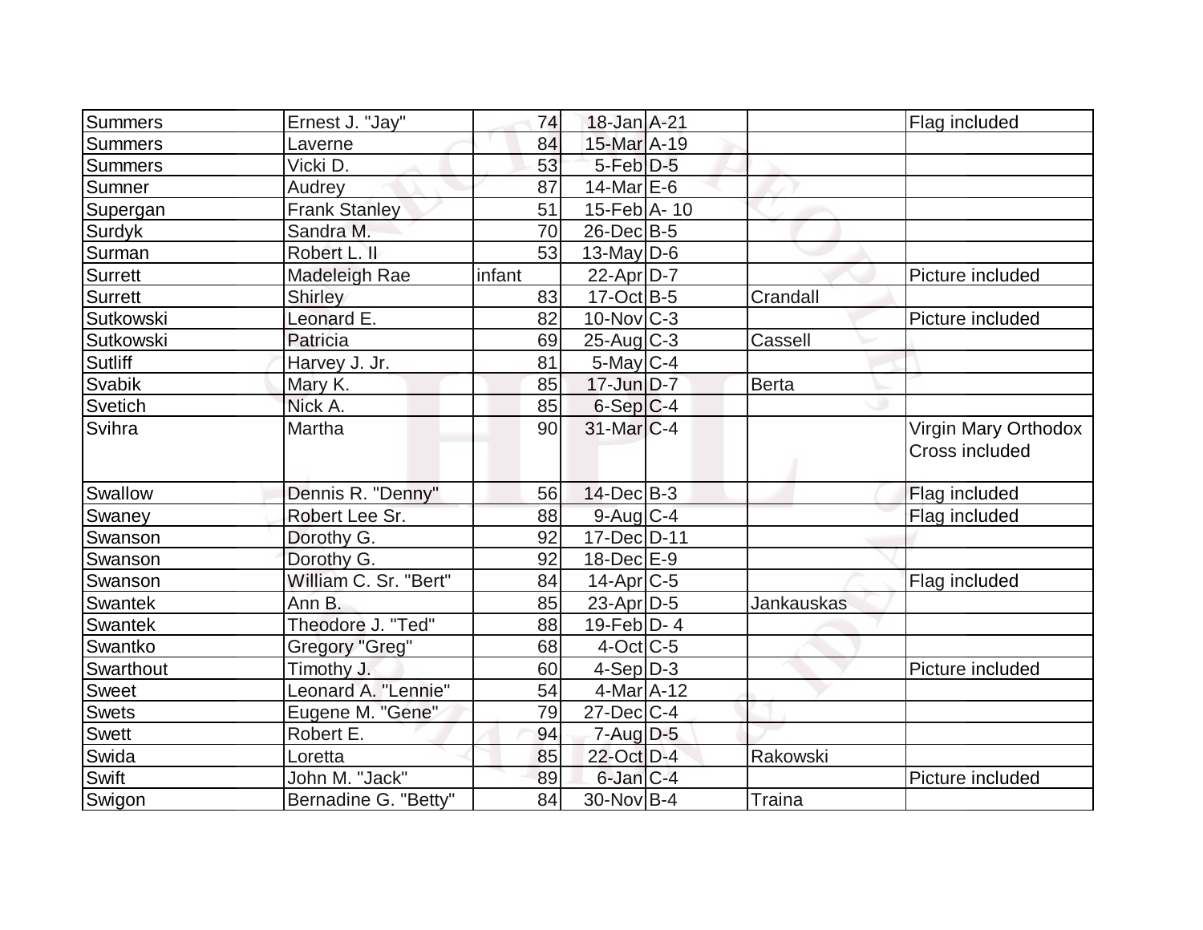| Summers | Ernest J. "Jay" | 74 | 18-Jan | A-21 | | Flag included |
|---|---|---|---|---|---|---|
| Summers | Laverne | 84 | 15-Mar | A-19 | | |
| Summers | Vicki D. | 53 | 5-Feb | D-5 | | |
| Sumner | Audrey | 87 | 14-Mar | E-6 | | |
| Supergan | Frank Stanley | 51 | 15-Feb | A- 10 | | |
| Surdyk | Sandra M. | 70 | 26-Dec | B-5 | | |
| Surman | Robert L. II | 53 | 13-May | D-6 | | |
| Surrett | Madeleigh Rae | infant | 22-Apr | D-7 | | Picture included |
| Surrett | Shirley | 83 | 17-Oct | B-5 | Crandall | |
| Sutkowski | Leonard E. | 82 | 10-Nov | C-3 | | Picture included |
| Sutkowski | Patricia | 69 | 25-Aug | C-3 | Cassell | |
| Sutliff | Harvey J. Jr. | 81 | 5-May | C-4 | | |
| Svabik | Mary K. | 85 | 17-Jun | D-7 | Berta | |
| Svetich | Nick A. | 85 | 6-Sep | C-4 | | |
| Svihra | Martha | 90 | 31-Mar | C-4 | | Virgin Mary Orthodox Cross included |
| Swallow | Dennis R. "Denny" | 56 | 14-Dec | B-3 | | Flag included |
| Swaney | Robert Lee Sr. | 88 | 9-Aug | C-4 | | Flag included |
| Swanson | Dorothy G. | 92 | 17-Dec | D-11 | | |
| Swanson | Dorothy G. | 92 | 18-Dec | E-9 | | |
| Swanson | William C. Sr. "Bert" | 84 | 14-Apr | C-5 | | Flag included |
| Swantek | Ann B. | 85 | 23-Apr | D-5 | Jankauskas | |
| Swantek | Theodore J. "Ted" | 88 | 19-Feb | D- 4 | | |
| Swantko | Gregory "Greg" | 68 | 4-Oct | C-5 | | |
| Swarthout | Timothy J. | 60 | 4-Sep | D-3 | | Picture included |
| Sweet | Leonard A. "Lennie" | 54 | 4-Mar | A-12 | | |
| Swets | Eugene M. "Gene" | 79 | 27-Dec | C-4 | | |
| Swett | Robert E. | 94 | 7-Aug | D-5 | | |
| Swida | Loretta | 85 | 22-Oct | D-4 | Rakowski | |
| Swift | John M. "Jack" | 89 | 6-Jan | C-4 | | Picture included |
| Swigon | Bernadine G. "Betty" | 84 | 30-Nov | B-4 | Traina | |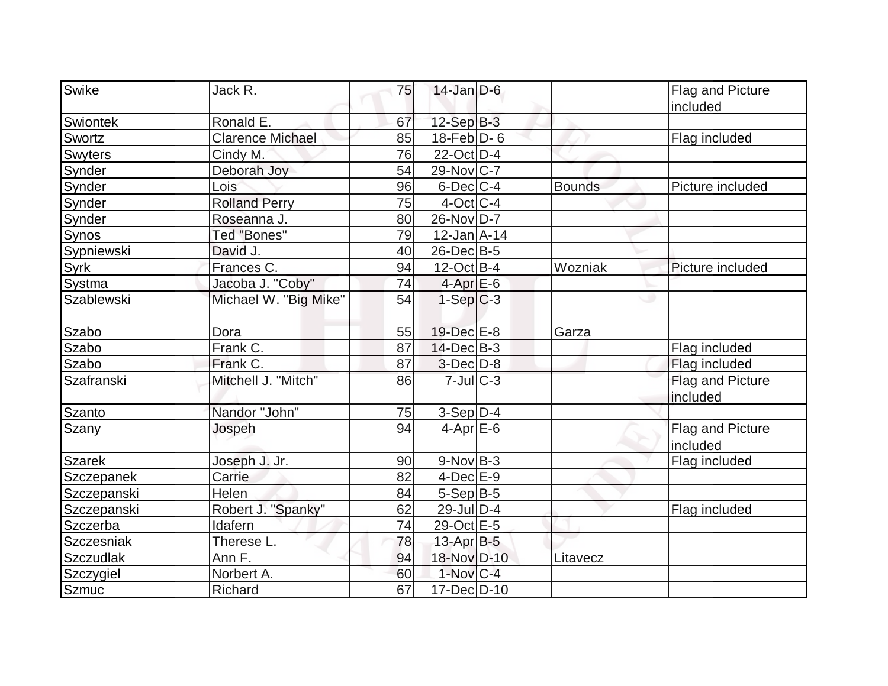| Swike | Jack R. | 75 | 14-Jan | D-6 | | Flag and Picture included |
|---|---|---|---|---|---|---|
| Swiontek | Ronald E. | 67 | 12-Sep | B-3 | | |
| Swortz | Clarence Michael | 85 | 18-Feb | D- 6 | | Flag included |
| Swyters | Cindy M. | 76 | 22-Oct | D-4 | | |
| Synder | Deborah Joy | 54 | 29-Nov | C-7 | | |
| Synder | Lois | 96 | 6-Dec | C-4 | Bounds | Picture included |
| Synder | Rolland Perry | 75 | 4-Oct | C-4 | | |
| Synder | Roseanna J. | 80 | 26-Nov | D-7 | | |
| Synos | Ted "Bones" | 79 | 12-Jan | A-14 | | |
| Sypniewski | David J. | 40 | 26-Dec | B-5 | | |
| Syrk | Frances C. | 94 | 12-Oct | B-4 | Wozniak | Picture included |
| Systma | Jacoba J. "Coby" | 74 | 4-Apr | E-6 | | |
| Szablewski | Michael W. "Big Mike" | 54 | 1-Sep | C-3 | | |
| Szabo | Dora | 55 | 19-Dec | E-8 | Garza | |
| Szabo | Frank C. | 87 | 14-Dec | B-3 | | Flag included |
| Szabo | Frank C. | 87 | 3-Dec | D-8 | | Flag included |
| Szafranski | Mitchell J. "Mitch" | 86 | 7-Jul | C-3 | | Flag and Picture included |
| Szanto | Nandor "John" | 75 | 3-Sep | D-4 | | |
| Szany | Jospeh | 94 | 4-Apr | E-6 | | Flag and Picture included |
| Szarek | Joseph J. Jr. | 90 | 9-Nov | B-3 | | Flag included |
| Szczepanek | Carrie | 82 | 4-Dec | E-9 | | |
| Szczepanski | Helen | 84 | 5-Sep | B-5 | | |
| Szczepanski | Robert J. "Spanky" | 62 | 29-Jul | D-4 | | Flag included |
| Szczerba | Idafern | 74 | 29-Oct | E-5 | | |
| Szczesniak | Therese L. | 78 | 13-Apr | B-5 | | |
| Szczudlak | Ann F. | 94 | 18-Nov | D-10 | Litavecz | |
| Szczygiel | Norbert A. | 60 | 1-Nov | C-4 | | |
| Szmuc | Richard | 67 | 17-Dec | D-10 | | |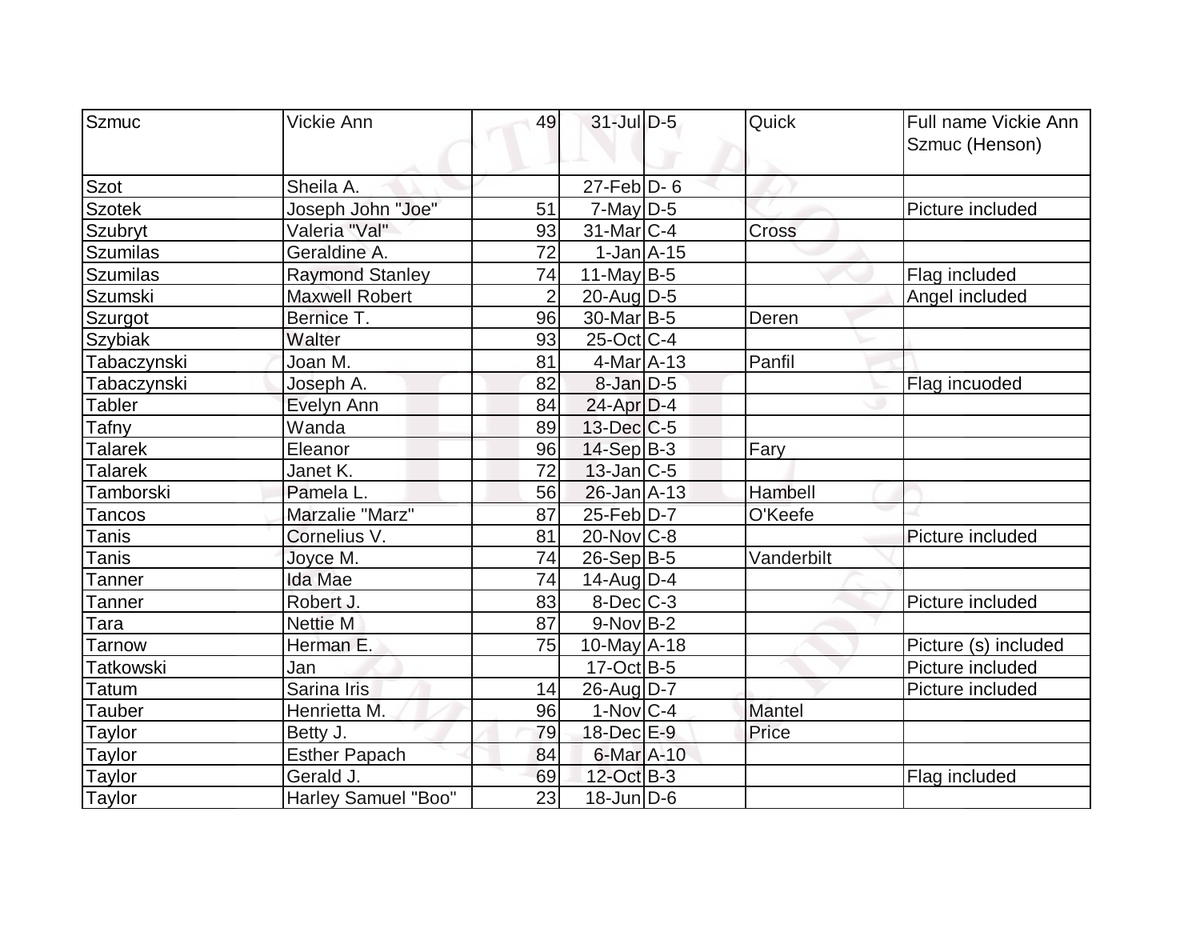| Szmuc | Vickie Ann | 49 | 31-Jul | D-5 | Quick | Full name Vickie Ann Szmuc (Henson) |
|---|---|---|---|---|---|---|
| Szot | Sheila A. | | 27-Feb | D- 6 | | |
| Szotek | Joseph John "Joe" | 51 | 7-May | D-5 | | Picture included |
| Szubryt | Valeria "Val" | 93 | 31-Mar | C-4 | Cross | |
| Szumilas | Geraldine A. | 72 | 1-Jan | A-15 | | |
| Szumilas | Raymond Stanley | 74 | 11-May | B-5 | | Flag included |
| Szumski | Maxwell Robert | 2 | 20-Aug | D-5 | | Angel included |
| Szurgot | Bernice T. | 96 | 30-Mar | B-5 | Deren | |
| Szybiak | Walter | 93 | 25-Oct | C-4 | | |
| Tabaczynski | Joan M. | 81 | 4-Mar | A-13 | Panfil | |
| Tabaczynski | Joseph A. | 82 | 8-Jan | D-5 | | Flag incuoded |
| Tabler | Evelyn Ann | 84 | 24-Apr | D-4 | | |
| Tafny | Wanda | 89 | 13-Dec | C-5 | | |
| Talarek | Eleanor | 96 | 14-Sep | B-3 | Fary | |
| Talarek | Janet K. | 72 | 13-Jan | C-5 | | |
| Tamborski | Pamela L. | 56 | 26-Jan | A-13 | Hambell | |
| Tancos | Marzalie "Marz" | 87 | 25-Feb | D-7 | O'Keefe | |
| Tanis | Cornelius V. | 81 | 20-Nov | C-8 | | Picture included |
| Tanis | Joyce M. | 74 | 26-Sep | B-5 | Vanderbilt | |
| Tanner | Ida Mae | 74 | 14-Aug | D-4 | | |
| Tanner | Robert J. | 83 | 8-Dec | C-3 | | Picture included |
| Tara | Nettie M | 87 | 9-Nov | B-2 | | |
| Tarnow | Herman E. | 75 | 10-May | A-18 | | Picture (s) included |
| Tatkowski | Jan | | 17-Oct | B-5 | | Picture included |
| Tatum | Sarina Iris | 14 | 26-Aug | D-7 | | Picture included |
| Tauber | Henrietta M. | 96 | 1-Nov | C-4 | Mantel | |
| Taylor | Betty J. | 79 | 18-Dec | E-9 | Price | |
| Taylor | Esther Papach | 84 | 6-Mar | A-10 | | |
| Taylor | Gerald J. | 69 | 12-Oct | B-3 | | Flag included |
| Taylor | Harley Samuel "Boo" | 23 | 18-Jun | D-6 | | |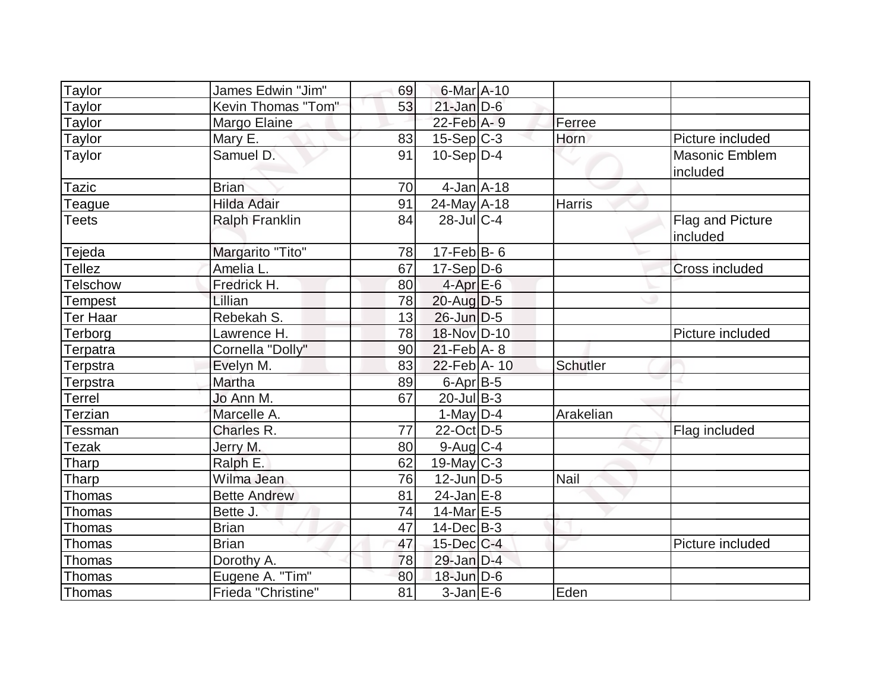| Taylor | James Edwin "Jim" | 69 | 6-Mar | A-10 | | |
|---|---|---|---|---|---|---|
| Taylor | Kevin Thomas "Tom" | 53 | 21-Jan | D-6 | | |
| Taylor | Margo Elaine | | 22-Feb | A- 9 | Ferree | |
| Taylor | Mary E. | 83 | 15-Sep | C-3 | Horn | Picture included |
| Taylor | Samuel D. | 91 | 10-Sep | D-4 | | Masonic Emblem included |
| Tazic | Brian | 70 | 4-Jan | A-18 | | |
| Teague | Hilda Adair | 91 | 24-May | A-18 | Harris | |
| Teets | Ralph Franklin | 84 | 28-Jul | C-4 | | Flag and Picture included |
| Tejeda | Margarito "Tito" | 78 | 17-Feb | B- 6 | | |
| Tellez | Amelia L. | 67 | 17-Sep | D-6 | | Cross included |
| Telschow | Fredrick H. | 80 | 4-Apr | E-6 | | |
| Tempest | Lillian | 78 | 20-Aug | D-5 | | |
| Ter Haar | Rebekah S. | 13 | 26-Jun | D-5 | | |
| Terborg | Lawrence H. | 78 | 18-Nov | D-10 | | Picture included |
| Terpatra | Cornella "Dolly" | 90 | 21-Feb | A- 8 | | |
| Terpstra | Evelyn M. | 83 | 22-Feb | A- 10 | Schutler | |
| Terpstra | Martha | 89 | 6-Apr | B-5 | | |
| Terrel | Jo Ann M. | 67 | 20-Jul | B-3 | | |
| Terzian | Marcelle A. | | 1-May | D-4 | Arakelian | |
| Tessman | Charles R. | 77 | 22-Oct | D-5 | | Flag included |
| Tezak | Jerry M. | 80 | 9-Aug | C-4 | | |
| Tharp | Ralph E. | 62 | 19-May | C-3 | | |
| Tharp | Wilma Jean | 76 | 12-Jun | D-5 | Nail | |
| Thomas | Bette Andrew | 81 | 24-Jan | E-8 | | |
| Thomas | Bette J. | 74 | 14-Mar | E-5 | | |
| Thomas | Brian | 47 | 14-Dec | B-3 | | |
| Thomas | Brian | 47 | 15-Dec | C-4 | | Picture included |
| Thomas | Dorothy A. | 78 | 29-Jan | D-4 | | |
| Thomas | Eugene A. "Tim" | 80 | 18-Jun | D-6 | | |
| Thomas | Frieda "Christine" | 81 | 3-Jan | E-6 | Eden | |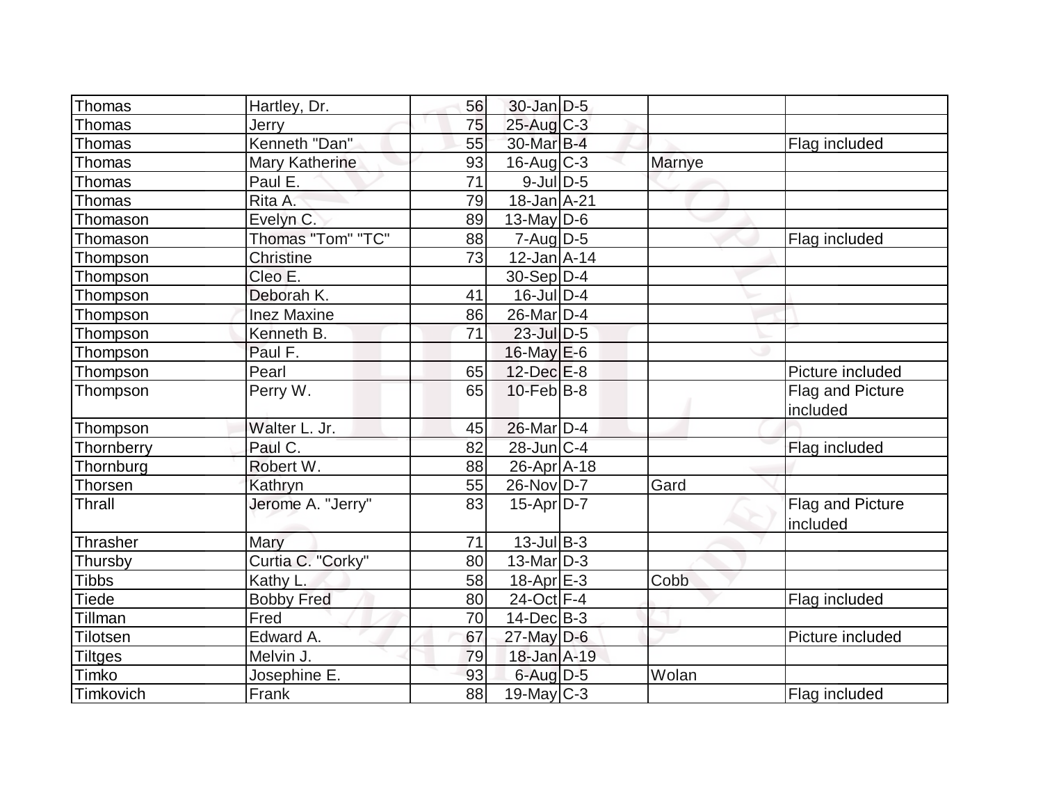| | | | | | | |
|---|---|---|---|---|---|---|
| Thomas | Hartley, Dr. | 56 | 30-Jan | D-5 | | |
| Thomas | Jerry | 75 | 25-Aug | C-3 | | |
| Thomas | Kenneth "Dan" | 55 | 30-Mar | B-4 | | Flag included |
| Thomas | Mary Katherine | 93 | 16-Aug | C-3 | Marnye | |
| Thomas | Paul E. | 71 | 9-Jul | D-5 | | |
| Thomas | Rita A. | 79 | 18-Jan | A-21 | | |
| Thomason | Evelyn C. | 89 | 13-May | D-6 | | |
| Thomason | Thomas "Tom" "TC" | 88 | 7-Aug | D-5 | | Flag included |
| Thompson | Christine | 73 | 12-Jan | A-14 | | |
| Thompson | Cleo E. | | 30-Sep | D-4 | | |
| Thompson | Deborah K. | 41 | 16-Jul | D-4 | | |
| Thompson | Inez Maxine | 86 | 26-Mar | D-4 | | |
| Thompson | Kenneth B. | 71 | 23-Jul | D-5 | | |
| Thompson | Paul F. | | 16-May | E-6 | | |
| Thompson | Pearl | 65 | 12-Dec | E-8 | | Picture included |
| Thompson | Perry W. | 65 | 10-Feb | B-8 | | Flag and Picture included |
| Thompson | Walter L. Jr. | 45 | 26-Mar | D-4 | | |
| Thornberry | Paul C. | 82 | 28-Jun | C-4 | | Flag included |
| Thornburg | Robert W. | 88 | 26-Apr | A-18 | | |
| Thorsen | Kathryn | 55 | 26-Nov | D-7 | Gard | |
| Thrall | Jerome A. "Jerry" | 83 | 15-Apr | D-7 | | Flag and Picture included |
| Thrasher | Mary | 71 | 13-Jul | B-3 | | |
| Thursby | Curtia C. "Corky" | 80 | 13-Mar | D-3 | | |
| Tibbs | Kathy L. | 58 | 18-Apr | E-3 | Cobb | |
| Tiede | Bobby Fred | 80 | 24-Oct | F-4 | | Flag included |
| Tillman | Fred | 70 | 14-Dec | B-3 | | |
| Tilotsen | Edward A. | 67 | 27-May | D-6 | | Picture included |
| Tiltges | Melvin J. | 79 | 18-Jan | A-19 | | |
| Timko | Josephine E. | 93 | 6-Aug | D-5 | Wolan | |
| Timkovich | Frank | 88 | 19-May | C-3 | | Flag included |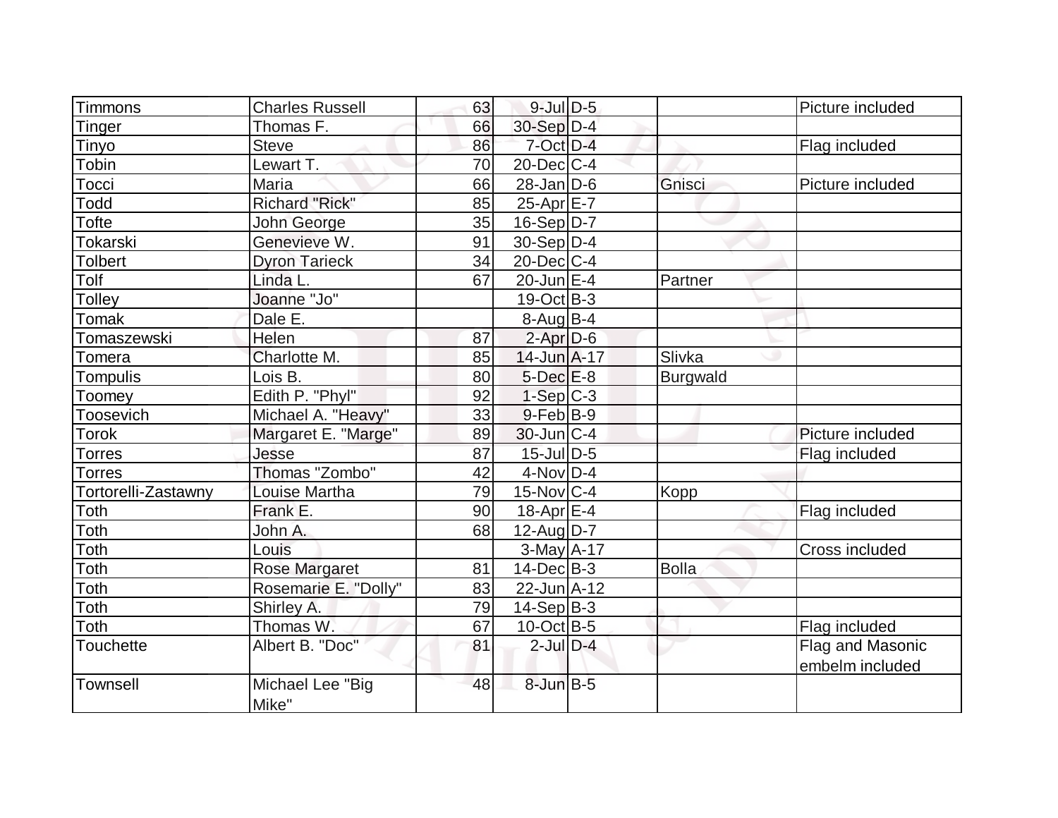| | | | | | | |
|---|---|---|---|---|---|---|
| Timmons | Charles Russell | 63 | 9-Jul | D-5 | | Picture included |
| Tinger | Thomas F. | 66 | 30-Sep | D-4 | | |
| Tinyo | Steve | 86 | 7-Oct | D-4 | | Flag included |
| Tobin | Lewart T. | 70 | 20-Dec | C-4 | | |
| Tocci | Maria | 66 | 28-Jan | D-6 | Gnisci | Picture included |
| Todd | Richard "Rick" | 85 | 25-Apr | E-7 | | |
| Tofte | John George | 35 | 16-Sep | D-7 | | |
| Tokarski | Genevieve W. | 91 | 30-Sep | D-4 | | |
| Tolbert | Dyron Tarieck | 34 | 20-Dec | C-4 | | |
| Tolf | Linda L. | 67 | 20-Jun | E-4 | Partner | |
| Tolley | Joanne "Jo" | | 19-Oct | B-3 | | |
| Tomak | Dale E. | | 8-Aug | B-4 | | |
| Tomaszewski | Helen | 87 | 2-Apr | D-6 | | |
| Tomera | Charlotte M. | 85 | 14-Jun | A-17 | Slivka | |
| Tompulis | Lois B. | 80 | 5-Dec | E-8 | Burgwald | |
| Toomey | Edith P. "Phyl" | 92 | 1-Sep | C-3 | | |
| Toosevich | Michael A. "Heavy" | 33 | 9-Feb | B-9 | | |
| Torok | Margaret E. "Marge" | 89 | 30-Jun | C-4 | | Picture included |
| Torres | Jesse | 87 | 15-Jul | D-5 | | Flag included |
| Torres | Thomas "Zombo" | 42 | 4-Nov | D-4 | | |
| Tortorelli-Zastawny | Louise Martha | 79 | 15-Nov | C-4 | Kopp | |
| Toth | Frank E. | 90 | 18-Apr | E-4 | | Flag included |
| Toth | John A. | 68 | 12-Aug | D-7 | | |
| Toth | Louis | | 3-May | A-17 | | Cross included |
| Toth | Rose Margaret | 81 | 14-Dec | B-3 | Bolla | |
| Toth | Rosemarie E. "Dolly" | 83 | 22-Jun | A-12 | | |
| Toth | Shirley A. | 79 | 14-Sep | B-3 | | |
| Toth | Thomas W. | 67 | 10-Oct | B-5 | | Flag included |
| Touchette | Albert B. "Doc" | 81 | 2-Jul | D-4 | | Flag and Masonic embelm included |
| Townsell | Michael Lee "Big Mike" | 48 | 8-Jun | B-5 | | |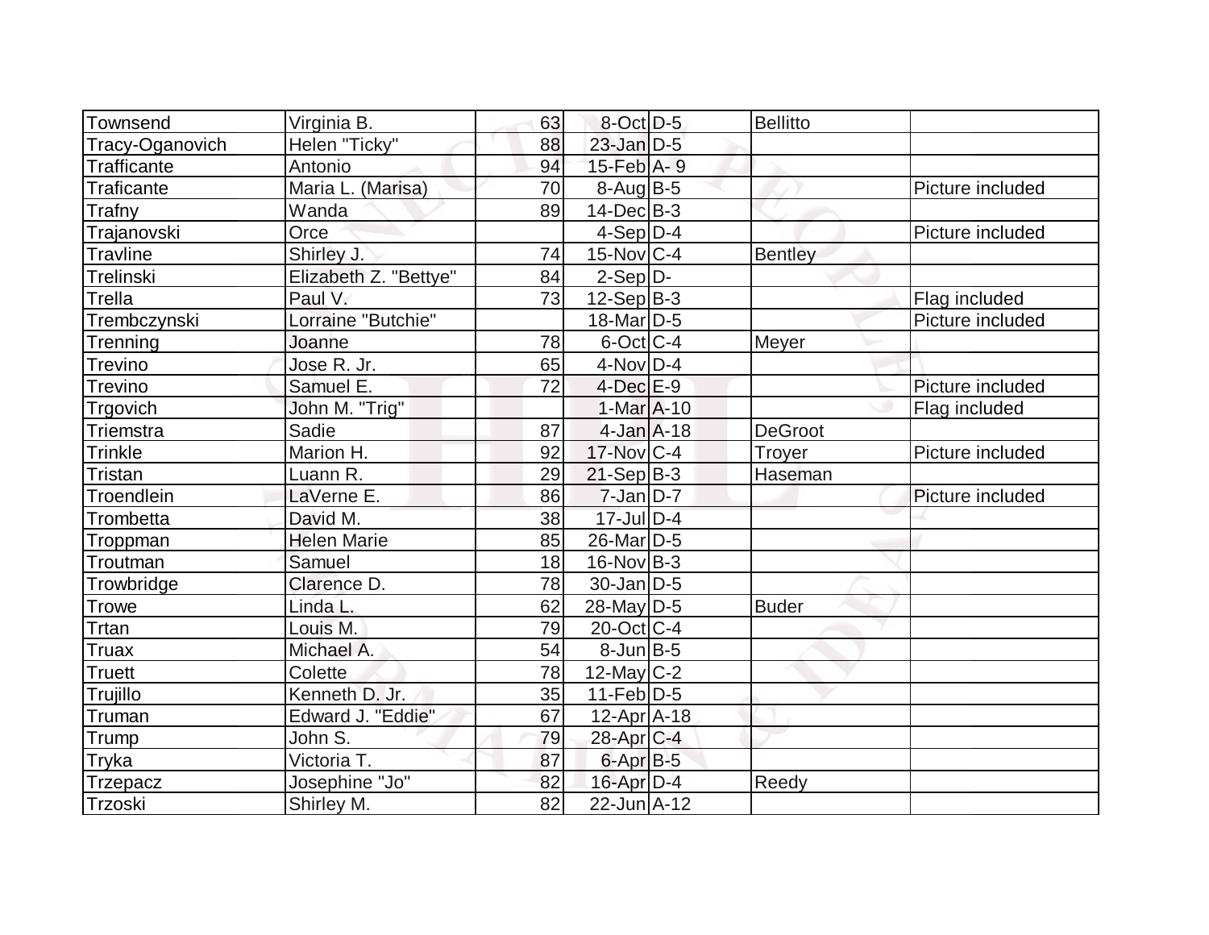| | | | | | | |
|---|---|---|---|---|---|---|
| Townsend | Virginia B. | 63 | 8-Oct | D-5 | Bellitto | |
| Tracy-Oganovich | Helen "Ticky" | 88 | 23-Jan | D-5 | | |
| Trafficante | Antonio | 94 | 15-Feb | A- 9 | | |
| Traficante | Maria L. (Marisa) | 70 | 8-Aug | B-5 | | Picture included |
| Trafny | Wanda | 89 | 14-Dec | B-3 | | |
| Trajanovski | Orce | | 4-Sep | D-4 | | Picture included |
| Travline | Shirley J. | 74 | 15-Nov | C-4 | Bentley | |
| Trelinski | Elizabeth Z. "Bettye" | 84 | 2-Sep | D- | | |
| Trella | Paul V. | 73 | 12-Sep | B-3 | | Flag included |
| Trembczynski | Lorraine "Butchie" | | 18-Mar | D-5 | | Picture included |
| Trenning | Joanne | 78 | 6-Oct | C-4 | Meyer | |
| Trevino | Jose R. Jr. | 65 | 4-Nov | D-4 | | |
| Trevino | Samuel E. | 72 | 4-Dec | E-9 | | Picture included |
| Trgovich | John M. "Trig" | | 1-Mar | A-10 | | Flag included |
| Triemstra | Sadie | 87 | 4-Jan | A-18 | DeGroot | |
| Trinkle | Marion H. | 92 | 17-Nov | C-4 | Troyer | Picture included |
| Tristan | Luann R. | 29 | 21-Sep | B-3 | Haseman | |
| Troendlein | LaVerne E. | 86 | 7-Jan | D-7 | | Picture included |
| Trombetta | David M. | 38 | 17-Jul | D-4 | | |
| Troppman | Helen Marie | 85 | 26-Mar | D-5 | | |
| Troutman | Samuel | 18 | 16-Nov | B-3 | | |
| Trowbridge | Clarence D. | 78 | 30-Jan | D-5 | | |
| Trowe | Linda L. | 62 | 28-May | D-5 | Buder | |
| Trtan | Louis M. | 79 | 20-Oct | C-4 | | |
| Truax | Michael A. | 54 | 8-Jun | B-5 | | |
| Truett | Colette | 78 | 12-May | C-2 | | |
| Trujillo | Kenneth D. Jr. | 35 | 11-Feb | D-5 | | |
| Truman | Edward J. "Eddie" | 67 | 12-Apr | A-18 | | |
| Trump | John S. | 79 | 28-Apr | C-4 | | |
| Tryka | Victoria T. | 87 | 6-Apr | B-5 | | |
| Trzepacz | Josephine "Jo" | 82 | 16-Apr | D-4 | Reedy | |
| Trzoski | Shirley M. | 82 | 22-Jun | A-12 | | |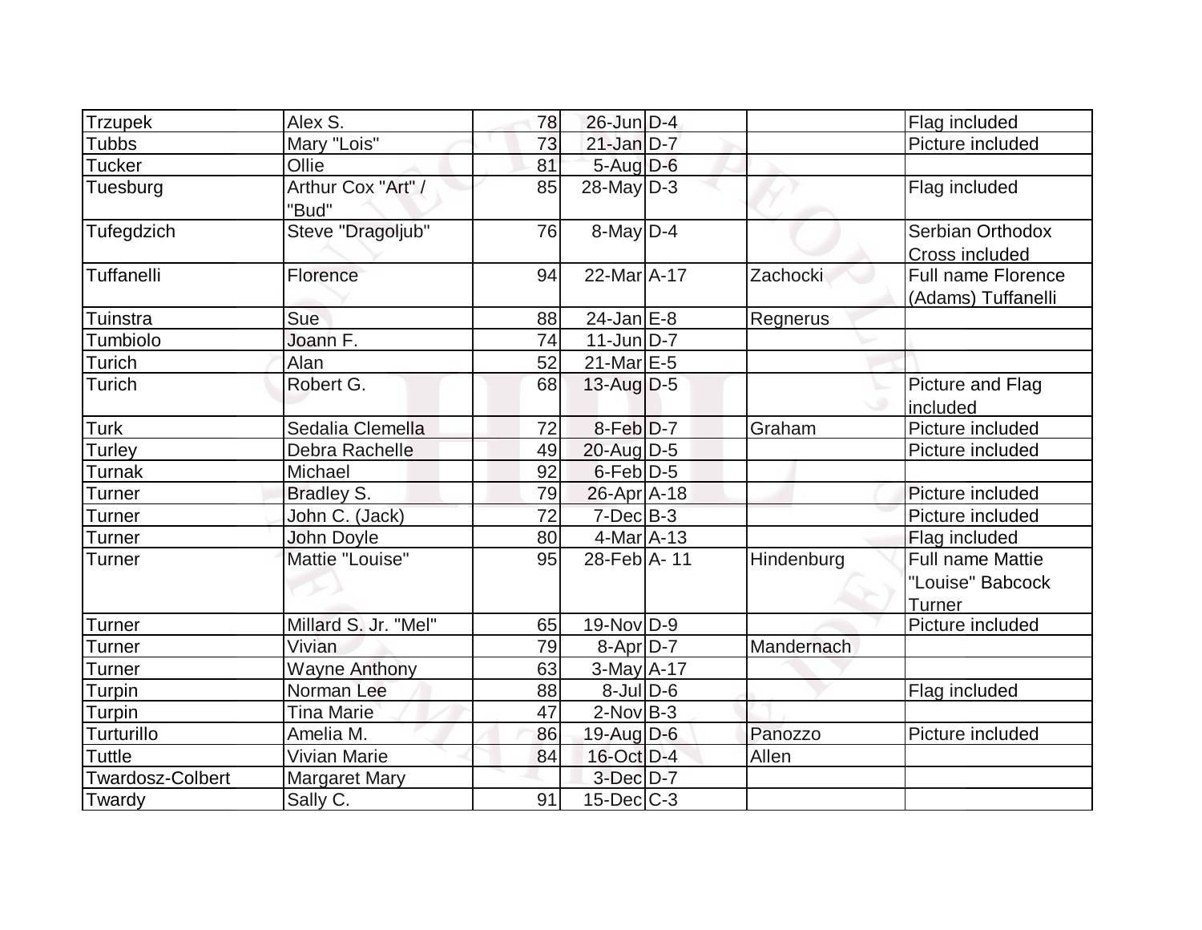| Trzupek | Alex S. | 78 | 26-Jun | D-4 | | Flag included |
|---|---|---|---|---|---|---|
| Tubbs | Mary "Lois" | 73 | 21-Jan | D-7 | | Picture included |
| Tucker | Ollie | 81 | 5-Aug | D-6 | | |
| Tuesburg | Arthur Cox "Art" / "Bud" | 85 | 28-May | D-3 | | Flag included |
| Tufegdzich | Steve "Dragoljub" | 76 | 8-May | D-4 | | Serbian Orthodox Cross included |
| Tuffanelli | Florence | 94 | 22-Mar | A-17 | Zachocki | Full name Florence (Adams) Tuffanelli |
| Tuinstra | Sue | 88 | 24-Jan | E-8 | Regnerus | |
| Tumbiolo | Joann F. | 74 | 11-Jun | D-7 | | |
| Turich | Alan | 52 | 21-Mar | E-5 | | |
| Turich | Robert G. | 68 | 13-Aug | D-5 | | Picture and Flag included |
| Turk | Sedalia Clemella | 72 | 8-Feb | D-7 | Graham | Picture included |
| Turley | Debra Rachelle | 49 | 20-Aug | D-5 | | Picture included |
| Turnak | Michael | 92 | 6-Feb | D-5 | | |
| Turner | Bradley S. | 79 | 26-Apr | A-18 | | Picture included |
| Turner | John C. (Jack) | 72 | 7-Dec | B-3 | | Picture included |
| Turner | John Doyle | 80 | 4-Mar | A-13 | | Flag included |
| Turner | Mattie "Louise" | 95 | 28-Feb | A- 11 | Hindenburg | Full name Mattie "Louise" Babcock Turner |
| Turner | Millard S. Jr. "Mel" | 65 | 19-Nov | D-9 | | Picture included |
| Turner | Vivian | 79 | 8-Apr | D-7 | Mandernach | |
| Turner | Wayne Anthony | 63 | 3-May | A-17 | | |
| Turpin | Norman Lee | 88 | 8-Jul | D-6 | | Flag included |
| Turpin | Tina Marie | 47 | 2-Nov | B-3 | | |
| Turturillo | Amelia M. | 86 | 19-Aug | D-6 | Panozzo | Picture included |
| Tuttle | Vivian Marie | 84 | 16-Oct | D-4 | Allen | |
| Twardosz-Colbert | Margaret Mary | | 3-Dec | D-7 | | |
| Twardy | Sally C. | 91 | 15-Dec | C-3 | | |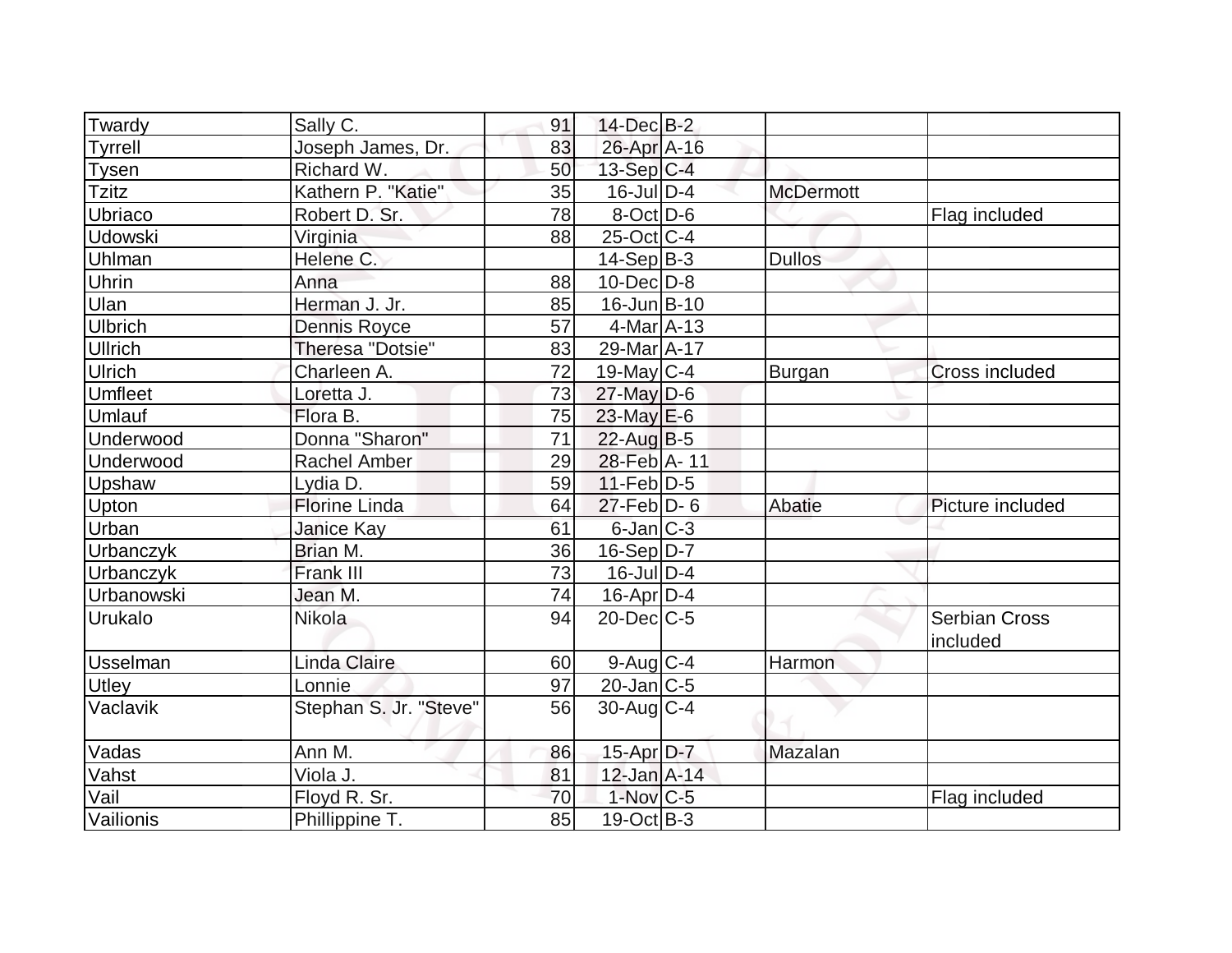| | | | | | | |
|---|---|---|---|---|---|---|
| Twardy | Sally C. | 91 | 14-Dec | B-2 | | |
| Tyrrell | Joseph James, Dr. | 83 | 26-Apr | A-16 | | |
| Tysen | Richard W. | 50 | 13-Sep | C-4 | | |
| Tzitz | Kathern P. "Katie" | 35 | 16-Jul | D-4 | McDermott | |
| Ubriaco | Robert D. Sr. | 78 | 8-Oct | D-6 | | Flag included |
| Udowski | Virginia | 88 | 25-Oct | C-4 | | |
| Uhlman | Helene C. | | 14-Sep | B-3 | Dullos | |
| Uhrin | Anna | 88 | 10-Dec | D-8 | | |
| Ulan | Herman J. Jr. | 85 | 16-Jun | B-10 | | |
| Ulbrich | Dennis Royce | 57 | 4-Mar | A-13 | | |
| Ullrich | Theresa "Dotsie" | 83 | 29-Mar | A-17 | | |
| Ulrich | Charleen A. | 72 | 19-May | C-4 | Burgan | Cross included |
| Umfleet | Loretta J. | 73 | 27-May | D-6 | | |
| Umlauf | Flora B. | 75 | 23-May | E-6 | | |
| Underwood | Donna "Sharon" | 71 | 22-Aug | B-5 | | |
| Underwood | Rachel Amber | 29 | 28-Feb | A- 11 | | |
| Upshaw | Lydia D. | 59 | 11-Feb | D-5 | | |
| Upton | Florine Linda | 64 | 27-Feb | D- 6 | Abatie | Picture included |
| Urban | Janice Kay | 61 | 6-Jan | C-3 | | |
| Urbanczyk | Brian M. | 36 | 16-Sep | D-7 | | |
| Urbanczyk | Frank III | 73 | 16-Jul | D-4 | | |
| Urbanowski | Jean M. | 74 | 16-Apr | D-4 | | |
| Urukalo | Nikola | 94 | 20-Dec | C-5 | | Serbian Cross included |
| Usselman | Linda Claire | 60 | 9-Aug | C-4 | Harmon | |
| Utley | Lonnie | 97 | 20-Jan | C-5 | | |
| Vaclavik | Stephan S. Jr. "Steve" | 56 | 30-Aug | C-4 | | |
| Vadas | Ann M. | 86 | 15-Apr | D-7 | Mazalan | |
| Vahst | Viola J. | 81 | 12-Jan | A-14 | | |
| Vail | Floyd R. Sr. | 70 | 1-Nov | C-5 | | Flag included |
| Vailionis | Phillippine T. | 85 | 19-Oct | B-3 | | |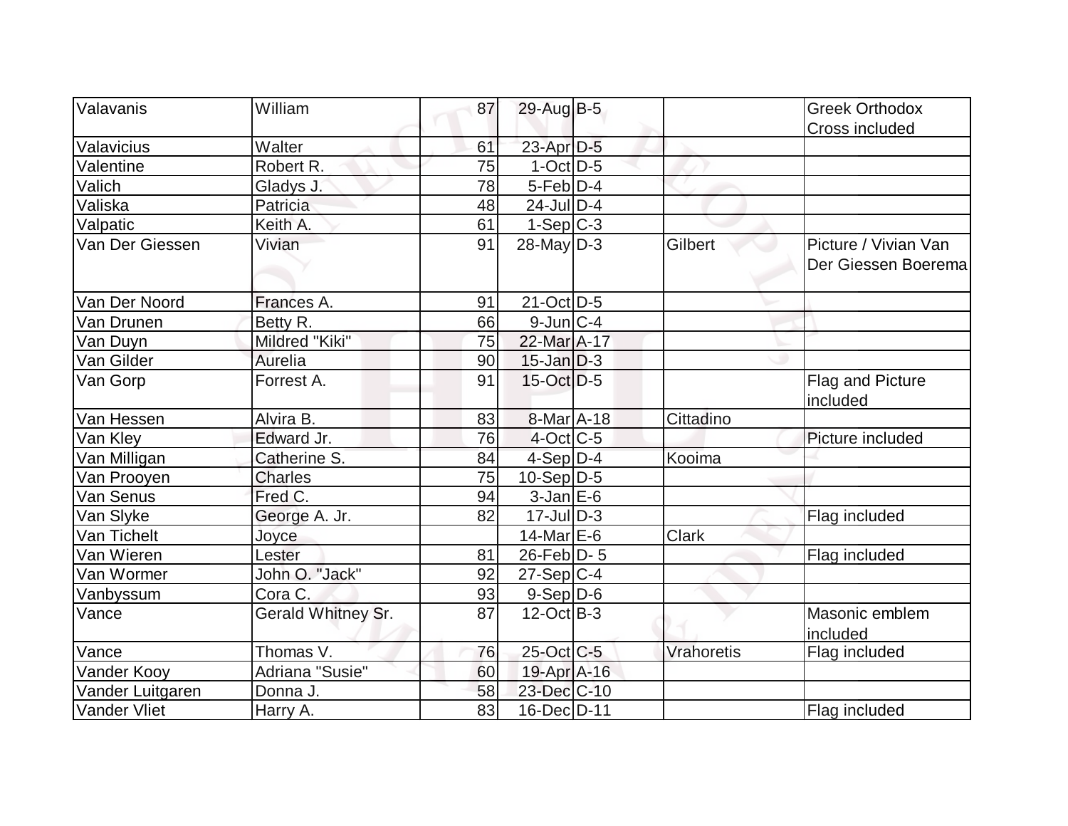| | | | | | | |
|---|---|---|---|---|---|---|
| Valavanis | William | 87 | 29-Aug | B-5 | | Greek Orthodox Cross included |
| Valavicius | Walter | 61 | 23-Apr | D-5 | | |
| Valentine | Robert R. | 75 | 1-Oct | D-5 | | |
| Valich | Gladys J. | 78 | 5-Feb | D-4 | | |
| Valiska | Patricia | 48 | 24-Jul | D-4 | | |
| Valpatic | Keith A. | 61 | 1-Sep | C-3 | | |
| Van Der Giessen | Vivian | 91 | 28-May | D-3 | Gilbert | Picture / Vivian Van Der Giessen Boerema |
| Van Der Noord | Frances A. | 91 | 21-Oct | D-5 | | |
| Van Drunen | Betty R. | 66 | 9-Jun | C-4 | | |
| Van Duyn | Mildred "Kiki" | 75 | 22-Mar | A-17 | | |
| Van Gilder | Aurelia | 90 | 15-Jan | D-3 | | |
| Van Gorp | Forrest A. | 91 | 15-Oct | D-5 | | Flag and Picture included |
| Van Hessen | Alvira B. | 83 | 8-Mar | A-18 | Cittadino | |
| Van Kley | Edward Jr. | 76 | 4-Oct | C-5 | | Picture included |
| Van Milligan | Catherine S. | 84 | 4-Sep | D-4 | Kooima | |
| Van Prooyen | Charles | 75 | 10-Sep | D-5 | | |
| Van Senus | Fred C. | 94 | 3-Jan | E-6 | | |
| Van Slyke | George A. Jr. | 82 | 17-Jul | D-3 | | Flag included |
| Van Tichelt | Joyce | | 14-Mar | E-6 | Clark | |
| Van Wieren | Lester | 81 | 26-Feb | D- 5 | | Flag included |
| Van Wormer | John O. "Jack" | 92 | 27-Sep | C-4 | | |
| Vanbyssum | Cora C. | 93 | 9-Sep | D-6 | | |
| Vance | Gerald Whitney Sr. | 87 | 12-Oct | B-3 | | Masonic emblem included |
| Vance | Thomas V. | 76 | 25-Oct | C-5 | Vrahoretis | Flag included |
| Vander Kooy | Adriana "Susie" | 60 | 19-Apr | A-16 | | |
| Vander Luitgaren | Donna J. | 58 | 23-Dec | C-10 | | |
| Vander Vliet | Harry A. | 83 | 16-Dec | D-11 | | Flag included |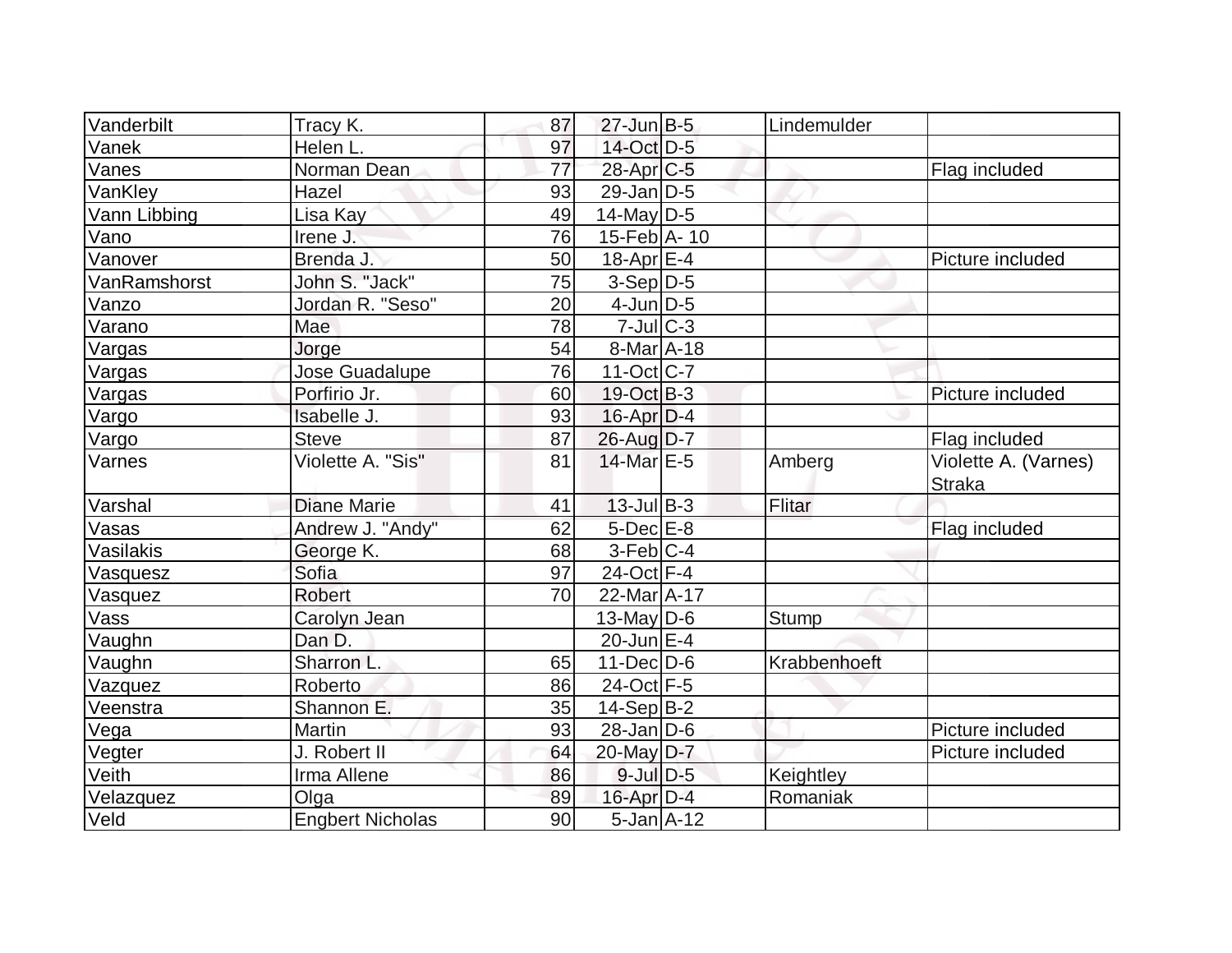| Vanderbilt | Tracy K. | 87 | 27-Jun | B-5 | Lindemulder | |
|---|---|---|---|---|---|---|
| Vanek | Helen L. | 97 | 14-Oct | D-5 | | |
| Vanes | Norman Dean | 77 | 28-Apr | C-5 | | Flag included |
| VanKley | Hazel | 93 | 29-Jan | D-5 | | |
| Vann Libbing | Lisa Kay | 49 | 14-May | D-5 | | |
| Vano | Irene J. | 76 | 15-Feb | A- 10 | | |
| Vanover | Brenda J. | 50 | 18-Apr | E-4 | | Picture included |
| VanRamshorst | John S. "Jack" | 75 | 3-Sep | D-5 | | |
| Vanzo | Jordan R. "Seso" | 20 | 4-Jun | D-5 | | |
| Varano | Mae | 78 | 7-Jul | C-3 | | |
| Vargas | Jorge | 54 | 8-Mar | A-18 | | |
| Vargas | Jose Guadalupe | 76 | 11-Oct | C-7 | | |
| Vargas | Porfirio Jr. | 60 | 19-Oct | B-3 | | Picture included |
| Vargo | Isabelle J. | 93 | 16-Apr | D-4 | | |
| Vargo | Steve | 87 | 26-Aug | D-7 | | Flag included |
| Varnes | Violette A. "Sis" | 81 | 14-Mar | E-5 | Amberg | Violette A. (Varnes) Straka |
| Varshal | Diane Marie | 41 | 13-Jul | B-3 | Flitar | |
| Vasas | Andrew J. "Andy" | 62 | 5-Dec | E-8 | | Flag included |
| Vasilakis | George K. | 68 | 3-Feb | C-4 | | |
| Vasquesz | Sofia | 97 | 24-Oct | F-4 | | |
| Vasquez | Robert | 70 | 22-Mar | A-17 | | |
| Vass | Carolyn Jean | | 13-May | D-6 | Stump | |
| Vaughn | Dan D. | | 20-Jun | E-4 | | |
| Vaughn | Sharron L. | 65 | 11-Dec | D-6 | Krabbenhoeft | |
| Vazquez | Roberto | 86 | 24-Oct | F-5 | | |
| Veenstra | Shannon E. | 35 | 14-Sep | B-2 | | |
| Vega | Martin | 93 | 28-Jan | D-6 | | Picture included |
| Vegter | J. Robert II | 64 | 20-May | D-7 | | Picture included |
| Veith | Irma Allene | 86 | 9-Jul | D-5 | Keightley | |
| Velazquez | Olga | 89 | 16-Apr | D-4 | Romaniak | |
| Veld | Engbert Nicholas | 90 | 5-Jan | A-12 | | |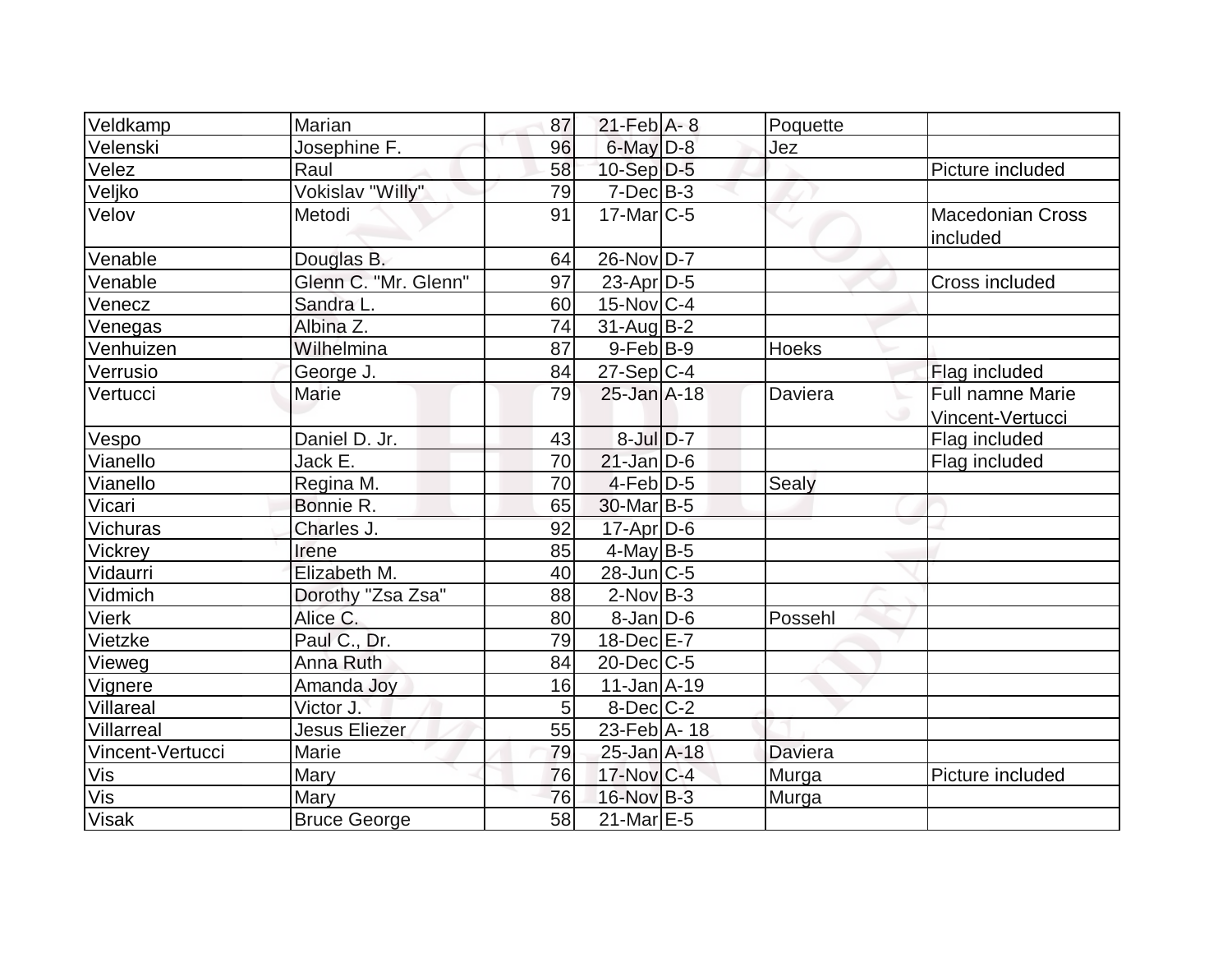| Veldkamp | Marian | 87 | 21-Feb | A- 8 | Poquette | |
|---|---|---|---|---|---|---|
| Velenski | Josephine F. | 96 | 6-May | D-8 | Jez | |
| Velez | Raul | 58 | 10-Sep | D-5 | | Picture included |
| Veljko | Vokislav "Willy" | 79 | 7-Dec | B-3 | | |
| Velov | Metodi | 91 | 17-Mar | C-5 | | Macedonian Cross included |
| Venable | Douglas B. | 64 | 26-Nov | D-7 | | |
| Venable | Glenn C. "Mr. Glenn" | 97 | 23-Apr | D-5 | | Cross included |
| Venecz | Sandra L. | 60 | 15-Nov | C-4 | | |
| Venegas | Albina Z. | 74 | 31-Aug | B-2 | | |
| Venhuizen | Wilhelmina | 87 | 9-Feb | B-9 | Hoeks | |
| Verrusio | George J. | 84 | 27-Sep | C-4 | | Flag included |
| Vertucci | Marie | 79 | 25-Jan | A-18 | Daviera | Full namne Marie Vincent-Vertucci |
| Vespo | Daniel D. Jr. | 43 | 8-Jul | D-7 | | Flag included |
| Vianello | Jack E. | 70 | 21-Jan | D-6 | | Flag included |
| Vianello | Regina M. | 70 | 4-Feb | D-5 | Sealy | |
| Vicari | Bonnie R. | 65 | 30-Mar | B-5 | | |
| Vichuras | Charles J. | 92 | 17-Apr | D-6 | | |
| Vickrey | Irene | 85 | 4-May | B-5 | | |
| Vidaurri | Elizabeth M. | 40 | 28-Jun | C-5 | | |
| Vidmich | Dorothy "Zsa Zsa" | 88 | 2-Nov | B-3 | | |
| Vierk | Alice C. | 80 | 8-Jan | D-6 | Possehl | |
| Vietzke | Paul C., Dr. | 79 | 18-Dec | E-7 | | |
| Vieweg | Anna Ruth | 84 | 20-Dec | C-5 | | |
| Vignere | Amanda Joy | 16 | 11-Jan | A-19 | | |
| Villareal | Victor J. | 5 | 8-Dec | C-2 | | |
| Villarreal | Jesus Eliezer | 55 | 23-Feb | A- 18 | | |
| Vincent-Vertucci | Marie | 79 | 25-Jan | A-18 | Daviera | |
| Vis | Mary | 76 | 17-Nov | C-4 | Murga | Picture included |
| Vis | Mary | 76 | 16-Nov | B-3 | Murga | |
| Visak | Bruce George | 58 | 21-Mar | E-5 | | |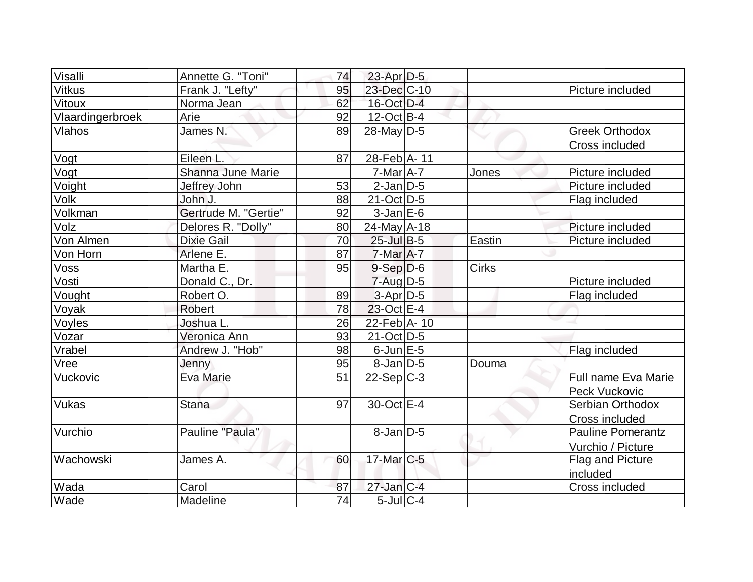| Visalli | Annette G. "Toni" | 74 | 23-Apr | D-5 | | |
|---|---|---|---|---|---|---|
| Vitkus | Frank J. "Lefty" | 95 | 23-Dec | C-10 | | Picture included |
| Vitoux | Norma Jean | 62 | 16-Oct | D-4 | | |
| Vlaardingerbroek | Arie | 92 | 12-Oct | B-4 | | |
| Vlahos | James N. | 89 | 28-May | D-5 | | Greek Orthodox Cross included |
| Vogt | Eileen L. | 87 | 28-Feb | A- 11 | | |
| Vogt | Shanna June Marie | | 7-Mar | A-7 | Jones | Picture included |
| Voight | Jeffrey John | 53 | 2-Jan | D-5 | | Picture included |
| Volk | John J. | 88 | 21-Oct | D-5 | | Flag included |
| Volkman | Gertrude M. "Gertie" | 92 | 3-Jan | E-6 | | |
| Volz | Delores R. "Dolly" | 80 | 24-May | A-18 | | Picture included |
| Von Almen | Dixie Gail | 70 | 25-Jul | B-5 | Eastin | Picture included |
| Von Horn | Arlene E. | 87 | 7-Mar | A-7 | | |
| Voss | Martha E. | 95 | 9-Sep | D-6 | Cirks | |
| Vosti | Donald C., Dr. | | 7-Aug | D-5 | | Picture included |
| Vought | Robert O. | 89 | 3-Apr | D-5 | | Flag included |
| Voyak | Robert | 78 | 23-Oct | E-4 | | |
| Voyles | Joshua L. | 26 | 22-Feb | A- 10 | | |
| Vozar | Veronica Ann | 93 | 21-Oct | D-5 | | |
| Vrabel | Andrew J. "Hob" | 98 | 6-Jun | E-5 | | Flag included |
| Vree | Jenny | 95 | 8-Jan | D-5 | Douma | |
| Vuckovic | Eva Marie | 51 | 22-Sep | C-3 | | Full name Eva Marie Peck Vuckovic |
| Vukas | Stana | 97 | 30-Oct | E-4 | | Serbian Orthodox Cross included |
| Vurchio | Pauline "Paula" | | 8-Jan | D-5 | | Pauline Pomerantz Vurchio / Picture |
| Wachowski | James A. | 60 | 17-Mar | C-5 | | Flag and Picture included |
| Wada | Carol | 87 | 27-Jan | C-4 | | Cross included |
| Wade | Madeline | 74 | 5-Jul | C-4 | | |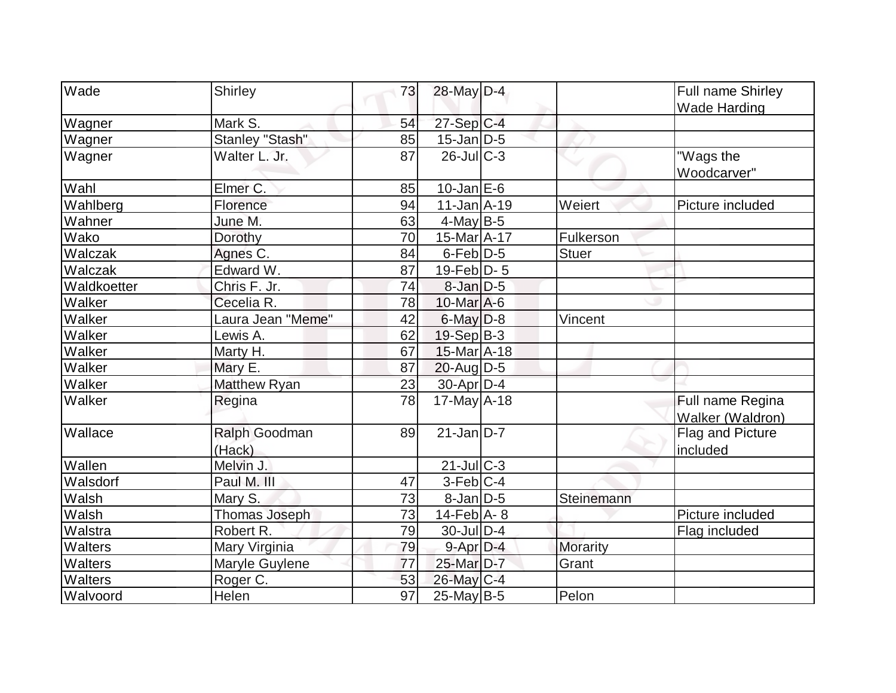| Wade | Shirley | 73 | 28-May | D-4 | | Full name Shirley Wade Harding |
|---|---|---|---|---|---|---|
| Wagner | Mark S. | 54 | 27-Sep | C-4 | | |
| Wagner | Stanley "Stash" | 85 | 15-Jan | D-5 | | |
| Wagner | Walter L. Jr. | 87 | 26-Jul | C-3 | | "Wags the Woodcarver" |
| Wahl | Elmer C. | 85 | 10-Jan | E-6 | | |
| Wahlberg | Florence | 94 | 11-Jan | A-19 | Weiert | Picture included |
| Wahner | June M. | 63 | 4-May | B-5 | | |
| Wako | Dorothy | 70 | 15-Mar | A-17 | Fulkerson | |
| Walczak | Agnes C. | 84 | 6-Feb | D-5 | Stuer | |
| Walczak | Edward W. | 87 | 19-Feb | D- 5 | | |
| Waldkoetter | Chris F. Jr. | 74 | 8-Jan | D-5 | | |
| Walker | Cecelia R. | 78 | 10-Mar | A-6 | | |
| Walker | Laura Jean "Meme" | 42 | 6-May | D-8 | Vincent | |
| Walker | Lewis A. | 62 | 19-Sep | B-3 | | |
| Walker | Marty H. | 67 | 15-Mar | A-18 | | |
| Walker | Mary E. | 87 | 20-Aug | D-5 | | |
| Walker | Matthew Ryan | 23 | 30-Apr | D-4 | | |
| Walker | Regina | 78 | 17-May | A-18 | | Full name Regina Walker (Waldron) |
| Wallace | Ralph Goodman (Hack) | 89 | 21-Jan | D-7 | | Flag and Picture included |
| Wallen | Melvin J. | | 21-Jul | C-3 | | |
| Walsdorf | Paul M. III | 47 | 3-Feb | C-4 | | |
| Walsh | Mary S. | 73 | 8-Jan | D-5 | Steinemann | |
| Walsh | Thomas Joseph | 73 | 14-Feb | A- 8 | | Picture included |
| Walstra | Robert R. | 79 | 30-Jul | D-4 | | Flag included |
| Walters | Mary Virginia | 79 | 9-Apr | D-4 | Morarity | |
| Walters | Maryle Guylene | 77 | 25-Mar | D-7 | Grant | |
| Walters | Roger C. | 53 | 26-May | C-4 | | |
| Walvoord | Helen | 97 | 25-May | B-5 | Pelon | |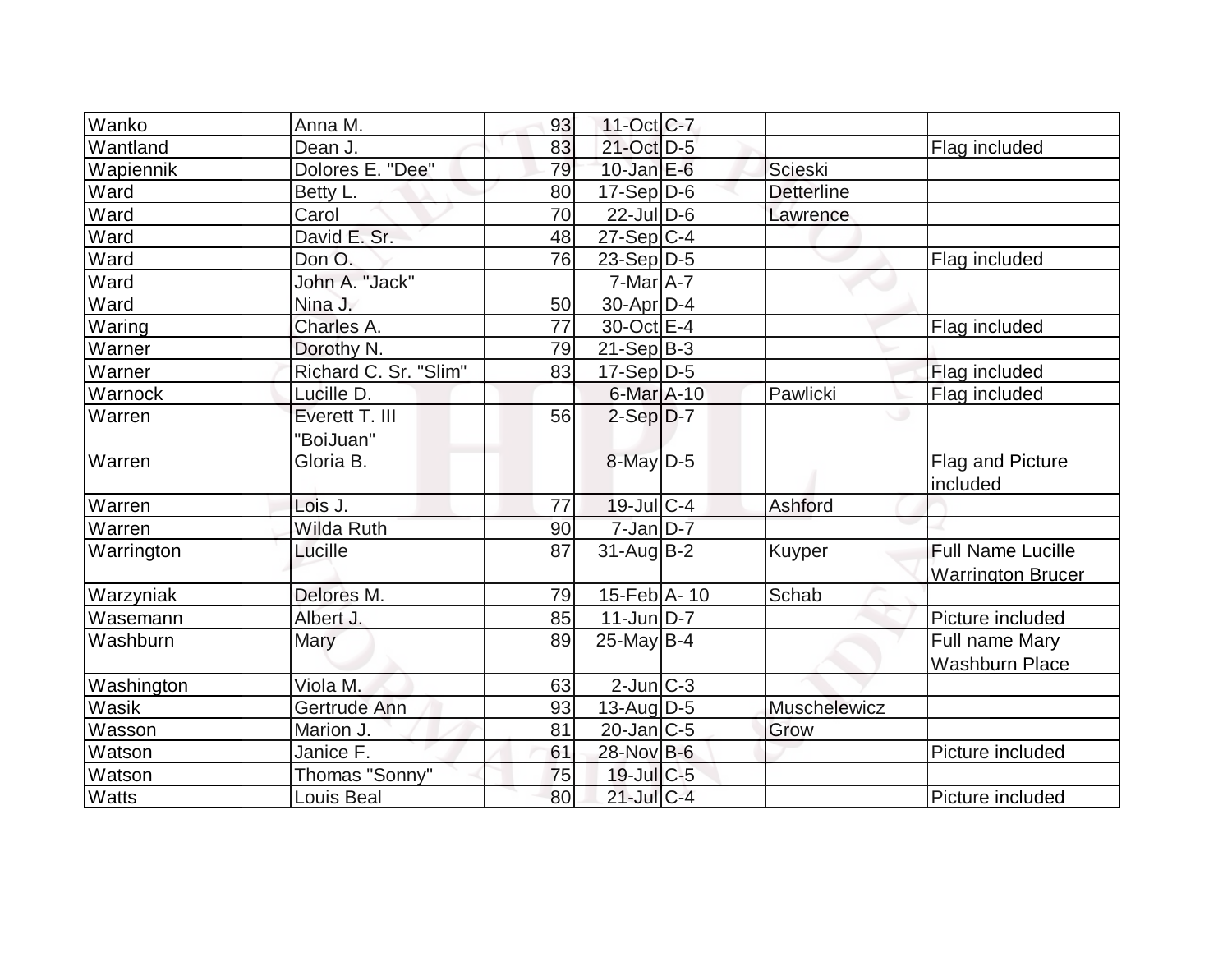| Wanko | Anna M. | 93 | 11-Oct | C-7 | | |
|---|---|---|---|---|---|---|
| Wantland | Dean J. | 83 | 21-Oct | D-5 | | Flag included |
| Wapiennik | Dolores E. "Dee" | 79 | 10-Jan | E-6 | Scieski | |
| Ward | Betty L. | 80 | 17-Sep | D-6 | Detterline | |
| Ward | Carol | 70 | 22-Jul | D-6 | Lawrence | |
| Ward | David E. Sr. | 48 | 27-Sep | C-4 | | |
| Ward | Don O. | 76 | 23-Sep | D-5 | | Flag included |
| Ward | John A. "Jack" | | 7-Mar | A-7 | | |
| Ward | Nina J. | 50 | 30-Apr | D-4 | | |
| Waring | Charles A. | 77 | 30-Oct | E-4 | | Flag included |
| Warner | Dorothy N. | 79 | 21-Sep | B-3 | | |
| Warner | Richard C. Sr. "Slim" | 83 | 17-Sep | D-5 | | Flag included |
| Warnock | Lucille D. | | 6-Mar | A-10 | Pawlicki | Flag included |
| Warren | Everett T. III "BoiJuan" | 56 | 2-Sep | D-7 | | |
| Warren | Gloria B. | | 8-May | D-5 | | Flag and Picture included |
| Warren | Lois J. | 77 | 19-Jul | C-4 | Ashford | |
| Warren | Wilda Ruth | 90 | 7-Jan | D-7 | | |
| Warrington | Lucille | 87 | 31-Aug | B-2 | Kuyper | Full Name Lucille Warrington Brucer |
| Warzyniak | Delores M. | 79 | 15-Feb | A- 10 | Schab | |
| Wasemann | Albert J. | 85 | 11-Jun | D-7 | | Picture included |
| Washburn | Mary | 89 | 25-May | B-4 | | Full name Mary Washburn Place |
| Washington | Viola M. | 63 | 2-Jun | C-3 | | |
| Wasik | Gertrude Ann | 93 | 13-Aug | D-5 | Muschelewicz | |
| Wasson | Marion J. | 81 | 20-Jan | C-5 | Grow | |
| Watson | Janice F. | 61 | 28-Nov | B-6 | | Picture included |
| Watson | Thomas "Sonny" | 75 | 19-Jul | C-5 | | |
| Watts | Louis Beal | 80 | 21-Jul | C-4 | | Picture included |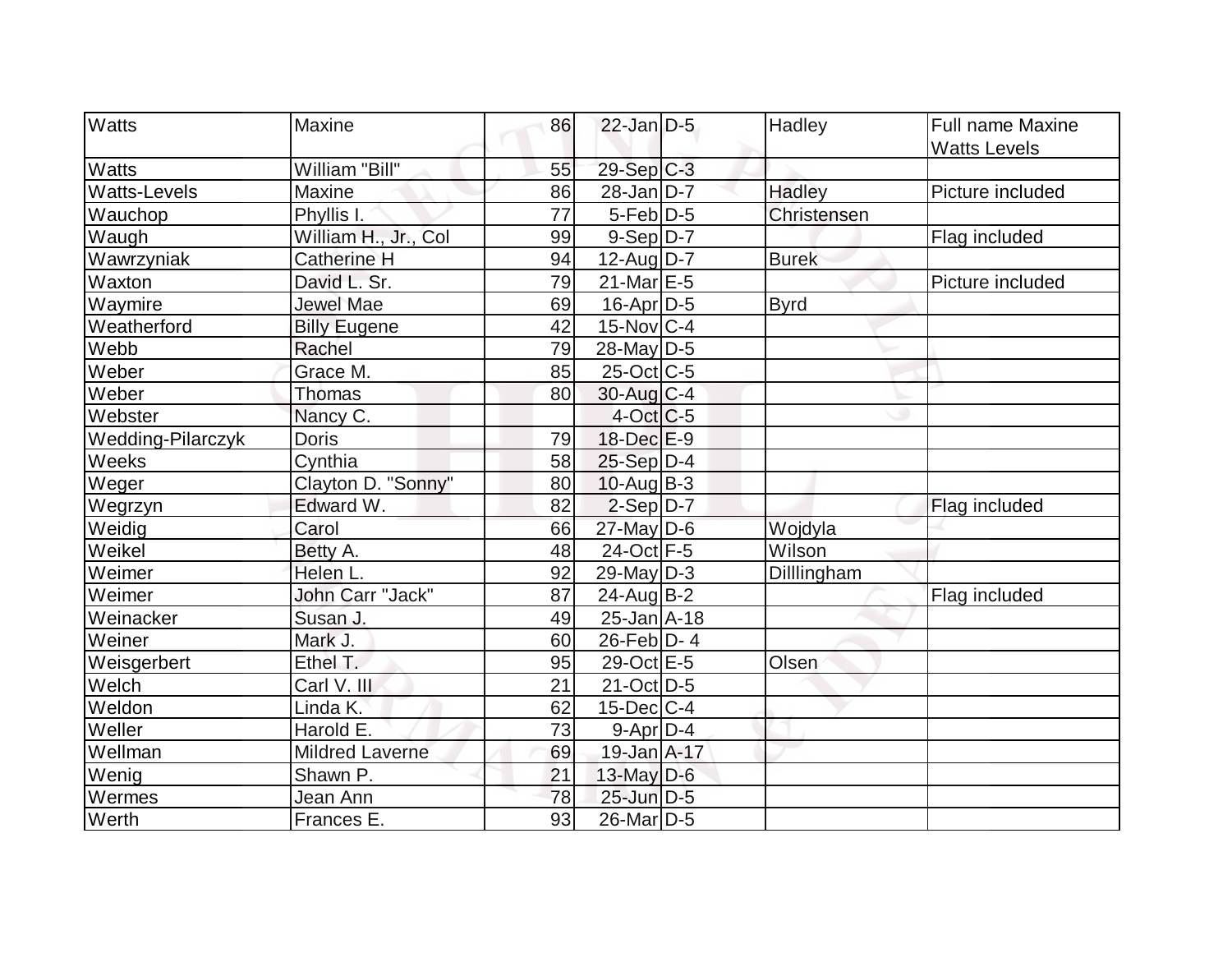| | | | | | | |
|---|---|---|---|---|---|---|
| Watts | Maxine | 86 | 22-Jan | D-5 | Hadley | Full name Maxine Watts Levels |
| Watts | William "Bill" | 55 | 29-Sep | C-3 | | |
| Watts-Levels | Maxine | 86 | 28-Jan | D-7 | Hadley | Picture included |
| Wauchop | Phyllis I. | 77 | 5-Feb | D-5 | Christensen | |
| Waugh | William H., Jr., Col | 99 | 9-Sep | D-7 | | Flag included |
| Wawrzyniak | Catherine H | 94 | 12-Aug | D-7 | Burek | |
| Waxton | David L. Sr. | 79 | 21-Mar | E-5 | | Picture included |
| Waymire | Jewel Mae | 69 | 16-Apr | D-5 | Byrd | |
| Weatherford | Billy Eugene | 42 | 15-Nov | C-4 | | |
| Webb | Rachel | 79 | 28-May | D-5 | | |
| Weber | Grace M. | 85 | 25-Oct | C-5 | | |
| Weber | Thomas | 80 | 30-Aug | C-4 | | |
| Webster | Nancy C. | | 4-Oct | C-5 | | |
| Wedding-Pilarczyk | Doris | 79 | 18-Dec | E-9 | | |
| Weeks | Cynthia | 58 | 25-Sep | D-4 | | |
| Weger | Clayton D. "Sonny" | 80 | 10-Aug | B-3 | | |
| Wegrzyn | Edward W. | 82 | 2-Sep | D-7 | | Flag included |
| Weidig | Carol | 66 | 27-May | D-6 | Wojdyla | |
| Weikel | Betty A. | 48 | 24-Oct | F-5 | Wilson | |
| Weimer | Helen L. | 92 | 29-May | D-3 | Dilllingham | |
| Weimer | John Carr "Jack" | 87 | 24-Aug | B-2 | | Flag included |
| Weinacker | Susan J. | 49 | 25-Jan | A-18 | | |
| Weiner | Mark J. | 60 | 26-Feb | D- 4 | | |
| Weisgerbert | Ethel T. | 95 | 29-Oct | E-5 | Olsen | |
| Welch | Carl V. III | 21 | 21-Oct | D-5 | | |
| Weldon | Linda K. | 62 | 15-Dec | C-4 | | |
| Weller | Harold E. | 73 | 9-Apr | D-4 | | |
| Wellman | Mildred Laverne | 69 | 19-Jan | A-17 | | |
| Wenig | Shawn P. | 21 | 13-May | D-6 | | |
| Wermes | Jean Ann | 78 | 25-Jun | D-5 | | |
| Werth | Frances E. | 93 | 26-Mar | D-5 | | |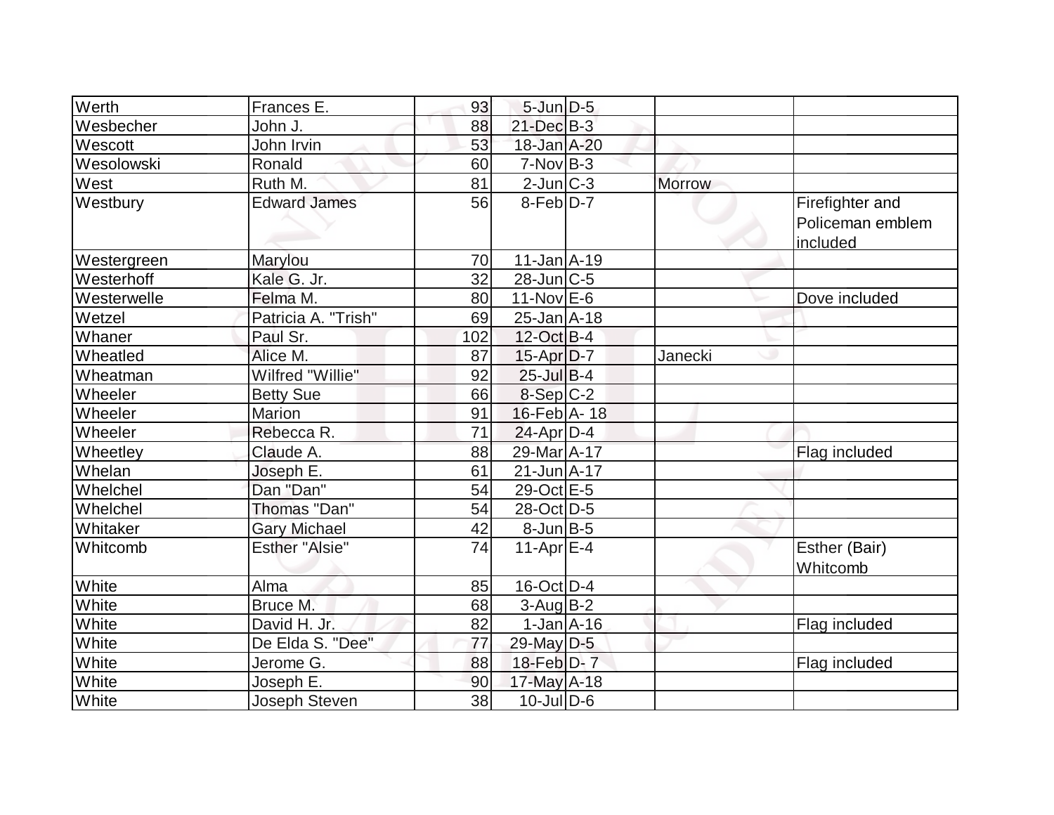| Werth | Frances E. | 93 | 5-Jun | D-5 | | |
|---|---|---|---|---|---|---|
| Wesbecher | John J. | 88 | 21-Dec | B-3 | | |
| Wescott | John Irvin | 53 | 18-Jan | A-20 | | |
| Wesolowski | Ronald | 60 | 7-Nov | B-3 | | |
| West | Ruth M. | 81 | 2-Jun | C-3 | Morrow | |
| Westbury | Edward James | 56 | 8-Feb | D-7 | | Firefighter and Policeman emblem included |
| Westergreen | Marylou | 70 | 11-Jan | A-19 | | |
| Westerhoff | Kale G. Jr. | 32 | 28-Jun | C-5 | | |
| Westerwelle | Felma M. | 80 | 11-Nov | E-6 | | Dove included |
| Wetzel | Patricia A. "Trish" | 69 | 25-Jan | A-18 | | |
| Whaner | Paul Sr. | 102 | 12-Oct | B-4 | | |
| Wheatled | Alice M. | 87 | 15-Apr | D-7 | Janecki | |
| Wheatman | Wilfred "Willie" | 92 | 25-Jul | B-4 | | |
| Wheeler | Betty Sue | 66 | 8-Sep | C-2 | | |
| Wheeler | Marion | 91 | 16-Feb | A- 18 | | |
| Wheeler | Rebecca R. | 71 | 24-Apr | D-4 | | |
| Wheetley | Claude A. | 88 | 29-Mar | A-17 | | Flag included |
| Whelan | Joseph E. | 61 | 21-Jun | A-17 | | |
| Whelchel | Dan "Dan" | 54 | 29-Oct | E-5 | | |
| Whelchel | Thomas "Dan" | 54 | 28-Oct | D-5 | | |
| Whitaker | Gary Michael | 42 | 8-Jun | B-5 | | |
| Whitcomb | Esther "Alsie" | 74 | 11-Apr | E-4 | | Esther (Bair) Whitcomb |
| White | Alma | 85 | 16-Oct | D-4 | | |
| White | Bruce M. | 68 | 3-Aug | B-2 | | |
| White | David H. Jr. | 82 | 1-Jan | A-16 | | Flag included |
| White | De Elda S. "Dee" | 77 | 29-May | D-5 | | |
| White | Jerome G. | 88 | 18-Feb | D- 7 | | Flag included |
| White | Joseph E. | 90 | 17-May | A-18 | | |
| White | Joseph Steven | 38 | 10-Jul | D-6 | | |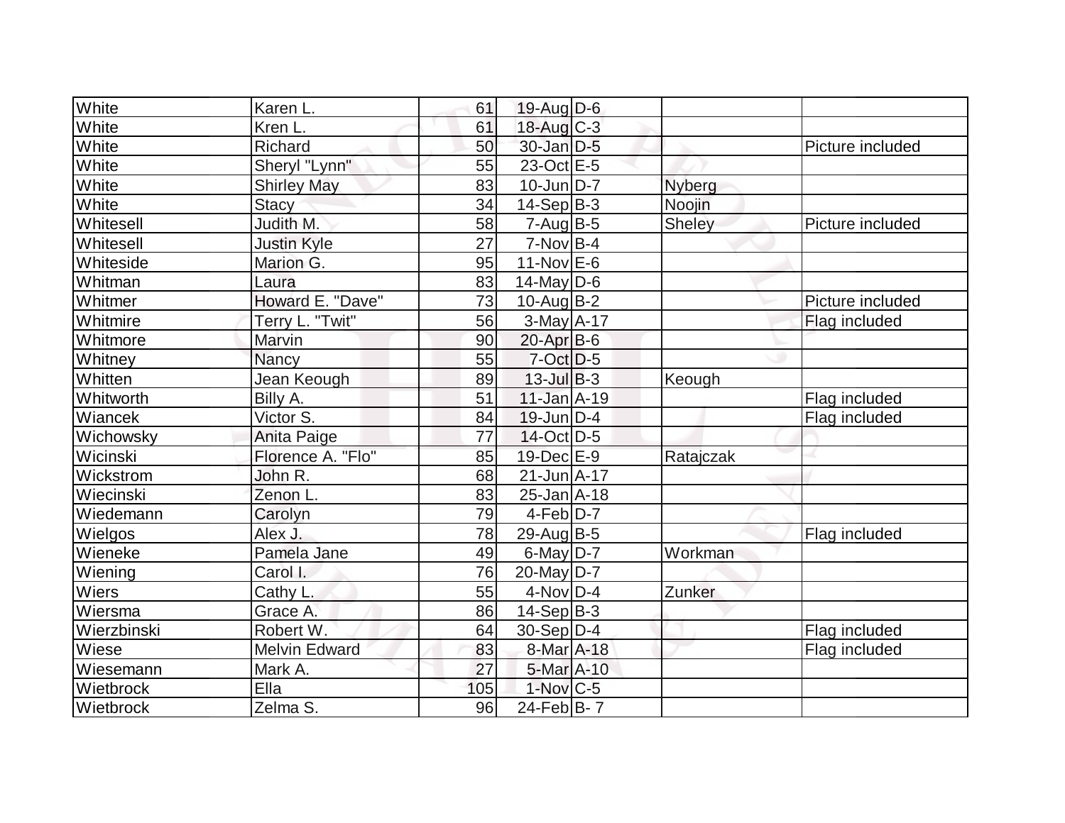| | | | | | | |
|---|---|---|---|---|---|---|
| White | Karen L. | 61 | 19-Aug | D-6 | | |
| White | Kren L. | 61 | 18-Aug | C-3 | | |
| White | Richard | 50 | 30-Jan | D-5 | | Picture included |
| White | Sheryl "Lynn" | 55 | 23-Oct | E-5 | | |
| White | Shirley May | 83 | 10-Jun | D-7 | Nyberg | |
| White | Stacy | 34 | 14-Sep | B-3 | Noojin | |
| Whitesell | Judith M. | 58 | 7-Aug | B-5 | Sheley | Picture included |
| Whitesell | Justin Kyle | 27 | 7-Nov | B-4 | | |
| Whiteside | Marion G. | 95 | 11-Nov | E-6 | | |
| Whitman | Laura | 83 | 14-May | D-6 | | |
| Whitmer | Howard E. "Dave" | 73 | 10-Aug | B-2 | | Picture included |
| Whitmire | Terry L. "Twit" | 56 | 3-May | A-17 | | Flag included |
| Whitmore | Marvin | 90 | 20-Apr | B-6 | | |
| Whitney | Nancy | 55 | 7-Oct | D-5 | | |
| Whitten | Jean Keough | 89 | 13-Jul | B-3 | Keough | |
| Whitworth | Billy A. | 51 | 11-Jan | A-19 | | Flag included |
| Wiancek | Victor S. | 84 | 19-Jun | D-4 | | Flag included |
| Wichowsky | Anita Paige | 77 | 14-Oct | D-5 | | |
| Wicinski | Florence A. "Flo" | 85 | 19-Dec | E-9 | Ratajczak | |
| Wickstrom | John R. | 68 | 21-Jun | A-17 | | |
| Wiecinski | Zenon L. | 83 | 25-Jan | A-18 | | |
| Wiedemann | Carolyn | 79 | 4-Feb | D-7 | | |
| Wielgos | Alex J. | 78 | 29-Aug | B-5 | | Flag included |
| Wieneke | Pamela Jane | 49 | 6-May | D-7 | Workman | |
| Wiening | Carol I. | 76 | 20-May | D-7 | | |
| Wiers | Cathy L. | 55 | 4-Nov | D-4 | Zunker | |
| Wiersma | Grace A. | 86 | 14-Sep | B-3 | | |
| Wierzbinski | Robert W. | 64 | 30-Sep | D-4 | | Flag included |
| Wiese | Melvin Edward | 83 | 8-Mar | A-18 | | Flag included |
| Wiesemann | Mark A. | 27 | 5-Mar | A-10 | | |
| Wietbrock | Ella | 105 | 1-Nov | C-5 | | |
| Wietbrock | Zelma S. | 96 | 24-Feb | B- 7 | | |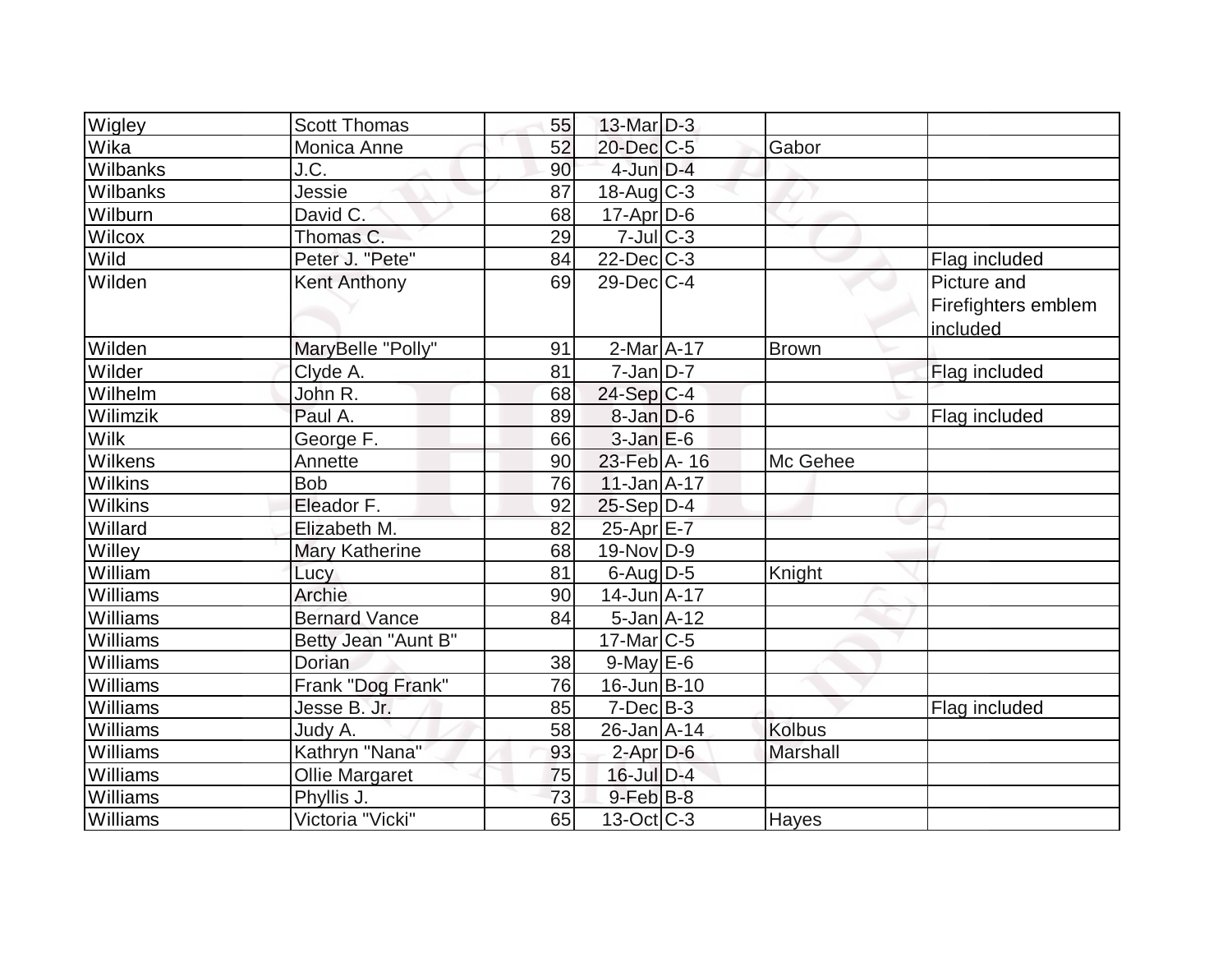| | | | | | | |
|---|---|---|---|---|---|---|
| Wigley | Scott Thomas | 55 | 13-Mar | D-3 | | |
| Wika | Monica Anne | 52 | 20-Dec | C-5 | Gabor | |
| Wilbanks | J.C. | 90 | 4-Jun | D-4 | | |
| Wilbanks | Jessie | 87 | 18-Aug | C-3 | | |
| Wilburn | David C. | 68 | 17-Apr | D-6 | | |
| Wilcox | Thomas C. | 29 | 7-Jul | C-3 | | |
| Wild | Peter J. "Pete" | 84 | 22-Dec | C-3 | | Flag included |
| Wilden | Kent Anthony | 69 | 29-Dec | C-4 | | Picture and Firefighters emblem included |
| Wilden | MaryBelle "Polly" | 91 | 2-Mar | A-17 | Brown | |
| Wilder | Clyde A. | 81 | 7-Jan | D-7 | | Flag included |
| Wilhelm | John R. | 68 | 24-Sep | C-4 | | |
| Wilimzik | Paul A. | 89 | 8-Jan | D-6 | | Flag included |
| Wilk | George F. | 66 | 3-Jan | E-6 | | |
| Wilkens | Annette | 90 | 23-Feb | A- 16 | Mc Gehee | |
| Wilkins | Bob | 76 | 11-Jan | A-17 | | |
| Wilkins | Eleador F. | 92 | 25-Sep | D-4 | | |
| Willard | Elizabeth M. | 82 | 25-Apr | E-7 | | |
| Willey | Mary Katherine | 68 | 19-Nov | D-9 | | |
| William | Lucy | 81 | 6-Aug | D-5 | Knight | |
| Williams | Archie | 90 | 14-Jun | A-17 | | |
| Williams | Bernard Vance | 84 | 5-Jan | A-12 | | |
| Williams | Betty Jean "Aunt B" | | 17-Mar | C-5 | | |
| Williams | Dorian | 38 | 9-May | E-6 | | |
| Williams | Frank "Dog Frank" | 76 | 16-Jun | B-10 | | |
| Williams | Jesse B. Jr. | 85 | 7-Dec | B-3 | | Flag included |
| Williams | Judy A. | 58 | 26-Jan | A-14 | Kolbus | |
| Williams | Kathryn "Nana" | 93 | 2-Apr | D-6 | Marshall | |
| Williams | Ollie Margaret | 75 | 16-Jul | D-4 | | |
| Williams | Phyllis J. | 73 | 9-Feb | B-8 | | |
| Williams | Victoria "Vicki" | 65 | 13-Oct | C-3 | Hayes | |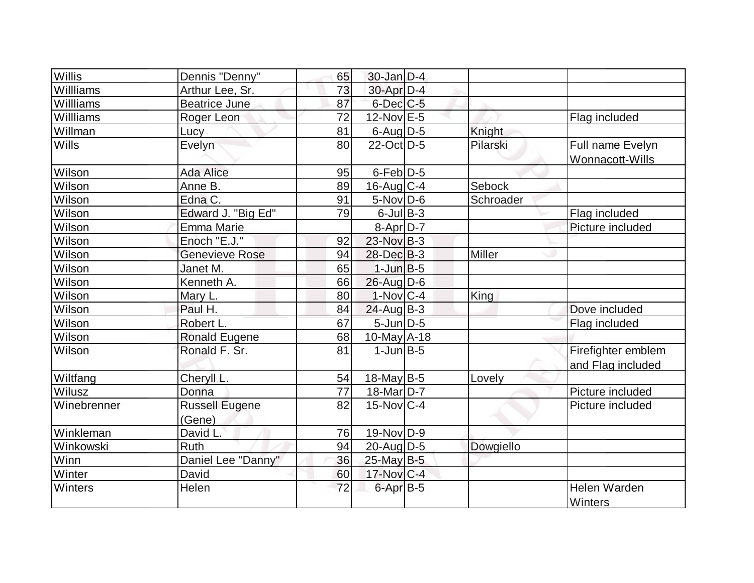| | | | | | | |
|---|---|---|---|---|---|---|
| Willis | Dennis "Denny" | 65 | 30-Jan | D-4 | | |
| Willliams | Arthur Lee, Sr. | 73 | 30-Apr | D-4 | | |
| Willliams | Beatrice June | 87 | 6-Dec | C-5 | | |
| Willliams | Roger Leon | 72 | 12-Nov | E-5 | | Flag included |
| Willman | Lucy | 81 | 6-Aug | D-5 | Knight | |
| Wills | Evelyn | 80 | 22-Oct | D-5 | Pilarski | Full name Evelyn Wonnacott-Wills |
| Wilson | Ada Alice | 95 | 6-Feb | D-5 | | |
| Wilson | Anne B. | 89 | 16-Aug | C-4 | Sebock | |
| Wilson | Edna C. | 91 | 5-Nov | D-6 | Schroader | |
| Wilson | Edward J. "Big Ed" | 79 | 6-Jul | B-3 | | Flag included |
| Wilson | Emma Marie | | 8-Apr | D-7 | | Picture included |
| Wilson | Enoch "E.J." | 92 | 23-Nov | B-3 | | |
| Wilson | Genevieve Rose | 94 | 28-Dec | B-3 | Miller | |
| Wilson | Janet M. | 65 | 1-Jun | B-5 | | |
| Wilson | Kenneth A. | 66 | 26-Aug | D-6 | | |
| Wilson | Mary L. | 80 | 1-Nov | C-4 | King | |
| Wilson | Paul H. | 84 | 24-Aug | B-3 | | Dove included |
| Wilson | Robert L. | 67 | 5-Jun | D-5 | | Flag included |
| Wilson | Ronald Eugene | 68 | 10-May | A-18 | | |
| Wilson | Ronald F. Sr. | 81 | 1-Jun | B-5 | | Firefighter emblem and Flag included |
| Wiltfang | Cheryll L. | 54 | 18-May | B-5 | Lovely | |
| Wilusz | Donna | 77 | 18-Mar | D-7 | | Picture included |
| Winebrenner | Russell Eugene (Gene) | 82 | 15-Nov | C-4 | | Picture included |
| Winkleman | David L. | 76 | 19-Nov | D-9 | | |
| Winkowski | Ruth | 94 | 20-Aug | D-5 | Dowgiello | |
| Winn | Daniel Lee "Danny" | 36 | 25-May | B-5 | | |
| Winter | David | 60 | 17-Nov | C-4 | | |
| Winters | Helen | 72 | 6-Apr | B-5 | | Helen Warden Winters |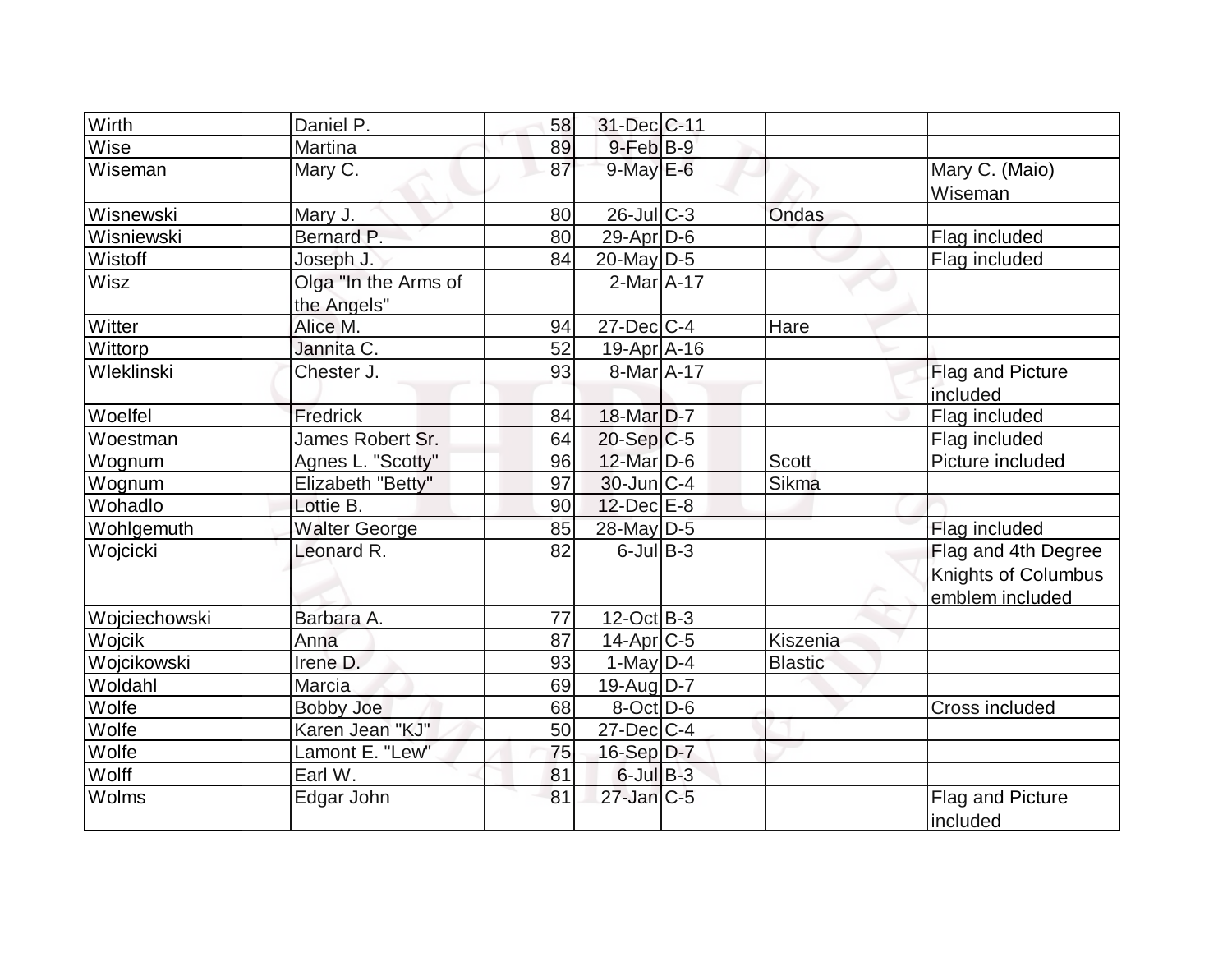| Wirth | Daniel P. | 58 | 31-Dec | C-11 | | |
|---|---|---|---|---|---|---|
| Wise | Martina | 89 | 9-Feb | B-9 | | |
| Wiseman | Mary C. | 87 | 9-May | E-6 | | Mary C. (Maio) Wiseman |
| Wisnewski | Mary J. | 80 | 26-Jul | C-3 | Ondas | |
| Wisniewski | Bernard P. | 80 | 29-Apr | D-6 | | Flag included |
| Wistoff | Joseph J. | 84 | 20-May | D-5 | | Flag included |
| Wisz | Olga "In the Arms of the Angels" | | 2-Mar | A-17 | | |
| Witter | Alice M. | 94 | 27-Dec | C-4 | Hare | |
| Wittorp | Jannita C. | 52 | 19-Apr | A-16 | | |
| Wleklinski | Chester J. | 93 | 8-Mar | A-17 | | Flag and Picture included |
| Woelfel | Fredrick | 84 | 18-Mar | D-7 | | Flag included |
| Woestman | James Robert Sr. | 64 | 20-Sep | C-5 | | Flag included |
| Wognum | Agnes L. "Scotty" | 96 | 12-Mar | D-6 | Scott | Picture included |
| Wognum | Elizabeth "Betty" | 97 | 30-Jun | C-4 | Sikma | |
| Wohadlo | Lottie B. | 90 | 12-Dec | E-8 | | |
| Wohlgemuth | Walter George | 85 | 28-May | D-5 | | Flag included |
| Wojcicki | Leonard R. | 82 | 6-Jul | B-3 | | Flag and 4th Degree Knights of Columbus emblem included |
| Wojciechowski | Barbara A. | 77 | 12-Oct | B-3 | | |
| Wojcik | Anna | 87 | 14-Apr | C-5 | Kiszenia | |
| Wojcikowski | Irene D. | 93 | 1-May | D-4 | Blastic | |
| Woldahl | Marcia | 69 | 19-Aug | D-7 | | |
| Wolfe | Bobby Joe | 68 | 8-Oct | D-6 | | Cross included |
| Wolfe | Karen Jean "KJ" | 50 | 27-Dec | C-4 | | |
| Wolfe | Lamont E. "Lew" | 75 | 16-Sep | D-7 | | |
| Wolff | Earl W. | 81 | 6-Jul | B-3 | | |
| Wolms | Edgar John | 81 | 27-Jan | C-5 | | Flag and Picture included |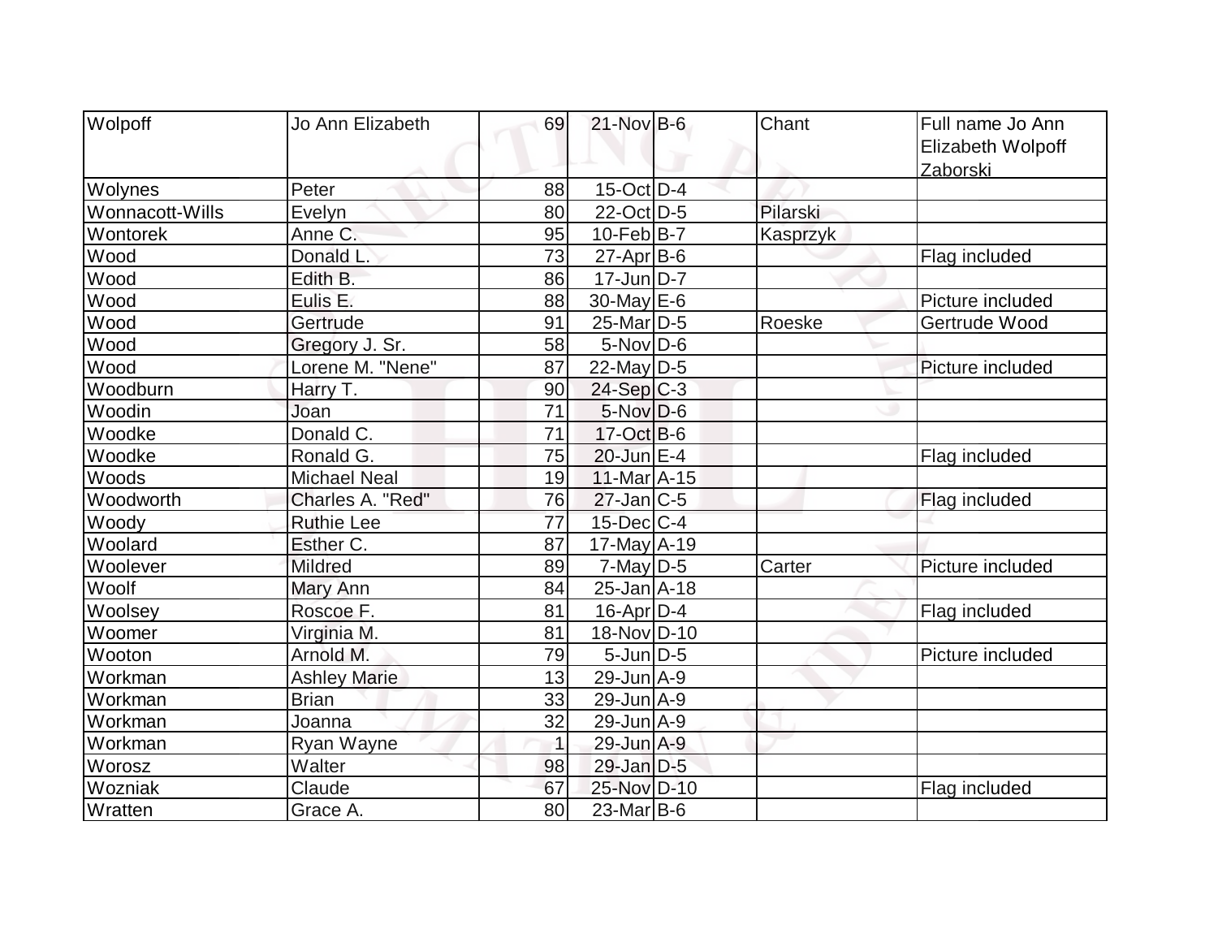| Wolpoff | Jo Ann Elizabeth | 69 | 21-Nov | B-6 | Chant | Full name Jo Ann Elizabeth Wolpoff Zaborski |
|---|---|---|---|---|---|---|
| Wolynes | Peter | 88 | 15-Oct | D-4 | | |
| Wonnacott-Wills | Evelyn | 80 | 22-Oct | D-5 | Pilarski | |
| Wontorek | Anne C. | 95 | 10-Feb | B-7 | Kasprzyk | |
| Wood | Donald L. | 73 | 27-Apr | B-6 | | Flag included |
| Wood | Edith B. | 86 | 17-Jun | D-7 | | |
| Wood | Eulis E. | 88 | 30-May | E-6 | | Picture included |
| Wood | Gertrude | 91 | 25-Mar | D-5 | Roeske | Gertrude Wood |
| Wood | Gregory J. Sr. | 58 | 5-Nov | D-6 | | |
| Wood | Lorene M. "Nene" | 87 | 22-May | D-5 | | Picture included |
| Woodburn | Harry T. | 90 | 24-Sep | C-3 | | |
| Woodin | Joan | 71 | 5-Nov | D-6 | | |
| Woodke | Donald C. | 71 | 17-Oct | B-6 | | |
| Woodke | Ronald G. | 75 | 20-Jun | E-4 | | Flag included |
| Woods | Michael Neal | 19 | 11-Mar | A-15 | | |
| Woodworth | Charles A. "Red" | 76 | 27-Jan | C-5 | | Flag included |
| Woody | Ruthie Lee | 77 | 15-Dec | C-4 | | |
| Woolard | Esther C. | 87 | 17-May | A-19 | | |
| Woolever | Mildred | 89 | 7-May | D-5 | Carter | Picture included |
| Woolf | Mary Ann | 84 | 25-Jan | A-18 | | |
| Woolsey | Roscoe F. | 81 | 16-Apr | D-4 | | Flag included |
| Woomer | Virginia M. | 81 | 18-Nov | D-10 | | |
| Wooton | Arnold M. | 79 | 5-Jun | D-5 | | Picture included |
| Workman | Ashley Marie | 13 | 29-Jun | A-9 | | |
| Workman | Brian | 33 | 29-Jun | A-9 | | |
| Workman | Joanna | 32 | 29-Jun | A-9 | | |
| Workman | Ryan Wayne | 1 | 29-Jun | A-9 | | |
| Worosz | Walter | 98 | 29-Jan | D-5 | | |
| Wozniak | Claude | 67 | 25-Nov | D-10 | | Flag included |
| Wratten | Grace A. | 80 | 23-Mar | B-6 | | |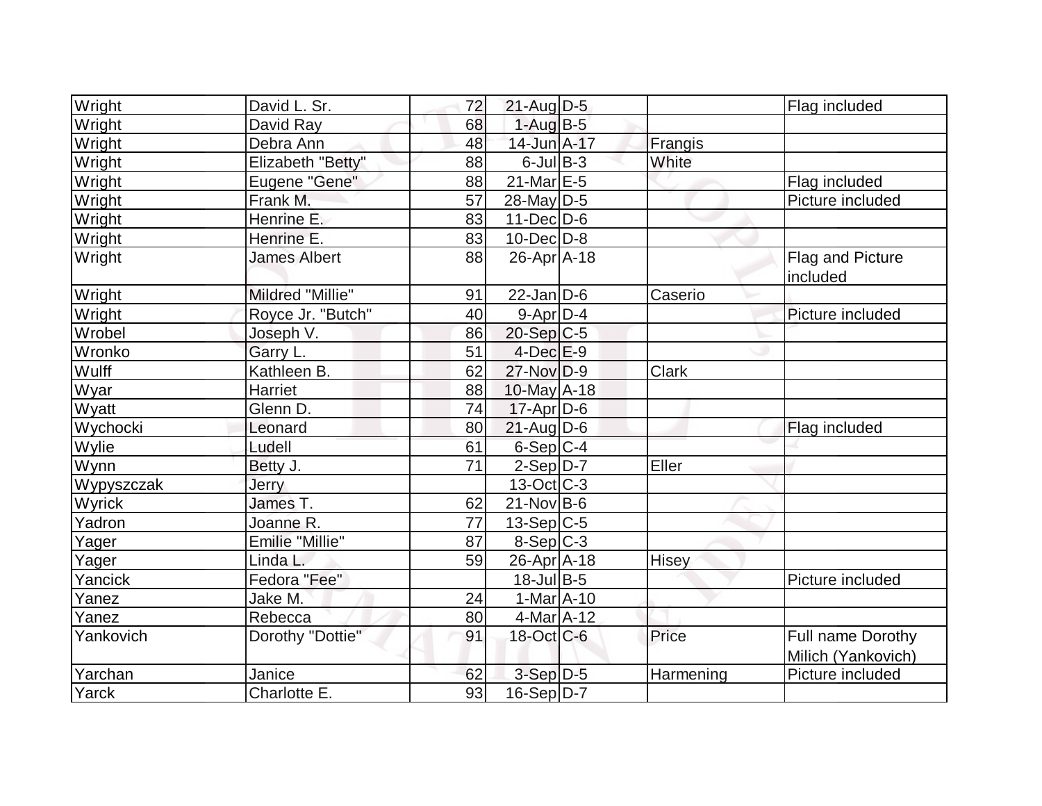| | | | | | | |
|---|---|---|---|---|---|---|
| Wright | David L. Sr. | 72 | 21-Aug | D-5 | | Flag included |
| Wright | David Ray | 68 | 1-Aug | B-5 | | |
| Wright | Debra Ann | 48 | 14-Jun | A-17 | Frangis | |
| Wright | Elizabeth "Betty" | 88 | 6-Jul | B-3 | White | |
| Wright | Eugene "Gene" | 88 | 21-Mar | E-5 | | Flag included |
| Wright | Frank M. | 57 | 28-May | D-5 | | Picture included |
| Wright | Henrine E. | 83 | 11-Dec | D-6 | | |
| Wright | Henrine E. | 83 | 10-Dec | D-8 | | |
| Wright | James Albert | 88 | 26-Apr | A-18 | | Flag and Picture included |
| Wright | Mildred "Millie" | 91 | 22-Jan | D-6 | Caserio | |
| Wright | Royce Jr. "Butch" | 40 | 9-Apr | D-4 | | Picture included |
| Wrobel | Joseph V. | 86 | 20-Sep | C-5 | | |
| Wronko | Garry L. | 51 | 4-Dec | E-9 | | |
| Wulff | Kathleen B. | 62 | 27-Nov | D-9 | Clark | |
| Wyar | Harriet | 88 | 10-May | A-18 | | |
| Wyatt | Glenn D. | 74 | 17-Apr | D-6 | | |
| Wychocki | Leonard | 80 | 21-Aug | D-6 | | Flag included |
| Wylie | Ludell | 61 | 6-Sep | C-4 | | |
| Wynn | Betty J. | 71 | 2-Sep | D-7 | Eller | |
| Wypyszczak | Jerry | | 13-Oct | C-3 | | |
| Wyrick | James T. | 62 | 21-Nov | B-6 | | |
| Yadron | Joanne R. | 77 | 13-Sep | C-5 | | |
| Yager | Emilie "Millie" | 87 | 8-Sep | C-3 | | |
| Yager | Linda L. | 59 | 26-Apr | A-18 | Hisey | |
| Yancick | Fedora "Fee" | | 18-Jul | B-5 | | Picture included |
| Yanez | Jake M. | 24 | 1-Mar | A-10 | | |
| Yanez | Rebecca | 80 | 4-Mar | A-12 | | |
| Yankovich | Dorothy "Dottie" | 91 | 18-Oct | C-6 | Price | Full name Dorothy Milich (Yankovich) |
| Yarchan | Janice | 62 | 3-Sep | D-5 | Harmening | Picture included |
| Yarck | Charlotte E. | 93 | 16-Sep | D-7 | | |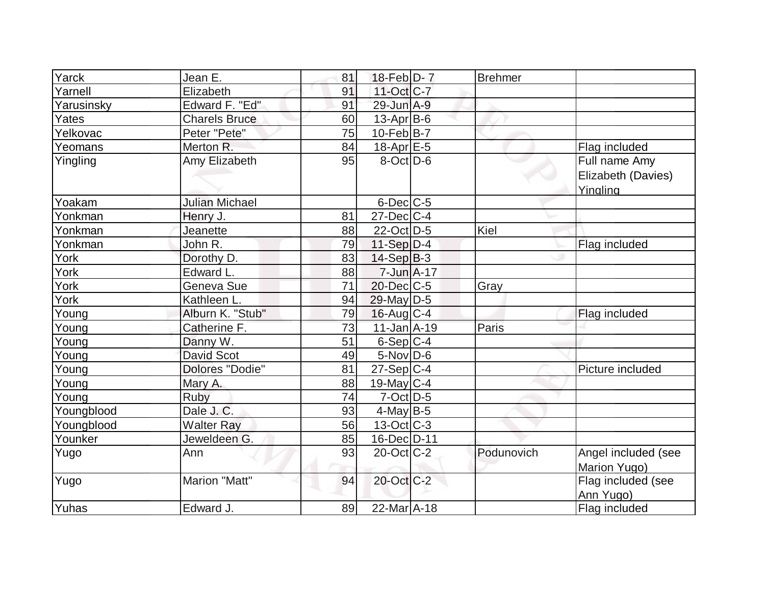| | | | | | | |
|---|---|---|---|---|---|---|
| Yarck | Jean E. | 81 | 18-Feb | D- 7 | Brehmer | |
| Yarnell | Elizabeth | 91 | 11-Oct | C-7 | | |
| Yarusinsky | Edward F. "Ed" | 91 | 29-Jun | A-9 | | |
| Yates | Charels Bruce | 60 | 13-Apr | B-6 | | |
| Yelkovac | Peter "Pete" | 75 | 10-Feb | B-7 | | |
| Yeomans | Merton R. | 84 | 18-Apr | E-5 | | Flag included |
| Yingling | Amy Elizabeth | 95 | 8-Oct | D-6 | | Full name Amy Elizabeth (Davies) Yingling |
| Yoakam | Julian Michael | | 6-Dec | C-5 | | |
| Yonkman | Henry J. | 81 | 27-Dec | C-4 | | |
| Yonkman | Jeanette | 88 | 22-Oct | D-5 | Kiel | |
| Yonkman | John R. | 79 | 11-Sep | D-4 | | Flag included |
| York | Dorothy D. | 83 | 14-Sep | B-3 | | |
| York | Edward L. | 88 | 7-Jun | A-17 | | |
| York | Geneva Sue | 71 | 20-Dec | C-5 | Gray | |
| York | Kathleen L. | 94 | 29-May | D-5 | | |
| Young | Alburn K. "Stub" | 79 | 16-Aug | C-4 | | Flag included |
| Young | Catherine F. | 73 | 11-Jan | A-19 | Paris | |
| Young | Danny W. | 51 | 6-Sep | C-4 | | |
| Young | David Scot | 49 | 5-Nov | D-6 | | |
| Young | Dolores "Dodie" | 81 | 27-Sep | C-4 | | Picture included |
| Young | Mary A. | 88 | 19-May | C-4 | | |
| Young | Ruby | 74 | 7-Oct | D-5 | | |
| Youngblood | Dale J. C. | 93 | 4-May | B-5 | | |
| Youngblood | Walter Ray | 56 | 13-Oct | C-3 | | |
| Younker | Jeweldeen G. | 85 | 16-Dec | D-11 | | |
| Yugo | Ann | 93 | 20-Oct | C-2 | Podunovich | Angel included (see Marion Yugo) |
| Yugo | Marion "Matt" | 94 | 20-Oct | C-2 | | Flag included (see Ann Yugo) |
| Yuhas | Edward J. | 89 | 22-Mar | A-18 | | Flag included |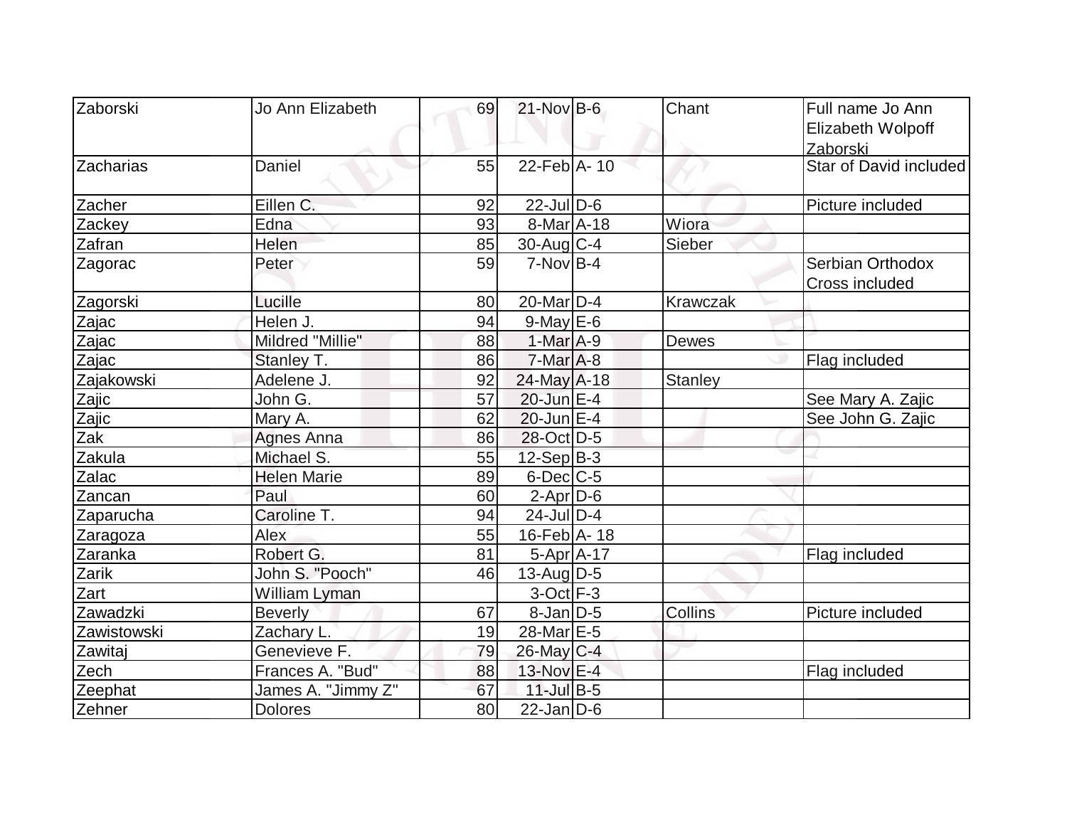| Zaborski | Jo Ann Elizabeth | 69 | 21-Nov | B-6 | Chant | Full name Jo Ann Elizabeth Wolpoff Zaborski |
|---|---|---|---|---|---|---|
| Zacharias | Daniel | 55 | 22-Feb | A- 10 | | Star of David included |
| Zacher | Eillen C. | 92 | 22-Jul | D-6 | | Picture included |
| Zackey | Edna | 93 | 8-Mar | A-18 | Wiora | |
| Zafran | Helen | 85 | 30-Aug | C-4 | Sieber | |
| Zagorac | Peter | 59 | 7-Nov | B-4 | | Serbian Orthodox Cross included |
| Zagorski | Lucille | 80 | 20-Mar | D-4 | Krawczak | |
| Zajac | Helen J. | 94 | 9-May | E-6 | | |
| Zajac | Mildred "Millie" | 88 | 1-Mar | A-9 | Dewes | |
| Zajac | Stanley T. | 86 | 7-Mar | A-8 | | Flag included |
| Zajakowski | Adelene J. | 92 | 24-May | A-18 | Stanley | |
| Zajic | John G. | 57 | 20-Jun | E-4 | | See Mary A. Zajic |
| Zajic | Mary A. | 62 | 20-Jun | E-4 | | See John G. Zajic |
| Zak | Agnes Anna | 86 | 28-Oct | D-5 | | |
| Zakula | Michael S. | 55 | 12-Sep | B-3 | | |
| Zalac | Helen Marie | 89 | 6-Dec | C-5 | | |
| Zancan | Paul | 60 | 2-Apr | D-6 | | |
| Zaparucha | Caroline T. | 94 | 24-Jul | D-4 | | |
| Zaragoza | Alex | 55 | 16-Feb | A- 18 | | |
| Zaranka | Robert G. | 81 | 5-Apr | A-17 | | Flag included |
| Zarik | John S. "Pooch" | 46 | 13-Aug | D-5 | | |
| Zart | William Lyman | | 3-Oct | F-3 | | |
| Zawadzki | Beverly | 67 | 8-Jan | D-5 | Collins | Picture included |
| Zawistowski | Zachary L. | 19 | 28-Mar | E-5 | | |
| Zawitaj | Genevieve F. | 79 | 26-May | C-4 | | |
| Zech | Frances A. "Bud" | 88 | 13-Nov | E-4 | | Flag included |
| Zeephat | James A. "Jimmy Z" | 67 | 11-Jul | B-5 | | |
| Zehner | Dolores | 80 | 22-Jan | D-6 | | |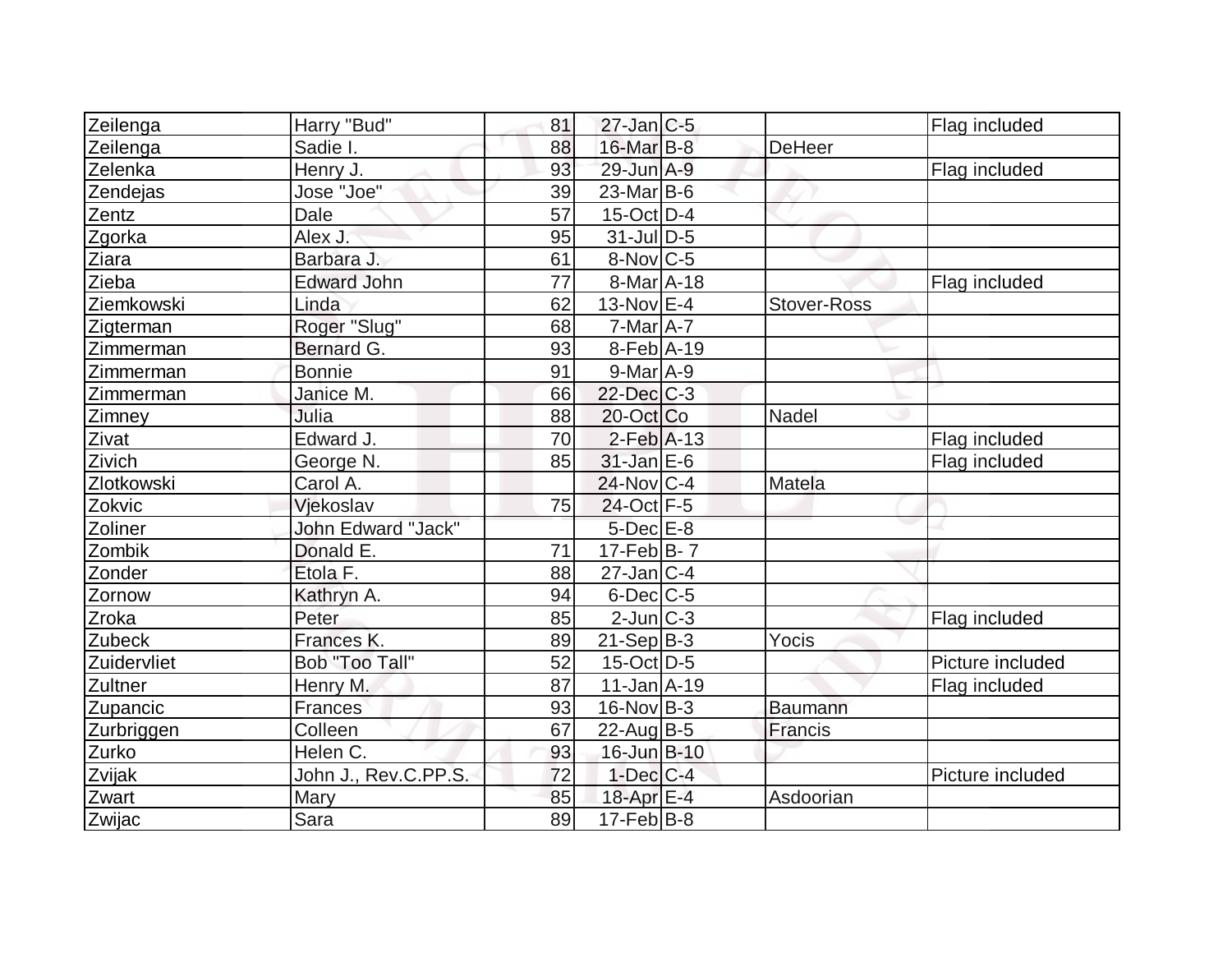| | | | | | | |
|---|---|---|---|---|---|---|
| Zeilenga | Harry "Bud" | 81 | 27-Jan | C-5 | | Flag included |
| Zeilenga | Sadie I. | 88 | 16-Mar | B-8 | DeHeer | |
| Zelenka | Henry J. | 93 | 29-Jun | A-9 | | Flag included |
| Zendejas | Jose "Joe" | 39 | 23-Mar | B-6 | | |
| Zentz | Dale | 57 | 15-Oct | D-4 | | |
| Zgorka | Alex J. | 95 | 31-Jul | D-5 | | |
| Ziara | Barbara J. | 61 | 8-Nov | C-5 | | |
| Zieba | Edward John | 77 | 8-Mar | A-18 | | Flag included |
| Ziemkowski | Linda | 62 | 13-Nov | E-4 | Stover-Ross | |
| Zigterman | Roger "Slug" | 68 | 7-Mar | A-7 | | |
| Zimmerman | Bernard G. | 93 | 8-Feb | A-19 | | |
| Zimmerman | Bonnie | 91 | 9-Mar | A-9 | | |
| Zimmerman | Janice M. | 66 | 22-Dec | C-3 | | |
| Zimney | Julia | 88 | 20-Oct | Co | Nadel | |
| Zivat | Edward J. | 70 | 2-Feb | A-13 | | Flag included |
| Zivich | George N. | 85 | 31-Jan | E-6 | | Flag included |
| Zlotkowski | Carol A. | | 24-Nov | C-4 | Matela | |
| Zokvic | Vjekoslav | 75 | 24-Oct | F-5 | | |
| Zoliner | John Edward "Jack" | | 5-Dec | E-8 | | |
| Zombik | Donald E. | 71 | 17-Feb | B- 7 | | |
| Zonder | Etola F. | 88 | 27-Jan | C-4 | | |
| Zornow | Kathryn A. | 94 | 6-Dec | C-5 | | |
| Zroka | Peter | 85 | 2-Jun | C-3 | | Flag included |
| Zubeck | Frances K. | 89 | 21-Sep | B-3 | Yocis | |
| Zuidervliet | Bob "Too Tall" | 52 | 15-Oct | D-5 | | Picture included |
| Zultner | Henry M. | 87 | 11-Jan | A-19 | | Flag included |
| Zupancic | Frances | 93 | 16-Nov | B-3 | Baumann | |
| Zurbriggen | Colleen | 67 | 22-Aug | B-5 | Francis | |
| Zurko | Helen C. | 93 | 16-Jun | B-10 | | |
| Zvijak | John J., Rev.C.PP.S. | 72 | 1-Dec | C-4 | | Picture included |
| Zwart | Mary | 85 | 18-Apr | E-4 | Asdoorian | |
| Zwijac | Sara | 89 | 17-Feb | B-8 | | |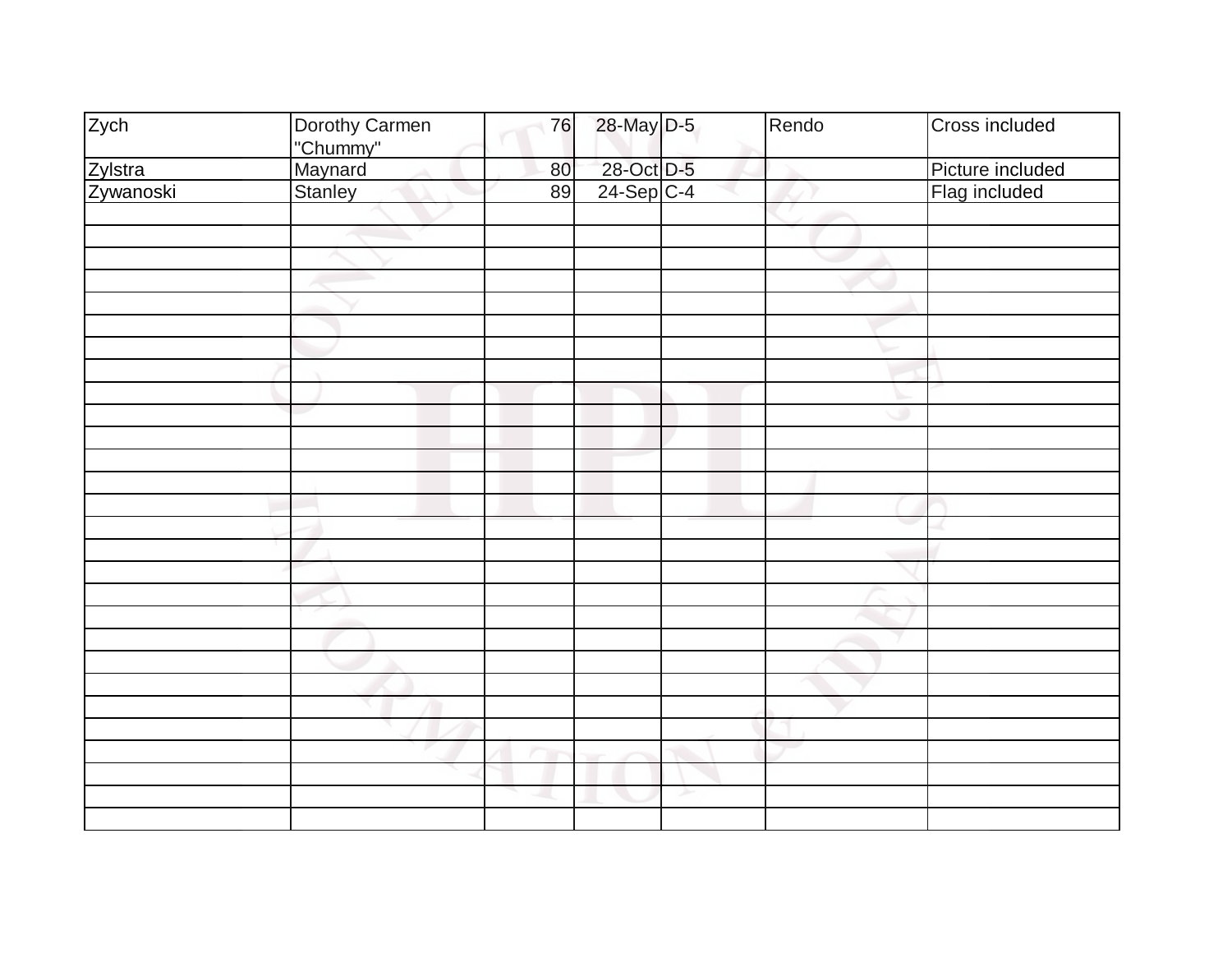| | | | | | | |
|---|---|---|---|---|---|---|
| Zych | Dorothy Carmen "Chummy" | 76 | 28-May | D-5 | Rendo | Cross included |
| Zylstra | Maynard | 80 | 28-Oct | D-5 | | Picture included |
| Zywanoski | Stanley | 89 | 24-Sep | C-4 | | Flag included |